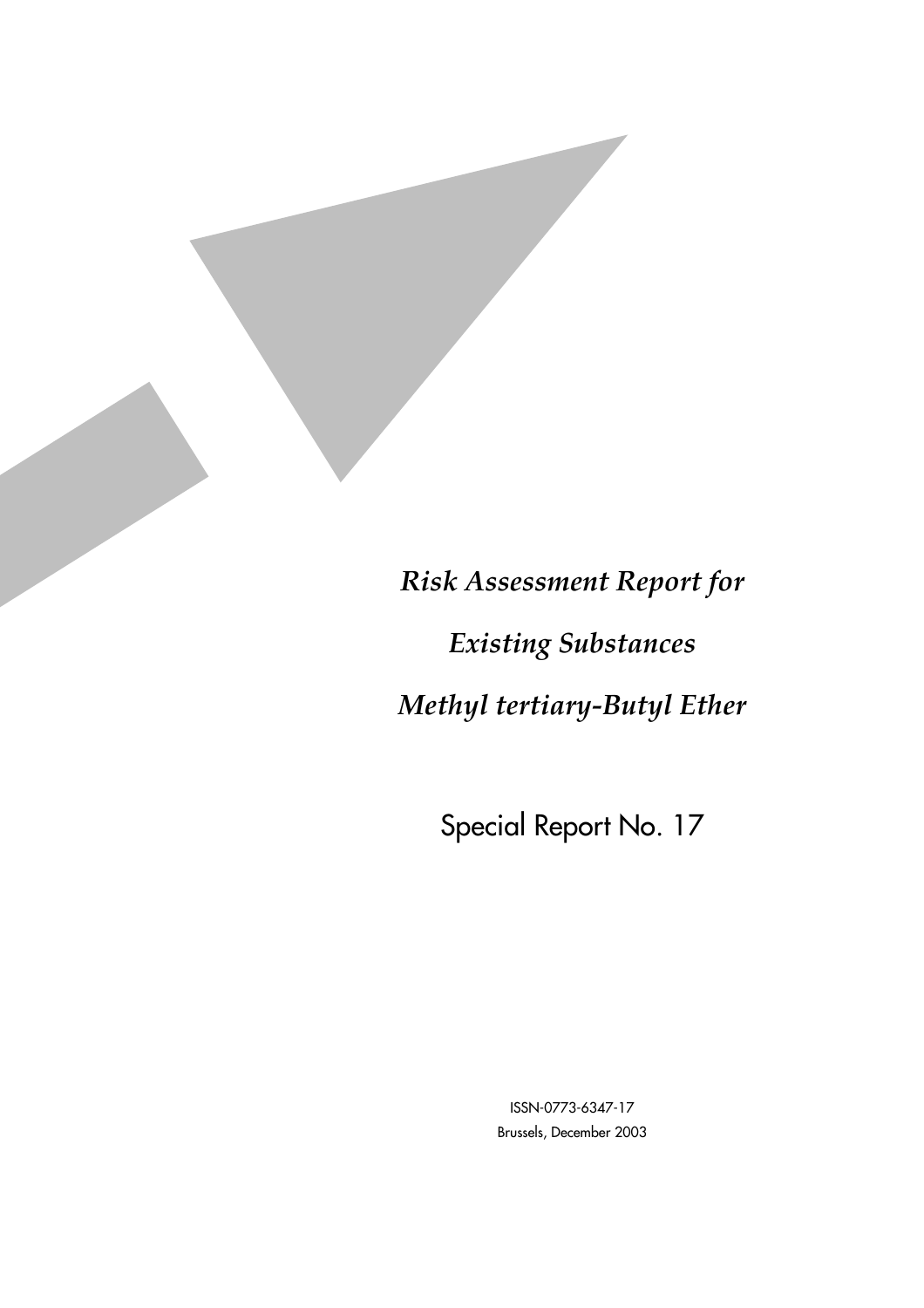# *Risk Assessment Report for Existing Substances Methyl tertiary-Butyl Ether*

## Special Report No. 17

ISSN-0773-6347-17

Brussels, December 2003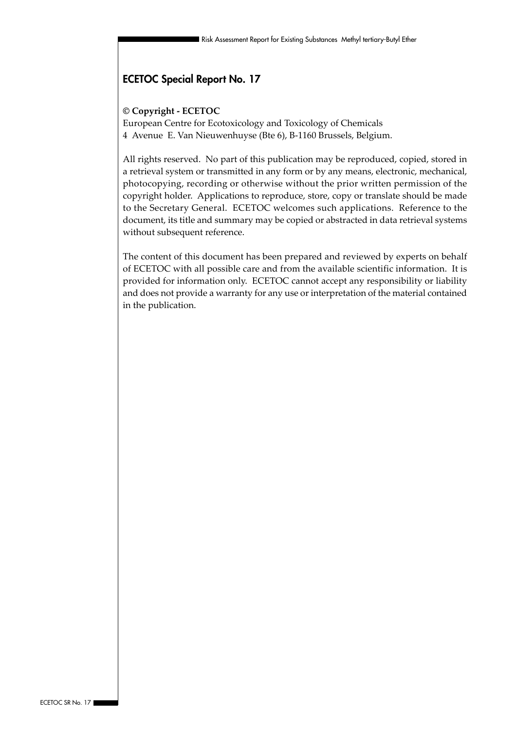## ECETOC Special Report No. 17

**© Copyright - ECETOC**
European Centre for Ecotoxicology and Toxicology of Chemicals
4 Avenue E. Van Nieuwenhuyse (Bte 6), B-1160 Brussels, Belgium.

All rights reserved. No part of this publication may be reproduced, copied, stored in a retrieval system or transmitted in any form or by any means, electronic, mechanical, photocopying, recording or otherwise without the prior written permission of the copyright holder. Applications to reproduce, store, copy or translate should be made to the Secretary General. ECETOC welcomes such applications. Reference to the document, its title and summary may be copied or abstracted in data retrieval systems without subsequent reference.

The content of this document has been prepared and reviewed by experts on behalf of ECETOC with all possible care and from the available scientific information. It is provided for information only. ECETOC cannot accept any responsibility or liability and does not provide a warranty for any use or interpretation of the material contained in the publication.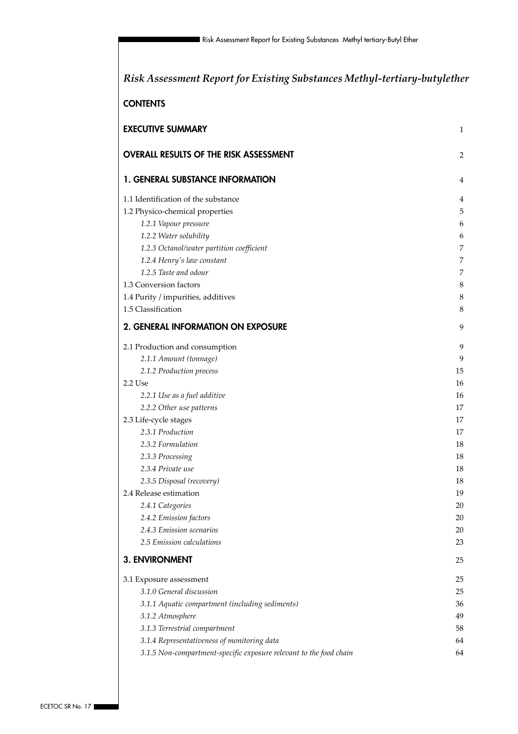# *Risk Assessment Report for Existing Substances Methyl-tertiary-butylether*

## CONTENTS

| | |
|---|---|
| **EXECUTIVE SUMMARY** | 1 |
| **OVERALL RESULTS OF THE RISK ASSESSMENT** | 2 |
| **1. GENERAL SUBSTANCE INFORMATION** | 4 |
| 1.1 Identification of the substance | 4 |
| 1.2 Physico-chemical properties | 5 |
| *1.2.1 Vapour pressure* | 6 |
| *1.2.2 Water solubility* | 6 |
| *1.2.3 Octanol/water partition coefficient* | 7 |
| *1.2.4 Henry's law constant* | 7 |
| *1.2.5 Taste and odour* | 7 |
| 1.3 Conversion factors | 8 |
| 1.4 Purity / impurities, additives | 8 |
| 1.5 Classification | 8 |
| **2. GENERAL INFORMATION ON EXPOSURE** | 9 |
| 2.1 Production and consumption | 9 |
| *2.1.1 Amount (tonnage)* | 9 |
| *2.1.2 Production process* | 15 |
| 2.2 Use | 16 |
| *2.2.1 Use as a fuel additive* | 16 |
| *2.2.2 Other use patterns* | 17 |
| 2.3 Life-cycle stages | 17 |
| *2.3.1 Production* | 17 |
| *2.3.2 Formulation* | 18 |
| *2.3.3 Processing* | 18 |
| *2.3.4 Private use* | 18 |
| *2.3.5 Disposal (recovery)* | 18 |
| 2.4 Release estimation | 19 |
| *2.4.1 Categories* | 20 |
| *2.4.2 Emission factors* | 20 |
| *2.4.3 Emission scenarios* | 20 |
| *2.5 Emission calculations* | 23 |
| **3. ENVIRONMENT** | 25 |
| 3.1 Exposure assessment | 25 |
| *3.1.0 General discussion* | 25 |
| *3.1.1 Aquatic compartment (including sediments)* | 36 |
| *3.1.2 Atmosphere* | 49 |
| *3.1.3 Terrestrial compartment* | 58 |
| *3.1.4 Representativeness of monitoring data* | 64 |
| *3.1.5 Non-compartment-specific exposure relevant to the food chain* | 64 |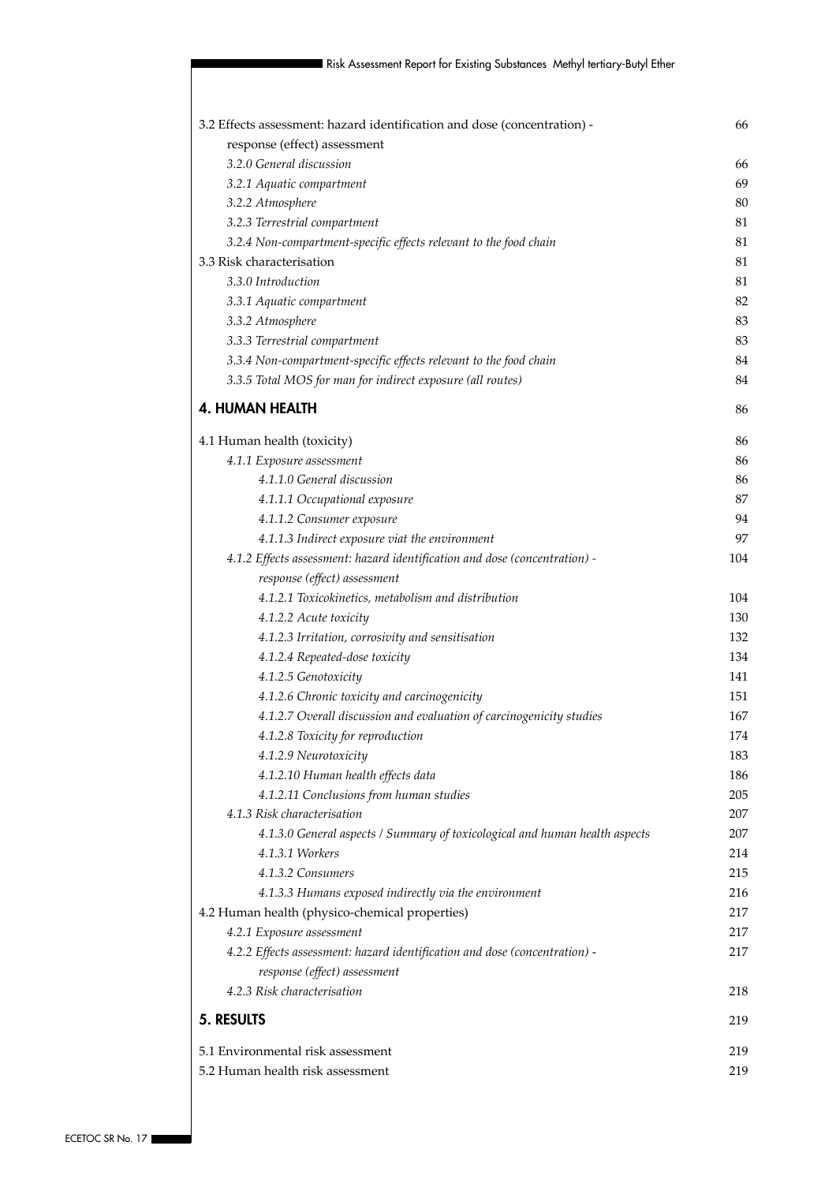| | |
|---|---|
| 3.2 Effects assessment: hazard identification and dose (concentration) - response (effect) assessment | 66 |
| *3.2.0 General discussion* | 66 |
| *3.2.1 Aquatic compartment* | 69 |
| *3.2.2 Atmosphere* | 80 |
| *3.2.3 Terrestrial compartment* | 81 |
| *3.2.4 Non-compartment-specific effects relevant to the food chain* | 81 |
| 3.3 Risk characterisation | 81 |
| *3.3.0 Introduction* | 81 |
| *3.3.1 Aquatic compartment* | 82 |
| *3.3.2 Atmosphere* | 83 |
| *3.3.3 Terrestrial compartment* | 83 |
| *3.3.4 Non-compartment-specific effects relevant to the food chain* | 84 |
| *3.3.5 Total MOS for man for indirect exposure (all routes)* | 84 |
| **4. HUMAN HEALTH** | 86 |
| 4.1 Human health (toxicity) | 86 |
| *4.1.1 Exposure assessment* | 86 |
| *4.1.1.0 General discussion* | 86 |
| *4.1.1.1 Occupational exposure* | 87 |
| *4.1.1.2 Consumer exposure* | 94 |
| *4.1.1.3 Indirect exposure viat the environment* | 97 |
| *4.1.2 Effects assessment: hazard identification and dose (concentration) - response (effect) assessment* | 104 |
| *4.1.2.1 Toxicokinetics, metabolism and distribution* | 104 |
| *4.1.2.2 Acute toxicity* | 130 |
| *4.1.2.3 Irritation, corrosivity and sensitisation* | 132 |
| *4.1.2.4 Repeated-dose toxicity* | 134 |
| *4.1.2.5 Genotoxicity* | 141 |
| *4.1.2.6 Chronic toxicity and carcinogenicity* | 151 |
| *4.1.2.7 Overall discussion and evaluation of carcinogenicity studies* | 167 |
| *4.1.2.8 Toxicity for reproduction* | 174 |
| *4.1.2.9 Neurotoxicity* | 183 |
| *4.1.2.10 Human health effects data* | 186 |
| *4.1.2.11 Conclusions from human studies* | 205 |
| *4.1.3 Risk characterisation* | 207 |
| *4.1.3.0 General aspects / Summary of toxicological and human health aspects* | 207 |
| *4.1.3.1 Workers* | 214 |
| *4.1.3.2 Consumers* | 215 |
| *4.1.3.3 Humans exposed indirectly via the environment* | 216 |
| 4.2 Human health (physico-chemical properties) | 217 |
| *4.2.1 Exposure assessment* | 217 |
| *4.2.2 Effects assessment: hazard identification and dose (concentration) - response (effect) assessment* | 217 |
| *4.2.3 Risk characterisation* | 218 |
| **5. RESULTS** | 219 |
| 5.1 Environmental risk assessment | 219 |
| 5.2 Human health risk assessment | 219 |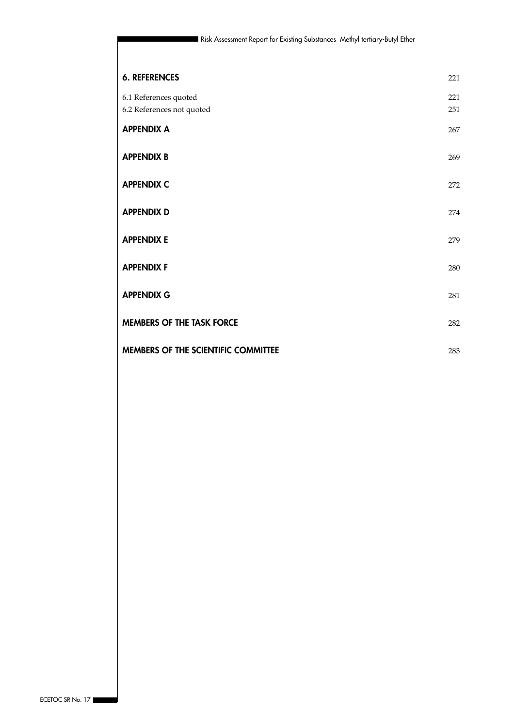| | |
|---|---|
| **6. REFERENCES** | 221 |
| 6.1 References quoted | 221 |
| 6.2 References not quoted | 251 |
| **APPENDIX A** | 267 |
| **APPENDIX B** | 269 |
| **APPENDIX C** | 272 |
| **APPENDIX D** | 274 |
| **APPENDIX E** | 279 |
| **APPENDIX F** | 280 |
| **APPENDIX G** | 281 |
| **MEMBERS OF THE TASK FORCE** | 282 |
| **MEMBERS OF THE SCIENTIFIC COMMITTEE** | 283 |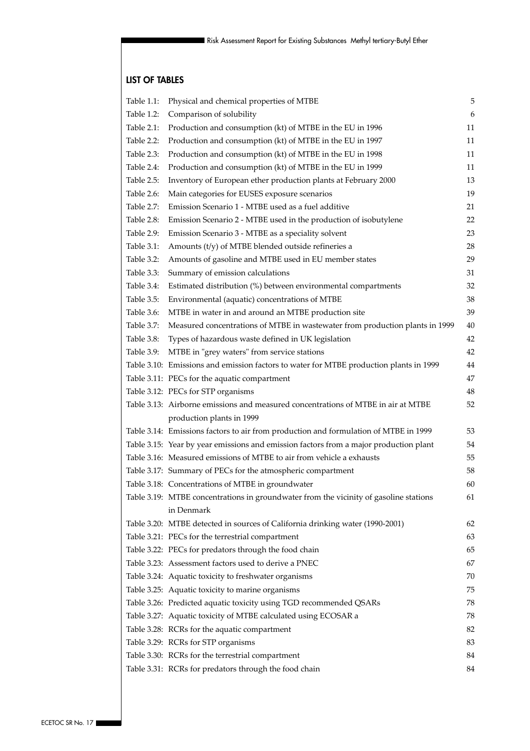## LIST OF TABLES

| | | |
|---|---|---|
| Table 1.1: | Physical and chemical properties of MTBE | 5 |
| Table 1.2: | Comparison of solubility | 6 |
| Table 2.1: | Production and consumption (kt) of MTBE in the EU in 1996 | 11 |
| Table 2.2: | Production and consumption (kt) of MTBE in the EU in 1997 | 11 |
| Table 2.3: | Production and consumption (kt) of MTBE in the EU in 1998 | 11 |
| Table 2.4: | Production and consumption (kt) of MTBE in the EU in 1999 | 11 |
| Table 2.5: | Inventory of European ether production plants at February 2000 | 13 |
| Table 2.6: | Main categories for EUSES exposure scenarios | 19 |
| Table 2.7: | Emission Scenario 1 - MTBE used as a fuel additive | 21 |
| Table 2.8: | Emission Scenario 2 - MTBE used in the production of isobutylene | 22 |
| Table 2.9: | Emission Scenario 3 - MTBE as a speciality solvent | 23 |
| Table 3.1: | Amounts (t/y) of MTBE blended outside refineries a | 28 |
| Table 3.2: | Amounts of gasoline and MTBE used in EU member states | 29 |
| Table 3.3: | Summary of emission calculations | 31 |
| Table 3.4: | Estimated distribution (%) between environmental compartments | 32 |
| Table 3.5: | Environmental (aquatic) concentrations of MTBE | 38 |
| Table 3.6: | MTBE in water in and around an MTBE production site | 39 |
| Table 3.7: | Measured concentrations of MTBE in wastewater from production plants in 1999 | 40 |
| Table 3.8: | Types of hazardous waste defined in UK legislation | 42 |
| Table 3.9: | MTBE in "grey waters" from service stations | 42 |
| Table 3.10: | Emissions and emission factors to water for MTBE production plants in 1999 | 44 |
| Table 3.11: | PECs for the aquatic compartment | 47 |
| Table 3.12: | PECs for STP organisms | 48 |
| Table 3.13: | Airborne emissions and measured concentrations of MTBE in air at MTBE production plants in 1999 | 52 |
| Table 3.14: | Emissions factors to air from production and formulation of MTBE in 1999 | 53 |
| Table 3.15: | Year by year emissions and emission factors from a major production plant | 54 |
| Table 3.16: | Measured emissions of MTBE to air from vehicle a exhausts | 55 |
| Table 3.17: | Summary of PECs for the atmospheric compartment | 58 |
| Table 3.18: | Concentrations of MTBE in groundwater | 60 |
| Table 3.19: | MTBE concentrations in groundwater from the vicinity of gasoline stations in Denmark | 61 |
| Table 3.20: | MTBE detected in sources of California drinking water (1990-2001) | 62 |
| Table 3.21: | PECs for the terrestrial compartment | 63 |
| Table 3.22: | PECs for predators through the food chain | 65 |
| Table 3.23: | Assessment factors used to derive a PNEC | 67 |
| Table 3.24: | Aquatic toxicity to freshwater organisms | 70 |
| Table 3.25: | Aquatic toxicity to marine organisms | 75 |
| Table 3.26: | Predicted aquatic toxicity using TGD recommended QSARs | 78 |
| Table 3.27: | Aquatic toxicity of MTBE calculated using ECOSAR a | 78 |
| Table 3.28: | RCRs for the aquatic compartment | 82 |
| Table 3.29: | RCRs for STP organisms | 83 |
| Table 3.30: | RCRs for the terrestrial compartment | 84 |
| Table 3.31: | RCRs for predators through the food chain | 84 |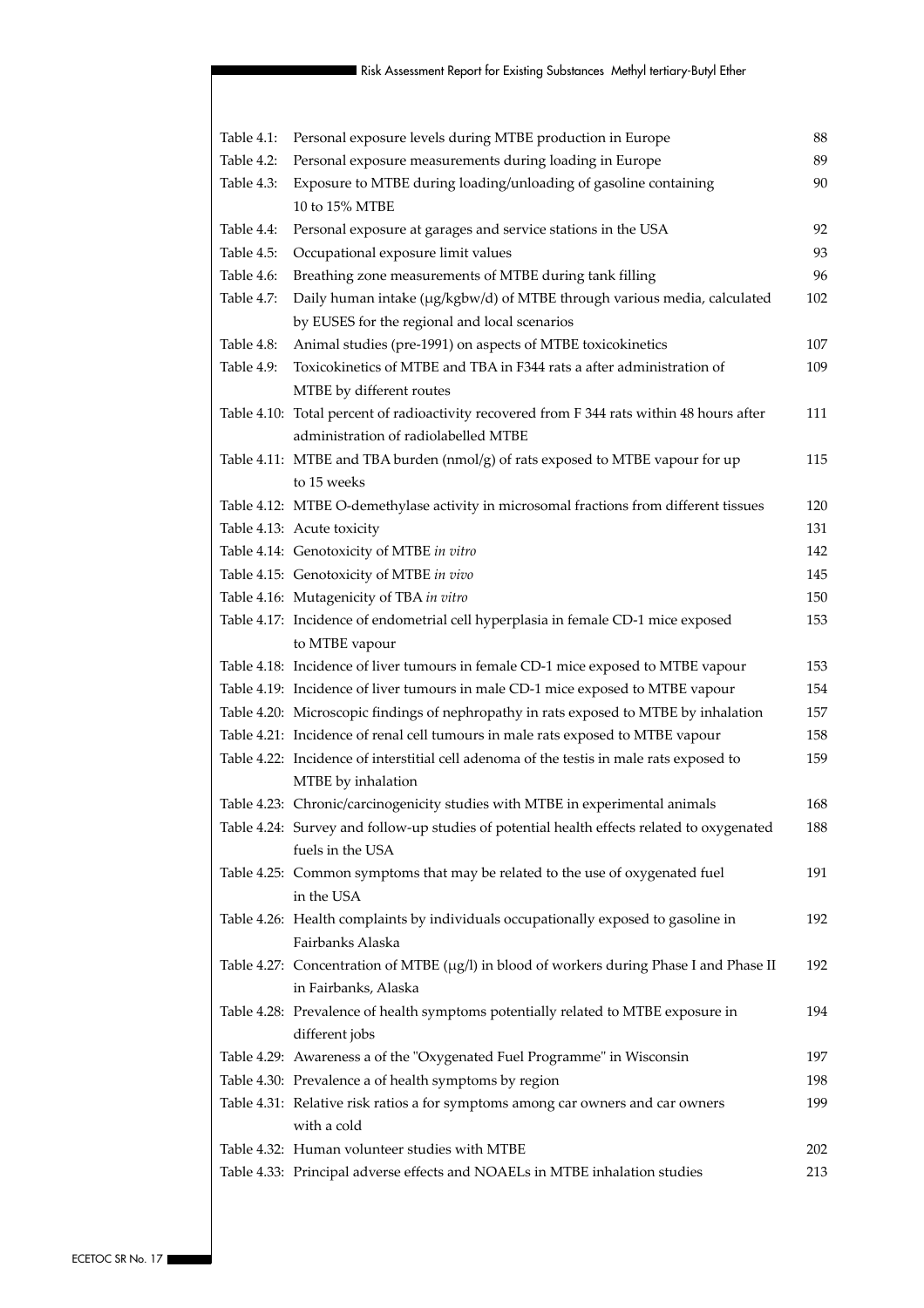| | | |
|---|---|---|
| Table 4.1: | Personal exposure levels during MTBE production in Europe | 88 |
| Table 4.2: | Personal exposure measurements during loading in Europe | 89 |
| Table 4.3: | Exposure to MTBE during loading/unloading of gasoline containing 10 to 15% MTBE | 90 |
| Table 4.4: | Personal exposure at garages and service stations in the USA | 92 |
| Table 4.5: | Occupational exposure limit values | 93 |
| Table 4.6: | Breathing zone measurements of MTBE during tank filling | 96 |
| Table 4.7: | Daily human intake (µg/kgbw/d) of MTBE through various media, calculated by EUSES for the regional and local scenarios | 102 |
| Table 4.8: | Animal studies (pre-1991) on aspects of MTBE toxicokinetics | 107 |
| Table 4.9: | Toxicokinetics of MTBE and TBA in F344 rats a after administration of MTBE by different routes | 109 |
| Table 4.10: | Total percent of radioactivity recovered from F 344 rats within 48 hours after administration of radiolabelled MTBE | 111 |
| Table 4.11: | MTBE and TBA burden (nmol/g) of rats exposed to MTBE vapour for up to 15 weeks | 115 |
| Table 4.12: | MTBE O-demethylase activity in microsomal fractions from different tissues | 120 |
| Table 4.13: | Acute toxicity | 131 |
| Table 4.14: | Genotoxicity of MTBE *in vitro* | 142 |
| Table 4.15: | Genotoxicity of MTBE *in vivo* | 145 |
| Table 4.16: | Mutagenicity of TBA *in vitro* | 150 |
| Table 4.17: | Incidence of endometrial cell hyperplasia in female CD-1 mice exposed to MTBE vapour | 153 |
| Table 4.18: | Incidence of liver tumours in female CD-1 mice exposed to MTBE vapour | 153 |
| Table 4.19: | Incidence of liver tumours in male CD-1 mice exposed to MTBE vapour | 154 |
| Table 4.20: | Microscopic findings of nephropathy in rats exposed to MTBE by inhalation | 157 |
| Table 4.21: | Incidence of renal cell tumours in male rats exposed to MTBE vapour | 158 |
| Table 4.22: | Incidence of interstitial cell adenoma of the testis in male rats exposed to MTBE by inhalation | 159 |
| Table 4.23: | Chronic/carcinogenicity studies with MTBE in experimental animals | 168 |
| Table 4.24: | Survey and follow-up studies of potential health effects related to oxygenated fuels in the USA | 188 |
| Table 4.25: | Common symptoms that may be related to the use of oxygenated fuel in the USA | 191 |
| Table 4.26: | Health complaints by individuals occupationally exposed to gasoline in Fairbanks Alaska | 192 |
| Table 4.27: | Concentration of MTBE (µg/l) in blood of workers during Phase I and Phase II in Fairbanks, Alaska | 192 |
| Table 4.28: | Prevalence of health symptoms potentially related to MTBE exposure in different jobs | 194 |
| Table 4.29: | Awareness a of the "Oxygenated Fuel Programme" in Wisconsin | 197 |
| Table 4.30: | Prevalence a of health symptoms by region | 198 |
| Table 4.31: | Relative risk ratios a for symptoms among car owners and car owners with a cold | 199 |
| Table 4.32: | Human volunteer studies with MTBE | 202 |
| Table 4.33: | Principal adverse effects and NOAELs in MTBE inhalation studies | 213 |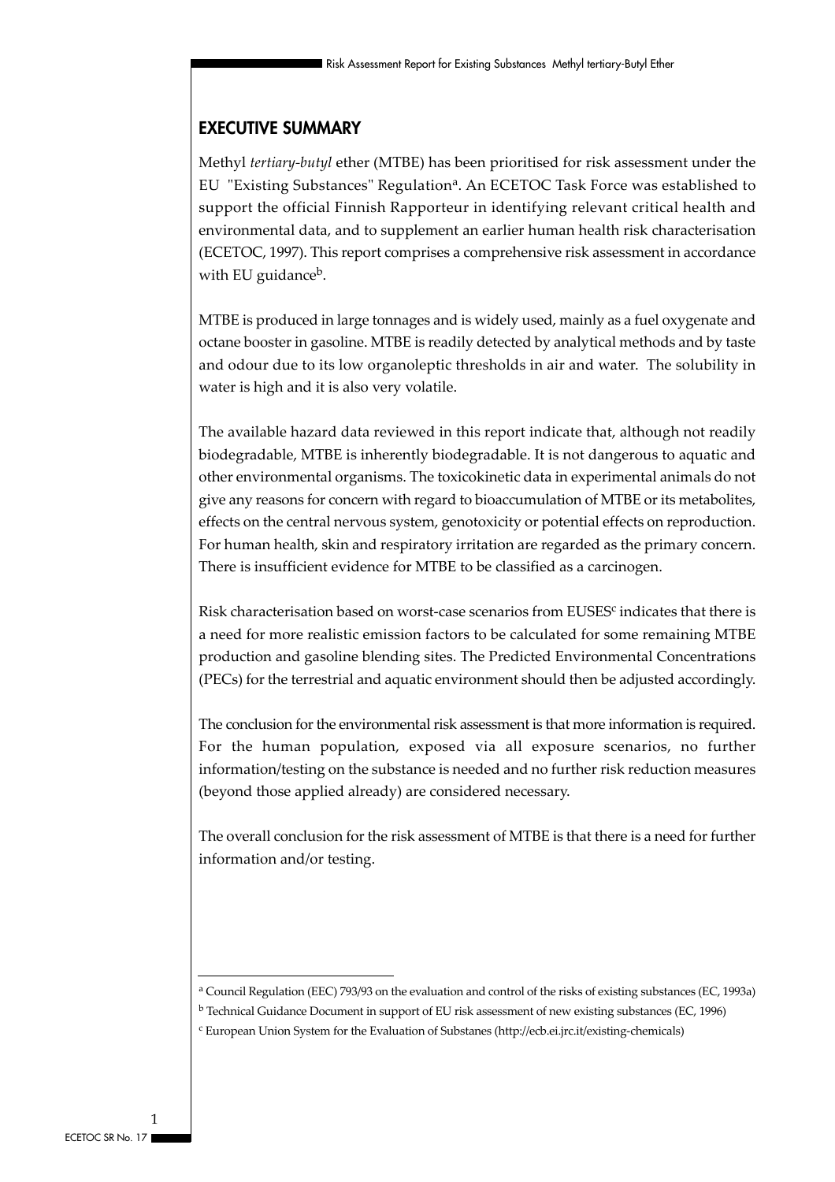## EXECUTIVE SUMMARY

Methyl *tertiary-butyl* ether (MTBE) has been prioritised for risk assessment under the EU "Existing Substances" Regulation[a]. An ECETOC Task Force was established to support the official Finnish Rapporteur in identifying relevant critical health and environmental data, and to supplement an earlier human health risk characterisation (ECETOC, 1997). This report comprises a comprehensive risk assessment in accordance with EU guidance[b].

MTBE is produced in large tonnages and is widely used, mainly as a fuel oxygenate and octane booster in gasoline. MTBE is readily detected by analytical methods and by taste and odour due to its low organoleptic thresholds in air and water. The solubility in water is high and it is also very volatile.

The available hazard data reviewed in this report indicate that, although not readily biodegradable, MTBE is inherently biodegradable. It is not dangerous to aquatic and other environmental organisms. The toxicokinetic data in experimental animals do not give any reasons for concern with regard to bioaccumulation of MTBE or its metabolites, effects on the central nervous system, genotoxicity or potential effects on reproduction. For human health, skin and respiratory irritation are regarded as the primary concern. There is insufficient evidence for MTBE to be classified as a carcinogen.

Risk characterisation based on worst-case scenarios from EUSES[c] indicates that there is a need for more realistic emission factors to be calculated for some remaining MTBE production and gasoline blending sites. The Predicted Environmental Concentrations (PECs) for the terrestrial and aquatic environment should then be adjusted accordingly.

The conclusion for the environmental risk assessment is that more information is required. For the human population, exposed via all exposure scenarios, no further information/testing on the substance is needed and no further risk reduction measures (beyond those applied already) are considered necessary.

The overall conclusion for the risk assessment of MTBE is that there is a need for further information and/or testing.

---

[a] Council Regulation (EEC) 793/93 on the evaluation and control of the risks of existing substances (EC, 1993a)

[b] Technical Guidance Document in support of EU risk assessment of new existing substances (EC, 1996)

[c] European Union System for the Evaluation of Substanes (http://ecb.ei.jrc.it/existing-chemicals)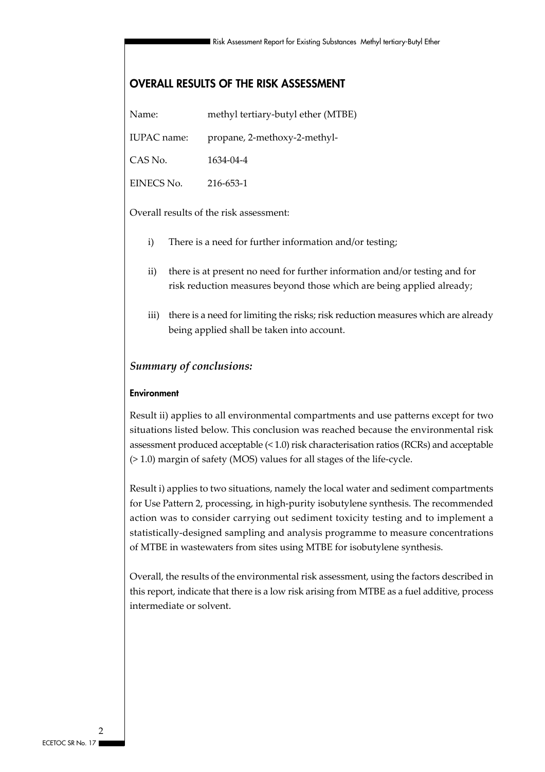## OVERALL RESULTS OF THE RISK ASSESSMENT

| | |
|---|---|
| Name: | methyl tertiary-butyl ether (MTBE) |
| IUPAC name: | propane, 2-methoxy-2-methyl- |
| CAS No. | 1634-04-4 |
| EINECS No. | 216-653-1 |

Overall results of the risk assessment:

i) There is a need for further information and/or testing;

ii) there is at present no need for further information and/or testing and for risk reduction measures beyond those which are being applied already;

iii) there is a need for limiting the risks; risk reduction measures which are already being applied shall be taken into account.

### *Summary of conclusions:*

#### Environment

Result ii) applies to all environmental compartments and use patterns except for two situations listed below. This conclusion was reached because the environmental risk assessment produced acceptable (< 1.0) risk characterisation ratios (RCRs) and acceptable (> 1.0) margin of safety (MOS) values for all stages of the life-cycle.

Result i) applies to two situations, namely the local water and sediment compartments for Use Pattern 2, processing, in high-purity isobutylene synthesis. The recommended action was to consider carrying out sediment toxicity testing and to implement a statistically-designed sampling and analysis programme to measure concentrations of MTBE in wastewaters from sites using MTBE for isobutylene synthesis.

Overall, the results of the environmental risk assessment, using the factors described in this report, indicate that there is a low risk arising from MTBE as a fuel additive, process intermediate or solvent.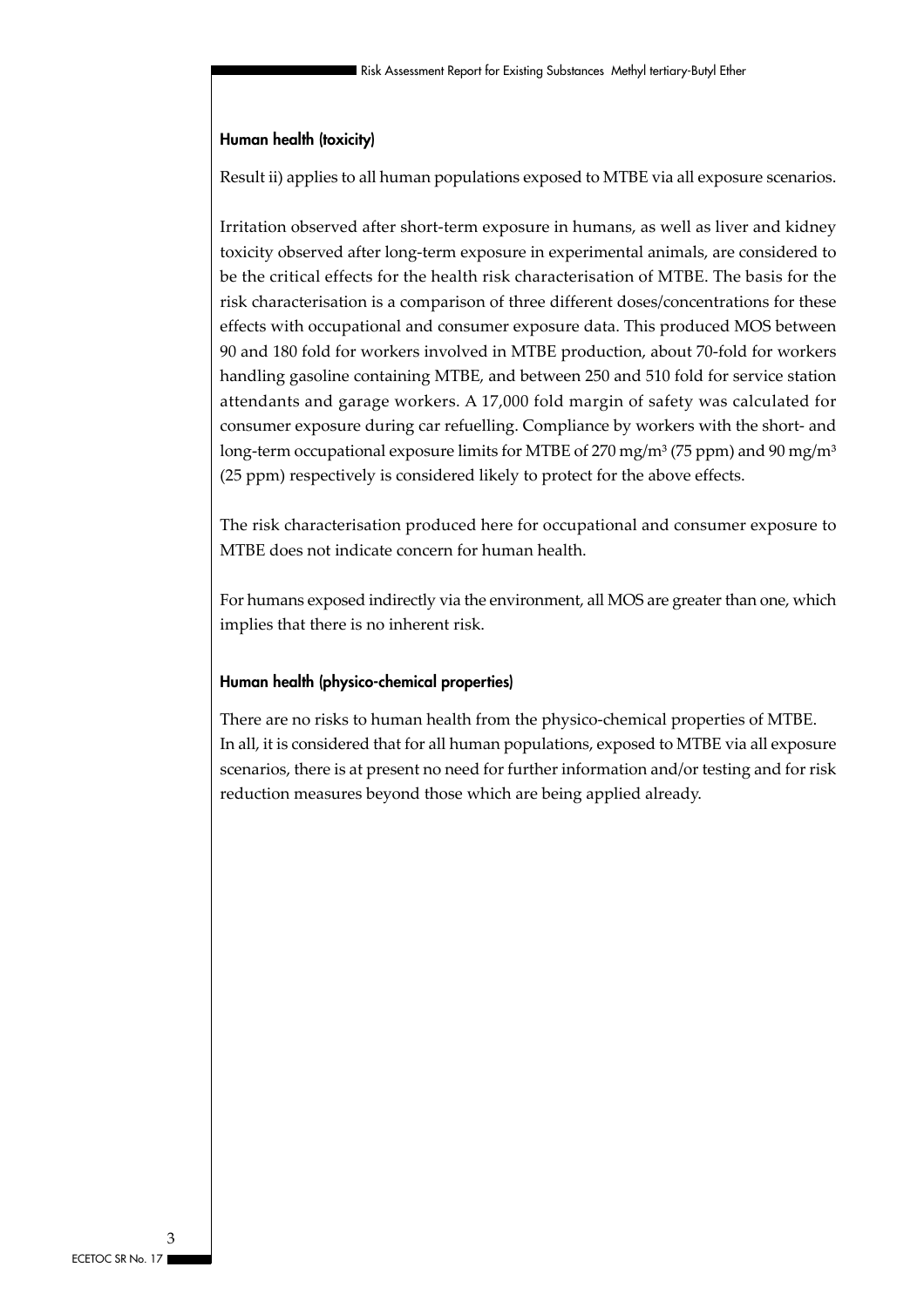#### Human health (toxicity)

Result ii) applies to all human populations exposed to MTBE via all exposure scenarios.

Irritation observed after short-term exposure in humans, as well as liver and kidney toxicity observed after long-term exposure in experimental animals, are considered to be the critical effects for the health risk characterisation of MTBE. The basis for the risk characterisation is a comparison of three different doses/concentrations for these effects with occupational and consumer exposure data. This produced MOS between 90 and 180 fold for workers involved in MTBE production, about 70-fold for workers handling gasoline containing MTBE, and between 250 and 510 fold for service station attendants and garage workers. A 17,000 fold margin of safety was calculated for consumer exposure during car refuelling. Compliance by workers with the short- and long-term occupational exposure limits for MTBE of 270 $mg/m^3$ (75 ppm) and 90 $mg/m^3$ (25 ppm) respectively is considered likely to protect for the above effects.

The risk characterisation produced here for occupational and consumer exposure to MTBE does not indicate concern for human health.

For humans exposed indirectly via the environment, all MOS are greater than one, which implies that there is no inherent risk.

#### Human health (physico-chemical properties)

There are no risks to human health from the physico-chemical properties of MTBE. In all, it is considered that for all human populations, exposed to MTBE via all exposure scenarios, there is at present no need for further information and/or testing and for risk reduction measures beyond those which are being applied already.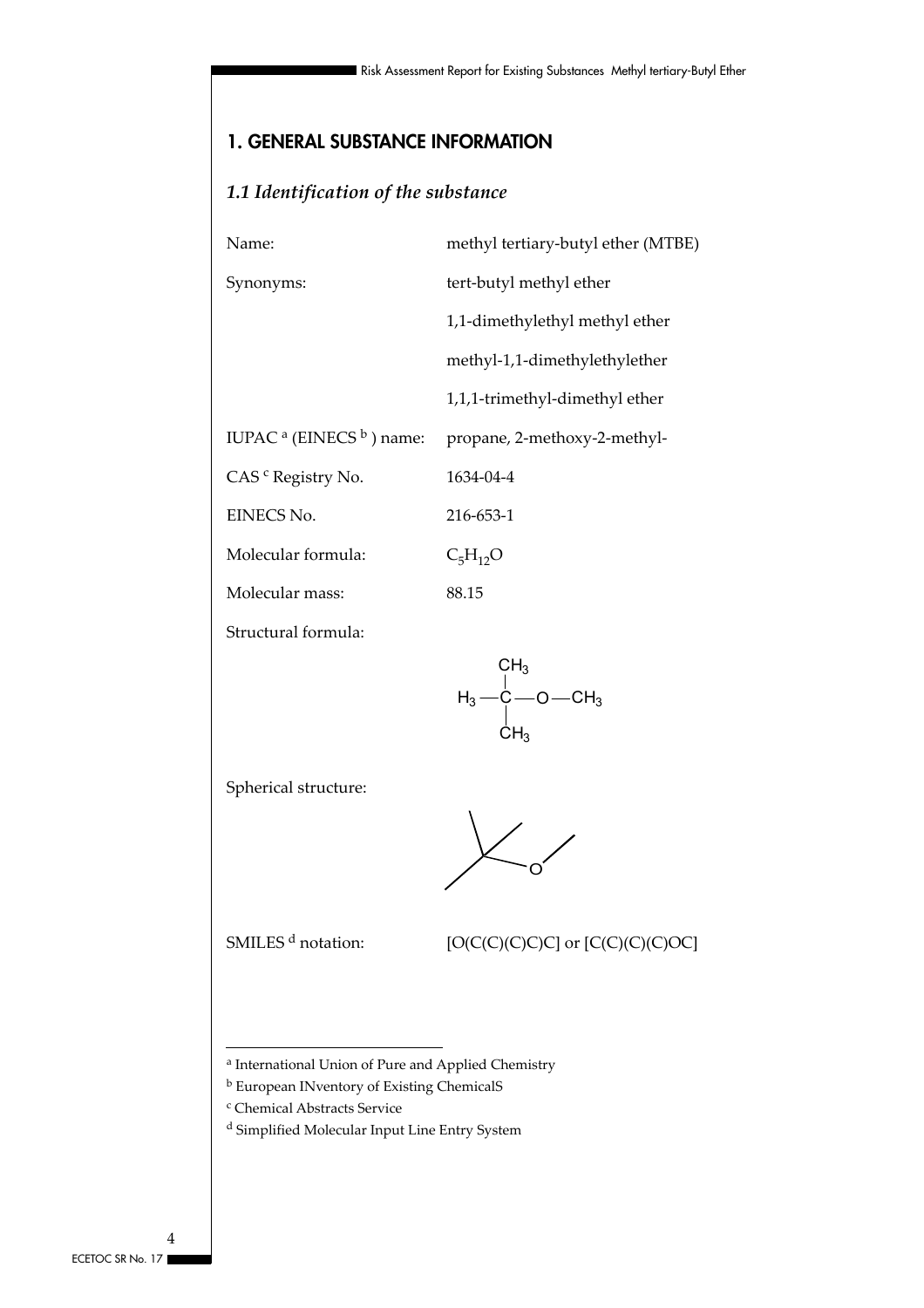# 1. GENERAL SUBSTANCE INFORMATION

## *1.1 Identification of the substance*

| | |
|---|---|
| Name: | methyl tertiary-butyl ether (MTBE) |
| Synonyms: | tert-butyl methyl ether |
| | 1,1-dimethylethyl methyl ether |
| | methyl-1,1-dimethylethylether |
| | 1,1,1-trimethyl-dimethyl ether |
| IUPAC [a] (EINECS [b]) name: | propane, 2-methoxy-2-methyl- |
| CAS [c] Registry No. | 1634-04-4 |
| EINECS No. | 216-653-1 |
| Molecular formula: | $C_5H_{12}O$ |
| Molecular mass: | 88.15 |

Structural formula:

$$H_3-\underset{CH_3}{\overset{CH_3}{C}}-O-CH_3$$

Spherical structure:

SMILES [d] notation: [O(C(C)(C)C)C] or [C(C)(C)(C)OC]

---

[a] International Union of Pure and Applied Chemistry

[b] European INventory of Existing ChemicalS

[c] Chemical Abstracts Service

[d] Simplified Molecular Input Line Entry System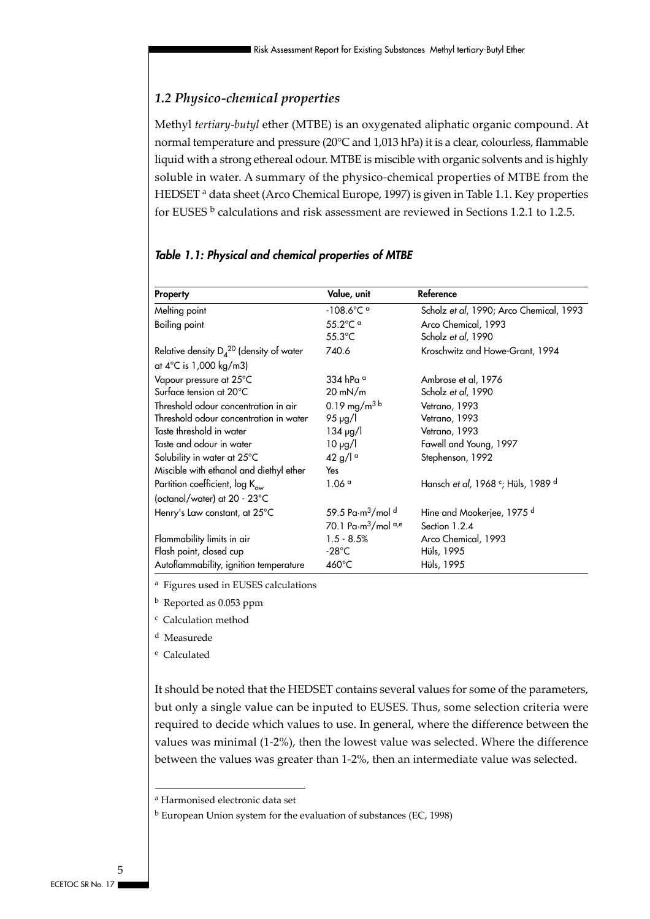## *1.2 Physico-chemical properties*

Methyl *tertiary-butyl* ether (MTBE) is an oxygenated aliphatic organic compound. At normal temperature and pressure (20°C and 1,013 hPa) it is a clear, colourless, flammable liquid with a strong ethereal odour. MTBE is miscible with organic solvents and is highly soluble in water. A summary of the physico-chemical properties of MTBE from the HEDSET [a] data sheet (Arco Chemical Europe, 1997) is given in Table 1.1. Key properties for EUSES [b] calculations and risk assessment are reviewed in Sections 1.2.1 to 1.2.5.

***Table 1.1: Physical and chemical properties of MTBE***

| Property | Value, unit | Reference |
|---|---|---|
| Melting point | -108.6°C [a] | Scholz *et al*, 1990; Arco Chemical, 1993 |
| Boiling point | 55.2°C [a] | Arco Chemical, 1993 |
| | 55.3°C | Scholz *et al*, 1990 |
| Relative density $D_4^{20}$ (density of water at 4°C is 1,000 kg/m3) | 740.6 | Kroschwitz and Howe-Grant, 1994 |
| Vapour pressure at 25°C | 334 hPa [a] | Ambrose et al, 1976 |
| Surface tension at 20°C | 20 mN/m | Scholz *et al*, 1990 |
| Threshold odour concentration in air | 0.19 mg/m$^3$ [b] | Vetrano, 1993 |
| Threshold odour concentration in water | 95 µg/l | Vetrano, 1993 |
| Taste threshold in water | 134 µg/l | Vetrano, 1993 |
| Taste and odour in water | 10 µg/l | Fawell and Young, 1997 |
| Solubility in water at 25°C | 42 g/l [a] | Stephenson, 1992 |
| Miscible with ethanol and diethyl ether | Yes | |
| Partition coefficient, log $K_{ow}$ (octanol/water) at 20 - 23°C | 1.06 [a] | Hansch *et al*, 1968 [c]; Hüls, 1989 [d] |
| Henry's Law constant, at 25°C | 59.5 Pa·m$^3$/mol [d] | Hine and Mookerjee, 1975 [d] |
| | 70.1 Pa·m$^3$/mol [a,e] | Section 1.2.4 |
| Flammability limits in air | 1.5 - 8.5% | Arco Chemical, 1993 |
| Flash point, closed cup | -28°C | Hüls, 1995 |
| Autoflammability, ignition temperature | 460°C | Hüls, 1995 |

[a] Figures used in EUSES calculations

[b] Reported as 0.053 ppm

[c] Calculation method

[d] Measurede

[e] Calculated

It should be noted that the HEDSET contains several values for some of the parameters, but only a single value can be inputed to EUSES. Thus, some selection criteria were required to decide which values to use. In general, where the difference between the values was minimal (1-2%), then the lowest value was selected. Where the difference between the values was greater than 1-2%, then an intermediate value was selected.

---

[a] Harmonised electronic data set

[b] European Union system for the evaluation of substances (EC, 1998)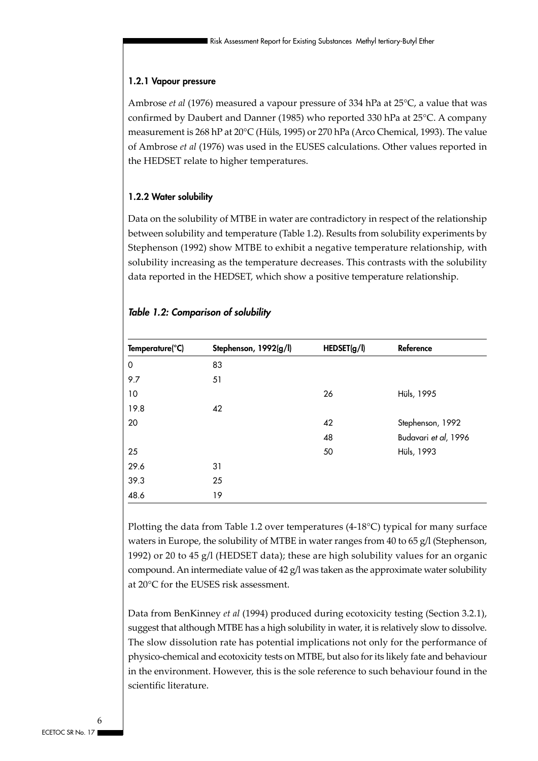### 1.2.1 Vapour pressure

Ambrose *et al* (1976) measured a vapour pressure of 334 hPa at 25°C, a value that was confirmed by Daubert and Danner (1985) who reported 330 hPa at 25°C. A company measurement is 268 hP at 20°C (Hüls, 1995) or 270 hPa (Arco Chemical, 1993). The value of Ambrose *et al* (1976) was used in the EUSES calculations. Other values reported in the HEDSET relate to higher temperatures.

### 1.2.2 Water solubility

Data on the solubility of MTBE in water are contradictory in respect of the relationship between solubility and temperature (Table 1.2). Results from solubility experiments by Stephenson (1992) show MTBE to exhibit a negative temperature relationship, with solubility increasing as the temperature decreases. This contrasts with the solubility data reported in the HEDSET, which show a positive temperature relationship.

***Table 1.2: Comparison of solubility***

| Temperature(°C) | Stephenson, 1992(g/l) | HEDSET(g/l) | Reference |
|---|---|---|---|
| 0 | 83 | | |
| 9.7 | 51 | | |
| 10 | | 26 | Hüls, 1995 |
| 19.8 | 42 | | |
| 20 | | 42 | Stephenson, 1992 |
| | | 48 | Budavari *et al*, 1996 |
| 25 | | 50 | Hüls, 1993 |
| 29.6 | 31 | | |
| 39.3 | 25 | | |
| 48.6 | 19 | | |

Plotting the data from Table 1.2 over temperatures (4-18°C) typical for many surface waters in Europe, the solubility of MTBE in water ranges from 40 to 65 g/l (Stephenson, 1992) or 20 to 45 g/l (HEDSET data); these are high solubility values for an organic compound. An intermediate value of 42 g/l was taken as the approximate water solubility at 20°C for the EUSES risk assessment.

Data from BenKinney *et al* (1994) produced during ecotoxicity testing (Section 3.2.1), suggest that although MTBE has a high solubility in water, it is relatively slow to dissolve. The slow dissolution rate has potential implications not only for the performance of physico-chemical and ecotoxicity tests on MTBE, but also for its likely fate and behaviour in the environment. However, this is the sole reference to such behaviour found in the scientific literature.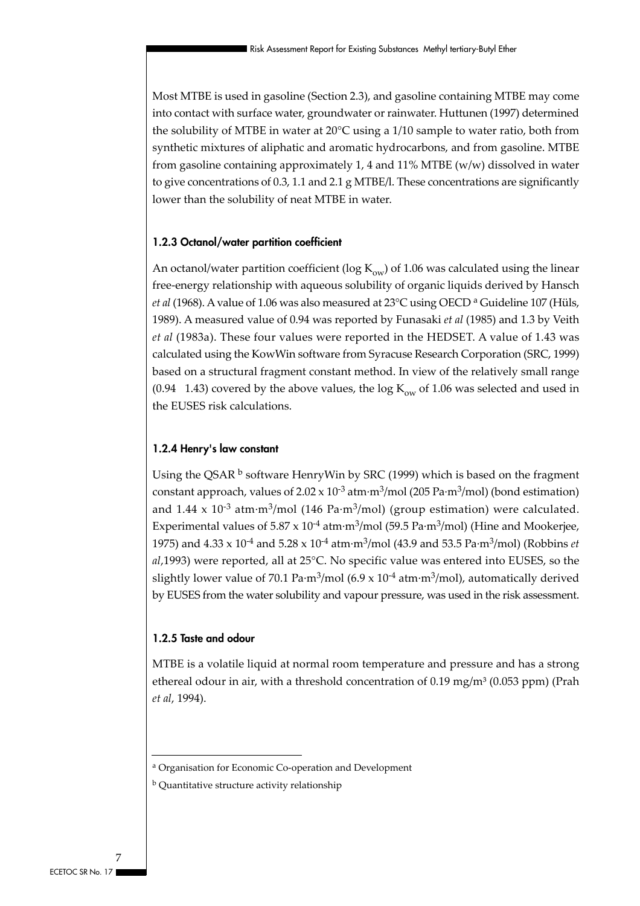Most MTBE is used in gasoline (Section 2.3), and gasoline containing MTBE may come into contact with surface water, groundwater or rainwater. Huttunen (1997) determined the solubility of MTBE in water at 20°C using a 1/10 sample to water ratio, both from synthetic mixtures of aliphatic and aromatic hydrocarbons, and from gasoline. MTBE from gasoline containing approximately 1, 4 and 11% MTBE (w/w) dissolved in water to give concentrations of 0.3, 1.1 and 2.1 g MTBE/l. These concentrations are significantly lower than the solubility of neat MTBE in water.

### 1.2.3 Octanol/water partition coefficient

An octanol/water partition coefficient (log $K_{ow}$) of 1.06 was calculated using the linear free-energy relationship with aqueous solubility of organic liquids derived by Hansch *et al* (1968). A value of 1.06 was also measured at 23°C using OECD [a] Guideline 107 (Hüls, 1989). A measured value of 0.94 was reported by Funasaki *et al* (1985) and 1.3 by Veith *et al* (1983a). These four values were reported in the HEDSET. A value of 1.43 was calculated using the KowWin software from Syracuse Research Corporation (SRC, 1999) based on a structural fragment constant method. In view of the relatively small range (0.94 1.43) covered by the above values, the log $K_{ow}$ of 1.06 was selected and used in the EUSES risk calculations.

### 1.2.4 Henry's law constant

Using the QSAR [b] software HenryWin by SRC (1999) which is based on the fragment constant approach, values of $2.02 \times 10^{-3}$ atm·m$^3$/mol (205 Pa·m$^3$/mol) (bond estimation) and $1.44 \times 10^{-3}$ atm·m$^3$/mol (146 Pa·m$^3$/mol) (group estimation) were calculated. Experimental values of $5.87 \times 10^{-4}$ atm·m$^3$/mol (59.5 Pa·m$^3$/mol) (Hine and Mookerjee, 1975) and $4.33 \times 10^{-4}$ and $5.28 \times 10^{-4}$ atm·m$^3$/mol (43.9 and 53.5 Pa·m$^3$/mol) (Robbins *et al*,1993) were reported, all at 25°C. No specific value was entered into EUSES, so the slightly lower value of 70.1 Pa·m$^3$/mol ($6.9 \times 10^{-4}$ atm·m$^3$/mol), automatically derived by EUSES from the water solubility and vapour pressure, was used in the risk assessment.

### 1.2.5 Taste and odour

MTBE is a volatile liquid at normal room temperature and pressure and has a strong ethereal odour in air, with a threshold concentration of 0.19 mg/m$^3$ (0.053 ppm) (Prah *et al*, 1994).

---

[a] Organisation for Economic Co-operation and Development

[b] Quantitative structure activity relationship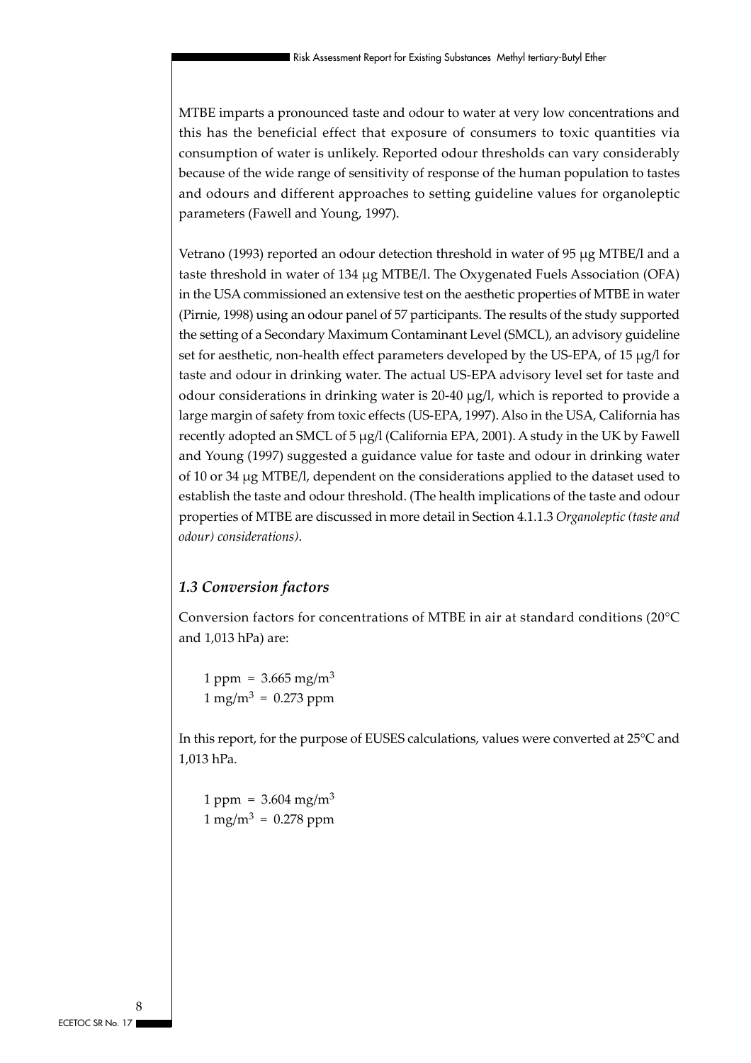MTBE imparts a pronounced taste and odour to water at very low concentrations and this has the beneficial effect that exposure of consumers to toxic quantities via consumption of water is unlikely. Reported odour thresholds can vary considerably because of the wide range of sensitivity of response of the human population to tastes and odours and different approaches to setting guideline values for organoleptic parameters (Fawell and Young, 1997).

Vetrano (1993) reported an odour detection threshold in water of 95 μg MTBE/l and a taste threshold in water of 134 μg MTBE/l. The Oxygenated Fuels Association (OFA) in the USA commissioned an extensive test on the aesthetic properties of MTBE in water (Pirnie, 1998) using an odour panel of 57 participants. The results of the study supported the setting of a Secondary Maximum Contaminant Level (SMCL), an advisory guideline set for aesthetic, non-health effect parameters developed by the US-EPA, of 15 μg/l for taste and odour in drinking water. The actual US-EPA advisory level set for taste and odour considerations in drinking water is 20-40 μg/l, which is reported to provide a large margin of safety from toxic effects (US-EPA, 1997). Also in the USA, California has recently adopted an SMCL of 5 μg/l (California EPA, 2001). A study in the UK by Fawell and Young (1997) suggested a guidance value for taste and odour in drinking water of 10 or 34 μg MTBE/l, dependent on the considerations applied to the dataset used to establish the taste and odour threshold. (The health implications of the taste and odour properties of MTBE are discussed in more detail in Section 4.1.1.3 *Organoleptic (taste and odour) considerations)*.

## *1.3 Conversion factors*

Conversion factors for concentrations of MTBE in air at standard conditions (20°C and 1,013 hPa) are:

1 ppm = 3.665 mg/m$^3$
1 mg/m$^3$ = 0.273 ppm

In this report, for the purpose of EUSES calculations, values were converted at 25°C and 1,013 hPa.

1 ppm = 3.604 mg/m$^3$
1 mg/m$^3$ = 0.278 ppm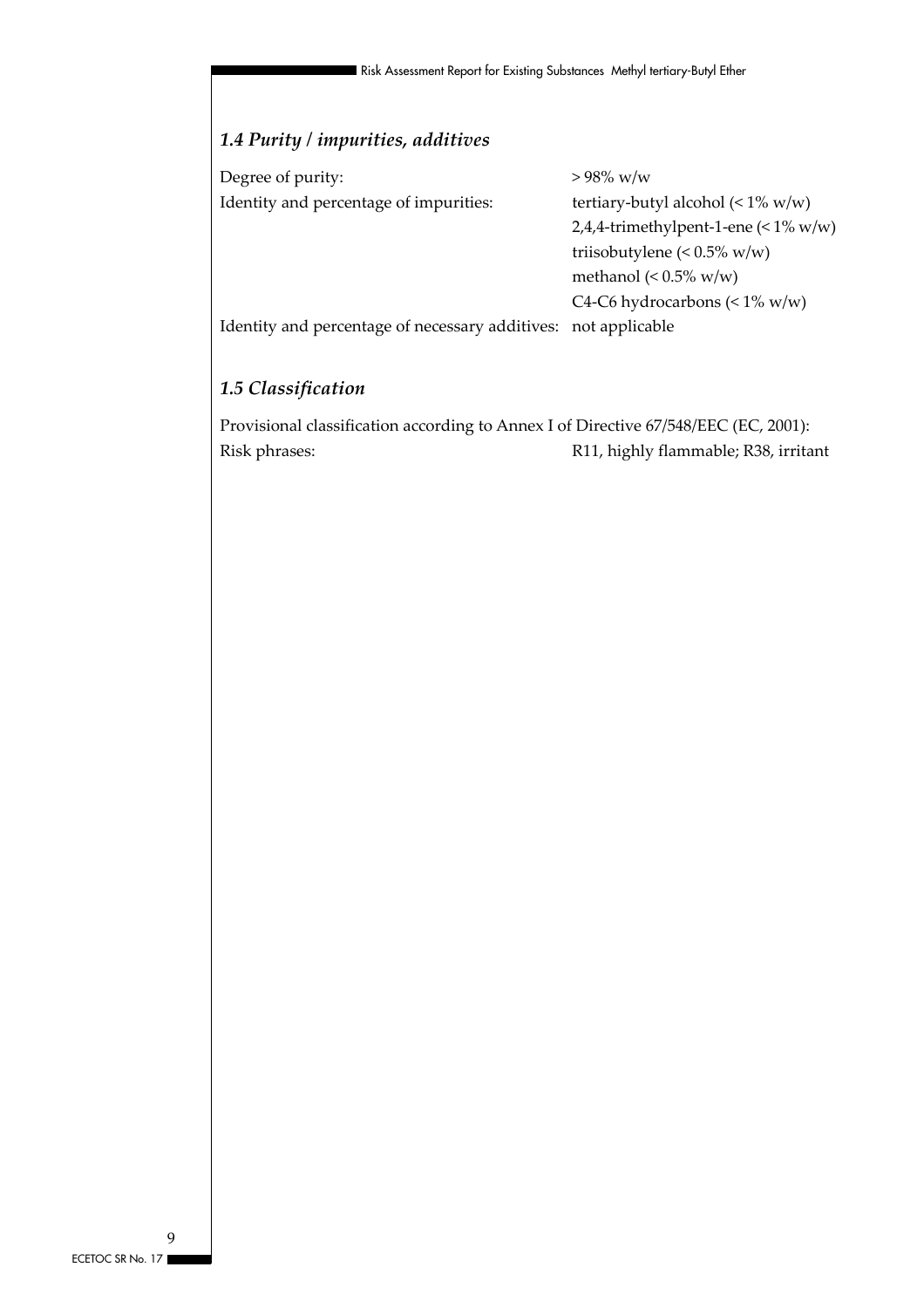### *1.4 Purity / impurities, additives*

| | |
|---|---|
| Degree of purity: | > 98% w/w |
| Identity and percentage of impurities: | tertiary-butyl alcohol (< 1% w/w) |
| | 2,4,4-trimethylpent-1-ene (< 1% w/w) |
| | triisobutylene (< 0.5% w/w) |
| | methanol (< 0.5% w/w) |
| | C4-C6 hydrocarbons (< 1% w/w) |
| Identity and percentage of necessary additives: | not applicable |

### *1.5 Classification*

Provisional classification according to Annex I of Directive 67/548/EEC (EC, 2001):

| | |
|---|---|
| Risk phrases: | R11, highly flammable; R38, irritant |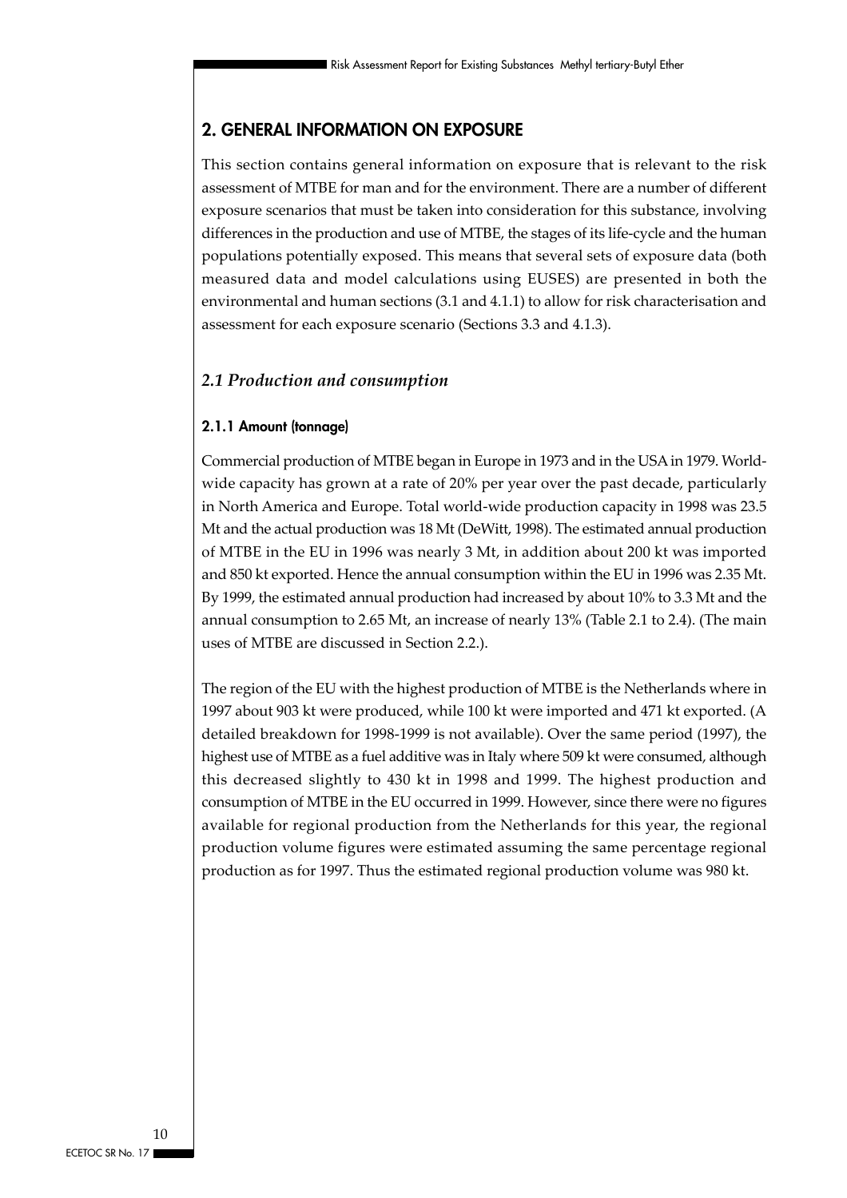## 2. GENERAL INFORMATION ON EXPOSURE

This section contains general information on exposure that is relevant to the risk assessment of MTBE for man and for the environment. There are a number of different exposure scenarios that must be taken into consideration for this substance, involving differences in the production and use of MTBE, the stages of its life-cycle and the human populations potentially exposed. This means that several sets of exposure data (both measured data and model calculations using EUSES) are presented in both the environmental and human sections (3.1 and 4.1.1) to allow for risk characterisation and assessment for each exposure scenario (Sections 3.3 and 4.1.3).

### *2.1 Production and consumption*

#### 2.1.1 Amount (tonnage)

Commercial production of MTBE began in Europe in 1973 and in the USA in 1979. World-wide capacity has grown at a rate of 20% per year over the past decade, particularly in North America and Europe. Total world-wide production capacity in 1998 was 23.5 Mt and the actual production was 18 Mt (DeWitt, 1998). The estimated annual production of MTBE in the EU in 1996 was nearly 3 Mt, in addition about 200 kt was imported and 850 kt exported. Hence the annual consumption within the EU in 1996 was 2.35 Mt. By 1999, the estimated annual production had increased by about 10% to 3.3 Mt and the annual consumption to 2.65 Mt, an increase of nearly 13% (Table 2.1 to 2.4). (The main uses of MTBE are discussed in Section 2.2.).

The region of the EU with the highest production of MTBE is the Netherlands where in 1997 about 903 kt were produced, while 100 kt were imported and 471 kt exported. (A detailed breakdown for 1998-1999 is not available). Over the same period (1997), the highest use of MTBE as a fuel additive was in Italy where 509 kt were consumed, although this decreased slightly to 430 kt in 1998 and 1999. The highest production and consumption of MTBE in the EU occurred in 1999. However, since there were no figures available for regional production from the Netherlands for this year, the regional production volume figures were estimated assuming the same percentage regional production as for 1997. Thus the estimated regional production volume was 980 kt.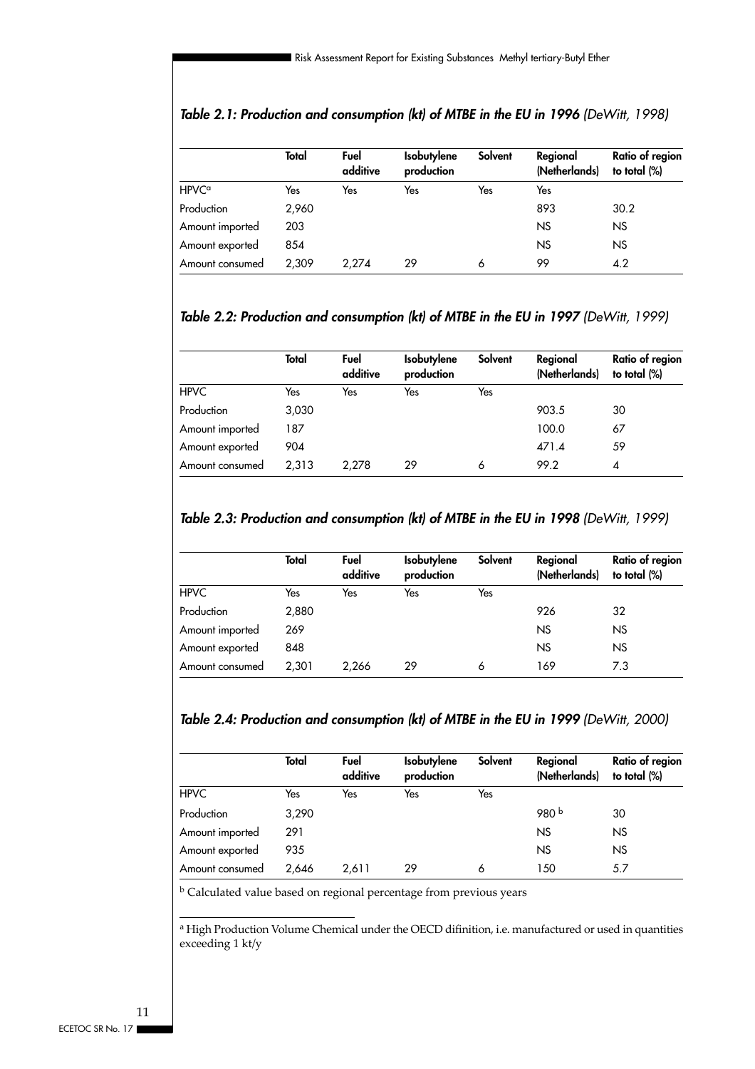### *Table 2.1: Production and consumption (kt) of MTBE in the EU in 1996 (DeWitt, 1998)*

| | Total | Fuel additive | Isobutylene production | Solvent | Regional (Netherlands) | Ratio of region to total (%) |
|---|---|---|---|---|---|---|
| HPVC[a] | Yes | Yes | Yes | Yes | Yes | |
| Production | 2,960 | | | | 893 | 30.2 |
| Amount imported | 203 | | | | NS | NS |
| Amount exported | 854 | | | | NS | NS |
| Amount consumed | 2,309 | 2,274 | 29 | 6 | 99 | 4.2 |

### *Table 2.2: Production and consumption (kt) of MTBE in the EU in 1997 (DeWitt, 1999)*

| | Total | Fuel additive | Isobutylene production | Solvent | Regional (Netherlands) | Ratio of region to total (%) |
|---|---|---|---|---|---|---|
| HPVC | Yes | Yes | Yes | Yes | | |
| Production | 3,030 | | | | 903.5 | 30 |
| Amount imported | 187 | | | | 100.0 | 67 |
| Amount exported | 904 | | | | 471.4 | 59 |
| Amount consumed | 2,313 | 2,278 | 29 | 6 | 99.2 | 4 |

### *Table 2.3: Production and consumption (kt) of MTBE in the EU in 1998 (DeWitt, 1999)*

| | Total | Fuel additive | Isobutylene production | Solvent | Regional (Netherlands) | Ratio of region to total (%) |
|---|---|---|---|---|---|---|
| HPVC | Yes | Yes | Yes | Yes | | |
| Production | 2,880 | | | | 926 | 32 |
| Amount imported | 269 | | | | NS | NS |
| Amount exported | 848 | | | | NS | NS |
| Amount consumed | 2,301 | 2,266 | 29 | 6 | 169 | 7.3 |

### *Table 2.4: Production and consumption (kt) of MTBE in the EU in 1999 (DeWitt, 2000)*

| | Total | Fuel additive | Isobutylene production | Solvent | Regional (Netherlands) | Ratio of region to total (%) |
|---|---|---|---|---|---|---|
| HPVC | Yes | Yes | Yes | Yes | | |
| Production | 3,290 | | | | 980 [b] | 30 |
| Amount imported | 291 | | | | NS | NS |
| Amount exported | 935 | | | | NS | NS |
| Amount consumed | 2,646 | 2,611 | 29 | 6 | 150 | 5.7 |

[b] Calculated value based on regional percentage from previous years

[a] High Production Volume Chemical under the OECD difinition, i.e. manufactured or used in quantities exceeding 1 kt/y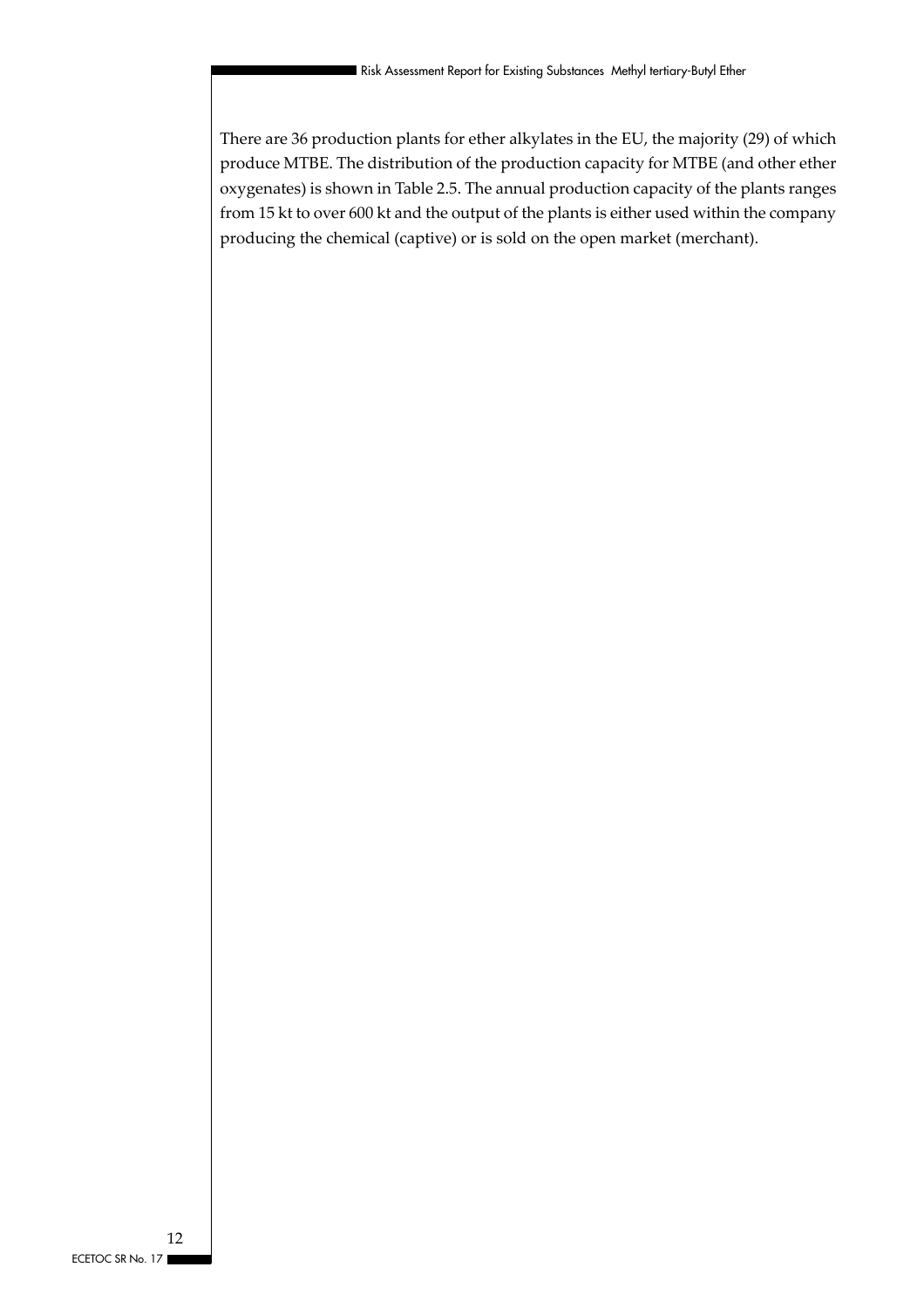There are 36 production plants for ether alkylates in the EU, the majority (29) of which produce MTBE. The distribution of the production capacity for MTBE (and other ether oxygenates) is shown in Table 2.5. The annual production capacity of the plants ranges from 15 kt to over 600 kt and the output of the plants is either used within the company producing the chemical (captive) or is sold on the open market (merchant).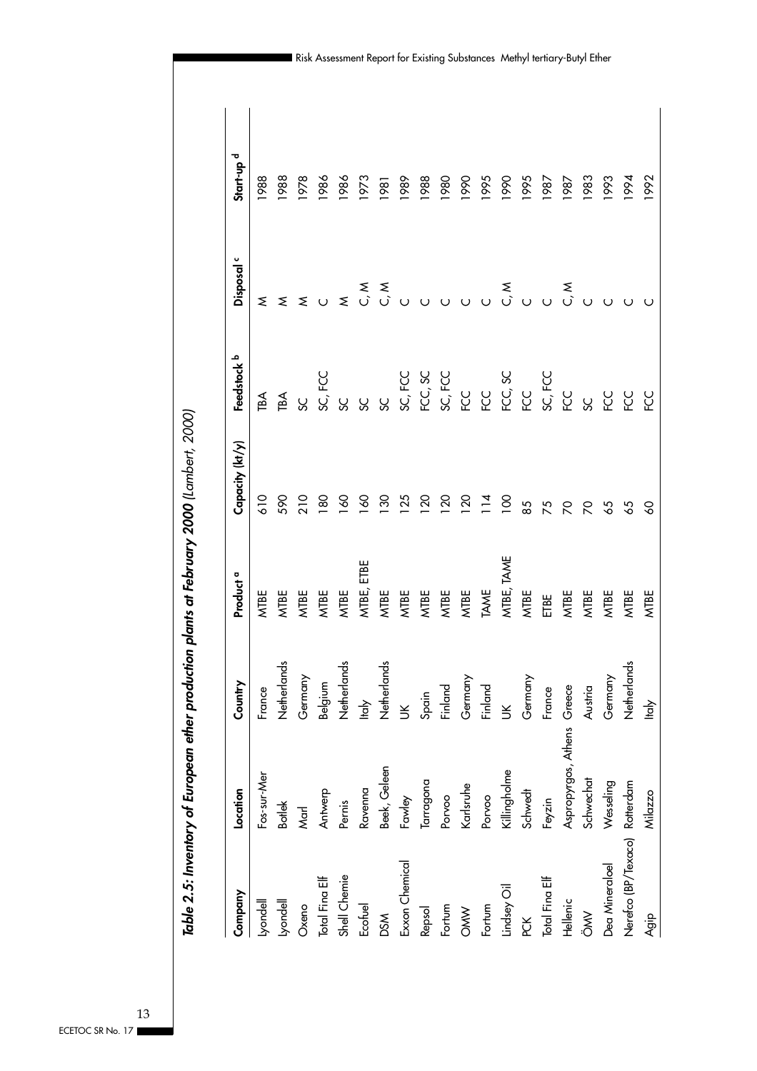*Table 2.5: Inventory of European ether production plants at February 2000* (Lambert, 2000)

| Company | Location | Country | Product [a] | Capacity (kt/y) | Feedstock [b] | Disposal [c] | Start-up [d] |
|---|---|---|---|---|---|---|---|
| Lyondell | Fos-sur-Mer | France | MTBE | 610 | TBA | M | 1988 |
| Lyondell | Botlek | Netherlands | MTBE | 590 | TBA | M | 1988 |
| Oxeno | Marl | Germany | MTBE | 210 | SC | M | 1978 |
| Total Fina Elf | Antwerp | Belgium | MTBE | 180 | SC, FCC | C | 1986 |
| Shell Chemie | Pernis | Netherlands | MTBE | 160 | SC | M | 1986 |
| Ecofuel | Ravenna | Italy | MTBE, ETBE | 160 | SC | C, M | 1973 |
| DSM | Beek, Geleen | Netherlands | MTBE | 130 | SC | C, M | 1981 |
| Exxon Chemical | Fawley | UK | MTBE | 125 | SC, FCC | C | 1989 |
| Repsol | Tarragona | Spain | MTBE | 120 | FCC, SC | C | 1988 |
| Fortum | Porvoo | Finland | MTBE | 120 | SC, FCC | C | 1980 |
| OMW | Karlsruhe | Germany | MTBE | 120 | FCC | C | 1990 |
| Fortum | Porvoo | Finland | TAME | 114 | FCC | C | 1995 |
| Lindsey Oil | Killingholme | UK | MTBE, TAME | 100 | FCC, SC | C, M | 1990 |
| PCK | Schwedt | Germany | MTBE | 85 | FCC | C | 1995 |
| Total Fina Elf | Feyzin | France | ETBE | 75 | SC, FCC | C | 1987 |
| Hellenic | Aspropyrgos, Athens | Greece | MTBE | 70 | FCC | C, M | 1987 |
| ÖMV | Schwechat | Austria | MTBE | 70 | SC | C | 1983 |
| Dea Mineraloel | Wesseling | Germany | MTBE | 65 | FCC | C | 1993 |
| Nerefco (BP/Texaco) | Rotterdam | Netherlands | MTBE | 65 | FCC | C | 1994 |
| Agip | Milazzo | Italy | MTBE | 60 | FCC | C | 1992 |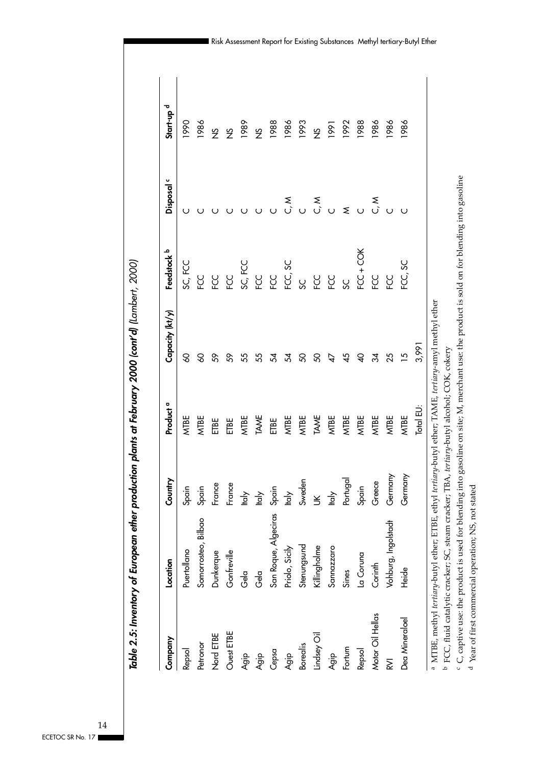*Table 2.5: Inventory of European ether production plants at February 2000 (cont'd) (Lambert, 2000)*

| Company | Location | Country | Product [a] | Capacity (kt/y) | Feedstock [b] | Disposal [c] | Start-up [d] |
|---|---|---|---|---|---|---|---|
| Repsol | Puertollano | Spain | MTBE | 60 | SC, FCC | C | 1990 |
| Petronor | Somorrosteo, Bilbao | Spain | MTBE | 60 | FCC | C | 1986 |
| Nord ETBE | Dunkerque | France | ETBE | 59 | FCC | C | NS |
| Ouest ETBE | Gonfreville | France | ETBE | 59 | FCC | C | NS |
| Agip | Gela | Italy | MTBE | 55 | SC, FCC | C | 1989 |
| Agip | Gela | Italy | TAME | 55 | FCC | C | NS |
| Cepsa | San Roque, Algeciras | Spain | ETBE | 54 | FCC | C | 1988 |
| Agip | Priolo, Sicily | Italy | MTBE | 54 | FCC, SC | C, M | 1986 |
| Borealis | Stenungsund | Sweden | MTBE | 50 | SC | C | 1993 |
| Lindsey Oil | Killingholme | UK | TAME | 50 | FCC | C, M | NS |
| Agip | Sannazzaro | Italy | MTBE | 47 | FCC | C | 1991 |
| Fortum | Sines | Portugal | MTBE | 45 | SC | M | 1992 |
| Repsol | La Coruna | Spain | MTBE | 40 | FCC + COK | C | 1988 |
| Motor Oil Hellas | Corinth | Greece | MTBE | 34 | FCC | C, M | 1986 |
| RVI | Vohburg, Ingolstadt | Germany | MTBE | 25 | FCC | C | 1986 |
| Dea Mineraloel | Heide | Germany | MTBE | 15 | FCC, SC | C | 1986 |
| | | | Total EU: | 3,991 | | | |

[a] MTBE, methyl *tertiary*-butyl ether; ETBE, ethyl *tertiary*-butyl ether; TAME, *tertiary*-amyl methyl ether

[b] FCC, fluid catalytic cracker; SC, steam cracker; TBA, *tertiary*-butyl alcohol; COK, cokery

[c] C, captive use: the product is used for blending into gasoline on site; M, merchant use: the product is sold on for blending into gasoline

[d] Year of first commercial operation; NS, not stated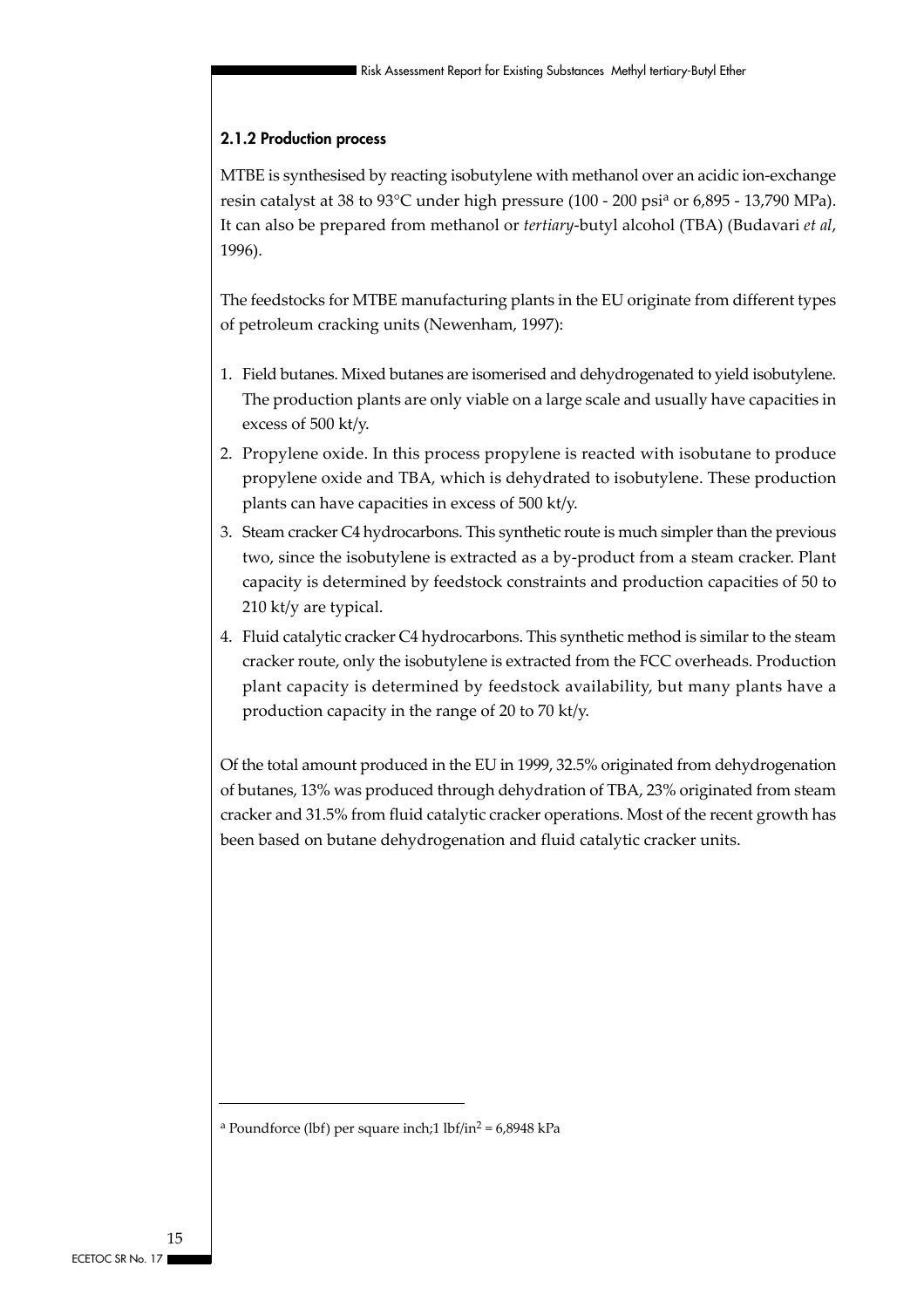### 2.1.2 Production process

MTBE is synthesised by reacting isobutylene with methanol over an acidic ion-exchange resin catalyst at 38 to 93°C under high pressure (100 - 200 psi[a] or 6,895 - 13,790 MPa). It can also be prepared from methanol or *tertiary*-butyl alcohol (TBA) (Budavari *et al*, 1996).

The feedstocks for MTBE manufacturing plants in the EU originate from different types of petroleum cracking units (Newenham, 1997):

1. Field butanes. Mixed butanes are isomerised and dehydrogenated to yield isobutylene. The production plants are only viable on a large scale and usually have capacities in excess of 500 kt/y.
2. Propylene oxide. In this process propylene is reacted with isobutane to produce propylene oxide and TBA, which is dehydrated to isobutylene. These production plants can have capacities in excess of 500 kt/y.
3. Steam cracker C4 hydrocarbons. This synthetic route is much simpler than the previous two, since the isobutylene is extracted as a by-product from a steam cracker. Plant capacity is determined by feedstock constraints and production capacities of 50 to 210 kt/y are typical.
4. Fluid catalytic cracker C4 hydrocarbons. This synthetic method is similar to the steam cracker route, only the isobutylene is extracted from the FCC overheads. Production plant capacity is determined by feedstock availability, but many plants have a production capacity in the range of 20 to 70 kt/y.

Of the total amount produced in the EU in 1999, 32.5% originated from dehydrogenation of butanes, 13% was produced through dehydration of TBA, 23% originated from steam cracker and 31.5% from fluid catalytic cracker operations. Most of the recent growth has been based on butane dehydrogenation and fluid catalytic cracker units.

---

[a] Poundforce (lbf) per square inch;1 $lbf/in^2$ = 6,8948 kPa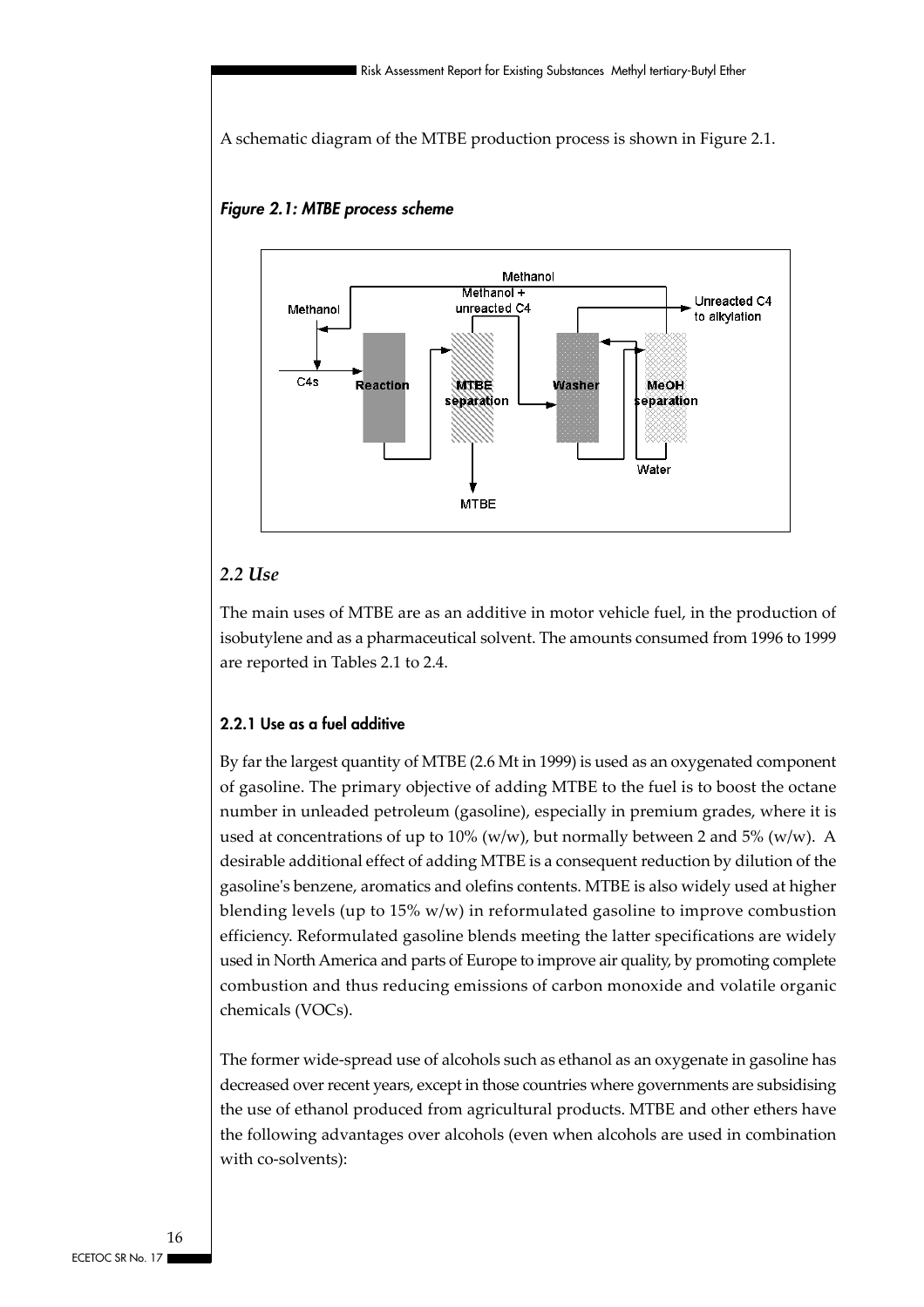A schematic diagram of the MTBE production process is shown in Figure 2.1.

***Figure 2.1: MTBE process scheme***

## *2.2 Use*

The main uses of MTBE are as an additive in motor vehicle fuel, in the production of isobutylene and as a pharmaceutical solvent. The amounts consumed from 1996 to 1999 are reported in Tables 2.1 to 2.4.

### 2.2.1 Use as a fuel additive

By far the largest quantity of MTBE (2.6 Mt in 1999) is used as an oxygenated component of gasoline. The primary objective of adding MTBE to the fuel is to boost the octane number in unleaded petroleum (gasoline), especially in premium grades, where it is used at concentrations of up to 10% (w/w), but normally between 2 and 5% (w/w). A desirable additional effect of adding MTBE is a consequent reduction by dilution of the gasoline's benzene, aromatics and olefins contents. MTBE is also widely used at higher blending levels (up to 15% w/w) in reformulated gasoline to improve combustion efficiency. Reformulated gasoline blends meeting the latter specifications are widely used in North America and parts of Europe to improve air quality, by promoting complete combustion and thus reducing emissions of carbon monoxide and volatile organic chemicals (VOCs).

The former wide-spread use of alcohols such as ethanol as an oxygenate in gasoline has decreased over recent years, except in those countries where governments are subsidising the use of ethanol produced from agricultural products. MTBE and other ethers have the following advantages over alcohols (even when alcohols are used in combination with co-solvents):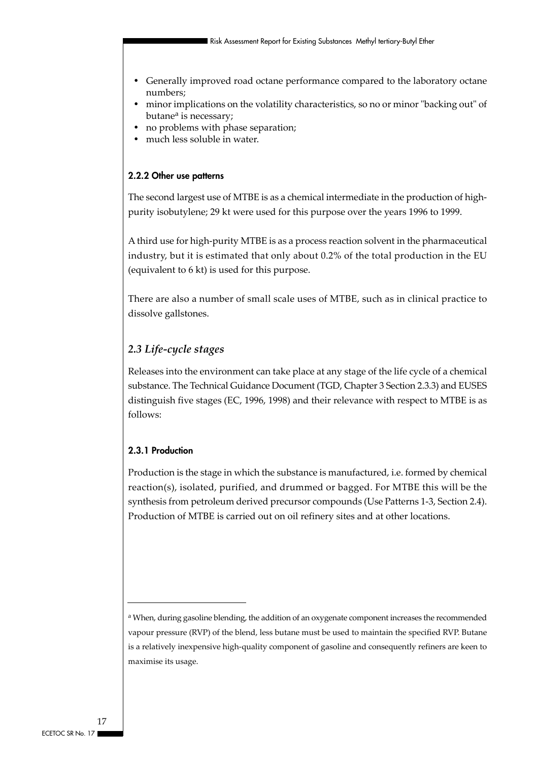- Generally improved road octane performance compared to the laboratory octane numbers;
- minor implications on the volatility characteristics, so no or minor "backing out" of butane[a] is necessary;
- no problems with phase separation;
- much less soluble in water.

### 2.2.2 Other use patterns

The second largest use of MTBE is as a chemical intermediate in the production of high-purity isobutylene; 29 kt were used for this purpose over the years 1996 to 1999.

A third use for high-purity MTBE is as a process reaction solvent in the pharmaceutical industry, but it is estimated that only about 0.2% of the total production in the EU (equivalent to 6 kt) is used for this purpose.

There are also a number of small scale uses of MTBE, such as in clinical practice to dissolve gallstones.

## *2.3 Life-cycle stages*

Releases into the environment can take place at any stage of the life cycle of a chemical substance. The Technical Guidance Document (TGD, Chapter 3 Section 2.3.3) and EUSES distinguish five stages (EC, 1996, 1998) and their relevance with respect to MTBE is as follows:

### 2.3.1 Production

Production is the stage in which the substance is manufactured, i.e. formed by chemical reaction(s), isolated, purified, and drummed or bagged. For MTBE this will be the synthesis from petroleum derived precursor compounds (Use Patterns 1-3, Section 2.4). Production of MTBE is carried out on oil refinery sites and at other locations.

---

[a] When, during gasoline blending, the addition of an oxygenate component increases the recommended vapour pressure (RVP) of the blend, less butane must be used to maintain the specified RVP. Butane is a relatively inexpensive high-quality component of gasoline and consequently refiners are keen to maximise its usage.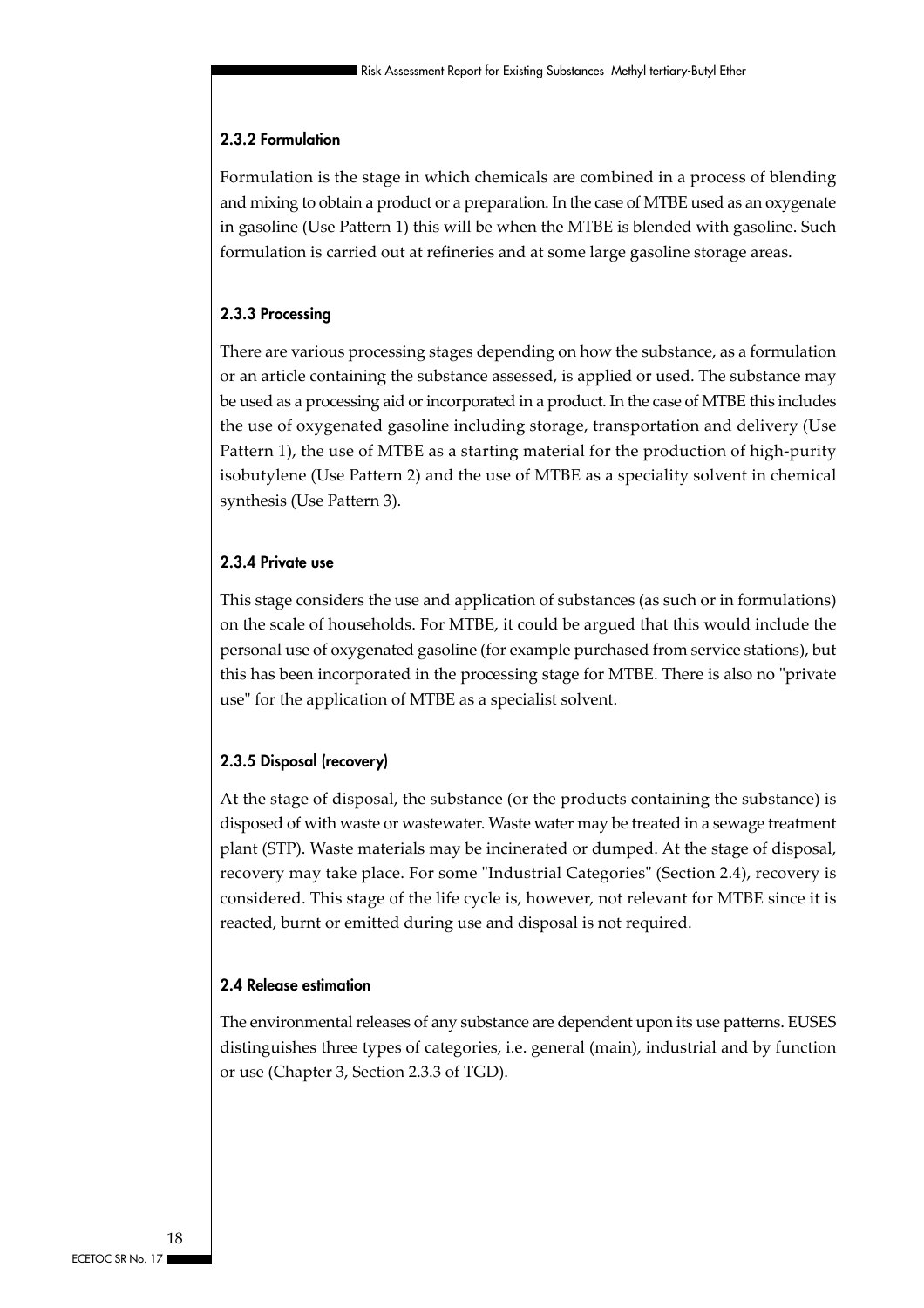### 2.3.2 Formulation

Formulation is the stage in which chemicals are combined in a process of blending and mixing to obtain a product or a preparation. In the case of MTBE used as an oxygenate in gasoline (Use Pattern 1) this will be when the MTBE is blended with gasoline. Such formulation is carried out at refineries and at some large gasoline storage areas.

### 2.3.3 Processing

There are various processing stages depending on how the substance, as a formulation or an article containing the substance assessed, is applied or used. The substance may be used as a processing aid or incorporated in a product. In the case of MTBE this includes the use of oxygenated gasoline including storage, transportation and delivery (Use Pattern 1), the use of MTBE as a starting material for the production of high-purity isobutylene (Use Pattern 2) and the use of MTBE as a speciality solvent in chemical synthesis (Use Pattern 3).

### 2.3.4 Private use

This stage considers the use and application of substances (as such or in formulations) on the scale of households. For MTBE, it could be argued that this would include the personal use of oxygenated gasoline (for example purchased from service stations), but this has been incorporated in the processing stage for MTBE. There is also no "private use" for the application of MTBE as a specialist solvent.

### 2.3.5 Disposal (recovery)

At the stage of disposal, the substance (or the products containing the substance) is disposed of with waste or wastewater. Waste water may be treated in a sewage treatment plant (STP). Waste materials may be incinerated or dumped. At the stage of disposal, recovery may take place. For some "Industrial Categories" (Section 2.4), recovery is considered. This stage of the life cycle is, however, not relevant for MTBE since it is reacted, burnt or emitted during use and disposal is not required.

## 2.4 Release estimation

The environmental releases of any substance are dependent upon its use patterns. EUSES distinguishes three types of categories, i.e. general (main), industrial and by function or use (Chapter 3, Section 2.3.3 of TGD).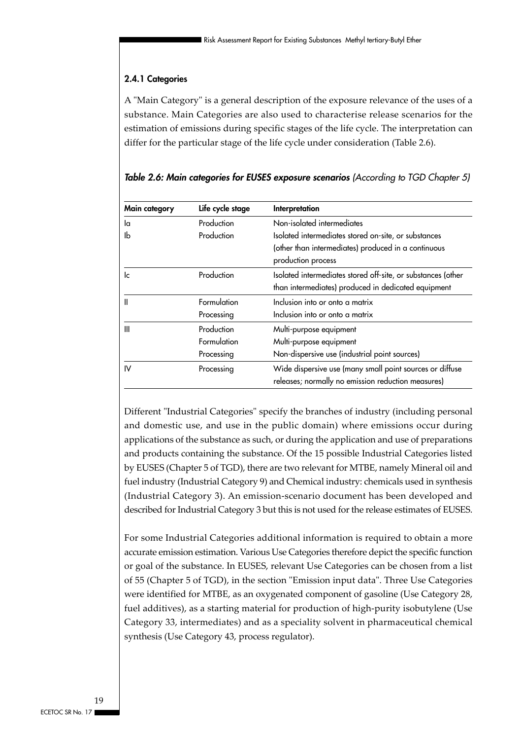### 2.4.1 Categories

A "Main Category" is a general description of the exposure relevance of the uses of a substance. Main Categories are also used to characterise release scenarios for the estimation of emissions during specific stages of the life cycle. The interpretation can differ for the particular stage of the life cycle under consideration (Table 2.6).

***Table 2.6: Main categories for EUSES exposure scenarios** (According to TGD Chapter 5)*

| Main category | Life cycle stage | Interpretation |
|---|---|---|
| Ia | Production | Non-isolated intermediates |
| Ib | Production | Isolated intermediates stored on-site, or substances (other than intermediates) produced in a continuous production process |
| Ic | Production | Isolated intermediates stored off-site, or substances (other than intermediates) produced in dedicated equipment |
| II | Formulation | Inclusion into or onto a matrix |
| | Processing | Inclusion into or onto a matrix |
| III | Production | Multi-purpose equipment |
| | Formulation | Multi-purpose equipment |
| | Processing | Non-dispersive use (industrial point sources) |
| IV | Processing | Wide dispersive use (many small point sources or diffuse releases; normally no emission reduction measures) |

Different "Industrial Categories" specify the branches of industry (including personal and domestic use, and use in the public domain) where emissions occur during applications of the substance as such, or during the application and use of preparations and products containing the substance. Of the 15 possible Industrial Categories listed by EUSES (Chapter 5 of TGD), there are two relevant for MTBE, namely Mineral oil and fuel industry (Industrial Category 9) and Chemical industry: chemicals used in synthesis (Industrial Category 3). An emission-scenario document has been developed and described for Industrial Category 3 but this is not used for the release estimates of EUSES.

For some Industrial Categories additional information is required to obtain a more accurate emission estimation. Various Use Categories therefore depict the specific function or goal of the substance. In EUSES, relevant Use Categories can be chosen from a list of 55 (Chapter 5 of TGD), in the section "Emission input data". Three Use Categories were identified for MTBE, as an oxygenated component of gasoline (Use Category 28, fuel additives), as a starting material for production of high-purity isobutylene (Use Category 33, intermediates) and as a speciality solvent in pharmaceutical chemical synthesis (Use Category 43, process regulator).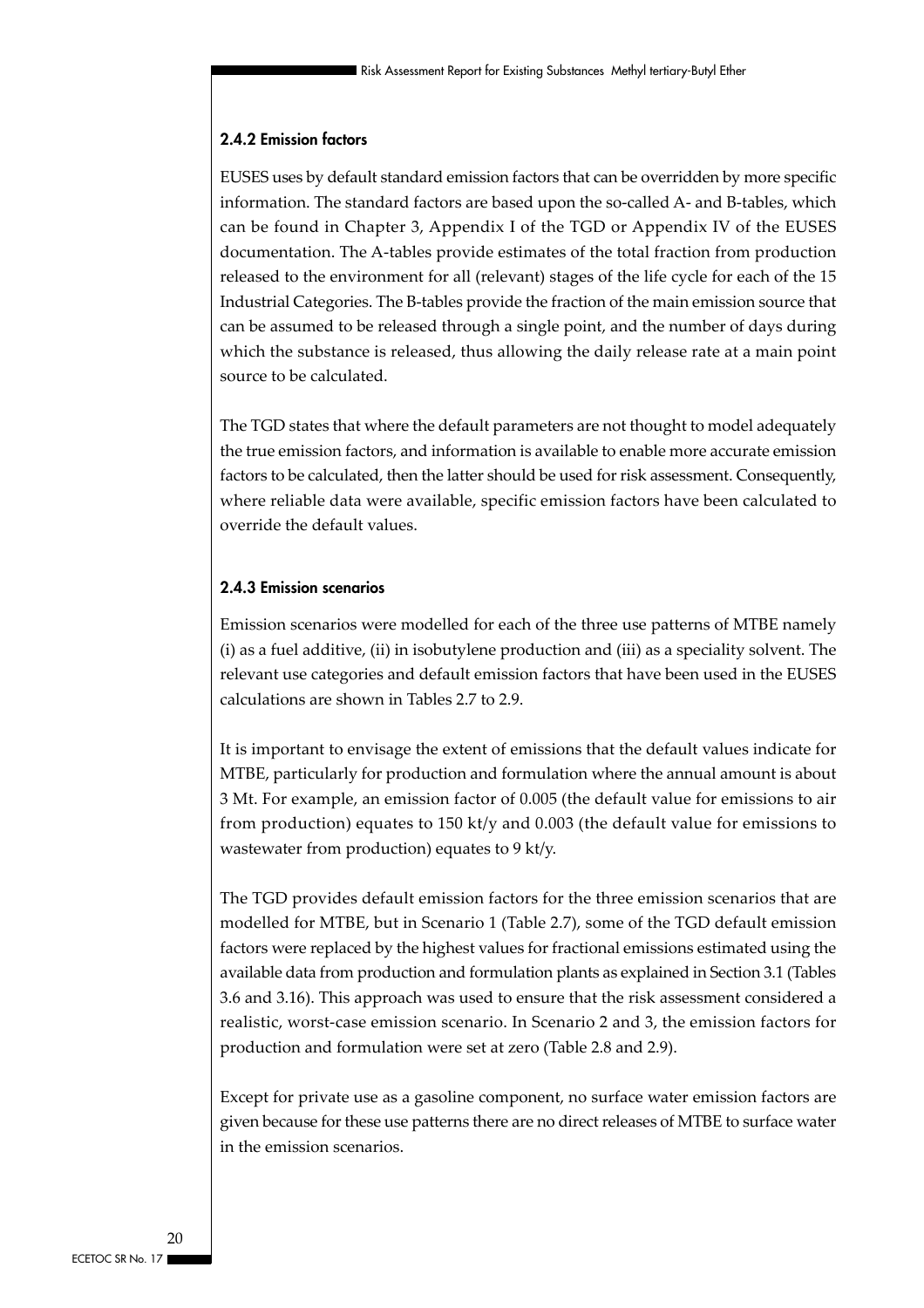### 2.4.2 Emission factors

EUSES uses by default standard emission factors that can be overridden by more specific information. The standard factors are based upon the so-called A- and B-tables, which can be found in Chapter 3, Appendix I of the TGD or Appendix IV of the EUSES documentation. The A-tables provide estimates of the total fraction from production released to the environment for all (relevant) stages of the life cycle for each of the 15 Industrial Categories. The B-tables provide the fraction of the main emission source that can be assumed to be released through a single point, and the number of days during which the substance is released, thus allowing the daily release rate at a main point source to be calculated.

The TGD states that where the default parameters are not thought to model adequately the true emission factors, and information is available to enable more accurate emission factors to be calculated, then the latter should be used for risk assessment. Consequently, where reliable data were available, specific emission factors have been calculated to override the default values.

### 2.4.3 Emission scenarios

Emission scenarios were modelled for each of the three use patterns of MTBE namely (i) as a fuel additive, (ii) in isobutylene production and (iii) as a speciality solvent. The relevant use categories and default emission factors that have been used in the EUSES calculations are shown in Tables 2.7 to 2.9.

It is important to envisage the extent of emissions that the default values indicate for MTBE, particularly for production and formulation where the annual amount is about 3 Mt. For example, an emission factor of 0.005 (the default value for emissions to air from production) equates to 150 kt/y and 0.003 (the default value for emissions to wastewater from production) equates to 9 kt/y.

The TGD provides default emission factors for the three emission scenarios that are modelled for MTBE, but in Scenario 1 (Table 2.7), some of the TGD default emission factors were replaced by the highest values for fractional emissions estimated using the available data from production and formulation plants as explained in Section 3.1 (Tables 3.6 and 3.16). This approach was used to ensure that the risk assessment considered a realistic, worst-case emission scenario. In Scenario 2 and 3, the emission factors for production and formulation were set at zero (Table 2.8 and 2.9).

Except for private use as a gasoline component, no surface water emission factors are given because for these use patterns there are no direct releases of MTBE to surface water in the emission scenarios.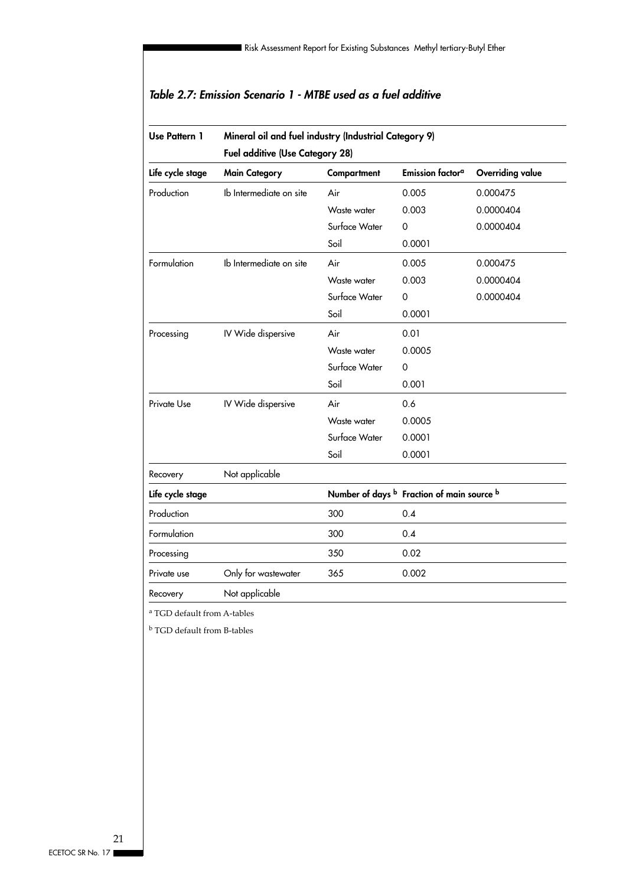### *Table 2.7: Emission Scenario 1 - MTBE used as a fuel additive*

| Use Pattern 1 | Mineral oil and fuel industry (Industrial Category 9) Fuel additive (Use Category 28) | | | |
|---|---|---|---|---|
| **Life cycle stage** | **Main Category** | **Compartment** | **Emission factor**[a] | **Overriding value** |
| Production | Ib Intermediate on site | Air | 0.005 | 0.000475 |
| | | Waste water | 0.003 | 0.0000404 |
| | | Surface Water | 0 | 0.0000404 |
| | | Soil | 0.0001 | |
| Formulation | Ib Intermediate on site | Air | 0.005 | 0.000475 |
| | | Waste water | 0.003 | 0.0000404 |
| | | Surface Water | 0 | 0.0000404 |
| | | Soil | 0.0001 | |
| Processing | IV Wide dispersive | Air | 0.01 | |
| | | Waste water | 0.0005 | |
| | | Surface Water | 0 | |
| | | Soil | 0.001 | |
| Private Use | IV Wide dispersive | Air | 0.6 | |
| | | Waste water | 0.0005 | |
| | | Surface Water | 0.0001 | |
| | | Soil | 0.0001 | |
| Recovery | Not applicable | | | |
| **Life cycle stage** | | **Number of days** [b] | **Fraction of main source** [b] | |
| Production | | 300 | 0.4 | |
| Formulation | | 300 | 0.4 | |
| Processing | | 350 | 0.02 | |
| Private use | Only for wastewater | 365 | 0.002 | |
| Recovery | Not applicable | | | |

[a] TGD default from A-tables

[b] TGD default from B-tables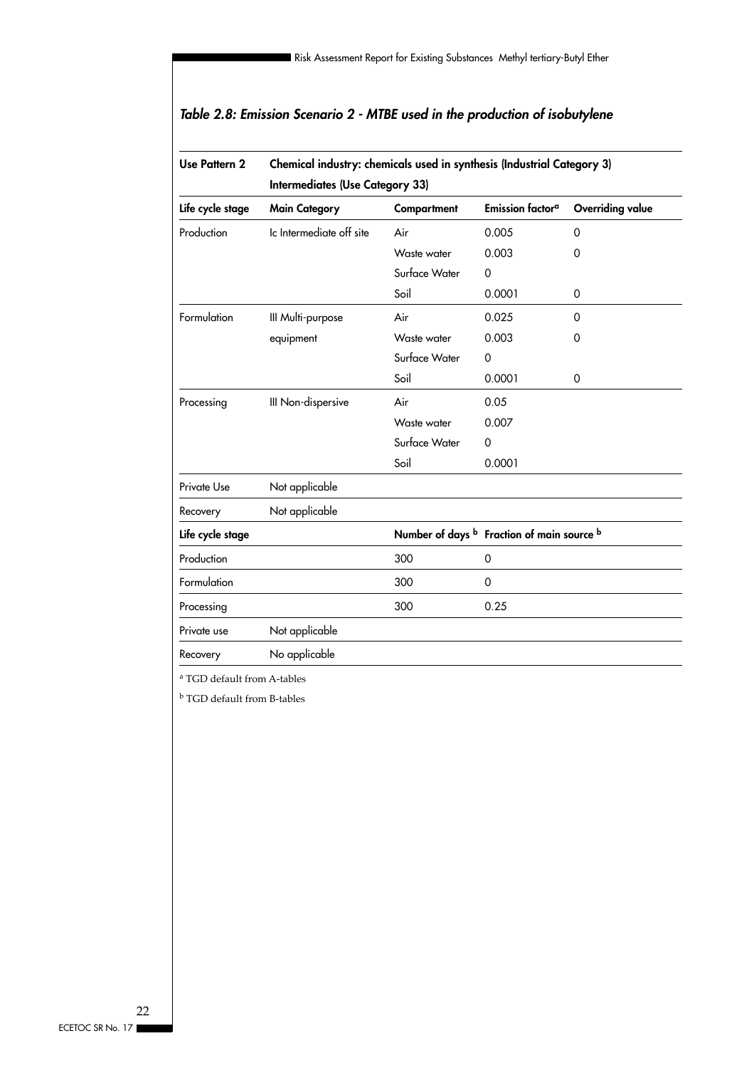### *Table 2.8: Emission Scenario 2 - MTBE used in the production of isobutylene*

| Use Pattern 2 | Chemical industry: chemicals used in synthesis (Industrial Category 3) Intermediates (Use Category 33) | | | |
|---|---|---|---|---|
| **Life cycle stage** | **Main Category** | **Compartment** | **Emission factor[a]** | **Overriding value** |
| Production | Ic Intermediate off site | Air | 0.005 | 0 |
| | | Waste water | 0.003 | 0 |
| | | Surface Water | 0 | |
| | | Soil | 0.0001 | 0 |
| Formulation | III Multi-purpose equipment | Air | 0.025 | 0 |
| | | Waste water | 0.003 | 0 |
| | | Surface Water | 0 | |
| | | Soil | 0.0001 | 0 |
| Processing | III Non-dispersive | Air | 0.05 | |
| | | Waste water | 0.007 | |
| | | Surface Water | 0 | |
| | | Soil | 0.0001 | |
| Private Use | Not applicable | | | |
| Recovery | Not applicable | | | |
| **Life cycle stage** | | **Number of days [b]** | **Fraction of main source [b]** | |
| Production | | 300 | 0 | |
| Formulation | | 300 | 0 | |
| Processing | | 300 | 0.25 | |
| Private use | Not applicable | | | |
| Recovery | No applicable | | | |

[a] TGD default from A-tables

[b] TGD default from B-tables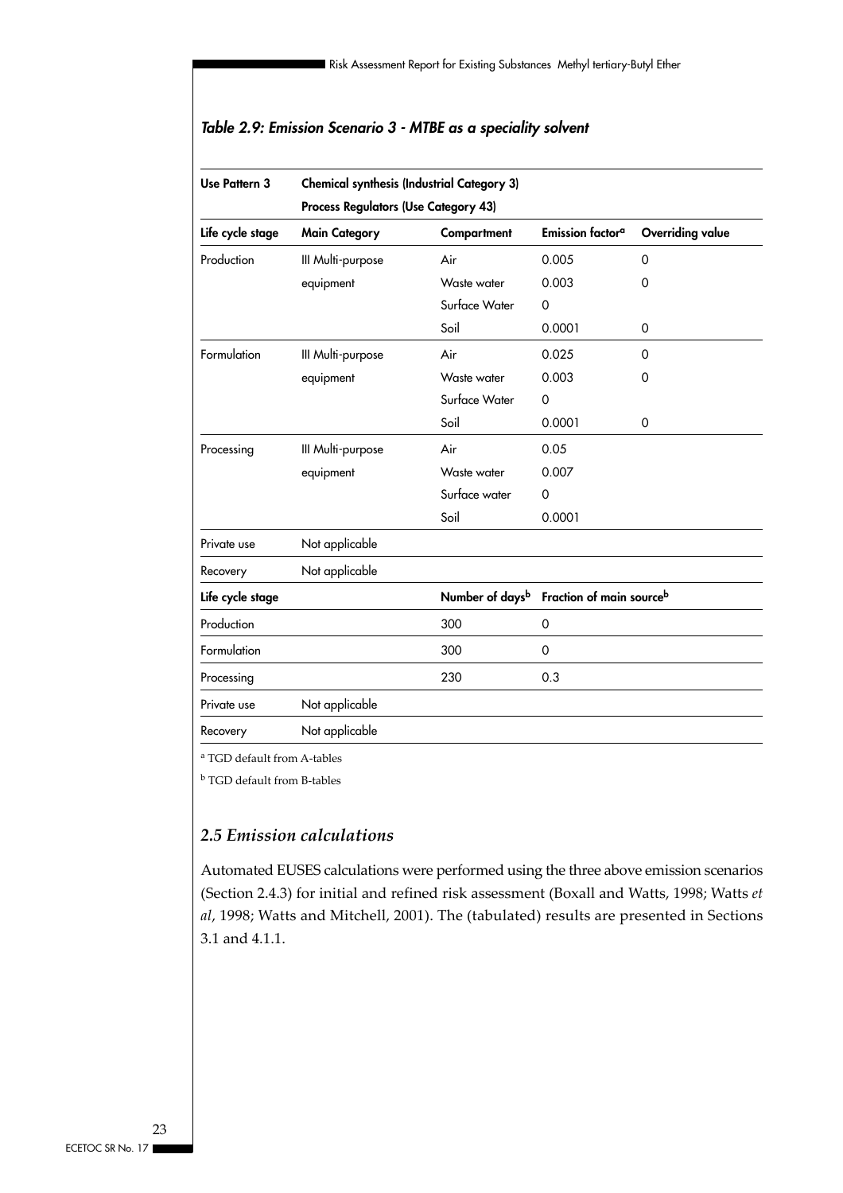### *Table 2.9: Emission Scenario 3 - MTBE as a speciality solvent*

| Use Pattern 3 | Chemical synthesis (Industrial Category 3) Process Regulators (Use Category 43) | | | |
|---|---|---|---|---|
| **Life cycle stage** | **Main Category** | **Compartment** | **Emission factor[a]** | **Overriding value** |
| Production | III Multi-purpose equipment | Air | 0.005 | 0 |
| | | Waste water | 0.003 | 0 |
| | | Surface Water | 0 | |
| | | Soil | 0.0001 | 0 |
| Formulation | III Multi-purpose equipment | Air | 0.025 | 0 |
| | | Waste water | 0.003 | 0 |
| | | Surface Water | 0 | |
| | | Soil | 0.0001 | 0 |
| Processing | III Multi-purpose equipment | Air | 0.05 | |
| | | Waste water | 0.007 | |
| | | Surface water | 0 | |
| | | Soil | 0.0001 | |
| Private use | Not applicable | | | |
| Recovery | Not applicable | | | |
| **Life cycle stage** | | **Number of days[b]** | **Fraction of main source[b]** | |
| Production | | 300 | 0 | |
| Formulation | | 300 | 0 | |
| Processing | | 230 | 0.3 | |
| Private use | Not applicable | | | |
| Recovery | Not applicable | | | |

[a] TGD default from A-tables

[b] TGD default from B-tables

## *2.5 Emission calculations*

Automated EUSES calculations were performed using the three above emission scenarios (Section 2.4.3) for initial and refined risk assessment (Boxall and Watts, 1998; Watts *et al*, 1998; Watts and Mitchell, 2001). The (tabulated) results are presented in Sections 3.1 and 4.1.1.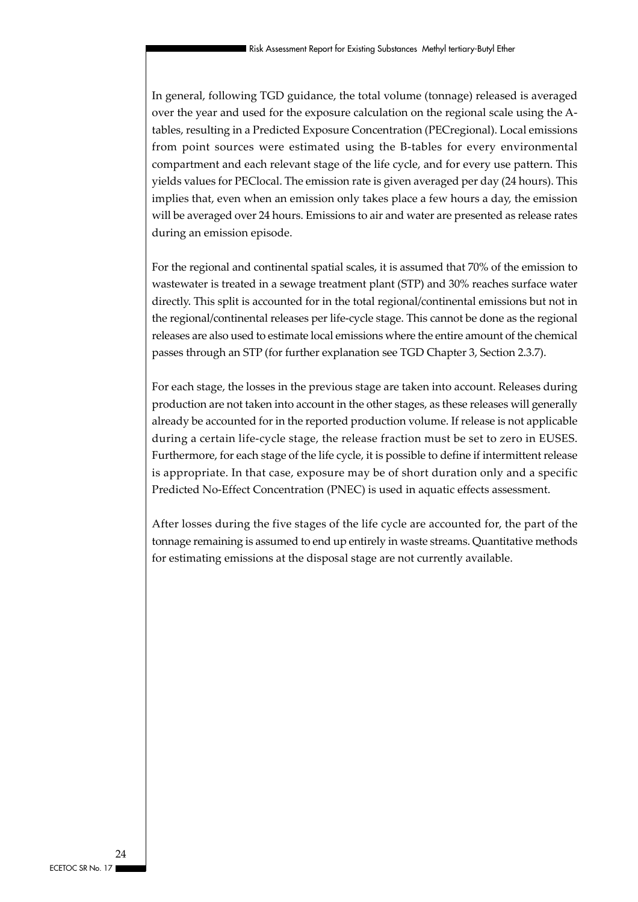In general, following TGD guidance, the total volume (tonnage) released is averaged over the year and used for the exposure calculation on the regional scale using the A-tables, resulting in a Predicted Exposure Concentration (PECregional). Local emissions from point sources were estimated using the B-tables for every environmental compartment and each relevant stage of the life cycle, and for every use pattern. This yields values for PEClocal. The emission rate is given averaged per day (24 hours). This implies that, even when an emission only takes place a few hours a day, the emission will be averaged over 24 hours. Emissions to air and water are presented as release rates during an emission episode.

For the regional and continental spatial scales, it is assumed that 70% of the emission to wastewater is treated in a sewage treatment plant (STP) and 30% reaches surface water directly. This split is accounted for in the total regional/continental emissions but not in the regional/continental releases per life-cycle stage. This cannot be done as the regional releases are also used to estimate local emissions where the entire amount of the chemical passes through an STP (for further explanation see TGD Chapter 3, Section 2.3.7).

For each stage, the losses in the previous stage are taken into account. Releases during production are not taken into account in the other stages, as these releases will generally already be accounted for in the reported production volume. If release is not applicable during a certain life-cycle stage, the release fraction must be set to zero in EUSES. Furthermore, for each stage of the life cycle, it is possible to define if intermittent release is appropriate. In that case, exposure may be of short duration only and a specific Predicted No-Effect Concentration (PNEC) is used in aquatic effects assessment.

After losses during the five stages of the life cycle are accounted for, the part of the tonnage remaining is assumed to end up entirely in waste streams. Quantitative methods for estimating emissions at the disposal stage are not currently available.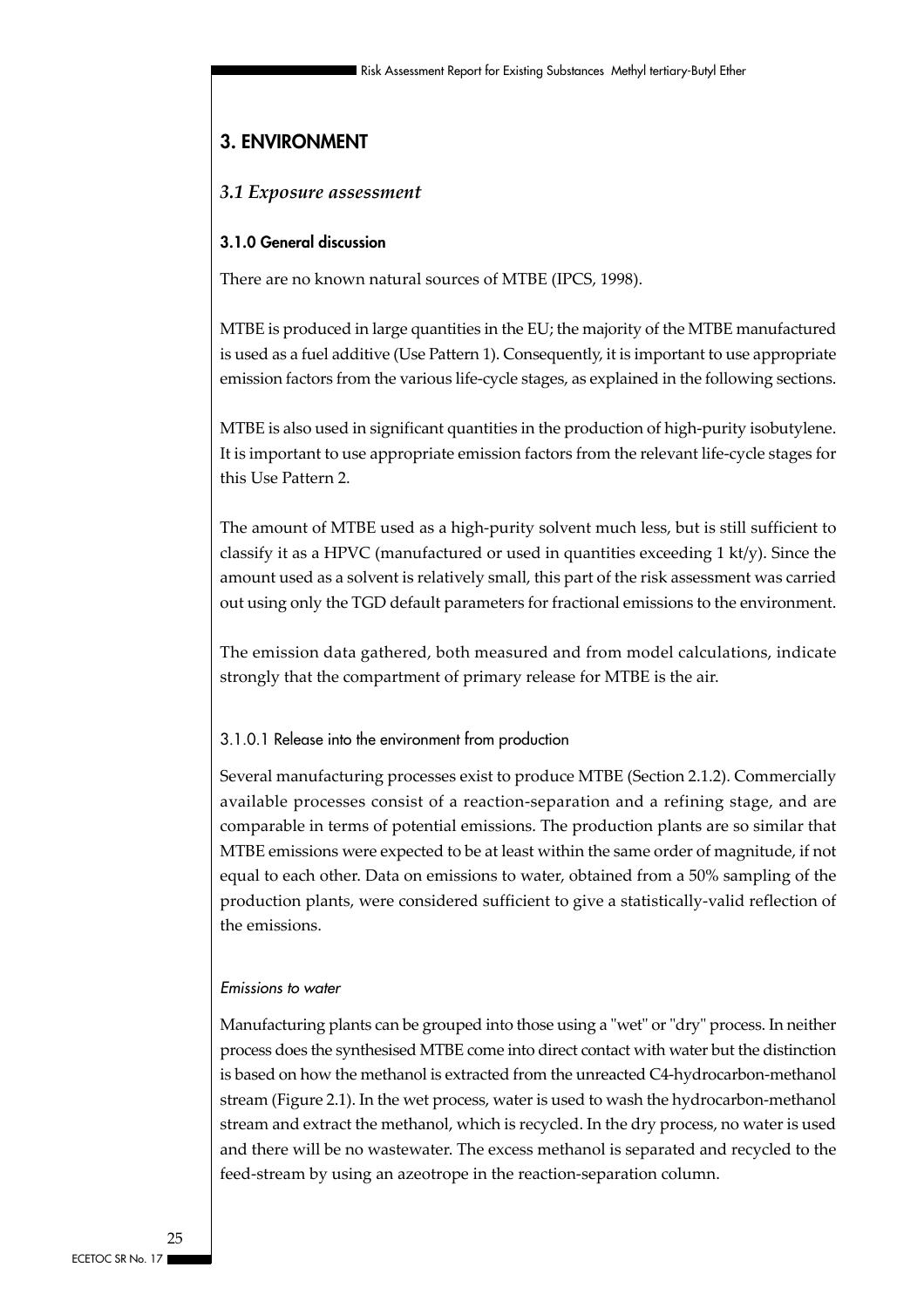# 3. ENVIRONMENT

## *3.1 Exposure assessment*

### 3.1.0 General discussion

There are no known natural sources of MTBE (IPCS, 1998).

MTBE is produced in large quantities in the EU; the majority of the MTBE manufactured is used as a fuel additive (Use Pattern 1). Consequently, it is important to use appropriate emission factors from the various life-cycle stages, as explained in the following sections.

MTBE is also used in significant quantities in the production of high-purity isobutylene. It is important to use appropriate emission factors from the relevant life-cycle stages for this Use Pattern 2.

The amount of MTBE used as a high-purity solvent much less, but is still sufficient to classify it as a HPVC (manufactured or used in quantities exceeding 1 kt/y). Since the amount used as a solvent is relatively small, this part of the risk assessment was carried out using only the TGD default parameters for fractional emissions to the environment.

The emission data gathered, both measured and from model calculations, indicate strongly that the compartment of primary release for MTBE is the air.

#### 3.1.0.1 Release into the environment from production

Several manufacturing processes exist to produce MTBE (Section 2.1.2). Commercially available processes consist of a reaction-separation and a refining stage, and are comparable in terms of potential emissions. The production plants are so similar that MTBE emissions were expected to be at least within the same order of magnitude, if not equal to each other. Data on emissions to water, obtained from a 50% sampling of the production plants, were considered sufficient to give a statistically-valid reflection of the emissions.

*Emissions to water*

Manufacturing plants can be grouped into those using a "wet" or "dry" process. In neither process does the synthesised MTBE come into direct contact with water but the distinction is based on how the methanol is extracted from the unreacted C4-hydrocarbon-methanol stream (Figure 2.1). In the wet process, water is used to wash the hydrocarbon-methanol stream and extract the methanol, which is recycled. In the dry process, no water is used and there will be no wastewater. The excess methanol is separated and recycled to the feed-stream by using an azeotrope in the reaction-separation column.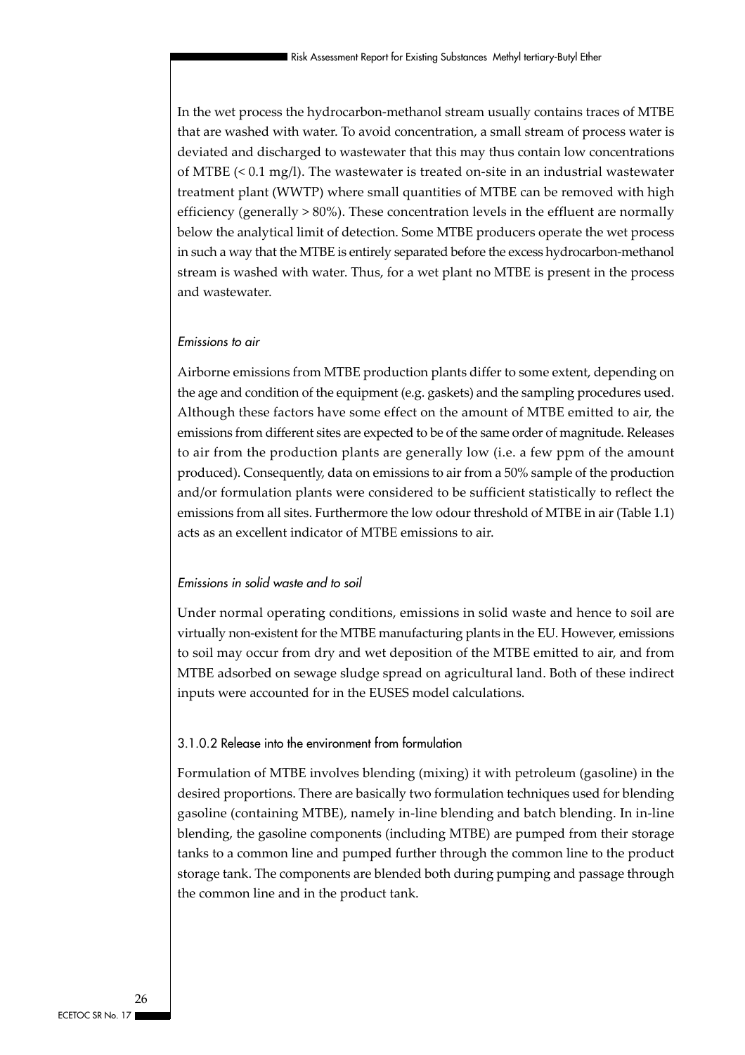In the wet process the hydrocarbon-methanol stream usually contains traces of MTBE that are washed with water. To avoid concentration, a small stream of process water is deviated and discharged to wastewater that this may thus contain low concentrations of MTBE (< 0.1 mg/l). The wastewater is treated on-site in an industrial wastewater treatment plant (WWTP) where small quantities of MTBE can be removed with high efficiency (generally > 80%). These concentration levels in the effluent are normally below the analytical limit of detection. Some MTBE producers operate the wet process in such a way that the MTBE is entirely separated before the excess hydrocarbon-methanol stream is washed with water. Thus, for a wet plant no MTBE is present in the process and wastewater.

*Emissions to air*

Airborne emissions from MTBE production plants differ to some extent, depending on the age and condition of the equipment (e.g. gaskets) and the sampling procedures used. Although these factors have some effect on the amount of MTBE emitted to air, the emissions from different sites are expected to be of the same order of magnitude. Releases to air from the production plants are generally low (i.e. a few ppm of the amount produced). Consequently, data on emissions to air from a 50% sample of the production and/or formulation plants were considered to be sufficient statistically to reflect the emissions from all sites. Furthermore the low odour threshold of MTBE in air (Table 1.1) acts as an excellent indicator of MTBE emissions to air.

*Emissions in solid waste and to soil*

Under normal operating conditions, emissions in solid waste and hence to soil are virtually non-existent for the MTBE manufacturing plants in the EU. However, emissions to soil may occur from dry and wet deposition of the MTBE emitted to air, and from MTBE adsorbed on sewage sludge spread on agricultural land. Both of these indirect inputs were accounted for in the EUSES model calculations.

### 3.1.0.2 Release into the environment from formulation

Formulation of MTBE involves blending (mixing) it with petroleum (gasoline) in the desired proportions. There are basically two formulation techniques used for blending gasoline (containing MTBE), namely in-line blending and batch blending. In in-line blending, the gasoline components (including MTBE) are pumped from their storage tanks to a common line and pumped further through the common line to the product storage tank. The components are blended both during pumping and passage through the common line and in the product tank.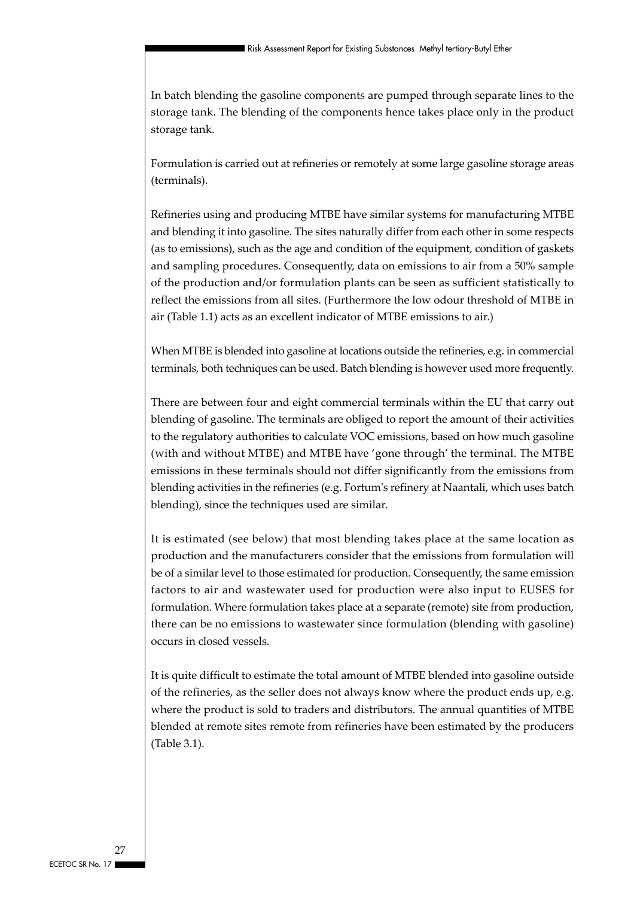In batch blending the gasoline components are pumped through separate lines to the storage tank. The blending of the components hence takes place only in the product storage tank.

Formulation is carried out at refineries or remotely at some large gasoline storage areas (terminals).

Refineries using and producing MTBE have similar systems for manufacturing MTBE and blending it into gasoline. The sites naturally differ from each other in some respects (as to emissions), such as the age and condition of the equipment, condition of gaskets and sampling procedures. Consequently, data on emissions to air from a 50% sample of the production and/or formulation plants can be seen as sufficient statistically to reflect the emissions from all sites. (Furthermore the low odour threshold of MTBE in air (Table 1.1) acts as an excellent indicator of MTBE emissions to air.)

When MTBE is blended into gasoline at locations outside the refineries, e.g. in commercial terminals, both techniques can be used. Batch blending is however used more frequently.

There are between four and eight commercial terminals within the EU that carry out blending of gasoline. The terminals are obliged to report the amount of their activities to the regulatory authorities to calculate VOC emissions, based on how much gasoline (with and without MTBE) and MTBE have 'gone through' the terminal. The MTBE emissions in these terminals should not differ significantly from the emissions from blending activities in the refineries (e.g. Fortum's refinery at Naantali, which uses batch blending), since the techniques used are similar.

It is estimated (see below) that most blending takes place at the same location as production and the manufacturers consider that the emissions from formulation will be of a similar level to those estimated for production. Consequently, the same emission factors to air and wastewater used for production were also input to EUSES for formulation. Where formulation takes place at a separate (remote) site from production, there can be no emissions to wastewater since formulation (blending with gasoline) occurs in closed vessels.

It is quite difficult to estimate the total amount of MTBE blended into gasoline outside of the refineries, as the seller does not always know where the product ends up, e.g. where the product is sold to traders and distributors. The annual quantities of MTBE blended at remote sites remote from refineries have been estimated by the producers (Table 3.1).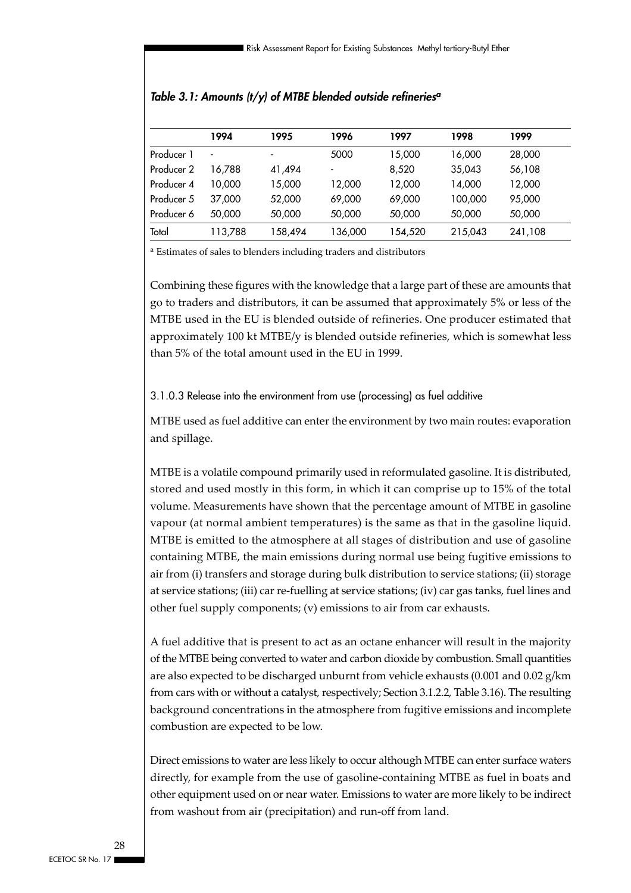*Table 3.1: Amounts (t/y) of MTBE blended outside refineries[a]*

| | 1994 | 1995 | 1996 | 1997 | 1998 | 1999 |
|---|---|---|---|---|---|---|
| Producer 1 | - | - | 5000 | 15,000 | 16,000 | 28,000 |
| Producer 2 | 16,788 | 41,494 | - | 8,520 | 35,043 | 56,108 |
| Producer 4 | 10,000 | 15,000 | 12,000 | 12,000 | 14,000 | 12,000 |
| Producer 5 | 37,000 | 52,000 | 69,000 | 69,000 | 100,000 | 95,000 |
| Producer 6 | 50,000 | 50,000 | 50,000 | 50,000 | 50,000 | 50,000 |
| Total | 113,788 | 158,494 | 136,000 | 154,520 | 215,043 | 241,108 |

[a] Estimates of sales to blenders including traders and distributors

Combining these figures with the knowledge that a large part of these are amounts that go to traders and distributors, it can be assumed that approximately 5% or less of the MTBE used in the EU is blended outside of refineries. One producer estimated that approximately 100 kt MTBE/y is blended outside refineries, which is somewhat less than 5% of the total amount used in the EU in 1999.

### 3.1.0.3 Release into the environment from use (processing) as fuel additive

MTBE used as fuel additive can enter the environment by two main routes: evaporation and spillage.

MTBE is a volatile compound primarily used in reformulated gasoline. It is distributed, stored and used mostly in this form, in which it can comprise up to 15% of the total volume. Measurements have shown that the percentage amount of MTBE in gasoline vapour (at normal ambient temperatures) is the same as that in the gasoline liquid. MTBE is emitted to the atmosphere at all stages of distribution and use of gasoline containing MTBE, the main emissions during normal use being fugitive emissions to air from (i) transfers and storage during bulk distribution to service stations; (ii) storage at service stations; (iii) car re-fuelling at service stations; (iv) car gas tanks, fuel lines and other fuel supply components; (v) emissions to air from car exhausts.

A fuel additive that is present to act as an octane enhancer will result in the majority of the MTBE being converted to water and carbon dioxide by combustion. Small quantities are also expected to be discharged unburnt from vehicle exhausts (0.001 and 0.02 g/km from cars with or without a catalyst, respectively; Section 3.1.2.2, Table 3.16). The resulting background concentrations in the atmosphere from fugitive emissions and incomplete combustion are expected to be low.

Direct emissions to water are less likely to occur although MTBE can enter surface waters directly, for example from the use of gasoline-containing MTBE as fuel in boats and other equipment used on or near water. Emissions to water are more likely to be indirect from washout from air (precipitation) and run-off from land.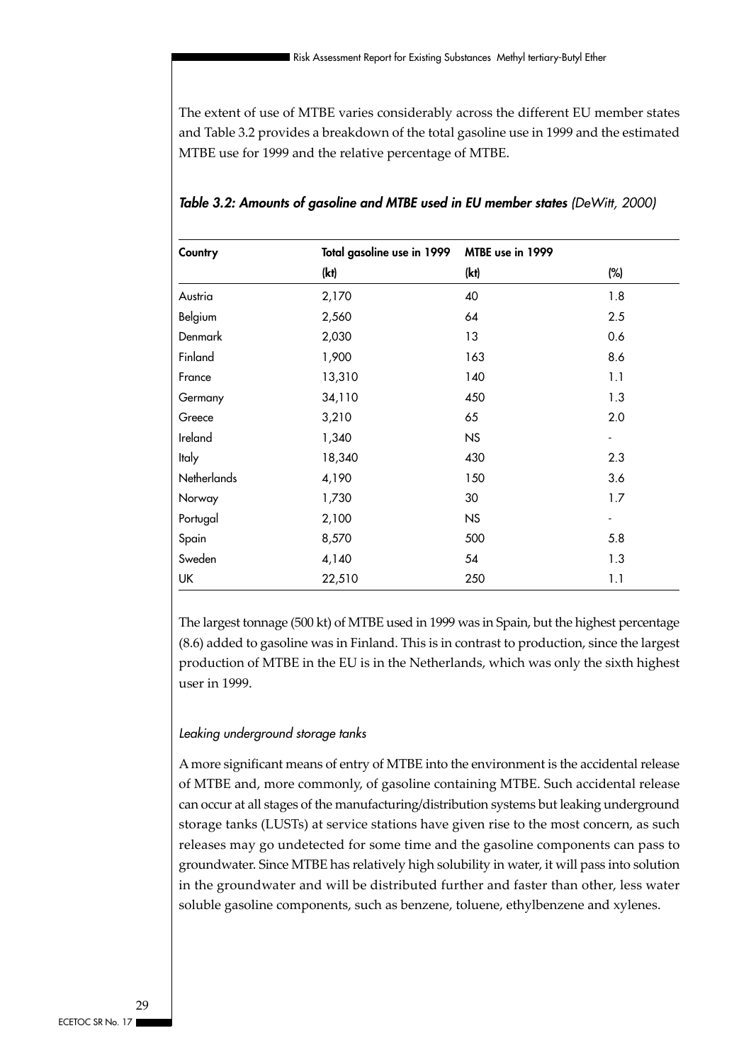The extent of use of MTBE varies considerably across the different EU member states and Table 3.2 provides a breakdown of the total gasoline use in 1999 and the estimated MTBE use for 1999 and the relative percentage of MTBE.

***Table 3.2: Amounts of gasoline and MTBE used in EU member states** (DeWitt, 2000)*

| Country | Total gasoline use in 1999 | MTBE use in 1999 | |
|---|---|---|---|
| | (kt) | (kt) | (%) |
| Austria | 2,170 | 40 | 1.8 |
| Belgium | 2,560 | 64 | 2.5 |
| Denmark | 2,030 | 13 | 0.6 |
| Finland | 1,900 | 163 | 8.6 |
| France | 13,310 | 140 | 1.1 |
| Germany | 34,110 | 450 | 1.3 |
| Greece | 3,210 | 65 | 2.0 |
| Ireland | 1,340 | NS | - |
| Italy | 18,340 | 430 | 2.3 |
| Netherlands | 4,190 | 150 | 3.6 |
| Norway | 1,730 | 30 | 1.7 |
| Portugal | 2,100 | NS | - |
| Spain | 8,570 | 500 | 5.8 |
| Sweden | 4,140 | 54 | 1.3 |
| UK | 22,510 | 250 | 1.1 |

The largest tonnage (500 kt) of MTBE used in 1999 was in Spain, but the highest percentage (8.6) added to gasoline was in Finland. This is in contrast to production, since the largest production of MTBE in the EU is in the Netherlands, which was only the sixth highest user in 1999.

*Leaking underground storage tanks*

A more significant means of entry of MTBE into the environment is the accidental release of MTBE and, more commonly, of gasoline containing MTBE. Such accidental release can occur at all stages of the manufacturing/distribution systems but leaking underground storage tanks (LUSTs) at service stations have given rise to the most concern, as such releases may go undetected for some time and the gasoline components can pass to groundwater. Since MTBE has relatively high solubility in water, it will pass into solution in the groundwater and will be distributed further and faster than other, less water soluble gasoline components, such as benzene, toluene, ethylbenzene and xylenes.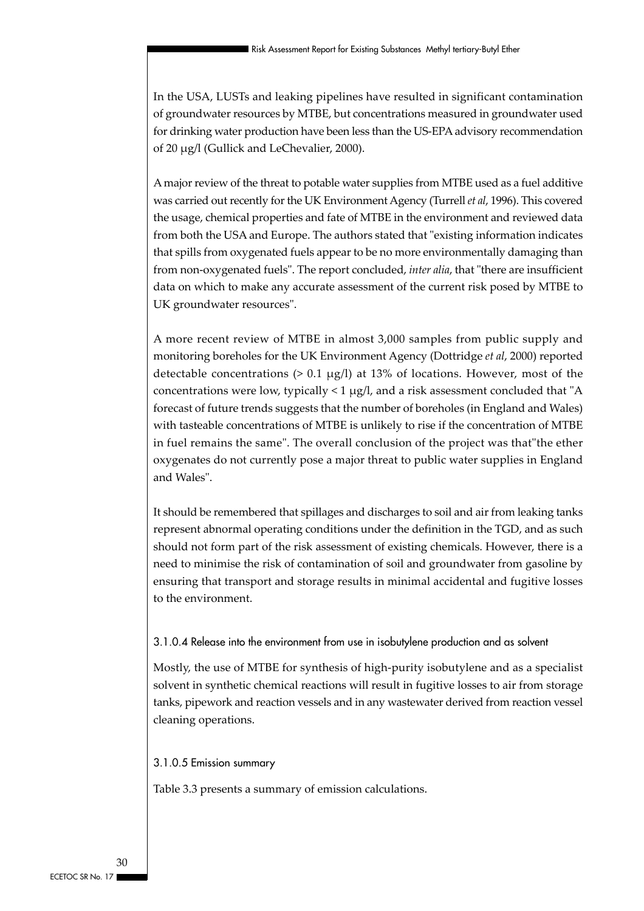In the USA, LUSTs and leaking pipelines have resulted in significant contamination of groundwater resources by MTBE, but concentrations measured in groundwater used for drinking water production have been less than the US-EPA advisory recommendation of 20 μg/l (Gullick and LeChevalier, 2000).

A major review of the threat to potable water supplies from MTBE used as a fuel additive was carried out recently for the UK Environment Agency (Turrell *et al*, 1996). This covered the usage, chemical properties and fate of MTBE in the environment and reviewed data from both the USA and Europe. The authors stated that "existing information indicates that spills from oxygenated fuels appear to be no more environmentally damaging than from non-oxygenated fuels". The report concluded, *inter alia*, that "there are insufficient data on which to make any accurate assessment of the current risk posed by MTBE to UK groundwater resources".

A more recent review of MTBE in almost 3,000 samples from public supply and monitoring boreholes for the UK Environment Agency (Dottridge *et al*, 2000) reported detectable concentrations (> 0.1 μg/l) at 13% of locations. However, most of the concentrations were low, typically < 1 μg/l, and a risk assessment concluded that "A forecast of future trends suggests that the number of boreholes (in England and Wales) with tasteable concentrations of MTBE is unlikely to rise if the concentration of MTBE in fuel remains the same". The overall conclusion of the project was that"the ether oxygenates do not currently pose a major threat to public water supplies in England and Wales".

It should be remembered that spillages and discharges to soil and air from leaking tanks represent abnormal operating conditions under the definition in the TGD, and as such should not form part of the risk assessment of existing chemicals. However, there is a need to minimise the risk of contamination of soil and groundwater from gasoline by ensuring that transport and storage results in minimal accidental and fugitive losses to the environment.

#### 3.1.0.4 Release into the environment from use in isobutylene production and as solvent

Mostly, the use of MTBE for synthesis of high-purity isobutylene and as a specialist solvent in synthetic chemical reactions will result in fugitive losses to air from storage tanks, pipework and reaction vessels and in any wastewater derived from reaction vessel cleaning operations.

#### 3.1.0.5 Emission summary

Table 3.3 presents a summary of emission calculations.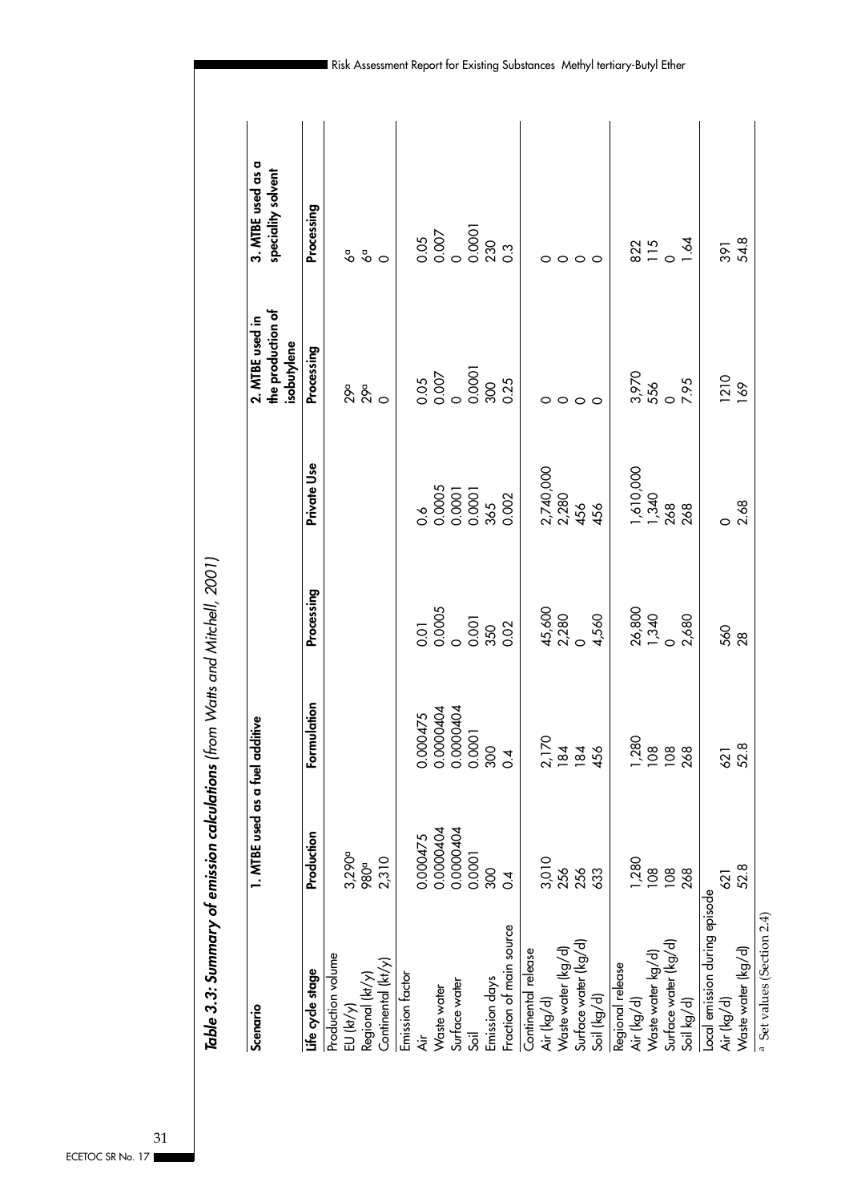**Table 3.3: Summary of emission calculations** *(from Watts and Mitchell, 2001)*

| Scenario | 1. MTBE used as a fuel additive | | | | 2. MTBE used in the production of isobutylene | 3. MTBE used as a speciality solvent |
|---|---|---|---|---|---|---|
| Life cycle stage | Production | Formulation | Processing | Private Use | Processing | Processing |
| **Production volume** | | | | | | |
| EU (kt/y) | 3,290[a] | | | | 29[a] | 6[a] |
| Regional (kt/y) | 980[a] | | | | 29[a] | 6[a] |
| Continental (kt/y) | 2,310 | | | | 0 | 0 |
| **Emission factor** | | | | | | |
| Air | 0.000475 | 0.000475 | 0.01 | 0.6 | 0.05 | 0.05 |
| Waste water | 0.0000404 | 0.0000404 | 0.0005 | 0.0005 | 0.007 | 0.007 |
| Surface water | 0.0000404 | 0.0000404 | 0 | 0.0001 | 0 | 0 |
| Soil | 0.0001 | 0.0001 | 0.001 | 0.0001 | 0.0001 | 0.0001 |
| Emission days | 300 | 300 | 350 | 365 | 300 | 230 |
| Fraction of main source | 0.4 | 0.4 | 0.02 | 0.002 | 0.25 | 0.3 |
| **Continental release** | | | | | | |
| Air (kg/d) | 3,010 | 2,170 | 45,600 | 2,740,000 | 0 | 0 |
| Waste water (kg/d) | 256 | 184 | 2,280 | 2,280 | 0 | 0 |
| Surface water (kg/d) | 256 | 184 | 0 | 456 | 0 | 0 |
| Soil (kg/d) | 633 | 456 | 4,560 | 456 | 0 | 0 |
| **Regional release** | | | | | | |
| Air (kg/d) | 1,280 | 1,280 | 26,800 | 1,610,000 | 3,970 | 822 |
| Waste water kg/d) | 108 | 108 | 1,340 | 1,340 | 556 | 115 |
| Surface water (kg/d) | 108 | 108 | 0 | 268 | 0 | 0 |
| Soil kg/d) | 268 | 268 | 2,680 | 268 | 7.95 | 1.64 |
| **Local emission during episode** | | | | | | |
| Air (kg/d) | 621 | 621 | 560 | 0 | 1210 | 391 |
| Waste water (kg/d) | 52.8 | 52.8 | 28 | 2.68 | 169 | 54.8 |

[a] Set values (Section 2.4)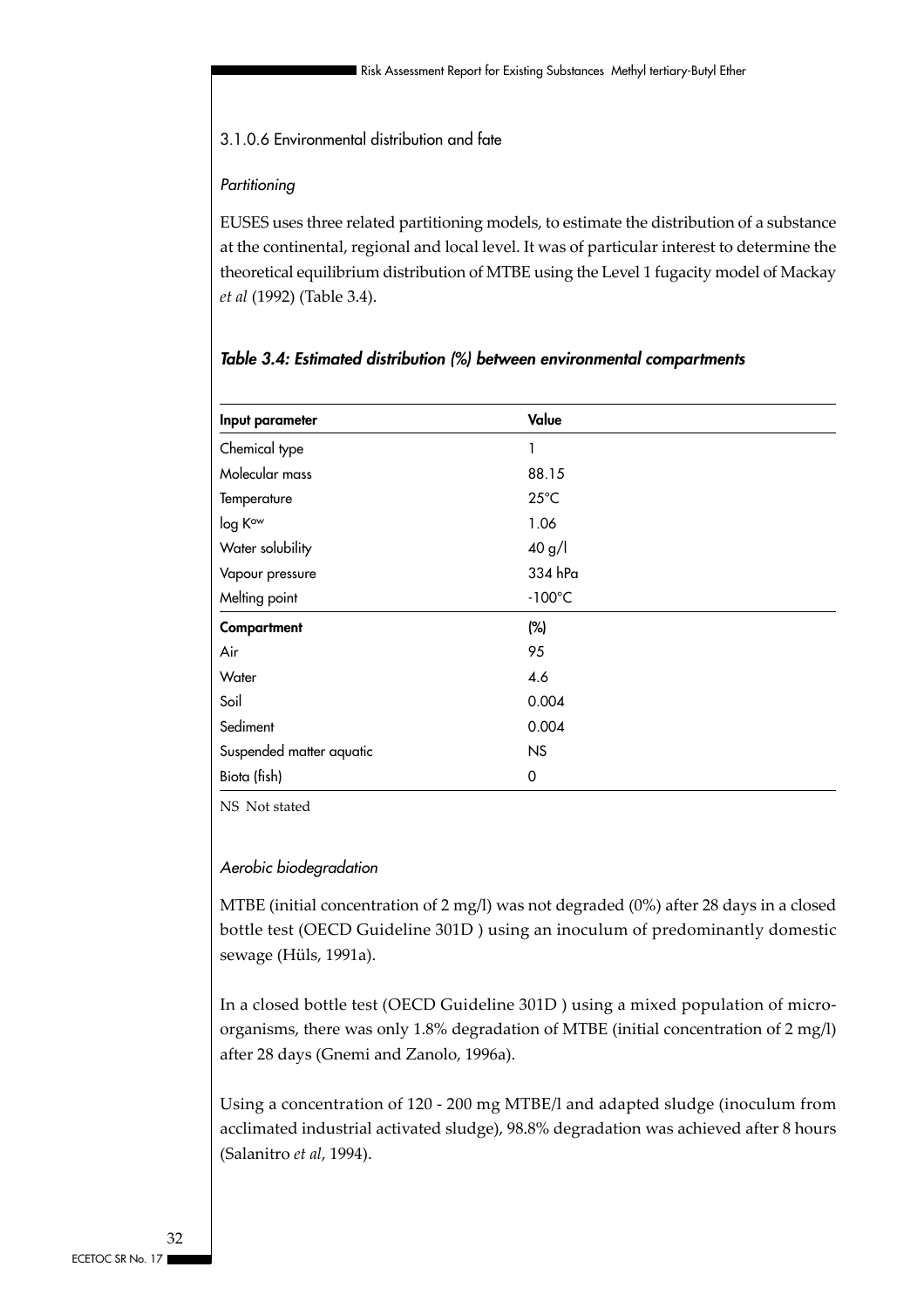### 3.1.0.6 Environmental distribution and fate

*Partitioning*

EUSES uses three related partitioning models, to estimate the distribution of a substance at the continental, regional and local level. It was of particular interest to determine the theoretical equilibrium distribution of MTBE using the Level 1 fugacity model of Mackay *et al* (1992) (Table 3.4).

***Table 3.4: Estimated distribution (%) between environmental compartments***

| Input parameter | Value |
|---|---|
| Chemical type | 1 |
| Molecular mass | 88.15 |
| Temperature | 25°C |
| log $K_{ow}$ | 1.06 |
| Water solubility | 40 g/l |
| Vapour pressure | 334 hPa |
| Melting point | -100°C |
| **Compartment** | **(%)** |
| Air | 95 |
| Water | 4.6 |
| Soil | 0.004 |
| Sediment | 0.004 |
| Suspended matter aquatic | NS |
| Biota (fish) | 0 |

NS Not stated

*Aerobic biodegradation*

MTBE (initial concentration of 2 mg/l) was not degraded (0%) after 28 days in a closed bottle test (OECD Guideline 301D ) using an inoculum of predominantly domestic sewage (Hüls, 1991a).

In a closed bottle test (OECD Guideline 301D ) using a mixed population of micro-organisms, there was only 1.8% degradation of MTBE (initial concentration of 2 mg/l) after 28 days (Gnemi and Zanolo, 1996a).

Using a concentration of 120 - 200 mg MTBE/l and adapted sludge (inoculum from acclimated industrial activated sludge), 98.8% degradation was achieved after 8 hours (Salanitro *et al*, 1994).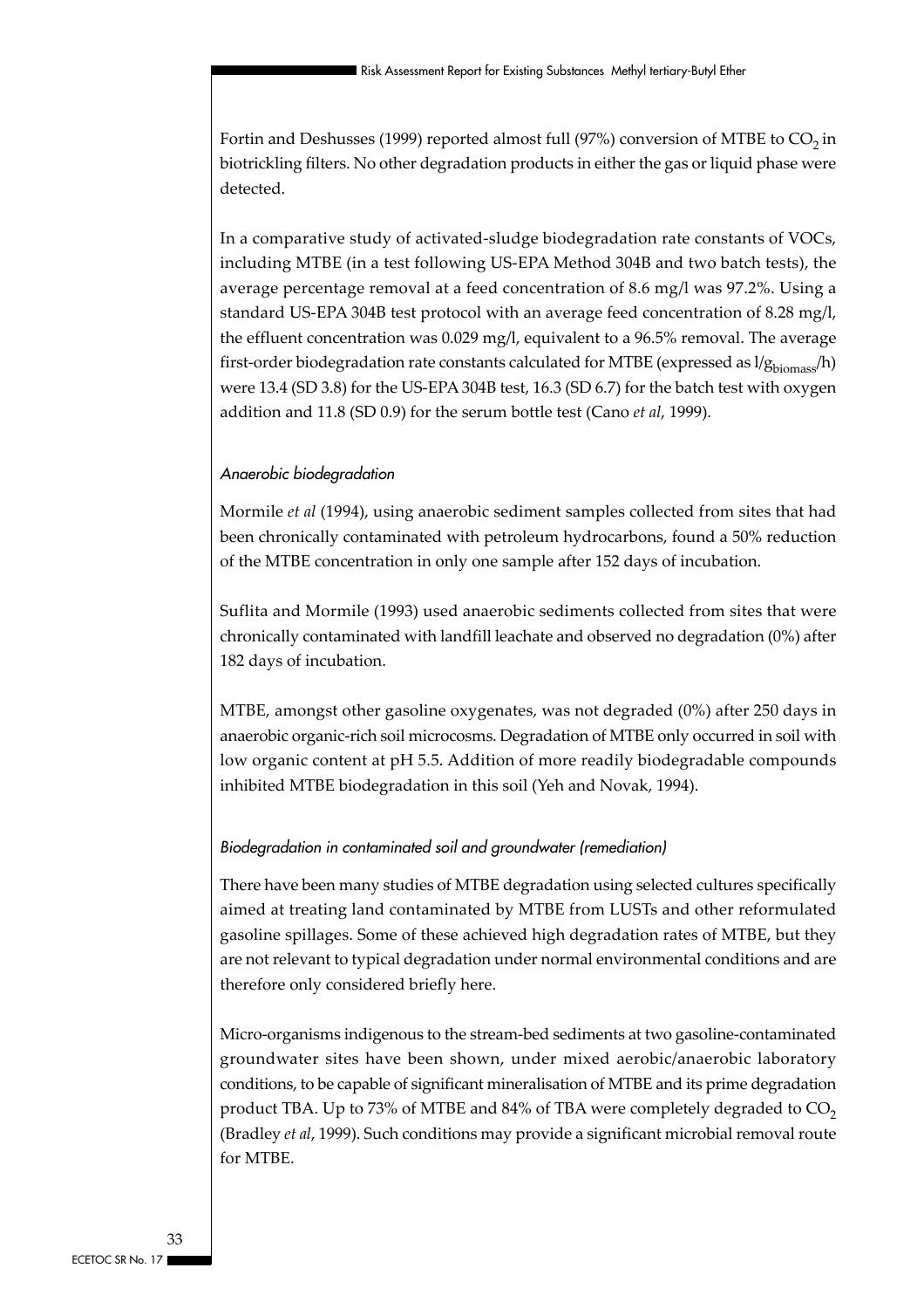Fortin and Deshusses (1999) reported almost full (97%) conversion of MTBE to $CO_2$ in biotrickling filters. No other degradation products in either the gas or liquid phase were detected.

In a comparative study of activated-sludge biodegradation rate constants of VOCs, including MTBE (in a test following US-EPA Method 304B and two batch tests), the average percentage removal at a feed concentration of 8.6 mg/l was 97.2%. Using a standard US-EPA 304B test protocol with an average feed concentration of 8.28 mg/l, the effluent concentration was 0.029 mg/l, equivalent to a 96.5% removal. The average first-order biodegradation rate constants calculated for MTBE (expressed as $l/g_{biomass}/h$) were 13.4 (SD 3.8) for the US-EPA 304B test, 16.3 (SD 6.7) for the batch test with oxygen addition and 11.8 (SD 0.9) for the serum bottle test (Cano *et al*, 1999).

*Anaerobic biodegradation*

Mormile *et al* (1994), using anaerobic sediment samples collected from sites that had been chronically contaminated with petroleum hydrocarbons, found a 50% reduction of the MTBE concentration in only one sample after 152 days of incubation.

Suflita and Mormile (1993) used anaerobic sediments collected from sites that were chronically contaminated with landfill leachate and observed no degradation (0%) after 182 days of incubation.

MTBE, amongst other gasoline oxygenates, was not degraded (0%) after 250 days in anaerobic organic-rich soil microcosms. Degradation of MTBE only occurred in soil with low organic content at pH 5.5. Addition of more readily biodegradable compounds inhibited MTBE biodegradation in this soil (Yeh and Novak, 1994).

*Biodegradation in contaminated soil and groundwater (remediation)*

There have been many studies of MTBE degradation using selected cultures specifically aimed at treating land contaminated by MTBE from LUSTs and other reformulated gasoline spillages. Some of these achieved high degradation rates of MTBE, but they are not relevant to typical degradation under normal environmental conditions and are therefore only considered briefly here.

Micro-organisms indigenous to the stream-bed sediments at two gasoline-contaminated groundwater sites have been shown, under mixed aerobic/anaerobic laboratory conditions, to be capable of significant mineralisation of MTBE and its prime degradation product TBA. Up to 73% of MTBE and 84% of TBA were completely degraded to $CO_2$ (Bradley *et al*, 1999). Such conditions may provide a significant microbial removal route for MTBE.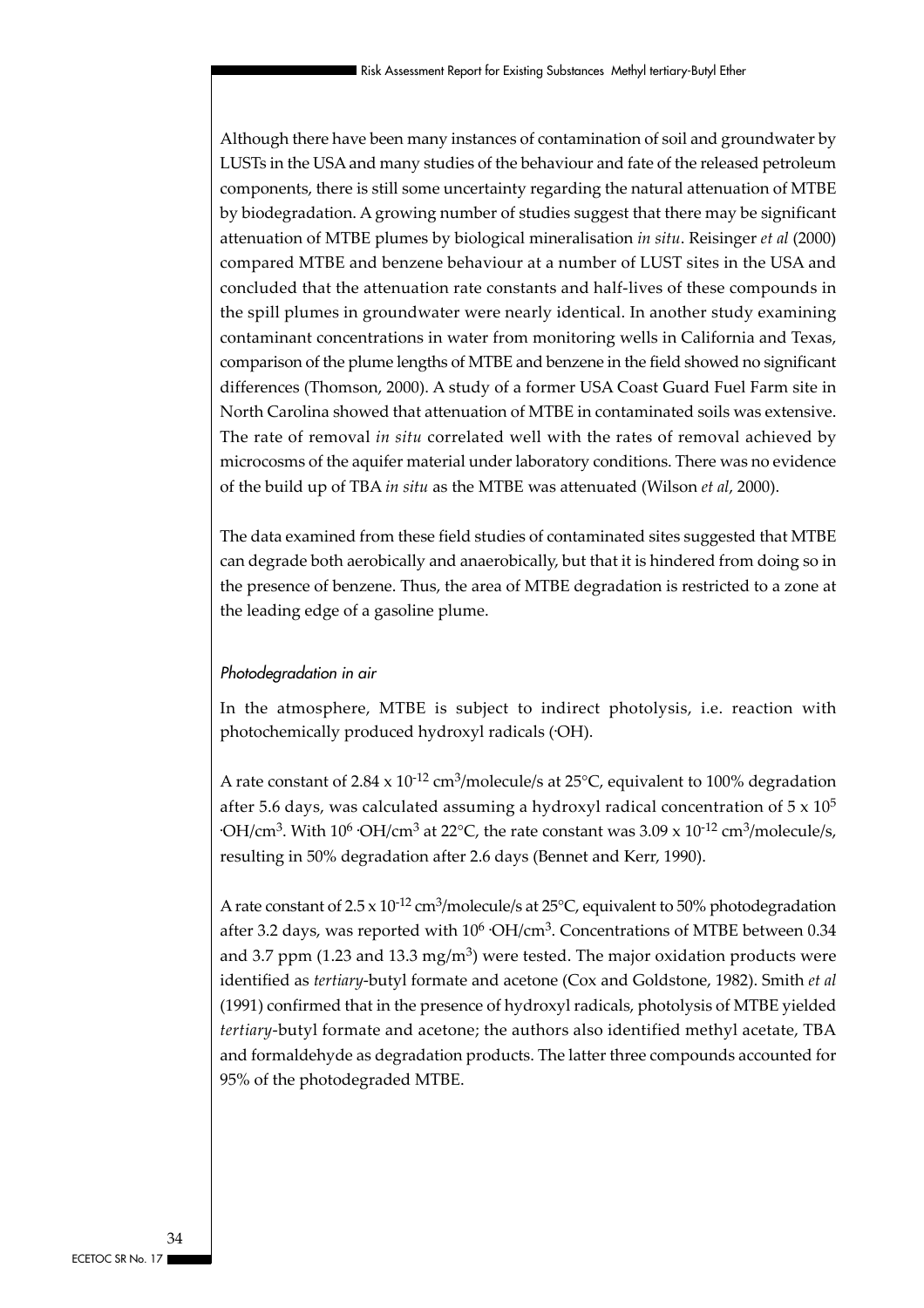Although there have been many instances of contamination of soil and groundwater by LUSTs in the USA and many studies of the behaviour and fate of the released petroleum components, there is still some uncertainty regarding the natural attenuation of MTBE by biodegradation. A growing number of studies suggest that there may be significant attenuation of MTBE plumes by biological mineralisation *in situ*. Reisinger *et al* (2000) compared MTBE and benzene behaviour at a number of LUST sites in the USA and concluded that the attenuation rate constants and half-lives of these compounds in the spill plumes in groundwater were nearly identical. In another study examining contaminant concentrations in water from monitoring wells in California and Texas, comparison of the plume lengths of MTBE and benzene in the field showed no significant differences (Thomson, 2000). A study of a former USA Coast Guard Fuel Farm site in North Carolina showed that attenuation of MTBE in contaminated soils was extensive. The rate of removal *in situ* correlated well with the rates of removal achieved by microcosms of the aquifer material under laboratory conditions. There was no evidence of the build up of TBA *in situ* as the MTBE was attenuated (Wilson *et al*, 2000).

The data examined from these field studies of contaminated sites suggested that MTBE can degrade both aerobically and anaerobically, but that it is hindered from doing so in the presence of benzene. Thus, the area of MTBE degradation is restricted to a zone at the leading edge of a gasoline plume.

#### *Photodegradation in air*

In the atmosphere, MTBE is subject to indirect photolysis, i.e. reaction with photochemically produced hydroxyl radicals (·OH).

A rate constant of $2.84 \times 10^{-12}$ $cm^3$/molecule/s at 25°C, equivalent to 100% degradation after 5.6 days, was calculated assuming a hydroxyl radical concentration of $5 \times 10^5$ ·OH/$cm^3$. With $10^6$ ·OH/$cm^3$ at 22°C, the rate constant was $3.09 \times 10^{-12}$ $cm^3$/molecule/s, resulting in 50% degradation after 2.6 days (Bennet and Kerr, 1990).

A rate constant of $2.5 \times 10^{-12}$ $cm^3$/molecule/s at 25°C, equivalent to 50% photodegradation after 3.2 days, was reported with $10^6$ ·OH/$cm^3$. Concentrations of MTBE between 0.34 and 3.7 ppm (1.23 and 13.3 mg/$m^3$) were tested. The major oxidation products were identified as *tertiary*-butyl formate and acetone (Cox and Goldstone, 1982). Smith *et al* (1991) confirmed that in the presence of hydroxyl radicals, photolysis of MTBE yielded *tertiary*-butyl formate and acetone; the authors also identified methyl acetate, TBA and formaldehyde as degradation products. The latter three compounds accounted for 95% of the photodegraded MTBE.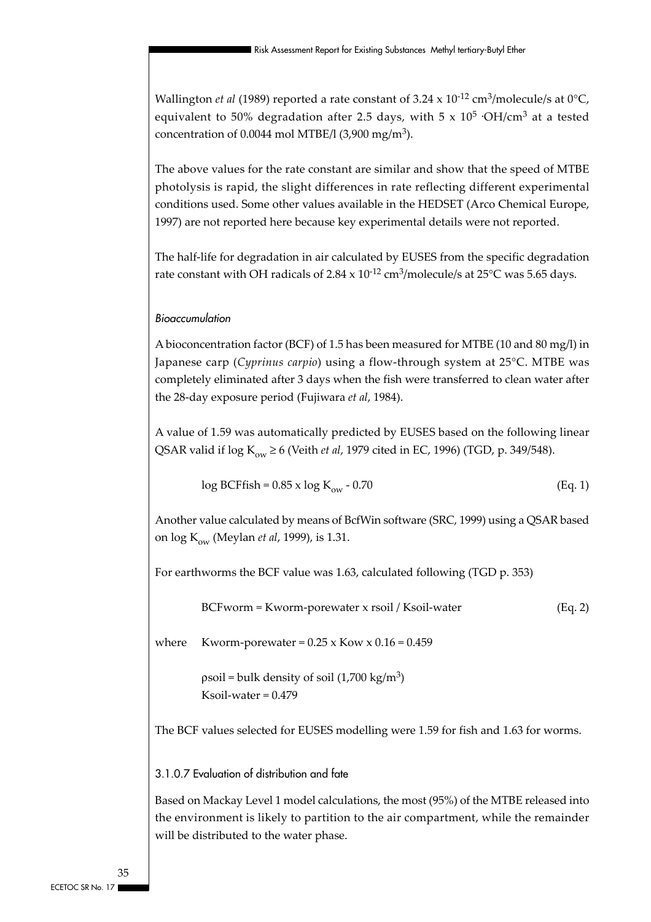Wallington *et al* (1989) reported a rate constant of $3.24 \times 10^{-12}$ $cm^3$/molecule/s at 0°C, equivalent to 50% degradation after 2.5 days, with $5 \times 10^5$ $\cdot OH/cm^3$ at a tested concentration of 0.0044 mol MTBE/l (3,900 $mg/m^3$).

The above values for the rate constant are similar and show that the speed of MTBE photolysis is rapid, the slight differences in rate reflecting different experimental conditions used. Some other values available in the HEDSET (Arco Chemical Europe, 1997) are not reported here because key experimental details were not reported.

The half-life for degradation in air calculated by EUSES from the specific degradation rate constant with OH radicals of $2.84 \times 10^{-12}$ $cm^3$/molecule/s at 25°C was 5.65 days.

*Bioaccumulation*

A bioconcentration factor (BCF) of 1.5 has been measured for MTBE (10 and 80 mg/l) in Japanese carp (*Cyprinus carpio*) using a flow-through system at 25°C. MTBE was completely eliminated after 3 days when the fish were transferred to clean water after the 28-day exposure period (Fujiwara *et al*, 1984).

A value of 1.59 was automatically predicted by EUSES based on the following linear QSAR valid if $\log K_{ow} \geq 6$ (Veith *et al*, 1979 cited in EC, 1996) (TGD, p. 349/548).

$$\log BCFfish = 0.85 \times \log K_{ow} - 0.70 \quad \text{(Eq. 1)}$$

Another value calculated by means of BcfWin software (SRC, 1999) using a QSAR based on $\log K_{ow}$ (Meylan *et al*, 1999), is 1.31.

For earthworms the BCF value was 1.63, calculated following (TGD p. 353)

$$BCFworm = Kworm\text{-}porewater \times rsoil / Ksoil\text{-}water \quad \text{(Eq. 2)}$$

where Kworm-porewater = 0.25 x Kow x 0.16 = 0.459

ρsoil = bulk density of soil (1,700 $kg/m^3$)
Ksoil-water = 0.479

The BCF values selected for EUSES modelling were 1.59 for fish and 1.63 for worms.

### 3.1.0.7 Evaluation of distribution and fate

Based on Mackay Level 1 model calculations, the most (95%) of the MTBE released into the environment is likely to partition to the air compartment, while the remainder will be distributed to the water phase.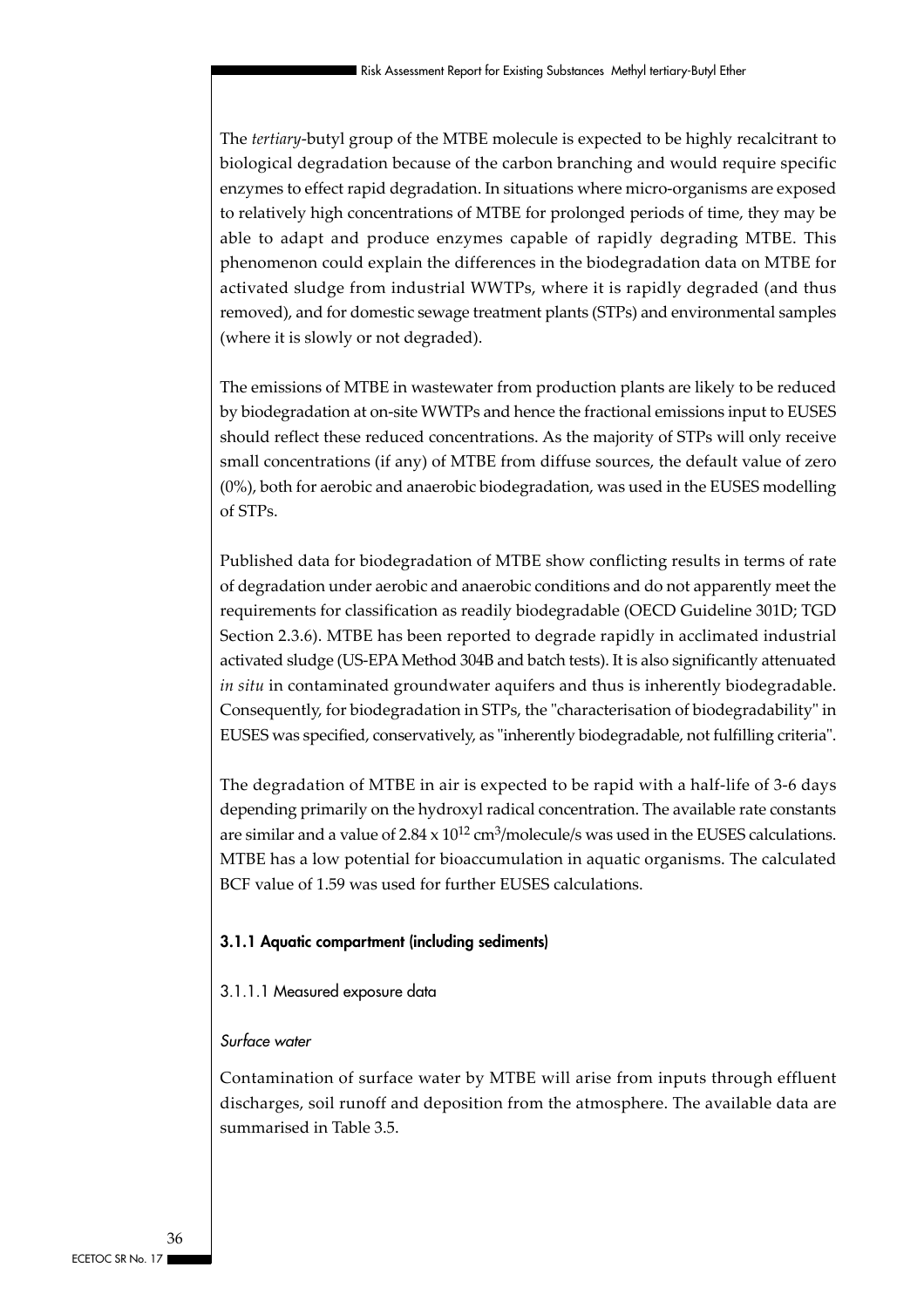The *tertiary*-butyl group of the MTBE molecule is expected to be highly recalcitrant to biological degradation because of the carbon branching and would require specific enzymes to effect rapid degradation. In situations where micro-organisms are exposed to relatively high concentrations of MTBE for prolonged periods of time, they may be able to adapt and produce enzymes capable of rapidly degrading MTBE. This phenomenon could explain the differences in the biodegradation data on MTBE for activated sludge from industrial WWTPs, where it is rapidly degraded (and thus removed), and for domestic sewage treatment plants (STPs) and environmental samples (where it is slowly or not degraded).

The emissions of MTBE in wastewater from production plants are likely to be reduced by biodegradation at on-site WWTPs and hence the fractional emissions input to EUSES should reflect these reduced concentrations. As the majority of STPs will only receive small concentrations (if any) of MTBE from diffuse sources, the default value of zero (0%), both for aerobic and anaerobic biodegradation, was used in the EUSES modelling of STPs.

Published data for biodegradation of MTBE show conflicting results in terms of rate of degradation under aerobic and anaerobic conditions and do not apparently meet the requirements for classification as readily biodegradable (OECD Guideline 301D; TGD Section 2.3.6). MTBE has been reported to degrade rapidly in acclimated industrial activated sludge (US-EPA Method 304B and batch tests). It is also significantly attenuated *in situ* in contaminated groundwater aquifers and thus is inherently biodegradable. Consequently, for biodegradation in STPs, the "characterisation of biodegradability" in EUSES was specified, conservatively, as "inherently biodegradable, not fulfilling criteria".

The degradation of MTBE in air is expected to be rapid with a half-life of 3-6 days depending primarily on the hydroxyl radical concentration. The available rate constants are similar and a value of $2.84 \times 10^{12}$ $cm^3$/molecule/s was used in the EUSES calculations. MTBE has a low potential for bioaccumulation in aquatic organisms. The calculated BCF value of 1.59 was used for further EUSES calculations.

### 3.1.1 Aquatic compartment (including sediments)

#### 3.1.1.1 Measured exposure data

*Surface water*

Contamination of surface water by MTBE will arise from inputs through effluent discharges, soil runoff and deposition from the atmosphere. The available data are summarised in Table 3.5.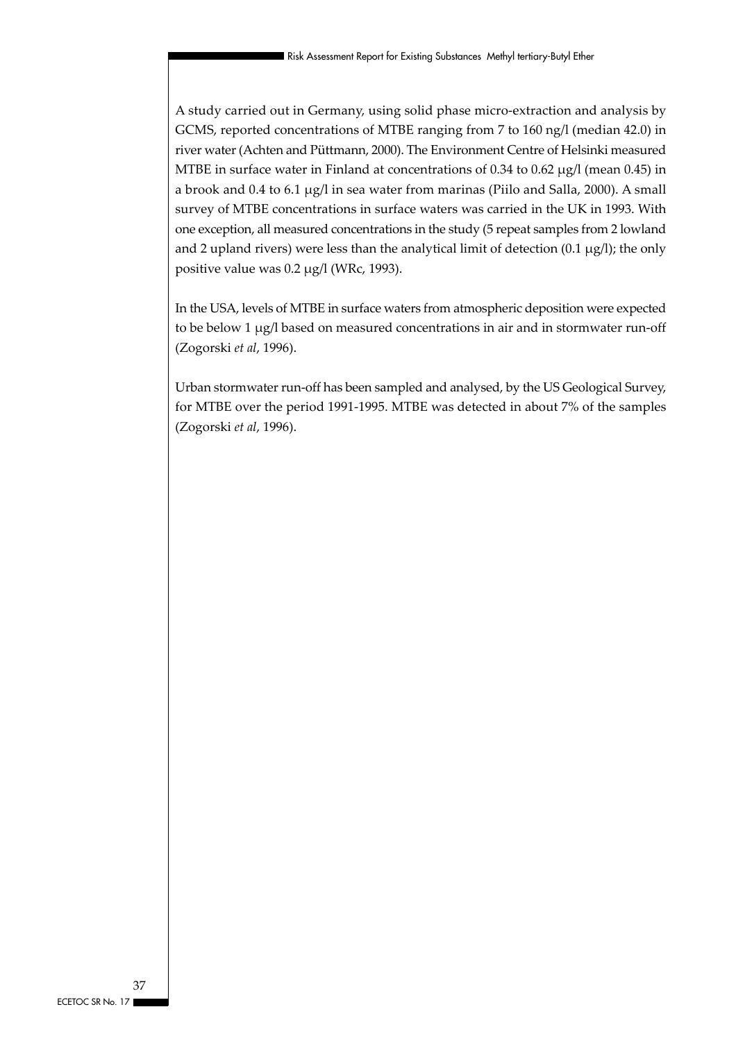A study carried out in Germany, using solid phase micro-extraction and analysis by GCMS, reported concentrations of MTBE ranging from 7 to 160 ng/l (median 42.0) in river water (Achten and Püttmann, 2000). The Environment Centre of Helsinki measured MTBE in surface water in Finland at concentrations of 0.34 to 0.62 µg/l (mean 0.45) in a brook and 0.4 to 6.1 µg/l in sea water from marinas (Piilo and Salla, 2000). A small survey of MTBE concentrations in surface waters was carried in the UK in 1993. With one exception, all measured concentrations in the study (5 repeat samples from 2 lowland and 2 upland rivers) were less than the analytical limit of detection (0.1 µg/l); the only positive value was 0.2 µg/l (WRc, 1993).

In the USA, levels of MTBE in surface waters from atmospheric deposition were expected to be below 1 µg/l based on measured concentrations in air and in stormwater run-off (Zogorski *et al*, 1996).

Urban stormwater run-off has been sampled and analysed, by the US Geological Survey, for MTBE over the period 1991-1995. MTBE was detected in about 7% of the samples (Zogorski *et al*, 1996).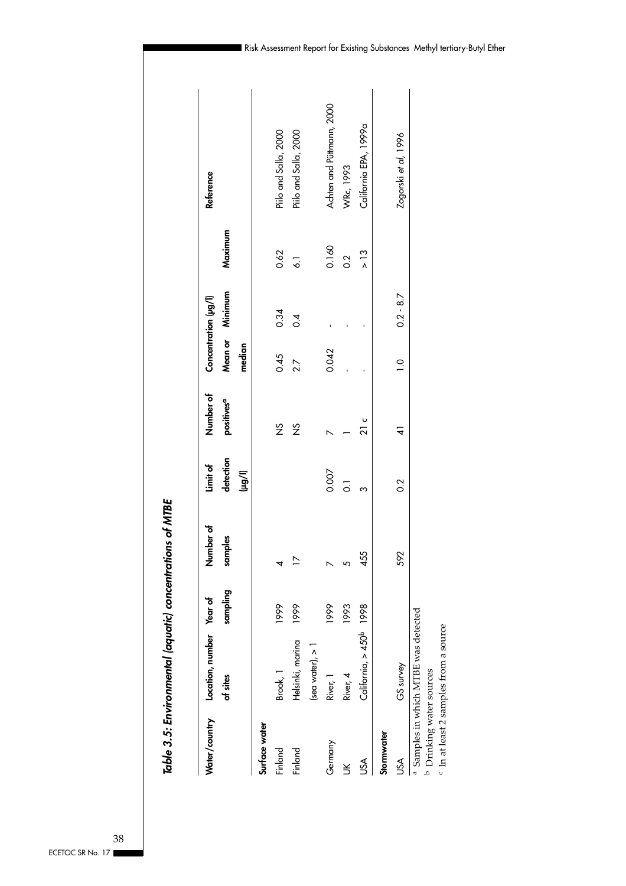*Table 3.5: Environmental (aquatic) concentrations of MTBE*

| Water/country | Location, number of sites | Year of sampling | Number of samples | Limit of detection (µg/l) | Number of positives[a] | Concentration (µg/l) Mean or median | Minimum | Maximum | Reference |
|---|---|---|---|---|---|---|---|---|---|
| **Surface water** | | | | | | | | | |
| Finland | Brook, 1 | 1999 | 4 | | NS | 0.45 | 0.34 | 0.62 | Piilo and Salla, 2000 |
| Finland | Helsinki, marina (sea water), > 1 | 1999 | 17 | | NS | 2.7 | 0.4 | 6.1 | Piilo and Salla, 2000 |
| Germany | River, 1 | 1999 | 7 | 0.007 | 7 | 0.042 | - | 0.160 | Achten and Püttmann, 2000 |
| UK | River, 4 | 1993 | 5 | 0.1 | 1 | - | - | 0.2 | WRc, 1993 |
| USA | California, > 450[b] | 1998 | 455 | 3 | 21 c | - | - | > 13 | California EPA, 1999a |
| **Stormwater** | | | | | | | | | |
| USA | GS survey | | 592 | 0.2 | 41 | 1.0 | 0.2 - 8.7 | | Zogorski *et al*, 1996 |

[a] Samples in which MTBE was detected
[b] Drinking water sources
[c] In at least 2 samples from a source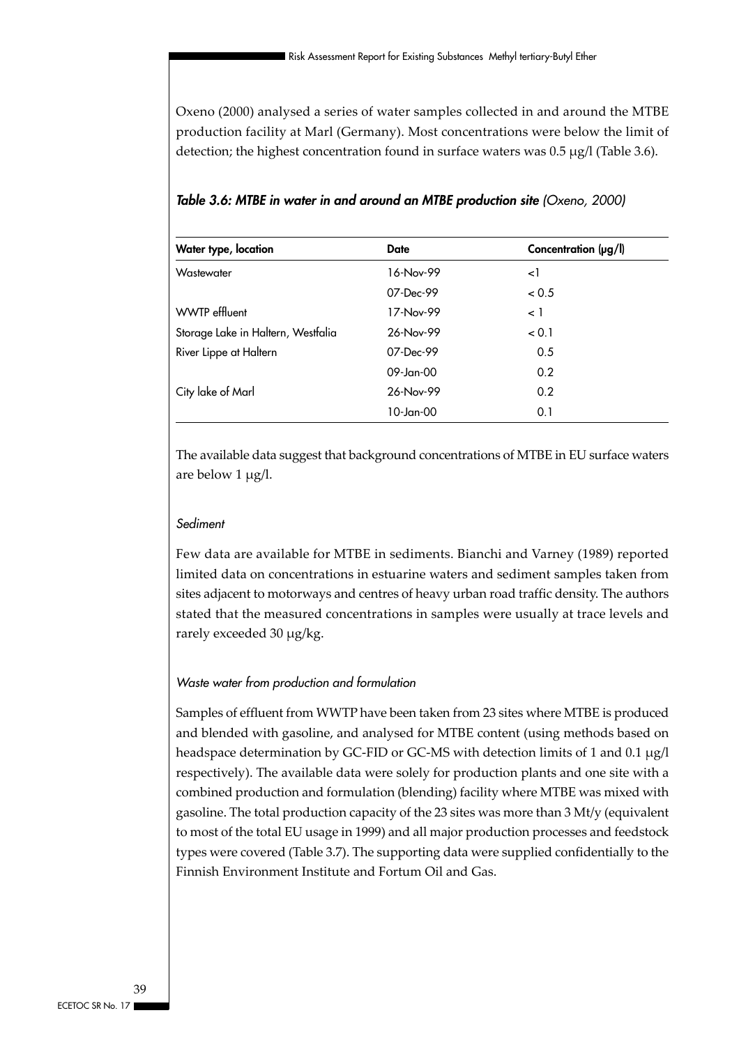Oxeno (2000) analysed a series of water samples collected in and around the MTBE production facility at Marl (Germany). Most concentrations were below the limit of detection; the highest concentration found in surface waters was 0.5 μg/l (Table 3.6).

***Table 3.6: MTBE in water in and around an MTBE production site** (Oxeno, 2000)*

| Water type, location | Date | Concentration (μg/l) |
|---|---|---|
| Wastewater | 16-Nov-99 | <1 |
| | 07-Dec-99 | < 0.5 |
| WWTP effluent | 17-Nov-99 | < 1 |
| Storage Lake in Haltern, Westfalia | 26-Nov-99 | < 0.1 |
| River Lippe at Haltern | 07-Dec-99 | 0.5 |
| | 09-Jan-00 | 0.2 |
| City lake of Marl | 26-Nov-99 | 0.2 |
| | 10-Jan-00 | 0.1 |

The available data suggest that background concentrations of MTBE in EU surface waters are below 1 μg/l.

*Sediment*

Few data are available for MTBE in sediments. Bianchi and Varney (1989) reported limited data on concentrations in estuarine waters and sediment samples taken from sites adjacent to motorways and centres of heavy urban road traffic density. The authors stated that the measured concentrations in samples were usually at trace levels and rarely exceeded 30 μg/kg.

*Waste water from production and formulation*

Samples of effluent from WWTP have been taken from 23 sites where MTBE is produced and blended with gasoline, and analysed for MTBE content (using methods based on headspace determination by GC-FID or GC-MS with detection limits of 1 and 0.1 μg/l respectively). The available data were solely for production plants and one site with a combined production and formulation (blending) facility where MTBE was mixed with gasoline. The total production capacity of the 23 sites was more than 3 Mt/y (equivalent to most of the total EU usage in 1999) and all major production processes and feedstock types were covered (Table 3.7). The supporting data were supplied confidentially to the Finnish Environment Institute and Fortum Oil and Gas.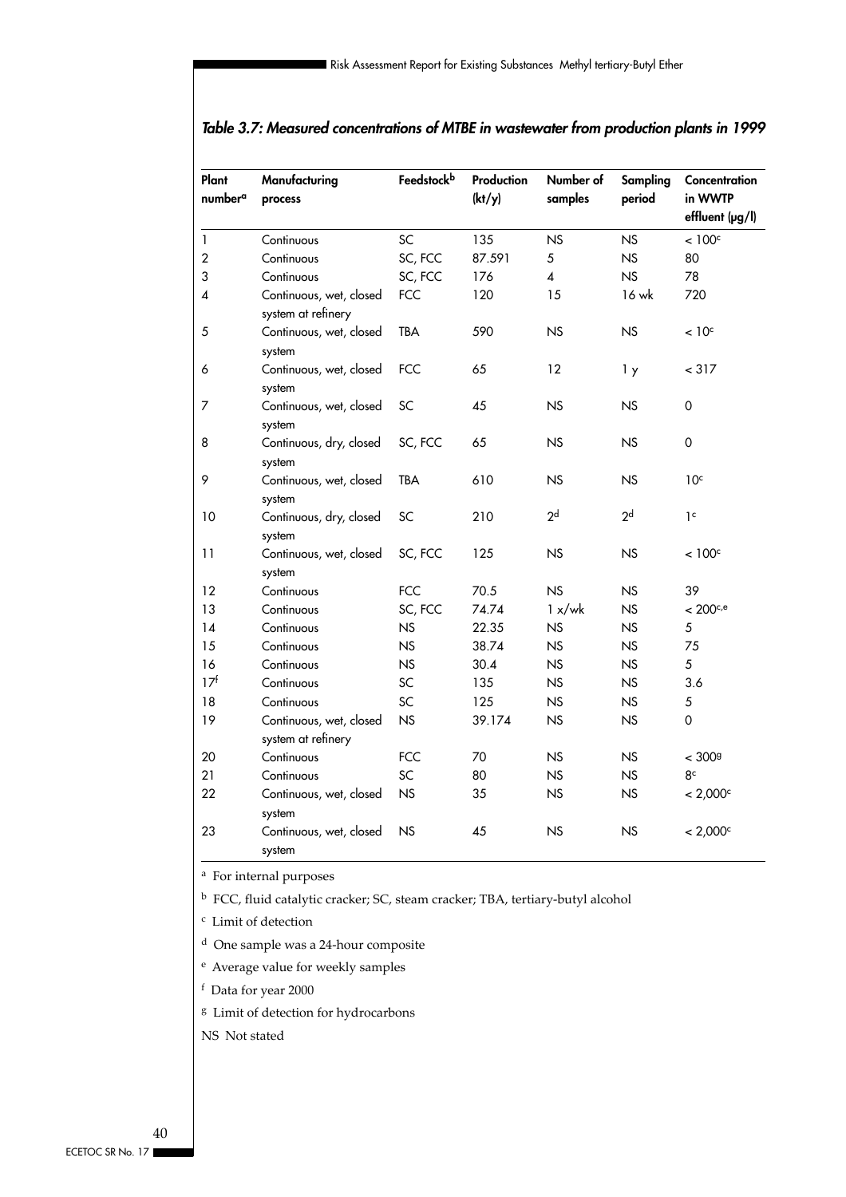*Table 3.7: Measured concentrations of MTBE in wastewater from production plants in 1999*

| Plant number[a] | Manufacturing process | Feedstock[b] | Production (kt/y) | Number of samples | Sampling period | Concentration in WWTP effluent (µg/l) |
|---|---|---|---|---|---|---|
| 1 | Continuous | SC | 135 | NS | NS | < 100[c] |
| 2 | Continuous | SC, FCC | 87.591 | 5 | NS | 80 |
| 3 | Continuous | SC, FCC | 176 | 4 | NS | 78 |
| 4 | Continuous, wet, closed system at refinery | FCC | 120 | 15 | 16 wk | 720 |
| 5 | Continuous, wet, closed system | TBA | 590 | NS | NS | < 10[c] |
| 6 | Continuous, wet, closed system | FCC | 65 | 12 | 1 y | < 317 |
| 7 | Continuous, wet, closed system | SC | 45 | NS | NS | 0 |
| 8 | Continuous, dry, closed system | SC, FCC | 65 | NS | NS | 0 |
| 9 | Continuous, wet, closed system | TBA | 610 | NS | NS | 10[c] |
| 10 | Continuous, dry, closed system | SC | 210 | 2[d] | 2[d] | 1[c] |
| 11 | Continuous, wet, closed system | SC, FCC | 125 | NS | NS | < 100[c] |
| 12 | Continuous | FCC | 70.5 | NS | NS | 39 |
| 13 | Continuous | SC, FCC | 74.74 | 1 x/wk | NS | < 200[c,e] |
| 14 | Continuous | NS | 22.35 | NS | NS | 5 |
| 15 | Continuous | NS | 38.74 | NS | NS | 75 |
| 16 | Continuous | NS | 30.4 | NS | NS | 5 |
| 17[f] | Continuous | SC | 135 | NS | NS | 3.6 |
| 18 | Continuous | SC | 125 | NS | NS | 5 |
| 19 | Continuous, wet, closed system at refinery | NS | 39.174 | NS | NS | 0 |
| 20 | Continuous | FCC | 70 | NS | NS | < 300[g] |
| 21 | Continuous | SC | 80 | NS | NS | 8[c] |
| 22 | Continuous, wet, closed system | NS | 35 | NS | NS | < 2,000[c] |
| 23 | Continuous, wet, closed system | NS | 45 | NS | NS | < 2,000[c] |

[a] For internal purposes

[b] FCC, fluid catalytic cracker; SC, steam cracker; TBA, tertiary-butyl alcohol

[c] Limit of detection

[d] One sample was a 24-hour composite

[e] Average value for weekly samples

[f] Data for year 2000

[g] Limit of detection for hydrocarbons

NS Not stated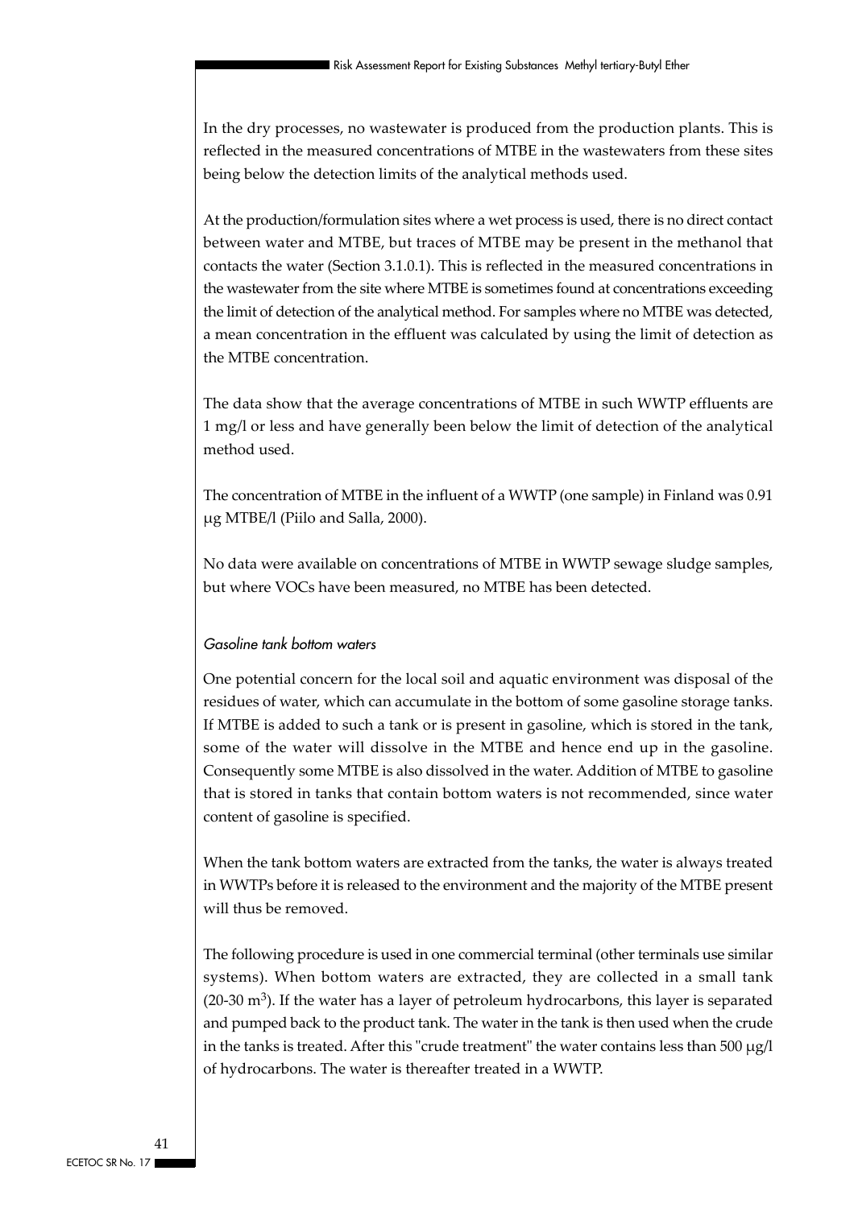In the dry processes, no wastewater is produced from the production plants. This is reflected in the measured concentrations of MTBE in the wastewaters from these sites being below the detection limits of the analytical methods used.

At the production/formulation sites where a wet process is used, there is no direct contact between water and MTBE, but traces of MTBE may be present in the methanol that contacts the water (Section 3.1.0.1). This is reflected in the measured concentrations in the wastewater from the site where MTBE is sometimes found at concentrations exceeding the limit of detection of the analytical method. For samples where no MTBE was detected, a mean concentration in the effluent was calculated by using the limit of detection as the MTBE concentration.

The data show that the average concentrations of MTBE in such WWTP effluents are 1 mg/l or less and have generally been below the limit of detection of the analytical method used.

The concentration of MTBE in the influent of a WWTP (one sample) in Finland was 0.91 μg MTBE/l (Piilo and Salla, 2000).

No data were available on concentrations of MTBE in WWTP sewage sludge samples, but where VOCs have been measured, no MTBE has been detected.

*Gasoline tank bottom waters*

One potential concern for the local soil and aquatic environment was disposal of the residues of water, which can accumulate in the bottom of some gasoline storage tanks. If MTBE is added to such a tank or is present in gasoline, which is stored in the tank, some of the water will dissolve in the MTBE and hence end up in the gasoline. Consequently some MTBE is also dissolved in the water. Addition of MTBE to gasoline that is stored in tanks that contain bottom waters is not recommended, since water content of gasoline is specified.

When the tank bottom waters are extracted from the tanks, the water is always treated in WWTPs before it is released to the environment and the majority of the MTBE present will thus be removed.

The following procedure is used in one commercial terminal (other terminals use similar systems). When bottom waters are extracted, they are collected in a small tank (20-30 $m^3$). If the water has a layer of petroleum hydrocarbons, this layer is separated and pumped back to the product tank. The water in the tank is then used when the crude in the tanks is treated. After this "crude treatment" the water contains less than 500 μg/l of hydrocarbons. The water is thereafter treated in a WWTP.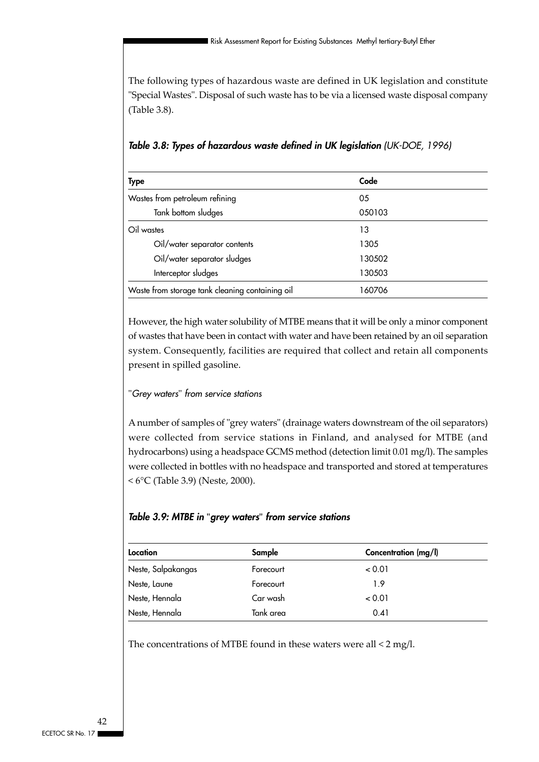The following types of hazardous waste are defined in UK legislation and constitute "Special Wastes". Disposal of such waste has to be via a licensed waste disposal company (Table 3.8).

***Table 3.8: Types of hazardous waste defined in UK legislation** (UK-DOE, 1996)*

| Type | Code |
|---|---|
| Wastes from petroleum refining | 05 |
| Tank bottom sludges | 050103 |
| Oil wastes | 13 |
| Oil/water separator contents | 1305 |
| Oil/water separator sludges | 130502 |
| Interceptor sludges | 130503 |
| Waste from storage tank cleaning containing oil | 160706 |

However, the high water solubility of MTBE means that it will be only a minor component of wastes that have been in contact with water and have been retained by an oil separation system. Consequently, facilities are required that collect and retain all components present in spilled gasoline.

*"Grey waters" from service stations*

A number of samples of "grey waters" (drainage waters downstream of the oil separators) were collected from service stations in Finland, and analysed for MTBE (and hydrocarbons) using a headspace GCMS method (detection limit 0.01 mg/l). The samples were collected in bottles with no headspace and transported and stored at temperatures < 6°C (Table 3.9) (Neste, 2000).

***Table 3.9: MTBE in "grey waters" from service stations***

| Location | Sample | Concentration (mg/l) |
|---|---|---|
| Neste, Salpakangas | Forecourt | < 0.01 |
| Neste, Laune | Forecourt | 1.9 |
| Neste, Hennala | Car wash | < 0.01 |
| Neste, Hennala | Tank area | 0.41 |

The concentrations of MTBE found in these waters were all < 2 mg/l.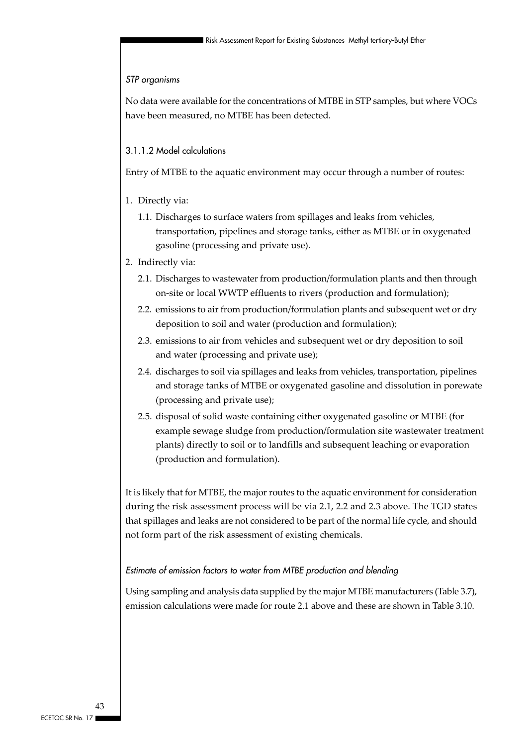*STP organisms*

No data were available for the concentrations of MTBE in STP samples, but where VOCs have been measured, no MTBE has been detected.

### 3.1.1.2 Model calculations

Entry of MTBE to the aquatic environment may occur through a number of routes:

1. Directly via:
   1.1. Discharges to surface waters from spillages and leaks from vehicles, transportation, pipelines and storage tanks, either as MTBE or in oxygenated gasoline (processing and private use).
2. Indirectly via:
   2.1. Discharges to wastewater from production/formulation plants and then through on-site or local WWTP effluents to rivers (production and formulation);
   2.2. emissions to air from production/formulation plants and subsequent wet or dry deposition to soil and water (production and formulation);
   2.3. emissions to air from vehicles and subsequent wet or dry deposition to soil and water (processing and private use);
   2.4. discharges to soil via spillages and leaks from vehicles, transportation, pipelines and storage tanks of MTBE or oxygenated gasoline and dissolution in porewate (processing and private use);
   2.5. disposal of solid waste containing either oxygenated gasoline or MTBE (for example sewage sludge from production/formulation site wastewater treatment plants) directly to soil or to landfills and subsequent leaching or evaporation (production and formulation).

It is likely that for MTBE, the major routes to the aquatic environment for consideration during the risk assessment process will be via 2.1, 2.2 and 2.3 above. The TGD states that spillages and leaks are not considered to be part of the normal life cycle, and should not form part of the risk assessment of existing chemicals.

*Estimate of emission factors to water from MTBE production and blending*

Using sampling and analysis data supplied by the major MTBE manufacturers (Table 3.7), emission calculations were made for route 2.1 above and these are shown in Table 3.10.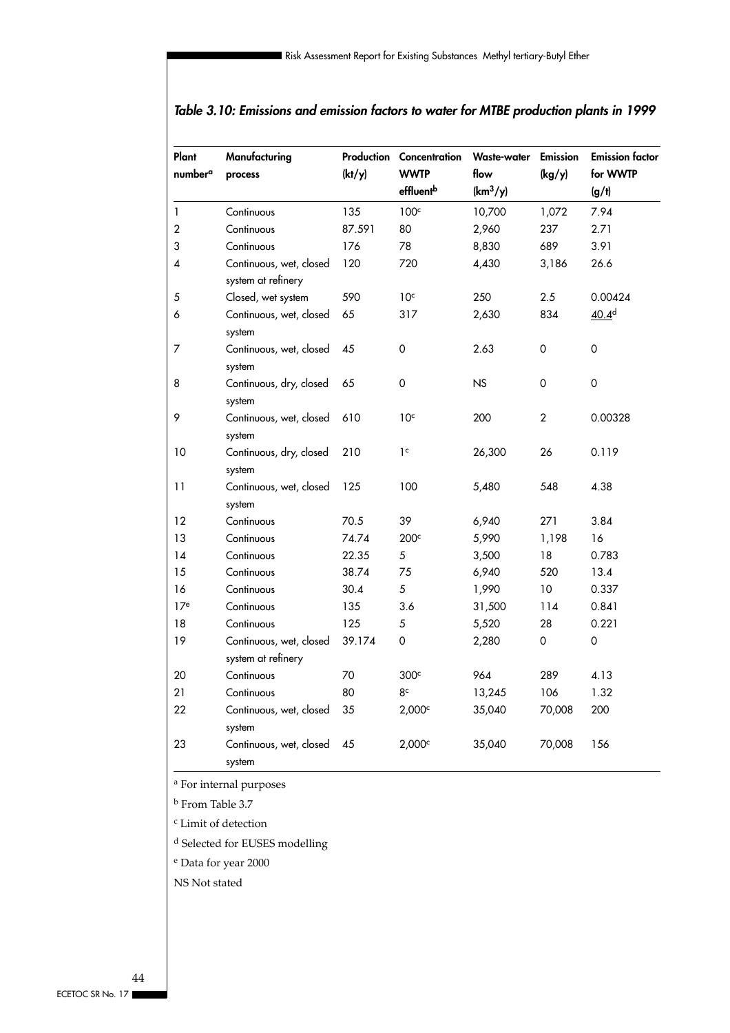## *Table 3.10: Emissions and emission factors to water for MTBE production plants in 1999*

| Plant number[a] | Manufacturing process | Production (kt/y) | Concentration WWTP effluent[b] | Waste-water flow ($km^3/y$) | Emission (kg/y) | Emission factor for WWTP (g/t) |
|---|---|---|---|---|---|---|
| 1 | Continuous | 135 | 100[c] | 10,700 | 1,072 | 7.94 |
| 2 | Continuous | 87.591 | 80 | 2,960 | 237 | 2.71 |
| 3 | Continuous | 176 | 78 | 8,830 | 689 | 3.91 |
| 4 | Continuous, wet, closed system at refinery | 120 | 720 | 4,430 | 3,186 | 26.6 |
| 5 | Closed, wet system | 590 | 10[c] | 250 | 2.5 | 0.00424 |
| 6 | Continuous, wet, closed system | 65 | 317 | 2,630 | 834 | 40.4[d] |
| 7 | Continuous, wet, closed system | 45 | 0 | 2.63 | 0 | 0 |
| 8 | Continuous, dry, closed system | 65 | 0 | NS | 0 | 0 |
| 9 | Continuous, wet, closed system | 610 | 10[c] | 200 | 2 | 0.00328 |
| 10 | Continuous, dry, closed system | 210 | 1[c] | 26,300 | 26 | 0.119 |
| 11 | Continuous, wet, closed system | 125 | 100 | 5,480 | 548 | 4.38 |
| 12 | Continuous | 70.5 | 39 | 6,940 | 271 | 3.84 |
| 13 | Continuous | 74.74 | 200[c] | 5,990 | 1,198 | 16 |
| 14 | Continuous | 22.35 | 5 | 3,500 | 18 | 0.783 |
| 15 | Continuous | 38.74 | 75 | 6,940 | 520 | 13.4 |
| 16 | Continuous | 30.4 | 5 | 1,990 | 10 | 0.337 |
| 17[e] | Continuous | 135 | 3.6 | 31,500 | 114 | 0.841 |
| 18 | Continuous | 125 | 5 | 5,520 | 28 | 0.221 |
| 19 | Continuous, wet, closed system at refinery | 39.174 | 0 | 2,280 | 0 | 0 |
| 20 | Continuous | 70 | 300[c] | 964 | 289 | 4.13 |
| 21 | Continuous | 80 | 8[c] | 13,245 | 106 | 1.32 |
| 22 | Continuous, wet, closed system | 35 | 2,000[c] | 35,040 | 70,008 | 200 |
| 23 | Continuous, wet, closed system | 45 | 2,000[c] | 35,040 | 70,008 | 156 |

[a] For internal purposes

[b] From Table 3.7

[c] Limit of detection

[d] Selected for EUSES modelling

[e] Data for year 2000

NS Not stated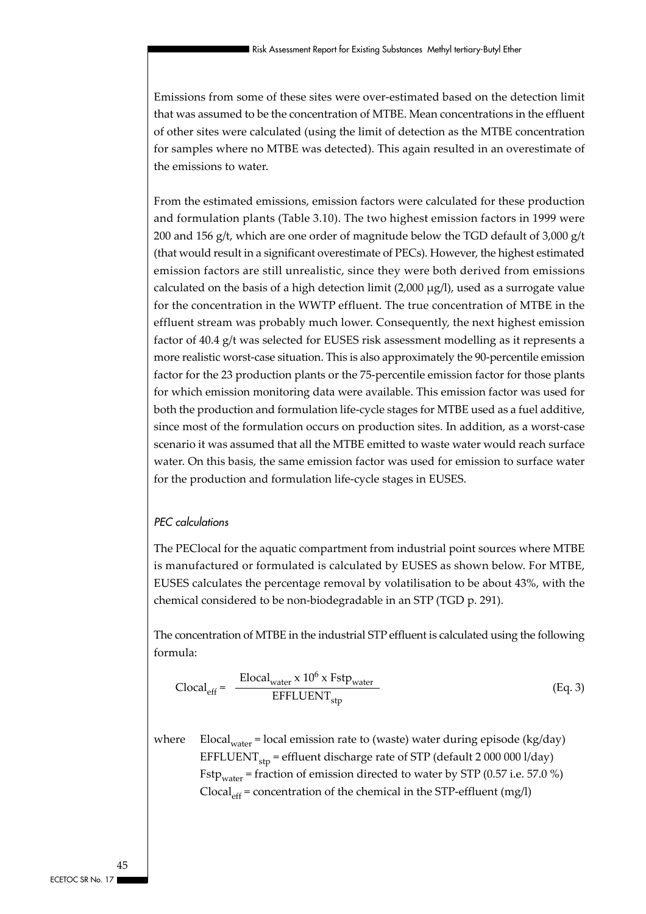Emissions from some of these sites were over-estimated based on the detection limit that was assumed to be the concentration of MTBE. Mean concentrations in the effluent of other sites were calculated (using the limit of detection as the MTBE concentration for samples where no MTBE was detected). This again resulted in an overestimate of the emissions to water.

From the estimated emissions, emission factors were calculated for these production and formulation plants (Table 3.10). The two highest emission factors in 1999 were 200 and 156 g/t, which are one order of magnitude below the TGD default of 3,000 g/t (that would result in a significant overestimate of PECs). However, the highest estimated emission factors are still unrealistic, since they were both derived from emissions calculated on the basis of a high detection limit (2,000 µg/l), used as a surrogate value for the concentration in the WWTP effluent. The true concentration of MTBE in the effluent stream was probably much lower. Consequently, the next highest emission factor of 40.4 g/t was selected for EUSES risk assessment modelling as it represents a more realistic worst-case situation. This is also approximately the 90-percentile emission factor for the 23 production plants or the 75-percentile emission factor for those plants for which emission monitoring data were available. This emission factor was used for both the production and formulation life-cycle stages for MTBE used as a fuel additive, since most of the formulation occurs on production sites. In addition, as a worst-case scenario it was assumed that all the MTBE emitted to waste water would reach surface water. On this basis, the same emission factor was used for emission to surface water for the production and formulation life-cycle stages in EUSES.

*PEC calculations*

The PEClocal for the aquatic compartment from industrial point sources where MTBE is manufactured or formulated is calculated by EUSES as shown below. For MTBE, EUSES calculates the percentage removal by volatilisation to be about 43%, with the chemical considered to be non-biodegradable in an STP (TGD p. 291).

The concentration of MTBE in the industrial STP effluent is calculated using the following formula:

$$Clocal_{eff} = \frac{Elocal_{water} \times 10^6 \times Fstp_{water}}{EFFLUENT_{stp}} \qquad \text{(Eq. 3)}$$

where $Elocal_{water}$ = local emission rate to (waste) water during episode (kg/day)
$EFFLUENT_{stp}$ = effluent discharge rate of STP (default 2 000 000 l/day)
$Fstp_{water}$ = fraction of emission directed to water by STP (0.57 i.e. 57.0 %)
$Clocal_{eff}$ = concentration of the chemical in the STP-effluent (mg/l)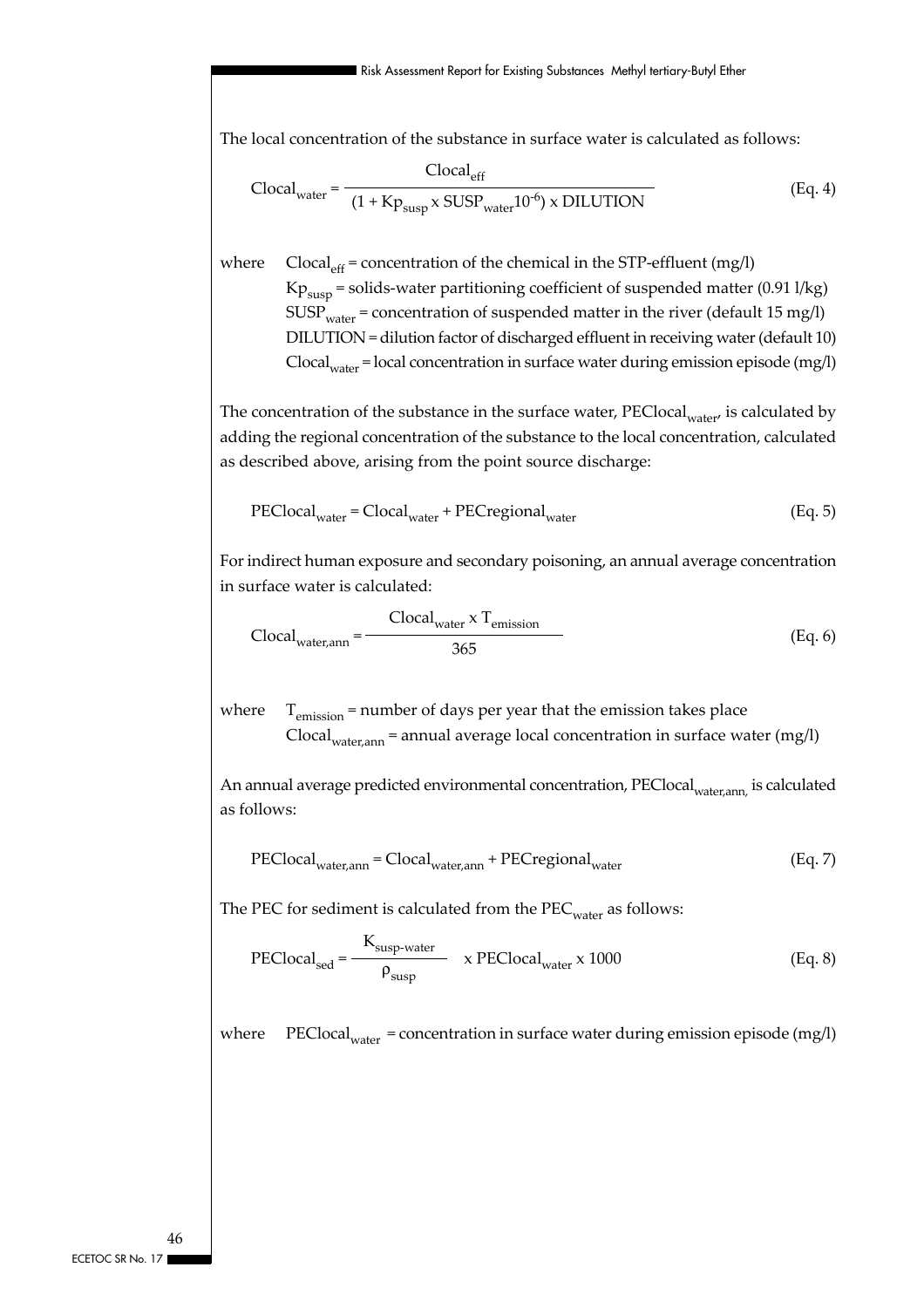The local concentration of the substance in surface water is calculated as follows:

$$\text{Clocal}_{\text{water}} = \frac{\text{Clocal}_{\text{eff}}}{(1 + \text{Kp}_{\text{susp}} \times \text{SUSP}_{\text{water}} 10^{-6}) \times \text{DILUTION}} \quad \text{(Eq. 4)}$$

where $\text{Clocal}_{\text{eff}}$ = concentration of the chemical in the STP-effluent (mg/l)
$\text{Kp}_{\text{susp}}$ = solids-water partitioning coefficient of suspended matter (0.91 l/kg)
$\text{SUSP}_{\text{water}}$ = concentration of suspended matter in the river (default 15 mg/l)
DILUTION = dilution factor of discharged effluent in receiving water (default 10)
$\text{Clocal}_{\text{water}}$ = local concentration in surface water during emission episode (mg/l)

The concentration of the substance in the surface water, $\text{PEClocal}_{\text{water}}$, is calculated by adding the regional concentration of the substance to the local concentration, calculated as described above, arising from the point source discharge:

$$\text{PEClocal}_{\text{water}} = \text{Clocal}_{\text{water}} + \text{PECregional}_{\text{water}} \quad \text{(Eq. 5)}$$

For indirect human exposure and secondary poisoning, an annual average concentration in surface water is calculated:

$$\text{Clocal}_{\text{water,ann}} = \frac{\text{Clocal}_{\text{water}} \times \text{T}_{\text{emission}}}{365} \quad \text{(Eq. 6)}$$

where $\text{T}_{\text{emission}}$ = number of days per year that the emission takes place
$\text{Clocal}_{\text{water,ann}}$ = annual average local concentration in surface water (mg/l)

An annual average predicted environmental concentration, $\text{PEClocal}_{\text{water,ann,}}$ is calculated as follows:

$$\text{PEClocal}_{\text{water,ann}} = \text{Clocal}_{\text{water,ann}} + \text{PECregional}_{\text{water}} \quad \text{(Eq. 7)}$$

The PEC for sediment is calculated from the $\text{PEC}_{\text{water}}$ as follows:

$$\text{PEClocal}_{\text{sed}} = \frac{\text{K}_{\text{susp-water}}}{\rho_{\text{susp}}} \times \text{PEClocal}_{\text{water}} \times 1000 \quad \text{(Eq. 8)}$$

where $\text{PEClocal}_{\text{water}}$ = concentration in surface water during emission episode (mg/l)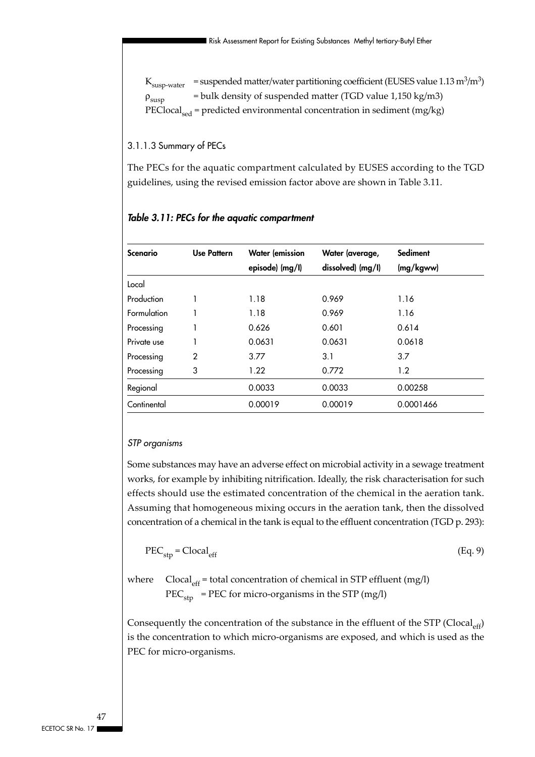$K_{susp\text{-}water}$ = suspended matter/water partitioning coefficient (EUSES value 1.13 $m^3/m^3$)
$\rho_{susp}$ = bulk density of suspended matter (TGD value 1,150 kg/m3)
$PEClocal_{sed}$ = predicted environmental concentration in sediment (mg/kg)

### 3.1.1.3 Summary of PECs

The PECs for the aquatic compartment calculated by EUSES according to the TGD guidelines, using the revised emission factor above are shown in Table 3.11.

***Table 3.11: PECs for the aquatic compartment***

| Scenario | Use Pattern | Water (emission episode) (mg/l) | Water (average, dissolved) (mg/l) | Sediment (mg/kgww) |
|---|---|---|---|---|
| Local | | | | |
| Production | 1 | 1.18 | 0.969 | 1.16 |
| Formulation | 1 | 1.18 | 0.969 | 1.16 |
| Processing | 1 | 0.626 | 0.601 | 0.614 |
| Private use | 1 | 0.0631 | 0.0631 | 0.0618 |
| Processing | 2 | 3.77 | 3.1 | 3.7 |
| Processing | 3 | 1.22 | 0.772 | 1.2 |
| Regional | | 0.0033 | 0.0033 | 0.00258 |
| Continental | | 0.00019 | 0.00019 | 0.0001466 |

*STP organisms*

Some substances may have an adverse effect on microbial activity in a sewage treatment works, for example by inhibiting nitrification. Ideally, the risk characterisation for such effects should use the estimated concentration of the chemical in the aeration tank. Assuming that homogeneous mixing occurs in the aeration tank, then the dissolved concentration of a chemical in the tank is equal to the effluent concentration (TGD p. 293):

$$PEC_{stp} = Clocal_{eff} \qquad \text{(Eq. 9)}$$

where $Clocal_{eff}$ = total concentration of chemical in STP effluent (mg/l)
$PEC_{stp}$ = PEC for micro-organisms in the STP (mg/l)

Consequently the concentration of the substance in the effluent of the STP ($Clocal_{eff}$) is the concentration to which micro-organisms are exposed, and which is used as the PEC for micro-organisms.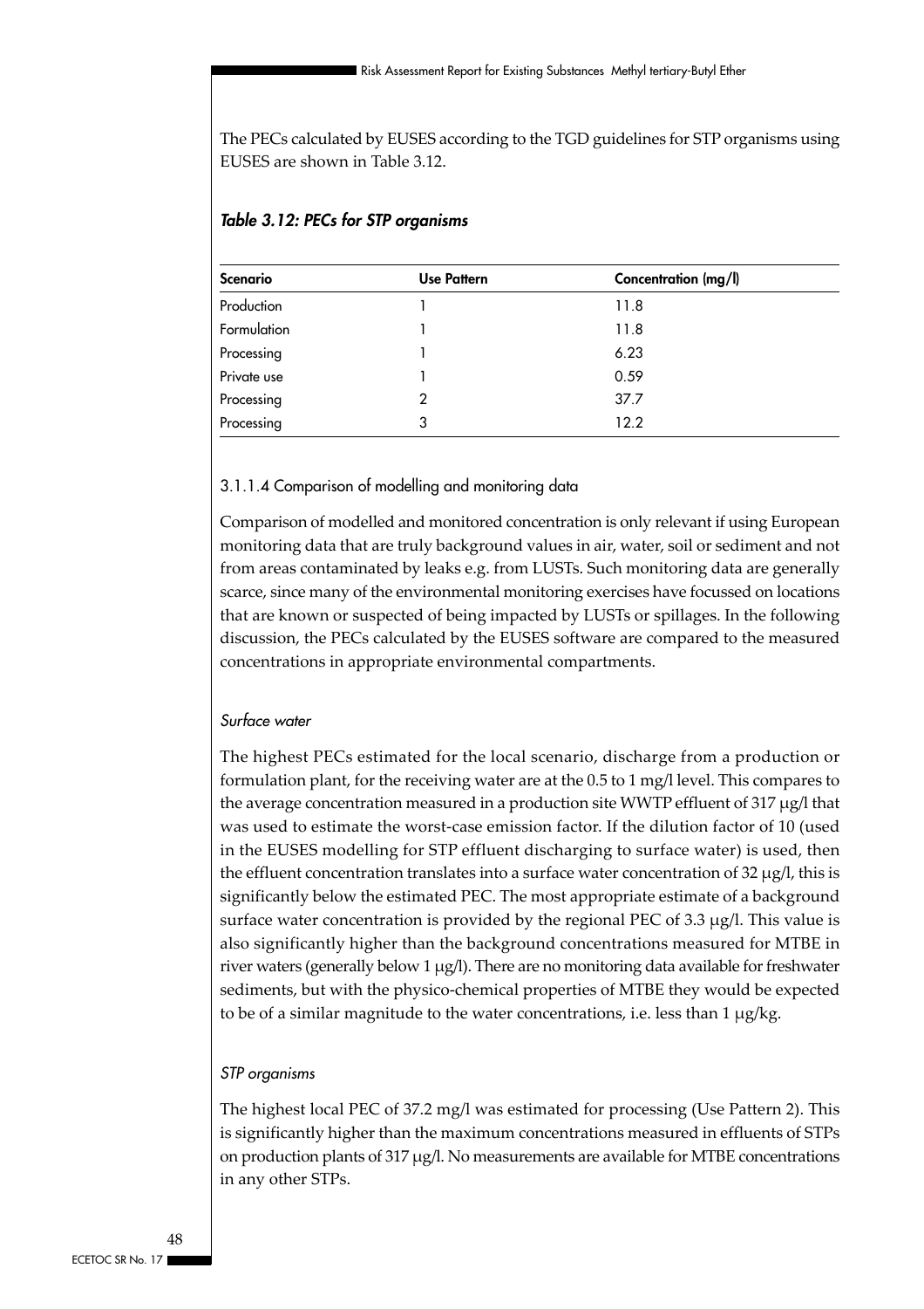The PECs calculated by EUSES according to the TGD guidelines for STP organisms using EUSES are shown in Table 3.12.

***Table 3.12: PECs for STP organisms***

| Scenario | Use Pattern | Concentration (mg/l) |
|---|---|---|
| Production | 1 | 11.8 |
| Formulation | 1 | 11.8 |
| Processing | 1 | 6.23 |
| Private use | 1 | 0.59 |
| Processing | 2 | 37.7 |
| Processing | 3 | 12.2 |

#### 3.1.1.4 Comparison of modelling and monitoring data

Comparison of modelled and monitored concentration is only relevant if using European monitoring data that are truly background values in air, water, soil or sediment and not from areas contaminated by leaks e.g. from LUSTs. Such monitoring data are generally scarce, since many of the environmental monitoring exercises have focussed on locations that are known or suspected of being impacted by LUSTs or spillages. In the following discussion, the PECs calculated by the EUSES software are compared to the measured concentrations in appropriate environmental compartments.

*Surface water*

The highest PECs estimated for the local scenario, discharge from a production or formulation plant, for the receiving water are at the 0.5 to 1 mg/l level. This compares to the average concentration measured in a production site WWTP effluent of 317 μg/l that was used to estimate the worst-case emission factor. If the dilution factor of 10 (used in the EUSES modelling for STP effluent discharging to surface water) is used, then the effluent concentration translates into a surface water concentration of 32 μg/l, this is significantly below the estimated PEC. The most appropriate estimate of a background surface water concentration is provided by the regional PEC of 3.3 μg/l. This value is also significantly higher than the background concentrations measured for MTBE in river waters (generally below 1 μg/l). There are no monitoring data available for freshwater sediments, but with the physico-chemical properties of MTBE they would be expected to be of a similar magnitude to the water concentrations, i.e. less than 1 μg/kg.

*STP organisms*

The highest local PEC of 37.2 mg/l was estimated for processing (Use Pattern 2). This is significantly higher than the maximum concentrations measured in effluents of STPs on production plants of 317 μg/l. No measurements are available for MTBE concentrations in any other STPs.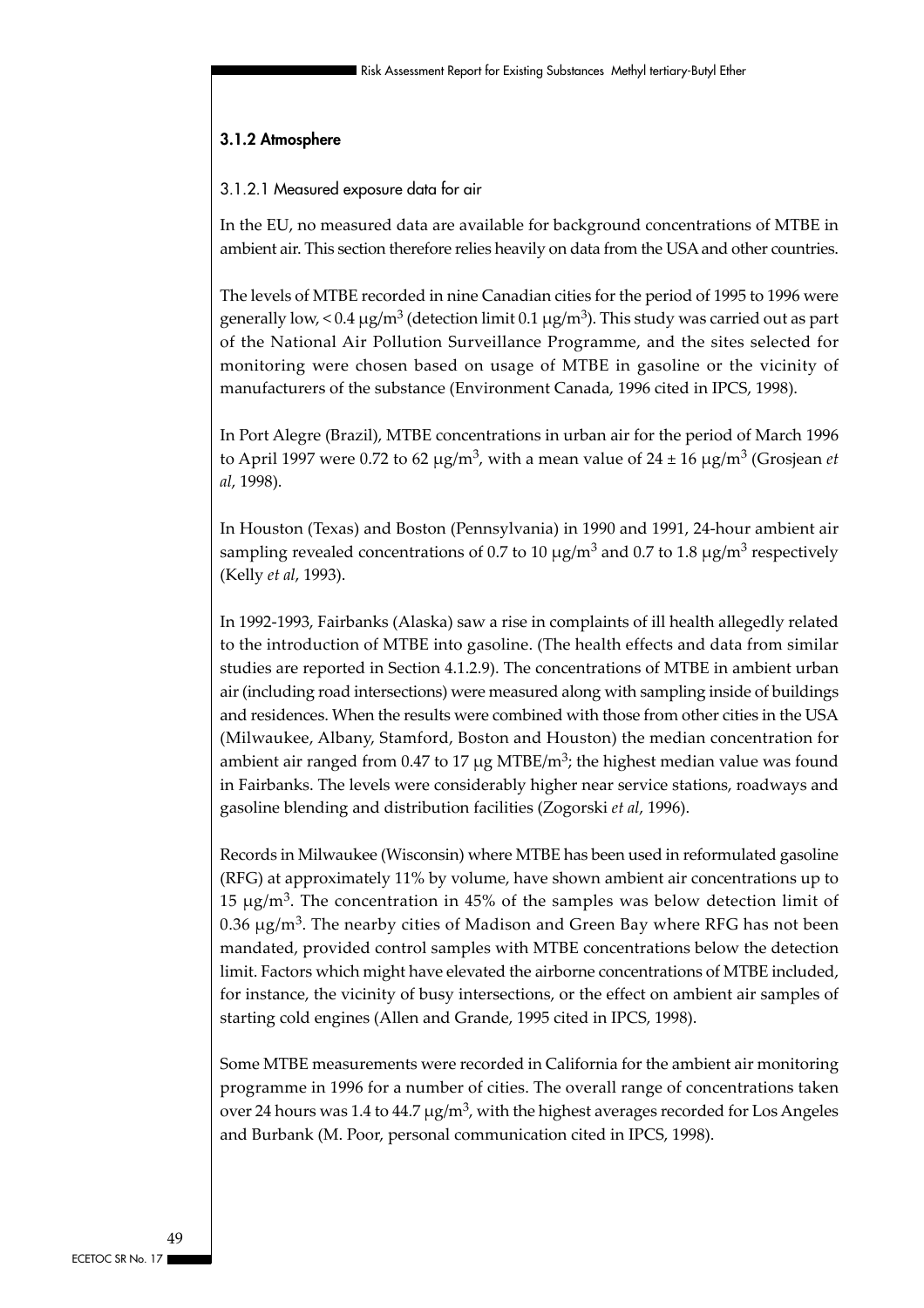### 3.1.2 Atmosphere

#### 3.1.2.1 Measured exposure data for air

In the EU, no measured data are available for background concentrations of MTBE in ambient air. This section therefore relies heavily on data from the USA and other countries.

The levels of MTBE recorded in nine Canadian cities for the period of 1995 to 1996 were generally low, < 0.4 $\mu g/m^3$ (detection limit 0.1 $\mu g/m^3$). This study was carried out as part of the National Air Pollution Surveillance Programme, and the sites selected for monitoring were chosen based on usage of MTBE in gasoline or the vicinity of manufacturers of the substance (Environment Canada, 1996 cited in IPCS, 1998).

In Port Alegre (Brazil), MTBE concentrations in urban air for the period of March 1996 to April 1997 were 0.72 to 62 $\mu g/m^3$, with a mean value of 24 ± 16 $\mu g/m^3$ (Grosjean *et al*, 1998).

In Houston (Texas) and Boston (Pennsylvania) in 1990 and 1991, 24-hour ambient air sampling revealed concentrations of 0.7 to 10 $\mu g/m^3$ and 0.7 to 1.8 $\mu g/m^3$ respectively (Kelly *et al*, 1993).

In 1992-1993, Fairbanks (Alaska) saw a rise in complaints of ill health allegedly related to the introduction of MTBE into gasoline. (The health effects and data from similar studies are reported in Section 4.1.2.9). The concentrations of MTBE in ambient urban air (including road intersections) were measured along with sampling inside of buildings and residences. When the results were combined with those from other cities in the USA (Milwaukee, Albany, Stamford, Boston and Houston) the median concentration for ambient air ranged from 0.47 to 17 $\mu g$ MTBE/$m^3$; the highest median value was found in Fairbanks. The levels were considerably higher near service stations, roadways and gasoline blending and distribution facilities (Zogorski *et al*, 1996).

Records in Milwaukee (Wisconsin) where MTBE has been used in reformulated gasoline (RFG) at approximately 11% by volume, have shown ambient air concentrations up to 15 $\mu g/m^3$. The concentration in 45% of the samples was below detection limit of 0.36 $\mu g/m^3$. The nearby cities of Madison and Green Bay where RFG has not been mandated, provided control samples with MTBE concentrations below the detection limit. Factors which might have elevated the airborne concentrations of MTBE included, for instance, the vicinity of busy intersections, or the effect on ambient air samples of starting cold engines (Allen and Grande, 1995 cited in IPCS, 1998).

Some MTBE measurements were recorded in California for the ambient air monitoring programme in 1996 for a number of cities. The overall range of concentrations taken over 24 hours was 1.4 to 44.7 $\mu g/m^3$, with the highest averages recorded for Los Angeles and Burbank (M. Poor, personal communication cited in IPCS, 1998).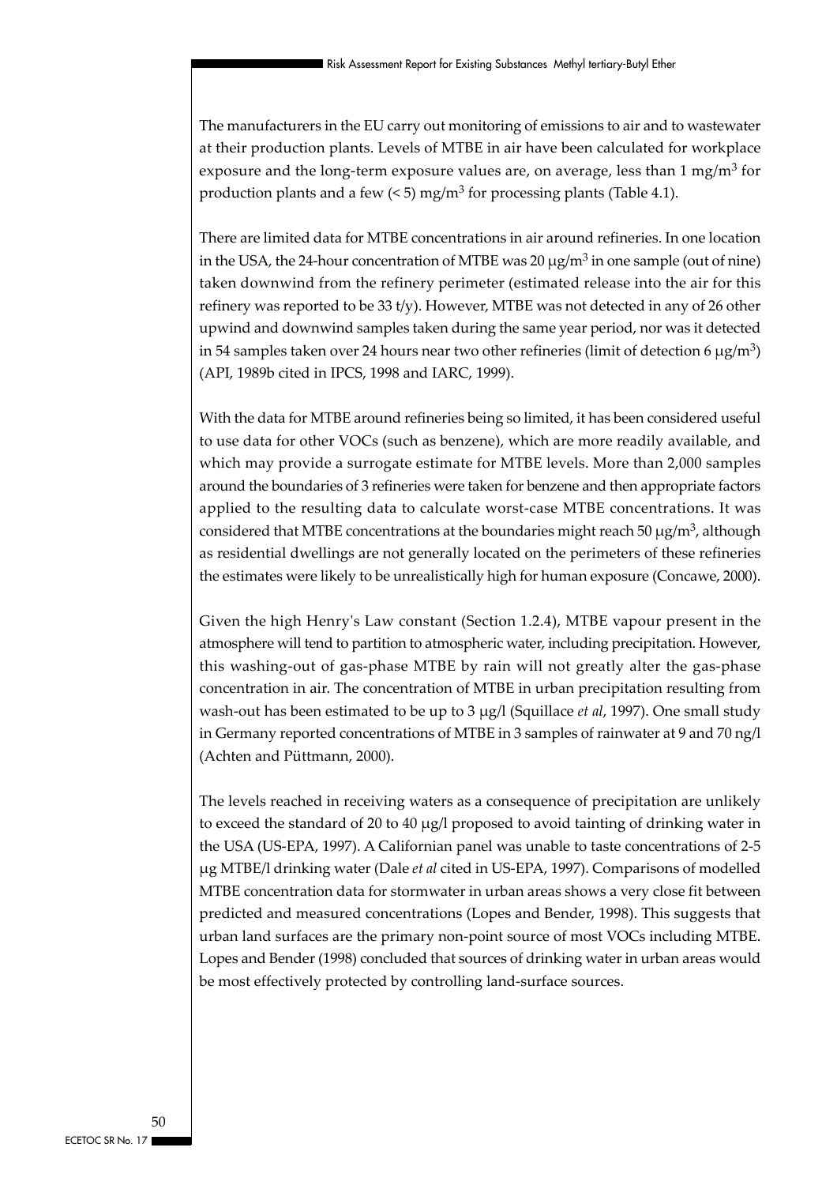The manufacturers in the EU carry out monitoring of emissions to air and to wastewater at their production plants. Levels of MTBE in air have been calculated for workplace exposure and the long-term exposure values are, on average, less than 1 $mg/m^3$ for production plants and a few (< 5) $mg/m^3$ for processing plants (Table 4.1).

There are limited data for MTBE concentrations in air around refineries. In one location in the USA, the 24-hour concentration of MTBE was 20 $\mu g/m^3$ in one sample (out of nine) taken downwind from the refinery perimeter (estimated release into the air for this refinery was reported to be 33 t/y). However, MTBE was not detected in any of 26 other upwind and downwind samples taken during the same year period, nor was it detected in 54 samples taken over 24 hours near two other refineries (limit of detection 6 $\mu g/m^3$) (API, 1989b cited in IPCS, 1998 and IARC, 1999).

With the data for MTBE around refineries being so limited, it has been considered useful to use data for other VOCs (such as benzene), which are more readily available, and which may provide a surrogate estimate for MTBE levels. More than 2,000 samples around the boundaries of 3 refineries were taken for benzene and then appropriate factors applied to the resulting data to calculate worst-case MTBE concentrations. It was considered that MTBE concentrations at the boundaries might reach 50 $\mu g/m^3$, although as residential dwellings are not generally located on the perimeters of these refineries the estimates were likely to be unrealistically high for human exposure (Concawe, 2000).

Given the high Henry's Law constant (Section 1.2.4), MTBE vapour present in the atmosphere will tend to partition to atmospheric water, including precipitation. However, this washing-out of gas-phase MTBE by rain will not greatly alter the gas-phase concentration in air. The concentration of MTBE in urban precipitation resulting from wash-out has been estimated to be up to 3 µg/l (Squillace *et al*, 1997). One small study in Germany reported concentrations of MTBE in 3 samples of rainwater at 9 and 70 ng/l (Achten and Püttmann, 2000).

The levels reached in receiving waters as a consequence of precipitation are unlikely to exceed the standard of 20 to 40 µg/l proposed to avoid tainting of drinking water in the USA (US-EPA, 1997). A Californian panel was unable to taste concentrations of 2-5 µg MTBE/l drinking water (Dale *et al* cited in US-EPA, 1997). Comparisons of modelled MTBE concentration data for stormwater in urban areas shows a very close fit between predicted and measured concentrations (Lopes and Bender, 1998). This suggests that urban land surfaces are the primary non-point source of most VOCs including MTBE. Lopes and Bender (1998) concluded that sources of drinking water in urban areas would be most effectively protected by controlling land-surface sources.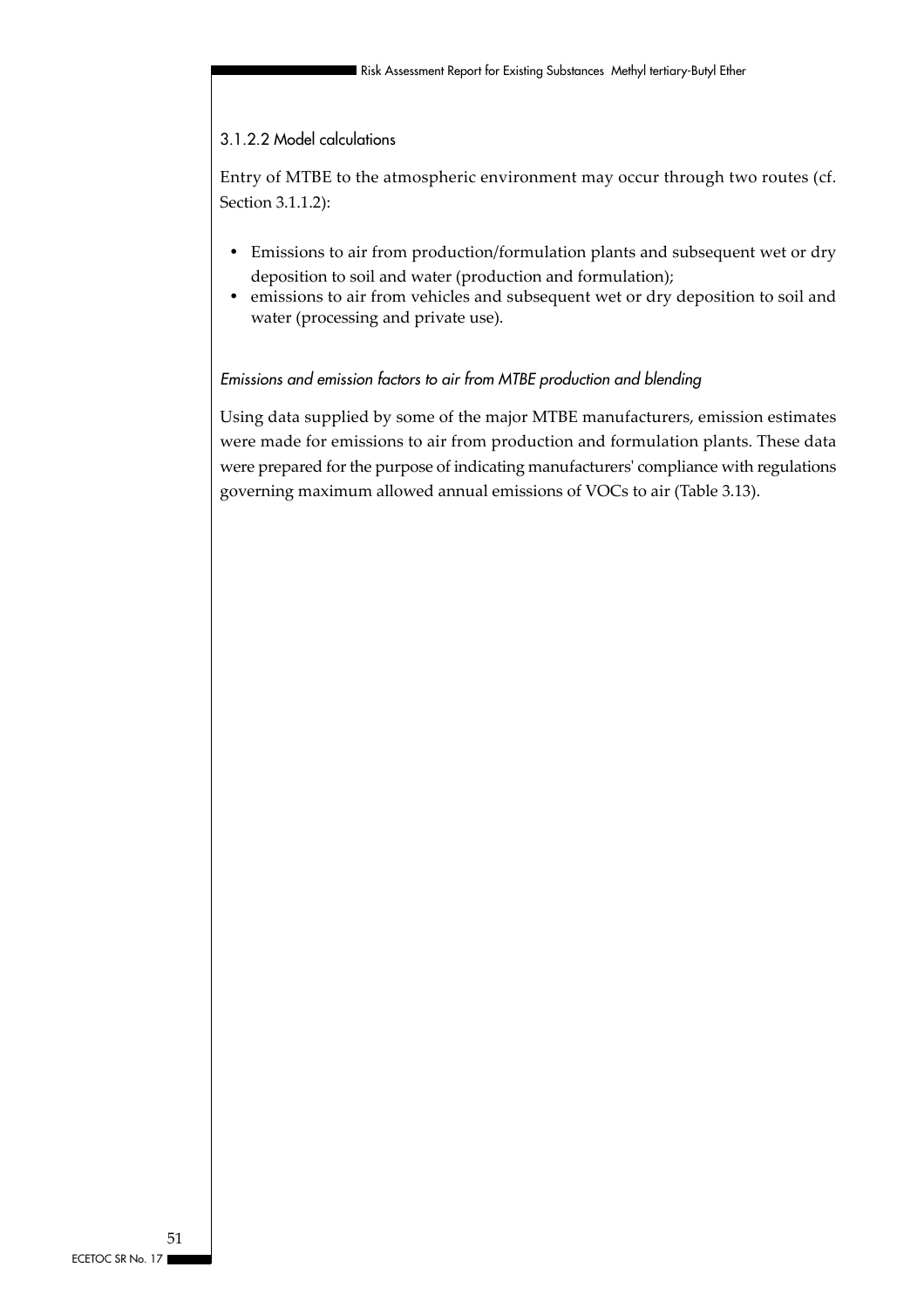#### 3.1.2.2 Model calculations

Entry of MTBE to the atmospheric environment may occur through two routes (cf. Section 3.1.1.2):

- Emissions to air from production/formulation plants and subsequent wet or dry deposition to soil and water (production and formulation);
- emissions to air from vehicles and subsequent wet or dry deposition to soil and water (processing and private use).

*Emissions and emission factors to air from MTBE production and blending*

Using data supplied by some of the major MTBE manufacturers, emission estimates were made for emissions to air from production and formulation plants. These data were prepared for the purpose of indicating manufacturers' compliance with regulations governing maximum allowed annual emissions of VOCs to air (Table 3.13).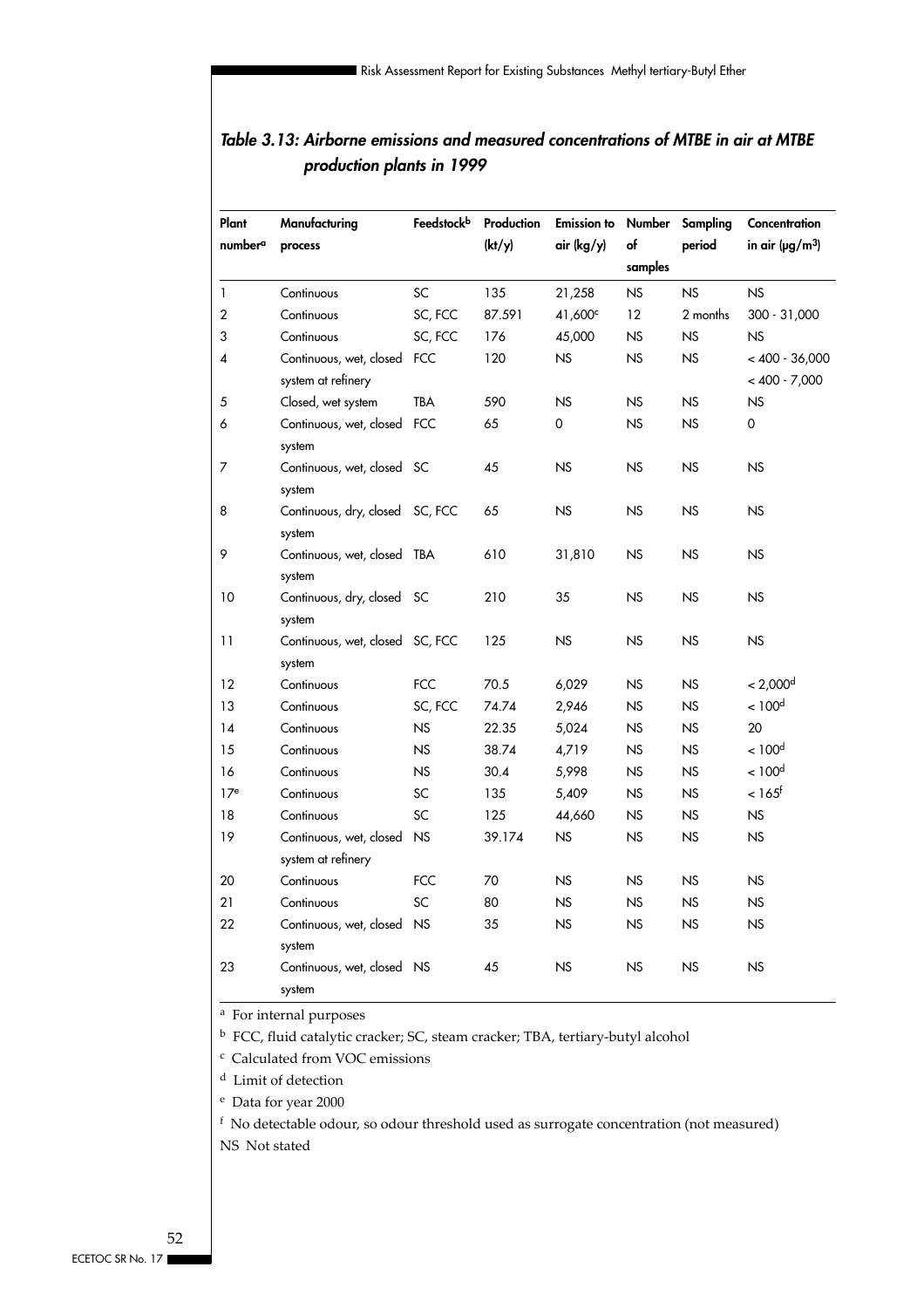## *Table 3.13: Airborne emissions and measured concentrations of MTBE in air at MTBE production plants in 1999*

| Plant number[a] | Manufacturing process | Feedstock[b] | Production (kt/y) | Emission to air (kg/y) | Number of samples | Sampling period | Concentration in air (μg/m³) |
|---|---|---|---|---|---|---|---|
| 1 | Continuous | SC | 135 | 21,258 | NS | NS | NS |
| 2 | Continuous | SC, FCC | 87.591 | 41,600[c] | 12 | 2 months | 300 - 31,000 |
| 3 | Continuous | SC, FCC | 176 | 45,000 | NS | NS | NS |
| 4 | Continuous, wet, closed system at refinery | FCC | 120 | NS | NS | NS | < 400 - 36,000<br>< 400 - 7,000 |
| 5 | Closed, wet system | TBA | 590 | NS | NS | NS | NS |
| 6 | Continuous, wet, closed system | FCC | 65 | 0 | NS | NS | 0 |
| 7 | Continuous, wet, closed system | SC | 45 | NS | NS | NS | NS |
| 8 | Continuous, dry, closed system | SC, FCC | 65 | NS | NS | NS | NS |
| 9 | Continuous, wet, closed system | TBA | 610 | 31,810 | NS | NS | NS |
| 10 | Continuous, dry, closed system | SC | 210 | 35 | NS | NS | NS |
| 11 | Continuous, wet, closed system | SC, FCC | 125 | NS | NS | NS | NS |
| 12 | Continuous | FCC | 70.5 | 6,029 | NS | NS | < 2,000[d] |
| 13 | Continuous | SC, FCC | 74.74 | 2,946 | NS | NS | < 100[d] |
| 14 | Continuous | NS | 22.35 | 5,024 | NS | NS | 20 |
| 15 | Continuous | NS | 38.74 | 4,719 | NS | NS | < 100[d] |
| 16 | Continuous | NS | 30.4 | 5,998 | NS | NS | < 100[d] |
| 17[e] | Continuous | SC | 135 | 5,409 | NS | NS | < 165[f] |
| 18 | Continuous | SC | 125 | 44,660 | NS | NS | NS |
| 19 | Continuous, wet, closed system at refinery | NS | 39.174 | NS | NS | NS | NS |
| 20 | Continuous | FCC | 70 | NS | NS | NS | NS |
| 21 | Continuous | SC | 80 | NS | NS | NS | NS |
| 22 | Continuous, wet, closed system | NS | 35 | NS | NS | NS | NS |
| 23 | Continuous, wet, closed system | NS | 45 | NS | NS | NS | NS |

[a] For internal purposes

[b] FCC, fluid catalytic cracker; SC, steam cracker; TBA, tertiary-butyl alcohol

[c] Calculated from VOC emissions

[d] Limit of detection

[e] Data for year 2000

[f] No detectable odour, so odour threshold used as surrogate concentration (not measured)

NS Not stated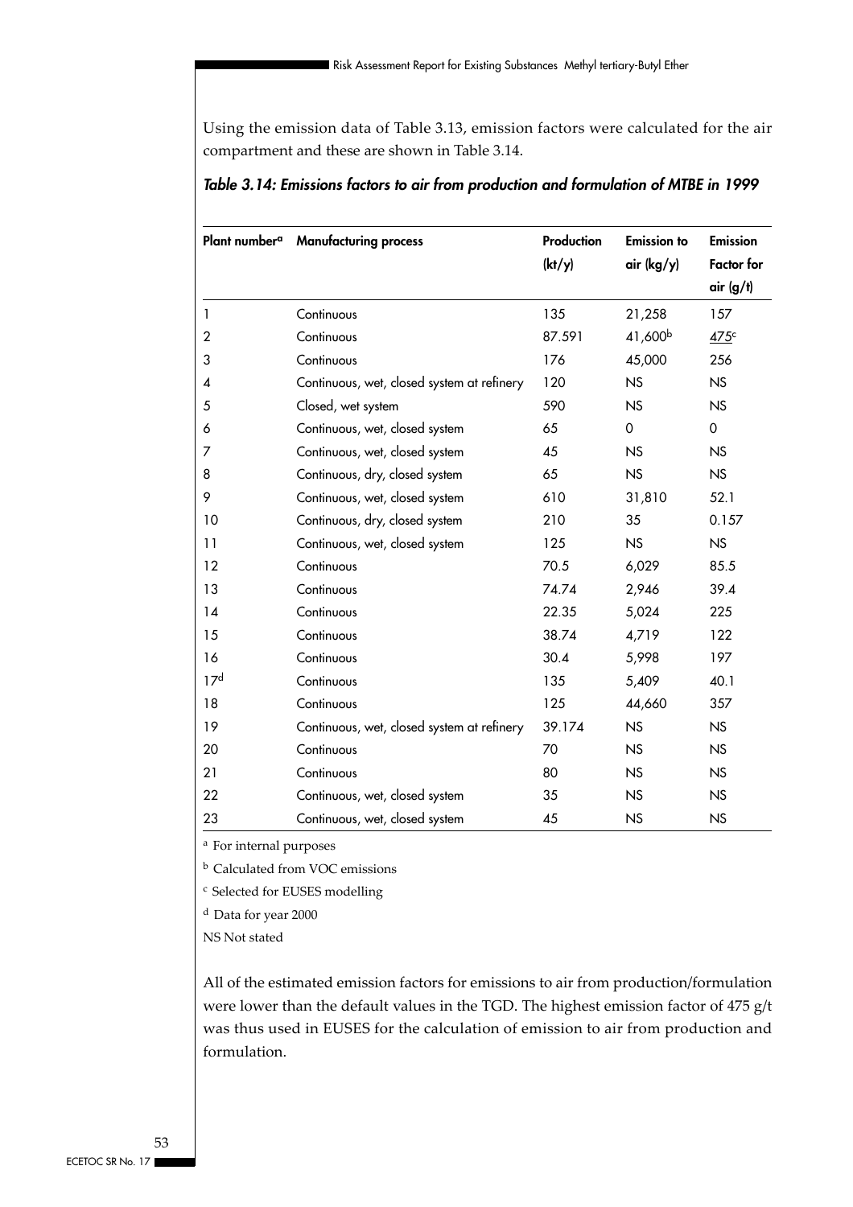Using the emission data of Table 3.13, emission factors were calculated for the air compartment and these are shown in Table 3.14.

***Table 3.14: Emissions factors to air from production and formulation of MTBE in 1999***

| Plant number[a] | Manufacturing process | Production (kt/y) | Emission to air (kg/y) | Emission Factor for air (g/t) |
|---|---|---|---|---|
| 1 | Continuous | 135 | 21,258 | 157 |
| 2 | Continuous | 87.591 | 41,600[b] | 475[c] |
| 3 | Continuous | 176 | 45,000 | 256 |
| 4 | Continuous, wet, closed system at refinery | 120 | NS | NS |
| 5 | Closed, wet system | 590 | NS | NS |
| 6 | Continuous, wet, closed system | 65 | 0 | 0 |
| 7 | Continuous, wet, closed system | 45 | NS | NS |
| 8 | Continuous, dry, closed system | 65 | NS | NS |
| 9 | Continuous, wet, closed system | 610 | 31,810 | 52.1 |
| 10 | Continuous, dry, closed system | 210 | 35 | 0.157 |
| 11 | Continuous, wet, closed system | 125 | NS | NS |
| 12 | Continuous | 70.5 | 6,029 | 85.5 |
| 13 | Continuous | 74.74 | 2,946 | 39.4 |
| 14 | Continuous | 22.35 | 5,024 | 225 |
| 15 | Continuous | 38.74 | 4,719 | 122 |
| 16 | Continuous | 30.4 | 5,998 | 197 |
| 17[d] | Continuous | 135 | 5,409 | 40.1 |
| 18 | Continuous | 125 | 44,660 | 357 |
| 19 | Continuous, wet, closed system at refinery | 39.174 | NS | NS |
| 20 | Continuous | 70 | NS | NS |
| 21 | Continuous | 80 | NS | NS |
| 22 | Continuous, wet, closed system | 35 | NS | NS |
| 23 | Continuous, wet, closed system | 45 | NS | NS |

[a] For internal purposes

[b] Calculated from VOC emissions

[c] Selected for EUSES modelling

[d] Data for year 2000

NS Not stated

All of the estimated emission factors for emissions to air from production/formulation were lower than the default values in the TGD. The highest emission factor of 475 g/t was thus used in EUSES for the calculation of emission to air from production and formulation.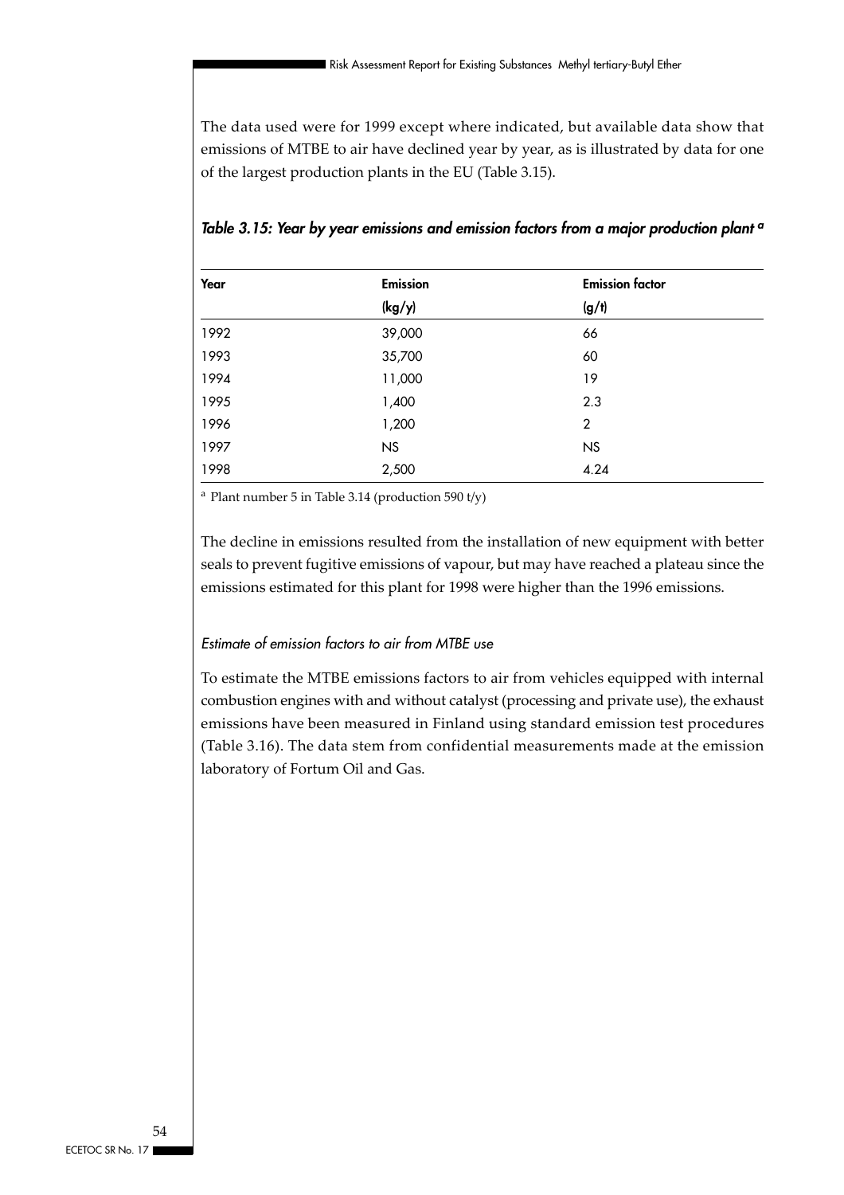The data used were for 1999 except where indicated, but available data show that emissions of MTBE to air have declined year by year, as is illustrated by data for one of the largest production plants in the EU (Table 3.15).

*Table 3.15: Year by year emissions and emission factors from a major production plant [a]*

| Year | Emission (kg/y) | Emission factor (g/t) |
|---|---|---|
| 1992 | 39,000 | 66 |
| 1993 | 35,700 | 60 |
| 1994 | 11,000 | 19 |
| 1995 | 1,400 | 2.3 |
| 1996 | 1,200 | 2 |
| 1997 | NS | NS |
| 1998 | 2,500 | 4.24 |

[a] Plant number 5 in Table 3.14 (production 590 t/y)

The decline in emissions resulted from the installation of new equipment with better seals to prevent fugitive emissions of vapour, but may have reached a plateau since the emissions estimated for this plant for 1998 were higher than the 1996 emissions.

*Estimate of emission factors to air from MTBE use*

To estimate the MTBE emissions factors to air from vehicles equipped with internal combustion engines with and without catalyst (processing and private use), the exhaust emissions have been measured in Finland using standard emission test procedures (Table 3.16). The data stem from confidential measurements made at the emission laboratory of Fortum Oil and Gas.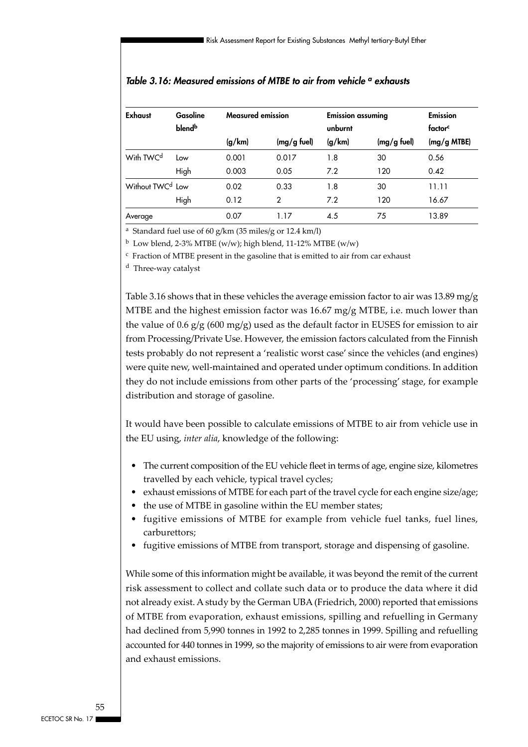### *Table 3.16: Measured emissions of MTBE to air from vehicle [a] exhausts*

| Exhaust | Gasoline blend[b] | Measured emission | | Emission assuming unburnt | | Emission factor[c] |
|---|---|---|---|---|---|---|
| | | (g/km) | (mg/g fuel) | (g/km) | (mg/g fuel) | (mg/g MTBE) |
| With TWC[d] | Low | 0.001 | 0.017 | 1.8 | 30 | 0.56 |
| | High | 0.003 | 0.05 | 7.2 | 120 | 0.42 |
| Without TWC[d] | Low | 0.02 | 0.33 | 1.8 | 30 | 11.11 |
| | High | 0.12 | 2 | 7.2 | 120 | 16.67 |
| Average | | 0.07 | 1.17 | 4.5 | 75 | 13.89 |

[a] Standard fuel use of 60 g/km (35 miles/g or 12.4 km/l)

[b] Low blend, 2-3% MTBE (w/w); high blend, 11-12% MTBE (w/w)

[c] Fraction of MTBE present in the gasoline that is emitted to air from car exhaust

[d] Three-way catalyst

Table 3.16 shows that in these vehicles the average emission factor to air was 13.89 mg/g MTBE and the highest emission factor was 16.67 mg/g MTBE, i.e. much lower than the value of 0.6 g/g (600 mg/g) used as the default factor in EUSES for emission to air from Processing/Private Use. However, the emission factors calculated from the Finnish tests probably do not represent a 'realistic worst case' since the vehicles (and engines) were quite new, well-maintained and operated under optimum conditions. In addition they do not include emissions from other parts of the 'processing' stage, for example distribution and storage of gasoline.

It would have been possible to calculate emissions of MTBE to air from vehicle use in the EU using, *inter alia*, knowledge of the following:

- The current composition of the EU vehicle fleet in terms of age, engine size, kilometres travelled by each vehicle, typical travel cycles;
- exhaust emissions of MTBE for each part of the travel cycle for each engine size/age;
- the use of MTBE in gasoline within the EU member states;
- fugitive emissions of MTBE for example from vehicle fuel tanks, fuel lines, carburettors;
- fugitive emissions of MTBE from transport, storage and dispensing of gasoline.

While some of this information might be available, it was beyond the remit of the current risk assessment to collect and collate such data or to produce the data where it did not already exist. A study by the German UBA (Friedrich, 2000) reported that emissions of MTBE from evaporation, exhaust emissions, spilling and refuelling in Germany had declined from 5,990 tonnes in 1992 to 2,285 tonnes in 1999. Spilling and refuelling accounted for 440 tonnes in 1999, so the majority of emissions to air were from evaporation and exhaust emissions.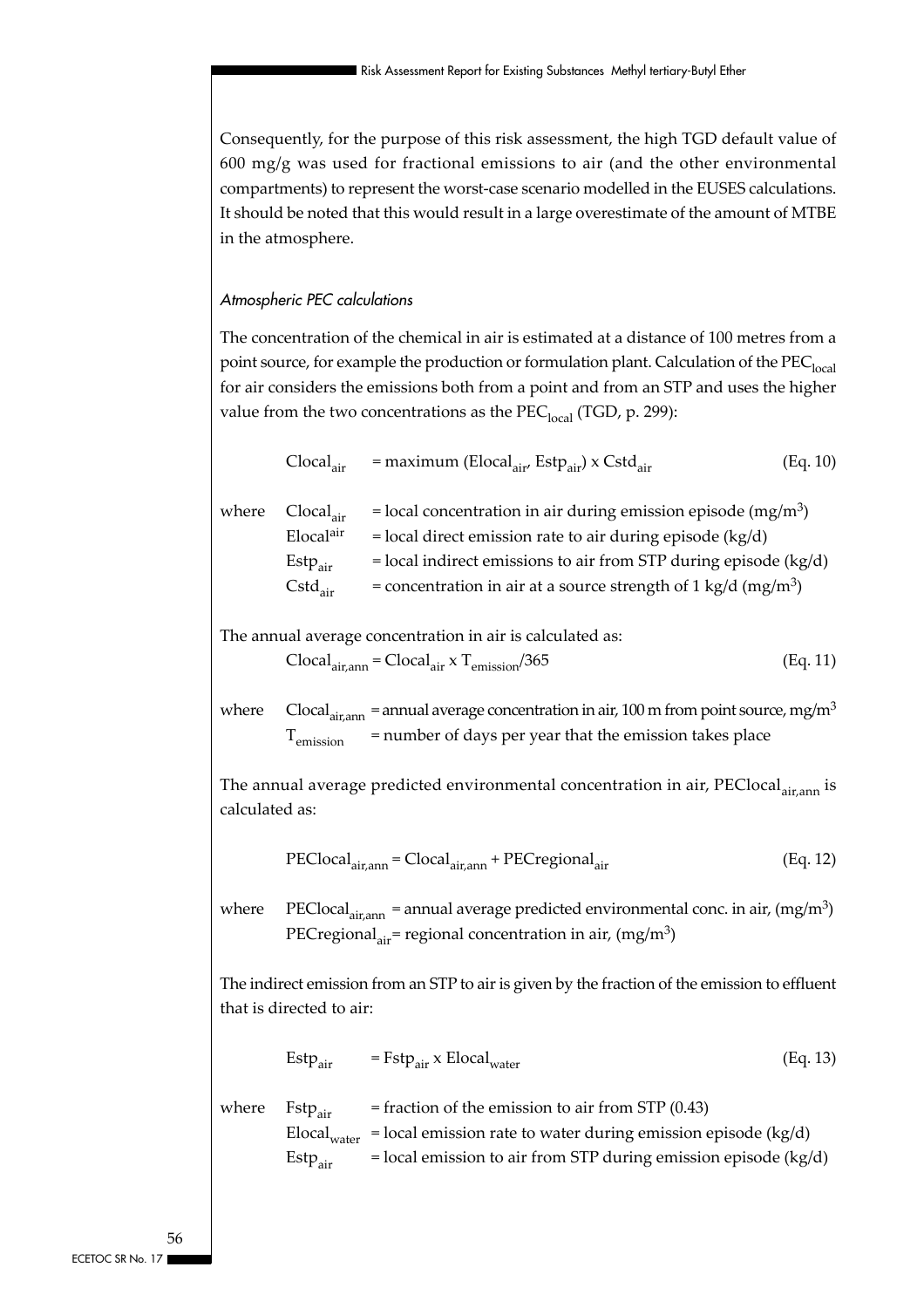Consequently, for the purpose of this risk assessment, the high TGD default value of 600 mg/g was used for fractional emissions to air (and the other environmental compartments) to represent the worst-case scenario modelled in the EUSES calculations. It should be noted that this would result in a large overestimate of the amount of MTBE in the atmosphere.

*Atmospheric PEC calculations*

The concentration of the chemical in air is estimated at a distance of 100 metres from a point source, for example the production or formulation plant. Calculation of the $PEC_{local}$ for air considers the emissions both from a point and from an STP and uses the higher value from the two concentrations as the $PEC_{local}$ (TGD, p. 299):

$$Clocal_{air} = \text{maximum}\,(Elocal_{air}, Estp_{air}) \times Cstd_{air} \qquad \text{(Eq. 10)}$$

where
- $Clocal_{air}$ = local concentration in air during emission episode ($mg/m^3$)
- $Elocal^{air}$ = local direct emission rate to air during episode (kg/d)
- $Estp_{air}$ = local indirect emissions to air from STP during episode (kg/d)
- $Cstd_{air}$ = concentration in air at a source strength of 1 kg/d ($mg/m^3$)

The annual average concentration in air is calculated as:

$$Clocal_{air,ann} = Clocal_{air} \times T_{emission}/365 \qquad \text{(Eq. 11)}$$

where
- $Clocal_{air,ann}$ = annual average concentration in air, 100 m from point source, $mg/m^3$
- $T_{emission}$ = number of days per year that the emission takes place

The annual average predicted environmental concentration in air, $PEClocal_{air,ann}$ is calculated as:

$$PEClocal_{air,ann} = Clocal_{air,ann} + PECregional_{air} \qquad \text{(Eq. 12)}$$

where
- $PEClocal_{air,ann}$ = annual average predicted environmental conc. in air, ($mg/m^3$)
- $PECregional_{air}$= regional concentration in air, ($mg/m^3$)

The indirect emission from an STP to air is given by the fraction of the emission to effluent that is directed to air:

$$Estp_{air} = Fstp_{air} \times Elocal_{water} \qquad \text{(Eq. 13)}$$

where
- $Fstp_{air}$ = fraction of the emission to air from STP (0.43)
- $Elocal_{water}$ = local emission rate to water during emission episode (kg/d)
- $Estp_{air}$ = local emission to air from STP during emission episode (kg/d)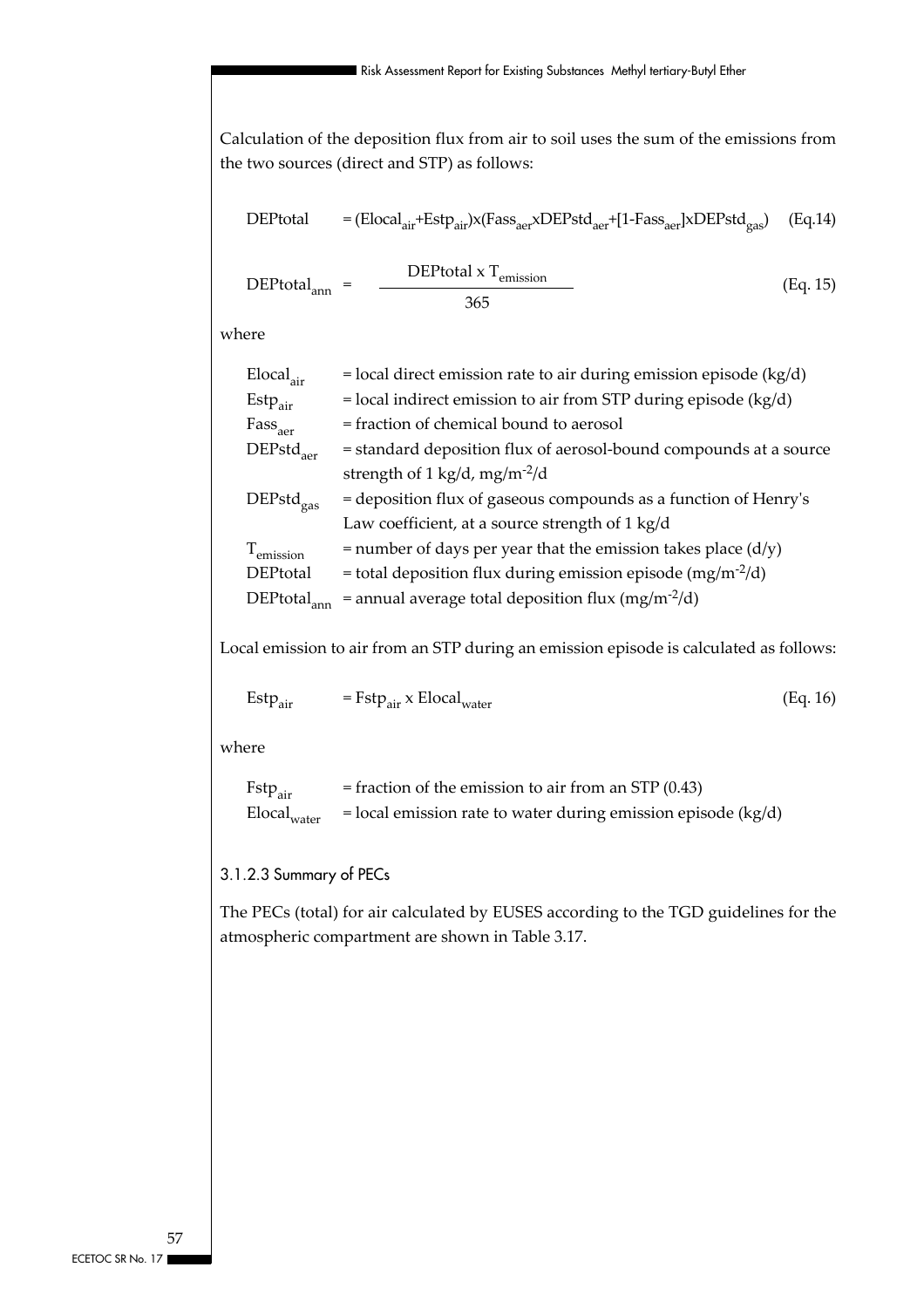Calculation of the deposition flux from air to soil uses the sum of the emissions from the two sources (direct and STP) as follows:

$$DEPtotal = (Elocal_{air}+Estp_{air})x(Fass_{aer}xDEPstd_{aer}+[1-Fass_{aer}]xDEPstd_{gas}) \quad (Eq.14)$$

$$DEPtotal_{ann} = \frac{DEPtotal \times T_{emission}}{365} \quad (Eq. 15)$$

where

| | |
|---|---|
| $Elocal_{air}$ | = local direct emission rate to air during emission episode (kg/d) |
| $Estp_{air}$ | = local indirect emission to air from STP during episode (kg/d) |
| $Fass_{aer}$ | = fraction of chemical bound to aerosol |
| $DEPstd_{aer}$ | = standard deposition flux of aerosol-bound compounds at a source strength of 1 kg/d, $mg/m^{-2}/d$ |
| $DEPstd_{gas}$ | = deposition flux of gaseous compounds as a function of Henry's Law coefficient, at a source strength of 1 kg/d |
| $T_{emission}$ | = number of days per year that the emission takes place (d/y) |
| DEPtotal | = total deposition flux during emission episode ($mg/m^{-2}/d$) |
| $DEPtotal_{ann}$ | = annual average total deposition flux ($mg/m^{-2}/d$) |

Local emission to air from an STP during an emission episode is calculated as follows:

$$Estp_{air} = Fstp_{air} \times Elocal_{water} \quad (Eq. 16)$$

where

| | |
|---|---|
| $Fstp_{air}$ | = fraction of the emission to air from an STP (0.43) |
| $Elocal_{water}$ | = local emission rate to water during emission episode (kg/d) |

### 3.1.2.3 Summary of PECs

The PECs (total) for air calculated by EUSES according to the TGD guidelines for the atmospheric compartment are shown in Table 3.17.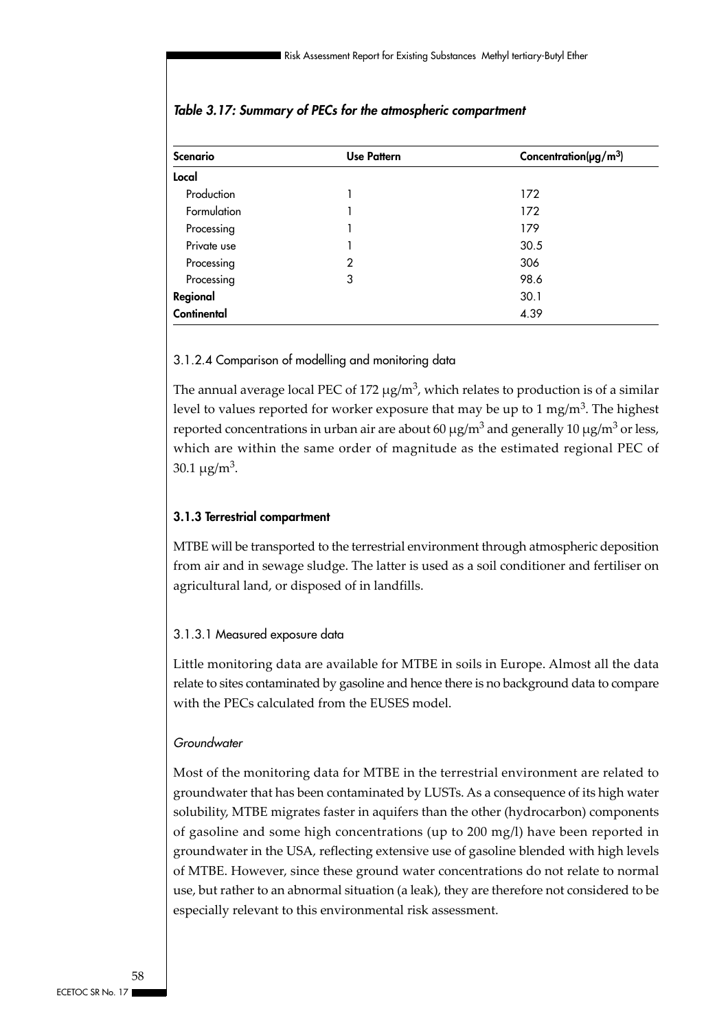*Table 3.17: Summary of PECs for the atmospheric compartment*

| Scenario | Use Pattern | Concentration($\mu g/m^3$) |
|---|---|---|
| **Local** | | |
| Production | 1 | 172 |
| Formulation | 1 | 172 |
| Processing | 1 | 179 |
| Private use | 1 | 30.5 |
| Processing | 2 | 306 |
| Processing | 3 | 98.6 |
| **Regional** | | 30.1 |
| **Continental** | | 4.39 |

#### 3.1.2.4 Comparison of modelling and monitoring data

The annual average local PEC of 172 $\mu g/m^3$, which relates to production is of a similar level to values reported for worker exposure that may be up to 1 $mg/m^3$. The highest reported concentrations in urban air are about 60 $\mu g/m^3$ and generally 10 $\mu g/m^3$ or less, which are within the same order of magnitude as the estimated regional PEC of 30.1 $\mu g/m^3$.

### 3.1.3 Terrestrial compartment

MTBE will be transported to the terrestrial environment through atmospheric deposition from air and in sewage sludge. The latter is used as a soil conditioner and fertiliser on agricultural land, or disposed of in landfills.

#### 3.1.3.1 Measured exposure data

Little monitoring data are available for MTBE in soils in Europe. Almost all the data relate to sites contaminated by gasoline and hence there is no background data to compare with the PECs calculated from the EUSES model.

*Groundwater*

Most of the monitoring data for MTBE in the terrestrial environment are related to groundwater that has been contaminated by LUSTs. As a consequence of its high water solubility, MTBE migrates faster in aquifers than the other (hydrocarbon) components of gasoline and some high concentrations (up to 200 mg/l) have been reported in groundwater in the USA, reflecting extensive use of gasoline blended with high levels of MTBE. However, since these ground water concentrations do not relate to normal use, but rather to an abnormal situation (a leak), they are therefore not considered to be especially relevant to this environmental risk assessment.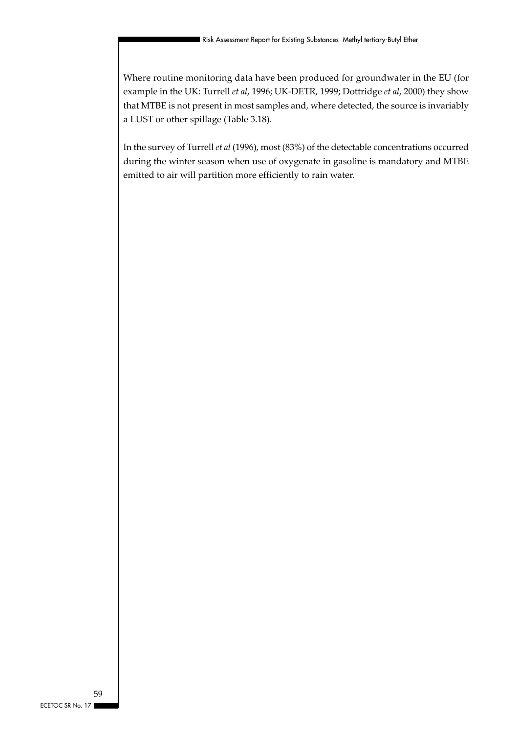Where routine monitoring data have been produced for groundwater in the EU (for example in the UK: Turrell *et al*, 1996; UK-DETR, 1999; Dottridge *et al*, 2000) they show that MTBE is not present in most samples and, where detected, the source is invariably a LUST or other spillage (Table 3.18).

In the survey of Turrell *et al* (1996), most (83%) of the detectable concentrations occurred during the winter season when use of oxygenate in gasoline is mandatory and MTBE emitted to air will partition more efficiently to rain water.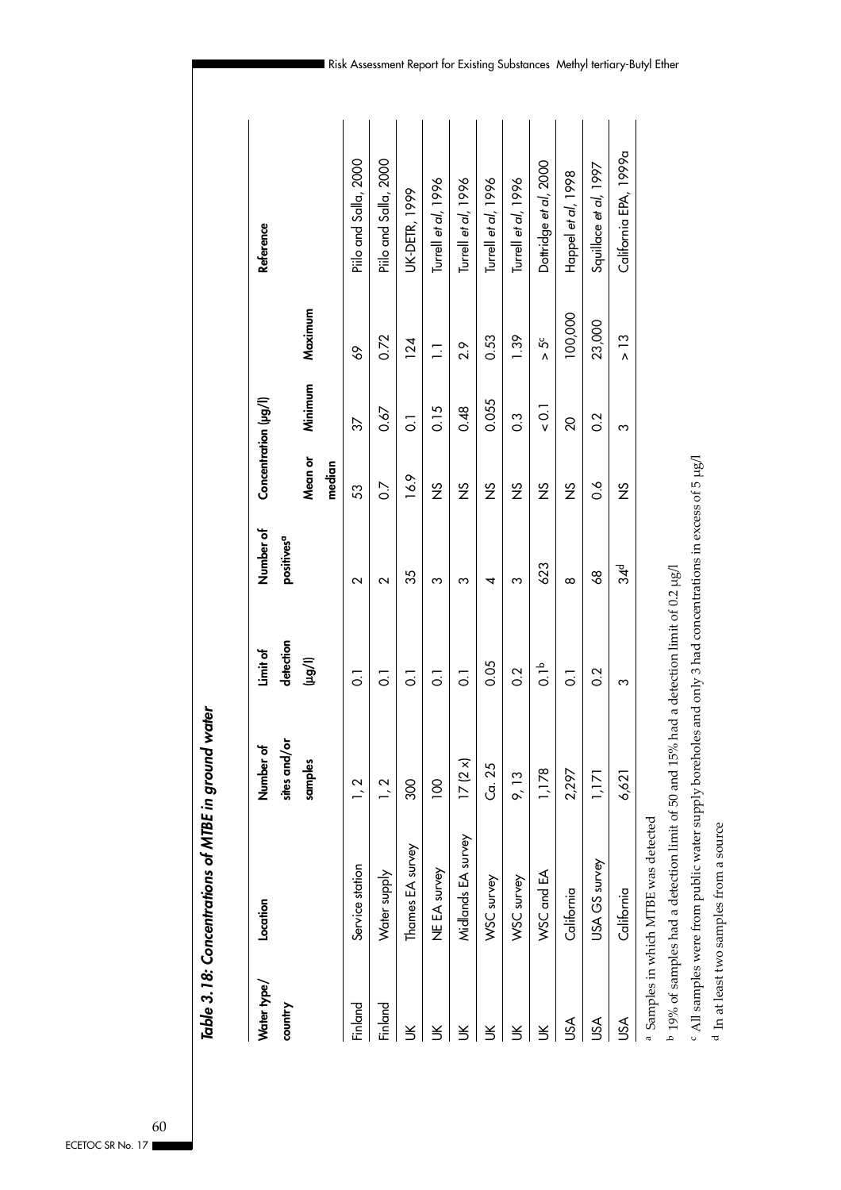*Table 3.18: Concentrations of MTBE in ground water*

| Water type/ country | Location | Number of sites and/or samples | Limit of detection (µg/l) | Number of positives[a] | Concentration (µg/l) | | | Reference |
|---|---|---|---|---|---|---|---|---|
| | | | | | Mean or median | Minimum | Maximum | |
| Finland | Service station | 1, 2 | 0.1 | 2 | 53 | 37 | 69 | Piilo and Salla, 2000 |
| Finland | Water supply | 1, 2 | 0.1 | 2 | 0.7 | 0.67 | 0.72 | Piilo and Salla, 2000 |
| UK | Thames EA survey | 300 | 0.1 | 35 | 16.9 | 0.1 | 124 | UK-DETR, 1999 |
| UK | NE EA survey | 100 | 0.1 | 3 | NS | 0.15 | 1.1 | Turrell *et al*, 1996 |
| UK | Midlands EA survey | 17 (2 x) | 0.1 | 3 | NS | 0.48 | 2.9 | Turrell *et al*, 1996 |
| UK | WSC survey | Ca. 25 | 0.05 | 4 | NS | 0.055 | 0.53 | Turrell *et al*, 1996 |
| UK | WSC survey | 9, 13 | 0.2 | 3 | NS | 0.3 | 1.39 | Turrell *et al*, 1996 |
| UK | WSC and EA | 1,178 | 0.1[b] | 623 | NS | < 0.1 | > 5[c] | Dottridge *et al*, 2000 |
| USA | California | 2,297 | 0.1 | 8 | NS | 20 | 100,000 | Happel *et al*, 1998 |
| USA | USA GS survey | 1,171 | 0.2 | 68 | 0.6 | 0.2 | 23,000 | Squillace *et al*, 1997 |
| USA | California | 6,621 | 3 | 34[d] | NS | 3 | > 13 | California EPA, 1999a |

[a] Samples in which MTBE was detected

[b] 19% of samples had a detection limit of 50 and 15% had a detection limit of 0.2 µg/l

[c] All samples were from public water supply boreholes and only 3 had concentrations in excess of 5 µg/l

[d] In at least two samples from a source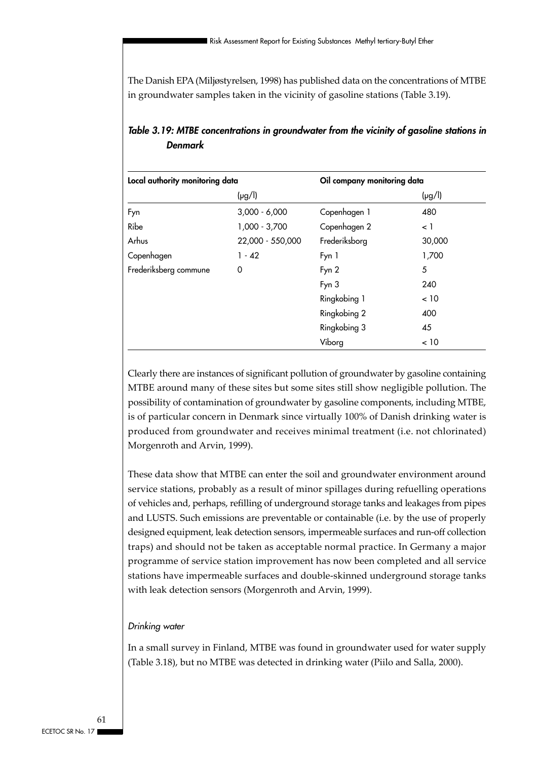The Danish EPA (Miljøstyrelsen, 1998) has published data on the concentrations of MTBE in groundwater samples taken in the vicinity of gasoline stations (Table 3.19).

***Table 3.19: MTBE concentrations in groundwater from the vicinity of gasoline stations in Denmark***

| Local authority monitoring data | | Oil company monitoring data | |
|---|---|---|---|
| | (µg/l) | | (µg/l) |
| Fyn | 3,000 - 6,000 | Copenhagen 1 | 480 |
| Ribe | 1,000 - 3,700 | Copenhagen 2 | < 1 |
| Arhus | 22,000 - 550,000 | Frederiksborg | 30,000 |
| Copenhagen | 1 - 42 | Fyn 1 | 1,700 |
| Frederiksberg commune | 0 | Fyn 2 | 5 |
| | | Fyn 3 | 240 |
| | | Ringkobing 1 | < 10 |
| | | Ringkobing 2 | 400 |
| | | Ringkobing 3 | 45 |
| | | Viborg | < 10 |

Clearly there are instances of significant pollution of groundwater by gasoline containing MTBE around many of these sites but some sites still show negligible pollution. The possibility of contamination of groundwater by gasoline components, including MTBE, is of particular concern in Denmark since virtually 100% of Danish drinking water is produced from groundwater and receives minimal treatment (i.e. not chlorinated) Morgenroth and Arvin, 1999).

These data show that MTBE can enter the soil and groundwater environment around service stations, probably as a result of minor spillages during refuelling operations of vehicles and, perhaps, refilling of underground storage tanks and leakages from pipes and LUSTS. Such emissions are preventable or containable (i.e. by the use of properly designed equipment, leak detection sensors, impermeable surfaces and run-off collection traps) and should not be taken as acceptable normal practice. In Germany a major programme of service station improvement has now been completed and all service stations have impermeable surfaces and double-skinned underground storage tanks with leak detection sensors (Morgenroth and Arvin, 1999).

*Drinking water*

In a small survey in Finland, MTBE was found in groundwater used for water supply (Table 3.18), but no MTBE was detected in drinking water (Piilo and Salla, 2000).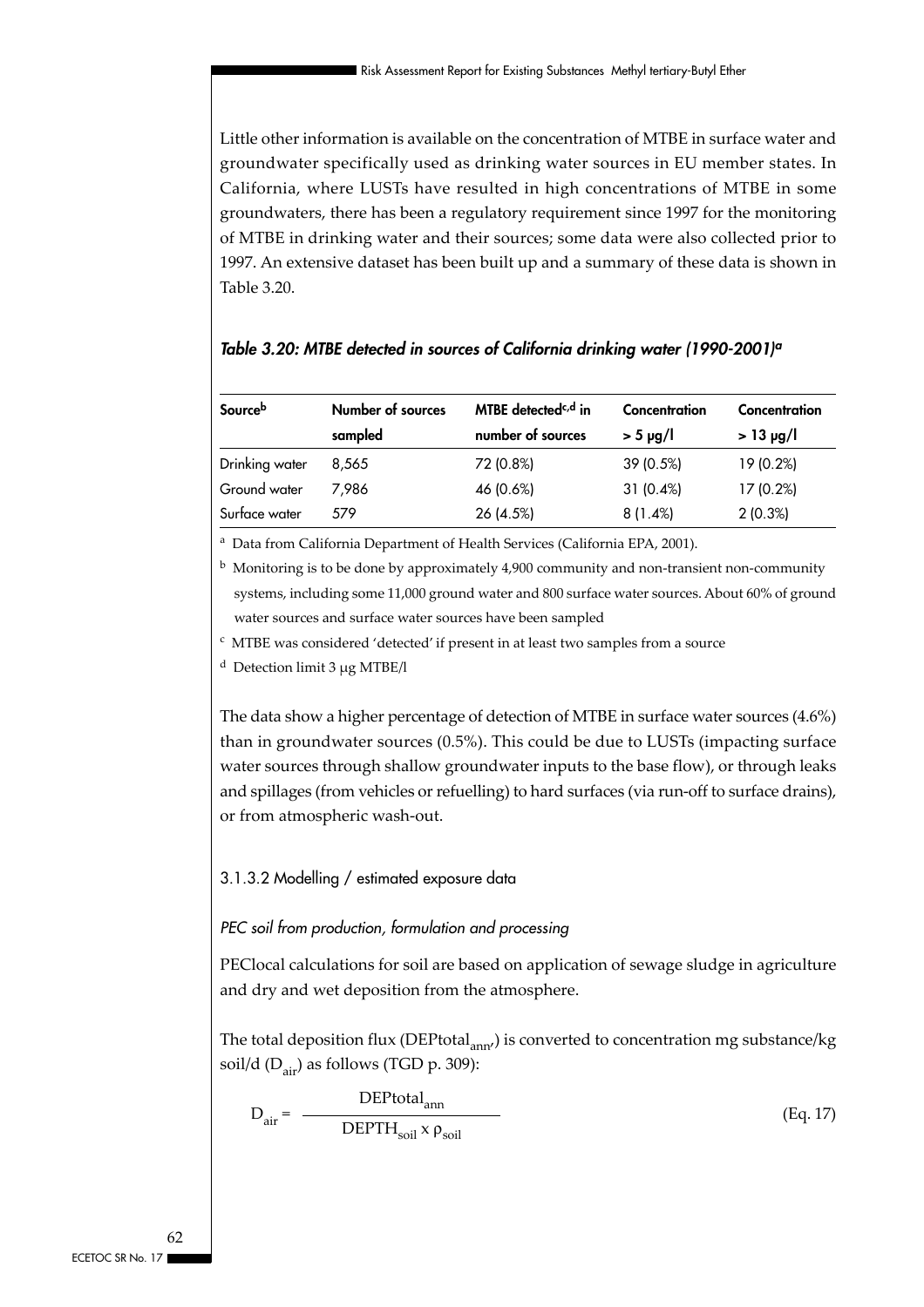Little other information is available on the concentration of MTBE in surface water and groundwater specifically used as drinking water sources in EU member states. In California, where LUSTs have resulted in high concentrations of MTBE in some groundwaters, there has been a regulatory requirement since 1997 for the monitoring of MTBE in drinking water and their sources; some data were also collected prior to 1997. An extensive dataset has been built up and a summary of these data is shown in Table 3.20.

*Table 3.20: MTBE detected in sources of California drinking water (1990-2001)[a]*

| Source[b] | Number of sources sampled | MTBE detected[c,d] in number of sources | Concentration > 5 µg/l | Concentration > 13 µg/l |
|---|---|---|---|---|
| Drinking water | 8,565 | 72 (0.8%) | 39 (0.5%) | 19 (0.2%) |
| Ground water | 7,986 | 46 (0.6%) | 31 (0.4%) | 17 (0.2%) |
| Surface water | 579 | 26 (4.5%) | 8 (1.4%) | 2 (0.3%) |

[a] Data from California Department of Health Services (California EPA, 2001).

[b] Monitoring is to be done by approximately 4,900 community and non-transient non-community systems, including some 11,000 ground water and 800 surface water sources. About 60% of ground water sources and surface water sources have been sampled

[c] MTBE was considered 'detected' if present in at least two samples from a source

[d] Detection limit 3 µg MTBE/l

The data show a higher percentage of detection of MTBE in surface water sources (4.6%) than in groundwater sources (0.5%). This could be due to LUSTs (impacting surface water sources through shallow groundwater inputs to the base flow), or through leaks and spillages (from vehicles or refuelling) to hard surfaces (via run-off to surface drains), or from atmospheric wash-out.

### 3.1.3.2 Modelling / estimated exposure data

*PEC soil from production, formulation and processing*

PEClocal calculations for soil are based on application of sewage sludge in agriculture and dry and wet deposition from the atmosphere.

The total deposition flux ($DEPtotal_{ann}$) is converted to concentration mg substance/kg soil/d ($D_{air}$) as follows (TGD p. 309):

$$D_{air} = \frac{DEPtotal_{ann}}{DEPTH_{soil} \times \rho_{soil}} \qquad \text{(Eq. 17)}$$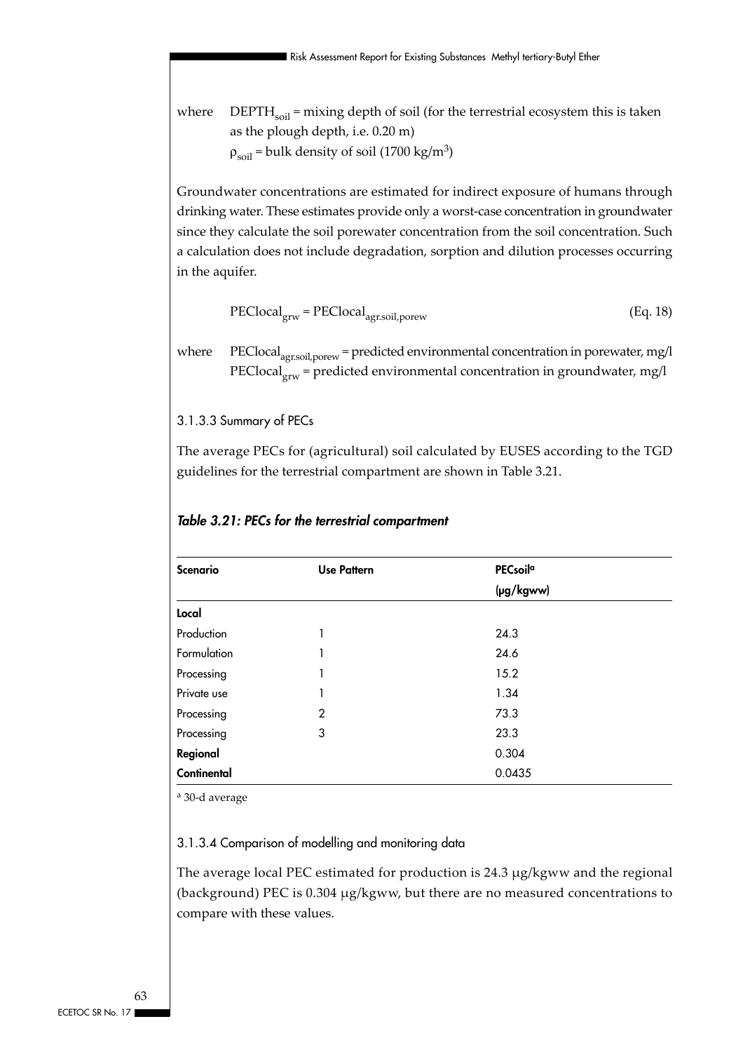where $DEPTH_{soil}$ = mixing depth of soil (for the terrestrial ecosystem this is taken as the plough depth, i.e. 0.20 m)
$\rho_{soil}$ = bulk density of soil (1700 kg/m$^3$)

Groundwater concentrations are estimated for indirect exposure of humans through drinking water. These estimates provide only a worst-case concentration in groundwater since they calculate the soil porewater concentration from the soil concentration. Such a calculation does not include degradation, sorption and dilution processes occurring in the aquifer.

$$PEClocal_{grw} = PEClocal_{agr.soil,porew} \quad \text{(Eq. 18)}$$

where $PEClocal_{agr.soil,porew}$ = predicted environmental concentration in porewater, mg/l
$PEClocal_{grw}$ = predicted environmental concentration in groundwater, mg/l

### 3.1.3.3 Summary of PECs

The average PECs for (agricultural) soil calculated by EUSES according to the TGD guidelines for the terrestrial compartment are shown in Table 3.21.

***Table 3.21: PECs for the terrestrial compartment***

| Scenario | Use Pattern | PECsoil[a] (µg/kgww) |
|---|---|---|
| **Local** | | |
| Production | 1 | 24.3 |
| Formulation | 1 | 24.6 |
| Processing | 1 | 15.2 |
| Private use | 1 | 1.34 |
| Processing | 2 | 73.3 |
| Processing | 3 | 23.3 |
| **Regional** | | 0.304 |
| **Continental** | | 0.0435 |

[a] 30-d average

### 3.1.3.4 Comparison of modelling and monitoring data

The average local PEC estimated for production is 24.3 µg/kgww and the regional (background) PEC is 0.304 µg/kgww, but there are no measured concentrations to compare with these values.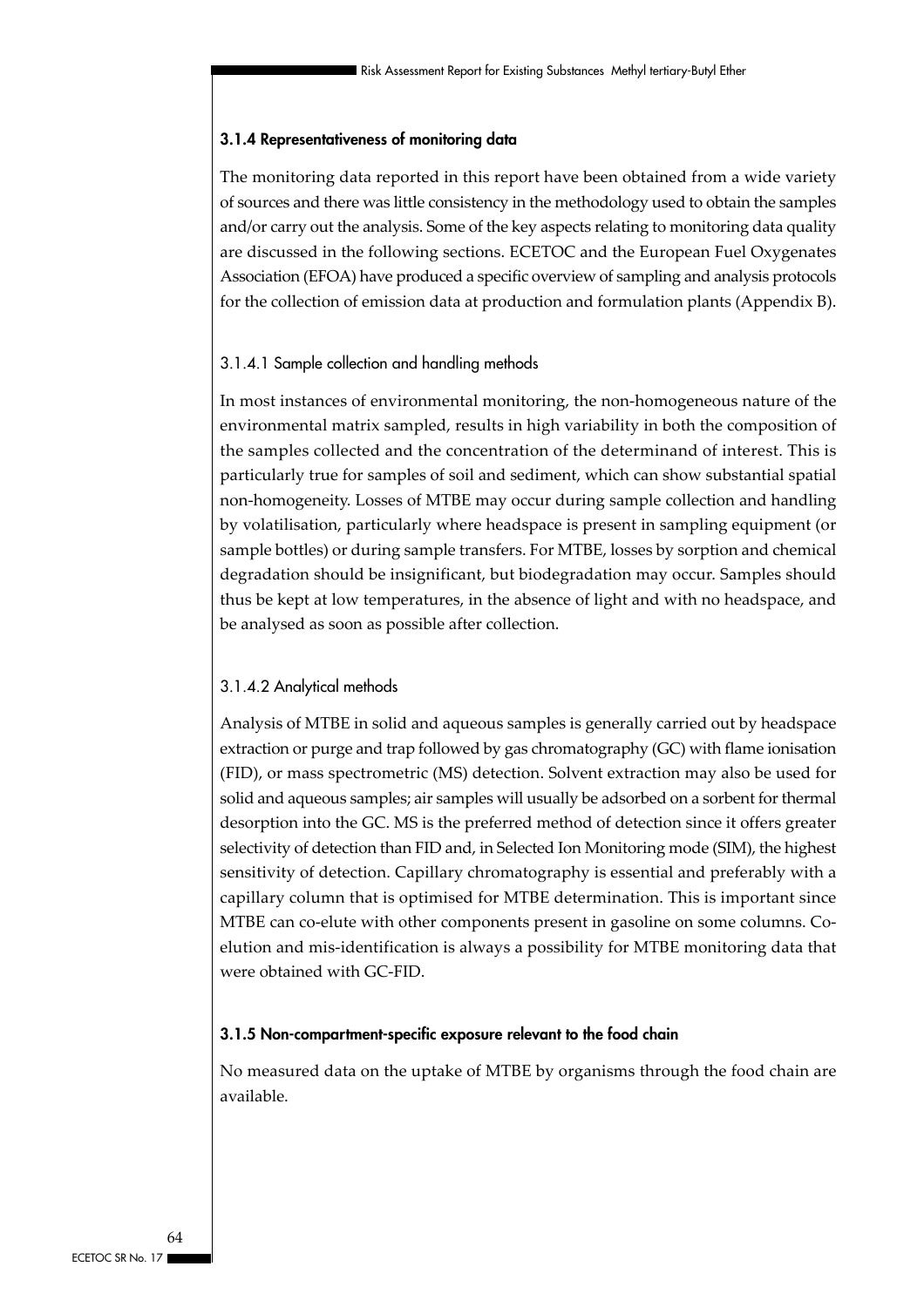### 3.1.4 Representativeness of monitoring data

The monitoring data reported in this report have been obtained from a wide variety of sources and there was little consistency in the methodology used to obtain the samples and/or carry out the analysis. Some of the key aspects relating to monitoring data quality are discussed in the following sections. ECETOC and the European Fuel Oxygenates Association (EFOA) have produced a specific overview of sampling and analysis protocols for the collection of emission data at production and formulation plants (Appendix B).

#### 3.1.4.1 Sample collection and handling methods

In most instances of environmental monitoring, the non-homogeneous nature of the environmental matrix sampled, results in high variability in both the composition of the samples collected and the concentration of the determinand of interest. This is particularly true for samples of soil and sediment, which can show substantial spatial non-homogeneity. Losses of MTBE may occur during sample collection and handling by volatilisation, particularly where headspace is present in sampling equipment (or sample bottles) or during sample transfers. For MTBE, losses by sorption and chemical degradation should be insignificant, but biodegradation may occur. Samples should thus be kept at low temperatures, in the absence of light and with no headspace, and be analysed as soon as possible after collection.

#### 3.1.4.2 Analytical methods

Analysis of MTBE in solid and aqueous samples is generally carried out by headspace extraction or purge and trap followed by gas chromatography (GC) with flame ionisation (FID), or mass spectrometric (MS) detection. Solvent extraction may also be used for solid and aqueous samples; air samples will usually be adsorbed on a sorbent for thermal desorption into the GC. MS is the preferred method of detection since it offers greater selectivity of detection than FID and, in Selected Ion Monitoring mode (SIM), the highest sensitivity of detection. Capillary chromatography is essential and preferably with a capillary column that is optimised for MTBE determination. This is important since MTBE can co-elute with other components present in gasoline on some columns. Co-elution and mis-identification is always a possibility for MTBE monitoring data that were obtained with GC-FID.

### 3.1.5 Non-compartment-specific exposure relevant to the food chain

No measured data on the uptake of MTBE by organisms through the food chain are available.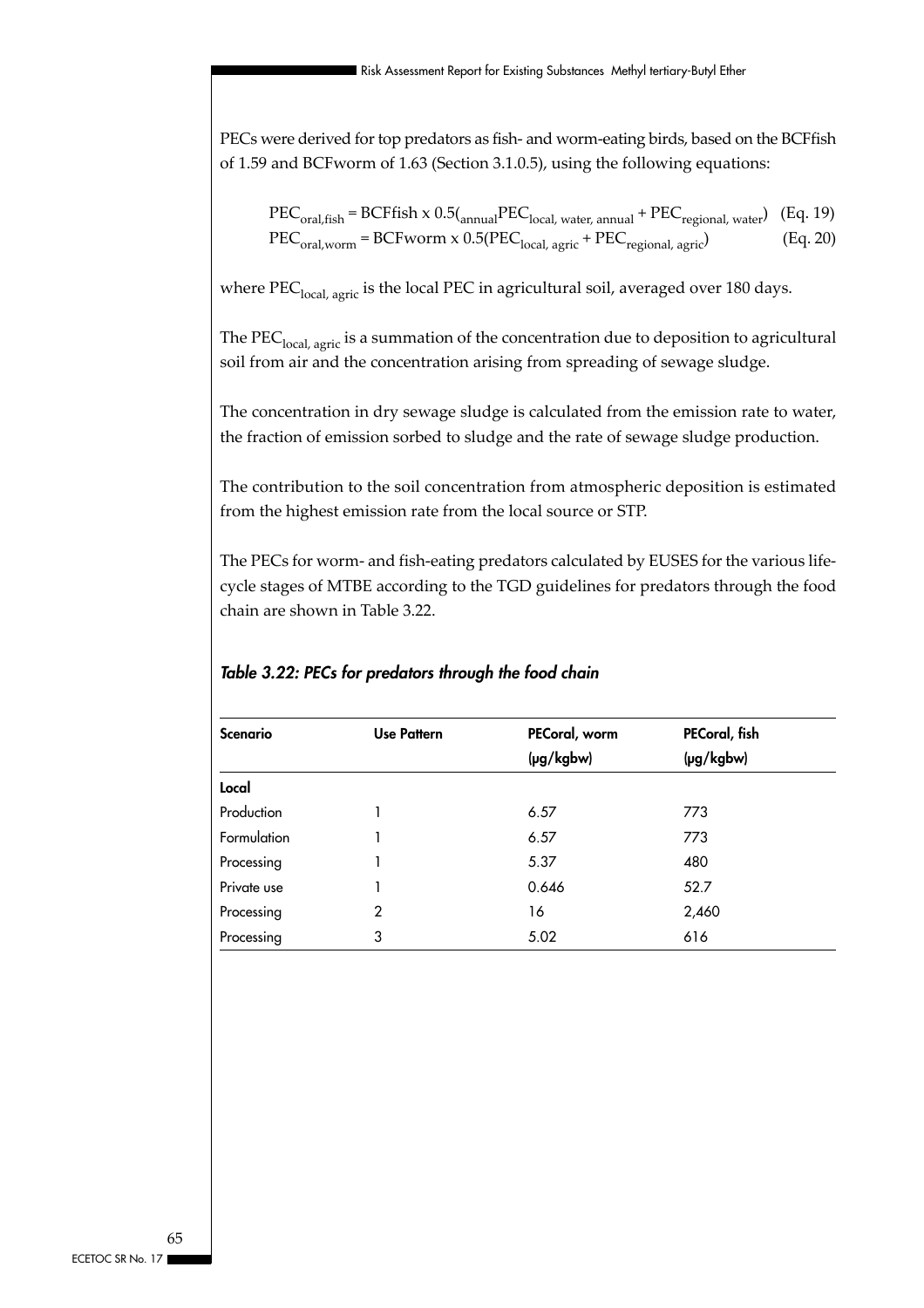PECs were derived for top predators as fish- and worm-eating birds, based on the BCFfish of 1.59 and BCFworm of 1.63 (Section 3.1.0.5), using the following equations:

$$PEC_{oral,fish} = BCFfish \times 0.5({}_{annual}PEC_{local,\ water,\ annual} + PEC_{regional,\ water}) \quad \text{(Eq. 19)}$$

$$PEC_{oral,worm} = BCFworm \times 0.5(PEC_{local,\ agric} + PEC_{regional,\ agric}) \quad \text{(Eq. 20)}$$

where $PEC_{local,\ agric}$ is the local PEC in agricultural soil, averaged over 180 days.

The $PEC_{local,\ agric}$ is a summation of the concentration due to deposition to agricultural soil from air and the concentration arising from spreading of sewage sludge.

The concentration in dry sewage sludge is calculated from the emission rate to water, the fraction of emission sorbed to sludge and the rate of sewage sludge production.

The contribution to the soil concentration from atmospheric deposition is estimated from the highest emission rate from the local source or STP.

The PECs for worm- and fish-eating predators calculated by EUSES for the various life-cycle stages of MTBE according to the TGD guidelines for predators through the food chain are shown in Table 3.22.

*Table 3.22: PECs for predators through the food chain*

| Scenario | Use Pattern | PECoral, worm (µg/kgbw) | PECoral, fish (µg/kgbw) |
|---|---|---|---|
| **Local** | | | |
| Production | 1 | 6.57 | 773 |
| Formulation | 1 | 6.57 | 773 |
| Processing | 1 | 5.37 | 480 |
| Private use | 1 | 0.646 | 52.7 |
| Processing | 2 | 16 | 2,460 |
| Processing | 3 | 5.02 | 616 |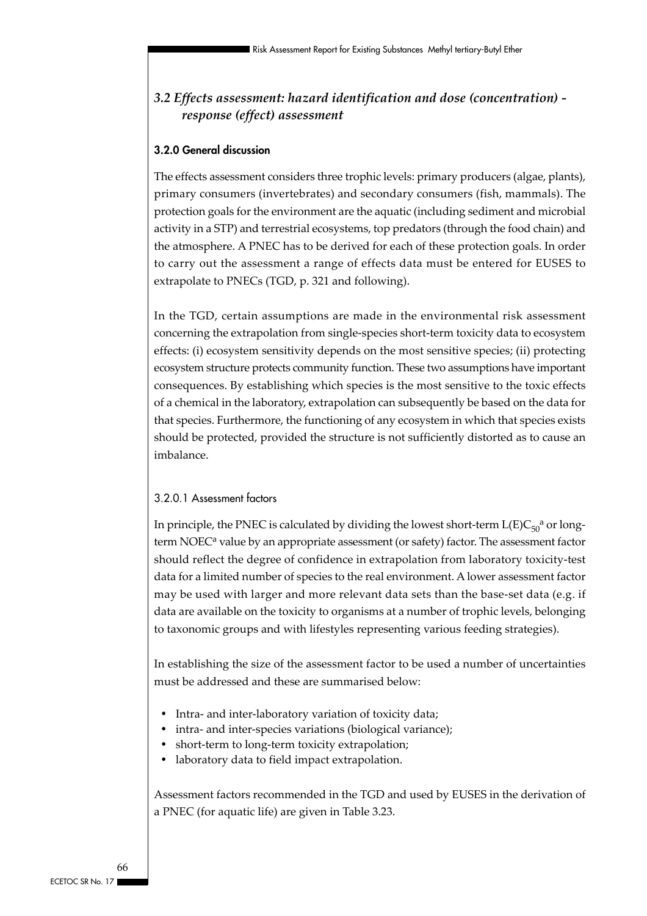## *3.2 Effects assessment: hazard identification and dose (concentration) - response (effect) assessment*

### 3.2.0 General discussion

The effects assessment considers three trophic levels: primary producers (algae, plants), primary consumers (invertebrates) and secondary consumers (fish, mammals). The protection goals for the environment are the aquatic (including sediment and microbial activity in a STP) and terrestrial ecosystems, top predators (through the food chain) and the atmosphere. A PNEC has to be derived for each of these protection goals. In order to carry out the assessment a range of effects data must be entered for EUSES to extrapolate to PNECs (TGD, p. 321 and following).

In the TGD, certain assumptions are made in the environmental risk assessment concerning the extrapolation from single-species short-term toxicity data to ecosystem effects: (i) ecosystem sensitivity depends on the most sensitive species; (ii) protecting ecosystem structure protects community function. These two assumptions have important consequences. By establishing which species is the most sensitive to the toxic effects of a chemical in the laboratory, extrapolation can subsequently be based on the data for that species. Furthermore, the functioning of any ecosystem in which that species exists should be protected, provided the structure is not sufficiently distorted as to cause an imbalance.

#### 3.2.0.1 Assessment factors

In principle, the PNEC is calculated by dividing the lowest short-term $L(E)C_{50}$[a] or long-term NOEC[a] value by an appropriate assessment (or safety) factor. The assessment factor should reflect the degree of confidence in extrapolation from laboratory toxicity-test data for a limited number of species to the real environment. A lower assessment factor may be used with larger and more relevant data sets than the base-set data (e.g. if data are available on the toxicity to organisms at a number of trophic levels, belonging to taxonomic groups and with lifestyles representing various feeding strategies).

In establishing the size of the assessment factor to be used a number of uncertainties must be addressed and these are summarised below:

- Intra- and inter-laboratory variation of toxicity data;
- intra- and inter-species variations (biological variance);
- short-term to long-term toxicity extrapolation;
- laboratory data to field impact extrapolation.

Assessment factors recommended in the TGD and used by EUSES in the derivation of a PNEC (for aquatic life) are given in Table 3.23.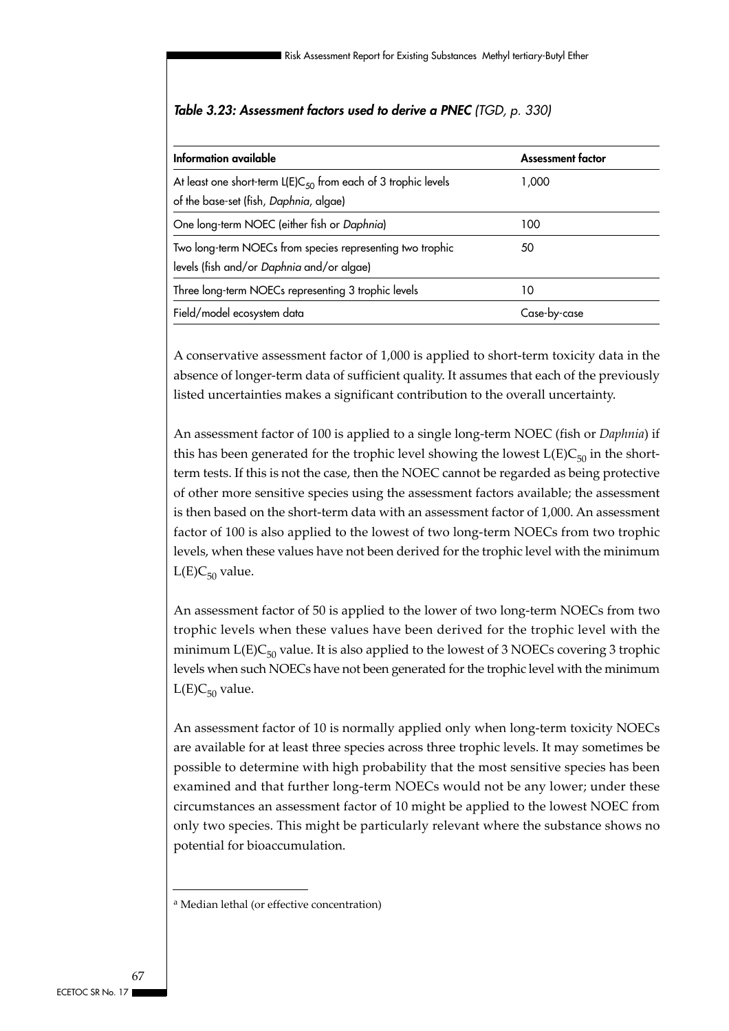***Table 3.23: Assessment factors used to derive a PNEC** (TGD, p. 330)*

| Information available | Assessment factor |
|---|---|
| At least one short-term $L(E)C_{50}$ from each of 3 trophic levels of the base-set (fish, *Daphnia*, algae) | 1,000 |
| One long-term NOEC (either fish or *Daphnia*) | 100 |
| Two long-term NOECs from species representing two trophic levels (fish and/or *Daphnia* and/or algae) | 50 |
| Three long-term NOECs representing 3 trophic levels | 10 |
| Field/model ecosystem data | Case-by-case |

A conservative assessment factor of 1,000 is applied to short-term toxicity data in the absence of longer-term data of sufficient quality. It assumes that each of the previously listed uncertainties makes a significant contribution to the overall uncertainty.

An assessment factor of 100 is applied to a single long-term NOEC (fish or *Daphnia*) if this has been generated for the trophic level showing the lowest $L(E)C_{50}$ in the short-term tests. If this is not the case, then the NOEC cannot be regarded as being protective of other more sensitive species using the assessment factors available; the assessment is then based on the short-term data with an assessment factor of 1,000. An assessment factor of 100 is also applied to the lowest of two long-term NOECs from two trophic levels, when these values have not been derived for the trophic level with the minimum $L(E)C_{50}$ value.

An assessment factor of 50 is applied to the lower of two long-term NOECs from two trophic levels when these values have been derived for the trophic level with the minimum $L(E)C_{50}$ value. It is also applied to the lowest of 3 NOECs covering 3 trophic levels when such NOECs have not been generated for the trophic level with the minimum $L(E)C_{50}$ value.

An assessment factor of 10 is normally applied only when long-term toxicity NOECs are available for at least three species across three trophic levels. It may sometimes be possible to determine with high probability that the most sensitive species has been examined and that further long-term NOECs would not be any lower; under these circumstances an assessment factor of 10 might be applied to the lowest NOEC from only two species. This might be particularly relevant where the substance shows no potential for bioaccumulation.

---

[a] Median lethal (or effective concentration)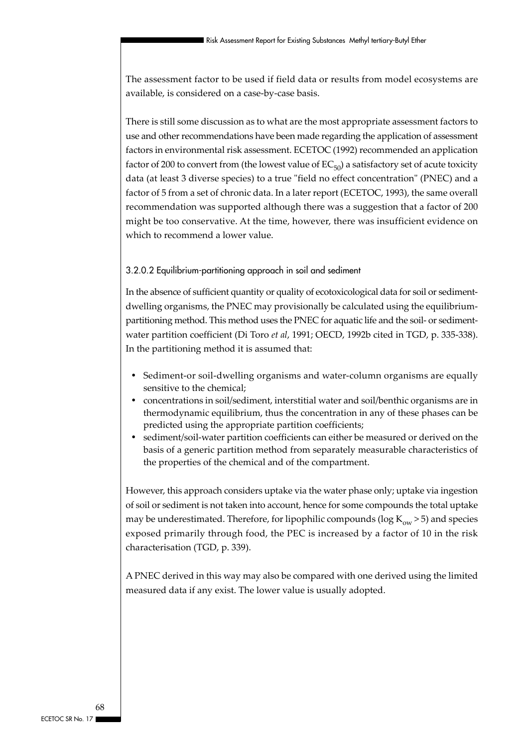The assessment factor to be used if field data or results from model ecosystems are available, is considered on a case-by-case basis.

There is still some discussion as to what are the most appropriate assessment factors to use and other recommendations have been made regarding the application of assessment factors in environmental risk assessment. ECETOC (1992) recommended an application factor of 200 to convert from (the lowest value of $EC_{50}$) a satisfactory set of acute toxicity data (at least 3 diverse species) to a true "field no effect concentration" (PNEC) and a factor of 5 from a set of chronic data. In a later report (ECETOC, 1993), the same overall recommendation was supported although there was a suggestion that a factor of 200 might be too conservative. At the time, however, there was insufficient evidence on which to recommend a lower value.

### 3.2.0.2 Equilibrium-partitioning approach in soil and sediment

In the absence of sufficient quantity or quality of ecotoxicological data for soil or sediment-dwelling organisms, the PNEC may provisionally be calculated using the equilibrium-partitioning method. This method uses the PNEC for aquatic life and the soil- or sediment-water partition coefficient (Di Toro *et al*, 1991; OECD, 1992b cited in TGD, p. 335-338). In the partitioning method it is assumed that:

- Sediment-or soil-dwelling organisms and water-column organisms are equally sensitive to the chemical;
- concentrations in soil/sediment, interstitial water and soil/benthic organisms are in thermodynamic equilibrium, thus the concentration in any of these phases can be predicted using the appropriate partition coefficients;
- sediment/soil-water partition coefficients can either be measured or derived on the basis of a generic partition method from separately measurable characteristics of the properties of the chemical and of the compartment.

However, this approach considers uptake via the water phase only; uptake via ingestion of soil or sediment is not taken into account, hence for some compounds the total uptake may be underestimated. Therefore, for lipophilic compounds ($\log K_{ow} > 5$) and species exposed primarily through food, the PEC is increased by a factor of 10 in the risk characterisation (TGD, p. 339).

A PNEC derived in this way may also be compared with one derived using the limited measured data if any exist. The lower value is usually adopted.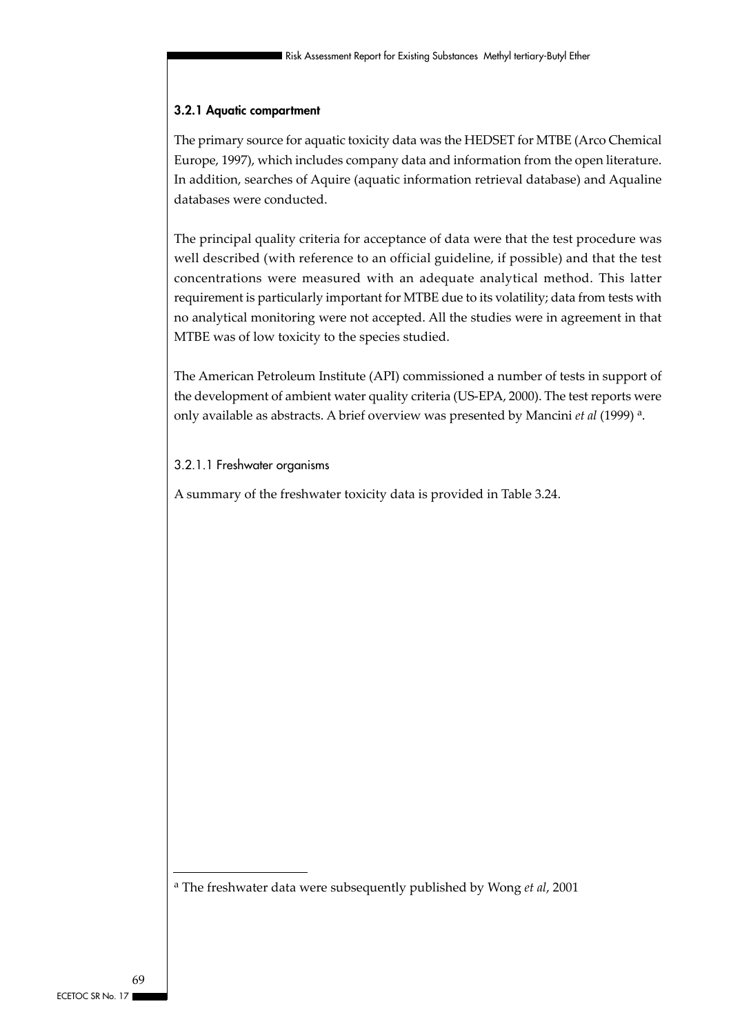### 3.2.1 Aquatic compartment

The primary source for aquatic toxicity data was the HEDSET for MTBE (Arco Chemical Europe, 1997), which includes company data and information from the open literature. In addition, searches of Aquire (aquatic information retrieval database) and Aqualine databases were conducted.

The principal quality criteria for acceptance of data were that the test procedure was well described (with reference to an official guideline, if possible) and that the test concentrations were measured with an adequate analytical method. This latter requirement is particularly important for MTBE due to its volatility; data from tests with no analytical monitoring were not accepted. All the studies were in agreement in that MTBE was of low toxicity to the species studied.

The American Petroleum Institute (API) commissioned a number of tests in support of the development of ambient water quality criteria (US-EPA, 2000). The test reports were only available as abstracts. A brief overview was presented by Mancini *et al* (1999) [a].

#### 3.2.1.1 Freshwater organisms

A summary of the freshwater toxicity data is provided in Table 3.24.

---

[a] The freshwater data were subsequently published by Wong *et al*, 2001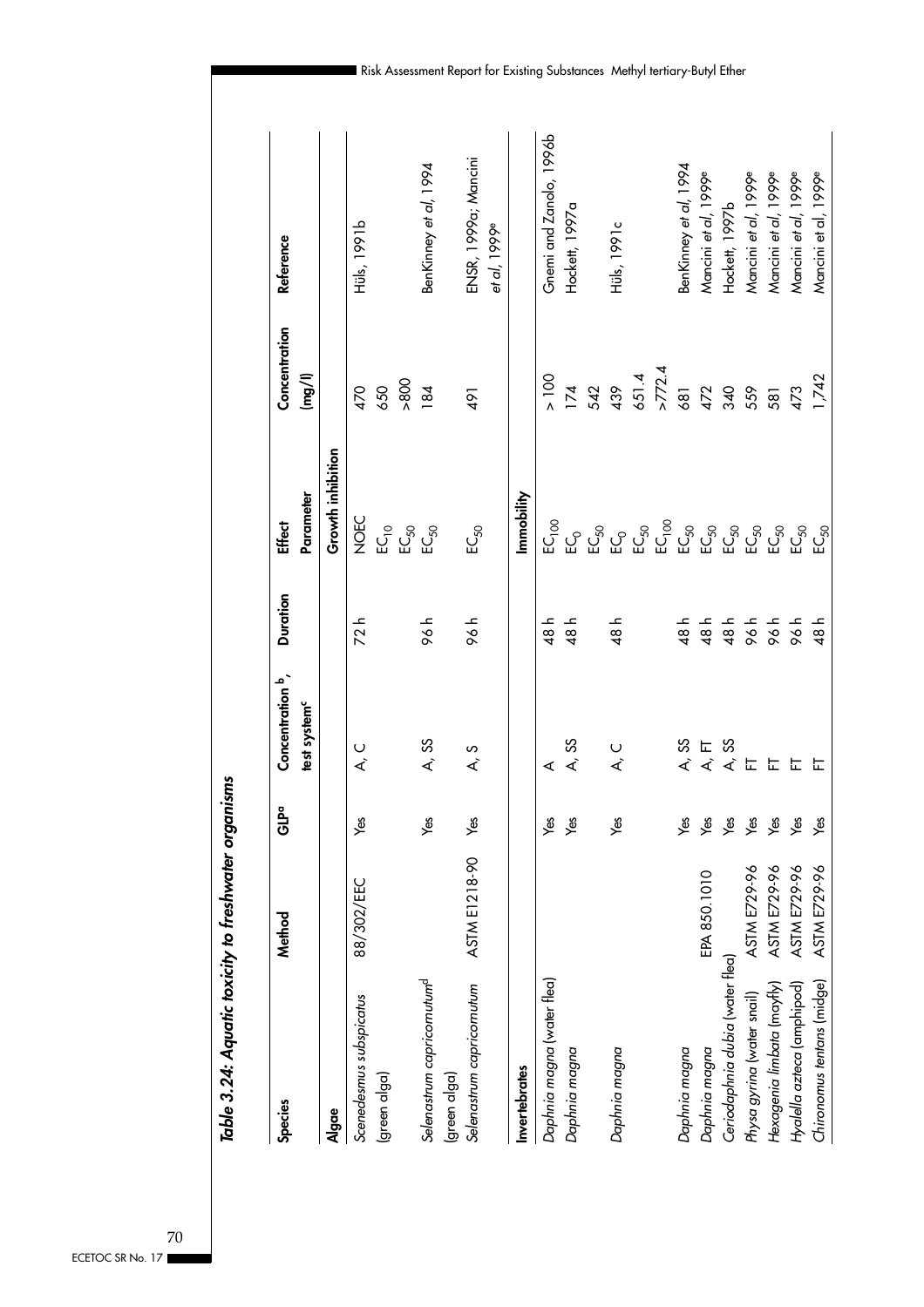## Table 3.24: Aquatic toxicity to freshwater organisms

| Species | Method | GLP[a] | Concentration [b], test system[c] | Duration | Effect Parameter | Concentration (mg/l) | Reference |
|---|---|---|---|---|---|---|---|
| **Algae** | | | | | Growth inhibition | | |
| *Scenedesmus subspicatus* (green alga) | 88/302/EEC | Yes | A, C | 72 h | NOEC | 470 | Hüls, 1991b |
| | | | | | $EC_{10}$ | 650 | |
| | | | | | $EC_{50}$ | >800 | |
| *Selenastrum capricornutum*[d] (green alga) | | Yes | A, SS | 96 h | $EC_{50}$ | 184 | BenKinney *et al*, 1994 |
| *Selenastrum capricornutum* | ASTM E1218-90 | Yes | A, S | 96 h | $EC_{50}$ | 491 | ENSR, 1999a; Mancini *et al*, 1999[e] |
| **Invertebrates** | | | | | Immobility | | |
| *Daphnia magna* (water flea) | | Yes | A | 48 h | $EC_{100}$ | > 100 | Gnemi and Zanolo, 1996b |
| *Daphnia magna* | | Yes | A, SS | 48 h | $EC_0$ | 174 | Hockett, 1997a |
| | | | | | $EC_{50}$ | 542 | |
| *Daphnia magna* | | Yes | A, C | 48 h | $EC_0$ | 439 | Hüls, 1991c |
| | | | | | $EC_{50}$ | 651.4 | |
| | | | | | $EC_{100}$ | >772.4 | |
| *Daphnia magna* | | Yes | A, SS | 48 h | $EC_{50}$ | 681 | BenKinney *et al*, 1994 |
| *Daphnia magna* | EPA 850.1010 | Yes | A, FT | 48 h | $EC_{50}$ | 472 | Mancini *et al*, 1999[e] |
| *Ceriodaphnia dubia* (water flea) | | Yes | A, SS | 48 h | $EC_{50}$ | 340 | Hockett, 1997b |
| *Physa gyrina* (water snail) | ASTM E729-96 | Yes | FT | 96 h | $EC_{50}$ | 559 | Mancini *et al*, 1999[e] |
| *Hexagenia limbata* (mayfly) | ASTM E729-96 | Yes | FT | 96 h | $EC_{50}$ | 581 | Mancini *et al*, 1999[e] |
| *Hyalella azteca* (amphipod) | ASTM E729-96 | Yes | FT | 96 h | $EC_{50}$ | 473 | Mancini *et al*, 1999[e] |
| *Chironomus tentans* (midge) | ASTM E729-96 | Yes | FT | 48 h | $EC_{50}$ | 1,742 | Mancini et al, 1999[e] |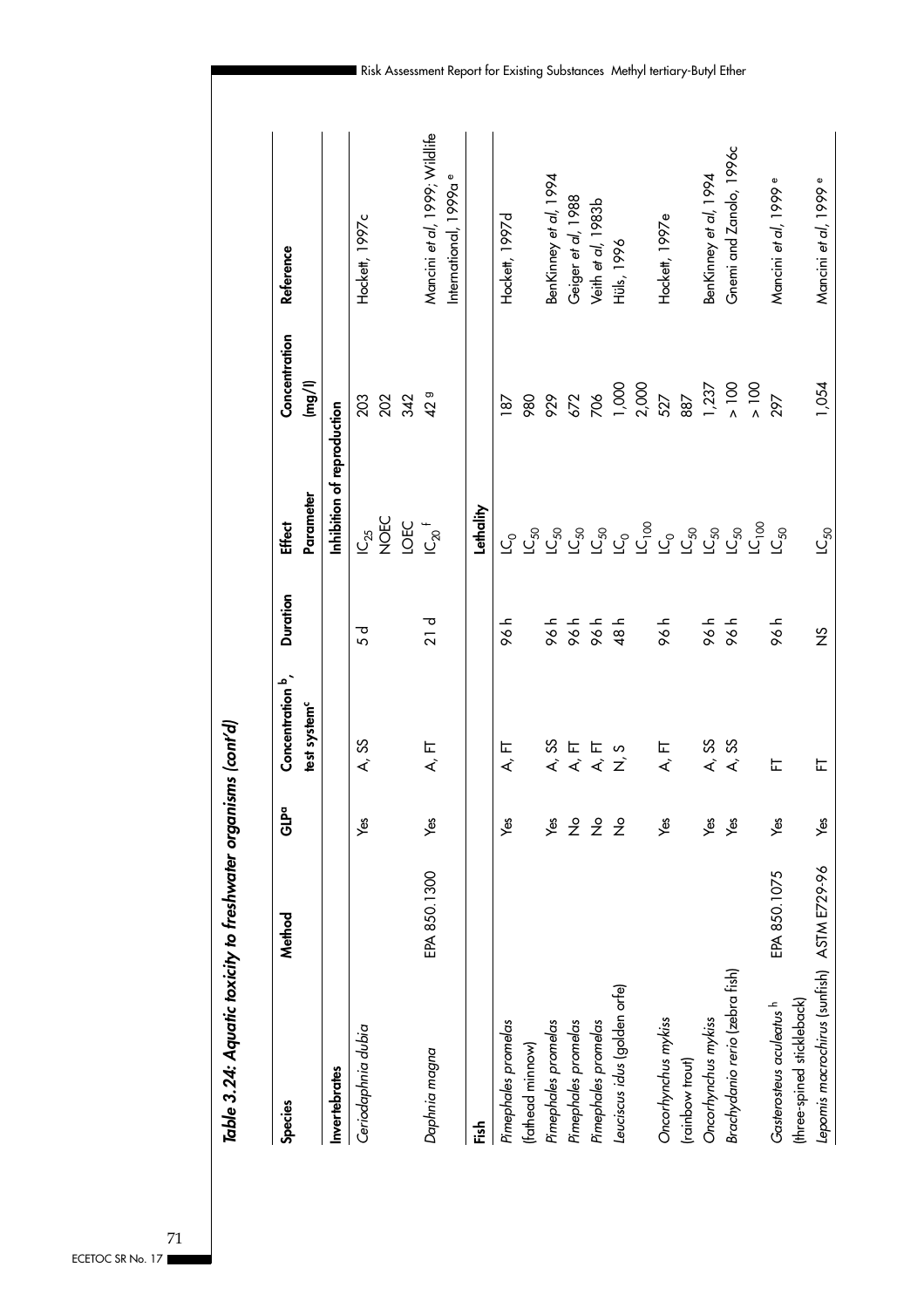*Table 3.24: Aquatic toxicity to freshwater organisms (cont'd)*

| Species | Method | GLP[a] | Concentration [b], test system[c] | Duration | Effect Parameter | Concentration (mg/l) | Reference |
|---|---|---|---|---|---|---|---|
| **Invertebrates** | | | | | Inhibition of reproduction | | |
| *Ceriodaphnia dubia* | | Yes | A, SS | 5 d | $IC_{25}$ | 203 | Hockett, 1997c |
| | | | | | NOEC | 202 | |
| | | | | | LOEC | 342 | |
| *Daphnia magna* | EPA 850.1300 | Yes | A, FT | 21 d | $IC_{20}$ [f] | 42 [g] | Mancini *et al*, 1999; Wildlife International, 1999a [e] |
| **Fish** | | | | | Lethality | | |
| *Pimephales promelas* (fathead minnow) | | Yes | A, FT | 96 h | $LC_0$ | 187 | Hockett, 1997d |
| | | | | | $LC_{50}$ | 980 | |
| *Pimephales promelas* | | Yes | A, SS | 96 h | $LC_{50}$ | 929 | BenKinney *et al*, 1994 |
| *Pimephales promelas* | | No | A, FT | 96 h | $LC_{50}$ | 672 | Geiger *et al*, 1988 |
| *Pimephales promelas* | | No | A, FT | 96 h | $LC_{50}$ | 706 | Veith *et al*, 1983b |
| *Leuciscus idus* (golden orfe) | | No | N, S | 48 h | $LC_0$ | 1,000 | Hüls, 1996 |
| | | | | | $LC_{100}$ | 2,000 | |
| *Oncorhynchus mykiss* (rainbow trout) | | Yes | A, FT | 96 h | $LC_0$ | 527 | Hockett, 1997e |
| | | | | | $LC_{50}$ | 887 | |
| *Oncorhynchus mykiss* | | Yes | A, SS | 96 h | $LC_{50}$ | 1,237 | BenKinney *et al*, 1994 |
| *Brachydanio rerio* (zebra fish) | | Yes | A, SS | 96 h | $LC_{50}$ | > 100 | Gnemi and Zanolo, 1996c |
| | | | | | $LC_{100}$ | > 100 | |
| *Gasterosteus aculeatus* [h] (three-spined stickleback) | EPA 850.1075 | Yes | FT | 96 h | $LC_{50}$ | 297 | Mancini *et al*, 1999 [e] |
| *Lepomis macrochirus* (sunfish) | ASTM E729-96 | Yes | FT | NS | $LC_{50}$ | 1,054 | Mancini *et al*, 1999 [e] |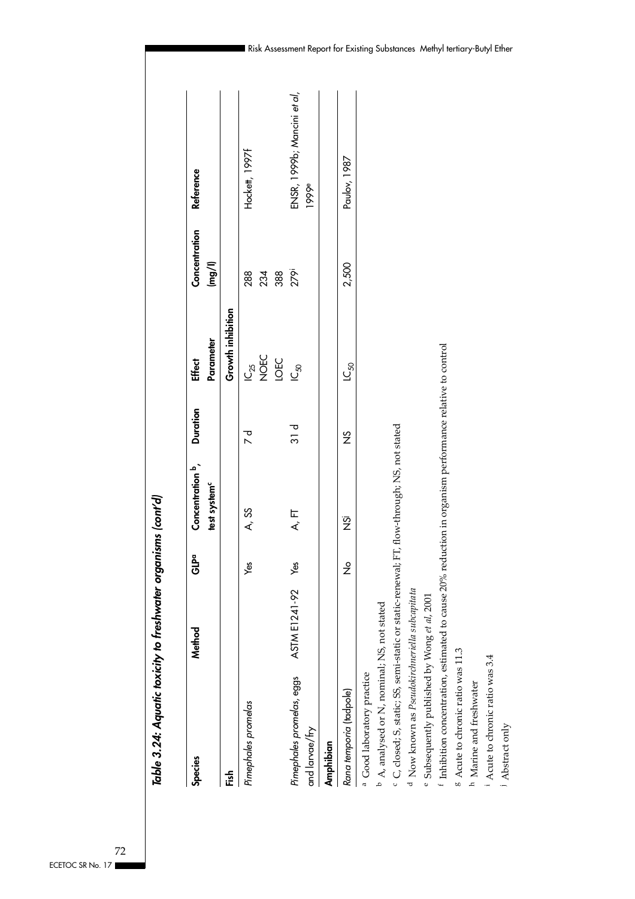*Table 3.24: Aquatic toxicity to freshwater organisms (cont'd)*

| Species | Method | GLP[a] | Concentration [b], test system[c] | Duration | Effect Parameter | Concentration (mg/l) | Reference |
|---|---|---|---|---|---|---|---|
| **Fish** | | | | | | | |
| | | | | | Growth inhibition | | |
| *Pimephales promelas* | | Yes | A, SS | 7 d | $IC_{25}$ | 288 | Hockett, 1997f |
| | | | | | NOEC | 234 | |
| | | | | | LOEC | 388 | |
| *Pimephales promelas*, eggs and larvae/fry | ASTM E1241-92 | Yes | A, FT | 31 d | $IC_{50}$ | 279[i] | ENSR, 1999b; Mancini *et al*, 1999[e] |
| **Amphibian** | | | | | | | |
| *Rana temporia* (tadpole) | | No | NS[j] | NS | $LC_{50}$ | 2,500 | Pavlov, 1987 |

[a] Good laboratory practice
[b] A, analysed or N, nominal; NS, not stated
[c] C, closed; S, static; SS, semi-static or static-renewal; FT, flow-through; NS, not stated
[d] Now known as *Pseudokirchneriella subcapitata*
[e] Subsequently published by Wong *et al*, 2001
[f] Inhibition concentration, estimated to cause 20% reduction in organism performance relative to control
[g] Acute to chronic ratio was 11.3
[h] Marine and freshwater
[i] Acute to chronic ratio was 3.4
[j] Abstract only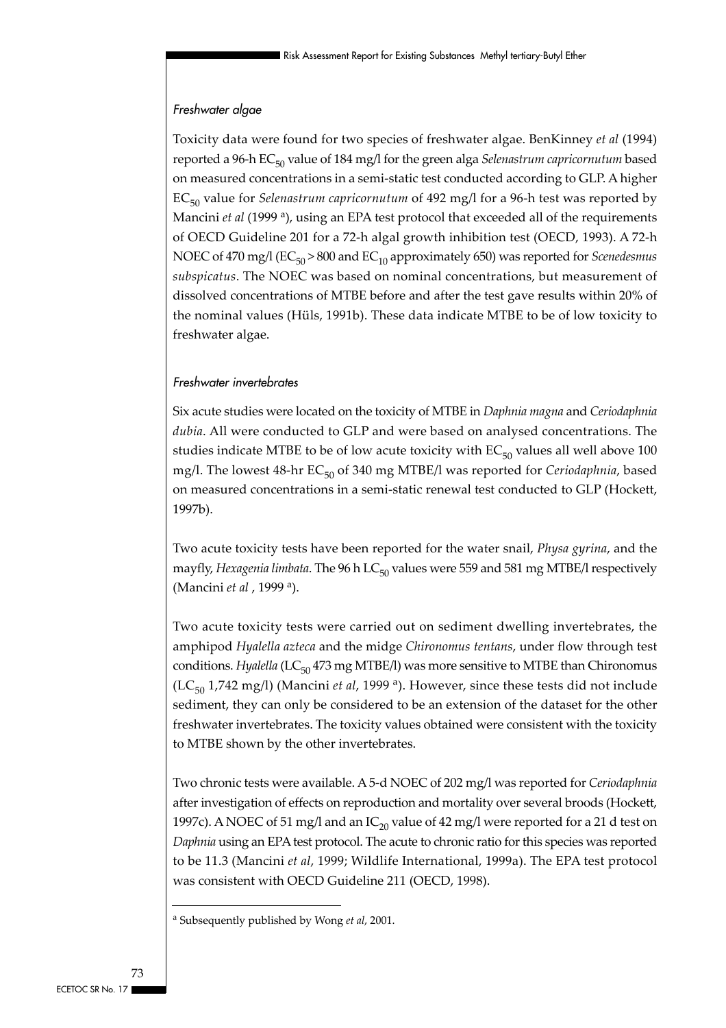### *Freshwater algae*

Toxicity data were found for two species of freshwater algae. BenKinney *et al* (1994) reported a 96-h $EC_{50}$ value of 184 mg/l for the green alga *Selenastrum capricornutum* based on measured concentrations in a semi-static test conducted according to GLP. A higher $EC_{50}$ value for *Selenastrum capricornutum* of 492 mg/l for a 96-h test was reported by Mancini *et al* (1999 [a]), using an EPA test protocol that exceeded all of the requirements of OECD Guideline 201 for a 72-h algal growth inhibition test (OECD, 1993). A 72-h NOEC of 470 mg/l ($EC_{50}$ > 800 and $EC_{10}$ approximately 650) was reported for *Scenedesmus subspicatus*. The NOEC was based on nominal concentrations, but measurement of dissolved concentrations of MTBE before and after the test gave results within 20% of the nominal values (Hüls, 1991b). These data indicate MTBE to be of low toxicity to freshwater algae.

### *Freshwater invertebrates*

Six acute studies were located on the toxicity of MTBE in *Daphnia magna* and *Ceriodaphnia dubia*. All were conducted to GLP and were based on analysed concentrations. The studies indicate MTBE to be of low acute toxicity with $EC_{50}$ values all well above 100 mg/l. The lowest 48-hr $EC_{50}$ of 340 mg MTBE/l was reported for *Ceriodaphnia*, based on measured concentrations in a semi-static renewal test conducted to GLP (Hockett, 1997b).

Two acute toxicity tests have been reported for the water snail, *Physa gyrina*, and the mayfly, *Hexagenia limbata*. The 96 h $LC_{50}$ values were 559 and 581 mg MTBE/l respectively (Mancini *et al* , 1999 [a]).

Two acute toxicity tests were carried out on sediment dwelling invertebrates, the amphipod *Hyalella azteca* and the midge *Chironomus tentans*, under flow through test conditions. *Hyalella* ($LC_{50}$ 473 mg MTBE/l) was more sensitive to MTBE than Chironomus ($LC_{50}$ 1,742 mg/l) (Mancini *et al*, 1999 [a]). However, since these tests did not include sediment, they can only be considered to be an extension of the dataset for the other freshwater invertebrates. The toxicity values obtained were consistent with the toxicity to MTBE shown by the other invertebrates.

Two chronic tests were available. A 5-d NOEC of 202 mg/l was reported for *Ceriodaphnia* after investigation of effects on reproduction and mortality over several broods (Hockett, 1997c). A NOEC of 51 mg/l and an $IC_{20}$ value of 42 mg/l were reported for a 21 d test on *Daphnia* using an EPA test protocol. The acute to chronic ratio for this species was reported to be 11.3 (Mancini *et al*, 1999; Wildlife International, 1999a). The EPA test protocol was consistent with OECD Guideline 211 (OECD, 1998).

---

[a] Subsequently published by Wong *et al*, 2001.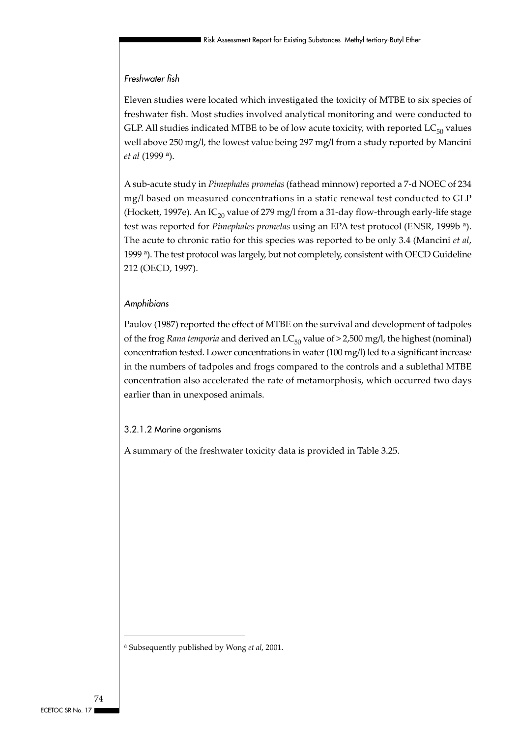*Freshwater fish*

Eleven studies were located which investigated the toxicity of MTBE to six species of freshwater fish. Most studies involved analytical monitoring and were conducted to GLP. All studies indicated MTBE to be of low acute toxicity, with reported $LC_{50}$ values well above 250 mg/l, the lowest value being 297 mg/l from a study reported by Mancini *et al* (1999 [a]).

A sub-acute study in *Pimephales promelas* (fathead minnow) reported a 7-d NOEC of 234 mg/l based on measured concentrations in a static renewal test conducted to GLP (Hockett, 1997e). An $IC_{20}$ value of 279 mg/l from a 31-day flow-through early-life stage test was reported for *Pimephales promelas* using an EPA test protocol (ENSR, 1999b [a]). The acute to chronic ratio for this species was reported to be only 3.4 (Mancini *et al*, 1999 [a]). The test protocol was largely, but not completely, consistent with OECD Guideline 212 (OECD, 1997).

*Amphibians*

Paulov (1987) reported the effect of MTBE on the survival and development of tadpoles of the frog *Rana temporia* and derived an $LC_{50}$ value of > 2,500 mg/l, the highest (nominal) concentration tested. Lower concentrations in water (100 mg/l) led to a significant increase in the numbers of tadpoles and frogs compared to the controls and a sublethal MTBE concentration also accelerated the rate of metamorphosis, which occurred two days earlier than in unexposed animals.

3.2.1.2 Marine organisms

A summary of the freshwater toxicity data is provided in Table 3.25.

---

[a] Subsequently published by Wong *et al*, 2001.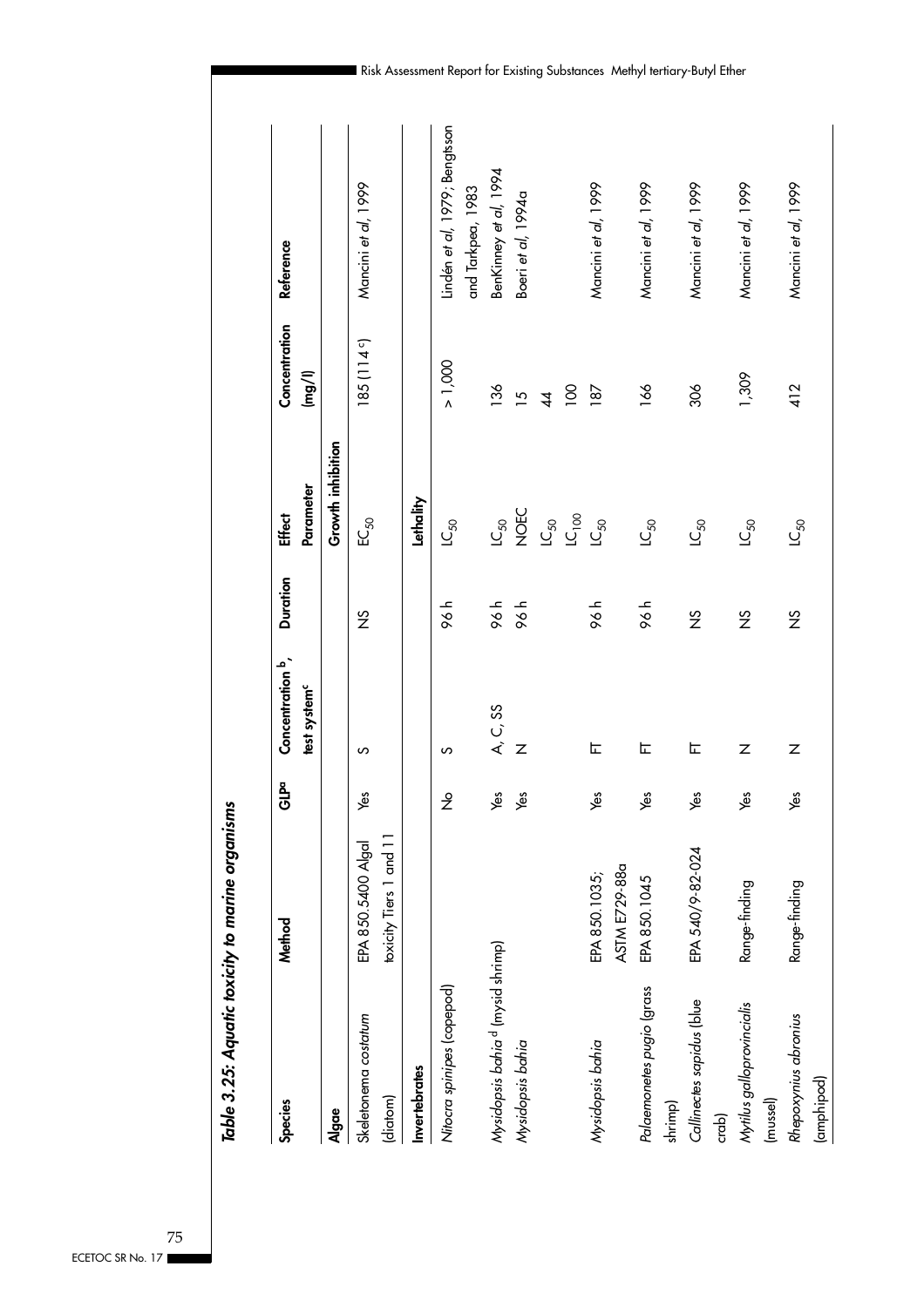*Table 3.25: Aquatic toxicity to marine organisms*

| Species | Method | GLP[a] | Concentration [b], test system[c] | Duration | Effect Parameter | Concentration (mg/l) | Reference |
|---|---|---|---|---|---|---|---|
| **Algae** | | | | | Growth inhibition | | |
| *Skeletonema costatum* (diatom) | EPA 850.5400 Algal toxicity Tiers 1 and 11 | Yes | S | NS | $EC_{50}$ | 185 (114 [c]) | Mancini *et al*, 1999 |
| **Invertebrates** | | | | | Lethality | | |
| *Nitocra spinipes* (copepod) | | No | S | 96 h | $LC_{50}$ | > 1,000 | Lindén *et al*, 1979; Bengtsson and Tarkpea, 1983 |
| *Mysidopsis bahia* [d] (mysid shrimp) | | Yes | A, C, SS | 96 h | $LC_{50}$ | 136 | BenKinney *et al*, 1994 |
| *Mysidopsis bahia* | | Yes | N | 96 h | NOEC | 15 | Boeri *et al*, 1994a |
| | | | | | $LC_{50}$ | 44 | |
| | | | | | $LC_{100}$ | 100 | |
| *Mysidopsis bahia* | EPA 850.1035; ASTM E729-88a | Yes | FT | 96 h | $LC_{50}$ | 187 | Mancini *et al*, 1999 |
| *Palaemonetes pugio* (grass shrimp) | EPA 850.1045 | Yes | FT | 96 h | $LC_{50}$ | 166 | Mancini *et al*, 1999 |
| *Callinectes sapidus* (blue crab) | EPA 540/9-82-024 | Yes | FT | NS | $LC_{50}$ | 306 | Mancini *et al*, 1999 |
| *Mytilus galloprovincialis* (mussel) | Range-finding | Yes | N | NS | $LC_{50}$ | 1,309 | Mancini *et al*, 1999 |
| *Rhepoxynius abronius* (amphipod) | Range-finding | Yes | N | NS | $LC_{50}$ | 412 | Mancini *et al*, 1999 |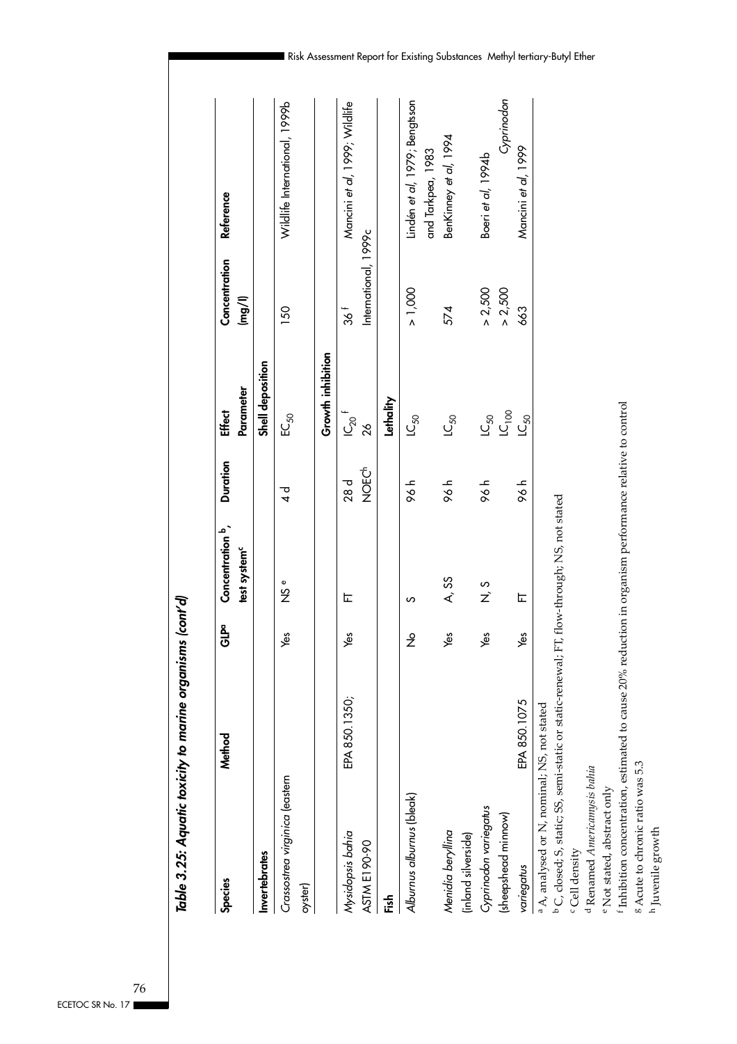*Table 3.25: Aquatic toxicity to marine organisms (cont'd)*

| Species | Method | GLP[a] | Concentration [b], test system[c] | Duration | Effect Parameter | Concentration (mg/l) | Reference |
|---|---|---|---|---|---|---|---|
| **Invertebrates** | | | | | **Shell deposition** | | |
| *Crassostrea virginica* (eastern oyster) | | Yes | NS [e] | 4 d | $EC_{50}$ | 150 | Wildlife International, 1999b |
| | | | | | **Growth inhibition** | | |
| *Mysidopsis bahia* | EPA 850.1350; ASTM E1 90-90 | Yes | FT | 28 d NOEC[h] | $IC_{20}$ [f] 26 | 36 [f] | Mancini *et al*, 1999; Wildlife International, 1999c |
| **Fish** | | | | | **Lethality** | | |
| *Alburnus alburnus* (bleak) | | No | S | 96 h | $LC_{50}$ | > 1,000 | Lindén *et al*, 1979; Bengtsson and Tarkpea, 1983 |
| *Menidia beryllina* (inland silverside) | | Yes | A, SS | 96 h | $LC_{50}$ | 574 | BenKinney *et al*, 1994 |
| *Cyprinodon variegatus* (sheepshead minnow) | | Yes | N, S | 96 h | $LC_{50}$ $LC_{100}$ | > 2,500 > 2,500 | Boeri *et al*, 1994b |
| *Cyprinodon variegatus* | EPA 850.1075 | Yes | FT | 96 h | $LC_{50}$ | 663 | Mancini *et al*, 1999 |

[a] A, analysed or N, nominal; NS, not stated
[b] C, closed; S, static; SS, semi-static or static-renewal; FT, flow-through; NS, not stated
[c] Cell density
[d] Renamed *Americamysis bahia*
[e] Not stated, abstract only
[f] Inhibition concentration, estimated to cause 20% reduction in organism performance relative to control
[g] Acute to chronic ratio was 5.3
[h] Juvenile growth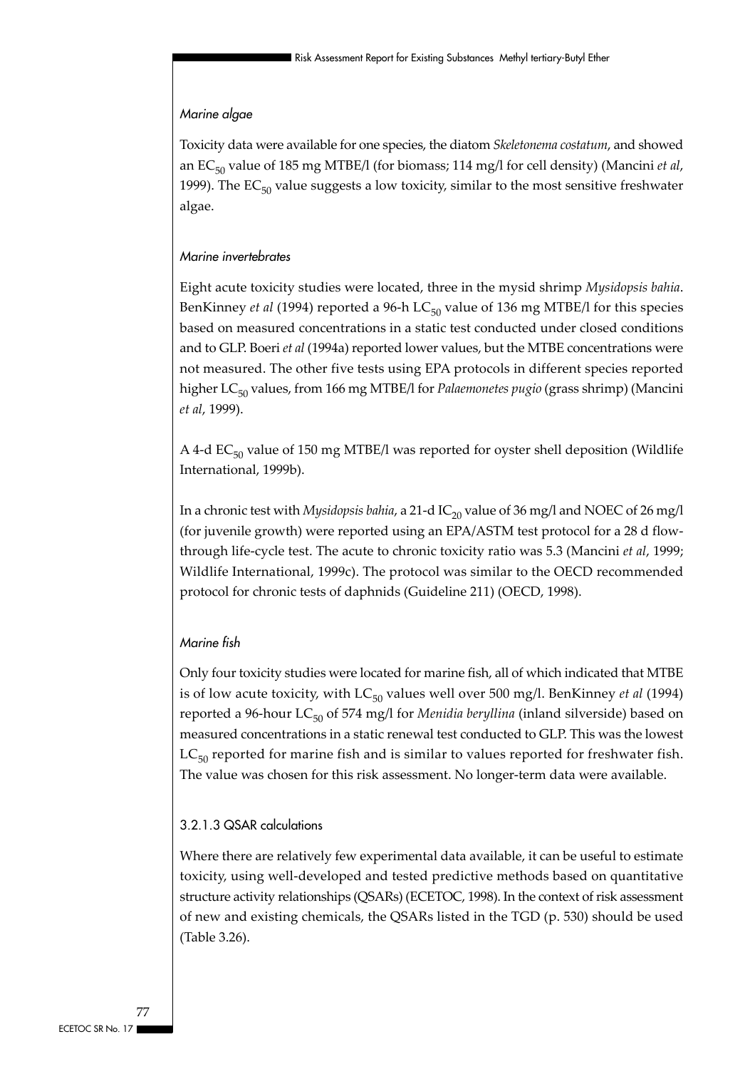#### Marine algae

Toxicity data were available for one species, the diatom *Skeletonema costatum*, and showed an $EC_{50}$ value of 185 mg MTBE/l (for biomass; 114 mg/l for cell density) (Mancini *et al*, 1999). The $EC_{50}$ value suggests a low toxicity, similar to the most sensitive freshwater algae.

#### Marine invertebrates

Eight acute toxicity studies were located, three in the mysid shrimp *Mysidopsis bahia*. BenKinney *et al* (1994) reported a 96-h $LC_{50}$ value of 136 mg MTBE/l for this species based on measured concentrations in a static test conducted under closed conditions and to GLP. Boeri *et al* (1994a) reported lower values, but the MTBE concentrations were not measured. The other five tests using EPA protocols in different species reported higher $LC_{50}$ values, from 166 mg MTBE/l for *Palaemonetes pugio* (grass shrimp) (Mancini *et al*, 1999).

A 4-d $EC_{50}$ value of 150 mg MTBE/l was reported for oyster shell deposition (Wildlife International, 1999b).

In a chronic test with *Mysidopsis bahia*, a 21-d $IC_{20}$ value of 36 mg/l and NOEC of 26 mg/l (for juvenile growth) were reported using an EPA/ASTM test protocol for a 28 d flow-through life-cycle test. The acute to chronic toxicity ratio was 5.3 (Mancini *et al*, 1999; Wildlife International, 1999c). The protocol was similar to the OECD recommended protocol for chronic tests of daphnids (Guideline 211) (OECD, 1998).

#### Marine fish

Only four toxicity studies were located for marine fish, all of which indicated that MTBE is of low acute toxicity, with $LC_{50}$ values well over 500 mg/l. BenKinney *et al* (1994) reported a 96-hour $LC_{50}$ of 574 mg/l for *Menidia beryllina* (inland silverside) based on measured concentrations in a static renewal test conducted to GLP. This was the lowest $LC_{50}$ reported for marine fish and is similar to values reported for freshwater fish. The value was chosen for this risk assessment. No longer-term data were available.

### 3.2.1.3 QSAR calculations

Where there are relatively few experimental data available, it can be useful to estimate toxicity, using well-developed and tested predictive methods based on quantitative structure activity relationships (QSARs) (ECETOC, 1998). In the context of risk assessment of new and existing chemicals, the QSARs listed in the TGD (p. 530) should be used (Table 3.26).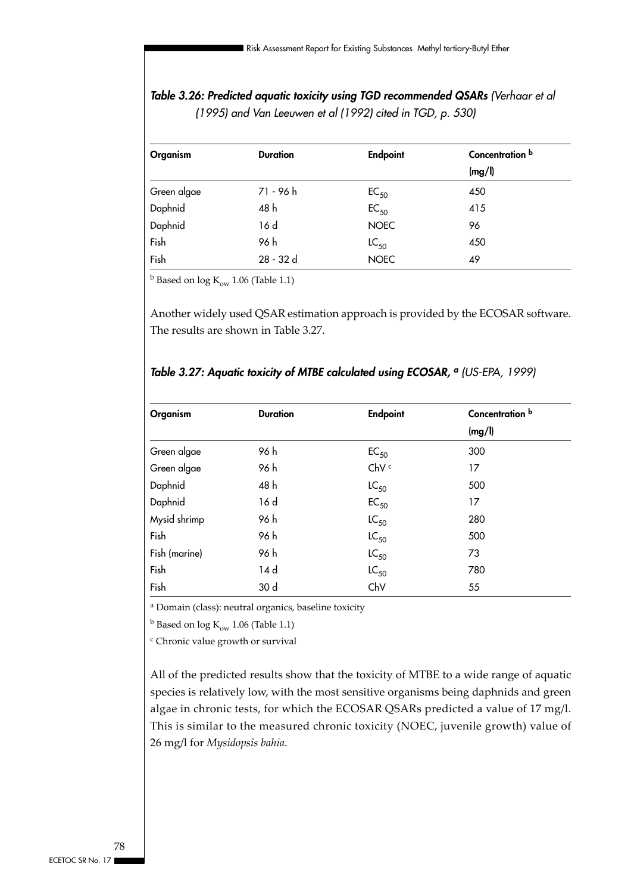***Table 3.26: Predicted aquatic toxicity using TGD recommended QSARs** (Verhaar et al (1995) and Van Leeuwen et al (1992) cited in TGD, p. 530)*

| Organism | Duration | Endpoint | Concentration [b] (mg/l) |
|---|---|---|---|
| Green algae | 71 - 96 h | $EC_{50}$ | 450 |
| Daphnid | 48 h | $EC_{50}$ | 415 |
| Daphnid | 16 d | NOEC | 96 |
| Fish | 96 h | $LC_{50}$ | 450 |
| Fish | 28 - 32 d | NOEC | 49 |

[b] Based on log $K_{ow}$ 1.06 (Table 1.1)

Another widely used QSAR estimation approach is provided by the ECOSAR software. The results are shown in Table 3.27.

***Table 3.27: Aquatic toxicity of MTBE calculated using ECOSAR,** [a] (US-EPA, 1999)*

| Organism | Duration | Endpoint | Concentration [b] (mg/l) |
|---|---|---|---|
| Green algae | 96 h | $EC_{50}$ | 300 |
| Green algae | 96 h | ChV [c] | 17 |
| Daphnid | 48 h | $LC_{50}$ | 500 |
| Daphnid | 16 d | $EC_{50}$ | 17 |
| Mysid shrimp | 96 h | $LC_{50}$ | 280 |
| Fish | 96 h | $LC_{50}$ | 500 |
| Fish (marine) | 96 h | $LC_{50}$ | 73 |
| Fish | 14 d | $LC_{50}$ | 780 |
| Fish | 30 d | ChV | 55 |

[a] Domain (class): neutral organics, baseline toxicity

[b] Based on log $K_{ow}$ 1.06 (Table 1.1)

[c] Chronic value growth or survival

All of the predicted results show that the toxicity of MTBE to a wide range of aquatic species is relatively low, with the most sensitive organisms being daphnids and green algae in chronic tests, for which the ECOSAR QSARs predicted a value of 17 mg/l. This is similar to the measured chronic toxicity (NOEC, juvenile growth) value of 26 mg/l for *Mysidopsis bahia*.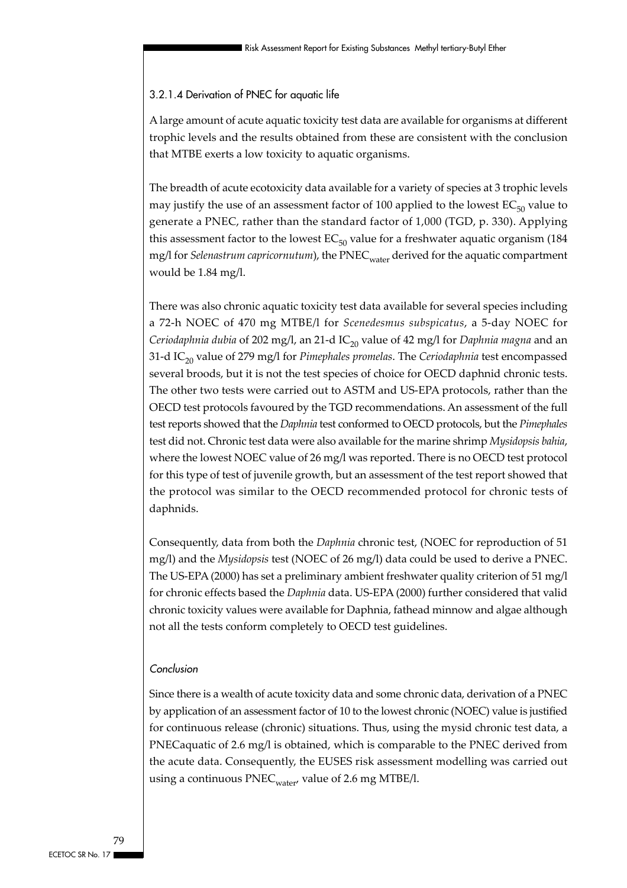### 3.2.1.4 Derivation of PNEC for aquatic life

A large amount of acute aquatic toxicity test data are available for organisms at different trophic levels and the results obtained from these are consistent with the conclusion that MTBE exerts a low toxicity to aquatic organisms.

The breadth of acute ecotoxicity data available for a variety of species at 3 trophic levels may justify the use of an assessment factor of 100 applied to the lowest $EC_{50}$ value to generate a PNEC, rather than the standard factor of 1,000 (TGD, p. 330). Applying this assessment factor to the lowest $EC_{50}$ value for a freshwater aquatic organism (184 mg/l for *Selenastrum capricornutum*), the $PNEC_{water}$ derived for the aquatic compartment would be 1.84 mg/l.

There was also chronic aquatic toxicity test data available for several species including a 72-h NOEC of 470 mg MTBE/l for *Scenedesmus subspicatus*, a 5-day NOEC for *Ceriodaphnia dubia* of 202 mg/l, an 21-d $IC_{20}$ value of 42 mg/l for *Daphnia magna* and an 31-d $IC_{20}$ value of 279 mg/l for *Pimephales promelas*. The *Ceriodaphnia* test encompassed several broods, but it is not the test species of choice for OECD daphnid chronic tests. The other two tests were carried out to ASTM and US-EPA protocols, rather than the OECD test protocols favoured by the TGD recommendations. An assessment of the full test reports showed that the *Daphnia* test conformed to OECD protocols, but the *Pimephales* test did not. Chronic test data were also available for the marine shrimp *Mysidopsis bahia*, where the lowest NOEC value of 26 mg/l was reported. There is no OECD test protocol for this type of test of juvenile growth, but an assessment of the test report showed that the protocol was similar to the OECD recommended protocol for chronic tests of daphnids.

Consequently, data from both the *Daphnia* chronic test, (NOEC for reproduction of 51 mg/l) and the *Mysidopsis* test (NOEC of 26 mg/l) data could be used to derive a PNEC. The US-EPA (2000) has set a preliminary ambient freshwater quality criterion of 51 mg/l for chronic effects based the *Daphnia* data. US-EPA (2000) further considered that valid chronic toxicity values were available for Daphnia, fathead minnow and algae although not all the tests conform completely to OECD test guidelines.

#### *Conclusion*

Since there is a wealth of acute toxicity data and some chronic data, derivation of a PNEC by application of an assessment factor of 10 to the lowest chronic (NOEC) value is justified for continuous release (chronic) situations. Thus, using the mysid chronic test data, a PNECaquatic of 2.6 mg/l is obtained, which is comparable to the PNEC derived from the acute data. Consequently, the EUSES risk assessment modelling was carried out using a continuous $PNEC_{water}$, value of 2.6 mg MTBE/l.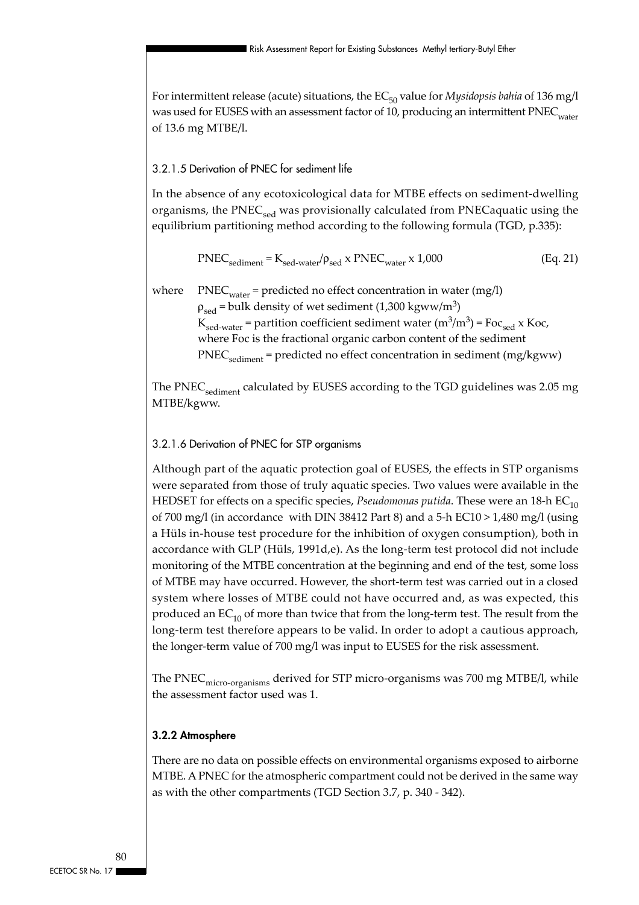For intermittent release (acute) situations, the $EC_{50}$ value for *Mysidopsis bahia* of 136 mg/l was used for EUSES with an assessment factor of 10, producing an intermittent $PNEC_{water}$ of 13.6 mg MTBE/l.

#### 3.2.1.5 Derivation of PNEC for sediment life

In the absence of any ecotoxicological data for MTBE effects on sediment-dwelling organisms, the $PNEC_{sed}$ was provisionally calculated from PNECaquatic using the equilibrium partitioning method according to the following formula (TGD, p.335):

$$PNEC_{sediment} = K_{sed\text{-}water}/\rho_{sed} \times PNEC_{water} \times 1{,}000 \qquad \text{(Eq. 21)}$$

where $PNEC_{water}$ = predicted no effect concentration in water (mg/l)
$\rho_{sed}$ = bulk density of wet sediment (1,300 kgww/$m^3$)
$K_{sed\text{-}water}$ = partition coefficient sediment water ($m^3/m^3$) = $Foc_{sed}$ x Koc, where Foc is the fractional organic carbon content of the sediment
$PNEC_{sediment}$ = predicted no effect concentration in sediment (mg/kgww)

The $PNEC_{sediment}$ calculated by EUSES according to the TGD guidelines was 2.05 mg MTBE/kgww.

#### 3.2.1.6 Derivation of PNEC for STP organisms

Although part of the aquatic protection goal of EUSES, the effects in STP organisms were separated from those of truly aquatic species. Two values were available in the HEDSET for effects on a specific species, *Pseudomonas putida*. These were an 18-h $EC_{10}$ of 700 mg/l (in accordance with DIN 38412 Part 8) and a 5-h EC10 > 1,480 mg/l (using a Hüls in-house test procedure for the inhibition of oxygen consumption), both in accordance with GLP (Hüls, 1991d,e). As the long-term test protocol did not include monitoring of the MTBE concentration at the beginning and end of the test, some loss of MTBE may have occurred. However, the short-term test was carried out in a closed system where losses of MTBE could not have occurred and, as was expected, this produced an $EC_{10}$ of more than twice that from the long-term test. The result from the long-term test therefore appears to be valid. In order to adopt a cautious approach, the longer-term value of 700 mg/l was input to EUSES for the risk assessment.

The $PNEC_{micro\text{-}organisms}$ derived for STP micro-organisms was 700 mg MTBE/l, while the assessment factor used was 1.

### 3.2.2 Atmosphere

There are no data on possible effects on environmental organisms exposed to airborne MTBE. A PNEC for the atmospheric compartment could not be derived in the same way as with the other compartments (TGD Section 3.7, p. 340 - 342).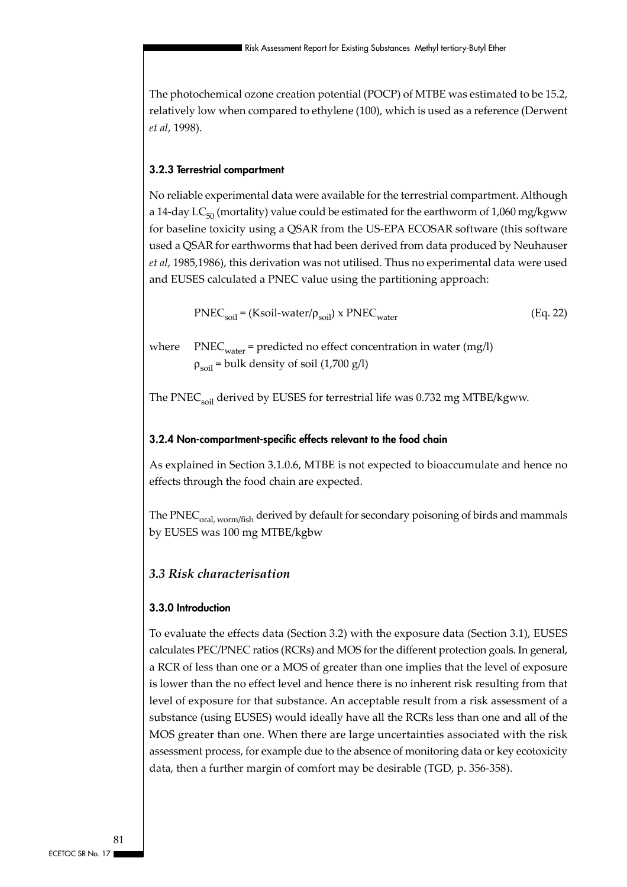The photochemical ozone creation potential (POCP) of MTBE was estimated to be 15.2, relatively low when compared to ethylene (100), which is used as a reference (Derwent *et al*, 1998).

### 3.2.3 Terrestrial compartment

No reliable experimental data were available for the terrestrial compartment. Although a 14-day $LC_{50}$ (mortality) value could be estimated for the earthworm of 1,060 mg/kgww for baseline toxicity using a QSAR from the US-EPA ECOSAR software (this software used a QSAR for earthworms that had been derived from data produced by Neuhauser *et al*, 1985,1986), this derivation was not utilised. Thus no experimental data were used and EUSES calculated a PNEC value using the partitioning approach:

$$PNEC_{soil} = (Ksoil\text{-}water/\rho_{soil}) \times PNEC_{water} \qquad \text{(Eq. 22)}$$

where $PNEC_{water}$ = predicted no effect concentration in water (mg/l)
$\rho_{soil}$ = bulk density of soil (1,700 g/l)

The $PNEC_{soil}$ derived by EUSES for terrestrial life was 0.732 mg MTBE/kgww.

### 3.2.4 Non-compartment-specific effects relevant to the food chain

As explained in Section 3.1.0.6, MTBE is not expected to bioaccumulate and hence no effects through the food chain are expected.

The $PNEC_{oral,\ worm/fish}$ derived by default for secondary poisoning of birds and mammals by EUSES was 100 mg MTBE/kgbw

## *3.3 Risk characterisation*

### 3.3.0 Introduction

To evaluate the effects data (Section 3.2) with the exposure data (Section 3.1), EUSES calculates PEC/PNEC ratios (RCRs) and MOS for the different protection goals. In general, a RCR of less than one or a MOS of greater than one implies that the level of exposure is lower than the no effect level and hence there is no inherent risk resulting from that level of exposure for that substance. An acceptable result from a risk assessment of a substance (using EUSES) would ideally have all the RCRs less than one and all of the MOS greater than one. When there are large uncertainties associated with the risk assessment process, for example due to the absence of monitoring data or key ecotoxicity data, then a further margin of comfort may be desirable (TGD, p. 356-358).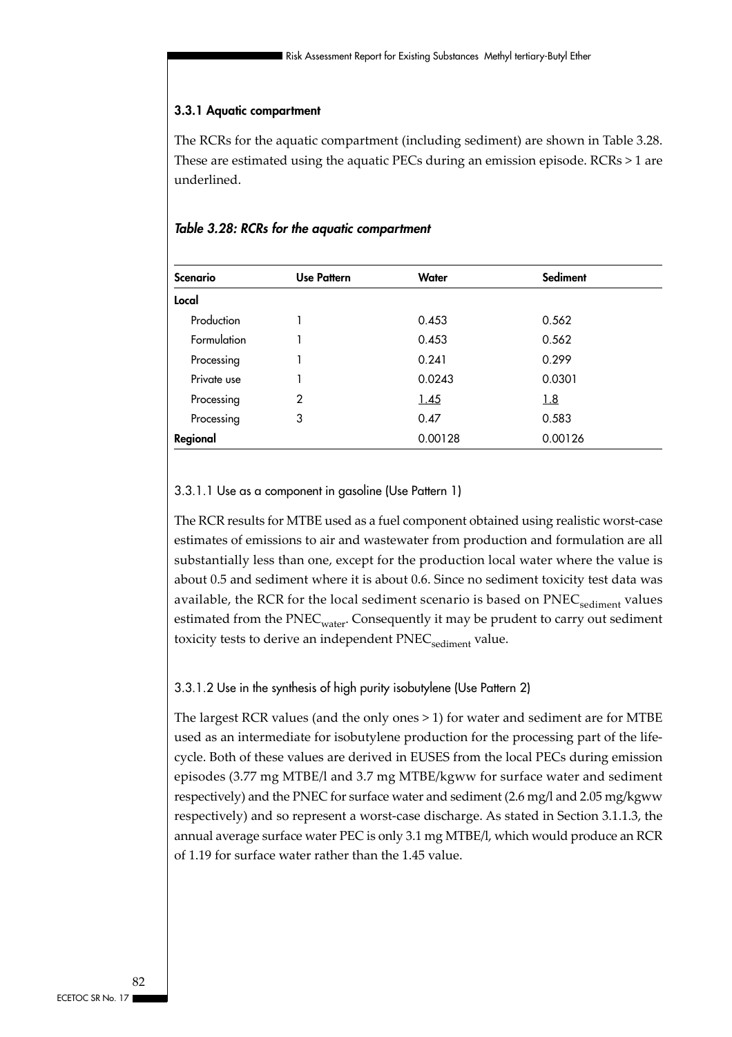### 3.3.1 Aquatic compartment

The RCRs for the aquatic compartment (including sediment) are shown in Table 3.28. These are estimated using the aquatic PECs during an emission episode. RCRs > 1 are underlined.

***Table 3.28: RCRs for the aquatic compartment***

| Scenario | Use Pattern | Water | Sediment |
|---|---|---|---|
| **Local** | | | |
| Production | 1 | 0.453 | 0.562 |
| Formulation | 1 | 0.453 | 0.562 |
| Processing | 1 | 0.241 | 0.299 |
| Private use | 1 | 0.0243 | 0.0301 |
| Processing | 2 | <u>1.45</u> | <u>1.8</u> |
| Processing | 3 | 0.47 | 0.583 |
| **Regional** | | 0.00128 | 0.00126 |

#### 3.3.1.1 Use as a component in gasoline (Use Pattern 1)

The RCR results for MTBE used as a fuel component obtained using realistic worst-case estimates of emissions to air and wastewater from production and formulation are all substantially less than one, except for the production local water where the value is about 0.5 and sediment where it is about 0.6. Since no sediment toxicity test data was available, the RCR for the local sediment scenario is based on $PNEC_{sediment}$ values estimated from the $PNEC_{water}$. Consequently it may be prudent to carry out sediment toxicity tests to derive an independent $PNEC_{sediment}$ value.

#### 3.3.1.2 Use in the synthesis of high purity isobutylene (Use Pattern 2)

The largest RCR values (and the only ones > 1) for water and sediment are for MTBE used as an intermediate for isobutylene production for the processing part of the life-cycle. Both of these values are derived in EUSES from the local PECs during emission episodes (3.77 mg MTBE/l and 3.7 mg MTBE/kgww for surface water and sediment respectively) and the PNEC for surface water and sediment (2.6 mg/l and 2.05 mg/kgww respectively) and so represent a worst-case discharge. As stated in Section 3.1.1.3, the annual average surface water PEC is only 3.1 mg MTBE/l, which would produce an RCR of 1.19 for surface water rather than the 1.45 value.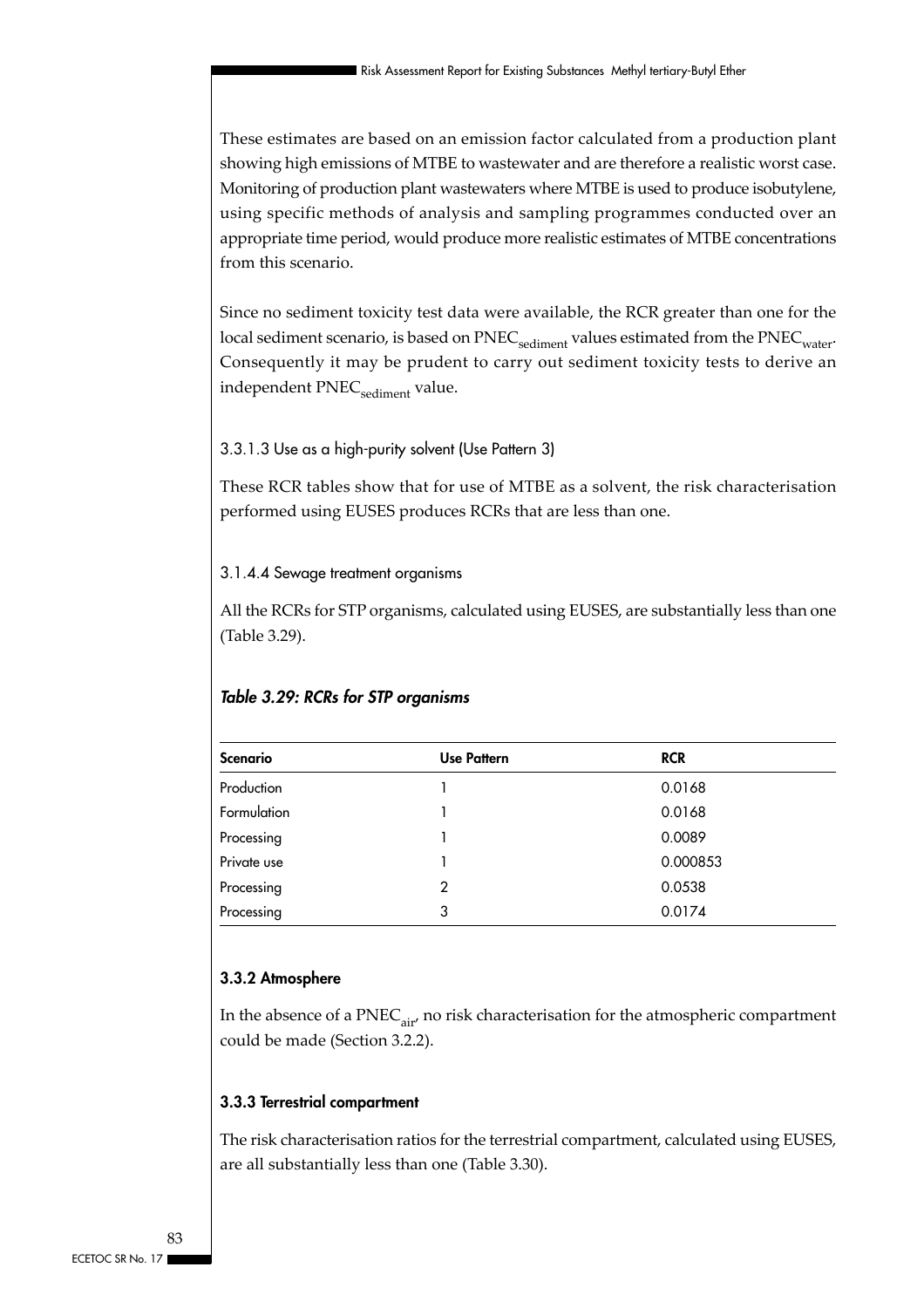These estimates are based on an emission factor calculated from a production plant showing high emissions of MTBE to wastewater and are therefore a realistic worst case. Monitoring of production plant wastewaters where MTBE is used to produce isobutylene, using specific methods of analysis and sampling programmes conducted over an appropriate time period, would produce more realistic estimates of MTBE concentrations from this scenario.

Since no sediment toxicity test data were available, the RCR greater than one for the local sediment scenario, is based on $PNEC_{sediment}$ values estimated from the $PNEC_{water}$. Consequently it may be prudent to carry out sediment toxicity tests to derive an independent $PNEC_{sediment}$ value.

#### 3.3.1.3 Use as a high-purity solvent (Use Pattern 3)

These RCR tables show that for use of MTBE as a solvent, the risk characterisation performed using EUSES produces RCRs that are less than one.

#### 3.1.4.4 Sewage treatment organisms

All the RCRs for STP organisms, calculated using EUSES, are substantially less than one (Table 3.29).

***Table 3.29: RCRs for STP organisms***

| Scenario | Use Pattern | RCR |
|---|---|---|
| Production | 1 | 0.0168 |
| Formulation | 1 | 0.0168 |
| Processing | 1 | 0.0089 |
| Private use | 1 | 0.000853 |
| Processing | 2 | 0.0538 |
| Processing | 3 | 0.0174 |

### 3.3.2 Atmosphere

In the absence of a $PNEC_{air}$, no risk characterisation for the atmospheric compartment could be made (Section 3.2.2).

### 3.3.3 Terrestrial compartment

The risk characterisation ratios for the terrestrial compartment, calculated using EUSES, are all substantially less than one (Table 3.30).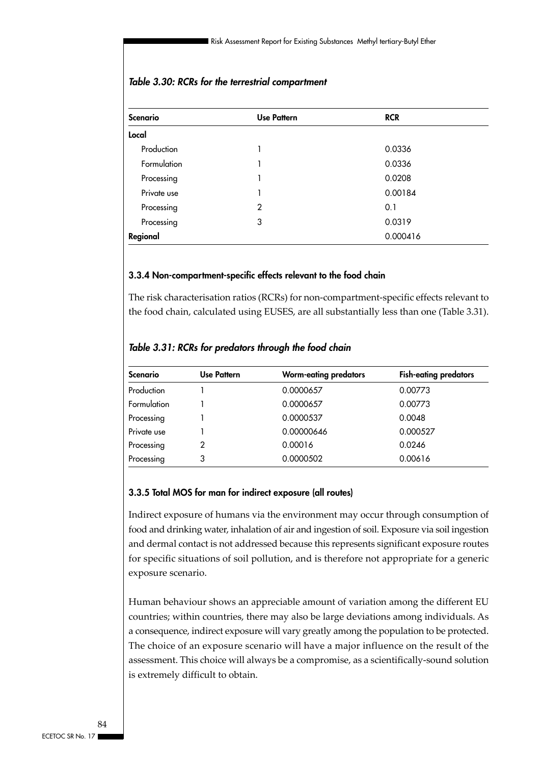*Table 3.30: RCRs for the terrestrial compartment*

| Scenario | Use Pattern | RCR |
|---|---|---|
| **Local** | | |
| Production | 1 | 0.0336 |
| Formulation | 1 | 0.0336 |
| Processing | 1 | 0.0208 |
| Private use | 1 | 0.00184 |
| Processing | 2 | 0.1 |
| Processing | 3 | 0.0319 |
| **Regional** | | 0.000416 |

### 3.3.4 Non-compartment-specific effects relevant to the food chain

The risk characterisation ratios (RCRs) for non-compartment-specific effects relevant to the food chain, calculated using EUSES, are all substantially less than one (Table 3.31).

*Table 3.31: RCRs for predators through the food chain*

| Scenario | Use Pattern | Worm-eating predators | Fish-eating predators |
|---|---|---|---|
| Production | 1 | 0.0000657 | 0.00773 |
| Formulation | 1 | 0.0000657 | 0.00773 |
| Processing | 1 | 0.0000537 | 0.0048 |
| Private use | 1 | 0.00000646 | 0.000527 |
| Processing | 2 | 0.00016 | 0.0246 |
| Processing | 3 | 0.0000502 | 0.00616 |

### 3.3.5 Total MOS for man for indirect exposure (all routes)

Indirect exposure of humans via the environment may occur through consumption of food and drinking water, inhalation of air and ingestion of soil. Exposure via soil ingestion and dermal contact is not addressed because this represents significant exposure routes for specific situations of soil pollution, and is therefore not appropriate for a generic exposure scenario.

Human behaviour shows an appreciable amount of variation among the different EU countries; within countries, there may also be large deviations among individuals. As a consequence, indirect exposure will vary greatly among the population to be protected. The choice of an exposure scenario will have a major influence on the result of the assessment. This choice will always be a compromise, as a scientifically-sound solution is extremely difficult to obtain.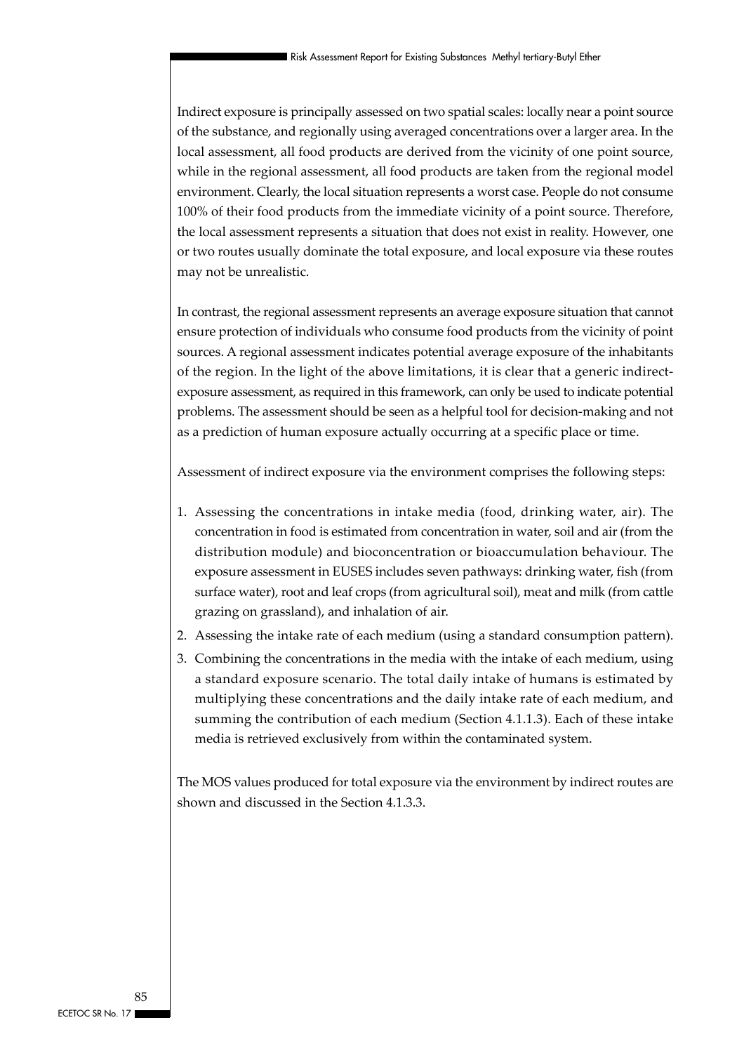Indirect exposure is principally assessed on two spatial scales: locally near a point source of the substance, and regionally using averaged concentrations over a larger area. In the local assessment, all food products are derived from the vicinity of one point source, while in the regional assessment, all food products are taken from the regional model environment. Clearly, the local situation represents a worst case. People do not consume 100% of their food products from the immediate vicinity of a point source. Therefore, the local assessment represents a situation that does not exist in reality. However, one or two routes usually dominate the total exposure, and local exposure via these routes may not be unrealistic.

In contrast, the regional assessment represents an average exposure situation that cannot ensure protection of individuals who consume food products from the vicinity of point sources. A regional assessment indicates potential average exposure of the inhabitants of the region. In the light of the above limitations, it is clear that a generic indirect-exposure assessment, as required in this framework, can only be used to indicate potential problems. The assessment should be seen as a helpful tool for decision-making and not as a prediction of human exposure actually occurring at a specific place or time.

Assessment of indirect exposure via the environment comprises the following steps:

1. Assessing the concentrations in intake media (food, drinking water, air). The concentration in food is estimated from concentration in water, soil and air (from the distribution module) and bioconcentration or bioaccumulation behaviour. The exposure assessment in EUSES includes seven pathways: drinking water, fish (from surface water), root and leaf crops (from agricultural soil), meat and milk (from cattle grazing on grassland), and inhalation of air.
2. Assessing the intake rate of each medium (using a standard consumption pattern).
3. Combining the concentrations in the media with the intake of each medium, using a standard exposure scenario. The total daily intake of humans is estimated by multiplying these concentrations and the daily intake rate of each medium, and summing the contribution of each medium (Section 4.1.1.3). Each of these intake media is retrieved exclusively from within the contaminated system.

The MOS values produced for total exposure via the environment by indirect routes are shown and discussed in the Section 4.1.3.3.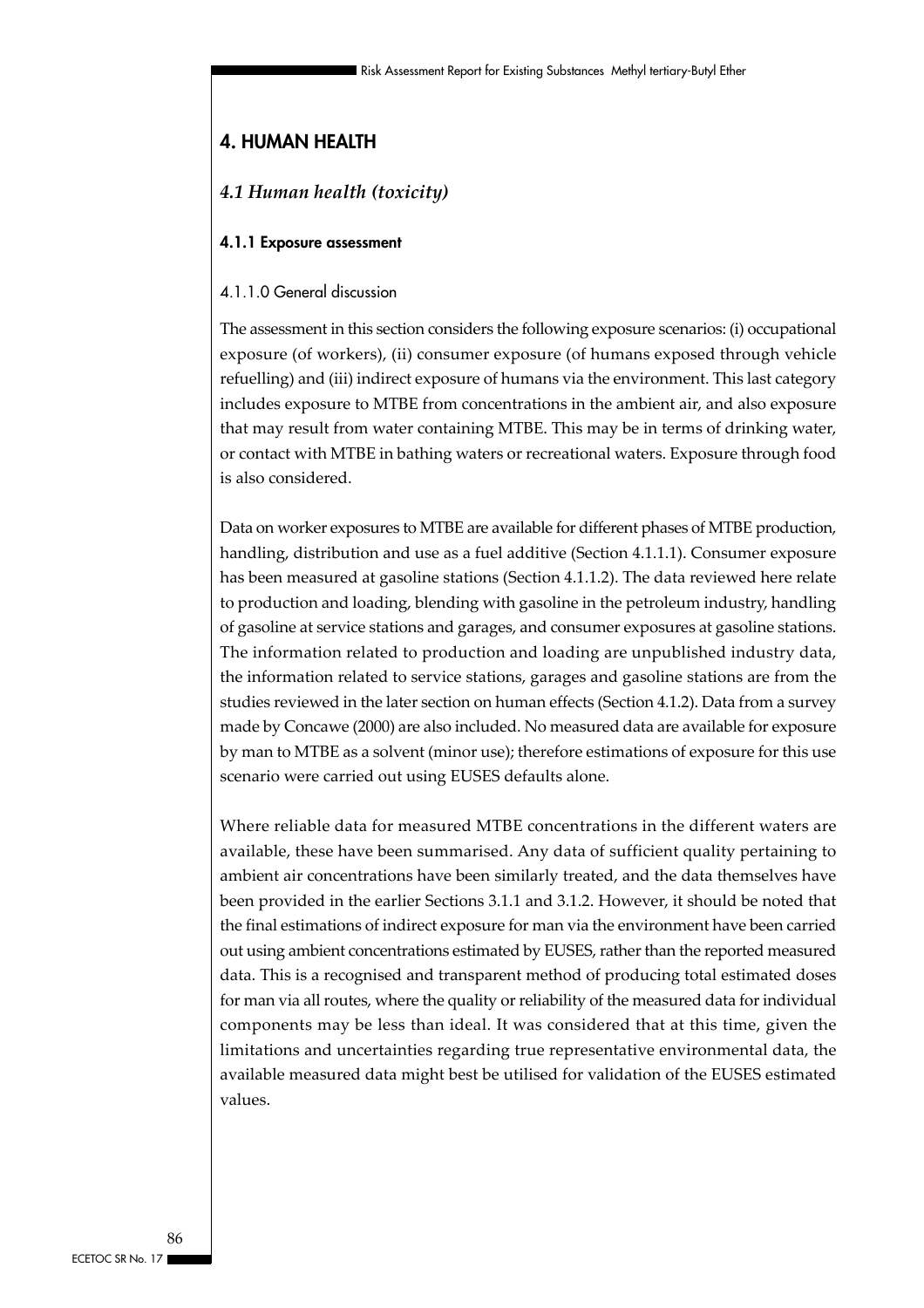# 4. HUMAN HEALTH

## *4.1 Human health (toxicity)*

### 4.1.1 Exposure assessment

#### 4.1.1.0 General discussion

The assessment in this section considers the following exposure scenarios: (i) occupational exposure (of workers), (ii) consumer exposure (of humans exposed through vehicle refuelling) and (iii) indirect exposure of humans via the environment. This last category includes exposure to MTBE from concentrations in the ambient air, and also exposure that may result from water containing MTBE. This may be in terms of drinking water, or contact with MTBE in bathing waters or recreational waters. Exposure through food is also considered.

Data on worker exposures to MTBE are available for different phases of MTBE production, handling, distribution and use as a fuel additive (Section 4.1.1.1). Consumer exposure has been measured at gasoline stations (Section 4.1.1.2). The data reviewed here relate to production and loading, blending with gasoline in the petroleum industry, handling of gasoline at service stations and garages, and consumer exposures at gasoline stations. The information related to production and loading are unpublished industry data, the information related to service stations, garages and gasoline stations are from the studies reviewed in the later section on human effects (Section 4.1.2). Data from a survey made by Concawe (2000) are also included. No measured data are available for exposure by man to MTBE as a solvent (minor use); therefore estimations of exposure for this use scenario were carried out using EUSES defaults alone.

Where reliable data for measured MTBE concentrations in the different waters are available, these have been summarised. Any data of sufficient quality pertaining to ambient air concentrations have been similarly treated, and the data themselves have been provided in the earlier Sections 3.1.1 and 3.1.2. However, it should be noted that the final estimations of indirect exposure for man via the environment have been carried out using ambient concentrations estimated by EUSES, rather than the reported measured data. This is a recognised and transparent method of producing total estimated doses for man via all routes, where the quality or reliability of the measured data for individual components may be less than ideal. It was considered that at this time, given the limitations and uncertainties regarding true representative environmental data, the available measured data might best be utilised for validation of the EUSES estimated values.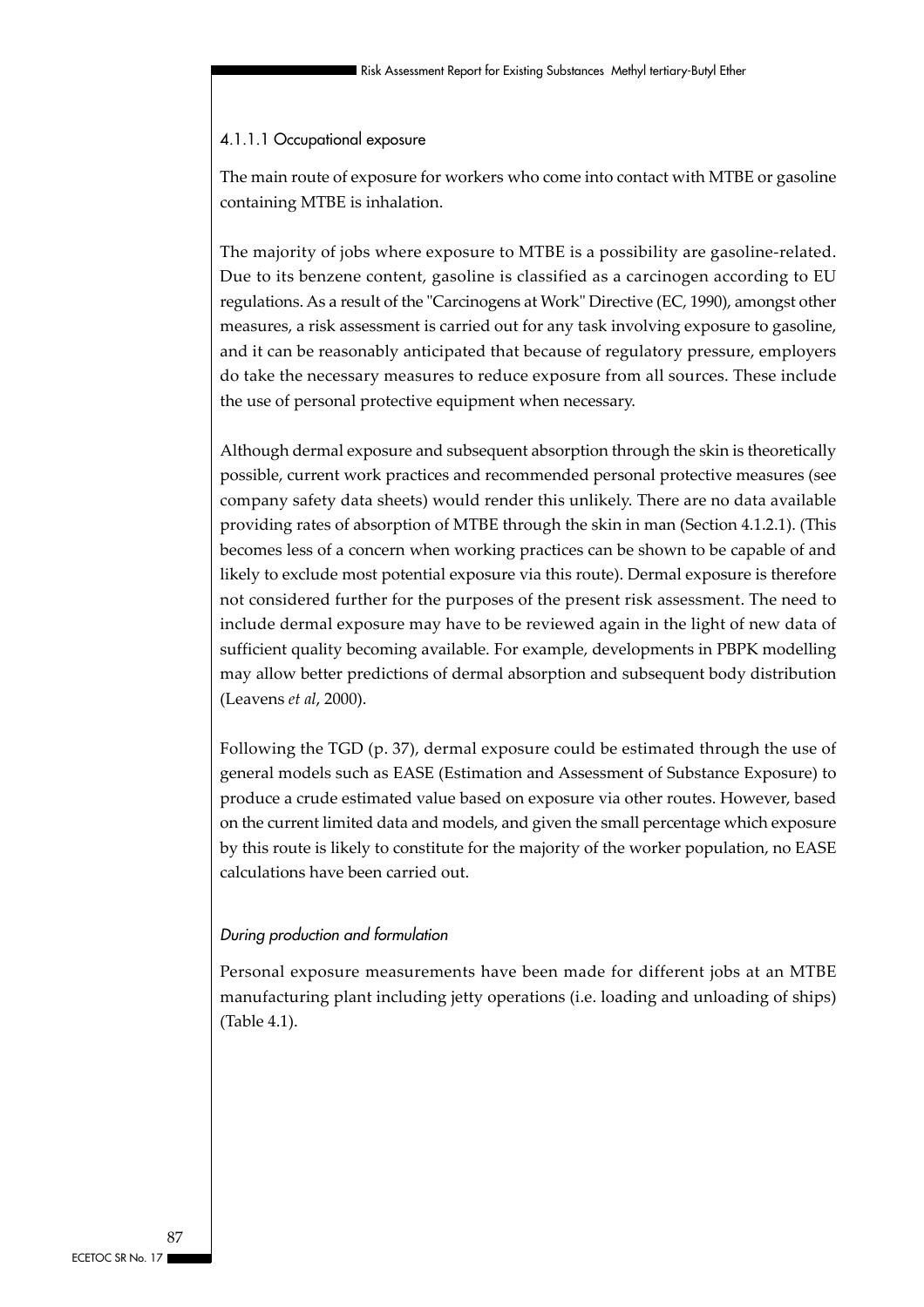#### 4.1.1.1 Occupational exposure

The main route of exposure for workers who come into contact with MTBE or gasoline containing MTBE is inhalation.

The majority of jobs where exposure to MTBE is a possibility are gasoline-related. Due to its benzene content, gasoline is classified as a carcinogen according to EU regulations. As a result of the "Carcinogens at Work" Directive (EC, 1990), amongst other measures, a risk assessment is carried out for any task involving exposure to gasoline, and it can be reasonably anticipated that because of regulatory pressure, employers do take the necessary measures to reduce exposure from all sources. These include the use of personal protective equipment when necessary.

Although dermal exposure and subsequent absorption through the skin is theoretically possible, current work practices and recommended personal protective measures (see company safety data sheets) would render this unlikely. There are no data available providing rates of absorption of MTBE through the skin in man (Section 4.1.2.1). (This becomes less of a concern when working practices can be shown to be capable of and likely to exclude most potential exposure via this route). Dermal exposure is therefore not considered further for the purposes of the present risk assessment. The need to include dermal exposure may have to be reviewed again in the light of new data of sufficient quality becoming available. For example, developments in PBPK modelling may allow better predictions of dermal absorption and subsequent body distribution (Leavens *et al*, 2000).

Following the TGD (p. 37), dermal exposure could be estimated through the use of general models such as EASE (Estimation and Assessment of Substance Exposure) to produce a crude estimated value based on exposure via other routes. However, based on the current limited data and models, and given the small percentage which exposure by this route is likely to constitute for the majority of the worker population, no EASE calculations have been carried out.

*During production and formulation*

Personal exposure measurements have been made for different jobs at an MTBE manufacturing plant including jetty operations (i.e. loading and unloading of ships) (Table 4.1).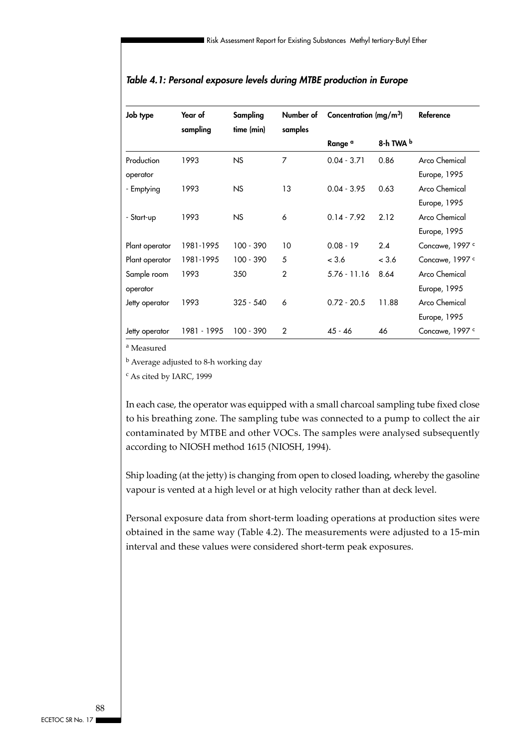*Table 4.1: Personal exposure levels during MTBE production in Europe*

| Job type | Year of sampling | Sampling time (min) | Number of samples | Concentration ($mg/m^3$) | | Reference |
|---|---|---|---|---|---|---|
| | | | | Range [a] | 8-h TWA [b] | |
| Production operator | 1993 | NS | 7 | 0.04 - 3.71 | 0.86 | Arco Chemical Europe, 1995 |
| - Emptying | 1993 | NS | 13 | 0.04 - 3.95 | 0.63 | Arco Chemical Europe, 1995 |
| - Start-up | 1993 | NS | 6 | 0.14 - 7.92 | 2.12 | Arco Chemical Europe, 1995 |
| Plant operator | 1981-1995 | 100 - 390 | 10 | 0.08 - 19 | 2.4 | Concawe, 1997 [c] |
| Plant operator | 1981-1995 | 100 - 390 | 5 | < 3.6 | < 3.6 | Concawe, 1997 [c] |
| Sample room operator | 1993 | 350 | 2 | 5.76 - 11.16 | 8.64 | Arco Chemical Europe, 1995 |
| Jetty operator | 1993 | 325 - 540 | 6 | 0.72 - 20.5 | 11.88 | Arco Chemical Europe, 1995 |
| Jetty operator | 1981 - 1995 | 100 - 390 | 2 | 45 - 46 | 46 | Concawe, 1997 [c] |

[a] Measured

[b] Average adjusted to 8-h working day

[c] As cited by IARC, 1999

In each case, the operator was equipped with a small charcoal sampling tube fixed close to his breathing zone. The sampling tube was connected to a pump to collect the air contaminated by MTBE and other VOCs. The samples were analysed subsequently according to NIOSH method 1615 (NIOSH, 1994).

Ship loading (at the jetty) is changing from open to closed loading, whereby the gasoline vapour is vented at a high level or at high velocity rather than at deck level.

Personal exposure data from short-term loading operations at production sites were obtained in the same way (Table 4.2). The measurements were adjusted to a 15-min interval and these values were considered short-term peak exposures.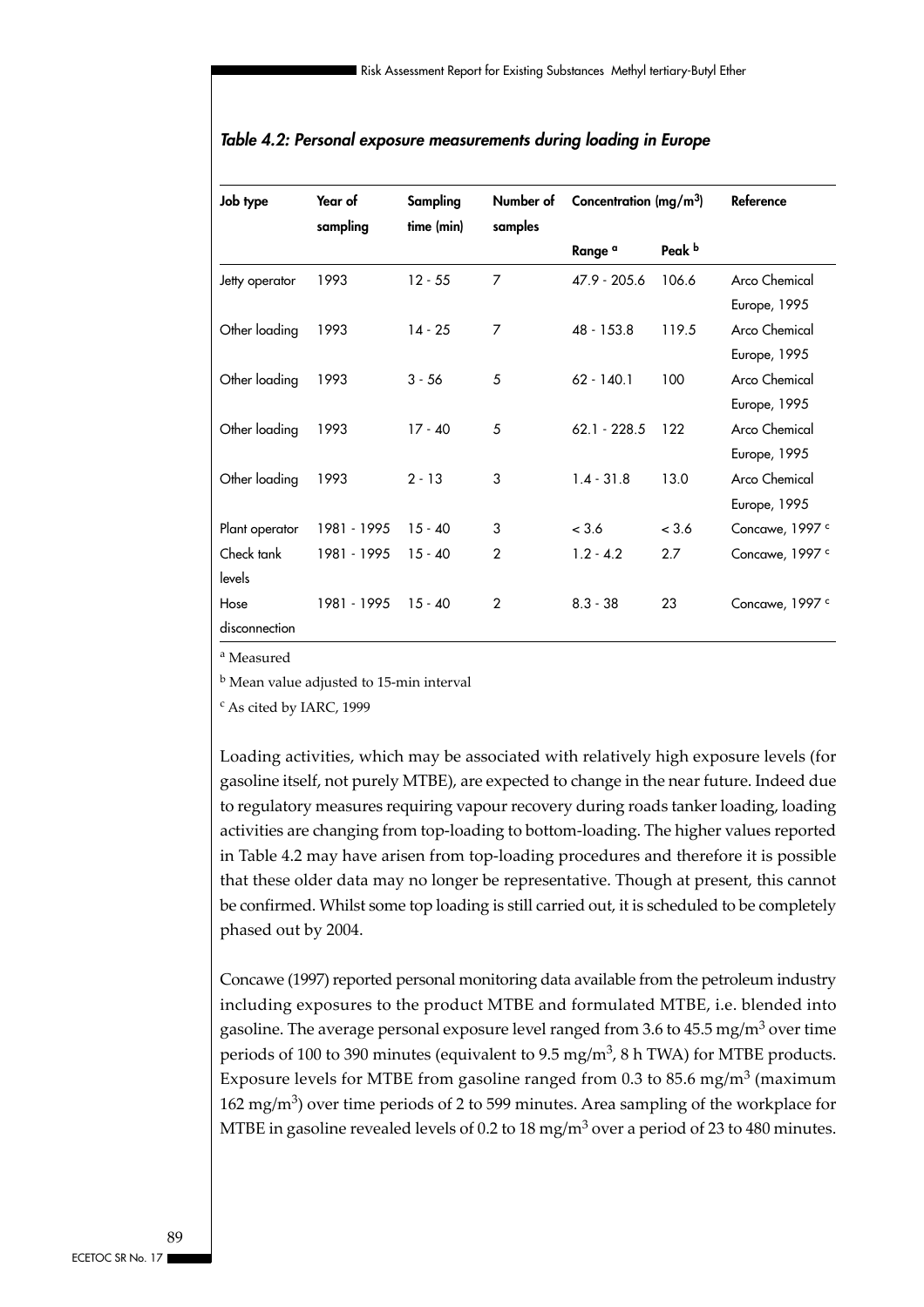*Table 4.2: Personal exposure measurements during loading in Europe*

| Job type | Year of sampling | Sampling time (min) | Number of samples | Concentration ($mg/m^3$) | | Reference |
|---|---|---|---|---|---|---|
| | | | | Range [a] | Peak [b] | |
| Jetty operator | 1993 | 12 - 55 | 7 | 47.9 - 205.6 | 106.6 | Arco Chemical Europe, 1995 |
| Other loading | 1993 | 14 - 25 | 7 | 48 - 153.8 | 119.5 | Arco Chemical Europe, 1995 |
| Other loading | 1993 | 3 - 56 | 5 | 62 - 140.1 | 100 | Arco Chemical Europe, 1995 |
| Other loading | 1993 | 17 - 40 | 5 | 62.1 - 228.5 | 122 | Arco Chemical Europe, 1995 |
| Other loading | 1993 | 2 - 13 | 3 | 1.4 - 31.8 | 13.0 | Arco Chemical Europe, 1995 |
| Plant operator | 1981 - 1995 | 15 - 40 | 3 | < 3.6 | < 3.6 | Concawe, 1997 [c] |
| Check tank levels | 1981 - 1995 | 15 - 40 | 2 | 1.2 - 4.2 | 2.7 | Concawe, 1997 [c] |
| Hose disconnection | 1981 - 1995 | 15 - 40 | 2 | 8.3 - 38 | 23 | Concawe, 1997 [c] |

[a] Measured

[b] Mean value adjusted to 15-min interval

[c] As cited by IARC, 1999

Loading activities, which may be associated with relatively high exposure levels (for gasoline itself, not purely MTBE), are expected to change in the near future. Indeed due to regulatory measures requiring vapour recovery during roads tanker loading, loading activities are changing from top-loading to bottom-loading. The higher values reported in Table 4.2 may have arisen from top-loading procedures and therefore it is possible that these older data may no longer be representative. Though at present, this cannot be confirmed. Whilst some top loading is still carried out, it is scheduled to be completely phased out by 2004.

Concawe (1997) reported personal monitoring data available from the petroleum industry including exposures to the product MTBE and formulated MTBE, i.e. blended into gasoline. The average personal exposure level ranged from 3.6 to 45.5 $mg/m^3$ over time periods of 100 to 390 minutes (equivalent to 9.5 $mg/m^3$, 8 h TWA) for MTBE products. Exposure levels for MTBE from gasoline ranged from 0.3 to 85.6 $mg/m^3$ (maximum 162 $mg/m^3$) over time periods of 2 to 599 minutes. Area sampling of the workplace for MTBE in gasoline revealed levels of 0.2 to 18 $mg/m^3$ over a period of 23 to 480 minutes.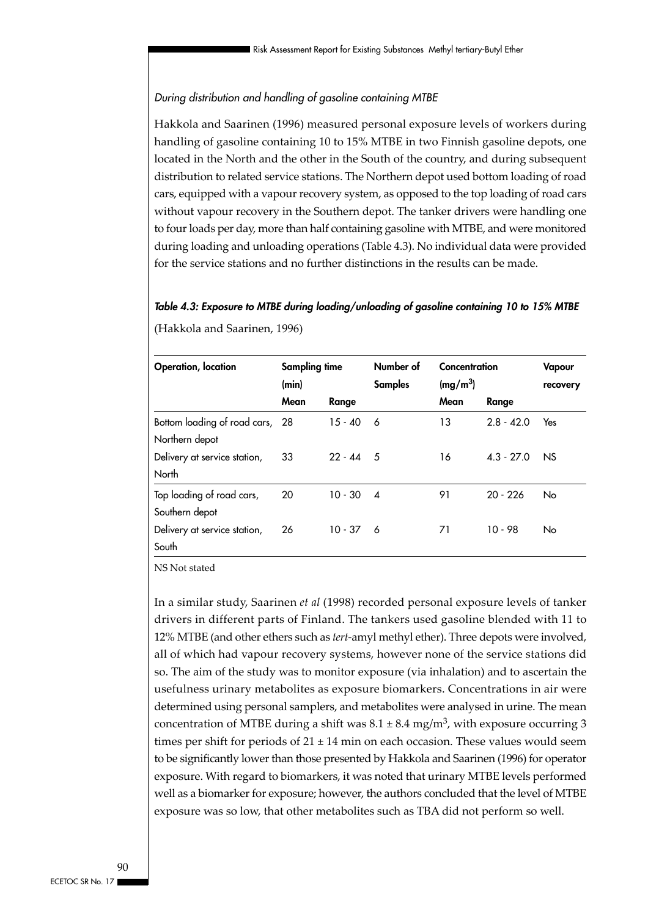*During distribution and handling of gasoline containing MTBE*

Hakkola and Saarinen (1996) measured personal exposure levels of workers during handling of gasoline containing 10 to 15% MTBE in two Finnish gasoline depots, one located in the North and the other in the South of the country, and during subsequent distribution to related service stations. The Northern depot used bottom loading of road cars, equipped with a vapour recovery system, as opposed to the top loading of road cars without vapour recovery in the Southern depot. The tanker drivers were handling one to four loads per day, more than half containing gasoline with MTBE, and were monitored during loading and unloading operations (Table 4.3). No individual data were provided for the service stations and no further distinctions in the results can be made.

***Table 4.3: Exposure to MTBE during loading/unloading of gasoline containing 10 to 15% MTBE***

(Hakkola and Saarinen, 1996)

| Operation, location | Sampling time (min) | | Number of Samples | Concentration ($mg/m^3$) | | Vapour recovery |
|---|---|---|---|---|---|---|
| | Mean | Range | | Mean | Range | |
| Bottom loading of road cars, Northern depot | 28 | 15 - 40 | 6 | 13 | 2.8 - 42.0 | Yes |
| Delivery at service station, North | 33 | 22 - 44 | 5 | 16 | 4.3 - 27.0 | NS |
| Top loading of road cars, Southern depot | 20 | 10 - 30 | 4 | 91 | 20 - 226 | No |
| Delivery at service station, South | 26 | 10 - 37 | 6 | 71 | 10 - 98 | No |

NS Not stated

In a similar study, Saarinen *et al* (1998) recorded personal exposure levels of tanker drivers in different parts of Finland. The tankers used gasoline blended with 11 to 12% MTBE (and other ethers such as *tert*-amyl methyl ether). Three depots were involved, all of which had vapour recovery systems, however none of the service stations did so. The aim of the study was to monitor exposure (via inhalation) and to ascertain the usefulness urinary metabolites as exposure biomarkers. Concentrations in air were determined using personal samplers, and metabolites were analysed in urine. The mean concentration of MTBE during a shift was $8.1 \pm 8.4$ $mg/m^3$, with exposure occurring 3 times per shift for periods of $21 \pm 14$ min on each occasion. These values would seem to be significantly lower than those presented by Hakkola and Saarinen (1996) for operator exposure. With regard to biomarkers, it was noted that urinary MTBE levels performed well as a biomarker for exposure; however, the authors concluded that the level of MTBE exposure was so low, that other metabolites such as TBA did not perform so well.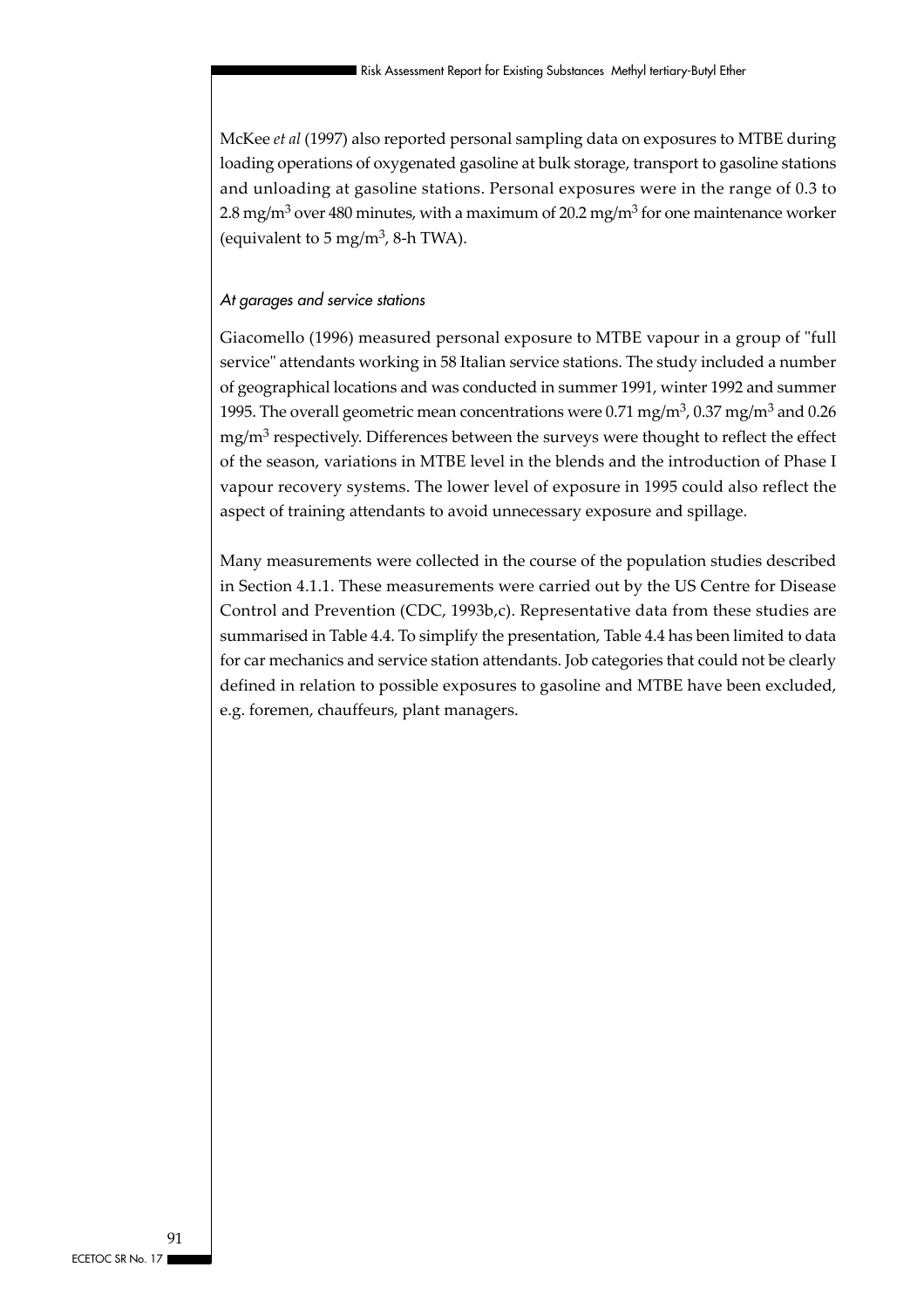McKee *et al* (1997) also reported personal sampling data on exposures to MTBE during loading operations of oxygenated gasoline at bulk storage, transport to gasoline stations and unloading at gasoline stations. Personal exposures were in the range of 0.3 to 2.8 $mg/m^3$ over 480 minutes, with a maximum of 20.2 $mg/m^3$ for one maintenance worker (equivalent to 5 $mg/m^3$, 8-h TWA).

*At garages and service stations*

Giacomello (1996) measured personal exposure to MTBE vapour in a group of "full service" attendants working in 58 Italian service stations. The study included a number of geographical locations and was conducted in summer 1991, winter 1992 and summer 1995. The overall geometric mean concentrations were 0.71 $mg/m^3$, 0.37 $mg/m^3$ and 0.26 $mg/m^3$ respectively. Differences between the surveys were thought to reflect the effect of the season, variations in MTBE level in the blends and the introduction of Phase I vapour recovery systems. The lower level of exposure in 1995 could also reflect the aspect of training attendants to avoid unnecessary exposure and spillage.

Many measurements were collected in the course of the population studies described in Section 4.1.1. These measurements were carried out by the US Centre for Disease Control and Prevention (CDC, 1993b,c). Representative data from these studies are summarised in Table 4.4. To simplify the presentation, Table 4.4 has been limited to data for car mechanics and service station attendants. Job categories that could not be clearly defined in relation to possible exposures to gasoline and MTBE have been excluded, e.g. foremen, chauffeurs, plant managers.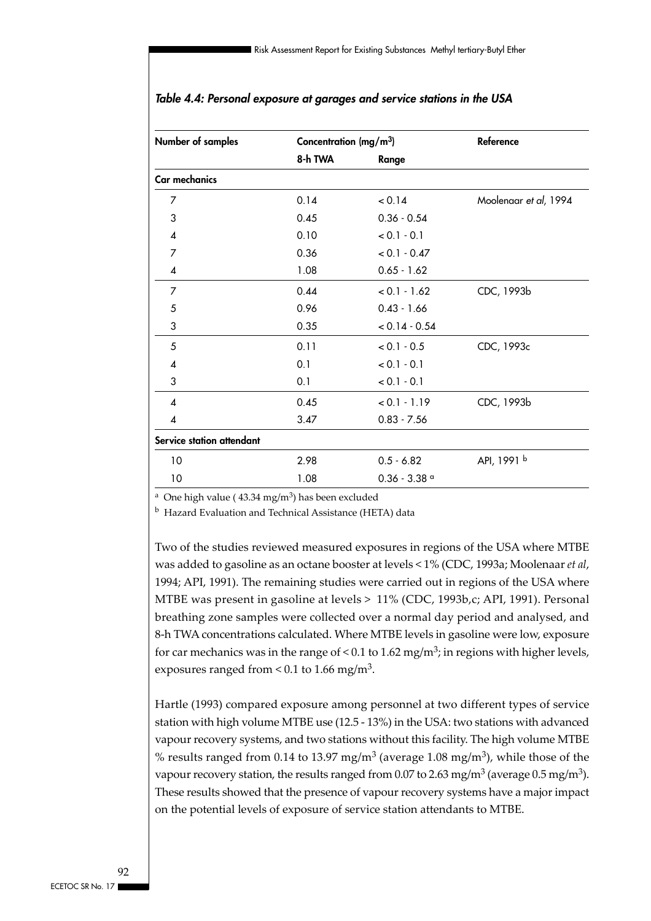*Table 4.4: Personal exposure at garages and service stations in the USA*

| Number of samples | Concentration (mg/m³) | | Reference |
|---|---|---|---|
| | 8-h TWA | Range | |
| **Car mechanics** | | | |
| 7 | 0.14 | < 0.14 | Moolenaar *et al*, 1994 |
| 3 | 0.45 | 0.36 - 0.54 | |
| 4 | 0.10 | < 0.1 - 0.1 | |
| 7 | 0.36 | < 0.1 - 0.47 | |
| 4 | 1.08 | 0.65 - 1.62 | |
| 7 | 0.44 | < 0.1 - 1.62 | CDC, 1993b |
| 5 | 0.96 | 0.43 - 1.66 | |
| 3 | 0.35 | < 0.14 - 0.54 | |
| 5 | 0.11 | < 0.1 - 0.5 | CDC, 1993c |
| 4 | 0.1 | < 0.1 - 0.1 | |
| 3 | 0.1 | < 0.1 - 0.1 | |
| 4 | 0.45 | < 0.1 - 1.19 | CDC, 1993b |
| 4 | 3.47 | 0.83 - 7.56 | |
| **Service station attendant** | | | |
| 10 | 2.98 | 0.5 - 6.82 | API, 1991 [b] |
| 10 | 1.08 | 0.36 - 3.38 [a] | |

[a] One high value ( 43.34 mg/m³) has been excluded

[b] Hazard Evaluation and Technical Assistance (HETA) data

Two of the studies reviewed measured exposures in regions of the USA where MTBE was added to gasoline as an octane booster at levels < 1% (CDC, 1993a; Moolenaar *et al*, 1994; API, 1991). The remaining studies were carried out in regions of the USA where MTBE was present in gasoline at levels > 11% (CDC, 1993b,c; API, 1991). Personal breathing zone samples were collected over a normal day period and analysed, and 8-h TWA concentrations calculated. Where MTBE levels in gasoline were low, exposure for car mechanics was in the range of < 0.1 to 1.62 mg/m³; in regions with higher levels, exposures ranged from < 0.1 to 1.66 mg/m³.

Hartle (1993) compared exposure among personnel at two different types of service station with high volume MTBE use (12.5 - 13%) in the USA: two stations with advanced vapour recovery systems, and two stations without this facility. The high volume MTBE % results ranged from 0.14 to 13.97 mg/m³ (average 1.08 mg/m³), while those of the vapour recovery station, the results ranged from 0.07 to 2.63 mg/m³ (average 0.5 mg/m³). These results showed that the presence of vapour recovery systems have a major impact on the potential levels of exposure of service station attendants to MTBE.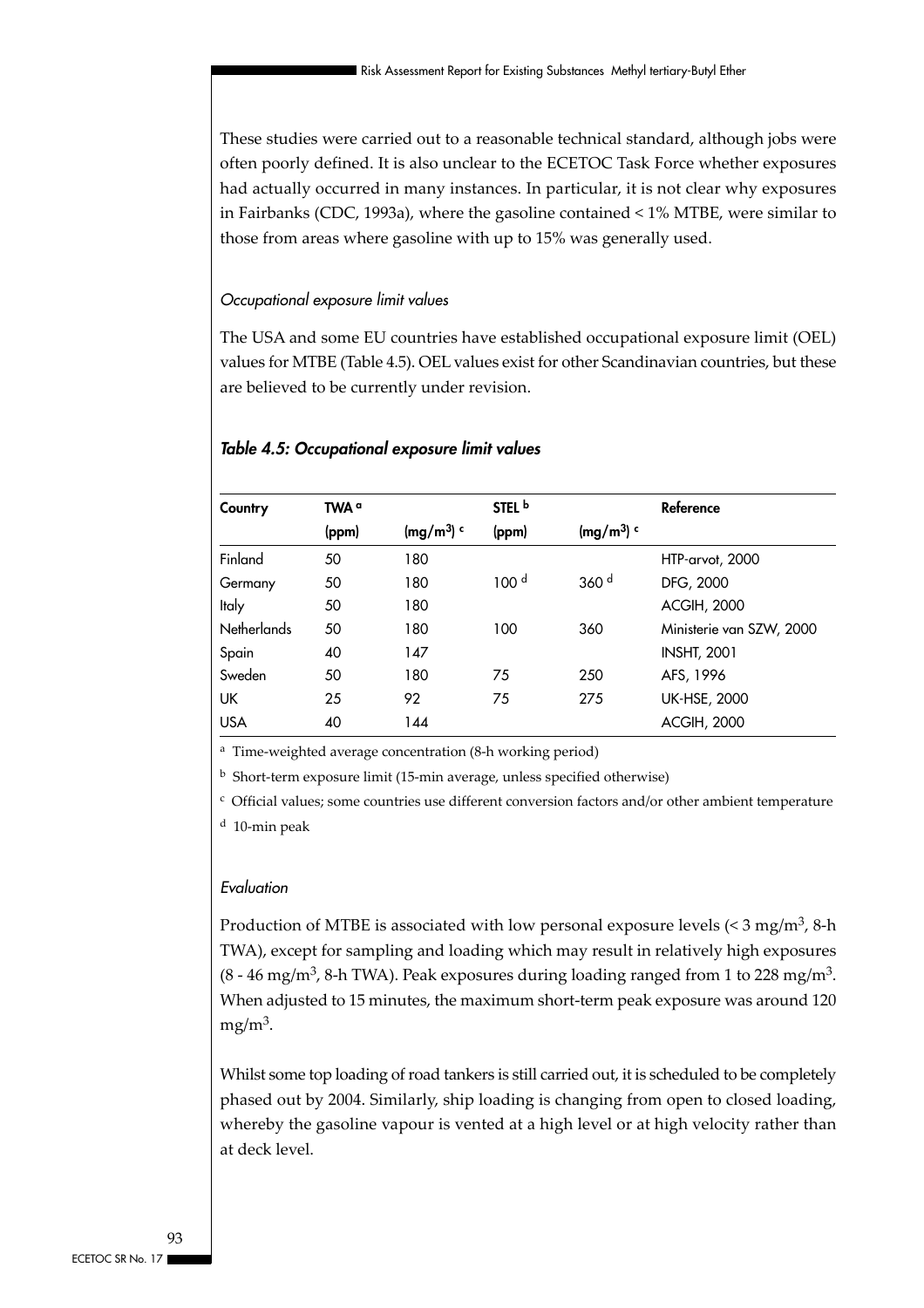These studies were carried out to a reasonable technical standard, although jobs were often poorly defined. It is also unclear to the ECETOC Task Force whether exposures had actually occurred in many instances. In particular, it is not clear why exposures in Fairbanks (CDC, 1993a), where the gasoline contained < 1% MTBE, were similar to those from areas where gasoline with up to 15% was generally used.

*Occupational exposure limit values*

The USA and some EU countries have established occupational exposure limit (OEL) values for MTBE (Table 4.5). OEL values exist for other Scandinavian countries, but these are believed to be currently under revision.

***Table 4.5: Occupational exposure limit values***

| Country | TWA [a] | | STEL [b] | | Reference |
|---|---|---|---|---|---|
| | (ppm) | ($mg/m^3$) [c] | (ppm) | ($mg/m^3$) [c] | |
| Finland | 50 | 180 | | | HTP-arvot, 2000 |
| Germany | 50 | 180 | 100 [d] | 360 [d] | DFG, 2000 |
| Italy | 50 | 180 | | | ACGIH, 2000 |
| Netherlands | 50 | 180 | 100 | 360 | Ministerie van SZW, 2000 |
| Spain | 40 | 147 | | | INSHT, 2001 |
| Sweden | 50 | 180 | 75 | 250 | AFS, 1996 |
| UK | 25 | 92 | 75 | 275 | UK-HSE, 2000 |
| USA | 40 | 144 | | | ACGIH, 2000 |

[a] Time-weighted average concentration (8-h working period)

[b] Short-term exposure limit (15-min average, unless specified otherwise)

[c] Official values; some countries use different conversion factors and/or other ambient temperature

[d] 10-min peak

*Evaluation*

Production of MTBE is associated with low personal exposure levels (< 3 $mg/m^3$, 8-h TWA), except for sampling and loading which may result in relatively high exposures (8 - 46 $mg/m^3$, 8-h TWA). Peak exposures during loading ranged from 1 to 228 $mg/m^3$. When adjusted to 15 minutes, the maximum short-term peak exposure was around 120 $mg/m^3$.

Whilst some top loading of road tankers is still carried out, it is scheduled to be completely phased out by 2004. Similarly, ship loading is changing from open to closed loading, whereby the gasoline vapour is vented at a high level or at high velocity rather than at deck level.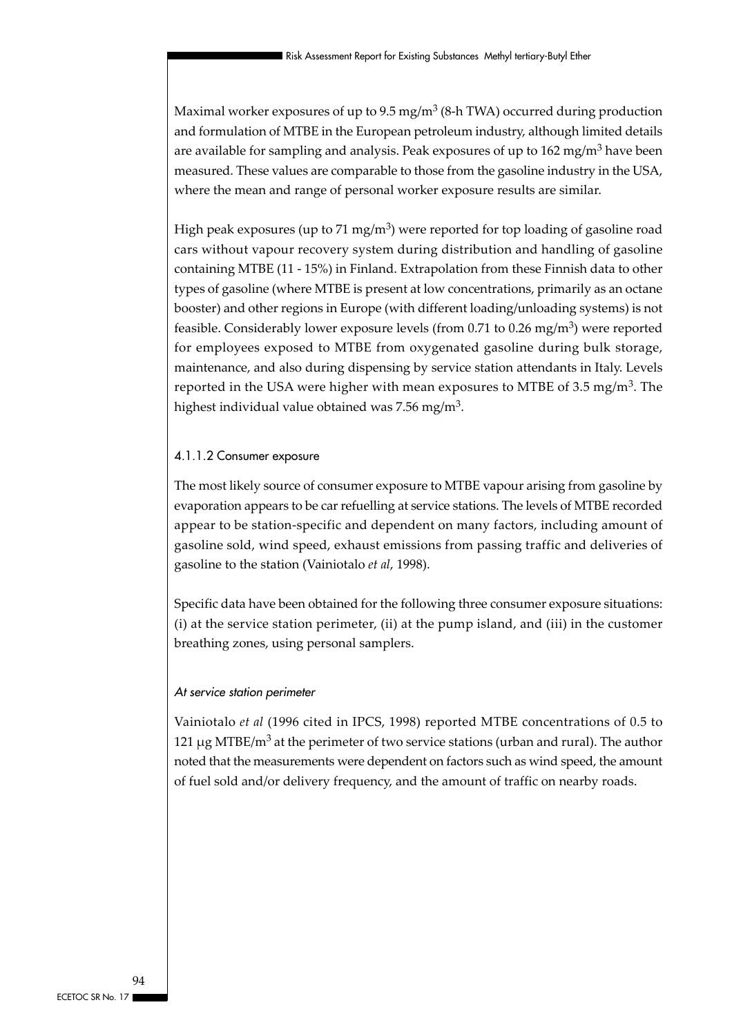Maximal worker exposures of up to 9.5 mg/m$^3$ (8-h TWA) occurred during production and formulation of MTBE in the European petroleum industry, although limited details are available for sampling and analysis. Peak exposures of up to 162 mg/m$^3$ have been measured. These values are comparable to those from the gasoline industry in the USA, where the mean and range of personal worker exposure results are similar.

High peak exposures (up to 71 mg/m$^3$) were reported for top loading of gasoline road cars without vapour recovery system during distribution and handling of gasoline containing MTBE (11 - 15%) in Finland. Extrapolation from these Finnish data to other types of gasoline (where MTBE is present at low concentrations, primarily as an octane booster) and other regions in Europe (with different loading/unloading systems) is not feasible. Considerably lower exposure levels (from 0.71 to 0.26 mg/m$^3$) were reported for employees exposed to MTBE from oxygenated gasoline during bulk storage, maintenance, and also during dispensing by service station attendants in Italy. Levels reported in the USA were higher with mean exposures to MTBE of 3.5 mg/m$^3$. The highest individual value obtained was 7.56 mg/m$^3$.

#### 4.1.1.2 Consumer exposure

The most likely source of consumer exposure to MTBE vapour arising from gasoline by evaporation appears to be car refuelling at service stations. The levels of MTBE recorded appear to be station-specific and dependent on many factors, including amount of gasoline sold, wind speed, exhaust emissions from passing traffic and deliveries of gasoline to the station (Vainiotalo *et al*, 1998).

Specific data have been obtained for the following three consumer exposure situations: (i) at the service station perimeter, (ii) at the pump island, and (iii) in the customer breathing zones, using personal samplers.

*At service station perimeter*

Vainiotalo *et al* (1996 cited in IPCS, 1998) reported MTBE concentrations of 0.5 to 121 μg MTBE/m$^3$ at the perimeter of two service stations (urban and rural). The author noted that the measurements were dependent on factors such as wind speed, the amount of fuel sold and/or delivery frequency, and the amount of traffic on nearby roads.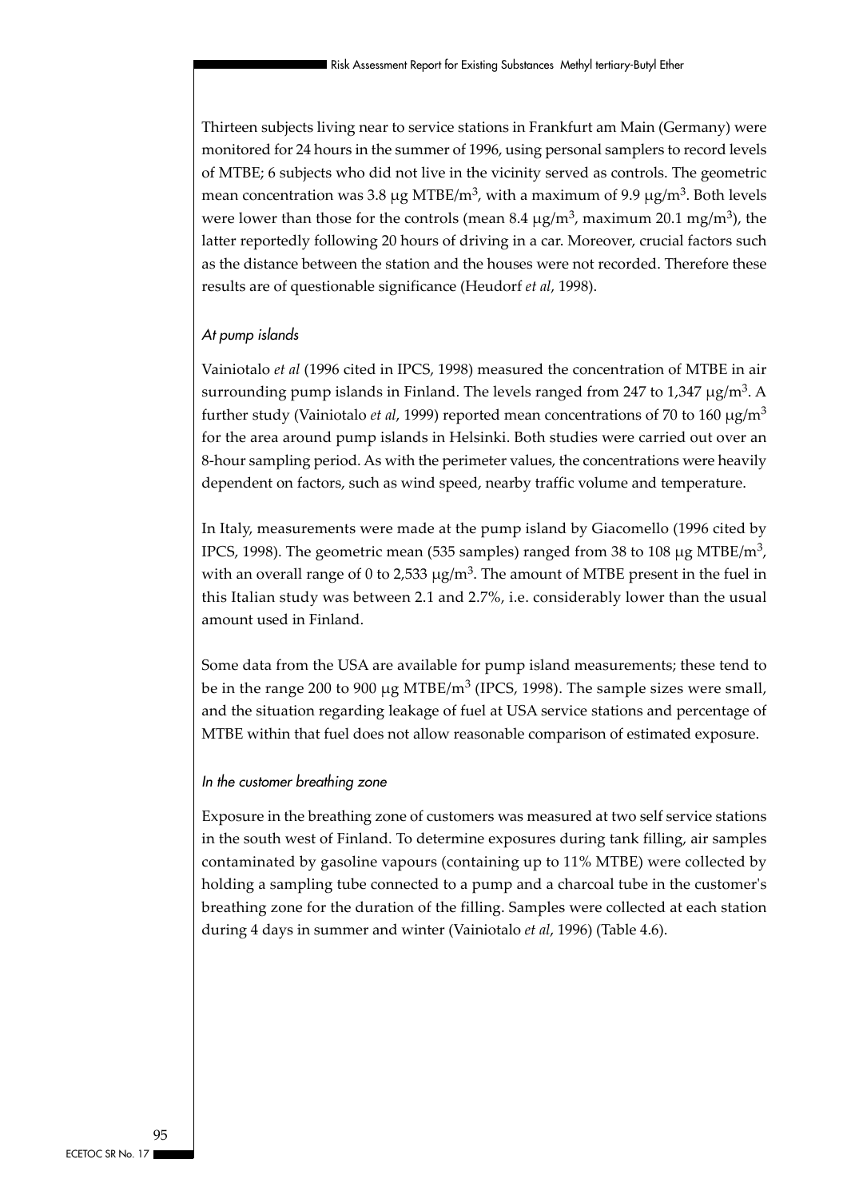Thirteen subjects living near to service stations in Frankfurt am Main (Germany) were monitored for 24 hours in the summer of 1996, using personal samplers to record levels of MTBE; 6 subjects who did not live in the vicinity served as controls. The geometric mean concentration was 3.8 μg MTBE/m$^3$, with a maximum of 9.9 μg/m$^3$. Both levels were lower than those for the controls (mean 8.4 μg/m$^3$, maximum 20.1 mg/m$^3$), the latter reportedly following 20 hours of driving in a car. Moreover, crucial factors such as the distance between the station and the houses were not recorded. Therefore these results are of questionable significance (Heudorf *et al*, 1998).

*At pump islands*

Vainiotalo *et al* (1996 cited in IPCS, 1998) measured the concentration of MTBE in air surrounding pump islands in Finland. The levels ranged from 247 to 1,347 μg/m$^3$. A further study (Vainiotalo *et al*, 1999) reported mean concentrations of 70 to 160 μg/m$^3$ for the area around pump islands in Helsinki. Both studies were carried out over an 8-hour sampling period. As with the perimeter values, the concentrations were heavily dependent on factors, such as wind speed, nearby traffic volume and temperature.

In Italy, measurements were made at the pump island by Giacomello (1996 cited by IPCS, 1998). The geometric mean (535 samples) ranged from 38 to 108 μg MTBE/m$^3$, with an overall range of 0 to 2,533 μg/m$^3$. The amount of MTBE present in the fuel in this Italian study was between 2.1 and 2.7%, i.e. considerably lower than the usual amount used in Finland.

Some data from the USA are available for pump island measurements; these tend to be in the range 200 to 900 μg MTBE/m$^3$ (IPCS, 1998). The sample sizes were small, and the situation regarding leakage of fuel at USA service stations and percentage of MTBE within that fuel does not allow reasonable comparison of estimated exposure.

*In the customer breathing zone*

Exposure in the breathing zone of customers was measured at two self service stations in the south west of Finland. To determine exposures during tank filling, air samples contaminated by gasoline vapours (containing up to 11% MTBE) were collected by holding a sampling tube connected to a pump and a charcoal tube in the customer's breathing zone for the duration of the filling. Samples were collected at each station during 4 days in summer and winter (Vainiotalo *et al*, 1996) (Table 4.6).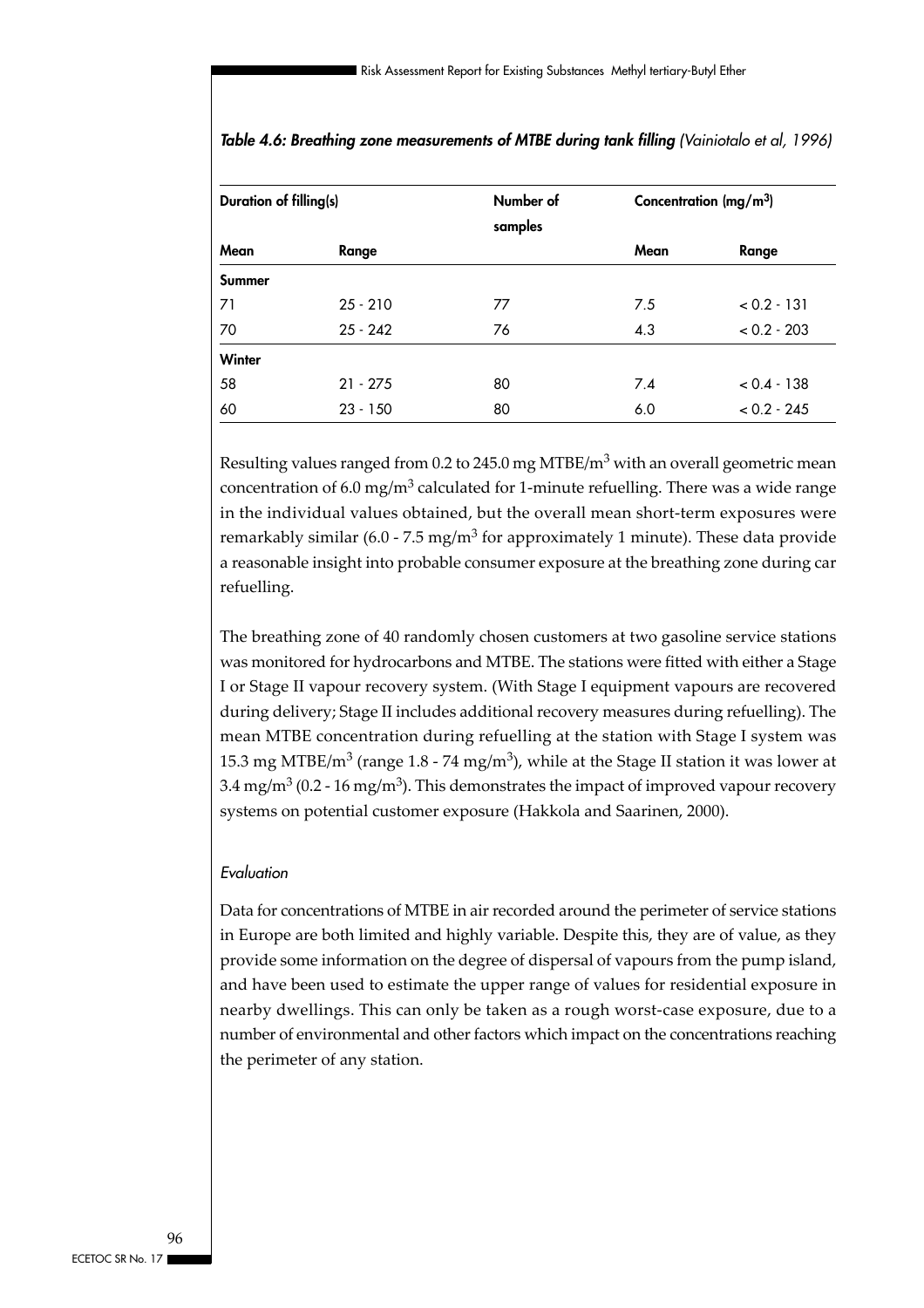***Table 4.6: Breathing zone measurements of MTBE during tank filling** (Vainiotalo et al, 1996)*

| Duration of filling(s) | | Number of samples | Concentration ($mg/m^3$) | |
|---|---|---|---|---|
| Mean | Range | | Mean | Range |
| **Summer** | | | | |
| 71 | 25 - 210 | 77 | 7.5 | < 0.2 - 131 |
| 70 | 25 - 242 | 76 | 4.3 | < 0.2 - 203 |
| **Winter** | | | | |
| 58 | 21 - 275 | 80 | 7.4 | < 0.4 - 138 |
| 60 | 23 - 150 | 80 | 6.0 | < 0.2 - 245 |

Resulting values ranged from 0.2 to 245.0 mg MTBE/$m^3$ with an overall geometric mean concentration of 6.0 mg/$m^3$ calculated for 1-minute refuelling. There was a wide range in the individual values obtained, but the overall mean short-term exposures were remarkably similar (6.0 - 7.5 mg/$m^3$ for approximately 1 minute). These data provide a reasonable insight into probable consumer exposure at the breathing zone during car refuelling.

The breathing zone of 40 randomly chosen customers at two gasoline service stations was monitored for hydrocarbons and MTBE. The stations were fitted with either a Stage I or Stage II vapour recovery system. (With Stage I equipment vapours are recovered during delivery; Stage II includes additional recovery measures during refuelling). The mean MTBE concentration during refuelling at the station with Stage I system was 15.3 mg MTBE/$m^3$ (range 1.8 - 74 mg/$m^3$), while at the Stage II station it was lower at 3.4 mg/$m^3$ (0.2 - 16 mg/$m^3$). This demonstrates the impact of improved vapour recovery systems on potential customer exposure (Hakkola and Saarinen, 2000).

*Evaluation*

Data for concentrations of MTBE in air recorded around the perimeter of service stations in Europe are both limited and highly variable. Despite this, they are of value, as they provide some information on the degree of dispersal of vapours from the pump island, and have been used to estimate the upper range of values for residential exposure in nearby dwellings. This can only be taken as a rough worst-case exposure, due to a number of environmental and other factors which impact on the concentrations reaching the perimeter of any station.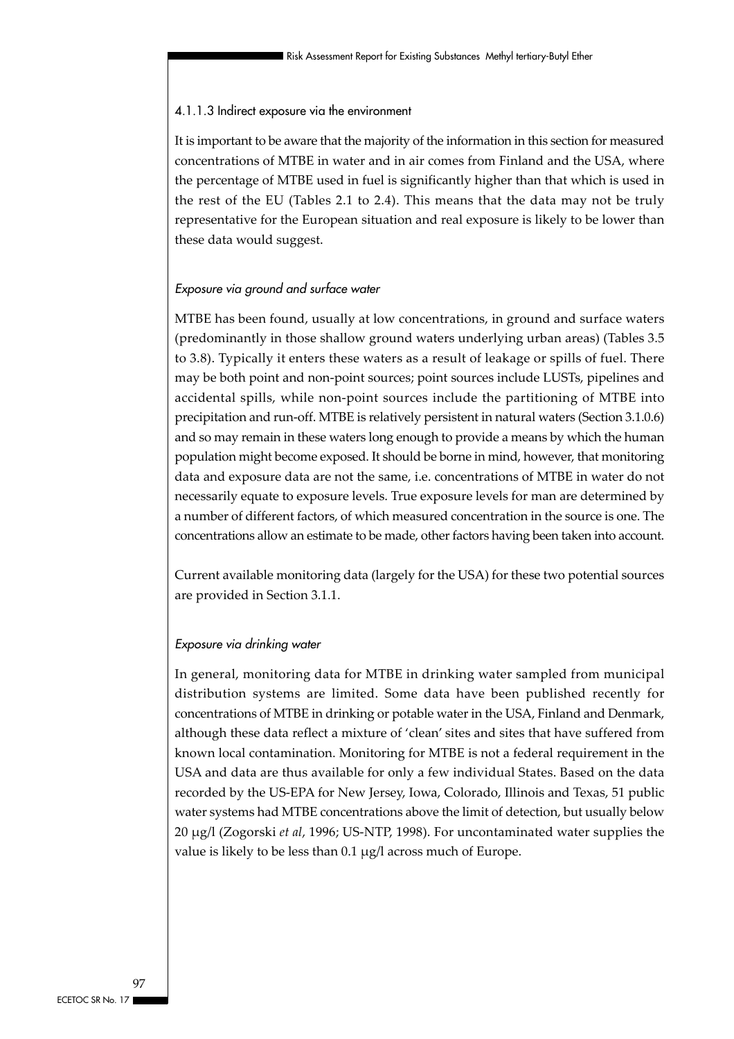#### 4.1.1.3 Indirect exposure via the environment

It is important to be aware that the majority of the information in this section for measured concentrations of MTBE in water and in air comes from Finland and the USA, where the percentage of MTBE used in fuel is significantly higher than that which is used in the rest of the EU (Tables 2.1 to 2.4). This means that the data may not be truly representative for the European situation and real exposure is likely to be lower than these data would suggest.

*Exposure via ground and surface water*

MTBE has been found, usually at low concentrations, in ground and surface waters (predominantly in those shallow ground waters underlying urban areas) (Tables 3.5 to 3.8). Typically it enters these waters as a result of leakage or spills of fuel. There may be both point and non-point sources; point sources include LUSTs, pipelines and accidental spills, while non-point sources include the partitioning of MTBE into precipitation and run-off. MTBE is relatively persistent in natural waters (Section 3.1.0.6) and so may remain in these waters long enough to provide a means by which the human population might become exposed. It should be borne in mind, however, that monitoring data and exposure data are not the same, i.e. concentrations of MTBE in water do not necessarily equate to exposure levels. True exposure levels for man are determined by a number of different factors, of which measured concentration in the source is one. The concentrations allow an estimate to be made, other factors having been taken into account.

Current available monitoring data (largely for the USA) for these two potential sources are provided in Section 3.1.1.

*Exposure via drinking water*

In general, monitoring data for MTBE in drinking water sampled from municipal distribution systems are limited. Some data have been published recently for concentrations of MTBE in drinking or potable water in the USA, Finland and Denmark, although these data reflect a mixture of 'clean' sites and sites that have suffered from known local contamination. Monitoring for MTBE is not a federal requirement in the USA and data are thus available for only a few individual States. Based on the data recorded by the US-EPA for New Jersey, Iowa, Colorado, Illinois and Texas, 51 public water systems had MTBE concentrations above the limit of detection, but usually below 20 μg/l (Zogorski *et al*, 1996; US-NTP, 1998). For uncontaminated water supplies the value is likely to be less than 0.1 μg/l across much of Europe.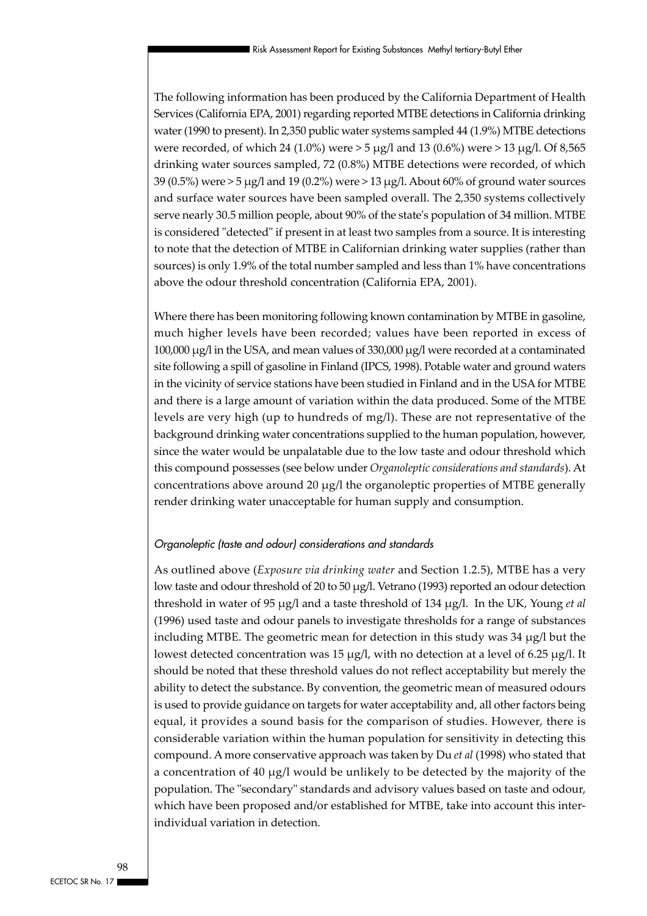The following information has been produced by the California Department of Health Services (California EPA, 2001) regarding reported MTBE detections in California drinking water (1990 to present). In 2,350 public water systems sampled 44 (1.9%) MTBE detections were recorded, of which 24 (1.0%) were > 5 µg/l and 13 (0.6%) were > 13 µg/l. Of 8,565 drinking water sources sampled, 72 (0.8%) MTBE detections were recorded, of which 39 (0.5%) were > 5 µg/l and 19 (0.2%) were > 13 µg/l. About 60% of ground water sources and surface water sources have been sampled overall. The 2,350 systems collectively serve nearly 30.5 million people, about 90% of the state's population of 34 million. MTBE is considered "detected" if present in at least two samples from a source. It is interesting to note that the detection of MTBE in Californian drinking water supplies (rather than sources) is only 1.9% of the total number sampled and less than 1% have concentrations above the odour threshold concentration (California EPA, 2001).

Where there has been monitoring following known contamination by MTBE in gasoline, much higher levels have been recorded; values have been reported in excess of 100,000 µg/l in the USA, and mean values of 330,000 µg/l were recorded at a contaminated site following a spill of gasoline in Finland (IPCS, 1998). Potable water and ground waters in the vicinity of service stations have been studied in Finland and in the USA for MTBE and there is a large amount of variation within the data produced. Some of the MTBE levels are very high (up to hundreds of mg/l). These are not representative of the background drinking water concentrations supplied to the human population, however, since the water would be unpalatable due to the low taste and odour threshold which this compound possesses (see below under *Organoleptic considerations and standards*). At concentrations above around 20 µg/l the organoleptic properties of MTBE generally render drinking water unacceptable for human supply and consumption.

*Organoleptic (taste and odour) considerations and standards*

As outlined above (*Exposure via drinking water* and Section 1.2.5), MTBE has a very low taste and odour threshold of 20 to 50 µg/l. Vetrano (1993) reported an odour detection threshold in water of 95 µg/l and a taste threshold of 134 µg/l. In the UK, Young *et al* (1996) used taste and odour panels to investigate thresholds for a range of substances including MTBE. The geometric mean for detection in this study was 34 µg/l but the lowest detected concentration was 15 µg/l, with no detection at a level of 6.25 µg/l. It should be noted that these threshold values do not reflect acceptability but merely the ability to detect the substance. By convention, the geometric mean of measured odours is used to provide guidance on targets for water acceptability and, all other factors being equal, it provides a sound basis for the comparison of studies. However, there is considerable variation within the human population for sensitivity in detecting this compound. A more conservative approach was taken by Du *et al* (1998) who stated that a concentration of 40 µg/l would be unlikely to be detected by the majority of the population. The "secondary" standards and advisory values based on taste and odour, which have been proposed and/or established for MTBE, take into account this inter-individual variation in detection.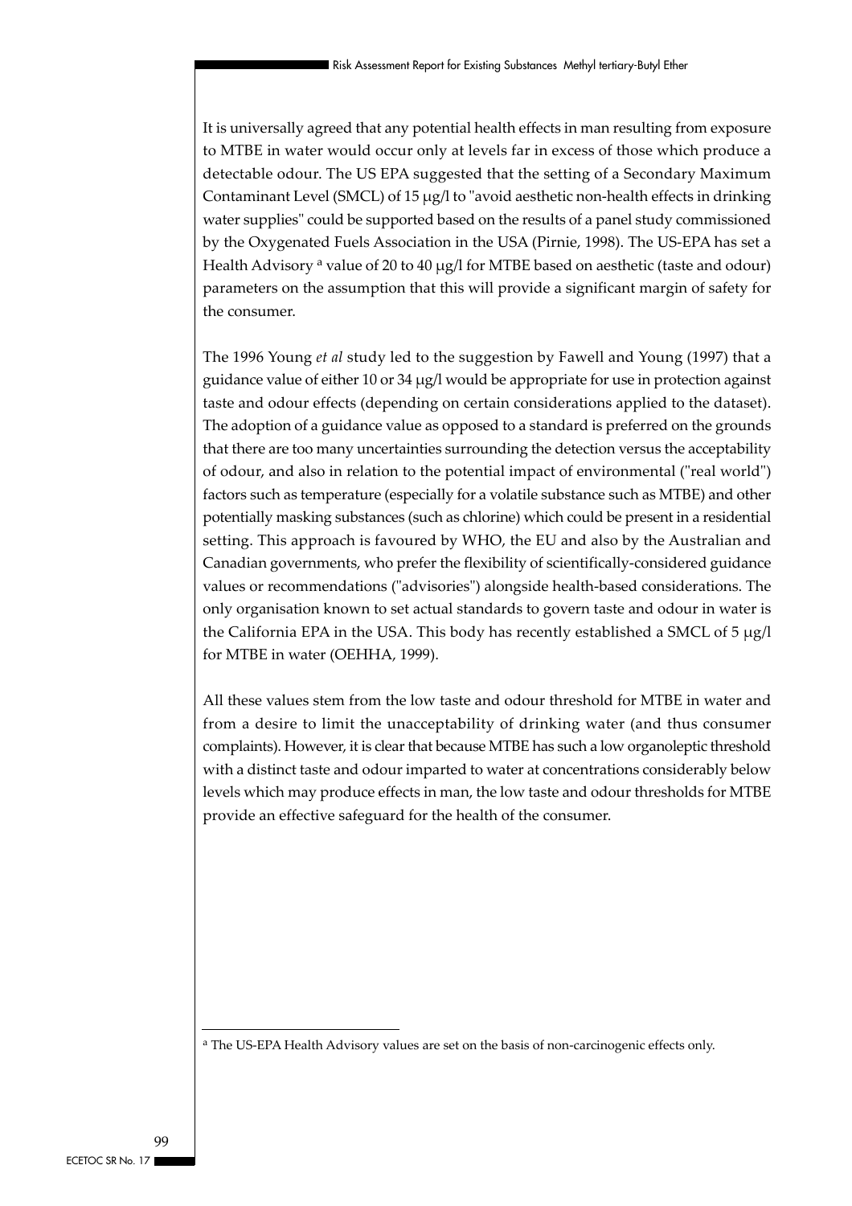It is universally agreed that any potential health effects in man resulting from exposure to MTBE in water would occur only at levels far in excess of those which produce a detectable odour. The US EPA suggested that the setting of a Secondary Maximum Contaminant Level (SMCL) of 15 µg/l to "avoid aesthetic non-health effects in drinking water supplies" could be supported based on the results of a panel study commissioned by the Oxygenated Fuels Association in the USA (Pirnie, 1998). The US-EPA has set a Health Advisory [a] value of 20 to 40 µg/l for MTBE based on aesthetic (taste and odour) parameters on the assumption that this will provide a significant margin of safety for the consumer.

The 1996 Young *et al* study led to the suggestion by Fawell and Young (1997) that a guidance value of either 10 or 34 µg/l would be appropriate for use in protection against taste and odour effects (depending on certain considerations applied to the dataset). The adoption of a guidance value as opposed to a standard is preferred on the grounds that there are too many uncertainties surrounding the detection versus the acceptability of odour, and also in relation to the potential impact of environmental ("real world") factors such as temperature (especially for a volatile substance such as MTBE) and other potentially masking substances (such as chlorine) which could be present in a residential setting. This approach is favoured by WHO, the EU and also by the Australian and Canadian governments, who prefer the flexibility of scientifically-considered guidance values or recommendations ("advisories") alongside health-based considerations. The only organisation known to set actual standards to govern taste and odour in water is the California EPA in the USA. This body has recently established a SMCL of 5 µg/l for MTBE in water (OEHHA, 1999).

All these values stem from the low taste and odour threshold for MTBE in water and from a desire to limit the unacceptability of drinking water (and thus consumer complaints). However, it is clear that because MTBE has such a low organoleptic threshold with a distinct taste and odour imparted to water at concentrations considerably below levels which may produce effects in man, the low taste and odour thresholds for MTBE provide an effective safeguard for the health of the consumer.

---

[a] The US-EPA Health Advisory values are set on the basis of non-carcinogenic effects only.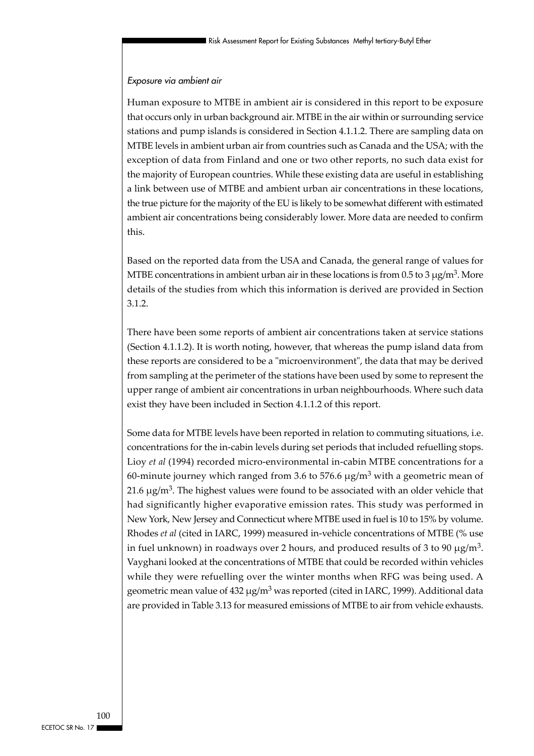*Exposure via ambient air*

Human exposure to MTBE in ambient air is considered in this report to be exposure that occurs only in urban background air. MTBE in the air within or surrounding service stations and pump islands is considered in Section 4.1.1.2. There are sampling data on MTBE levels in ambient urban air from countries such as Canada and the USA; with the exception of data from Finland and one or two other reports, no such data exist for the majority of European countries. While these existing data are useful in establishing a link between use of MTBE and ambient urban air concentrations in these locations, the true picture for the majority of the EU is likely to be somewhat different with estimated ambient air concentrations being considerably lower. More data are needed to confirm this.

Based on the reported data from the USA and Canada, the general range of values for MTBE concentrations in ambient urban air in these locations is from 0.5 to 3 $\mu g/m^3$. More details of the studies from which this information is derived are provided in Section 3.1.2.

There have been some reports of ambient air concentrations taken at service stations (Section 4.1.1.2). It is worth noting, however, that whereas the pump island data from these reports are considered to be a "microenvironment", the data that may be derived from sampling at the perimeter of the stations have been used by some to represent the upper range of ambient air concentrations in urban neighbourhoods. Where such data exist they have been included in Section 4.1.1.2 of this report.

Some data for MTBE levels have been reported in relation to commuting situations, i.e. concentrations for the in-cabin levels during set periods that included refuelling stops. Lioy *et al* (1994) recorded micro-environmental in-cabin MTBE concentrations for a 60-minute journey which ranged from 3.6 to 576.6 $\mu g/m^3$ with a geometric mean of 21.6 $\mu g/m^3$. The highest values were found to be associated with an older vehicle that had significantly higher evaporative emission rates. This study was performed in New York, New Jersey and Connecticut where MTBE used in fuel is 10 to 15% by volume. Rhodes *et al* (cited in IARC, 1999) measured in-vehicle concentrations of MTBE (% use in fuel unknown) in roadways over 2 hours, and produced results of 3 to 90 $\mu g/m^3$. Vayghani looked at the concentrations of MTBE that could be recorded within vehicles while they were refuelling over the winter months when RFG was being used. A geometric mean value of 432 $\mu g/m^3$ was reported (cited in IARC, 1999). Additional data are provided in Table 3.13 for measured emissions of MTBE to air from vehicle exhausts.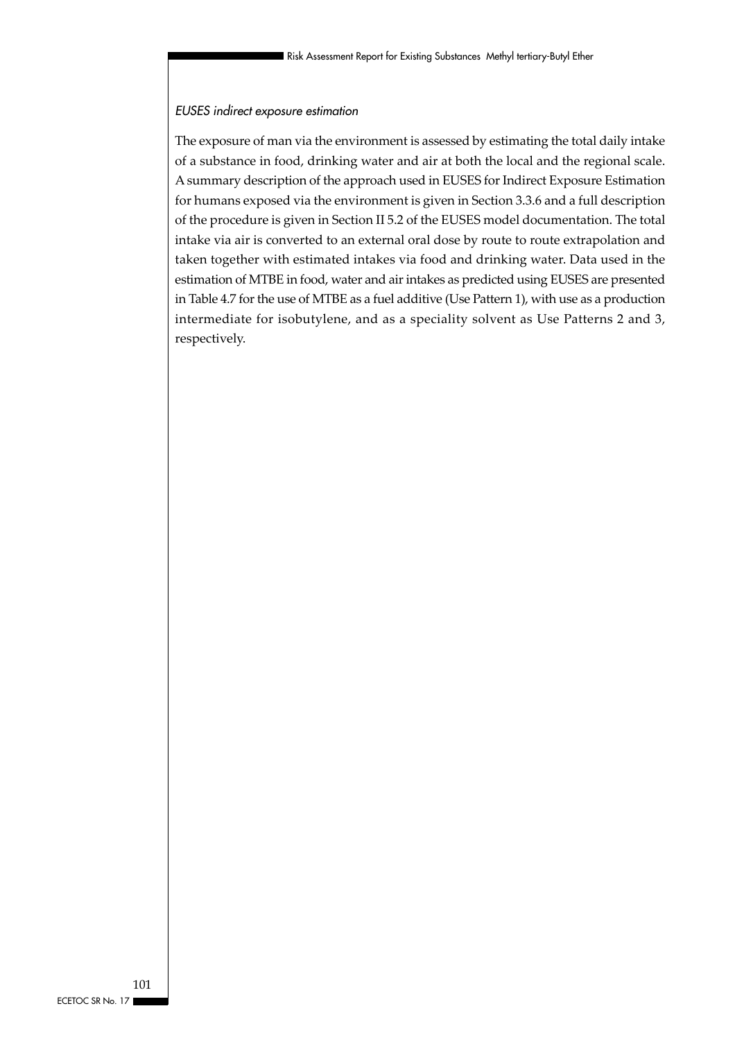*EUSES indirect exposure estimation*

The exposure of man via the environment is assessed by estimating the total daily intake of a substance in food, drinking water and air at both the local and the regional scale. A summary description of the approach used in EUSES for Indirect Exposure Estimation for humans exposed via the environment is given in Section 3.3.6 and a full description of the procedure is given in Section II 5.2 of the EUSES model documentation. The total intake via air is converted to an external oral dose by route to route extrapolation and taken together with estimated intakes via food and drinking water. Data used in the estimation of MTBE in food, water and air intakes as predicted using EUSES are presented in Table 4.7 for the use of MTBE as a fuel additive (Use Pattern 1), with use as a production intermediate for isobutylene, and as a speciality solvent as Use Patterns 2 and 3, respectively.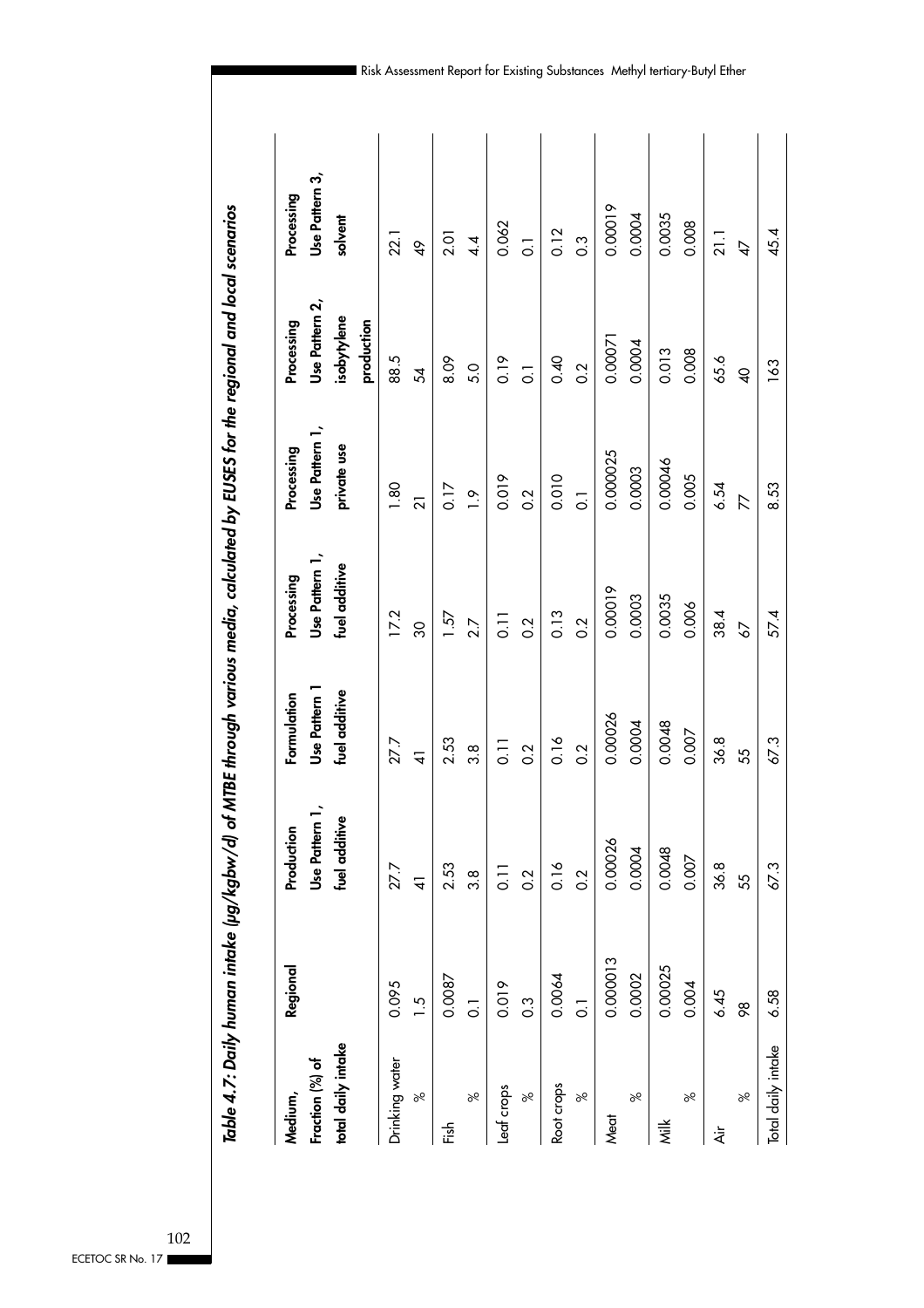*Table 4.7: Daily human intake (μg/kgbw/d) of MTBE through various media, calculated by EUSES for the regional and local scenarios*

| Medium, Fraction (%) of total daily intake | Regional | Production Use Pattern 1, fuel additive | Formulation Use Pattern 1 fuel additive | Processing Use Pattern 1, fuel additive | Processing Use Pattern 1, private use | Processing Use Pattern 2, isobytylene production | Processing Use Pattern 3, solvent |
|---|---|---|---|---|---|---|---|
| Drinking water | 0.095 | 27.7 | 27.7 | 17.2 | 1.80 | 88.5 | 22.1 |
| % | 1.5 | 41 | 41 | 30 | 21 | 54 | 49 |
| Fish | 0.0087 | 2.53 | 2.53 | 1.57 | 0.17 | 8.09 | 2.01 |
| % | 0.1 | 3.8 | 3.8 | 2.7 | 1.9 | 5.0 | 4.4 |
| Leaf crops | 0.019 | 0.11 | 0.11 | 0.11 | 0.019 | 0.19 | 0.062 |
| % | 0.3 | 0.2 | 0.2 | 0.2 | 0.2 | 0.1 | 0.1 |
| Root crops | 0.0064 | 0.16 | 0.16 | 0.13 | 0.010 | 0.40 | 0.12 |
| % | 0.1 | 0.2 | 0.2 | 0.2 | 0.1 | 0.2 | 0.3 |
| Meat | 0.000013 | 0.00026 | 0.00026 | 0.00019 | 0.000025 | 0.00071 | 0.00019 |
| % | 0.0002 | 0.0004 | 0.0004 | 0.0003 | 0.0003 | 0.0004 | 0.0004 |
| Milk | 0.00025 | 0.0048 | 0.0048 | 0.0035 | 0.00046 | 0.013 | 0.0035 |
| % | 0.004 | 0.007 | 0.007 | 0.006 | 0.005 | 0.008 | 0.008 |
| Air | 6.45 | 36.8 | 36.8 | 38.4 | 6.54 | 65.6 | 21.1 |
| % | 98 | 55 | 55 | 67 | 77 | 40 | 47 |
| Total daily intake | 6.58 | 67.3 | 67.3 | 57.4 | 8.53 | 163 | 45.4 |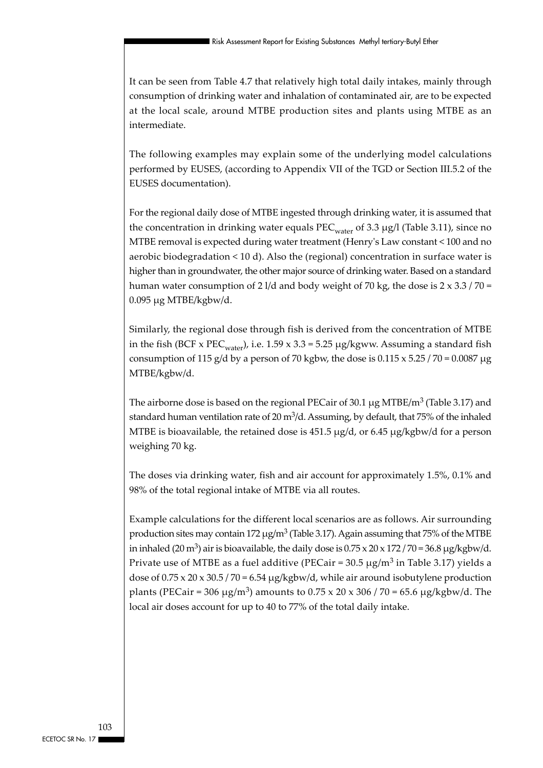It can be seen from Table 4.7 that relatively high total daily intakes, mainly through consumption of drinking water and inhalation of contaminated air, are to be expected at the local scale, around MTBE production sites and plants using MTBE as an intermediate.

The following examples may explain some of the underlying model calculations performed by EUSES, (according to Appendix VII of the TGD or Section III.5.2 of the EUSES documentation).

For the regional daily dose of MTBE ingested through drinking water, it is assumed that the concentration in drinking water equals $PEC_{water}$ of 3.3 µg/l (Table 3.11), since no MTBE removal is expected during water treatment (Henry's Law constant < 100 and no aerobic biodegradation < 10 d). Also the (regional) concentration in surface water is higher than in groundwater, the other major source of drinking water. Based on a standard human water consumption of 2 l/d and body weight of 70 kg, the dose is 2 x 3.3 / 70 = 0.095 µg MTBE/kgbw/d.

Similarly, the regional dose through fish is derived from the concentration of MTBE in the fish (BCF x $PEC_{water}$), i.e. 1.59 x 3.3 = 5.25 µg/kgww. Assuming a standard fish consumption of 115 g/d by a person of 70 kgbw, the dose is 0.115 x 5.25 / 70 = 0.0087 µg MTBE/kgbw/d.

The airborne dose is based on the regional PECair of 30.1 µg MTBE/$m^3$ (Table 3.17) and standard human ventilation rate of 20 $m^3$/d. Assuming, by default, that 75% of the inhaled MTBE is bioavailable, the retained dose is 451.5 µg/d, or 6.45 µg/kgbw/d for a person weighing 70 kg.

The doses via drinking water, fish and air account for approximately 1.5%, 0.1% and 98% of the total regional intake of MTBE via all routes.

Example calculations for the different local scenarios are as follows. Air surrounding production sites may contain 172 µg/$m^3$ (Table 3.17). Again assuming that 75% of the MTBE in inhaled (20 $m^3$) air is bioavailable, the daily dose is 0.75 x 20 x 172 / 70 = 36.8 µg/kgbw/d. Private use of MTBE as a fuel additive (PECair = 30.5 µg/$m^3$ in Table 3.17) yields a dose of 0.75 x 20 x 30.5 / 70 = 6.54 µg/kgbw/d, while air around isobutylene production plants (PECair = 306 µg/$m^3$) amounts to 0.75 x 20 x 306 / 70 = 65.6 µg/kgbw/d. The local air doses account for up to 40 to 77% of the total daily intake.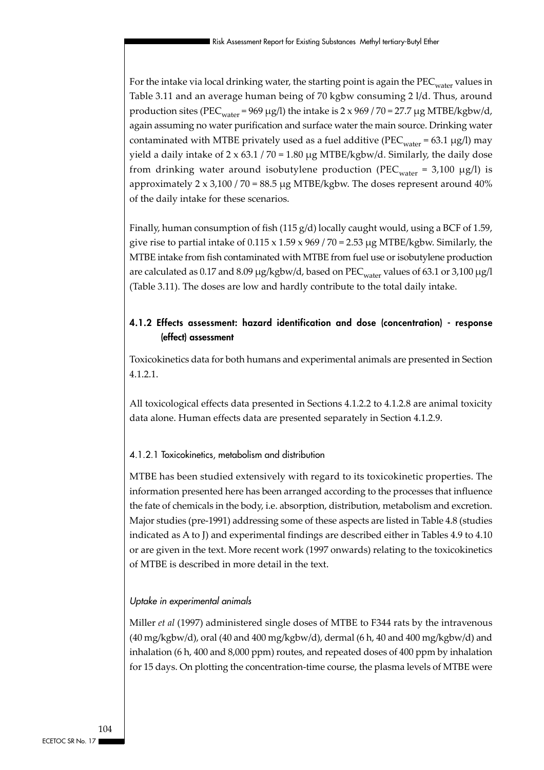For the intake via local drinking water, the starting point is again the $PEC_{water}$ values in Table 3.11 and an average human being of 70 kgbw consuming 2 l/d. Thus, around production sites ($PEC_{water}$ = 969 µg/l) the intake is 2 x 969 / 70 = 27.7 µg MTBE/kgbw/d, again assuming no water purification and surface water the main source. Drinking water contaminated with MTBE privately used as a fuel additive ($PEC_{water}$ = 63.1 µg/l) may yield a daily intake of 2 x 63.1 / 70 = 1.80 µg MTBE/kgbw/d. Similarly, the daily dose from drinking water around isobutylene production ($PEC_{water}$ = 3,100 µg/l) is approximately 2 x 3,100 / 70 = 88.5 µg MTBE/kgbw. The doses represent around 40% of the daily intake for these scenarios.

Finally, human consumption of fish (115 g/d) locally caught would, using a BCF of 1.59, give rise to partial intake of 0.115 x 1.59 x 969 / 70 = 2.53 µg MTBE/kgbw. Similarly, the MTBE intake from fish contaminated with MTBE from fuel use or isobutylene production are calculated as 0.17 and 8.09 µg/kgbw/d, based on $PEC_{water}$ values of 63.1 or 3,100 µg/l (Table 3.11). The doses are low and hardly contribute to the total daily intake.

### 4.1.2 Effects assessment: hazard identification and dose (concentration) - response (effect) assessment

Toxicokinetics data for both humans and experimental animals are presented in Section 4.1.2.1.

All toxicological effects data presented in Sections 4.1.2.2 to 4.1.2.8 are animal toxicity data alone. Human effects data are presented separately in Section 4.1.2.9.

#### 4.1.2.1 Toxicokinetics, metabolism and distribution

MTBE has been studied extensively with regard to its toxicokinetic properties. The information presented here has been arranged according to the processes that influence the fate of chemicals in the body, i.e. absorption, distribution, metabolism and excretion. Major studies (pre-1991) addressing some of these aspects are listed in Table 4.8 (studies indicated as A to J) and experimental findings are described either in Tables 4.9 to 4.10 or are given in the text. More recent work (1997 onwards) relating to the toxicokinetics of MTBE is described in more detail in the text.

*Uptake in experimental animals*

Miller *et al* (1997) administered single doses of MTBE to F344 rats by the intravenous (40 mg/kgbw/d), oral (40 and 400 mg/kgbw/d), dermal (6 h, 40 and 400 mg/kgbw/d) and inhalation (6 h, 400 and 8,000 ppm) routes, and repeated doses of 400 ppm by inhalation for 15 days. On plotting the concentration-time course, the plasma levels of MTBE were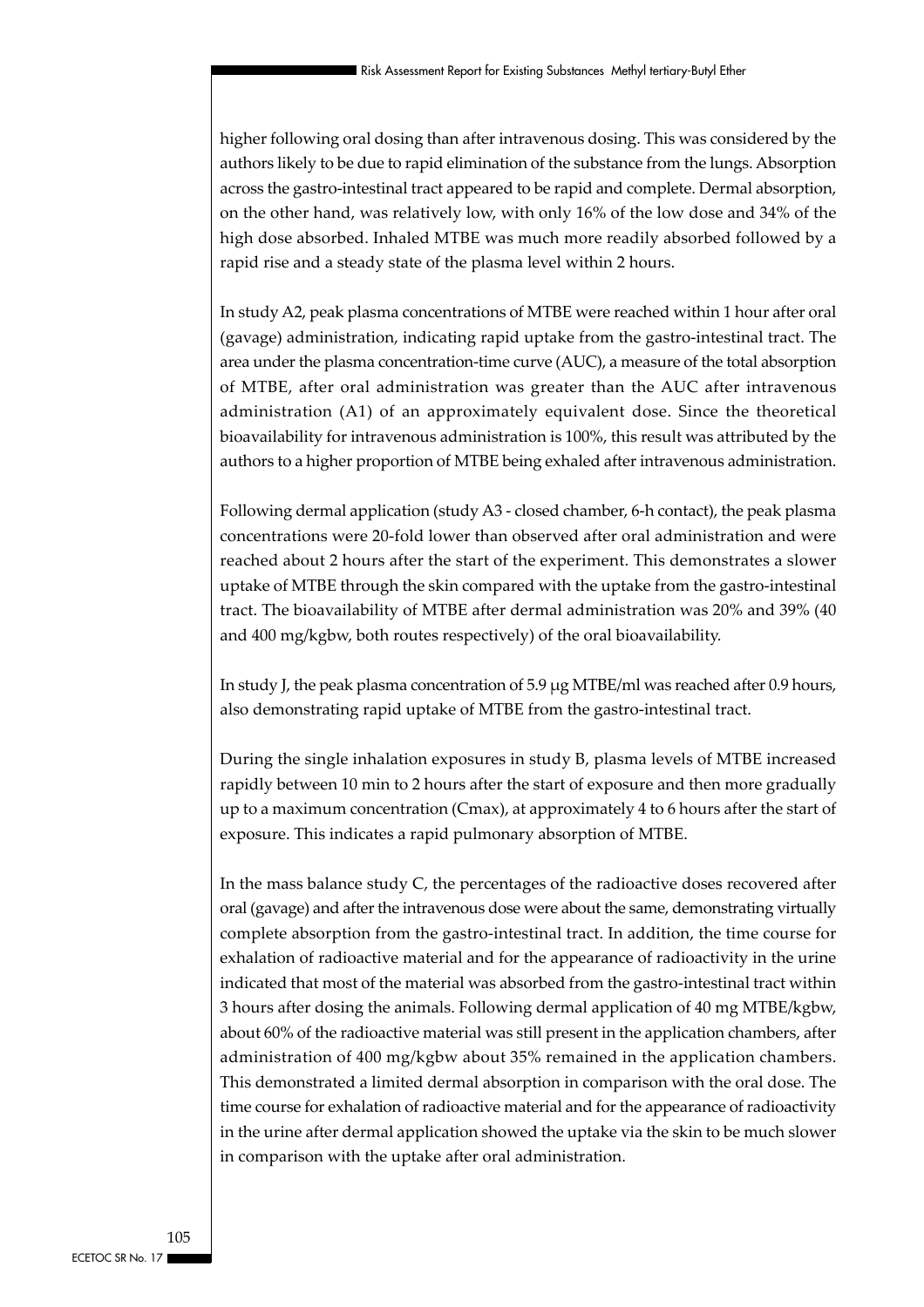higher following oral dosing than after intravenous dosing. This was considered by the authors likely to be due to rapid elimination of the substance from the lungs. Absorption across the gastro-intestinal tract appeared to be rapid and complete. Dermal absorption, on the other hand, was relatively low, with only 16% of the low dose and 34% of the high dose absorbed. Inhaled MTBE was much more readily absorbed followed by a rapid rise and a steady state of the plasma level within 2 hours.

In study A2, peak plasma concentrations of MTBE were reached within 1 hour after oral (gavage) administration, indicating rapid uptake from the gastro-intestinal tract. The area under the plasma concentration-time curve (AUC), a measure of the total absorption of MTBE, after oral administration was greater than the AUC after intravenous administration (A1) of an approximately equivalent dose. Since the theoretical bioavailability for intravenous administration is 100%, this result was attributed by the authors to a higher proportion of MTBE being exhaled after intravenous administration.

Following dermal application (study A3 - closed chamber, 6-h contact), the peak plasma concentrations were 20-fold lower than observed after oral administration and were reached about 2 hours after the start of the experiment. This demonstrates a slower uptake of MTBE through the skin compared with the uptake from the gastro-intestinal tract. The bioavailability of MTBE after dermal administration was 20% and 39% (40 and 400 mg/kgbw, both routes respectively) of the oral bioavailability.

In study J, the peak plasma concentration of 5.9 μg MTBE/ml was reached after 0.9 hours, also demonstrating rapid uptake of MTBE from the gastro-intestinal tract.

During the single inhalation exposures in study B, plasma levels of MTBE increased rapidly between 10 min to 2 hours after the start of exposure and then more gradually up to a maximum concentration (Cmax), at approximately 4 to 6 hours after the start of exposure. This indicates a rapid pulmonary absorption of MTBE.

In the mass balance study C, the percentages of the radioactive doses recovered after oral (gavage) and after the intravenous dose were about the same, demonstrating virtually complete absorption from the gastro-intestinal tract. In addition, the time course for exhalation of radioactive material and for the appearance of radioactivity in the urine indicated that most of the material was absorbed from the gastro-intestinal tract within 3 hours after dosing the animals. Following dermal application of 40 mg MTBE/kgbw, about 60% of the radioactive material was still present in the application chambers, after administration of 400 mg/kgbw about 35% remained in the application chambers. This demonstrated a limited dermal absorption in comparison with the oral dose. The time course for exhalation of radioactive material and for the appearance of radioactivity in the urine after dermal application showed the uptake via the skin to be much slower in comparison with the uptake after oral administration.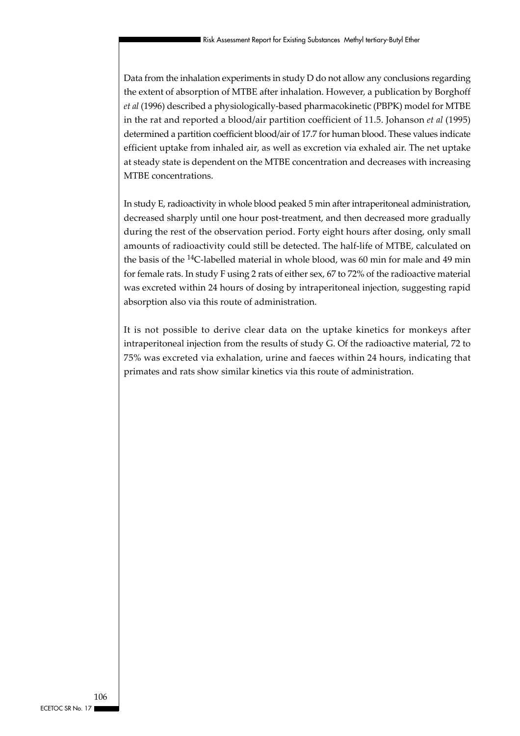Data from the inhalation experiments in study D do not allow any conclusions regarding the extent of absorption of MTBE after inhalation. However, a publication by Borghoff *et al* (1996) described a physiologically-based pharmacokinetic (PBPK) model for MTBE in the rat and reported a blood/air partition coefficient of 11.5. Johanson *et al* (1995) determined a partition coefficient blood/air of 17.7 for human blood. These values indicate efficient uptake from inhaled air, as well as excretion via exhaled air. The net uptake at steady state is dependent on the MTBE concentration and decreases with increasing MTBE concentrations.

In study E, radioactivity in whole blood peaked 5 min after intraperitoneal administration, decreased sharply until one hour post-treatment, and then decreased more gradually during the rest of the observation period. Forty eight hours after dosing, only small amounts of radioactivity could still be detected. The half-life of MTBE, calculated on the basis of the $^{14}C$-labelled material in whole blood, was 60 min for male and 49 min for female rats. In study F using 2 rats of either sex, 67 to 72% of the radioactive material was excreted within 24 hours of dosing by intraperitoneal injection, suggesting rapid absorption also via this route of administration.

It is not possible to derive clear data on the uptake kinetics for monkeys after intraperitoneal injection from the results of study G. Of the radioactive material, 72 to 75% was excreted via exhalation, urine and faeces within 24 hours, indicating that primates and rats show similar kinetics via this route of administration.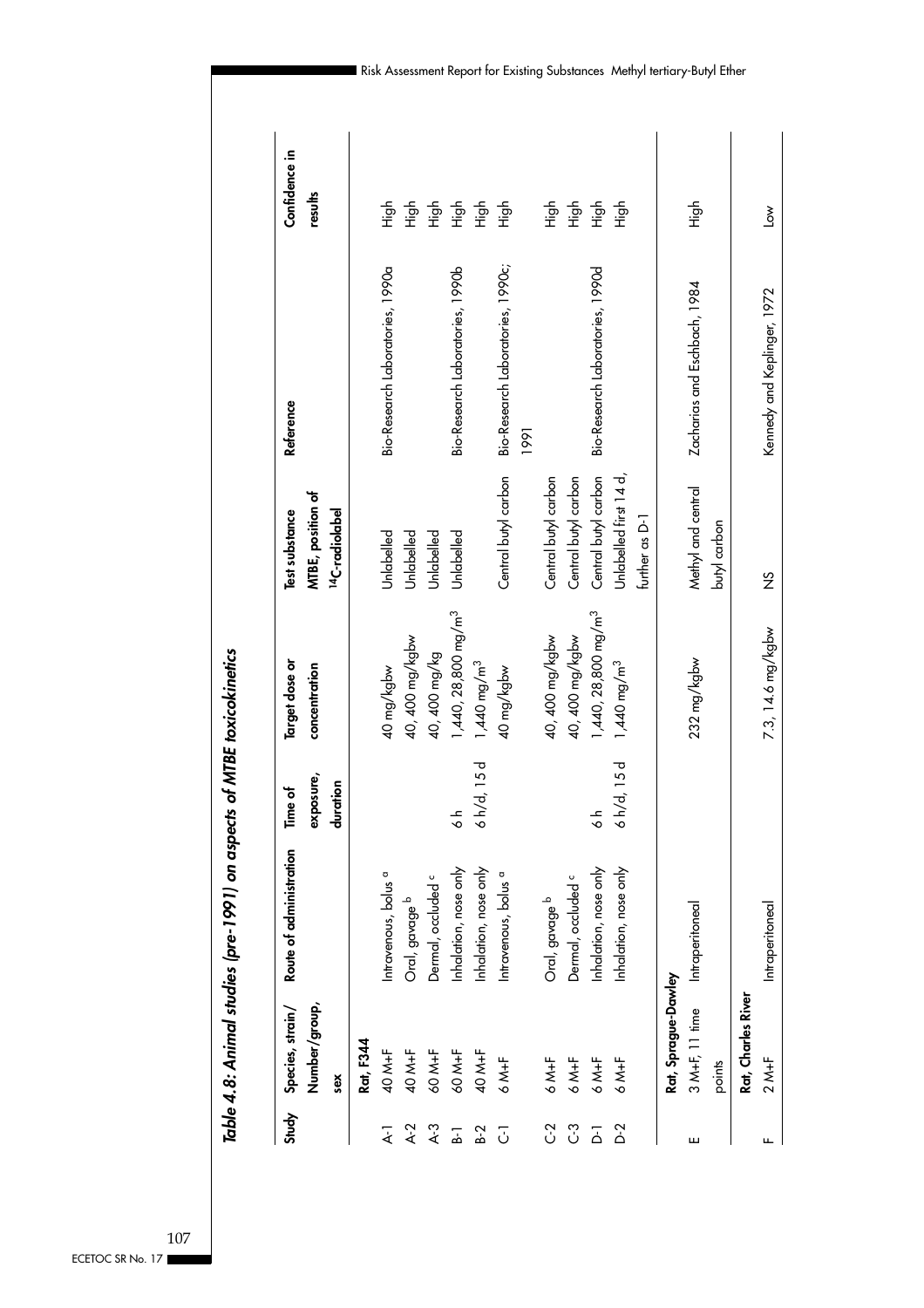## Table 4.8: Animal studies (pre-1991) on aspects of MTBE toxicokinetics

| Study | Species, strain/ Number/group, sex | Route of administration | Time of exposure, duration | Target dose or concentration | Test substance MTBE, position of $^{14}C$-radiolabel | Reference | Confidence in results |
|---|---|---|---|---|---|---|---|
| | **Rat, F344** | | | | | | |
| A-1 | 40 M+F | Intravenous, bolus [a] | | 40 mg/kgbw | Unlabelled | Bio-Research Laboratories, 1990a | High |
| A-2 | 40 M+F | Oral, gavage [b] | | 40, 400 mg/kgbw | Unlabelled | | High |
| A-3 | 60 M+F | Dermal, occluded [c] | | 40, 400 mg/kg | Unlabelled | | High |
| B-1 | 60 M+F | Inhalation, nose only | 6 h | 1,440, 28,800 mg/m$^3$ | Unlabelled | Bio-Research Laboratories, 1990b | High |
| B-2 | 40 M+F | Inhalation, nose only | 6 h/d, 15 d | 1,440 mg/m$^3$ | | | High |
| C-1 | 6 M+F | Intravenous, bolus [a] | | 40 mg/kgbw | Central butyl carbon | Bio-Research Laboratories, 1990c; 1991 | High |
| C-2 | 6 M+F | Oral, gavage [b] | | 40, 400 mg/kgbw | Central butyl carbon | | High |
| C-3 | 6 M+F | Dermal, occluded [c] | | 40, 400 mg/kgbw | Central butyl carbon | | High |
| D-1 | 6 M+F | Inhalation, nose only | 6 h | 1,440, 28,800 mg/m$^3$ | Central butyl carbon | Bio-Research Laboratories, 1990d | High |
| D-2 | 6 M+F | Inhalation, nose only | 6 h/d, 15 d | 1,440 mg/m$^3$ | Unlabelled first 14 d, further as D-1 | | High |
| | **Rat, Sprague-Dawley** | | | | | | |
| E | 3 M+F, 11 time points | Intraperitoneal | | 232 mg/kgbw | Methyl and central butyl carbon | Zacharias and Eschbach, 1984 | High |
| | **Rat, Charles River** | | | | | | |
| F | 2 M+F | Intraperitoneal | | 7.3, 14.6 mg/kgbw | NS | Kennedy and Keplinger, 1972 | Low |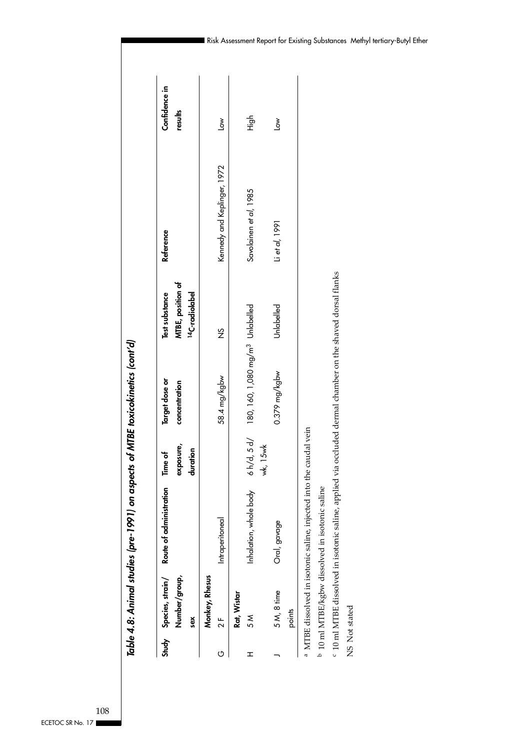*Table 4.8: Animal studies (pre-1991) on aspects of MTBE toxicokinetics (cont'd)*

| Study | Species, strain/ Number/group, sex | Route of administration | Time of exposure, duration | Target dose or concentration | Test substance MTBE, position of $^{14}C$-radiolabel | Reference | Confidence in results |
|---|---|---|---|---|---|---|---|
| | **Monkey, Rhesus** | | | | | | |
| G | 2 F | Intraperitoneal | | 58.4 mg/kgbw | NS | Kennedy and Keplinger, 1972 | Low |
| | **Rat, Wistar** | | | | | | |
| H | 5 M | Inhalation, whole body | 6 h/d, 5 d/ wk, 15wk | 180, 160, 1,080 mg/m³ | Unlabelled | Savolainen *et al*, 1985 | High |
| J | 5 M, 8 time points | Oral, gavage | | 0.379 mg/kgbw | Unlabelled | Li *et al*, 1991 | Low |

[a] MTBE dissolved in isotonic saline, injected into the caudal vein

[b] 10 ml MTBE/kgbw dissolved in isotonic saline

[c] 10 ml MTBE dissolved in isotonic saline, applied via occluded dermal chamber on the shaved dorsal flanks

NS Not stated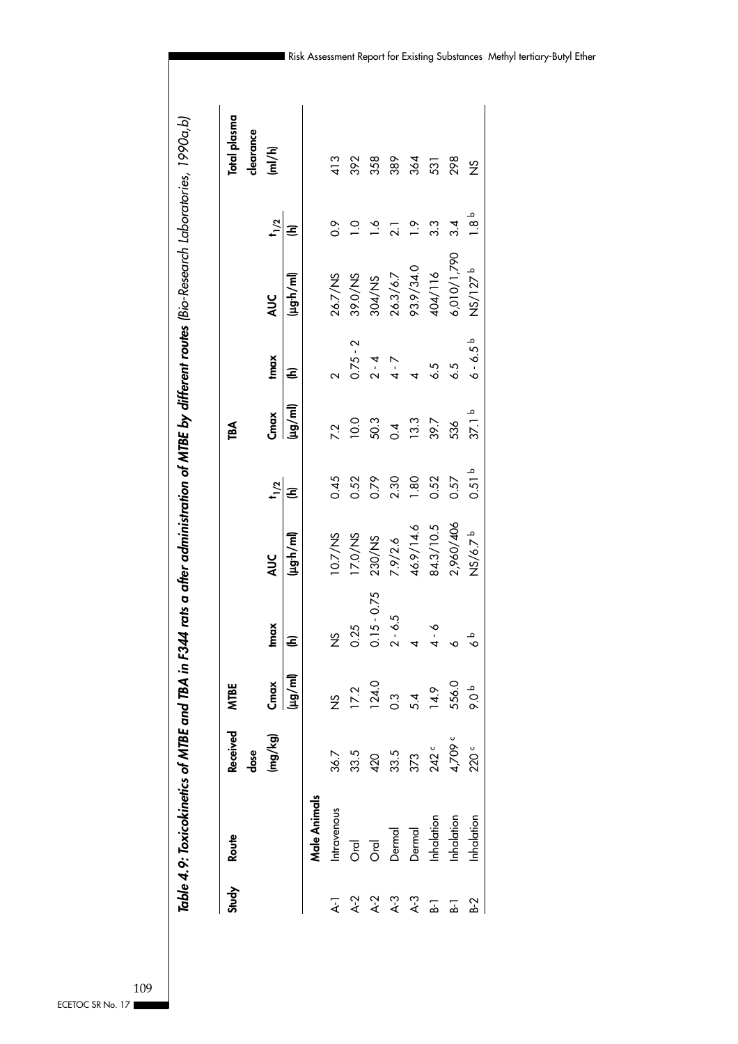*Table 4.9: Toxicokinetics of MTBE and TBA in F344 rats a after administration of MTBE by different routes (Bio-Research Laboratories, 1990a,b)*

| Study | Route | Received dose (mg/kg) | MTBE | | | | TBA | | | | Total plasma clearance (ml/h) |
|---|---|---|---|---|---|---|---|---|---|---|---|
| | | | Cmax (µg/ml) | tmax (h) | AUC (µg·h/ml) | $t_{1/2}$ (h) | Cmax (µg/ml) | tmax (h) | AUC (µg·h/ml) | $t_{1/2}$ (h) | |
| | **Male Animals** | | | | | | | | | | |
| A-1 | Intravenous | 36.7 | NS | NS | 10.7/NS | 0.45 | 7.2 | 2 | 26.7/NS | 0.9 | 413 |
| A-2 | Oral | 33.5 | 17.2 | 0.25 | 17.0/NS | 0.52 | 10.0 | 0.75 - 2 | 39.0/NS | 1.0 | 392 |
| A-2 | Oral | 420 | 124.0 | 0.15 - 0.75 | 230/NS | 0.79 | 50.3 | 2 - 4 | 304/NS | 1.6 | 358 |
| A-3 | Dermal | 33.5 | 0.3 | 2 - 6.5 | 7.9/2.6 | 2.30 | 0.4 | 4 - 7 | 26.3/6.7 | 2.1 | 389 |
| A-3 | Dermal | 373 | 5.4 | 4 | 46.9/14.6 | 1.80 | 13.3 | 4 | 93.9/34.0 | 1.9 | 364 |
| B-1 | Inhalation | 242 [c] | 14.9 | 4 - 6 | 84.3/10.5 | 0.52 | 39.7 | 6.5 | 404/116 | 3.3 | 531 |
| B-1 | Inhalation | 4,709 [c] | 556.0 | 6 | 2,960/406 | 0.57 | 536 | 6.5 | 6,010/1,790 | 3.4 | 298 |
| B-2 | Inhalation | 220 [c] | 9.0 [b] | 6 [b] | NS/6.7 [b] | 0.51 [b] | 37.1 [b] | 6 - 6.5 [b] | NS/127 [b] | 1.8 [b] | NS |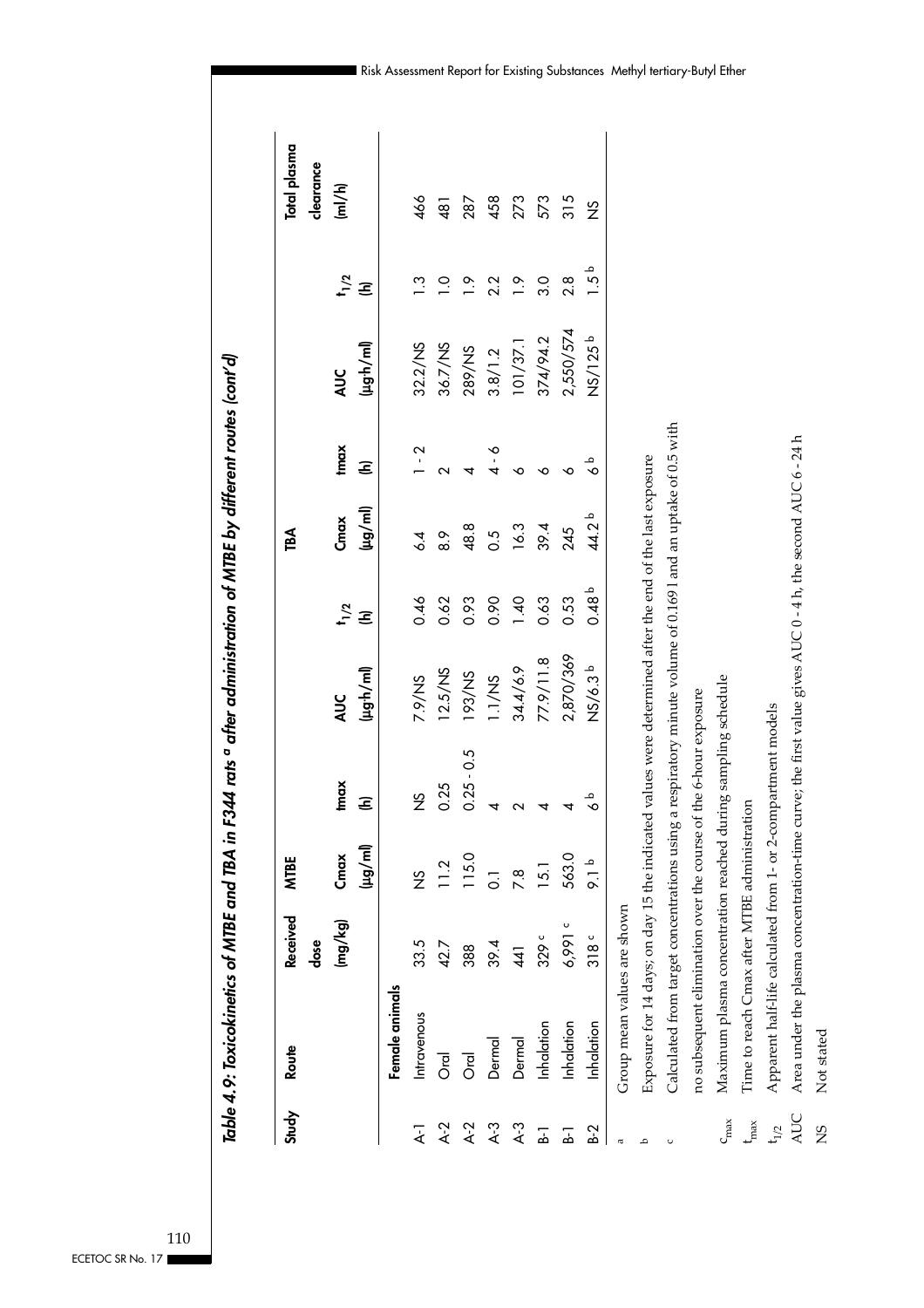*Table 4.9: Toxicokinetics of MTBE and TBA in F344 rats [a] after administration of MTBE by different routes (cont'd)*

| Study | Route | Received dose (mg/kg) | MTBE Cmax (µg/ml) | MTBE tmax (h) | MTBE AUC (µg·h/ml) | MTBE $t_{1/2}$ (h) | TBA Cmax (µg/ml) | TBA tmax (h) | TBA AUC (µg·h/ml) | TBA $t_{1/2}$ (h) | Total plasma clearance (ml/h) |
|---|---|---|---|---|---|---|---|---|---|---|---|
| | **Female animals** | | | | | | | | | | |
| A-1 | Intravenous | 33.5 | NS | NS | 7.9/NS | 0.46 | 6.4 | 1 - 2 | 32.2/NS | 1.3 | 466 |
| A-2 | Oral | 42.7 | 11.2 | 0.25 | 12.5/NS | 0.62 | 8.9 | 2 | 36.7/NS | 1.0 | 481 |
| A-2 | Oral | 388 | 115.0 | 0.25 - 0.5 | 193/NS | 0.93 | 48.8 | 4 | 289/NS | 1.9 | 287 |
| A-3 | Dermal | 39.4 | 0.1 | 4 | 1.1/NS | 0.90 | 0.5 | 4 - 6 | 3.8/1.2 | 2.2 | 458 |
| A-3 | Dermal | 441 | 7.8 | 2 | 34.4/6.9 | 1.40 | 16.3 | 6 | 101/37.1 | 1.9 | 273 |
| B-1 | Inhalation | 329 [c] | 15.1 | 4 | 77.9/11.8 | 0.63 | 39.4 | 6 | 374/94.2 | 3.0 | 573 |
| B-1 | Inhalation | 6,991 [c] | 563.0 | 4 | 2,870/369 | 0.53 | 245 | 6 | 2,550/574 | 2.8 | 315 |
| B-2 | Inhalation | 318 [c] | 9.1 [b] | 6 [b] | NS/6.3 [b] | 0.48 [b] | 44.2 [b] | 6 [b] | NS/125 [b] | 1.5 [b] | NS |

[a] Group mean values are shown

[b] Exposure for 14 days; on day 15 the indicated values were determined after the end of the last exposure

[c] Calculated from target concentrations using a respiratory minute volume of 0.169 l and an uptake of 0.5 with no subsequent elimination over the course of the 6-hour exposure

$c_{max}$ Maximum plasma concentration reached during sampling schedule

$t_{max}$ Time to reach Cmax after MTBE administration

$t_{1/2}$ Apparent half-life calculated from 1- or 2-compartment models

AUC Area under the plasma concentration-time curve; the first value gives AUC 0 - 4 h, the second AUC 6 - 24 h

NS Not stated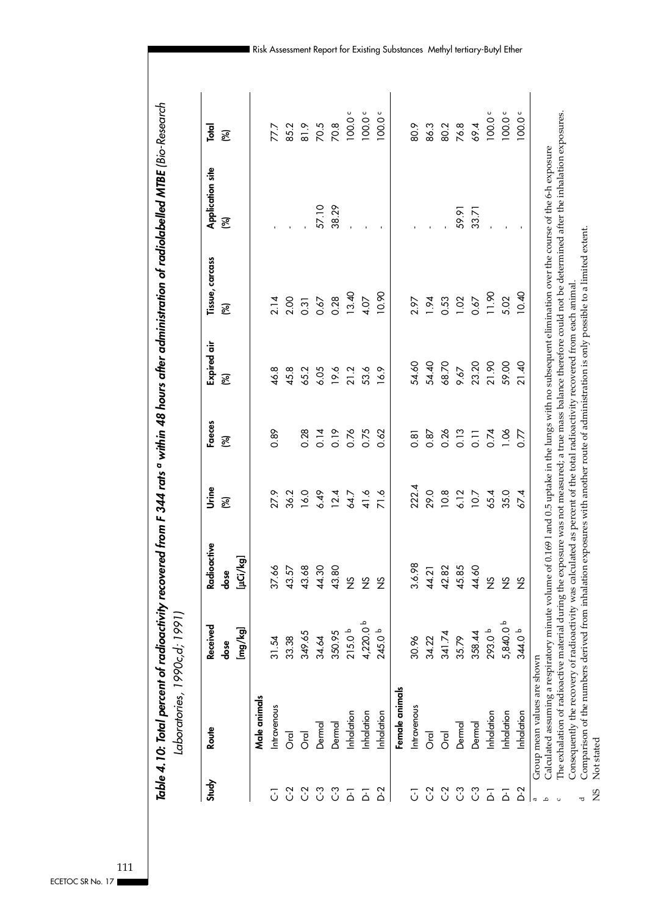*Table 4.10: Total percent of radioactivity recovered from F 344 rats [a] within 48 hours after administration of radiolabelled MTBE (Bio-Research Laboratories, 1990c,d; 1991)*

| Study | Route | Received dose [mg/kg] | Radioactive dose [µCi/kg] | Urine (%) | Faeces (%) | Expired air (%) | Tissue, carcass (%) | Application site (%) | Total (%) |
|---|---|---|---|---|---|---|---|---|---|
| | **Male animals** | | | | | | | | |
| C-1 | Intravenous | 31.54 | 37.66 | 27.9 | 0.89 | 46.8 | 2.14 | - | 77.7 |
| C-2 | Oral | 33.38 | 43.57 | 36.2 | | 45.8 | 2.00 | - | 85.2 |
| C-2 | Oral | 349.65 | 43.68 | 16.0 | 0.28 | 65.2 | 0.31 | - | 81.9 |
| C-3 | Dermal | 34.64 | 44.30 | 6.49 | 0.14 | 6.05 | 0.67 | 57.10 | 70.5 |
| C-3 | Dermal | 350.95 | 43.80 | 12.4 | 0.19 | 19.6 | 0.28 | 38.29 | 70.8 |
| D-1 | Inhalation | 215.0 [b] | NS | 64.7 | 0.76 | 21.2 | 13.40 | - | 100.0 [c] |
| D-1 | Inhalation | 4,220.0 [b] | NS | 41.6 | 0.75 | 53.6 | 4.07 | - | 100.0 [c] |
| D-2 | Inhalation | 245.0 [b] | NS | 71.6 | 0.62 | 16.9 | 10.90 | - | 100.0 [c] |
| | **Female animals** | | | | | | | | |
| C-1 | Intravenous | 30.96 | 3.6.98 | 222.4 | 0.81 | 54.60 | 2.97 | - | 80.9 |
| C-2 | Oral | 34.22 | 44.21 | 29.0 | 0.87 | 54.40 | 1.94 | - | 86.3 |
| C-2 | Oral | 341.74 | 42.82 | 10.8 | 0.26 | 68.70 | 0.53 | - | 80.2 |
| C-3 | Dermal | 35.79 | 45.85 | 6.12 | 0.13 | 9.67 | 1.02 | 59.91 | 76.8 |
| C-3 | Dermal | 358.44 | 44.60 | 10.7 | 0.11 | 23.20 | 0.67 | 33.71 | 69.4 |
| D-1 | Inhalation | 293.0 [b] | NS | 65.4 | 0.74 | 21.90 | 11.90 | - | 100.0 [c] |
| D-1 | Inhalation | 5,840.0 [b] | NS | 35.0 | 1.06 | 59.00 | 5.02 | - | 100.0 [c] |
| D-2 | Inhalation | 344.0 [b] | NS | 67.4 | 0.77 | 21.40 | 10.40 | - | 100.0 [c] |

a Group mean values are shown

b Calculated assuming a respiratory minute volume of 0.169 l and 0.5 uptake in the lungs with no subsequent elimination over the course of the 6-h exposure

c The exhalation of radioactive material during the exposure was not measured; a true mass balance therefore could not be determined after the inhalation exposures. Consequently the recovery of radioactivity was calculated as percent of the total radioactivity recovered from each animal.

d Comparison of the numbers derived from inhalation exposures with another route of administration is only possible to a limited extent.

NS Not stated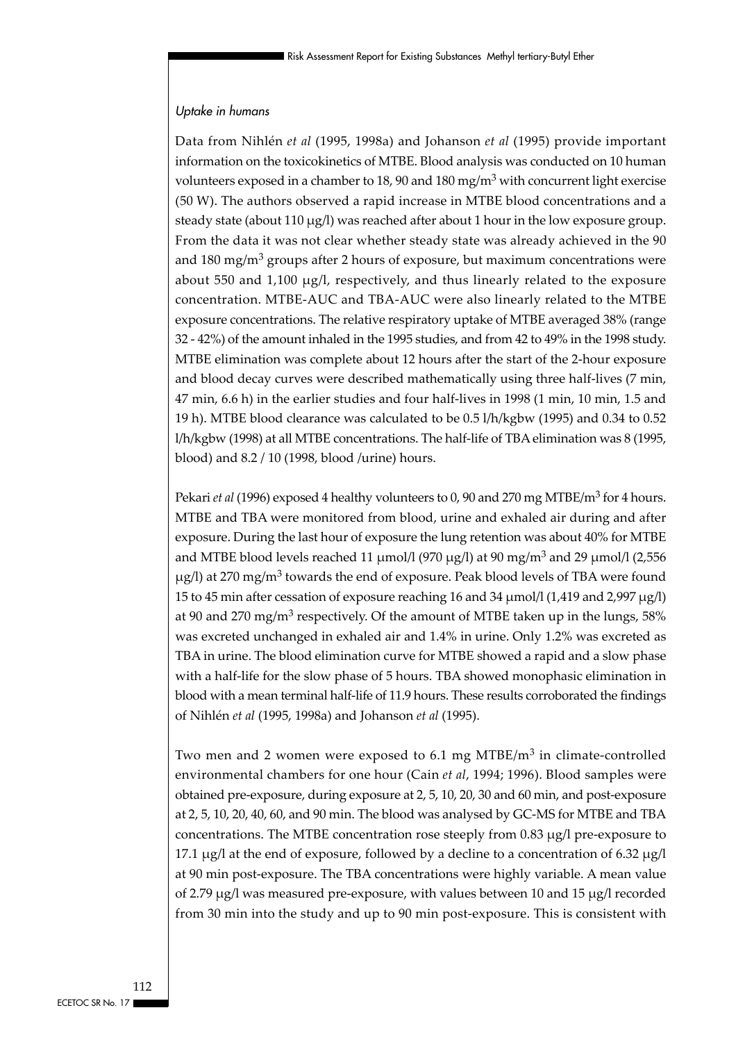*Uptake in humans*

Data from Nihlén *et al* (1995, 1998a) and Johanson *et al* (1995) provide important information on the toxicokinetics of MTBE. Blood analysis was conducted on 10 human volunteers exposed in a chamber to 18, 90 and 180 mg/m$^3$ with concurrent light exercise (50 W). The authors observed a rapid increase in MTBE blood concentrations and a steady state (about 110 μg/l) was reached after about 1 hour in the low exposure group. From the data it was not clear whether steady state was already achieved in the 90 and 180 mg/m$^3$ groups after 2 hours of exposure, but maximum concentrations were about 550 and 1,100 μg/l, respectively, and thus linearly related to the exposure concentration. MTBE-AUC and TBA-AUC were also linearly related to the MTBE exposure concentrations. The relative respiratory uptake of MTBE averaged 38% (range 32 - 42%) of the amount inhaled in the 1995 studies, and from 42 to 49% in the 1998 study. MTBE elimination was complete about 12 hours after the start of the 2-hour exposure and blood decay curves were described mathematically using three half-lives (7 min, 47 min, 6.6 h) in the earlier studies and four half-lives in 1998 (1 min, 10 min, 1.5 and 19 h). MTBE blood clearance was calculated to be 0.5 l/h/kgbw (1995) and 0.34 to 0.52 l/h/kgbw (1998) at all MTBE concentrations. The half-life of TBA elimination was 8 (1995, blood) and 8.2 / 10 (1998, blood /urine) hours.

Pekari *et al* (1996) exposed 4 healthy volunteers to 0, 90 and 270 mg MTBE/m$^3$ for 4 hours. MTBE and TBA were monitored from blood, urine and exhaled air during and after exposure. During the last hour of exposure the lung retention was about 40% for MTBE and MTBE blood levels reached 11 μmol/l (970 μg/l) at 90 mg/m$^3$ and 29 μmol/l (2,556 μg/l) at 270 mg/m$^3$ towards the end of exposure. Peak blood levels of TBA were found 15 to 45 min after cessation of exposure reaching 16 and 34 μmol/l (1,419 and 2,997 μg/l) at 90 and 270 mg/m$^3$ respectively. Of the amount of MTBE taken up in the lungs, 58% was excreted unchanged in exhaled air and 1.4% in urine. Only 1.2% was excreted as TBA in urine. The blood elimination curve for MTBE showed a rapid and a slow phase with a half-life for the slow phase of 5 hours. TBA showed monophasic elimination in blood with a mean terminal half-life of 11.9 hours. These results corroborated the findings of Nihlén *et al* (1995, 1998a) and Johanson *et al* (1995).

Two men and 2 women were exposed to 6.1 mg MTBE/m$^3$ in climate-controlled environmental chambers for one hour (Cain *et al*, 1994; 1996). Blood samples were obtained pre-exposure, during exposure at 2, 5, 10, 20, 30 and 60 min, and post-exposure at 2, 5, 10, 20, 40, 60, and 90 min. The blood was analysed by GC-MS for MTBE and TBA concentrations. The MTBE concentration rose steeply from 0.83 μg/l pre-exposure to 17.1 μg/l at the end of exposure, followed by a decline to a concentration of 6.32 μg/l at 90 min post-exposure. The TBA concentrations were highly variable. A mean value of 2.79 μg/l was measured pre-exposure, with values between 10 and 15 μg/l recorded from 30 min into the study and up to 90 min post-exposure. This is consistent with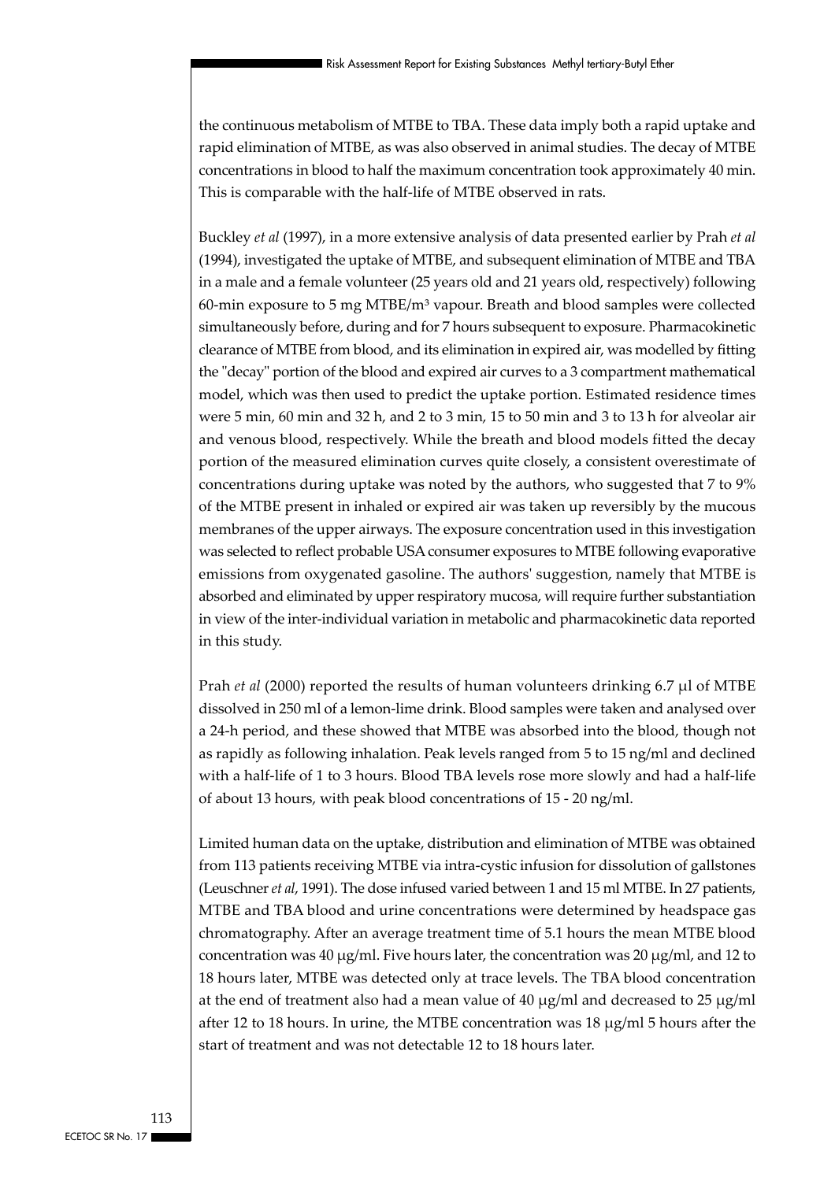the continuous metabolism of MTBE to TBA. These data imply both a rapid uptake and rapid elimination of MTBE, as was also observed in animal studies. The decay of MTBE concentrations in blood to half the maximum concentration took approximately 40 min. This is comparable with the half-life of MTBE observed in rats.

Buckley *et al* (1997), in a more extensive analysis of data presented earlier by Prah *et al* (1994), investigated the uptake of MTBE, and subsequent elimination of MTBE and TBA in a male and a female volunteer (25 years old and 21 years old, respectively) following 60-min exposure to 5 mg MTBE/$m^3$ vapour. Breath and blood samples were collected simultaneously before, during and for 7 hours subsequent to exposure. Pharmacokinetic clearance of MTBE from blood, and its elimination in expired air, was modelled by fitting the "decay" portion of the blood and expired air curves to a 3 compartment mathematical model, which was then used to predict the uptake portion. Estimated residence times were 5 min, 60 min and 32 h, and 2 to 3 min, 15 to 50 min and 3 to 13 h for alveolar air and venous blood, respectively. While the breath and blood models fitted the decay portion of the measured elimination curves quite closely, a consistent overestimate of concentrations during uptake was noted by the authors, who suggested that 7 to 9% of the MTBE present in inhaled or expired air was taken up reversibly by the mucous membranes of the upper airways. The exposure concentration used in this investigation was selected to reflect probable USA consumer exposures to MTBE following evaporative emissions from oxygenated gasoline. The authors' suggestion, namely that MTBE is absorbed and eliminated by upper respiratory mucosa, will require further substantiation in view of the inter-individual variation in metabolic and pharmacokinetic data reported in this study.

Prah *et al* (2000) reported the results of human volunteers drinking 6.7 μl of MTBE dissolved in 250 ml of a lemon-lime drink. Blood samples were taken and analysed over a 24-h period, and these showed that MTBE was absorbed into the blood, though not as rapidly as following inhalation. Peak levels ranged from 5 to 15 ng/ml and declined with a half-life of 1 to 3 hours. Blood TBA levels rose more slowly and had a half-life of about 13 hours, with peak blood concentrations of 15 - 20 ng/ml.

Limited human data on the uptake, distribution and elimination of MTBE was obtained from 113 patients receiving MTBE via intra-cystic infusion for dissolution of gallstones (Leuschner *et al*, 1991). The dose infused varied between 1 and 15 ml MTBE. In 27 patients, MTBE and TBA blood and urine concentrations were determined by headspace gas chromatography. After an average treatment time of 5.1 hours the mean MTBE blood concentration was 40 μg/ml. Five hours later, the concentration was 20 μg/ml, and 12 to 18 hours later, MTBE was detected only at trace levels. The TBA blood concentration at the end of treatment also had a mean value of 40 μg/ml and decreased to 25 μg/ml after 12 to 18 hours. In urine, the MTBE concentration was 18 μg/ml 5 hours after the start of treatment and was not detectable 12 to 18 hours later.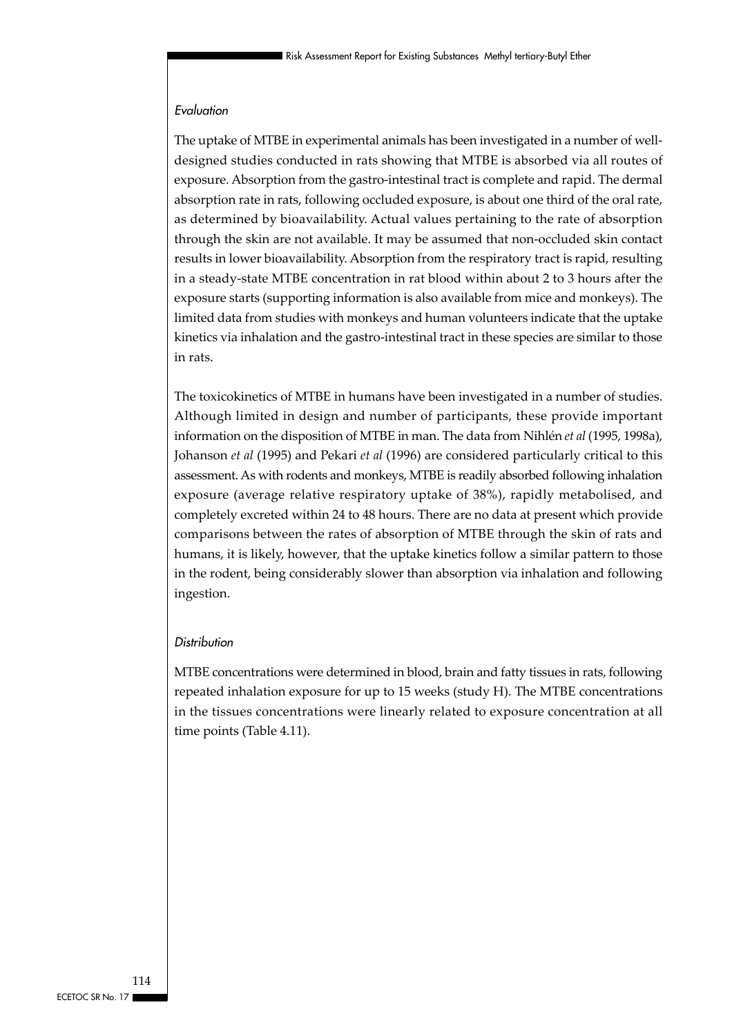*Evaluation*

The uptake of MTBE in experimental animals has been investigated in a number of well-designed studies conducted in rats showing that MTBE is absorbed via all routes of exposure. Absorption from the gastro-intestinal tract is complete and rapid. The dermal absorption rate in rats, following occluded exposure, is about one third of the oral rate, as determined by bioavailability. Actual values pertaining to the rate of absorption through the skin are not available. It may be assumed that non-occluded skin contact results in lower bioavailability. Absorption from the respiratory tract is rapid, resulting in a steady-state MTBE concentration in rat blood within about 2 to 3 hours after the exposure starts (supporting information is also available from mice and monkeys). The limited data from studies with monkeys and human volunteers indicate that the uptake kinetics via inhalation and the gastro-intestinal tract in these species are similar to those in rats.

The toxicokinetics of MTBE in humans have been investigated in a number of studies. Although limited in design and number of participants, these provide important information on the disposition of MTBE in man. The data from Nihlén *et al* (1995, 1998a), Johanson *et al* (1995) and Pekari *et al* (1996) are considered particularly critical to this assessment. As with rodents and monkeys, MTBE is readily absorbed following inhalation exposure (average relative respiratory uptake of 38%), rapidly metabolised, and completely excreted within 24 to 48 hours. There are no data at present which provide comparisons between the rates of absorption of MTBE through the skin of rats and humans, it is likely, however, that the uptake kinetics follow a similar pattern to those in the rodent, being considerably slower than absorption via inhalation and following ingestion.

*Distribution*

MTBE concentrations were determined in blood, brain and fatty tissues in rats, following repeated inhalation exposure for up to 15 weeks (study H). The MTBE concentrations in the tissues concentrations were linearly related to exposure concentration at all time points (Table 4.11).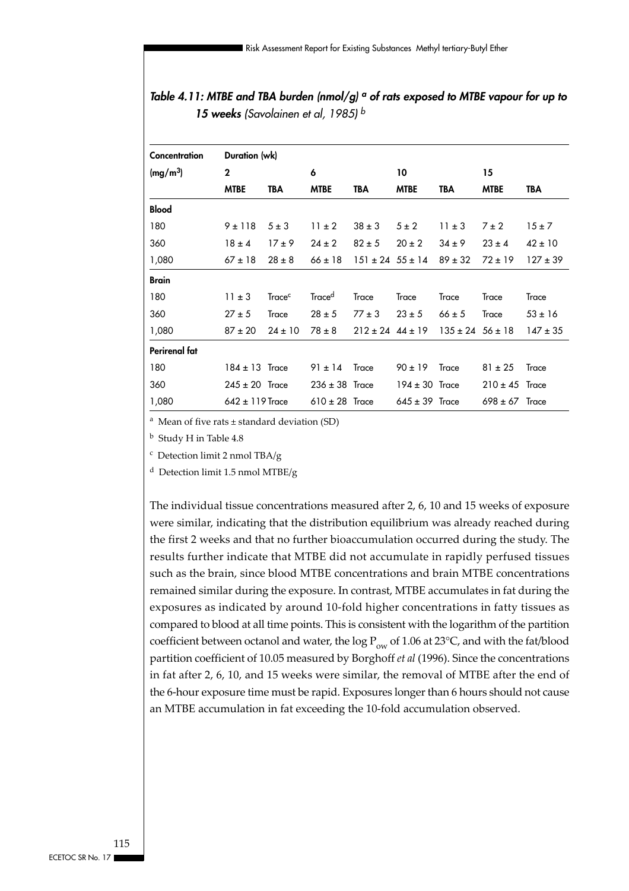*Table 4.11: MTBE and TBA burden (nmol/g) [a] of rats exposed to MTBE vapour for up to 15 weeks (Savolainen et al, 1985) [b]*

| Concentration ($mg/m^3$) | Duration (wk) 2 | | 6 | | 10 | | 15 | |
|---|---|---|---|---|---|---|---|---|
| | MTBE | TBA | MTBE | TBA | MTBE | TBA | MTBE | TBA |
| **Blood** | | | | | | | | |
| 180 | 9 ± 118 | 5 ± 3 | 11 ± 2 | 38 ± 3 | 5 ± 2 | 11 ± 3 | 7 ± 2 | 15 ± 7 |
| 360 | 18 ± 4 | 17 ± 9 | 24 ± 2 | 82 ± 5 | 20 ± 2 | 34 ± 9 | 23 ± 4 | 42 ± 10 |
| 1,080 | 67 ± 18 | 28 ± 8 | 66 ± 18 | 151 ± 24 | 55 ± 14 | 89 ± 32 | 72 ± 19 | 127 ± 39 |
| **Brain** | | | | | | | | |
| 180 | 11 ± 3 | Trace[c] | Trace[d] | Trace | Trace | Trace | Trace | Trace |
| 360 | 27 ± 5 | Trace | 28 ± 5 | 77 ± 3 | 23 ± 5 | 66 ± 5 | Trace | 53 ± 16 |
| 1,080 | 87 ± 20 | 24 ± 10 | 78 ± 8 | 212 ± 24 | 44 ± 19 | 135 ± 24 | 56 ± 18 | 147 ± 35 |
| **Perirenal fat** | | | | | | | | |
| 180 | 184 ± 13 | Trace | 91 ± 14 | Trace | 90 ± 19 | Trace | 81 ± 25 | Trace |
| 360 | 245 ± 20 | Trace | 236 ± 38 | Trace | 194 ± 30 | Trace | 210 ± 45 | Trace |
| 1,080 | 642 ± 119 | Trace | 610 ± 28 | Trace | 645 ± 39 | Trace | 698 ± 67 | Trace |

[a] Mean of five rats ± standard deviation (SD)

[b] Study H in Table 4.8

[c] Detection limit 2 nmol TBA/g

[d] Detection limit 1.5 nmol MTBE/g

The individual tissue concentrations measured after 2, 6, 10 and 15 weeks of exposure were similar, indicating that the distribution equilibrium was already reached during the first 2 weeks and that no further bioaccumulation occurred during the study. The results further indicate that MTBE did not accumulate in rapidly perfused tissues such as the brain, since blood MTBE concentrations and brain MTBE concentrations remained similar during the exposure. In contrast, MTBE accumulates in fat during the exposures as indicated by around 10-fold higher concentrations in fatty tissues as compared to blood at all time points. This is consistent with the logarithm of the partition coefficient between octanol and water, the log $P_{ow}$ of 1.06 at 23°C, and with the fat/blood partition coefficient of 10.05 measured by Borghoff *et al* (1996). Since the concentrations in fat after 2, 6, 10, and 15 weeks were similar, the removal of MTBE after the end of the 6-hour exposure time must be rapid. Exposures longer than 6 hours should not cause an MTBE accumulation in fat exceeding the 10-fold accumulation observed.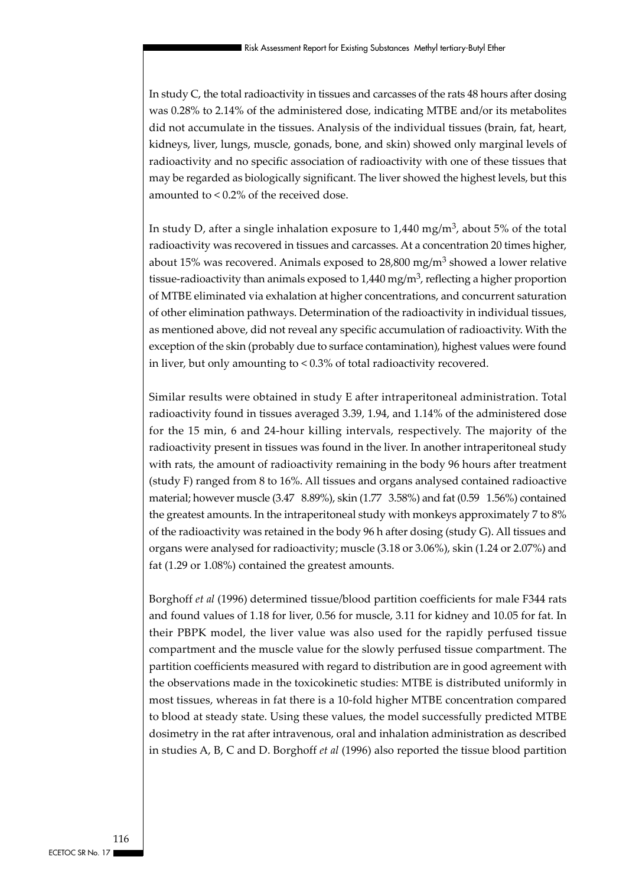In study C, the total radioactivity in tissues and carcasses of the rats 48 hours after dosing was 0.28% to 2.14% of the administered dose, indicating MTBE and/or its metabolites did not accumulate in the tissues. Analysis of the individual tissues (brain, fat, heart, kidneys, liver, lungs, muscle, gonads, bone, and skin) showed only marginal levels of radioactivity and no specific association of radioactivity with one of these tissues that may be regarded as biologically significant. The liver showed the highest levels, but this amounted to < 0.2% of the received dose.

In study D, after a single inhalation exposure to 1,440 mg/m$^3$, about 5% of the total radioactivity was recovered in tissues and carcasses. At a concentration 20 times higher, about 15% was recovered. Animals exposed to 28,800 mg/m$^3$ showed a lower relative tissue-radioactivity than animals exposed to 1,440 mg/m$^3$, reflecting a higher proportion of MTBE eliminated via exhalation at higher concentrations, and concurrent saturation of other elimination pathways. Determination of the radioactivity in individual tissues, as mentioned above, did not reveal any specific accumulation of radioactivity. With the exception of the skin (probably due to surface contamination), highest values were found in liver, but only amounting to < 0.3% of total radioactivity recovered.

Similar results were obtained in study E after intraperitoneal administration. Total radioactivity found in tissues averaged 3.39, 1.94, and 1.14% of the administered dose for the 15 min, 6 and 24-hour killing intervals, respectively. The majority of the radioactivity present in tissues was found in the liver. In another intraperitoneal study with rats, the amount of radioactivity remaining in the body 96 hours after treatment (study F) ranged from 8 to 16%. All tissues and organs analysed contained radioactive material; however muscle (3.47  8.89%), skin (1.77  3.58%) and fat (0.59  1.56%) contained the greatest amounts. In the intraperitoneal study with monkeys approximately 7 to 8% of the radioactivity was retained in the body 96 h after dosing (study G). All tissues and organs were analysed for radioactivity; muscle (3.18 or 3.06%), skin (1.24 or 2.07%) and fat (1.29 or 1.08%) contained the greatest amounts.

Borghoff *et al* (1996) determined tissue/blood partition coefficients for male F344 rats and found values of 1.18 for liver, 0.56 for muscle, 3.11 for kidney and 10.05 for fat. In their PBPK model, the liver value was also used for the rapidly perfused tissue compartment and the muscle value for the slowly perfused tissue compartment. The partition coefficients measured with regard to distribution are in good agreement with the observations made in the toxicokinetic studies: MTBE is distributed uniformly in most tissues, whereas in fat there is a 10-fold higher MTBE concentration compared to blood at steady state. Using these values, the model successfully predicted MTBE dosimetry in the rat after intravenous, oral and inhalation administration as described in studies A, B, C and D. Borghoff *et al* (1996) also reported the tissue blood partition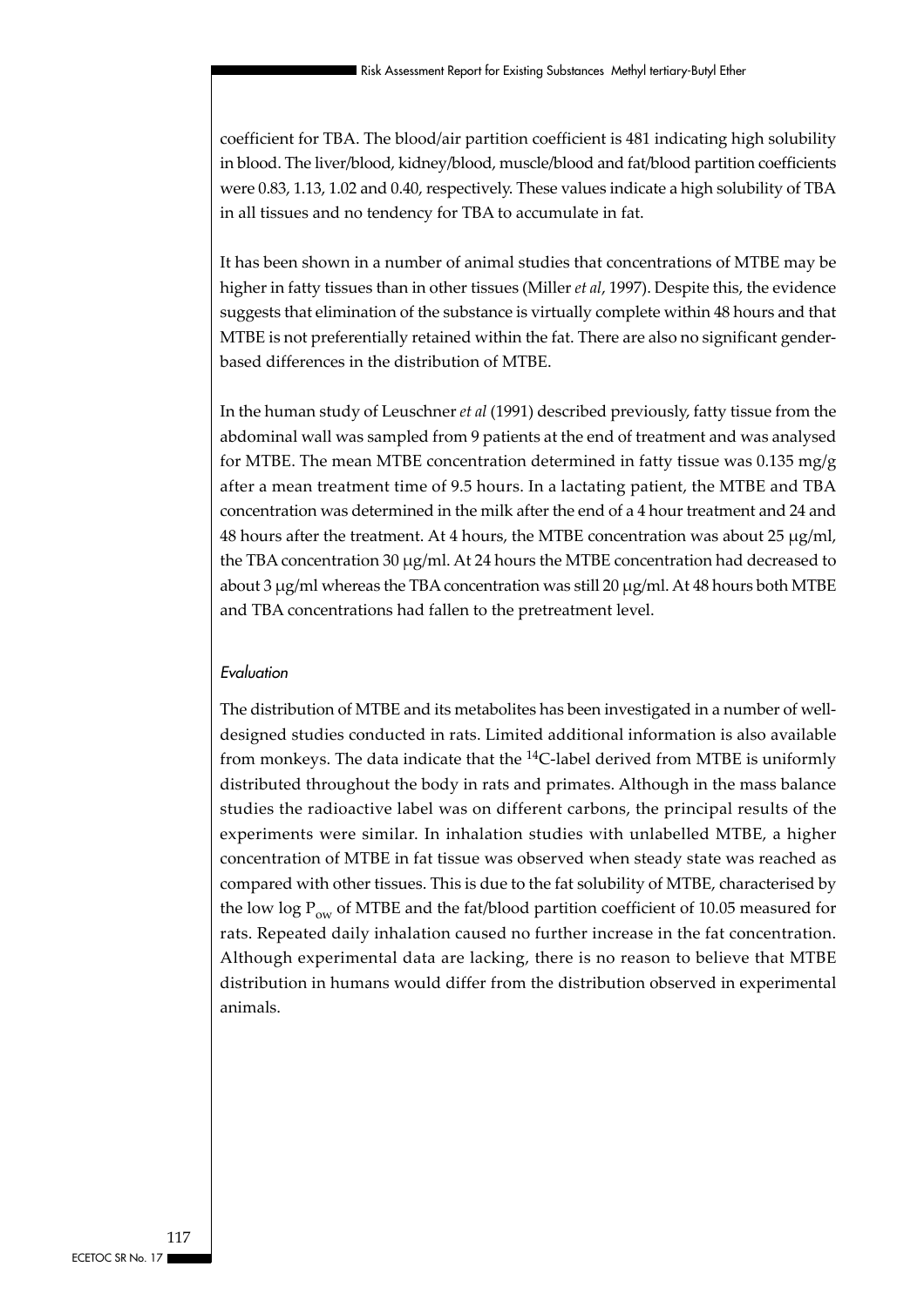coefficient for TBA. The blood/air partition coefficient is 481 indicating high solubility in blood. The liver/blood, kidney/blood, muscle/blood and fat/blood partition coefficients were 0.83, 1.13, 1.02 and 0.40, respectively. These values indicate a high solubility of TBA in all tissues and no tendency for TBA to accumulate in fat.

It has been shown in a number of animal studies that concentrations of MTBE may be higher in fatty tissues than in other tissues (Miller *et al*, 1997). Despite this, the evidence suggests that elimination of the substance is virtually complete within 48 hours and that MTBE is not preferentially retained within the fat. There are also no significant gender-based differences in the distribution of MTBE.

In the human study of Leuschner *et al* (1991) described previously, fatty tissue from the abdominal wall was sampled from 9 patients at the end of treatment and was analysed for MTBE. The mean MTBE concentration determined in fatty tissue was 0.135 mg/g after a mean treatment time of 9.5 hours. In a lactating patient, the MTBE and TBA concentration was determined in the milk after the end of a 4 hour treatment and 24 and 48 hours after the treatment. At 4 hours, the MTBE concentration was about 25 μg/ml, the TBA concentration 30 μg/ml. At 24 hours the MTBE concentration had decreased to about 3 μg/ml whereas the TBA concentration was still 20 μg/ml. At 48 hours both MTBE and TBA concentrations had fallen to the pretreatment level.

### *Evaluation*

The distribution of MTBE and its metabolites has been investigated in a number of well-designed studies conducted in rats. Limited additional information is also available from monkeys. The data indicate that the $^{14}C$-label derived from MTBE is uniformly distributed throughout the body in rats and primates. Although in the mass balance studies the radioactive label was on different carbons, the principal results of the experiments were similar. In inhalation studies with unlabelled MTBE, a higher concentration of MTBE in fat tissue was observed when steady state was reached as compared with other tissues. This is due to the fat solubility of MTBE, characterised by the low log $P_{ow}$ of MTBE and the fat/blood partition coefficient of 10.05 measured for rats. Repeated daily inhalation caused no further increase in the fat concentration. Although experimental data are lacking, there is no reason to believe that MTBE distribution in humans would differ from the distribution observed in experimental animals.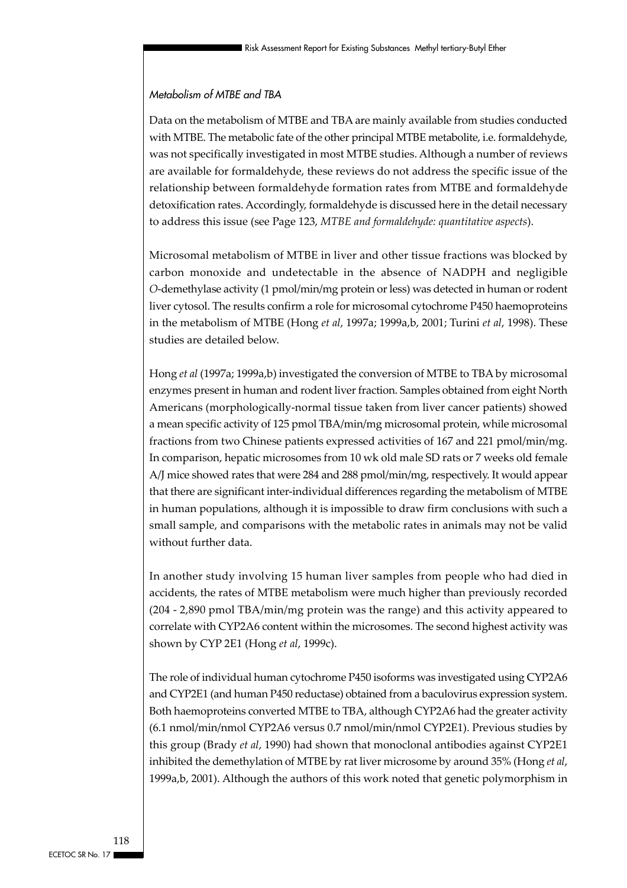*Metabolism of MTBE and TBA*

Data on the metabolism of MTBE and TBA are mainly available from studies conducted with MTBE. The metabolic fate of the other principal MTBE metabolite, i.e. formaldehyde, was not specifically investigated in most MTBE studies. Although a number of reviews are available for formaldehyde, these reviews do not address the specific issue of the relationship between formaldehyde formation rates from MTBE and formaldehyde detoxification rates. Accordingly, formaldehyde is discussed here in the detail necessary to address this issue (see Page 123, *MTBE and formaldehyde: quantitative aspects*).

Microsomal metabolism of MTBE in liver and other tissue fractions was blocked by carbon monoxide and undetectable in the absence of NADPH and negligible *O*-demethylase activity (1 pmol/min/mg protein or less) was detected in human or rodent liver cytosol. The results confirm a role for microsomal cytochrome P450 haemoproteins in the metabolism of MTBE (Hong *et al*, 1997a; 1999a,b, 2001; Turini *et al*, 1998). These studies are detailed below.

Hong *et al* (1997a; 1999a,b) investigated the conversion of MTBE to TBA by microsomal enzymes present in human and rodent liver fraction. Samples obtained from eight North Americans (morphologically-normal tissue taken from liver cancer patients) showed a mean specific activity of 125 pmol TBA/min/mg microsomal protein, while microsomal fractions from two Chinese patients expressed activities of 167 and 221 pmol/min/mg. In comparison, hepatic microsomes from 10 wk old male SD rats or 7 weeks old female A/J mice showed rates that were 284 and 288 pmol/min/mg, respectively. It would appear that there are significant inter-individual differences regarding the metabolism of MTBE in human populations, although it is impossible to draw firm conclusions with such a small sample, and comparisons with the metabolic rates in animals may not be valid without further data.

In another study involving 15 human liver samples from people who had died in accidents, the rates of MTBE metabolism were much higher than previously recorded (204 - 2,890 pmol TBA/min/mg protein was the range) and this activity appeared to correlate with CYP2A6 content within the microsomes. The second highest activity was shown by CYP 2E1 (Hong *et al*, 1999c).

The role of individual human cytochrome P450 isoforms was investigated using CYP2A6 and CYP2E1 (and human P450 reductase) obtained from a baculovirus expression system. Both haemoproteins converted MTBE to TBA, although CYP2A6 had the greater activity (6.1 nmol/min/nmol CYP2A6 versus 0.7 nmol/min/nmol CYP2E1). Previous studies by this group (Brady *et al*, 1990) had shown that monoclonal antibodies against CYP2E1 inhibited the demethylation of MTBE by rat liver microsome by around 35% (Hong *et al*, 1999a,b, 2001). Although the authors of this work noted that genetic polymorphism in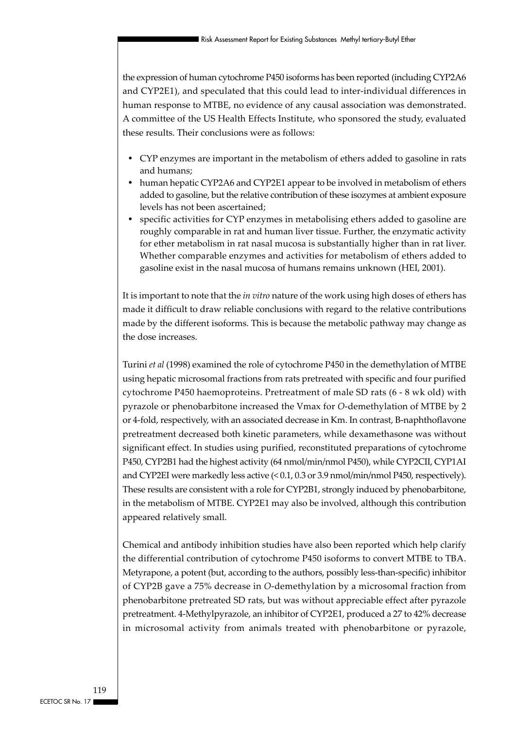the expression of human cytochrome P450 isoforms has been reported (including CYP2A6 and CYP2E1), and speculated that this could lead to inter-individual differences in human response to MTBE, no evidence of any causal association was demonstrated. A committee of the US Health Effects Institute, who sponsored the study, evaluated these results. Their conclusions were as follows:

- CYP enzymes are important in the metabolism of ethers added to gasoline in rats and humans;
- human hepatic CYP2A6 and CYP2E1 appear to be involved in metabolism of ethers added to gasoline, but the relative contribution of these isozymes at ambient exposure levels has not been ascertained;
- specific activities for CYP enzymes in metabolising ethers added to gasoline are roughly comparable in rat and human liver tissue. Further, the enzymatic activity for ether metabolism in rat nasal mucosa is substantially higher than in rat liver. Whether comparable enzymes and activities for metabolism of ethers added to gasoline exist in the nasal mucosa of humans remains unknown (HEI, 2001).

It is important to note that the *in vitro* nature of the work using high doses of ethers has made it difficult to draw reliable conclusions with regard to the relative contributions made by the different isoforms. This is because the metabolic pathway may change as the dose increases.

Turini *et al* (1998) examined the role of cytochrome P450 in the demethylation of MTBE using hepatic microsomal fractions from rats pretreated with specific and four purified cytochrome P450 haemoproteins. Pretreatment of male SD rats (6 - 8 wk old) with pyrazole or phenobarbitone increased the Vmax for *O*-demethylation of MTBE by 2 or 4-fold, respectively, with an associated decrease in Km. In contrast, B-naphthoflavone pretreatment decreased both kinetic parameters, while dexamethasone was without significant effect. In studies using purified, reconstituted preparations of cytochrome P450, CYP2B1 had the highest activity (64 nmol/min/nmol P450), while CYP2CII, CYP1AI and CYP2EI were markedly less active (< 0.1, 0.3 or 3.9 nmol/min/nmol P450, respectively). These results are consistent with a role for CYP2B1, strongly induced by phenobarbitone, in the metabolism of MTBE. CYP2E1 may also be involved, although this contribution appeared relatively small.

Chemical and antibody inhibition studies have also been reported which help clarify the differential contribution of cytochrome P450 isoforms to convert MTBE to TBA. Metyrapone, a potent (but, according to the authors, possibly less-than-specific) inhibitor of CYP2B gave a 75% decrease in *O*-demethylation by a microsomal fraction from phenobarbitone pretreated SD rats, but was without appreciable effect after pyrazole pretreatment. 4-Methylpyrazole, an inhibitor of CYP2E1, produced a 27 to 42% decrease in microsomal activity from animals treated with phenobarbitone or pyrazole,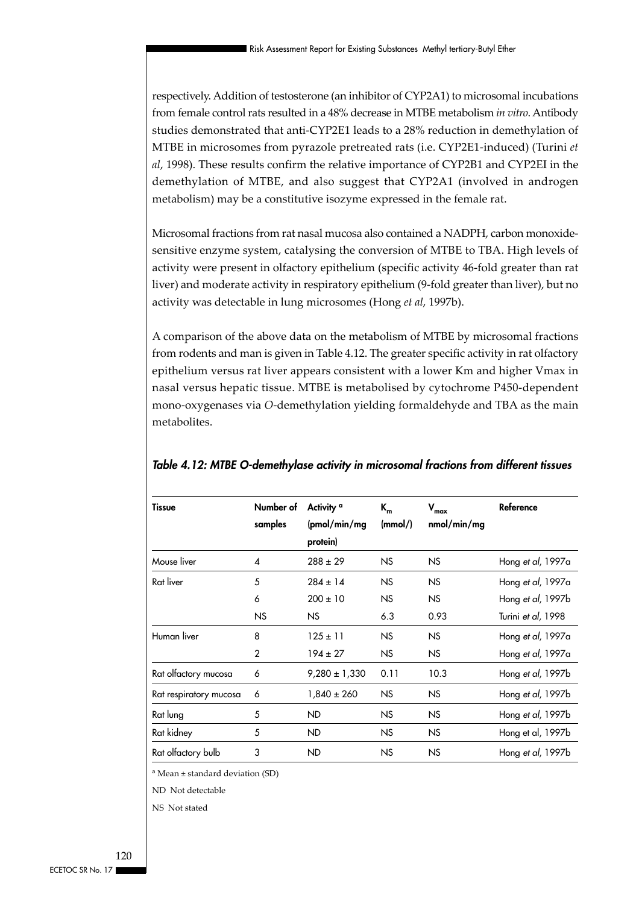respectively. Addition of testosterone (an inhibitor of CYP2A1) to microsomal incubations from female control rats resulted in a 48% decrease in MTBE metabolism *in vitro*. Antibody studies demonstrated that anti-CYP2E1 leads to a 28% reduction in demethylation of MTBE in microsomes from pyrazole pretreated rats (i.e. CYP2E1-induced) (Turini *et al*, 1998). These results confirm the relative importance of CYP2B1 and CYP2EI in the demethylation of MTBE, and also suggest that CYP2A1 (involved in androgen metabolism) may be a constitutive isozyme expressed in the female rat.

Microsomal fractions from rat nasal mucosa also contained a NADPH, carbon monoxide-sensitive enzyme system, catalysing the conversion of MTBE to TBA. High levels of activity were present in olfactory epithelium (specific activity 46-fold greater than rat liver) and moderate activity in respiratory epithelium (9-fold greater than liver), but no activity was detectable in lung microsomes (Hong *et al*, 1997b).

A comparison of the above data on the metabolism of MTBE by microsomal fractions from rodents and man is given in Table 4.12. The greater specific activity in rat olfactory epithelium versus rat liver appears consistent with a lower Km and higher Vmax in nasal versus hepatic tissue. MTBE is metabolised by cytochrome P450-dependent mono-oxygenases via *O*-demethylation yielding formaldehyde and TBA as the main metabolites.

***Table 4.12: MTBE O-demethylase activity in microsomal fractions from different tissues***

| Tissue | Number of samples | Activity [a] (pmol/min/mg protein) | $K_m$ (mmol/) | $V_{max}$ nmol/min/mg | Reference |
|---|---|---|---|---|---|
| Mouse liver | 4 | 288 ± 29 | NS | NS | Hong *et al*, 1997a |
| Rat liver | 5 | 284 ± 14 | NS | NS | Hong *et al*, 1997a |
| | 6 | 200 ± 10 | NS | NS | Hong *et al*, 1997b |
| | NS | NS | 6.3 | 0.93 | Turini *et al*, 1998 |
| Human liver | 8 | 125 ± 11 | NS | NS | Hong *et al*, 1997a |
| | 2 | 194 ± 27 | NS | NS | Hong *et al*, 1997a |
| Rat olfactory mucosa | 6 | 9,280 ± 1,330 | 0.11 | 10.3 | Hong *et al*, 1997b |
| Rat respiratory mucosa | 6 | 1,840 ± 260 | NS | NS | Hong *et al*, 1997b |
| Rat lung | 5 | ND | NS | NS | Hong *et al*, 1997b |
| Rat kidney | 5 | ND | NS | NS | Hong et al, 1997b |
| Rat olfactory bulb | 3 | ND | NS | NS | Hong *et al*, 1997b |

[a] Mean ± standard deviation (SD)

ND Not detectable

NS Not stated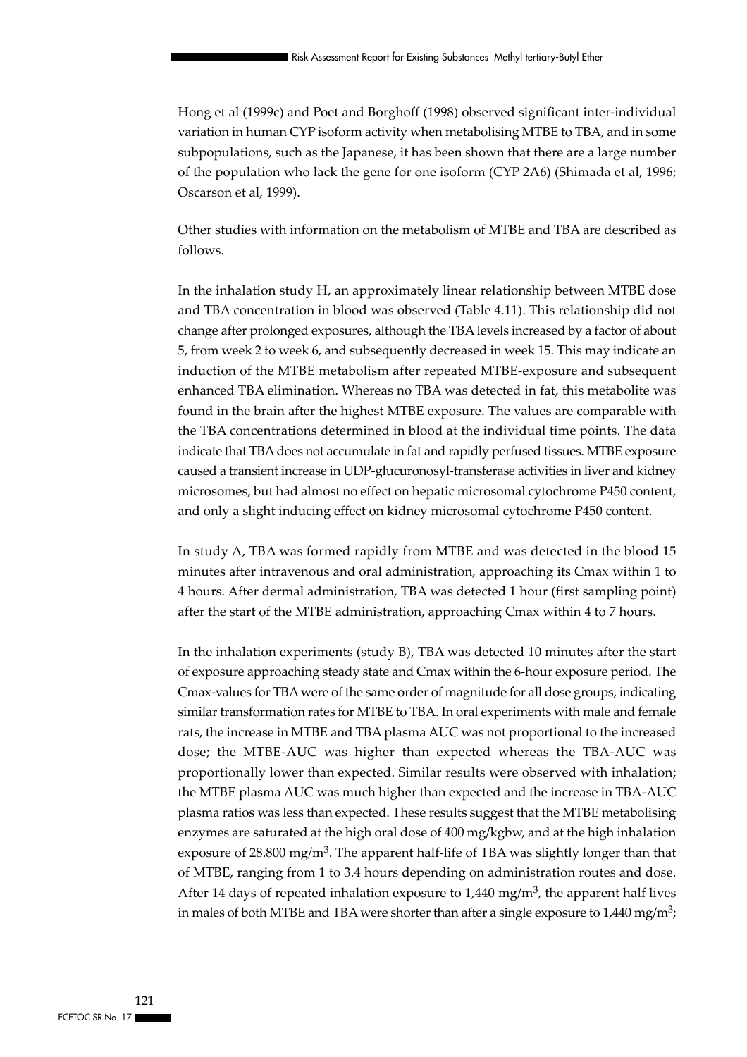Hong et al (1999c) and Poet and Borghoff (1998) observed significant inter-individual variation in human CYP isoform activity when metabolising MTBE to TBA, and in some subpopulations, such as the Japanese, it has been shown that there are a large number of the population who lack the gene for one isoform (CYP 2A6) (Shimada et al, 1996; Oscarson et al, 1999).

Other studies with information on the metabolism of MTBE and TBA are described as follows.

In the inhalation study H, an approximately linear relationship between MTBE dose and TBA concentration in blood was observed (Table 4.11). This relationship did not change after prolonged exposures, although the TBA levels increased by a factor of about 5, from week 2 to week 6, and subsequently decreased in week 15. This may indicate an induction of the MTBE metabolism after repeated MTBE-exposure and subsequent enhanced TBA elimination. Whereas no TBA was detected in fat, this metabolite was found in the brain after the highest MTBE exposure. The values are comparable with the TBA concentrations determined in blood at the individual time points. The data indicate that TBA does not accumulate in fat and rapidly perfused tissues. MTBE exposure caused a transient increase in UDP-glucuronosyl-transferase activities in liver and kidney microsomes, but had almost no effect on hepatic microsomal cytochrome P450 content, and only a slight inducing effect on kidney microsomal cytochrome P450 content.

In study A, TBA was formed rapidly from MTBE and was detected in the blood 15 minutes after intravenous and oral administration, approaching its Cmax within 1 to 4 hours. After dermal administration, TBA was detected 1 hour (first sampling point) after the start of the MTBE administration, approaching Cmax within 4 to 7 hours.

In the inhalation experiments (study B), TBA was detected 10 minutes after the start of exposure approaching steady state and Cmax within the 6-hour exposure period. The Cmax-values for TBA were of the same order of magnitude for all dose groups, indicating similar transformation rates for MTBE to TBA. In oral experiments with male and female rats, the increase in MTBE and TBA plasma AUC was not proportional to the increased dose; the MTBE-AUC was higher than expected whereas the TBA-AUC was proportionally lower than expected. Similar results were observed with inhalation; the MTBE plasma AUC was much higher than expected and the increase in TBA-AUC plasma ratios was less than expected. These results suggest that the MTBE metabolising enzymes are saturated at the high oral dose of 400 mg/kgbw, and at the high inhalation exposure of 28.800 mg/m$^3$. The apparent half-life of TBA was slightly longer than that of MTBE, ranging from 1 to 3.4 hours depending on administration routes and dose. After 14 days of repeated inhalation exposure to 1,440 mg/m$^3$, the apparent half lives in males of both MTBE and TBA were shorter than after a single exposure to 1,440 mg/m$^3$;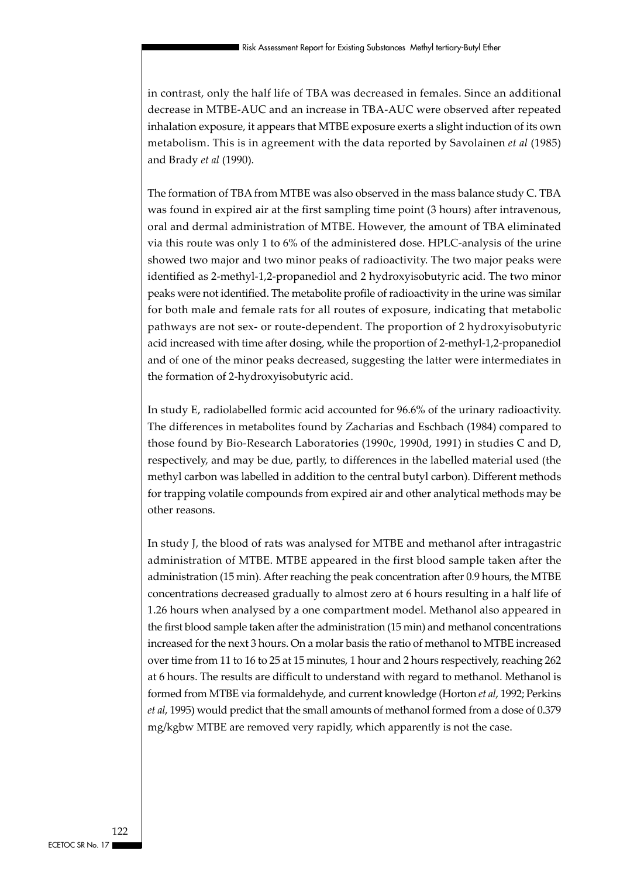in contrast, only the half life of TBA was decreased in females. Since an additional decrease in MTBE-AUC and an increase in TBA-AUC were observed after repeated inhalation exposure, it appears that MTBE exposure exerts a slight induction of its own metabolism. This is in agreement with the data reported by Savolainen *et al* (1985) and Brady *et al* (1990).

The formation of TBA from MTBE was also observed in the mass balance study C. TBA was found in expired air at the first sampling time point (3 hours) after intravenous, oral and dermal administration of MTBE. However, the amount of TBA eliminated via this route was only 1 to 6% of the administered dose. HPLC-analysis of the urine showed two major and two minor peaks of radioactivity. The two major peaks were identified as 2-methyl-1,2-propanediol and 2 hydroxyisobutyric acid. The two minor peaks were not identified. The metabolite profile of radioactivity in the urine was similar for both male and female rats for all routes of exposure, indicating that metabolic pathways are not sex- or route-dependent. The proportion of 2 hydroxyisobutyric acid increased with time after dosing, while the proportion of 2-methyl-1,2-propanediol and of one of the minor peaks decreased, suggesting the latter were intermediates in the formation of 2-hydroxyisobutyric acid.

In study E, radiolabelled formic acid accounted for 96.6% of the urinary radioactivity. The differences in metabolites found by Zacharias and Eschbach (1984) compared to those found by Bio-Research Laboratories (1990c, 1990d, 1991) in studies C and D, respectively, and may be due, partly, to differences in the labelled material used (the methyl carbon was labelled in addition to the central butyl carbon). Different methods for trapping volatile compounds from expired air and other analytical methods may be other reasons.

In study J, the blood of rats was analysed for MTBE and methanol after intragastric administration of MTBE. MTBE appeared in the first blood sample taken after the administration (15 min). After reaching the peak concentration after 0.9 hours, the MTBE concentrations decreased gradually to almost zero at 6 hours resulting in a half life of 1.26 hours when analysed by a one compartment model. Methanol also appeared in the first blood sample taken after the administration (15 min) and methanol concentrations increased for the next 3 hours. On a molar basis the ratio of methanol to MTBE increased over time from 11 to 16 to 25 at 15 minutes, 1 hour and 2 hours respectively, reaching 262 at 6 hours. The results are difficult to understand with regard to methanol. Methanol is formed from MTBE via formaldehyde, and current knowledge (Horton *et al*, 1992; Perkins *et al*, 1995) would predict that the small amounts of methanol formed from a dose of 0.379 mg/kgbw MTBE are removed very rapidly, which apparently is not the case.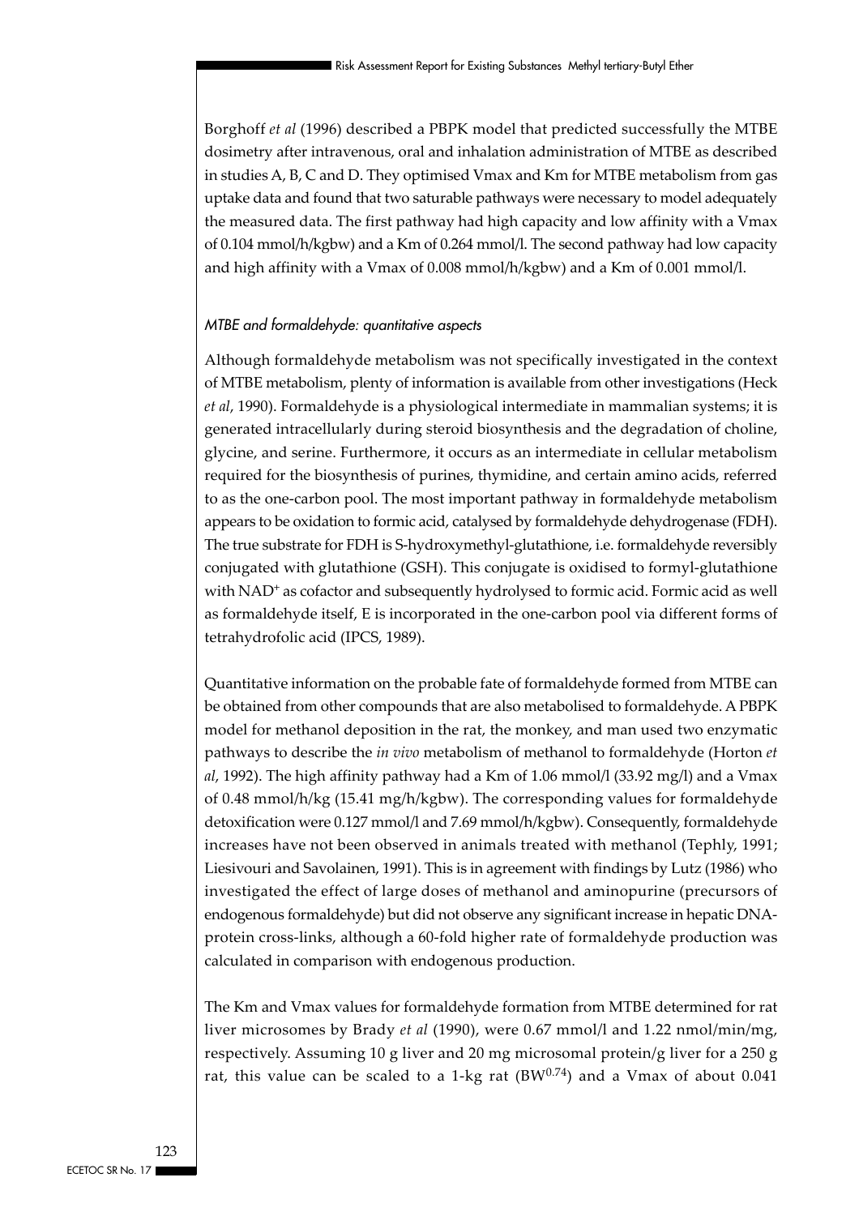Borghoff *et al* (1996) described a PBPK model that predicted successfully the MTBE dosimetry after intravenous, oral and inhalation administration of MTBE as described in studies A, B, C and D. They optimised Vmax and Km for MTBE metabolism from gas uptake data and found that two saturable pathways were necessary to model adequately the measured data. The first pathway had high capacity and low affinity with a Vmax of 0.104 mmol/h/kgbw) and a Km of 0.264 mmol/l. The second pathway had low capacity and high affinity with a Vmax of 0.008 mmol/h/kgbw) and a Km of 0.001 mmol/l.

*MTBE and formaldehyde: quantitative aspects*

Although formaldehyde metabolism was not specifically investigated in the context of MTBE metabolism, plenty of information is available from other investigations (Heck *et al*, 1990). Formaldehyde is a physiological intermediate in mammalian systems; it is generated intracellularly during steroid biosynthesis and the degradation of choline, glycine, and serine. Furthermore, it occurs as an intermediate in cellular metabolism required for the biosynthesis of purines, thymidine, and certain amino acids, referred to as the one-carbon pool. The most important pathway in formaldehyde metabolism appears to be oxidation to formic acid, catalysed by formaldehyde dehydrogenase (FDH). The true substrate for FDH is S-hydroxymethyl-glutathione, i.e. formaldehyde reversibly conjugated with glutathione (GSH). This conjugate is oxidised to formyl-glutathione with $NAD^+$ as cofactor and subsequently hydrolysed to formic acid. Formic acid as well as formaldehyde itself, E is incorporated in the one-carbon pool via different forms of tetrahydrofolic acid (IPCS, 1989).

Quantitative information on the probable fate of formaldehyde formed from MTBE can be obtained from other compounds that are also metabolised to formaldehyde. A PBPK model for methanol deposition in the rat, the monkey, and man used two enzymatic pathways to describe the *in vivo* metabolism of methanol to formaldehyde (Horton *et al*, 1992). The high affinity pathway had a Km of 1.06 mmol/l (33.92 mg/l) and a Vmax of 0.48 mmol/h/kg (15.41 mg/h/kgbw). The corresponding values for formaldehyde detoxification were 0.127 mmol/l and 7.69 mmol/h/kgbw). Consequently, formaldehyde increases have not been observed in animals treated with methanol (Tephly, 1991; Liesivouri and Savolainen, 1991). This is in agreement with findings by Lutz (1986) who investigated the effect of large doses of methanol and aminopurine (precursors of endogenous formaldehyde) but did not observe any significant increase in hepatic DNA-protein cross-links, although a 60-fold higher rate of formaldehyde production was calculated in comparison with endogenous production.

The Km and Vmax values for formaldehyde formation from MTBE determined for rat liver microsomes by Brady *et al* (1990), were 0.67 mmol/l and 1.22 nmol/min/mg, respectively. Assuming 10 g liver and 20 mg microsomal protein/g liver for a 250 g rat, this value can be scaled to a 1-kg rat ($BW^{0.74}$) and a Vmax of about 0.041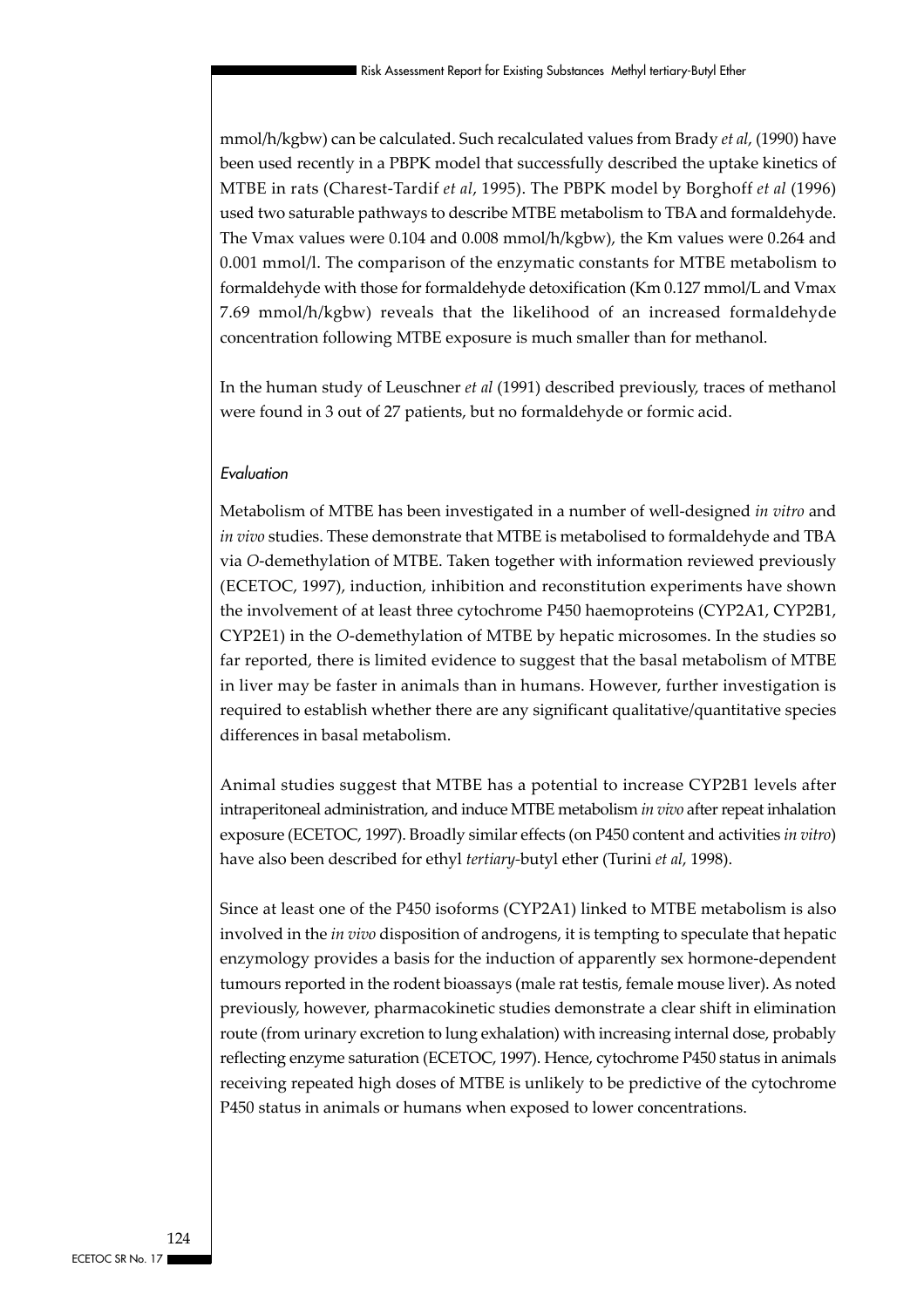mmol/h/kgbw) can be calculated. Such recalculated values from Brady *et al*, (1990) have been used recently in a PBPK model that successfully described the uptake kinetics of MTBE in rats (Charest-Tardif *et al*, 1995). The PBPK model by Borghoff *et al* (1996) used two saturable pathways to describe MTBE metabolism to TBA and formaldehyde. The Vmax values were 0.104 and 0.008 mmol/h/kgbw), the Km values were 0.264 and 0.001 mmol/l. The comparison of the enzymatic constants for MTBE metabolism to formaldehyde with those for formaldehyde detoxification (Km 0.127 mmol/L and Vmax 7.69 mmol/h/kgbw) reveals that the likelihood of an increased formaldehyde concentration following MTBE exposure is much smaller than for methanol.

In the human study of Leuschner *et al* (1991) described previously, traces of methanol were found in 3 out of 27 patients, but no formaldehyde or formic acid.

*Evaluation*

Metabolism of MTBE has been investigated in a number of well-designed *in vitro* and *in vivo* studies. These demonstrate that MTBE is metabolised to formaldehyde and TBA via *O*-demethylation of MTBE. Taken together with information reviewed previously (ECETOC, 1997), induction, inhibition and reconstitution experiments have shown the involvement of at least three cytochrome P450 haemoproteins (CYP2A1, CYP2B1, CYP2E1) in the *O*-demethylation of MTBE by hepatic microsomes. In the studies so far reported, there is limited evidence to suggest that the basal metabolism of MTBE in liver may be faster in animals than in humans. However, further investigation is required to establish whether there are any significant qualitative/quantitative species differences in basal metabolism.

Animal studies suggest that MTBE has a potential to increase CYP2B1 levels after intraperitoneal administration, and induce MTBE metabolism *in vivo* after repeat inhalation exposure (ECETOC, 1997). Broadly similar effects (on P450 content and activities *in vitro*) have also been described for ethyl *tertiary*-butyl ether (Turini *et al*, 1998).

Since at least one of the P450 isoforms (CYP2A1) linked to MTBE metabolism is also involved in the *in vivo* disposition of androgens, it is tempting to speculate that hepatic enzymology provides a basis for the induction of apparently sex hormone-dependent tumours reported in the rodent bioassays (male rat testis, female mouse liver). As noted previously, however, pharmacokinetic studies demonstrate a clear shift in elimination route (from urinary excretion to lung exhalation) with increasing internal dose, probably reflecting enzyme saturation (ECETOC, 1997). Hence, cytochrome P450 status in animals receiving repeated high doses of MTBE is unlikely to be predictive of the cytochrome P450 status in animals or humans when exposed to lower concentrations.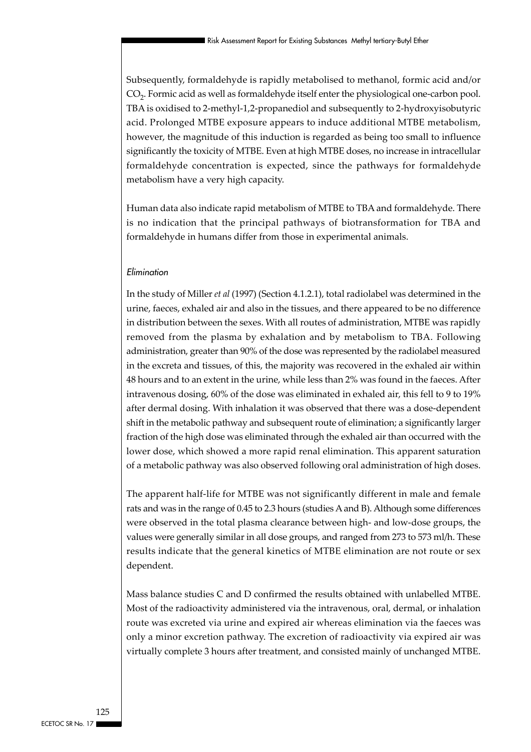Subsequently, formaldehyde is rapidly metabolised to methanol, formic acid and/or $CO_2$. Formic acid as well as formaldehyde itself enter the physiological one-carbon pool. TBA is oxidised to 2-methyl-1,2-propanediol and subsequently to 2-hydroxyisobutyric acid. Prolonged MTBE exposure appears to induce additional MTBE metabolism, however, the magnitude of this induction is regarded as being too small to influence significantly the toxicity of MTBE. Even at high MTBE doses, no increase in intracellular formaldehyde concentration is expected, since the pathways for formaldehyde metabolism have a very high capacity.

Human data also indicate rapid metabolism of MTBE to TBA and formaldehyde. There is no indication that the principal pathways of biotransformation for TBA and formaldehyde in humans differ from those in experimental animals.

*Elimination*

In the study of Miller *et al* (1997) (Section 4.1.2.1), total radiolabel was determined in the urine, faeces, exhaled air and also in the tissues, and there appeared to be no difference in distribution between the sexes. With all routes of administration, MTBE was rapidly removed from the plasma by exhalation and by metabolism to TBA. Following administration, greater than 90% of the dose was represented by the radiolabel measured in the excreta and tissues, of this, the majority was recovered in the exhaled air within 48 hours and to an extent in the urine, while less than 2% was found in the faeces. After intravenous dosing, 60% of the dose was eliminated in exhaled air, this fell to 9 to 19% after dermal dosing. With inhalation it was observed that there was a dose-dependent shift in the metabolic pathway and subsequent route of elimination; a significantly larger fraction of the high dose was eliminated through the exhaled air than occurred with the lower dose, which showed a more rapid renal elimination. This apparent saturation of a metabolic pathway was also observed following oral administration of high doses.

The apparent half-life for MTBE was not significantly different in male and female rats and was in the range of 0.45 to 2.3 hours (studies A and B). Although some differences were observed in the total plasma clearance between high- and low-dose groups, the values were generally similar in all dose groups, and ranged from 273 to 573 ml/h. These results indicate that the general kinetics of MTBE elimination are not route or sex dependent.

Mass balance studies C and D confirmed the results obtained with unlabelled MTBE. Most of the radioactivity administered via the intravenous, oral, dermal, or inhalation route was excreted via urine and expired air whereas elimination via the faeces was only a minor excretion pathway. The excretion of radioactivity via expired air was virtually complete 3 hours after treatment, and consisted mainly of unchanged MTBE.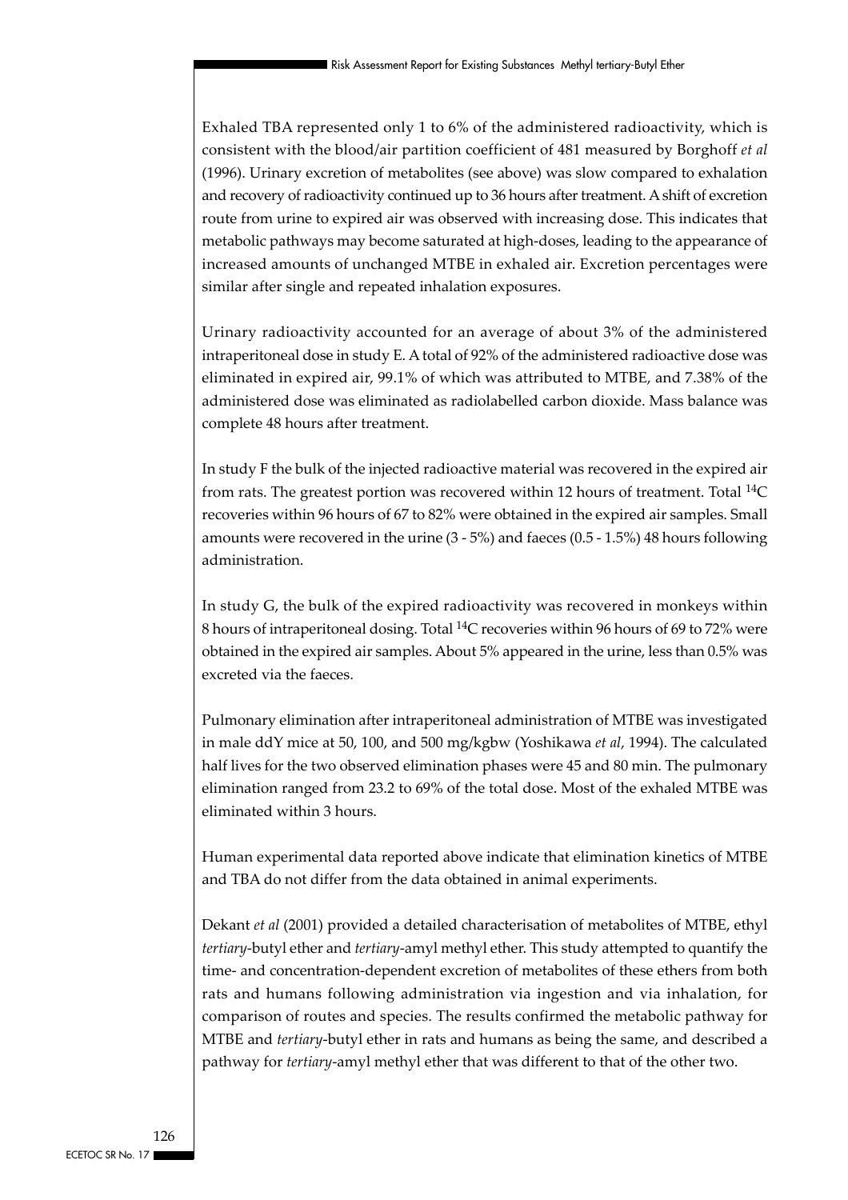Exhaled TBA represented only 1 to 6% of the administered radioactivity, which is consistent with the blood/air partition coefficient of 481 measured by Borghoff *et al* (1996). Urinary excretion of metabolites (see above) was slow compared to exhalation and recovery of radioactivity continued up to 36 hours after treatment. A shift of excretion route from urine to expired air was observed with increasing dose. This indicates that metabolic pathways may become saturated at high-doses, leading to the appearance of increased amounts of unchanged MTBE in exhaled air. Excretion percentages were similar after single and repeated inhalation exposures.

Urinary radioactivity accounted for an average of about 3% of the administered intraperitoneal dose in study E. A total of 92% of the administered radioactive dose was eliminated in expired air, 99.1% of which was attributed to MTBE, and 7.38% of the administered dose was eliminated as radiolabelled carbon dioxide. Mass balance was complete 48 hours after treatment.

In study F the bulk of the injected radioactive material was recovered in the expired air from rats. The greatest portion was recovered within 12 hours of treatment. Total $^{14}C$ recoveries within 96 hours of 67 to 82% were obtained in the expired air samples. Small amounts were recovered in the urine (3 - 5%) and faeces (0.5 - 1.5%) 48 hours following administration.

In study G, the bulk of the expired radioactivity was recovered in monkeys within 8 hours of intraperitoneal dosing. Total $^{14}C$ recoveries within 96 hours of 69 to 72% were obtained in the expired air samples. About 5% appeared in the urine, less than 0.5% was excreted via the faeces.

Pulmonary elimination after intraperitoneal administration of MTBE was investigated in male ddY mice at 50, 100, and 500 mg/kgbw (Yoshikawa *et al*, 1994). The calculated half lives for the two observed elimination phases were 45 and 80 min. The pulmonary elimination ranged from 23.2 to 69% of the total dose. Most of the exhaled MTBE was eliminated within 3 hours.

Human experimental data reported above indicate that elimination kinetics of MTBE and TBA do not differ from the data obtained in animal experiments.

Dekant *et al* (2001) provided a detailed characterisation of metabolites of MTBE, ethyl *tertiary*-butyl ether and *tertiary*-amyl methyl ether. This study attempted to quantify the time- and concentration-dependent excretion of metabolites of these ethers from both rats and humans following administration via ingestion and via inhalation, for comparison of routes and species. The results confirmed the metabolic pathway for MTBE and *tertiary*-butyl ether in rats and humans as being the same, and described a pathway for *tertiary*-amyl methyl ether that was different to that of the other two.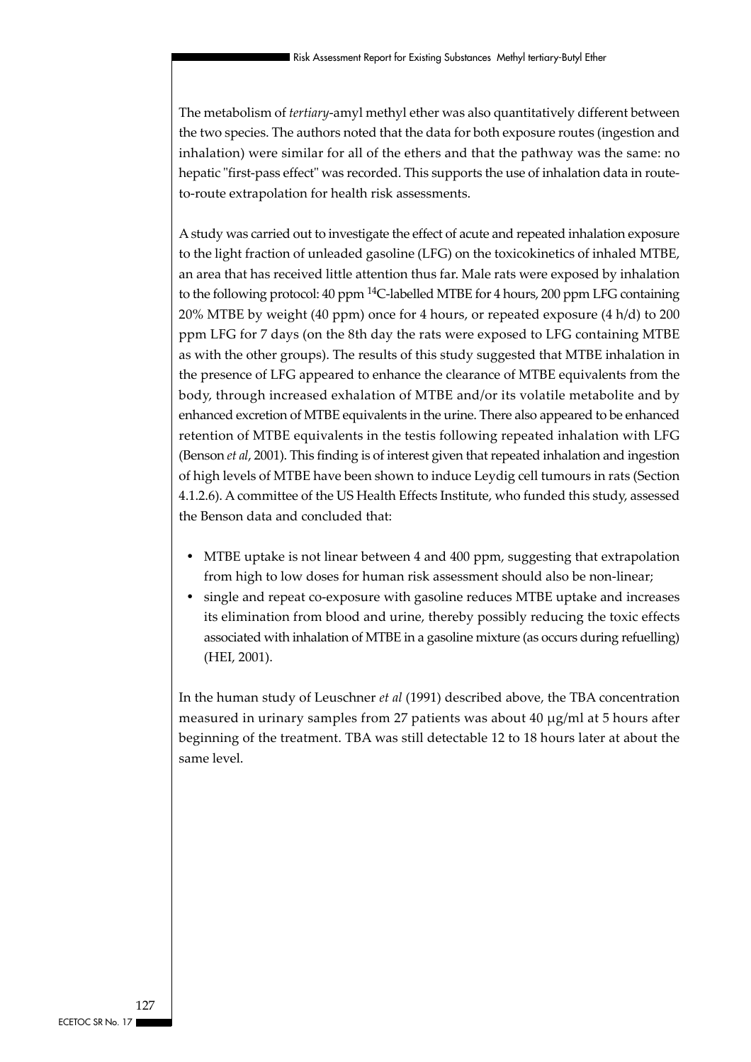The metabolism of *tertiary*-amyl methyl ether was also quantitatively different between the two species. The authors noted that the data for both exposure routes (ingestion and inhalation) were similar for all of the ethers and that the pathway was the same: no hepatic "first-pass effect" was recorded. This supports the use of inhalation data in route-to-route extrapolation for health risk assessments.

A study was carried out to investigate the effect of acute and repeated inhalation exposure to the light fraction of unleaded gasoline (LFG) on the toxicokinetics of inhaled MTBE, an area that has received little attention thus far. Male rats were exposed by inhalation to the following protocol: 40 ppm $^{14}C$-labelled MTBE for 4 hours, 200 ppm LFG containing 20% MTBE by weight (40 ppm) once for 4 hours, or repeated exposure (4 h/d) to 200 ppm LFG for 7 days (on the 8th day the rats were exposed to LFG containing MTBE as with the other groups). The results of this study suggested that MTBE inhalation in the presence of LFG appeared to enhance the clearance of MTBE equivalents from the body, through increased exhalation of MTBE and/or its volatile metabolite and by enhanced excretion of MTBE equivalents in the urine. There also appeared to be enhanced retention of MTBE equivalents in the testis following repeated inhalation with LFG (Benson *et al*, 2001). This finding is of interest given that repeated inhalation and ingestion of high levels of MTBE have been shown to induce Leydig cell tumours in rats (Section 4.1.2.6). A committee of the US Health Effects Institute, who funded this study, assessed the Benson data and concluded that:

- MTBE uptake is not linear between 4 and 400 ppm, suggesting that extrapolation from high to low doses for human risk assessment should also be non-linear;
- single and repeat co-exposure with gasoline reduces MTBE uptake and increases its elimination from blood and urine, thereby possibly reducing the toxic effects associated with inhalation of MTBE in a gasoline mixture (as occurs during refuelling) (HEI, 2001).

In the human study of Leuschner *et al* (1991) described above, the TBA concentration measured in urinary samples from 27 patients was about 40 µg/ml at 5 hours after beginning of the treatment. TBA was still detectable 12 to 18 hours later at about the same level.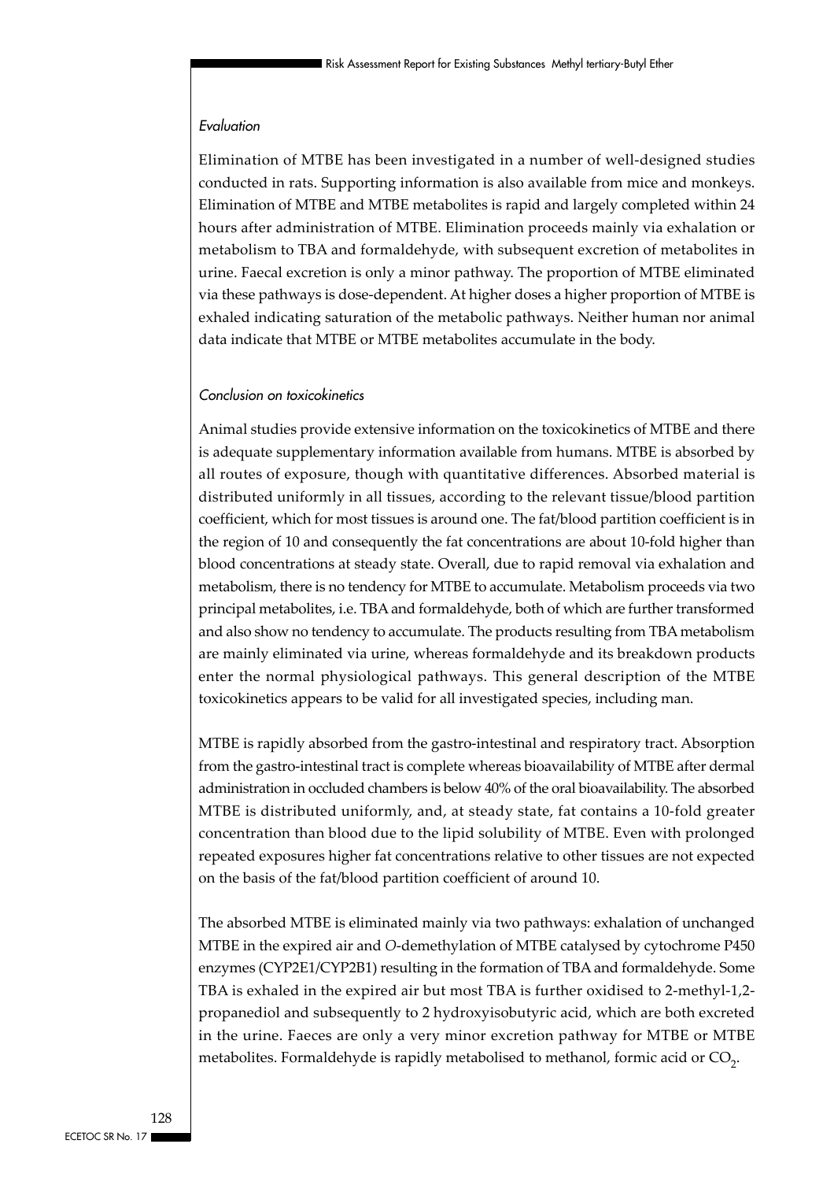*Evaluation*

Elimination of MTBE has been investigated in a number of well-designed studies conducted in rats. Supporting information is also available from mice and monkeys. Elimination of MTBE and MTBE metabolites is rapid and largely completed within 24 hours after administration of MTBE. Elimination proceeds mainly via exhalation or metabolism to TBA and formaldehyde, with subsequent excretion of metabolites in urine. Faecal excretion is only a minor pathway. The proportion of MTBE eliminated via these pathways is dose-dependent. At higher doses a higher proportion of MTBE is exhaled indicating saturation of the metabolic pathways. Neither human nor animal data indicate that MTBE or MTBE metabolites accumulate in the body.

*Conclusion on toxicokinetics*

Animal studies provide extensive information on the toxicokinetics of MTBE and there is adequate supplementary information available from humans. MTBE is absorbed by all routes of exposure, though with quantitative differences. Absorbed material is distributed uniformly in all tissues, according to the relevant tissue/blood partition coefficient, which for most tissues is around one. The fat/blood partition coefficient is in the region of 10 and consequently the fat concentrations are about 10-fold higher than blood concentrations at steady state. Overall, due to rapid removal via exhalation and metabolism, there is no tendency for MTBE to accumulate. Metabolism proceeds via two principal metabolites, i.e. TBA and formaldehyde, both of which are further transformed and also show no tendency to accumulate. The products resulting from TBA metabolism are mainly eliminated via urine, whereas formaldehyde and its breakdown products enter the normal physiological pathways. This general description of the MTBE toxicokinetics appears to be valid for all investigated species, including man.

MTBE is rapidly absorbed from the gastro-intestinal and respiratory tract. Absorption from the gastro-intestinal tract is complete whereas bioavailability of MTBE after dermal administration in occluded chambers is below 40% of the oral bioavailability. The absorbed MTBE is distributed uniformly, and, at steady state, fat contains a 10-fold greater concentration than blood due to the lipid solubility of MTBE. Even with prolonged repeated exposures higher fat concentrations relative to other tissues are not expected on the basis of the fat/blood partition coefficient of around 10.

The absorbed MTBE is eliminated mainly via two pathways: exhalation of unchanged MTBE in the expired air and *O*-demethylation of MTBE catalysed by cytochrome P450 enzymes (CYP2E1/CYP2B1) resulting in the formation of TBA and formaldehyde. Some TBA is exhaled in the expired air but most TBA is further oxidised to 2-methyl-1,2-propanediol and subsequently to 2 hydroxyisobutyric acid, which are both excreted in the urine. Faeces are only a very minor excretion pathway for MTBE or MTBE metabolites. Formaldehyde is rapidly metabolised to methanol, formic acid or $CO_2$.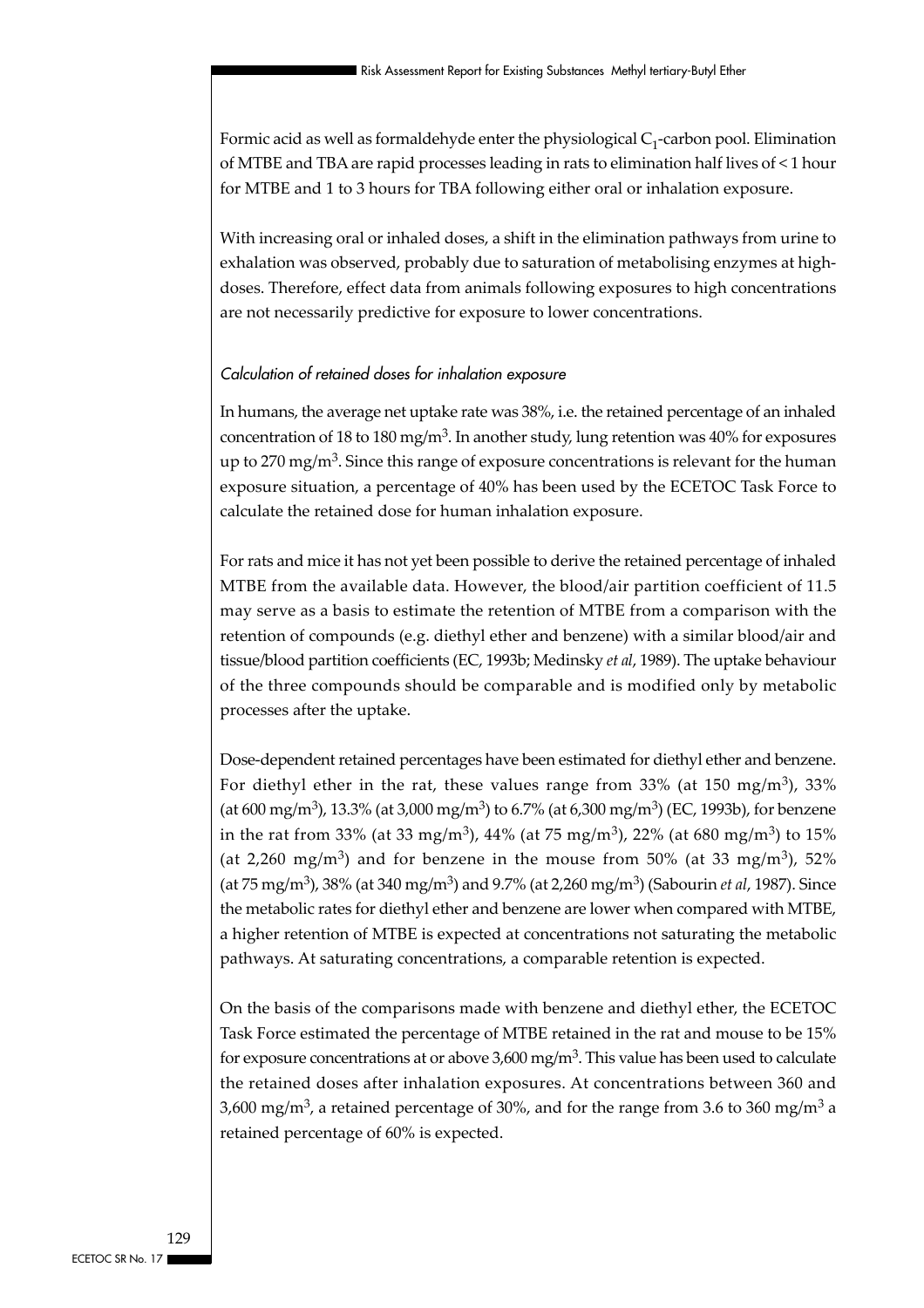Formic acid as well as formaldehyde enter the physiological $C_1$-carbon pool. Elimination of MTBE and TBA are rapid processes leading in rats to elimination half lives of < 1 hour for MTBE and 1 to 3 hours for TBA following either oral or inhalation exposure.

With increasing oral or inhaled doses, a shift in the elimination pathways from urine to exhalation was observed, probably due to saturation of metabolising enzymes at high-doses. Therefore, effect data from animals following exposures to high concentrations are not necessarily predictive for exposure to lower concentrations.

*Calculation of retained doses for inhalation exposure*

In humans, the average net uptake rate was 38%, i.e. the retained percentage of an inhaled concentration of 18 to 180 $mg/m^3$. In another study, lung retention was 40% for exposures up to 270 $mg/m^3$. Since this range of exposure concentrations is relevant for the human exposure situation, a percentage of 40% has been used by the ECETOC Task Force to calculate the retained dose for human inhalation exposure.

For rats and mice it has not yet been possible to derive the retained percentage of inhaled MTBE from the available data. However, the blood/air partition coefficient of 11.5 may serve as a basis to estimate the retention of MTBE from a comparison with the retention of compounds (e.g. diethyl ether and benzene) with a similar blood/air and tissue/blood partition coefficients (EC, 1993b; Medinsky *et al*, 1989). The uptake behaviour of the three compounds should be comparable and is modified only by metabolic processes after the uptake.

Dose-dependent retained percentages have been estimated for diethyl ether and benzene. For diethyl ether in the rat, these values range from 33% (at 150 $mg/m^3$), 33% (at 600 $mg/m^3$), 13.3% (at 3,000 $mg/m^3$) to 6.7% (at 6,300 $mg/m^3$) (EC, 1993b), for benzene in the rat from 33% (at 33 $mg/m^3$), 44% (at 75 $mg/m^3$), 22% (at 680 $mg/m^3$) to 15% (at 2,260 $mg/m^3$) and for benzene in the mouse from 50% (at 33 $mg/m^3$), 52% (at 75 $mg/m^3$), 38% (at 340 $mg/m^3$) and 9.7% (at 2,260 $mg/m^3$) (Sabourin *et al*, 1987). Since the metabolic rates for diethyl ether and benzene are lower when compared with MTBE, a higher retention of MTBE is expected at concentrations not saturating the metabolic pathways. At saturating concentrations, a comparable retention is expected.

On the basis of the comparisons made with benzene and diethyl ether, the ECETOC Task Force estimated the percentage of MTBE retained in the rat and mouse to be 15% for exposure concentrations at or above 3,600 $mg/m^3$. This value has been used to calculate the retained doses after inhalation exposures. At concentrations between 360 and 3,600 $mg/m^3$, a retained percentage of 30%, and for the range from 3.6 to 360 $mg/m^3$ a retained percentage of 60% is expected.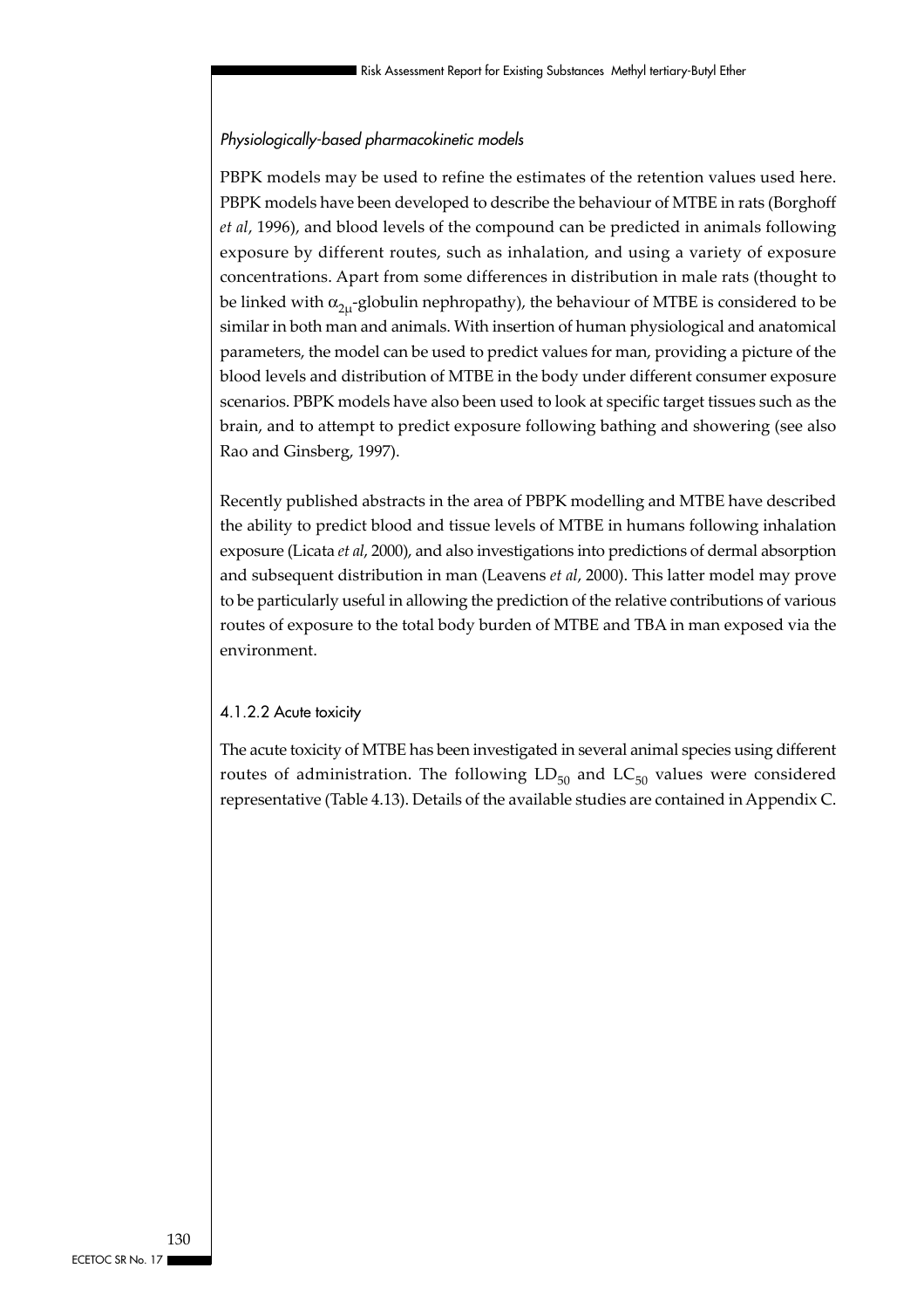*Physiologically-based pharmacokinetic models*

PBPK models may be used to refine the estimates of the retention values used here. PBPK models have been developed to describe the behaviour of MTBE in rats (Borghoff *et al*, 1996), and blood levels of the compound can be predicted in animals following exposure by different routes, such as inhalation, and using a variety of exposure concentrations. Apart from some differences in distribution in male rats (thought to be linked with $\alpha_{2\mu}$-globulin nephropathy), the behaviour of MTBE is considered to be similar in both man and animals. With insertion of human physiological and anatomical parameters, the model can be used to predict values for man, providing a picture of the blood levels and distribution of MTBE in the body under different consumer exposure scenarios. PBPK models have also been used to look at specific target tissues such as the brain, and to attempt to predict exposure following bathing and showering (see also Rao and Ginsberg, 1997).

Recently published abstracts in the area of PBPK modelling and MTBE have described the ability to predict blood and tissue levels of MTBE in humans following inhalation exposure (Licata *et al*, 2000), and also investigations into predictions of dermal absorption and subsequent distribution in man (Leavens *et al*, 2000). This latter model may prove to be particularly useful in allowing the prediction of the relative contributions of various routes of exposure to the total body burden of MTBE and TBA in man exposed via the environment.

#### 4.1.2.2 Acute toxicity

The acute toxicity of MTBE has been investigated in several animal species using different routes of administration. The following $LD_{50}$ and $LC_{50}$ values were considered representative (Table 4.13). Details of the available studies are contained in Appendix C.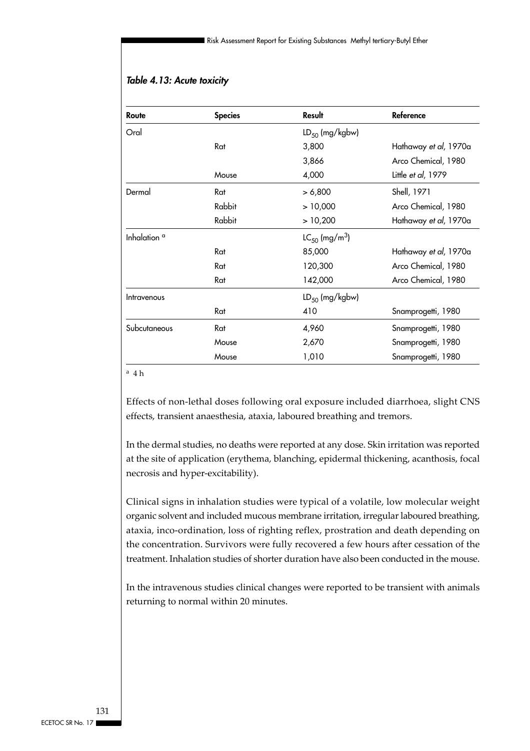*Table 4.13: Acute toxicity*

| Route | Species | Result | Reference |
|---|---|---|---|
| Oral | | $LD_{50}$ (mg/kgbw) | |
| | Rat | 3,800 | Hathaway *et al*, 1970a |
| | | 3,866 | Arco Chemical, 1980 |
| | Mouse | 4,000 | Little *et al*, 1979 |
| Dermal | Rat | > 6,800 | Shell, 1971 |
| | Rabbit | > 10,000 | Arco Chemical, 1980 |
| | Rabbit | > 10,200 | Hathaway *et al*, 1970a |
| Inhalation [a] | | $LC_{50}$ (mg/m$^3$) | |
| | Rat | 85,000 | Hathaway *et al*, 1970a |
| | Rat | 120,300 | Arco Chemical, 1980 |
| | Rat | 142,000 | Arco Chemical, 1980 |
| Intravenous | | $LD_{50}$ (mg/kgbw) | |
| | Rat | 410 | Snamprogetti, 1980 |
| Subcutaneous | Rat | 4,960 | Snamprogetti, 1980 |
| | Mouse | 2,670 | Snamprogetti, 1980 |
| | Mouse | 1,010 | Snamprogetti, 1980 |

[a] 4 h

Effects of non-lethal doses following oral exposure included diarrhoea, slight CNS effects, transient anaesthesia, ataxia, laboured breathing and tremors.

In the dermal studies, no deaths were reported at any dose. Skin irritation was reported at the site of application (erythema, blanching, epidermal thickening, acanthosis, focal necrosis and hyper-excitability).

Clinical signs in inhalation studies were typical of a volatile, low molecular weight organic solvent and included mucous membrane irritation, irregular laboured breathing, ataxia, inco-ordination, loss of righting reflex, prostration and death depending on the concentration. Survivors were fully recovered a few hours after cessation of the treatment. Inhalation studies of shorter duration have also been conducted in the mouse.

In the intravenous studies clinical changes were reported to be transient with animals returning to normal within 20 minutes.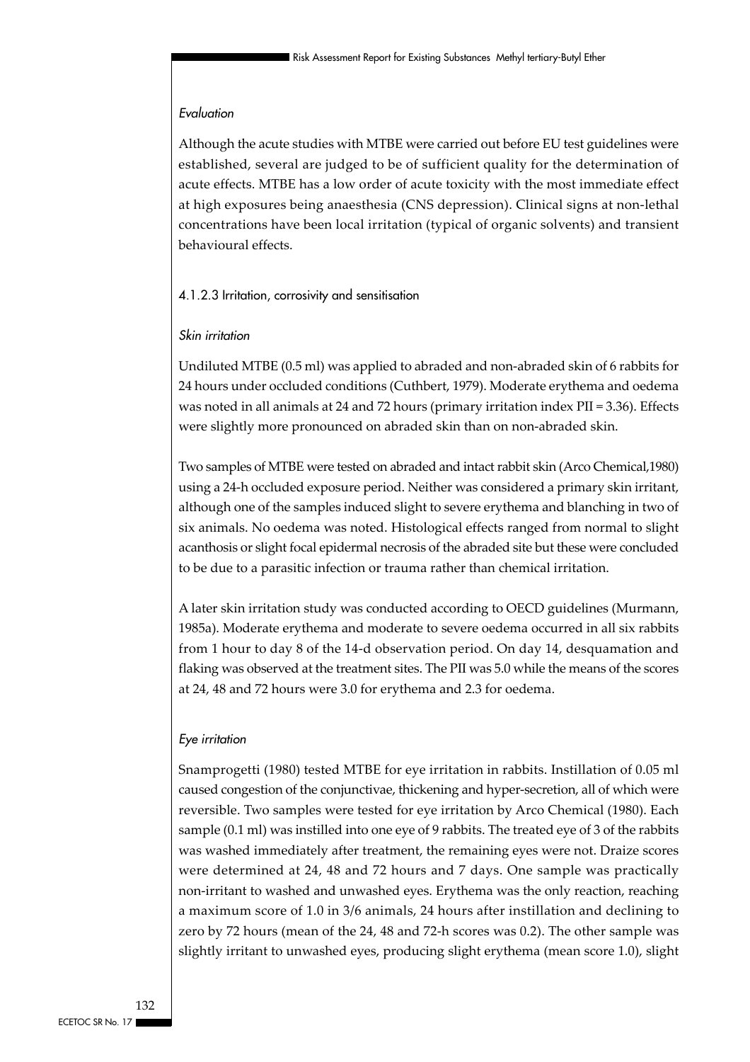*Evaluation*

Although the acute studies with MTBE were carried out before EU test guidelines were established, several are judged to be of sufficient quality for the determination of acute effects. MTBE has a low order of acute toxicity with the most immediate effect at high exposures being anaesthesia (CNS depression). Clinical signs at non-lethal concentrations have been local irritation (typical of organic solvents) and transient behavioural effects.

### 4.1.2.3 Irritation, corrosivity and sensitisation

*Skin irritation*

Undiluted MTBE (0.5 ml) was applied to abraded and non-abraded skin of 6 rabbits for 24 hours under occluded conditions (Cuthbert, 1979). Moderate erythema and oedema was noted in all animals at 24 and 72 hours (primary irritation index PII = 3.36). Effects were slightly more pronounced on abraded skin than on non-abraded skin.

Two samples of MTBE were tested on abraded and intact rabbit skin (Arco Chemical,1980) using a 24-h occluded exposure period. Neither was considered a primary skin irritant, although one of the samples induced slight to severe erythema and blanching in two of six animals. No oedema was noted. Histological effects ranged from normal to slight acanthosis or slight focal epidermal necrosis of the abraded site but these were concluded to be due to a parasitic infection or trauma rather than chemical irritation.

A later skin irritation study was conducted according to OECD guidelines (Murmann, 1985a). Moderate erythema and moderate to severe oedema occurred in all six rabbits from 1 hour to day 8 of the 14-d observation period. On day 14, desquamation and flaking was observed at the treatment sites. The PII was 5.0 while the means of the scores at 24, 48 and 72 hours were 3.0 for erythema and 2.3 for oedema.

*Eye irritation*

Snamprogetti (1980) tested MTBE for eye irritation in rabbits. Instillation of 0.05 ml caused congestion of the conjunctivae, thickening and hyper-secretion, all of which were reversible. Two samples were tested for eye irritation by Arco Chemical (1980). Each sample (0.1 ml) was instilled into one eye of 9 rabbits. The treated eye of 3 of the rabbits was washed immediately after treatment, the remaining eyes were not. Draize scores were determined at 24, 48 and 72 hours and 7 days. One sample was practically non-irritant to washed and unwashed eyes. Erythema was the only reaction, reaching a maximum score of 1.0 in 3/6 animals, 24 hours after instillation and declining to zero by 72 hours (mean of the 24, 48 and 72-h scores was 0.2). The other sample was slightly irritant to unwashed eyes, producing slight erythema (mean score 1.0), slight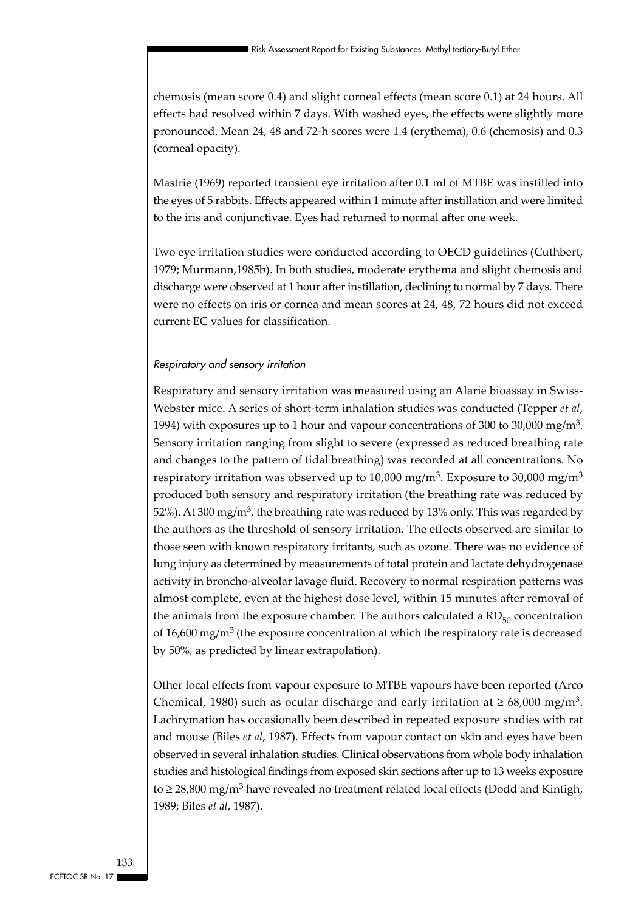chemosis (mean score 0.4) and slight corneal effects (mean score 0.1) at 24 hours. All effects had resolved within 7 days. With washed eyes, the effects were slightly more pronounced. Mean 24, 48 and 72-h scores were 1.4 (erythema), 0.6 (chemosis) and 0.3 (corneal opacity).

Mastrie (1969) reported transient eye irritation after 0.1 ml of MTBE was instilled into the eyes of 5 rabbits. Effects appeared within 1 minute after instillation and were limited to the iris and conjunctivae. Eyes had returned to normal after one week.

Two eye irritation studies were conducted according to OECD guidelines (Cuthbert, 1979; Murmann,1985b). In both studies, moderate erythema and slight chemosis and discharge were observed at 1 hour after instillation, declining to normal by 7 days. There were no effects on iris or cornea and mean scores at 24, 48, 72 hours did not exceed current EC values for classification.

*Respiratory and sensory irritation*

Respiratory and sensory irritation was measured using an Alarie bioassay in Swiss-Webster mice. A series of short-term inhalation studies was conducted (Tepper *et al*, 1994) with exposures up to 1 hour and vapour concentrations of 300 to 30,000 mg/m$^3$. Sensory irritation ranging from slight to severe (expressed as reduced breathing rate and changes to the pattern of tidal breathing) was recorded at all concentrations. No respiratory irritation was observed up to 10,000 mg/m$^3$. Exposure to 30,000 mg/m$^3$ produced both sensory and respiratory irritation (the breathing rate was reduced by 52%). At 300 mg/m$^3$, the breathing rate was reduced by 13% only. This was regarded by the authors as the threshold of sensory irritation. The effects observed are similar to those seen with known respiratory irritants, such as ozone. There was no evidence of lung injury as determined by measurements of total protein and lactate dehydrogenase activity in broncho-alveolar lavage fluid. Recovery to normal respiration patterns was almost complete, even at the highest dose level, within 15 minutes after removal of the animals from the exposure chamber. The authors calculated a $RD_{50}$ concentration of 16,600 mg/m$^3$ (the exposure concentration at which the respiratory rate is decreased by 50%, as predicted by linear extrapolation).

Other local effects from vapour exposure to MTBE vapours have been reported (Arco Chemical, 1980) such as ocular discharge and early irritation at $\geq$ 68,000 mg/m$^3$. Lachrymation has occasionally been described in repeated exposure studies with rat and mouse (Biles *et al*, 1987). Effects from vapour contact on skin and eyes have been observed in several inhalation studies. Clinical observations from whole body inhalation studies and histological findings from exposed skin sections after up to 13 weeks exposure to $\geq$ 28,800 mg/m$^3$ have revealed no treatment related local effects (Dodd and Kintigh, 1989; Biles *et al*, 1987).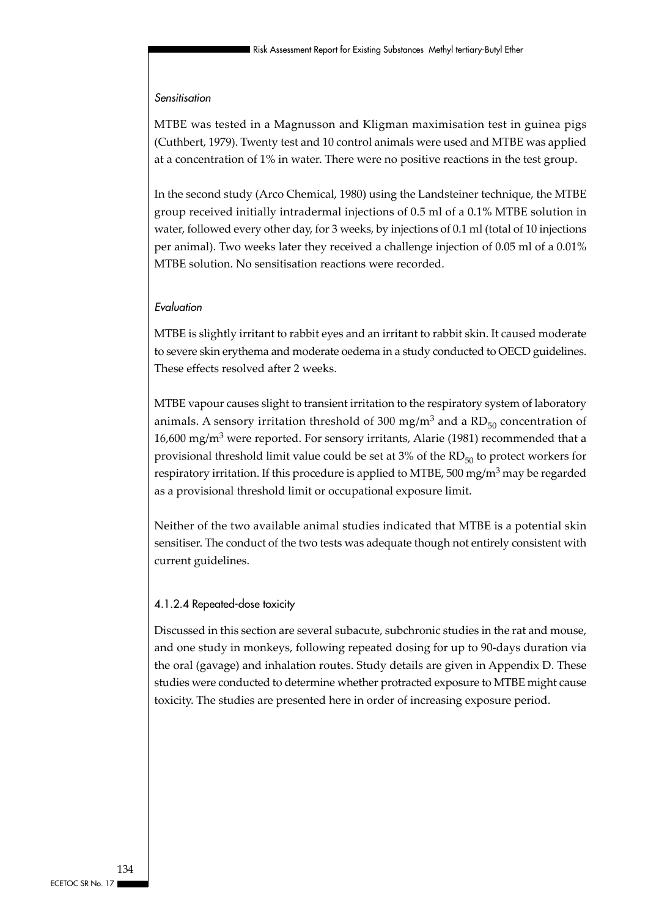*Sensitisation*

MTBE was tested in a Magnusson and Kligman maximisation test in guinea pigs (Cuthbert, 1979). Twenty test and 10 control animals were used and MTBE was applied at a concentration of 1% in water. There were no positive reactions in the test group.

In the second study (Arco Chemical, 1980) using the Landsteiner technique, the MTBE group received initially intradermal injections of 0.5 ml of a 0.1% MTBE solution in water, followed every other day, for 3 weeks, by injections of 0.1 ml (total of 10 injections per animal). Two weeks later they received a challenge injection of 0.05 ml of a 0.01% MTBE solution. No sensitisation reactions were recorded.

*Evaluation*

MTBE is slightly irritant to rabbit eyes and an irritant to rabbit skin. It caused moderate to severe skin erythema and moderate oedema in a study conducted to OECD guidelines. These effects resolved after 2 weeks.

MTBE vapour causes slight to transient irritation to the respiratory system of laboratory animals. A sensory irritation threshold of 300 $mg/m^3$ and a $RD_{50}$ concentration of 16,600 $mg/m^3$ were reported. For sensory irritants, Alarie (1981) recommended that a provisional threshold limit value could be set at 3% of the $RD_{50}$ to protect workers for respiratory irritation. If this procedure is applied to MTBE, 500 $mg/m^3$ may be regarded as a provisional threshold limit or occupational exposure limit.

Neither of the two available animal studies indicated that MTBE is a potential skin sensitiser. The conduct of the two tests was adequate though not entirely consistent with current guidelines.

#### 4.1.2.4 Repeated-dose toxicity

Discussed in this section are several subacute, subchronic studies in the rat and mouse, and one study in monkeys, following repeated dosing for up to 90-days duration via the oral (gavage) and inhalation routes. Study details are given in Appendix D. These studies were conducted to determine whether protracted exposure to MTBE might cause toxicity. The studies are presented here in order of increasing exposure period.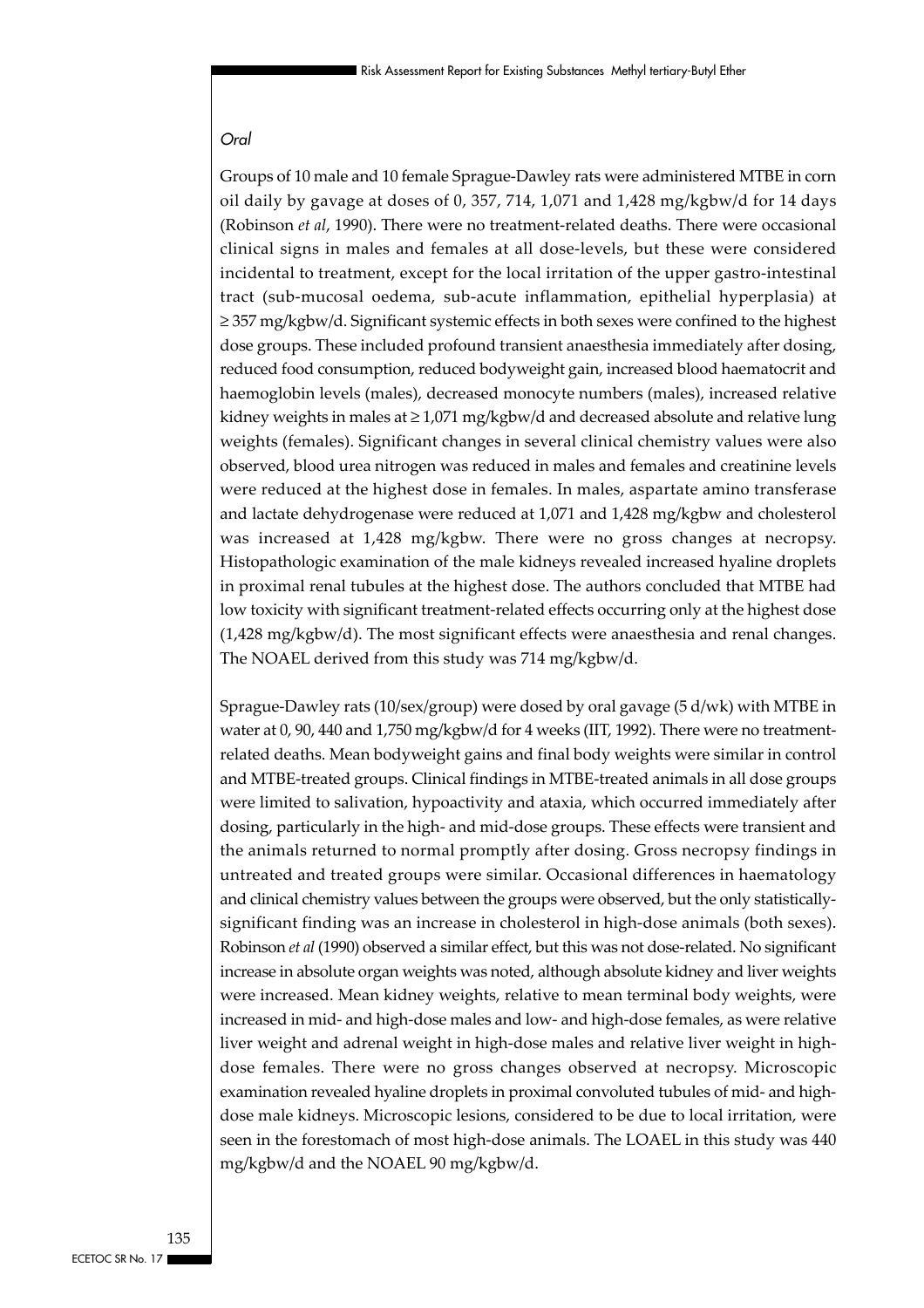*Oral*

Groups of 10 male and 10 female Sprague-Dawley rats were administered MTBE in corn oil daily by gavage at doses of 0, 357, 714, 1,071 and 1,428 mg/kgbw/d for 14 days (Robinson *et al*, 1990). There were no treatment-related deaths. There were occasional clinical signs in males and females at all dose-levels, but these were considered incidental to treatment, except for the local irritation of the upper gastro-intestinal tract (sub-mucosal oedema, sub-acute inflammation, epithelial hyperplasia) at ≥ 357 mg/kgbw/d. Significant systemic effects in both sexes were confined to the highest dose groups. These included profound transient anaesthesia immediately after dosing, reduced food consumption, reduced bodyweight gain, increased blood haematocrit and haemoglobin levels (males), decreased monocyte numbers (males), increased relative kidney weights in males at ≥ 1,071 mg/kgbw/d and decreased absolute and relative lung weights (females). Significant changes in several clinical chemistry values were also observed, blood urea nitrogen was reduced in males and females and creatinine levels were reduced at the highest dose in females. In males, aspartate amino transferase and lactate dehydrogenase were reduced at 1,071 and 1,428 mg/kgbw and cholesterol was increased at 1,428 mg/kgbw. There were no gross changes at necropsy. Histopathologic examination of the male kidneys revealed increased hyaline droplets in proximal renal tubules at the highest dose. The authors concluded that MTBE had low toxicity with significant treatment-related effects occurring only at the highest dose (1,428 mg/kgbw/d). The most significant effects were anaesthesia and renal changes. The NOAEL derived from this study was 714 mg/kgbw/d.

Sprague-Dawley rats (10/sex/group) were dosed by oral gavage (5 d/wk) with MTBE in water at 0, 90, 440 and 1,750 mg/kgbw/d for 4 weeks (IIT, 1992). There were no treatment-related deaths. Mean bodyweight gains and final body weights were similar in control and MTBE-treated groups. Clinical findings in MTBE-treated animals in all dose groups were limited to salivation, hypoactivity and ataxia, which occurred immediately after dosing, particularly in the high- and mid-dose groups. These effects were transient and the animals returned to normal promptly after dosing. Gross necropsy findings in untreated and treated groups were similar. Occasional differences in haematology and clinical chemistry values between the groups were observed, but the only statistically-significant finding was an increase in cholesterol in high-dose animals (both sexes). Robinson *et al* (1990) observed a similar effect, but this was not dose-related. No significant increase in absolute organ weights was noted, although absolute kidney and liver weights were increased. Mean kidney weights, relative to mean terminal body weights, were increased in mid- and high-dose males and low- and high-dose females, as were relative liver weight and adrenal weight in high-dose males and relative liver weight in high-dose females. There were no gross changes observed at necropsy. Microscopic examination revealed hyaline droplets in proximal convoluted tubules of mid- and high-dose male kidneys. Microscopic lesions, considered to be due to local irritation, were seen in the forestomach of most high-dose animals. The LOAEL in this study was 440 mg/kgbw/d and the NOAEL 90 mg/kgbw/d.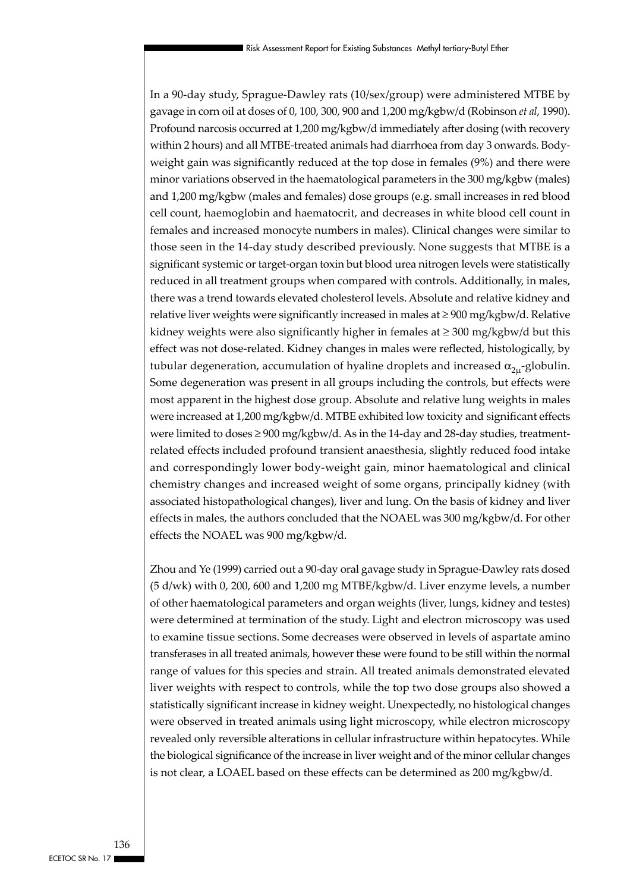In a 90-day study, Sprague-Dawley rats (10/sex/group) were administered MTBE by gavage in corn oil at doses of 0, 100, 300, 900 and 1,200 mg/kgbw/d (Robinson *et al*, 1990). Profound narcosis occurred at 1,200 mg/kgbw/d immediately after dosing (with recovery within 2 hours) and all MTBE-treated animals had diarrhoea from day 3 onwards. Body-weight gain was significantly reduced at the top dose in females (9%) and there were minor variations observed in the haematological parameters in the 300 mg/kgbw (males) and 1,200 mg/kgbw (males and females) dose groups (e.g. small increases in red blood cell count, haemoglobin and haematocrit, and decreases in white blood cell count in females and increased monocyte numbers in males). Clinical changes were similar to those seen in the 14-day study described previously. None suggests that MTBE is a significant systemic or target-organ toxin but blood urea nitrogen levels were statistically reduced in all treatment groups when compared with controls. Additionally, in males, there was a trend towards elevated cholesterol levels. Absolute and relative kidney and relative liver weights were significantly increased in males at ≥ 900 mg/kgbw/d. Relative kidney weights were also significantly higher in females at ≥ 300 mg/kgbw/d but this effect was not dose-related. Kidney changes in males were reflected, histologically, by tubular degeneration, accumulation of hyaline droplets and increased $\alpha_{2\mu}$-globulin. Some degeneration was present in all groups including the controls, but effects were most apparent in the highest dose group. Absolute and relative lung weights in males were increased at 1,200 mg/kgbw/d. MTBE exhibited low toxicity and significant effects were limited to doses ≥ 900 mg/kgbw/d. As in the 14-day and 28-day studies, treatment-related effects included profound transient anaesthesia, slightly reduced food intake and correspondingly lower body-weight gain, minor haematological and clinical chemistry changes and increased weight of some organs, principally kidney (with associated histopathological changes), liver and lung. On the basis of kidney and liver effects in males, the authors concluded that the NOAEL was 300 mg/kgbw/d. For other effects the NOAEL was 900 mg/kgbw/d.

Zhou and Ye (1999) carried out a 90-day oral gavage study in Sprague-Dawley rats dosed (5 d/wk) with 0, 200, 600 and 1,200 mg MTBE/kgbw/d. Liver enzyme levels, a number of other haematological parameters and organ weights (liver, lungs, kidney and testes) were determined at termination of the study. Light and electron microscopy was used to examine tissue sections. Some decreases were observed in levels of aspartate amino transferases in all treated animals, however these were found to be still within the normal range of values for this species and strain. All treated animals demonstrated elevated liver weights with respect to controls, while the top two dose groups also showed a statistically significant increase in kidney weight. Unexpectedly, no histological changes were observed in treated animals using light microscopy, while electron microscopy revealed only reversible alterations in cellular infrastructure within hepatocytes. While the biological significance of the increase in liver weight and of the minor cellular changes is not clear, a LOAEL based on these effects can be determined as 200 mg/kgbw/d.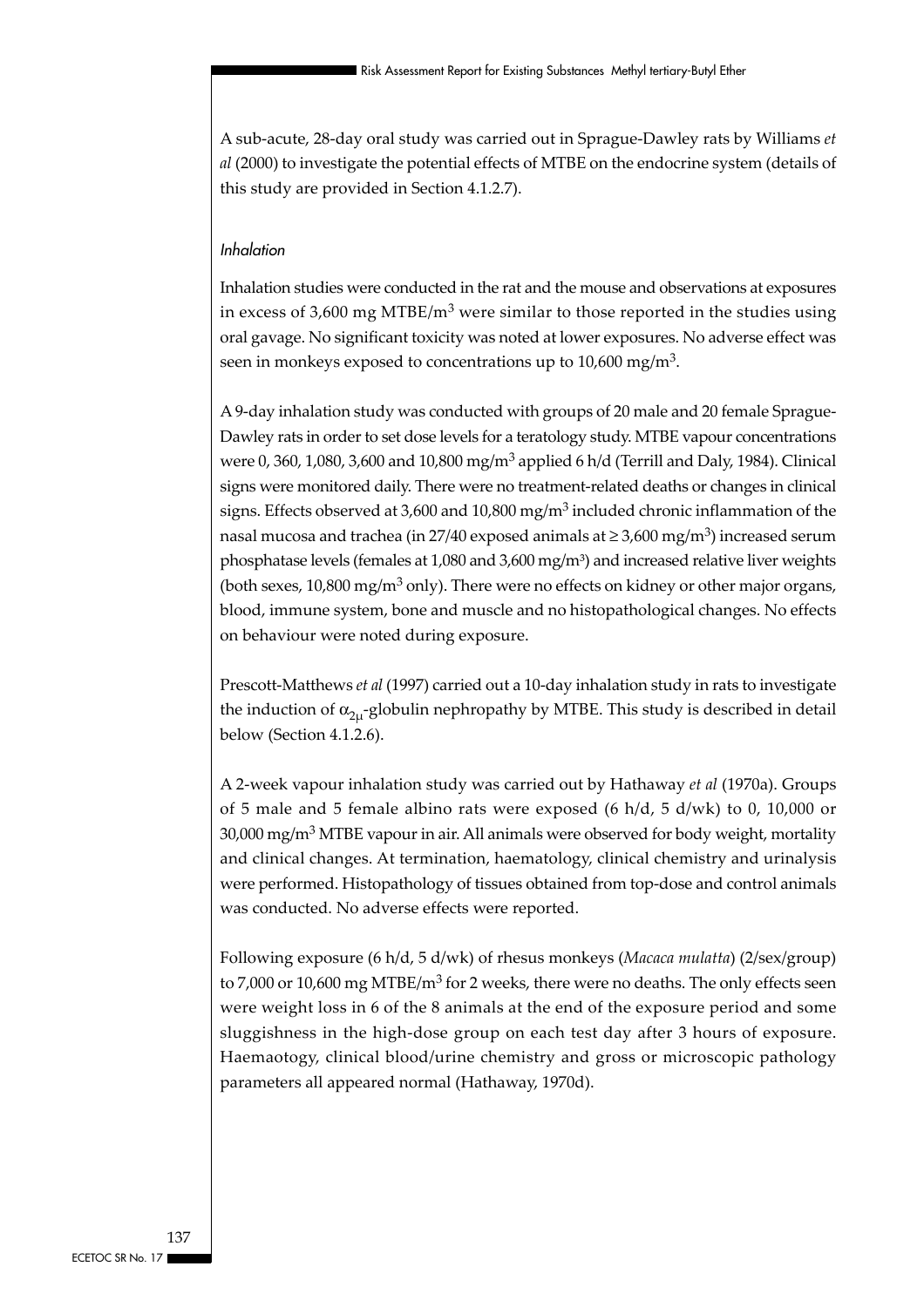A sub-acute, 28-day oral study was carried out in Sprague-Dawley rats by Williams *et al* (2000) to investigate the potential effects of MTBE on the endocrine system (details of this study are provided in Section 4.1.2.7).

*Inhalation*

Inhalation studies were conducted in the rat and the mouse and observations at exposures in excess of 3,600 mg MTBE/m$^3$ were similar to those reported in the studies using oral gavage. No significant toxicity was noted at lower exposures. No adverse effect was seen in monkeys exposed to concentrations up to 10,600 mg/m$^3$.

A 9-day inhalation study was conducted with groups of 20 male and 20 female Sprague-Dawley rats in order to set dose levels for a teratology study. MTBE vapour concentrations were 0, 360, 1,080, 3,600 and 10,800 mg/m$^3$ applied 6 h/d (Terrill and Daly, 1984). Clinical signs were monitored daily. There were no treatment-related deaths or changes in clinical signs. Effects observed at 3,600 and 10,800 mg/m$^3$ included chronic inflammation of the nasal mucosa and trachea (in 27/40 exposed animals at ≥ 3,600 mg/m$^3$) increased serum phosphatase levels (females at 1,080 and 3,600 mg/m$^3$) and increased relative liver weights (both sexes, 10,800 mg/m$^3$ only). There were no effects on kidney or other major organs, blood, immune system, bone and muscle and no histopathological changes. No effects on behaviour were noted during exposure.

Prescott-Matthews *et al* (1997) carried out a 10-day inhalation study in rats to investigate the induction of $\alpha_{2\mu}$-globulin nephropathy by MTBE. This study is described in detail below (Section 4.1.2.6).

A 2-week vapour inhalation study was carried out by Hathaway *et al* (1970a). Groups of 5 male and 5 female albino rats were exposed (6 h/d, 5 d/wk) to 0, 10,000 or 30,000 mg/m$^3$ MTBE vapour in air. All animals were observed for body weight, mortality and clinical changes. At termination, haematology, clinical chemistry and urinalysis were performed. Histopathology of tissues obtained from top-dose and control animals was conducted. No adverse effects were reported.

Following exposure (6 h/d, 5 d/wk) of rhesus monkeys (*Macaca mulatta*) (2/sex/group) to 7,000 or 10,600 mg MTBE/m$^3$ for 2 weeks, there were no deaths. The only effects seen were weight loss in 6 of the 8 animals at the end of the exposure period and some sluggishness in the high-dose group on each test day after 3 hours of exposure. Haemaotogy, clinical blood/urine chemistry and gross or microscopic pathology parameters all appeared normal (Hathaway, 1970d).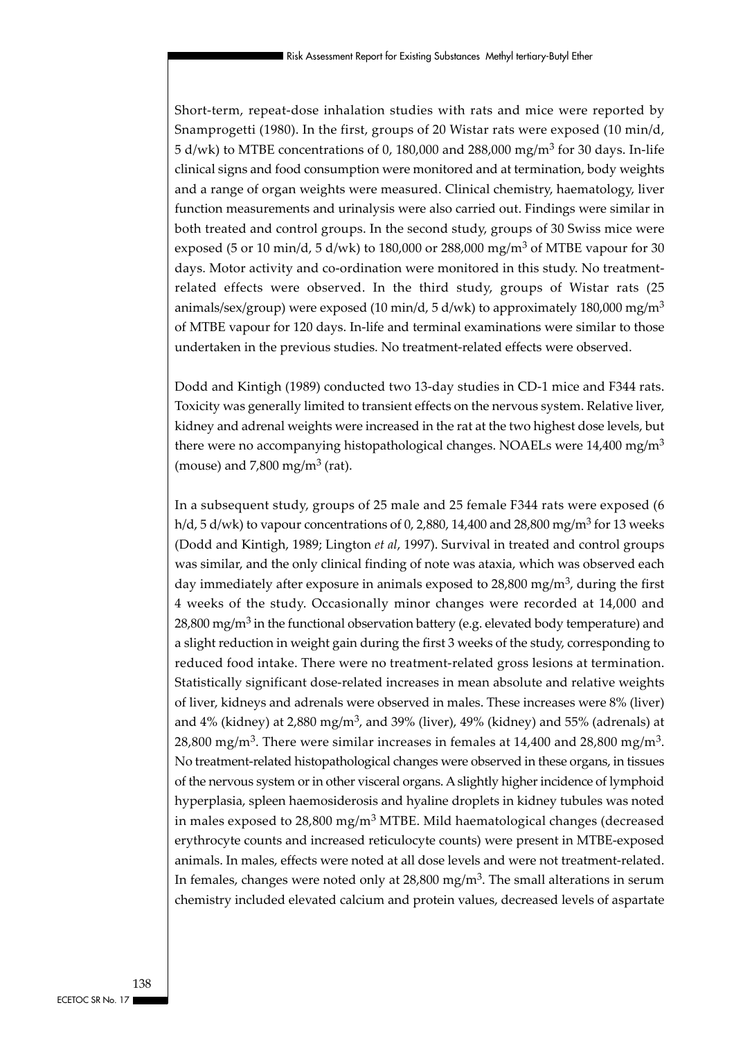Short-term, repeat-dose inhalation studies with rats and mice were reported by Snamprogetti (1980). In the first, groups of 20 Wistar rats were exposed (10 min/d, 5 d/wk) to MTBE concentrations of 0, 180,000 and 288,000 mg/m$^3$ for 30 days. In-life clinical signs and food consumption were monitored and at termination, body weights and a range of organ weights were measured. Clinical chemistry, haematology, liver function measurements and urinalysis were also carried out. Findings were similar in both treated and control groups. In the second study, groups of 30 Swiss mice were exposed (5 or 10 min/d, 5 d/wk) to 180,000 or 288,000 mg/m$^3$ of MTBE vapour for 30 days. Motor activity and co-ordination were monitored in this study. No treatment-related effects were observed. In the third study, groups of Wistar rats (25 animals/sex/group) were exposed (10 min/d, 5 d/wk) to approximately 180,000 mg/m$^3$ of MTBE vapour for 120 days. In-life and terminal examinations were similar to those undertaken in the previous studies. No treatment-related effects were observed.

Dodd and Kintigh (1989) conducted two 13-day studies in CD-1 mice and F344 rats. Toxicity was generally limited to transient effects on the nervous system. Relative liver, kidney and adrenal weights were increased in the rat at the two highest dose levels, but there were no accompanying histopathological changes. NOAELs were 14,400 mg/m$^3$ (mouse) and 7,800 mg/m$^3$ (rat).

In a subsequent study, groups of 25 male and 25 female F344 rats were exposed (6 h/d, 5 d/wk) to vapour concentrations of 0, 2,880, 14,400 and 28,800 mg/m$^3$ for 13 weeks (Dodd and Kintigh, 1989; Lington *et al*, 1997). Survival in treated and control groups was similar, and the only clinical finding of note was ataxia, which was observed each day immediately after exposure in animals exposed to 28,800 mg/m$^3$, during the first 4 weeks of the study. Occasionally minor changes were recorded at 14,000 and 28,800 mg/m$^3$ in the functional observation battery (e.g. elevated body temperature) and a slight reduction in weight gain during the first 3 weeks of the study, corresponding to reduced food intake. There were no treatment-related gross lesions at termination. Statistically significant dose-related increases in mean absolute and relative weights of liver, kidneys and adrenals were observed in males. These increases were 8% (liver) and 4% (kidney) at 2,880 mg/m$^3$, and 39% (liver), 49% (kidney) and 55% (adrenals) at 28,800 mg/m$^3$. There were similar increases in females at 14,400 and 28,800 mg/m$^3$. No treatment-related histopathological changes were observed in these organs, in tissues of the nervous system or in other visceral organs. A slightly higher incidence of lymphoid hyperplasia, spleen haemosiderosis and hyaline droplets in kidney tubules was noted in males exposed to 28,800 mg/m$^3$ MTBE. Mild haematological changes (decreased erythrocyte counts and increased reticulocyte counts) were present in MTBE-exposed animals. In males, effects were noted at all dose levels and were not treatment-related. In females, changes were noted only at 28,800 mg/m$^3$. The small alterations in serum chemistry included elevated calcium and protein values, decreased levels of aspartate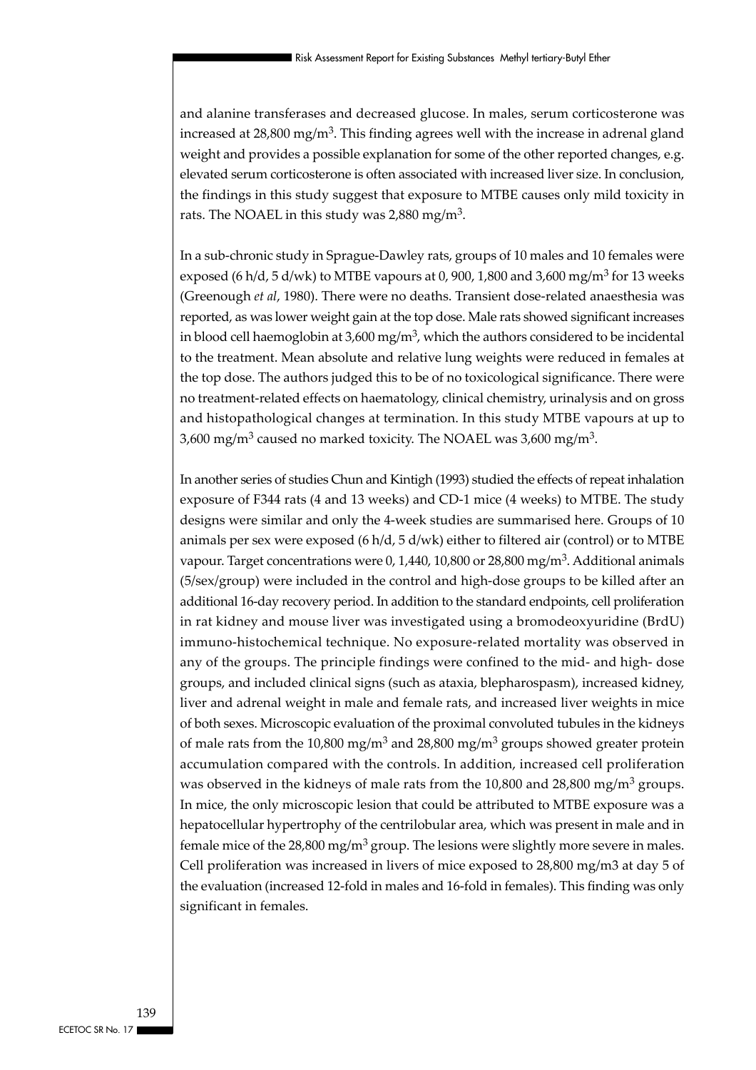and alanine transferases and decreased glucose. In males, serum corticosterone was increased at 28,800 mg/m$^3$. This finding agrees well with the increase in adrenal gland weight and provides a possible explanation for some of the other reported changes, e.g. elevated serum corticosterone is often associated with increased liver size. In conclusion, the findings in this study suggest that exposure to MTBE causes only mild toxicity in rats. The NOAEL in this study was 2,880 mg/m$^3$.

In a sub-chronic study in Sprague-Dawley rats, groups of 10 males and 10 females were exposed (6 h/d, 5 d/wk) to MTBE vapours at 0, 900, 1,800 and 3,600 mg/m$^3$ for 13 weeks (Greenough *et al*, 1980). There were no deaths. Transient dose-related anaesthesia was reported, as was lower weight gain at the top dose. Male rats showed significant increases in blood cell haemoglobin at 3,600 mg/m$^3$, which the authors considered to be incidental to the treatment. Mean absolute and relative lung weights were reduced in females at the top dose. The authors judged this to be of no toxicological significance. There were no treatment-related effects on haematology, clinical chemistry, urinalysis and on gross and histopathological changes at termination. In this study MTBE vapours at up to 3,600 mg/m$^3$ caused no marked toxicity. The NOAEL was 3,600 mg/m$^3$.

In another series of studies Chun and Kintigh (1993) studied the effects of repeat inhalation exposure of F344 rats (4 and 13 weeks) and CD-1 mice (4 weeks) to MTBE. The study designs were similar and only the 4-week studies are summarised here. Groups of 10 animals per sex were exposed (6 h/d, 5 d/wk) either to filtered air (control) or to MTBE vapour. Target concentrations were 0, 1,440, 10,800 or 28,800 mg/m$^3$. Additional animals (5/sex/group) were included in the control and high-dose groups to be killed after an additional 16-day recovery period. In addition to the standard endpoints, cell proliferation in rat kidney and mouse liver was investigated using a bromodeoxyuridine (BrdU) immuno-histochemical technique. No exposure-related mortality was observed in any of the groups. The principle findings were confined to the mid- and high- dose groups, and included clinical signs (such as ataxia, blepharospasm), increased kidney, liver and adrenal weight in male and female rats, and increased liver weights in mice of both sexes. Microscopic evaluation of the proximal convoluted tubules in the kidneys of male rats from the 10,800 mg/m$^3$ and 28,800 mg/m$^3$ groups showed greater protein accumulation compared with the controls. In addition, increased cell proliferation was observed in the kidneys of male rats from the 10,800 and 28,800 mg/m$^3$ groups. In mice, the only microscopic lesion that could be attributed to MTBE exposure was a hepatocellular hypertrophy of the centrilobular area, which was present in male and in female mice of the 28,800 mg/m$^3$ group. The lesions were slightly more severe in males. Cell proliferation was increased in livers of mice exposed to 28,800 mg/m3 at day 5 of the evaluation (increased 12-fold in males and 16-fold in females). This finding was only significant in females.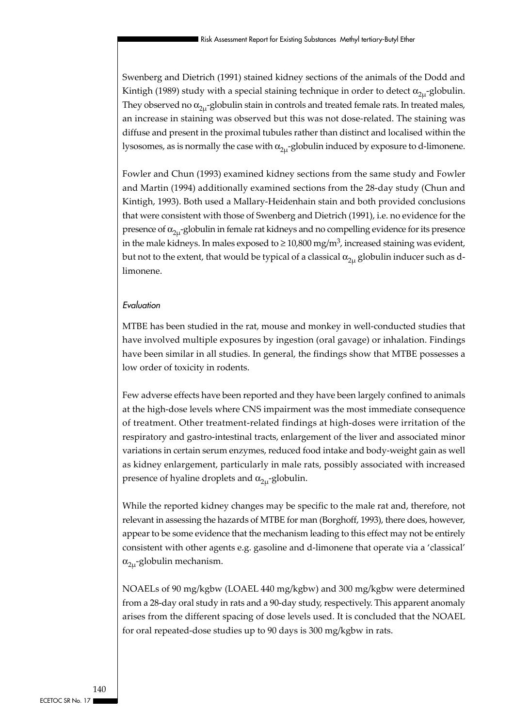Swenberg and Dietrich (1991) stained kidney sections of the animals of the Dodd and Kintigh (1989) study with a special staining technique in order to detect $\alpha_{2\mu}$-globulin. They observed no $\alpha_{2\mu}$-globulin stain in controls and treated female rats. In treated males, an increase in staining was observed but this was not dose-related. The staining was diffuse and present in the proximal tubules rather than distinct and localised within the lysosomes, as is normally the case with $\alpha_{2\mu}$-globulin induced by exposure to d-limonene.

Fowler and Chun (1993) examined kidney sections from the same study and Fowler and Martin (1994) additionally examined sections from the 28-day study (Chun and Kintigh, 1993). Both used a Mallary-Heidenhain stain and both provided conclusions that were consistent with those of Swenberg and Dietrich (1991), i.e. no evidence for the presence of $\alpha_{2\mu}$-globulin in female rat kidneys and no compelling evidence for its presence in the male kidneys. In males exposed to ≥ 10,800 mg/m$^3$, increased staining was evident, but not to the extent, that would be typical of a classical $\alpha_{2\mu}$ globulin inducer such as d-limonene.

*Evaluation*

MTBE has been studied in the rat, mouse and monkey in well-conducted studies that have involved multiple exposures by ingestion (oral gavage) or inhalation. Findings have been similar in all studies. In general, the findings show that MTBE possesses a low order of toxicity in rodents.

Few adverse effects have been reported and they have been largely confined to animals at the high-dose levels where CNS impairment was the most immediate consequence of treatment. Other treatment-related findings at high-doses were irritation of the respiratory and gastro-intestinal tracts, enlargement of the liver and associated minor variations in certain serum enzymes, reduced food intake and body-weight gain as well as kidney enlargement, particularly in male rats, possibly associated with increased presence of hyaline droplets and $\alpha_{2\mu}$-globulin.

While the reported kidney changes may be specific to the male rat and, therefore, not relevant in assessing the hazards of MTBE for man (Borghoff, 1993), there does, however, appear to be some evidence that the mechanism leading to this effect may not be entirely consistent with other agents e.g. gasoline and d-limonene that operate via a 'classical' $\alpha_{2\mu}$-globulin mechanism.

NOAELs of 90 mg/kgbw (LOAEL 440 mg/kgbw) and 300 mg/kgbw were determined from a 28-day oral study in rats and a 90-day study, respectively. This apparent anomaly arises from the different spacing of dose levels used. It is concluded that the NOAEL for oral repeated-dose studies up to 90 days is 300 mg/kgbw in rats.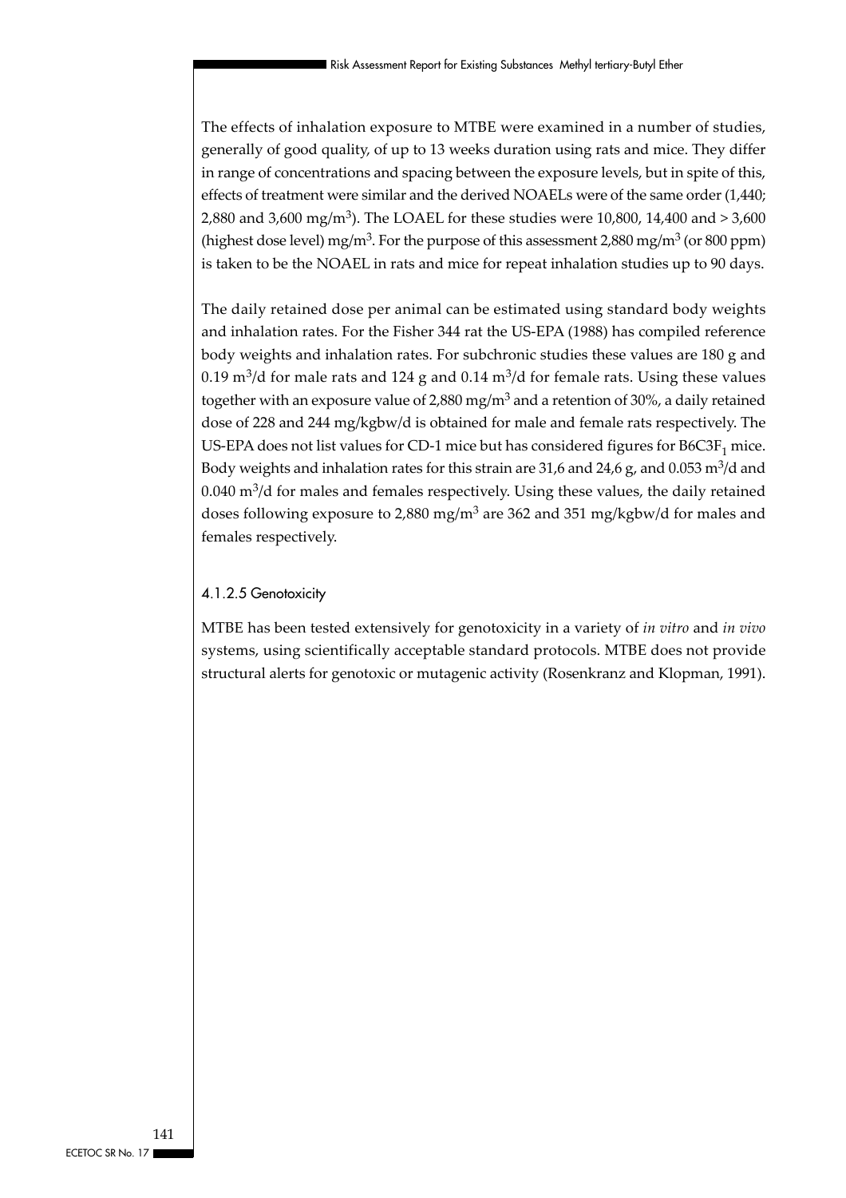The effects of inhalation exposure to MTBE were examined in a number of studies, generally of good quality, of up to 13 weeks duration using rats and mice. They differ in range of concentrations and spacing between the exposure levels, but in spite of this, effects of treatment were similar and the derived NOAELs were of the same order (1,440; 2,880 and 3,600 mg/m$^3$). The LOAEL for these studies were 10,800, 14,400 and > 3,600 (highest dose level) mg/m$^3$. For the purpose of this assessment 2,880 mg/m$^3$ (or 800 ppm) is taken to be the NOAEL in rats and mice for repeat inhalation studies up to 90 days.

The daily retained dose per animal can be estimated using standard body weights and inhalation rates. For the Fisher 344 rat the US-EPA (1988) has compiled reference body weights and inhalation rates. For subchronic studies these values are 180 g and 0.19 m$^3$/d for male rats and 124 g and 0.14 m$^3$/d for female rats. Using these values together with an exposure value of 2,880 mg/m$^3$ and a retention of 30%, a daily retained dose of 228 and 244 mg/kgbw/d is obtained for male and female rats respectively. The US-EPA does not list values for CD-1 mice but has considered figures for $B6C3F_1$ mice. Body weights and inhalation rates for this strain are 31,6 and 24,6 g, and 0.053 m$^3$/d and 0.040 m$^3$/d for males and females respectively. Using these values, the daily retained doses following exposure to 2,880 mg/m$^3$ are 362 and 351 mg/kgbw/d for males and females respectively.

#### 4.1.2.5 Genotoxicity

MTBE has been tested extensively for genotoxicity in a variety of *in vitro* and *in vivo* systems, using scientifically acceptable standard protocols. MTBE does not provide structural alerts for genotoxic or mutagenic activity (Rosenkranz and Klopman, 1991).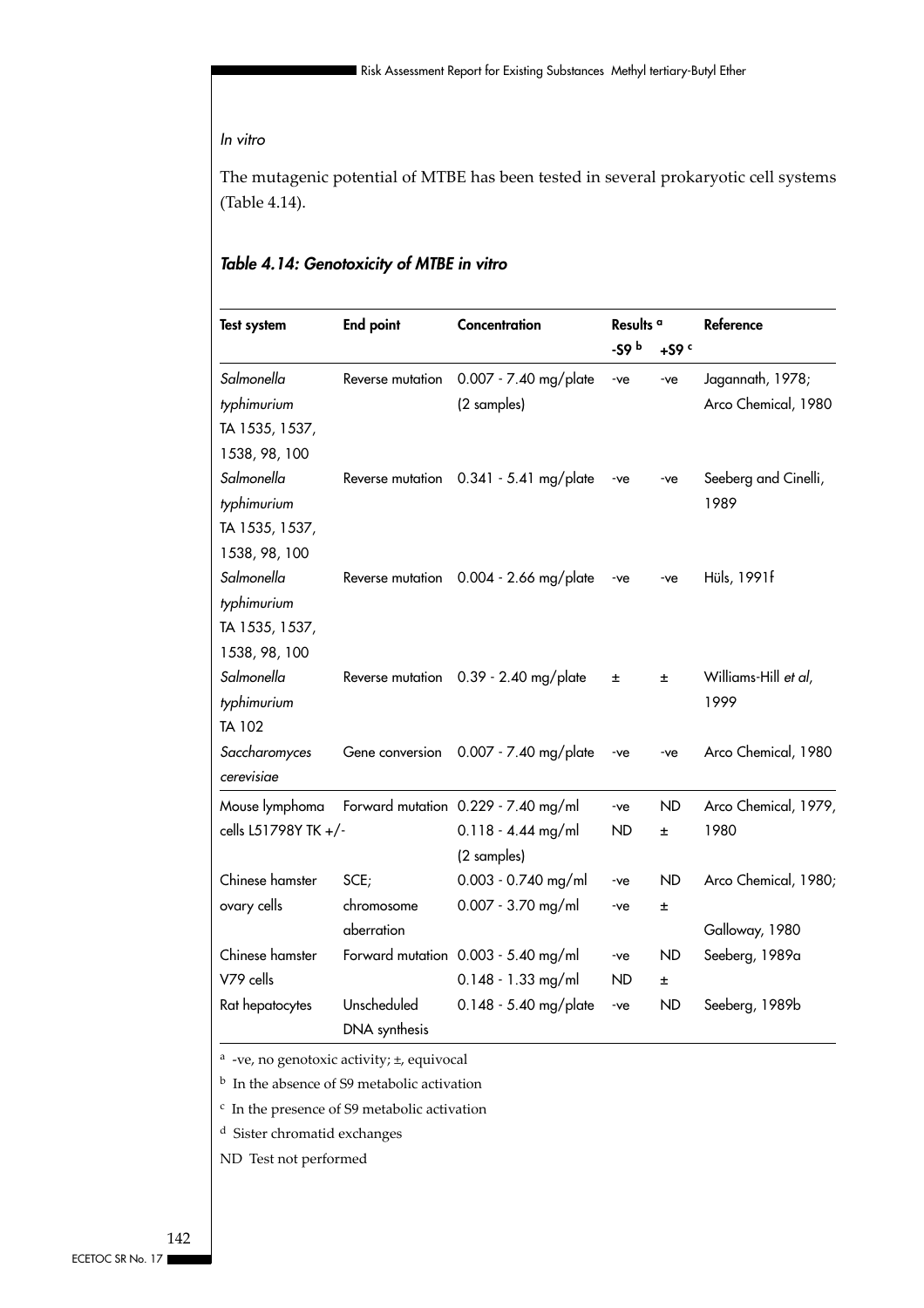*In vitro*

The mutagenic potential of MTBE has been tested in several prokaryotic cell systems (Table 4.14).

***Table 4.14: Genotoxicity of MTBE in vitro***

| Test system | End point | Concentration | Results [a] | | Reference |
|---|---|---|---|---|---|
| | | | -S9 [b] | +S9 [c] | |
| *Salmonella typhimurium* TA 1535, 1537, 1538, 98, 100 | Reverse mutation | 0.007 - 7.40 mg/plate (2 samples) | -ve | -ve | Jagannath, 1978; Arco Chemical, 1980 |
| *Salmonella typhimurium* TA 1535, 1537, 1538, 98, 100 | Reverse mutation | 0.341 - 5.41 mg/plate | -ve | -ve | Seeberg and Cinelli, 1989 |
| *Salmonella typhimurium* TA 1535, 1537, 1538, 98, 100 | Reverse mutation | 0.004 - 2.66 mg/plate | -ve | -ve | Hüls, 1991f |
| *Salmonella typhimurium* TA 102 | Reverse mutation | 0.39 - 2.40 mg/plate | ± | ± | Williams-Hill *et al*, 1999 |
| *Saccharomyces cerevisiae* | Gene conversion | 0.007 - 7.40 mg/plate | -ve | -ve | Arco Chemical, 1980 |
| Mouse lymphoma cells L51798Y TK +/- | Forward mutation | 0.229 - 7.40 mg/ml | -ve | ND | Arco Chemical, 1979, 1980 |
| | | 0.118 - 4.44 mg/ml (2 samples) | ND | ± | |
| Chinese hamster ovary cells | SCE; | 0.003 - 0.740 mg/ml | -ve | ND | Arco Chemical, 1980; |
| | chromosome aberration | 0.007 - 3.70 mg/ml | -ve | ± | Galloway, 1980 |
| Chinese hamster V79 cells | Forward mutation | 0.003 - 5.40 mg/ml | -ve | ND | Seeberg, 1989a |
| | | 0.148 - 1.33 mg/ml | ND | ± | |
| Rat hepatocytes | Unscheduled DNA synthesis | 0.148 - 5.40 mg/plate | -ve | ND | Seeberg, 1989b |

[a] -ve, no genotoxic activity; ±, equivocal

[b] In the absence of S9 metabolic activation

[c] In the presence of S9 metabolic activation

[d] Sister chromatid exchanges

ND Test not performed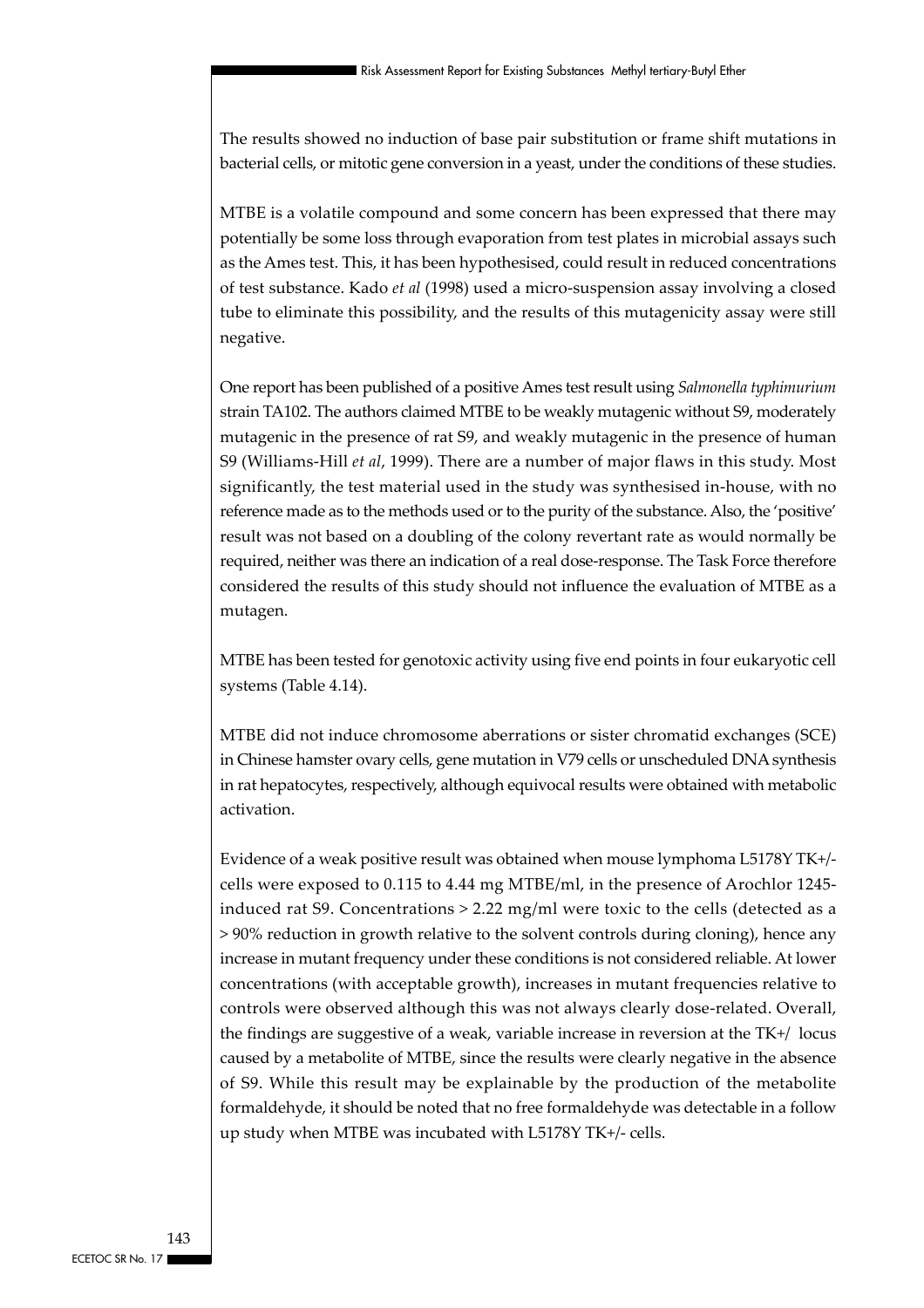The results showed no induction of base pair substitution or frame shift mutations in bacterial cells, or mitotic gene conversion in a yeast, under the conditions of these studies.

MTBE is a volatile compound and some concern has been expressed that there may potentially be some loss through evaporation from test plates in microbial assays such as the Ames test. This, it has been hypothesised, could result in reduced concentrations of test substance. Kado *et al* (1998) used a micro-suspension assay involving a closed tube to eliminate this possibility, and the results of this mutagenicity assay were still negative.

One report has been published of a positive Ames test result using *Salmonella typhimurium* strain TA102. The authors claimed MTBE to be weakly mutagenic without S9, moderately mutagenic in the presence of rat S9, and weakly mutagenic in the presence of human S9 (Williams-Hill *et al*, 1999). There are a number of major flaws in this study. Most significantly, the test material used in the study was synthesised in-house, with no reference made as to the methods used or to the purity of the substance. Also, the 'positive' result was not based on a doubling of the colony revertant rate as would normally be required, neither was there an indication of a real dose-response. The Task Force therefore considered the results of this study should not influence the evaluation of MTBE as a mutagen.

MTBE has been tested for genotoxic activity using five end points in four eukaryotic cell systems (Table 4.14).

MTBE did not induce chromosome aberrations or sister chromatid exchanges (SCE) in Chinese hamster ovary cells, gene mutation in V79 cells or unscheduled DNA synthesis in rat hepatocytes, respectively, although equivocal results were obtained with metabolic activation.

Evidence of a weak positive result was obtained when mouse lymphoma L5178Y TK+/- cells were exposed to 0.115 to 4.44 mg MTBE/ml, in the presence of Arochlor 1245-induced rat S9. Concentrations > 2.22 mg/ml were toxic to the cells (detected as a > 90% reduction in growth relative to the solvent controls during cloning), hence any increase in mutant frequency under these conditions is not considered reliable. At lower concentrations (with acceptable growth), increases in mutant frequencies relative to controls were observed although this was not always clearly dose-related. Overall, the findings are suggestive of a weak, variable increase in reversion at the TK+/ locus caused by a metabolite of MTBE, since the results were clearly negative in the absence of S9. While this result may be explainable by the production of the metabolite formaldehyde, it should be noted that no free formaldehyde was detectable in a follow up study when MTBE was incubated with L5178Y TK+/- cells.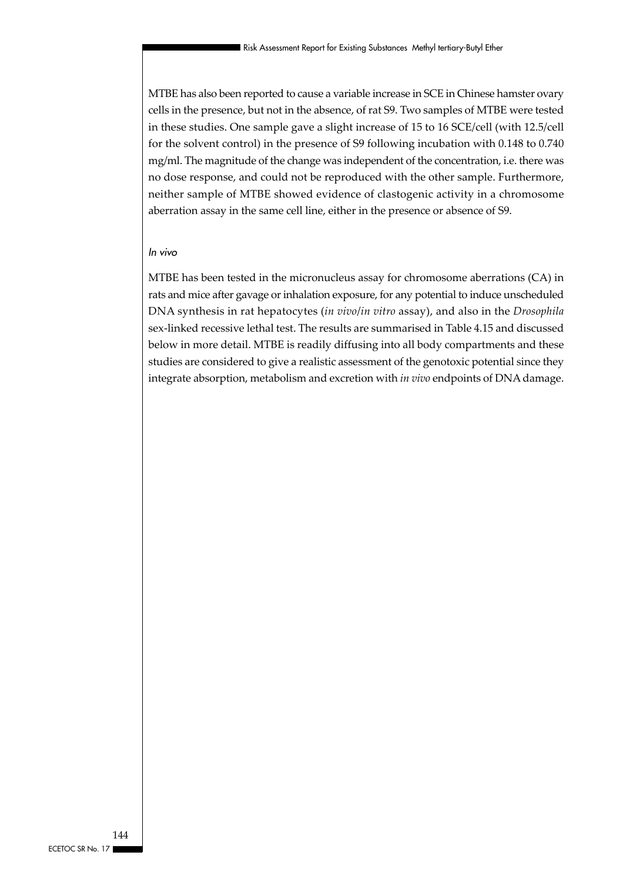MTBE has also been reported to cause a variable increase in SCE in Chinese hamster ovary cells in the presence, but not in the absence, of rat S9. Two samples of MTBE were tested in these studies. One sample gave a slight increase of 15 to 16 SCE/cell (with 12.5/cell for the solvent control) in the presence of S9 following incubation with 0.148 to 0.740 mg/ml. The magnitude of the change was independent of the concentration, i.e. there was no dose response, and could not be reproduced with the other sample. Furthermore, neither sample of MTBE showed evidence of clastogenic activity in a chromosome aberration assay in the same cell line, either in the presence or absence of S9.

*In vivo*

MTBE has been tested in the micronucleus assay for chromosome aberrations (CA) in rats and mice after gavage or inhalation exposure, for any potential to induce unscheduled DNA synthesis in rat hepatocytes (*in vivo*/*in vitro* assay), and also in the *Drosophila* sex-linked recessive lethal test. The results are summarised in Table 4.15 and discussed below in more detail. MTBE is readily diffusing into all body compartments and these studies are considered to give a realistic assessment of the genotoxic potential since they integrate absorption, metabolism and excretion with *in vivo* endpoints of DNA damage.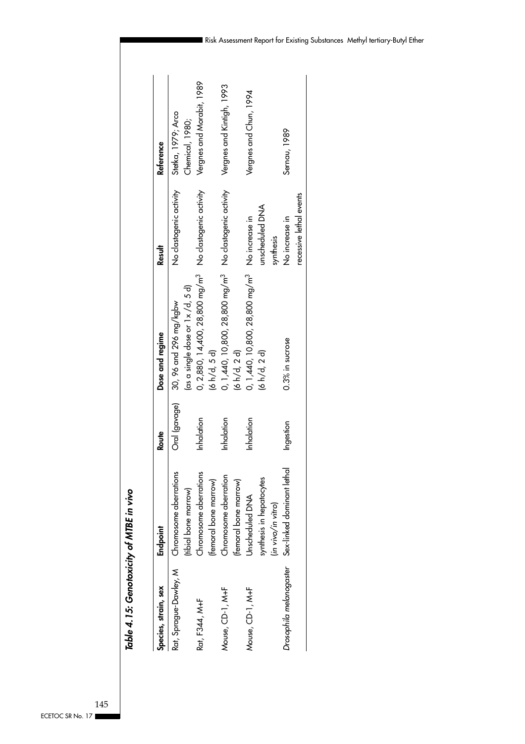*Table 4.15: Genotoxicity of MTBE in vivo*

| Species, strain, sex | Endpoint | Route | Dose and regime | Result | Reference |
|---|---|---|---|---|---|
| Rat, Sprague-Dawley, M | Chromosome aberrations (tibial bone marrow) | Oral (gavage) | 30, 96 and 296 mg/kgbw (as a single dose or 1 x /d, 5 d) | No clastogenic activity | Stetka, 1979; Arco Chemical, 1980; |
| Rat, F344, M+F | Chromosome aberrations (femoral bone marrow) | Inhalation | 0, 2,880, 14,400, 28,800 mg/m$^3$ (6 h/d, 5 d) | No clastogenic activity | Vergnes and Morabit, 1989 |
| Mouse, CD-1, M+F | Chromosome aberration (femoral bone marrow) | Inhalation | 0, 1,440, 10,800, 28,800 mg/m$^3$ (6 h/d, 2 d) | No clastogenic activity | Vergnes and Kintigh, 1993 |
| Mouse, CD-1, M+F | Unscheduled DNA synthesis in hepatocytes (*in vivo/in vitro*) | Inhalation | 0, 1,440, 10,800, 28,800 mg/m$^3$ (6 h/d, 2 d) | No increase in unscheduled DNA synthesis | Vergnes and Chun, 1994 |
| *Drosophila melanogaster* | Sex-linked dominant lethal | Ingestion | 0.3% in sucrose | No increase in recessive lethal events | Sernau, 1989 |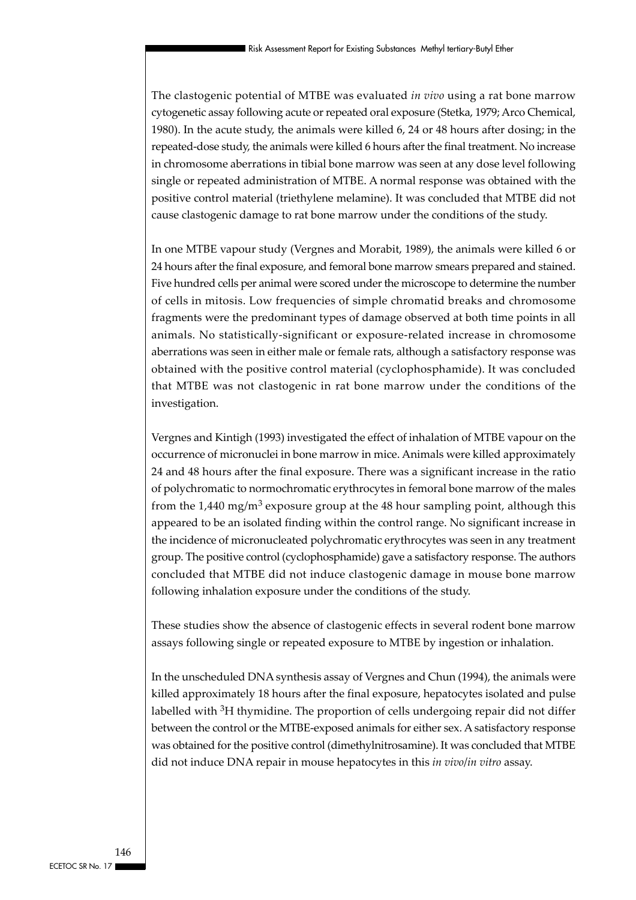The clastogenic potential of MTBE was evaluated *in vivo* using a rat bone marrow cytogenetic assay following acute or repeated oral exposure (Stetka, 1979; Arco Chemical, 1980). In the acute study, the animals were killed 6, 24 or 48 hours after dosing; in the repeated-dose study, the animals were killed 6 hours after the final treatment. No increase in chromosome aberrations in tibial bone marrow was seen at any dose level following single or repeated administration of MTBE. A normal response was obtained with the positive control material (triethylene melamine). It was concluded that MTBE did not cause clastogenic damage to rat bone marrow under the conditions of the study.

In one MTBE vapour study (Vergnes and Morabit, 1989), the animals were killed 6 or 24 hours after the final exposure, and femoral bone marrow smears prepared and stained. Five hundred cells per animal were scored under the microscope to determine the number of cells in mitosis. Low frequencies of simple chromatid breaks and chromosome fragments were the predominant types of damage observed at both time points in all animals. No statistically-significant or exposure-related increase in chromosome aberrations was seen in either male or female rats, although a satisfactory response was obtained with the positive control material (cyclophosphamide). It was concluded that MTBE was not clastogenic in rat bone marrow under the conditions of the investigation.

Vergnes and Kintigh (1993) investigated the effect of inhalation of MTBE vapour on the occurrence of micronuclei in bone marrow in mice. Animals were killed approximately 24 and 48 hours after the final exposure. There was a significant increase in the ratio of polychromatic to normochromatic erythrocytes in femoral bone marrow of the males from the 1,440 $mg/m^3$ exposure group at the 48 hour sampling point, although this appeared to be an isolated finding within the control range. No significant increase in the incidence of micronucleated polychromatic erythrocytes was seen in any treatment group. The positive control (cyclophosphamide) gave a satisfactory response. The authors concluded that MTBE did not induce clastogenic damage in mouse bone marrow following inhalation exposure under the conditions of the study.

These studies show the absence of clastogenic effects in several rodent bone marrow assays following single or repeated exposure to MTBE by ingestion or inhalation.

In the unscheduled DNA synthesis assay of Vergnes and Chun (1994), the animals were killed approximately 18 hours after the final exposure, hepatocytes isolated and pulse labelled with $^3H$ thymidine. The proportion of cells undergoing repair did not differ between the control or the MTBE-exposed animals for either sex. A satisfactory response was obtained for the positive control (dimethylnitrosamine). It was concluded that MTBE did not induce DNA repair in mouse hepatocytes in this *in vivo/in vitro* assay.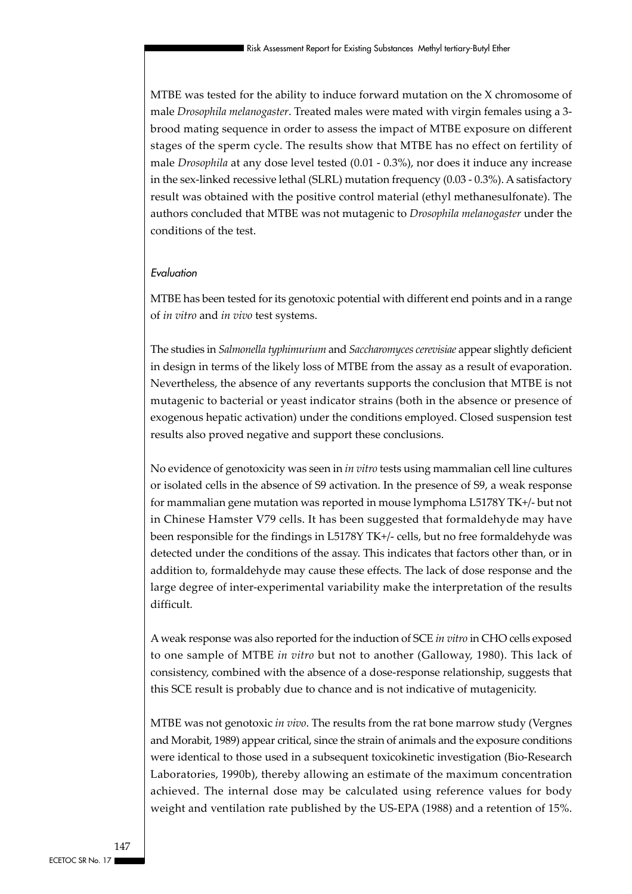MTBE was tested for the ability to induce forward mutation on the X chromosome of male *Drosophila melanogaster*. Treated males were mated with virgin females using a 3-brood mating sequence in order to assess the impact of MTBE exposure on different stages of the sperm cycle. The results show that MTBE has no effect on fertility of male *Drosophila* at any dose level tested (0.01 - 0.3%), nor does it induce any increase in the sex-linked recessive lethal (SLRL) mutation frequency (0.03 - 0.3%). A satisfactory result was obtained with the positive control material (ethyl methanesulfonate). The authors concluded that MTBE was not mutagenic to *Drosophila melanogaster* under the conditions of the test.

*Evaluation*

MTBE has been tested for its genotoxic potential with different end points and in a range of *in vitro* and *in vivo* test systems.

The studies in *Salmonella typhimurium* and *Saccharomyces cerevisiae* appear slightly deficient in design in terms of the likely loss of MTBE from the assay as a result of evaporation. Nevertheless, the absence of any revertants supports the conclusion that MTBE is not mutagenic to bacterial or yeast indicator strains (both in the absence or presence of exogenous hepatic activation) under the conditions employed. Closed suspension test results also proved negative and support these conclusions.

No evidence of genotoxicity was seen in *in vitro* tests using mammalian cell line cultures or isolated cells in the absence of S9 activation. In the presence of S9, a weak response for mammalian gene mutation was reported in mouse lymphoma L5178Y TK+/- but not in Chinese Hamster V79 cells. It has been suggested that formaldehyde may have been responsible for the findings in L5178Y TK+/- cells, but no free formaldehyde was detected under the conditions of the assay. This indicates that factors other than, or in addition to, formaldehyde may cause these effects. The lack of dose response and the large degree of inter-experimental variability make the interpretation of the results difficult.

A weak response was also reported for the induction of SCE *in vitro* in CHO cells exposed to one sample of MTBE *in vitro* but not to another (Galloway, 1980). This lack of consistency, combined with the absence of a dose-response relationship, suggests that this SCE result is probably due to chance and is not indicative of mutagenicity.

MTBE was not genotoxic *in vivo*. The results from the rat bone marrow study (Vergnes and Morabit, 1989) appear critical, since the strain of animals and the exposure conditions were identical to those used in a subsequent toxicokinetic investigation (Bio-Research Laboratories, 1990b), thereby allowing an estimate of the maximum concentration achieved. The internal dose may be calculated using reference values for body weight and ventilation rate published by the US-EPA (1988) and a retention of 15%.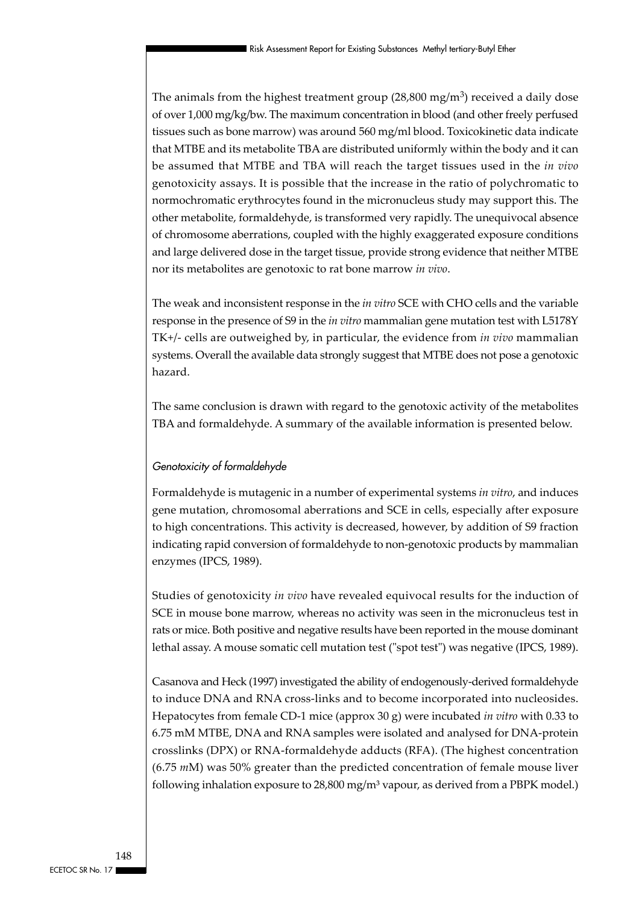The animals from the highest treatment group (28,800 mg/m$^3$) received a daily dose of over 1,000 mg/kg/bw. The maximum concentration in blood (and other freely perfused tissues such as bone marrow) was around 560 mg/ml blood. Toxicokinetic data indicate that MTBE and its metabolite TBA are distributed uniformly within the body and it can be assumed that MTBE and TBA will reach the target tissues used in the *in vivo* genotoxicity assays. It is possible that the increase in the ratio of polychromatic to normochromatic erythrocytes found in the micronucleus study may support this. The other metabolite, formaldehyde, is transformed very rapidly. The unequivocal absence of chromosome aberrations, coupled with the highly exaggerated exposure conditions and large delivered dose in the target tissue, provide strong evidence that neither MTBE nor its metabolites are genotoxic to rat bone marrow *in vivo*.

The weak and inconsistent response in the *in vitro* SCE with CHO cells and the variable response in the presence of S9 in the *in vitro* mammalian gene mutation test with L5178Y TK+/- cells are outweighed by, in particular, the evidence from *in vivo* mammalian systems. Overall the available data strongly suggest that MTBE does not pose a genotoxic hazard.

The same conclusion is drawn with regard to the genotoxic activity of the metabolites TBA and formaldehyde. A summary of the available information is presented below.

*Genotoxicity of formaldehyde*

Formaldehyde is mutagenic in a number of experimental systems *in vitro*, and induces gene mutation, chromosomal aberrations and SCE in cells, especially after exposure to high concentrations. This activity is decreased, however, by addition of S9 fraction indicating rapid conversion of formaldehyde to non-genotoxic products by mammalian enzymes (IPCS, 1989).

Studies of genotoxicity *in vivo* have revealed equivocal results for the induction of SCE in mouse bone marrow, whereas no activity was seen in the micronucleus test in rats or mice. Both positive and negative results have been reported in the mouse dominant lethal assay. A mouse somatic cell mutation test ("spot test") was negative (IPCS, 1989).

Casanova and Heck (1997) investigated the ability of endogenously-derived formaldehyde to induce DNA and RNA cross-links and to become incorporated into nucleosides. Hepatocytes from female CD-1 mice (approx 30 g) were incubated *in vitro* with 0.33 to 6.75 mM MTBE, DNA and RNA samples were isolated and analysed for DNA-protein crosslinks (DPX) or RNA-formaldehyde adducts (RFA). (The highest concentration (6.75 *m*M) was 50% greater than the predicted concentration of female mouse liver following inhalation exposure to 28,800 mg/m$^3$ vapour, as derived from a PBPK model.)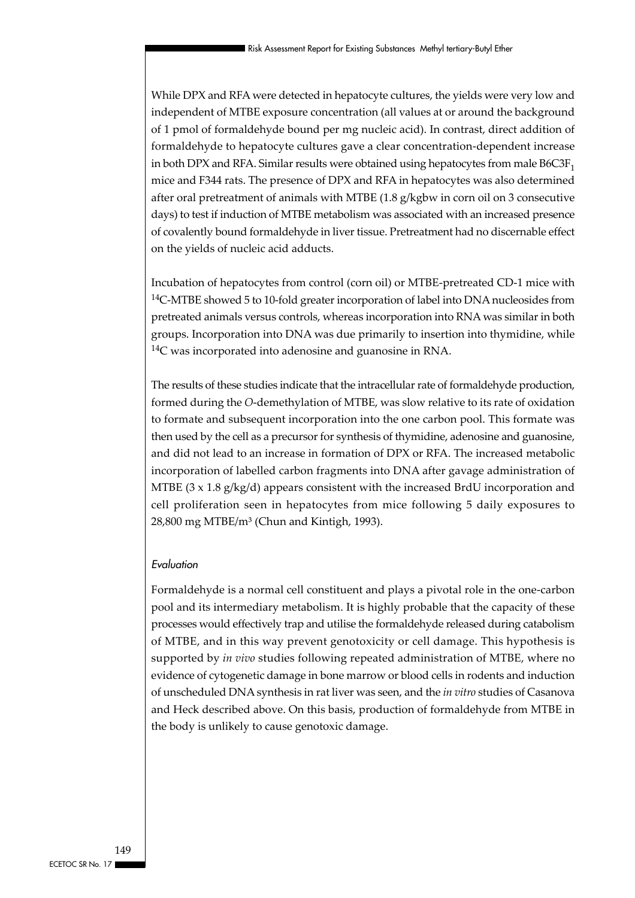While DPX and RFA were detected in hepatocyte cultures, the yields were very low and independent of MTBE exposure concentration (all values at or around the background of 1 pmol of formaldehyde bound per mg nucleic acid). In contrast, direct addition of formaldehyde to hepatocyte cultures gave a clear concentration-dependent increase in both DPX and RFA. Similar results were obtained using hepatocytes from male B6C3F$_1$ mice and F344 rats. The presence of DPX and RFA in hepatocytes was also determined after oral pretreatment of animals with MTBE (1.8 g/kgbw in corn oil on 3 consecutive days) to test if induction of MTBE metabolism was associated with an increased presence of covalently bound formaldehyde in liver tissue. Pretreatment had no discernable effect on the yields of nucleic acid adducts.

Incubation of hepatocytes from control (corn oil) or MTBE-pretreated CD-1 mice with $^{14}$C-MTBE showed 5 to 10-fold greater incorporation of label into DNA nucleosides from pretreated animals versus controls, whereas incorporation into RNA was similar in both groups. Incorporation into DNA was due primarily to insertion into thymidine, while $^{14}$C was incorporated into adenosine and guanosine in RNA.

The results of these studies indicate that the intracellular rate of formaldehyde production, formed during the *O*-demethylation of MTBE, was slow relative to its rate of oxidation to formate and subsequent incorporation into the one carbon pool. This formate was then used by the cell as a precursor for synthesis of thymidine, adenosine and guanosine, and did not lead to an increase in formation of DPX or RFA. The increased metabolic incorporation of labelled carbon fragments into DNA after gavage administration of MTBE (3 x 1.8 g/kg/d) appears consistent with the increased BrdU incorporation and cell proliferation seen in hepatocytes from mice following 5 daily exposures to 28,800 mg MTBE/m$^3$ (Chun and Kintigh, 1993).

*Evaluation*

Formaldehyde is a normal cell constituent and plays a pivotal role in the one-carbon pool and its intermediary metabolism. It is highly probable that the capacity of these processes would effectively trap and utilise the formaldehyde released during catabolism of MTBE, and in this way prevent genotoxicity or cell damage. This hypothesis is supported by *in vivo* studies following repeated administration of MTBE, where no evidence of cytogenetic damage in bone marrow or blood cells in rodents and induction of unscheduled DNA synthesis in rat liver was seen, and the *in vitro* studies of Casanova and Heck described above. On this basis, production of formaldehyde from MTBE in the body is unlikely to cause genotoxic damage.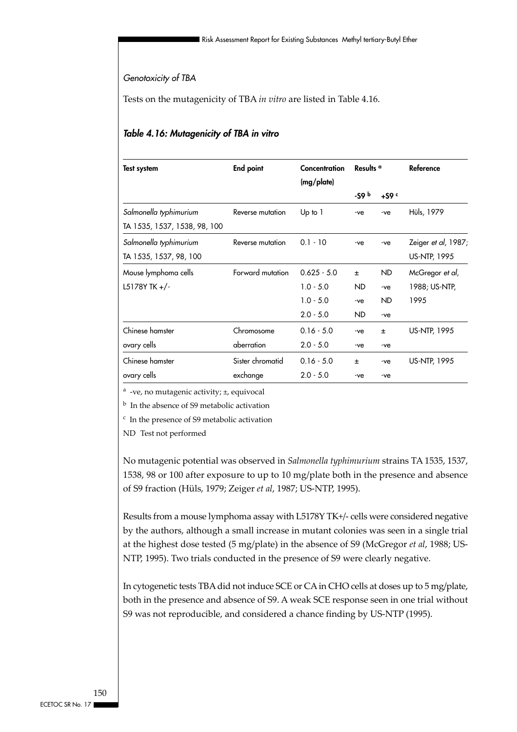*Genotoxicity of TBA*

Tests on the mutagenicity of TBA *in vitro* are listed in Table 4.16.

### *Table 4.16: Mutagenicity of TBA in vitro*

| Test system | End point | Concentration (mg/plate) | Results [a] | | Reference |
|---|---|---|---|---|---|
| | | | -S9 [b] | +S9 [c] | |
| *Salmonella typhimurium* TA 1535, 1537, 1538, 98, 100 | Reverse mutation | Up to 1 | -ve | -ve | Hüls, 1979 |
| *Salmonella typhimurium* TA 1535, 1537, 98, 100 | Reverse mutation | 0.1 - 10 | -ve | -ve | Zeiger *et al*, 1987; US-NTP, 1995 |
| Mouse lymphoma cells L5178Y TK +/- | Forward mutation | 0.625 - 5.0 | ± | ND | McGregor *et al*, 1988; US-NTP, 1995 |
| | | 1.0 - 5.0 | ND | -ve | |
| | | 1.0 - 5.0 | -ve | ND | |
| | | 2.0 - 5.0 | ND | -ve | |
| Chinese hamster ovary cells | Chromosome aberration | 0.16 - 5.0 | -ve | ± | US-NTP, 1995 |
| | | 2.0 - 5.0 | -ve | -ve | |
| Chinese hamster ovary cells | Sister chromatid exchange | 0.16 - 5.0 | ± | -ve | US-NTP, 1995 |
| | | 2.0 - 5.0 | -ve | -ve | |

[a] -ve, no mutagenic activity; ±, equivocal

[b] In the absence of S9 metabolic activation

[c] In the presence of S9 metabolic activation

ND Test not performed

No mutagenic potential was observed in *Salmonella typhimurium* strains TA 1535, 1537, 1538, 98 or 100 after exposure to up to 10 mg/plate both in the presence and absence of S9 fraction (Hüls, 1979; Zeiger *et al*, 1987; US-NTP, 1995).

Results from a mouse lymphoma assay with L5178Y TK+/- cells were considered negative by the authors, although a small increase in mutant colonies was seen in a single trial at the highest dose tested (5 mg/plate) in the absence of S9 (McGregor *et al*, 1988; US-NTP, 1995). Two trials conducted in the presence of S9 were clearly negative.

In cytogenetic tests TBA did not induce SCE or CA in CHO cells at doses up to 5 mg/plate, both in the presence and absence of S9. A weak SCE response seen in one trial without S9 was not reproducible, and considered a chance finding by US-NTP (1995).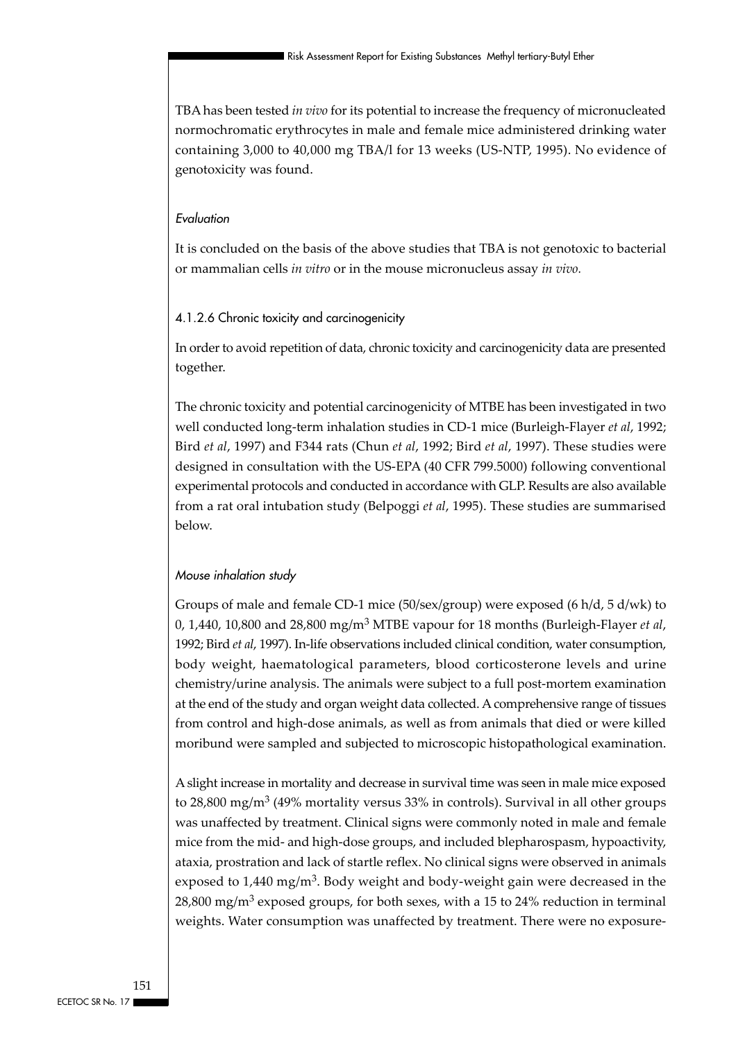TBA has been tested *in vivo* for its potential to increase the frequency of micronucleated normochromatic erythrocytes in male and female mice administered drinking water containing 3,000 to 40,000 mg TBA/l for 13 weeks (US-NTP, 1995). No evidence of genotoxicity was found.

*Evaluation*

It is concluded on the basis of the above studies that TBA is not genotoxic to bacterial or mammalian cells *in vitro* or in the mouse micronucleus assay *in vivo.*

### 4.1.2.6 Chronic toxicity and carcinogenicity

In order to avoid repetition of data, chronic toxicity and carcinogenicity data are presented together.

The chronic toxicity and potential carcinogenicity of MTBE has been investigated in two well conducted long-term inhalation studies in CD-1 mice (Burleigh-Flayer *et al*, 1992; Bird *et al*, 1997) and F344 rats (Chun *et al*, 1992; Bird *et al*, 1997). These studies were designed in consultation with the US-EPA (40 CFR 799.5000) following conventional experimental protocols and conducted in accordance with GLP. Results are also available from a rat oral intubation study (Belpoggi *et al*, 1995). These studies are summarised below.

*Mouse inhalation study*

Groups of male and female CD-1 mice (50/sex/group) were exposed (6 h/d, 5 d/wk) to 0, 1,440, 10,800 and 28,800 mg/m$^3$ MTBE vapour for 18 months (Burleigh-Flayer *et al*, 1992; Bird *et al*, 1997). In-life observations included clinical condition, water consumption, body weight, haematological parameters, blood corticosterone levels and urine chemistry/urine analysis. The animals were subject to a full post-mortem examination at the end of the study and organ weight data collected. A comprehensive range of tissues from control and high-dose animals, as well as from animals that died or were killed moribund were sampled and subjected to microscopic histopathological examination.

A slight increase in mortality and decrease in survival time was seen in male mice exposed to 28,800 mg/m$^3$ (49% mortality versus 33% in controls). Survival in all other groups was unaffected by treatment. Clinical signs were commonly noted in male and female mice from the mid- and high-dose groups, and included blepharospasm, hypoactivity, ataxia, prostration and lack of startle reflex. No clinical signs were observed in animals exposed to 1,440 mg/m$^3$. Body weight and body-weight gain were decreased in the 28,800 mg/m$^3$ exposed groups, for both sexes, with a 15 to 24% reduction in terminal weights. Water consumption was unaffected by treatment. There were no exposure-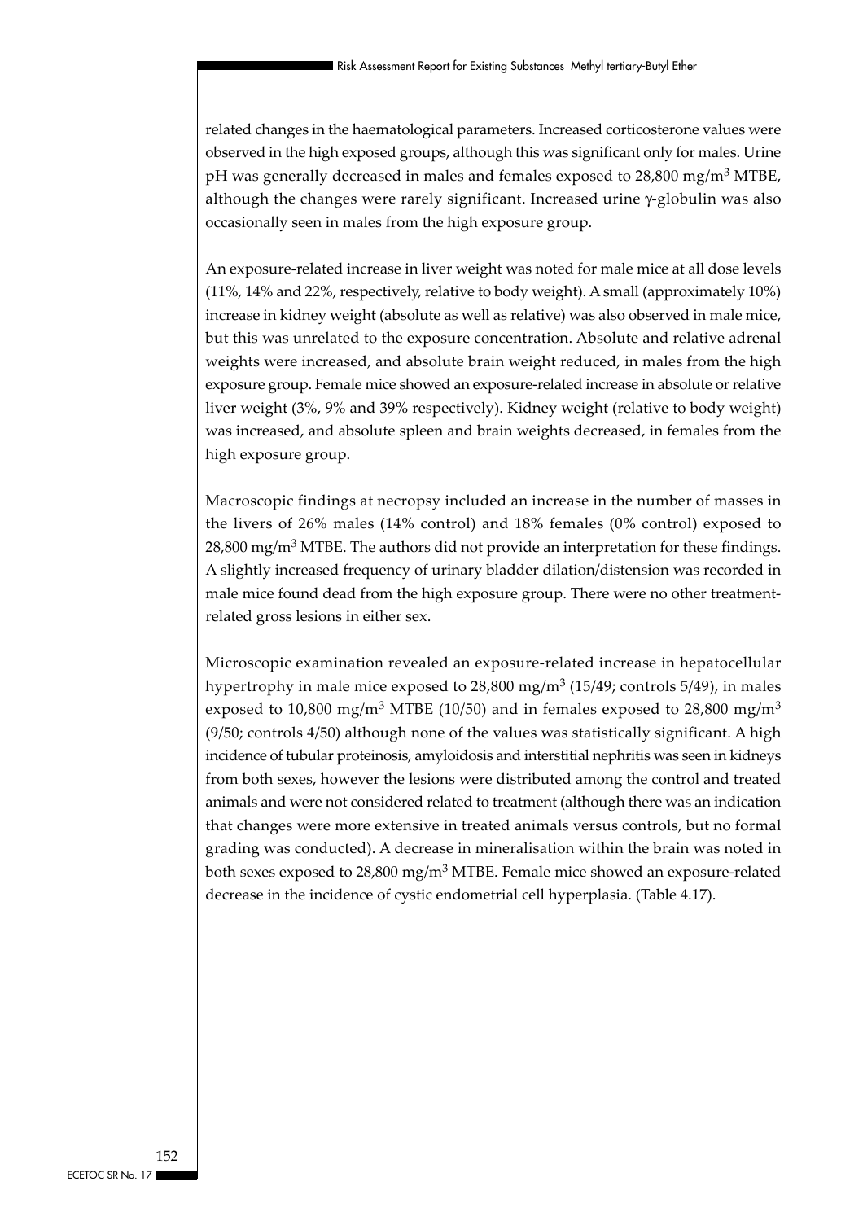related changes in the haematological parameters. Increased corticosterone values were observed in the high exposed groups, although this was significant only for males. Urine pH was generally decreased in males and females exposed to 28,800 mg/m$^3$ MTBE, although the changes were rarely significant. Increased urine γ-globulin was also occasionally seen in males from the high exposure group.

An exposure-related increase in liver weight was noted for male mice at all dose levels (11%, 14% and 22%, respectively, relative to body weight). A small (approximately 10%) increase in kidney weight (absolute as well as relative) was also observed in male mice, but this was unrelated to the exposure concentration. Absolute and relative adrenal weights were increased, and absolute brain weight reduced, in males from the high exposure group. Female mice showed an exposure-related increase in absolute or relative liver weight (3%, 9% and 39% respectively). Kidney weight (relative to body weight) was increased, and absolute spleen and brain weights decreased, in females from the high exposure group.

Macroscopic findings at necropsy included an increase in the number of masses in the livers of 26% males (14% control) and 18% females (0% control) exposed to 28,800 mg/m$^3$ MTBE. The authors did not provide an interpretation for these findings. A slightly increased frequency of urinary bladder dilation/distension was recorded in male mice found dead from the high exposure group. There were no other treatment-related gross lesions in either sex.

Microscopic examination revealed an exposure-related increase in hepatocellular hypertrophy in male mice exposed to 28,800 mg/m$^3$ (15/49; controls 5/49), in males exposed to 10,800 mg/m$^3$ MTBE (10/50) and in females exposed to 28,800 mg/m$^3$ (9/50; controls 4/50) although none of the values was statistically significant. A high incidence of tubular proteinosis, amyloidosis and interstitial nephritis was seen in kidneys from both sexes, however the lesions were distributed among the control and treated animals and were not considered related to treatment (although there was an indication that changes were more extensive in treated animals versus controls, but no formal grading was conducted). A decrease in mineralisation within the brain was noted in both sexes exposed to 28,800 mg/m$^3$ MTBE. Female mice showed an exposure-related decrease in the incidence of cystic endometrial cell hyperplasia. (Table 4.17).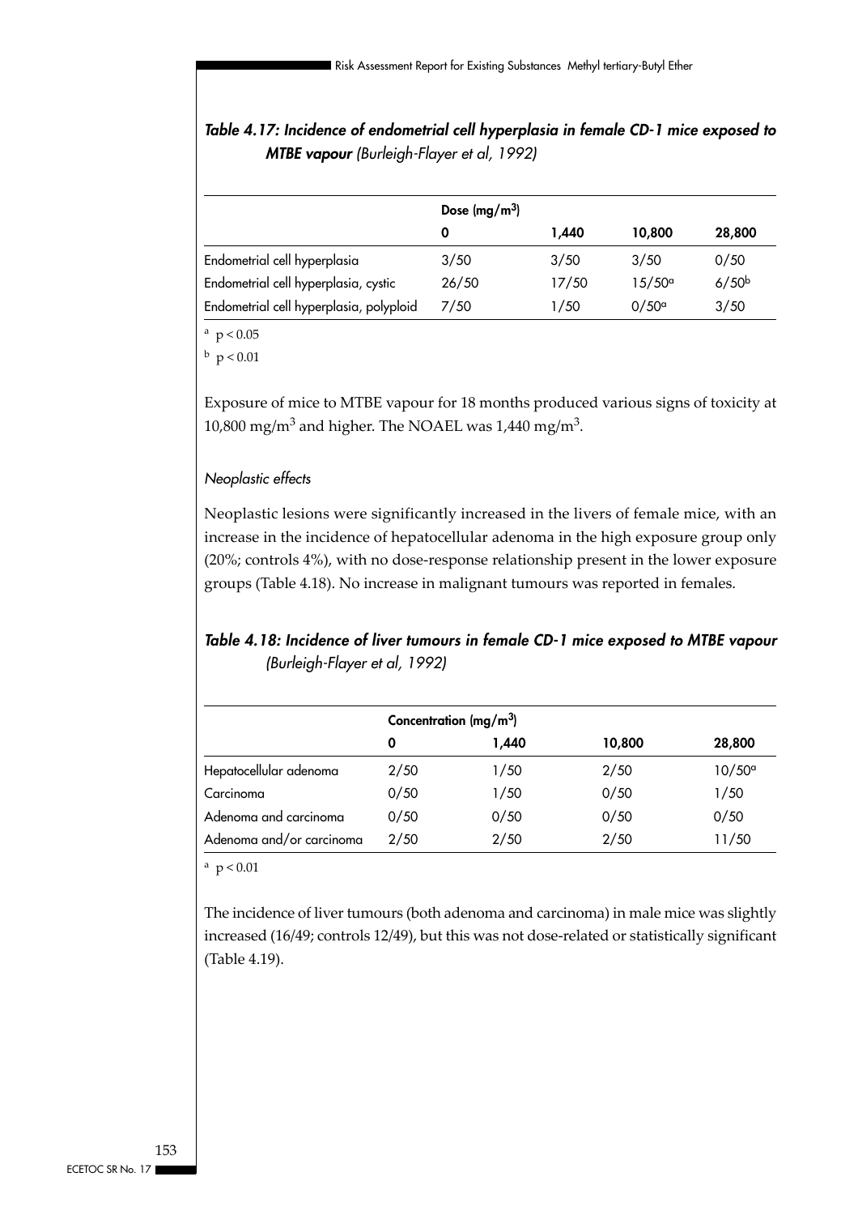***Table 4.17: Incidence of endometrial cell hyperplasia in female CD-1 mice exposed to MTBE vapour*** *(Burleigh-Flayer et al, 1992)*

| | Dose (mg/m$^3$) | | | |
|---|---|---|---|---|
| | 0 | 1,440 | 10,800 | 28,800 |
| Endometrial cell hyperplasia | 3/50 | 3/50 | 3/50 | 0/50 |
| Endometrial cell hyperplasia, cystic | 26/50 | 17/50 | 15/50[a] | 6/50[b] |
| Endometrial cell hyperplasia, polyploid | 7/50 | 1/50 | 0/50[a] | 3/50 |

[a] $p < 0.05$

[b] $p < 0.01$

Exposure of mice to MTBE vapour for 18 months produced various signs of toxicity at 10,800 mg/m$^3$ and higher. The NOAEL was 1,440 mg/m$^3$.

*Neoplastic effects*

Neoplastic lesions were significantly increased in the livers of female mice, with an increase in the incidence of hepatocellular adenoma in the high exposure group only (20%; controls 4%), with no dose-response relationship present in the lower exposure groups (Table 4.18). No increase in malignant tumours was reported in females.

***Table 4.18: Incidence of liver tumours in female CD-1 mice exposed to MTBE vapour*** *(Burleigh-Flayer et al, 1992)*

| | Concentration (mg/m$^3$) | | | |
|---|---|---|---|---|
| | 0 | 1,440 | 10,800 | 28,800 |
| Hepatocellular adenoma | 2/50 | 1/50 | 2/50 | 10/50[a] |
| Carcinoma | 0/50 | 1/50 | 0/50 | 1/50 |
| Adenoma and carcinoma | 0/50 | 0/50 | 0/50 | 0/50 |
| Adenoma and/or carcinoma | 2/50 | 2/50 | 2/50 | 11/50 |

[a] $p < 0.01$

The incidence of liver tumours (both adenoma and carcinoma) in male mice was slightly increased (16/49; controls 12/49), but this was not dose-related or statistically significant (Table 4.19).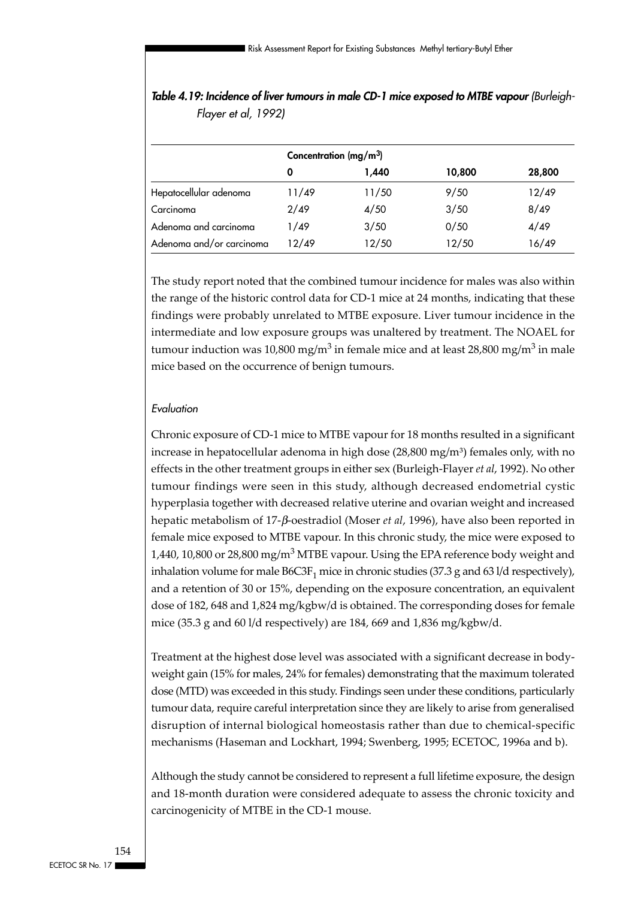*Table 4.19: Incidence of liver tumours in male CD-1 mice exposed to MTBE vapour (Burleigh-Flayer et al, 1992)*

| | Concentration (mg/m$^3$) | | | |
|---|---|---|---|---|
| | 0 | 1,440 | 10,800 | 28,800 |
| Hepatocellular adenoma | 11/49 | 11/50 | 9/50 | 12/49 |
| Carcinoma | 2/49 | 4/50 | 3/50 | 8/49 |
| Adenoma and carcinoma | 1/49 | 3/50 | 0/50 | 4/49 |
| Adenoma and/or carcinoma | 12/49 | 12/50 | 12/50 | 16/49 |

The study report noted that the combined tumour incidence for males was also within the range of the historic control data for CD-1 mice at 24 months, indicating that these findings were probably unrelated to MTBE exposure. Liver tumour incidence in the intermediate and low exposure groups was unaltered by treatment. The NOAEL for tumour induction was 10,800 mg/m$^3$ in female mice and at least 28,800 mg/m$^3$ in male mice based on the occurrence of benign tumours.

*Evaluation*

Chronic exposure of CD-1 mice to MTBE vapour for 18 months resulted in a significant increase in hepatocellular adenoma in high dose (28,800 mg/m$^3$) females only, with no effects in the other treatment groups in either sex (Burleigh-Flayer *et al*, 1992). No other tumour findings were seen in this study, although decreased endometrial cystic hyperplasia together with decreased relative uterine and ovarian weight and increased hepatic metabolism of 17-$\beta$-oestradiol (Moser *et al*, 1996), have also been reported in female mice exposed to MTBE vapour. In this chronic study, the mice were exposed to 1,440, 10,800 or 28,800 mg/m$^3$ MTBE vapour. Using the EPA reference body weight and inhalation volume for male B6C3F$_1$ mice in chronic studies (37.3 g and 63 l/d respectively), and a retention of 30 or 15%, depending on the exposure concentration, an equivalent dose of 182, 648 and 1,824 mg/kgbw/d is obtained. The corresponding doses for female mice (35.3 g and 60 l/d respectively) are 184, 669 and 1,836 mg/kgbw/d.

Treatment at the highest dose level was associated with a significant decrease in body-weight gain (15% for males, 24% for females) demonstrating that the maximum tolerated dose (MTD) was exceeded in this study. Findings seen under these conditions, particularly tumour data, require careful interpretation since they are likely to arise from generalised disruption of internal biological homeostasis rather than due to chemical-specific mechanisms (Haseman and Lockhart, 1994; Swenberg, 1995; ECETOC, 1996a and b).

Although the study cannot be considered to represent a full lifetime exposure, the design and 18-month duration were considered adequate to assess the chronic toxicity and carcinogenicity of MTBE in the CD-1 mouse.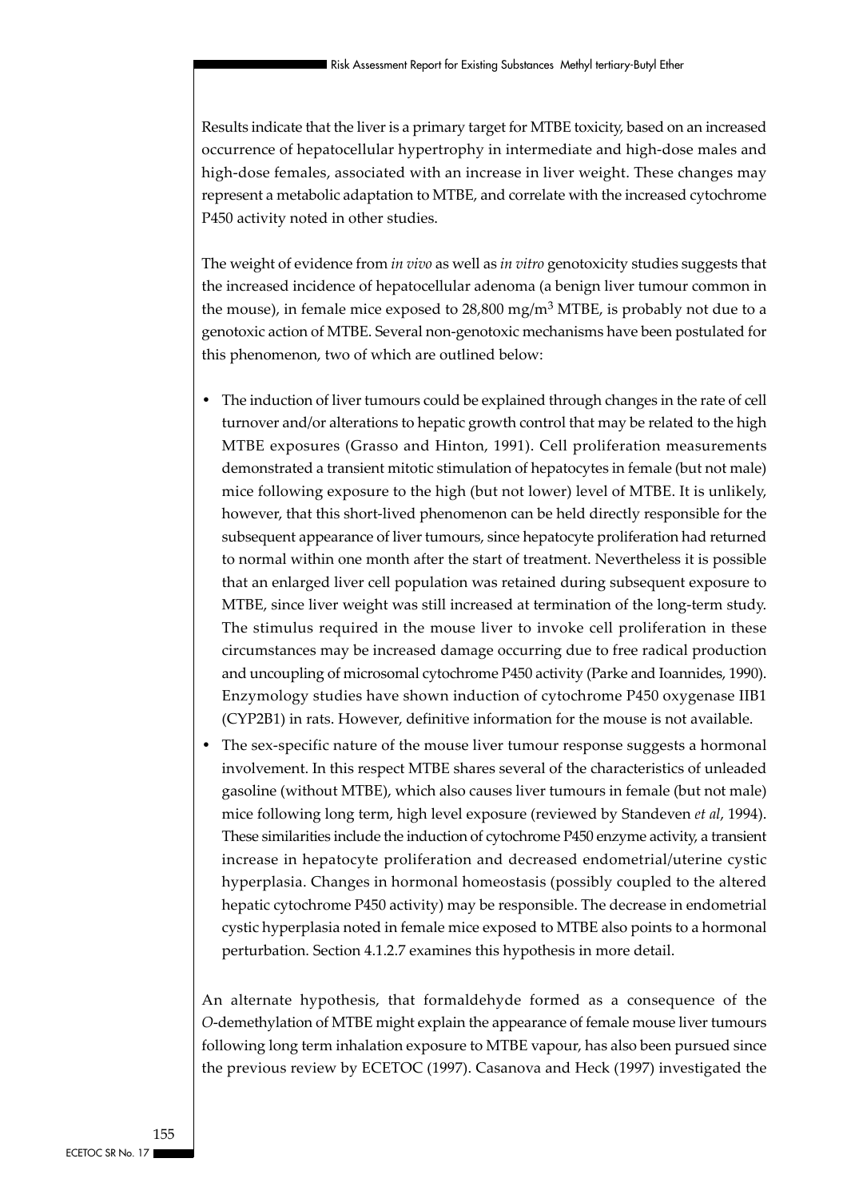Results indicate that the liver is a primary target for MTBE toxicity, based on an increased occurrence of hepatocellular hypertrophy in intermediate and high-dose males and high-dose females, associated with an increase in liver weight. These changes may represent a metabolic adaptation to MTBE, and correlate with the increased cytochrome P450 activity noted in other studies.

The weight of evidence from *in vivo* as well as *in vitro* genotoxicity studies suggests that the increased incidence of hepatocellular adenoma (a benign liver tumour common in the mouse), in female mice exposed to 28,800 mg/m$^3$ MTBE, is probably not due to a genotoxic action of MTBE. Several non-genotoxic mechanisms have been postulated for this phenomenon, two of which are outlined below:

- The induction of liver tumours could be explained through changes in the rate of cell turnover and/or alterations to hepatic growth control that may be related to the high MTBE exposures (Grasso and Hinton, 1991). Cell proliferation measurements demonstrated a transient mitotic stimulation of hepatocytes in female (but not male) mice following exposure to the high (but not lower) level of MTBE. It is unlikely, however, that this short-lived phenomenon can be held directly responsible for the subsequent appearance of liver tumours, since hepatocyte proliferation had returned to normal within one month after the start of treatment. Nevertheless it is possible that an enlarged liver cell population was retained during subsequent exposure to MTBE, since liver weight was still increased at termination of the long-term study. The stimulus required in the mouse liver to invoke cell proliferation in these circumstances may be increased damage occurring due to free radical production and uncoupling of microsomal cytochrome P450 activity (Parke and Ioannides, 1990). Enzymology studies have shown induction of cytochrome P450 oxygenase IIB1 (CYP2B1) in rats. However, definitive information for the mouse is not available.
- The sex-specific nature of the mouse liver tumour response suggests a hormonal involvement. In this respect MTBE shares several of the characteristics of unleaded gasoline (without MTBE), which also causes liver tumours in female (but not male) mice following long term, high level exposure (reviewed by Standeven *et al*, 1994). These similarities include the induction of cytochrome P450 enzyme activity, a transient increase in hepatocyte proliferation and decreased endometrial/uterine cystic hyperplasia. Changes in hormonal homeostasis (possibly coupled to the altered hepatic cytochrome P450 activity) may be responsible. The decrease in endometrial cystic hyperplasia noted in female mice exposed to MTBE also points to a hormonal perturbation. Section 4.1.2.7 examines this hypothesis in more detail.

An alternate hypothesis, that formaldehyde formed as a consequence of the *O*-demethylation of MTBE might explain the appearance of female mouse liver tumours following long term inhalation exposure to MTBE vapour, has also been pursued since the previous review by ECETOC (1997). Casanova and Heck (1997) investigated the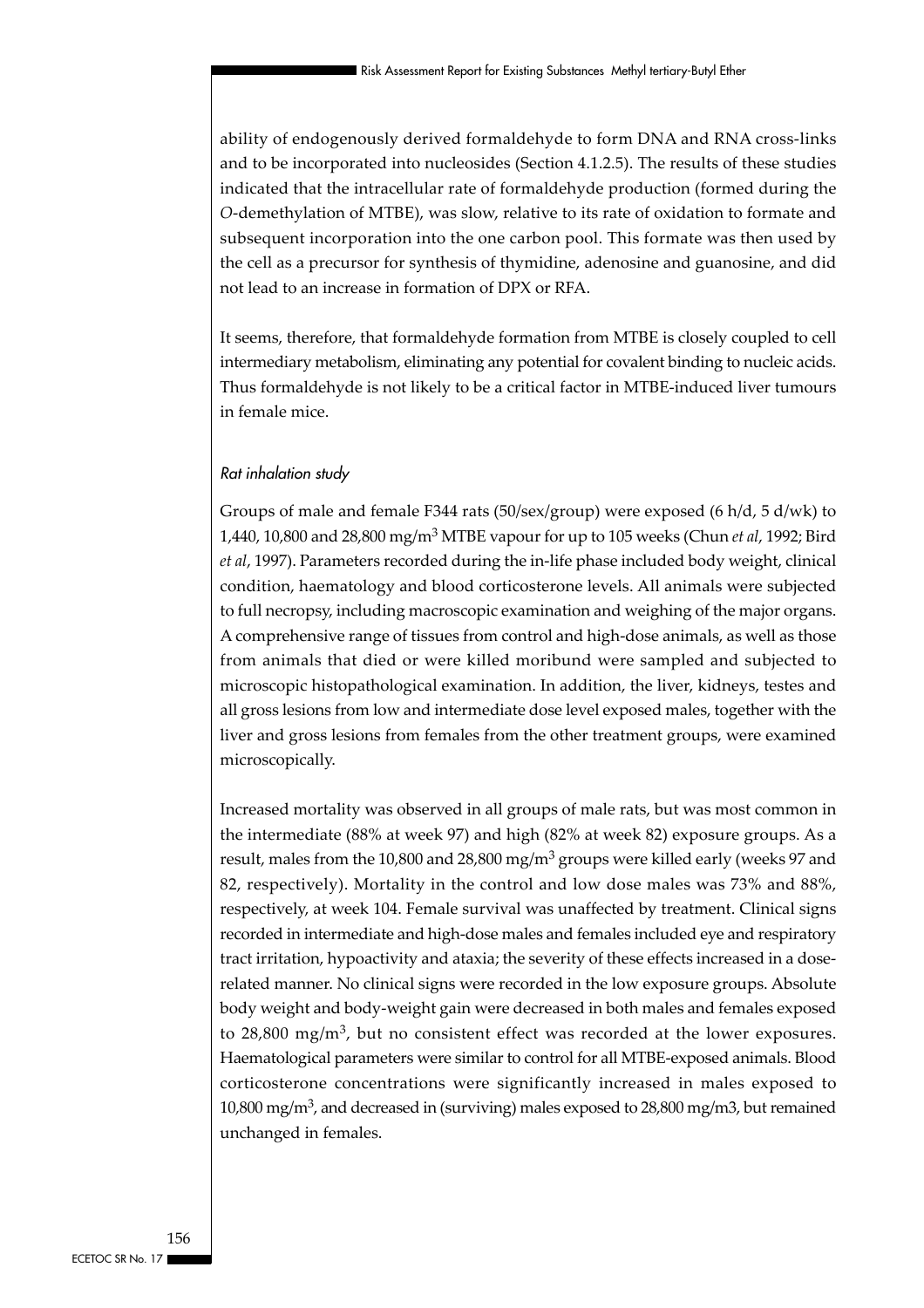ability of endogenously derived formaldehyde to form DNA and RNA cross-links and to be incorporated into nucleosides (Section 4.1.2.5). The results of these studies indicated that the intracellular rate of formaldehyde production (formed during the *O*-demethylation of MTBE), was slow, relative to its rate of oxidation to formate and subsequent incorporation into the one carbon pool. This formate was then used by the cell as a precursor for synthesis of thymidine, adenosine and guanosine, and did not lead to an increase in formation of DPX or RFA.

It seems, therefore, that formaldehyde formation from MTBE is closely coupled to cell intermediary metabolism, eliminating any potential for covalent binding to nucleic acids. Thus formaldehyde is not likely to be a critical factor in MTBE-induced liver tumours in female mice.

*Rat inhalation study*

Groups of male and female F344 rats (50/sex/group) were exposed (6 h/d, 5 d/wk) to 1,440, 10,800 and 28,800 mg/m$^3$ MTBE vapour for up to 105 weeks (Chun *et al*, 1992; Bird *et al*, 1997). Parameters recorded during the in-life phase included body weight, clinical condition, haematology and blood corticosterone levels. All animals were subjected to full necropsy, including macroscopic examination and weighing of the major organs. A comprehensive range of tissues from control and high-dose animals, as well as those from animals that died or were killed moribund were sampled and subjected to microscopic histopathological examination. In addition, the liver, kidneys, testes and all gross lesions from low and intermediate dose level exposed males, together with the liver and gross lesions from females from the other treatment groups, were examined microscopically.

Increased mortality was observed in all groups of male rats, but was most common in the intermediate (88% at week 97) and high (82% at week 82) exposure groups. As a result, males from the 10,800 and 28,800 mg/m$^3$ groups were killed early (weeks 97 and 82, respectively). Mortality in the control and low dose males was 73% and 88%, respectively, at week 104. Female survival was unaffected by treatment. Clinical signs recorded in intermediate and high-dose males and females included eye and respiratory tract irritation, hypoactivity and ataxia; the severity of these effects increased in a dose-related manner. No clinical signs were recorded in the low exposure groups. Absolute body weight and body-weight gain were decreased in both males and females exposed to 28,800 mg/m$^3$, but no consistent effect was recorded at the lower exposures. Haematological parameters were similar to control for all MTBE-exposed animals. Blood corticosterone concentrations were significantly increased in males exposed to 10,800 mg/m$^3$, and decreased in (surviving) males exposed to 28,800 mg/m3, but remained unchanged in females.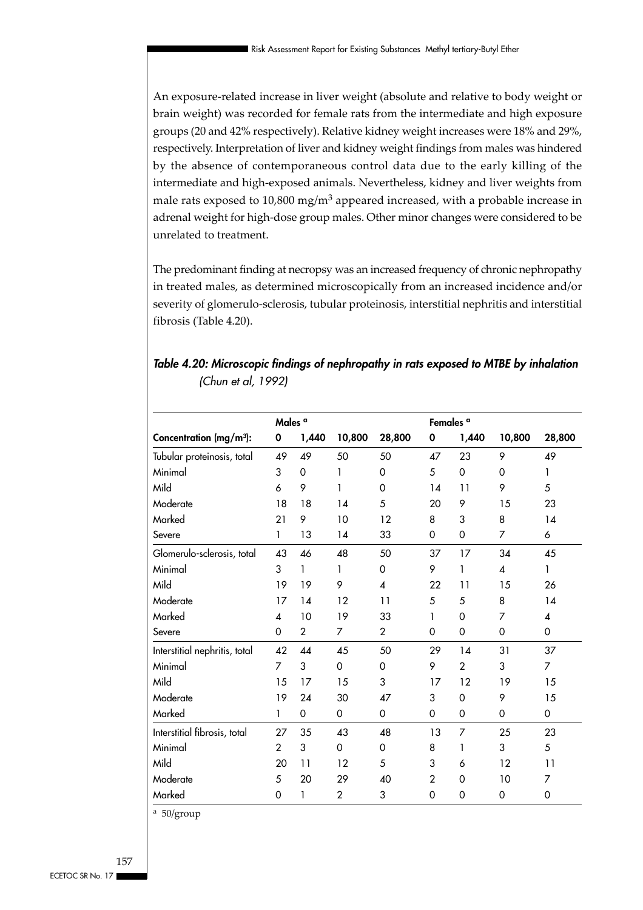An exposure-related increase in liver weight (absolute and relative to body weight or brain weight) was recorded for female rats from the intermediate and high exposure groups (20 and 42% respectively). Relative kidney weight increases were 18% and 29%, respectively. Interpretation of liver and kidney weight findings from males was hindered by the absence of contemporaneous control data due to the early killing of the intermediate and high-exposed animals. Nevertheless, kidney and liver weights from male rats exposed to 10,800 mg/m$^3$ appeared increased, with a probable increase in adrenal weight for high-dose group males. Other minor changes were considered to be unrelated to treatment.

The predominant finding at necropsy was an increased frequency of chronic nephropathy in treated males, as determined microscopically from an increased incidence and/or severity of glomerulo-sclerosis, tubular proteinosis, interstitial nephritis and interstitial fibrosis (Table 4.20).

***Table 4.20: Microscopic findings of nephropathy in rats exposed to MTBE by inhalation*** *(Chun et al, 1992)*

| | Males [a] | | | | Females [a] | | | |
|---|---|---|---|---|---|---|---|---|
| **Concentration (mg/m$^3$):** | **0** | **1,440** | **10,800** | **28,800** | **0** | **1,440** | **10,800** | **28,800** |
| Tubular proteinosis, total | 49 | 49 | 50 | 50 | 47 | 23 | 9 | 49 |
| Minimal | 3 | 0 | 1 | 0 | 5 | 0 | 0 | 1 |
| Mild | 6 | 9 | 1 | 0 | 14 | 11 | 9 | 5 |
| Moderate | 18 | 18 | 14 | 5 | 20 | 9 | 15 | 23 |
| Marked | 21 | 9 | 10 | 12 | 8 | 3 | 8 | 14 |
| Severe | 1 | 13 | 14 | 33 | 0 | 0 | 7 | 6 |
| Glomerulo-sclerosis, total | 43 | 46 | 48 | 50 | 37 | 17 | 34 | 45 |
| Minimal | 3 | 1 | 1 | 0 | 9 | 1 | 4 | 1 |
| Mild | 19 | 19 | 9 | 4 | 22 | 11 | 15 | 26 |
| Moderate | 17 | 14 | 12 | 11 | 5 | 5 | 8 | 14 |
| Marked | 4 | 10 | 19 | 33 | 1 | 0 | 7 | 4 |
| Severe | 0 | 2 | 7 | 2 | 0 | 0 | 0 | 0 |
| Interstitial nephritis, total | 42 | 44 | 45 | 50 | 29 | 14 | 31 | 37 |
| Minimal | 7 | 3 | 0 | 0 | 9 | 2 | 3 | 7 |
| Mild | 15 | 17 | 15 | 3 | 17 | 12 | 19 | 15 |
| Moderate | 19 | 24 | 30 | 47 | 3 | 0 | 9 | 15 |
| Marked | 1 | 0 | 0 | 0 | 0 | 0 | 0 | 0 |
| Interstitial fibrosis, total | 27 | 35 | 43 | 48 | 13 | 7 | 25 | 23 |
| Minimal | 2 | 3 | 0 | 0 | 8 | 1 | 3 | 5 |
| Mild | 20 | 11 | 12 | 5 | 3 | 6 | 12 | 11 |
| Moderate | 5 | 20 | 29 | 40 | 2 | 0 | 10 | 7 |
| Marked | 0 | 1 | 2 | 3 | 0 | 0 | 0 | 0 |

[a] 50/group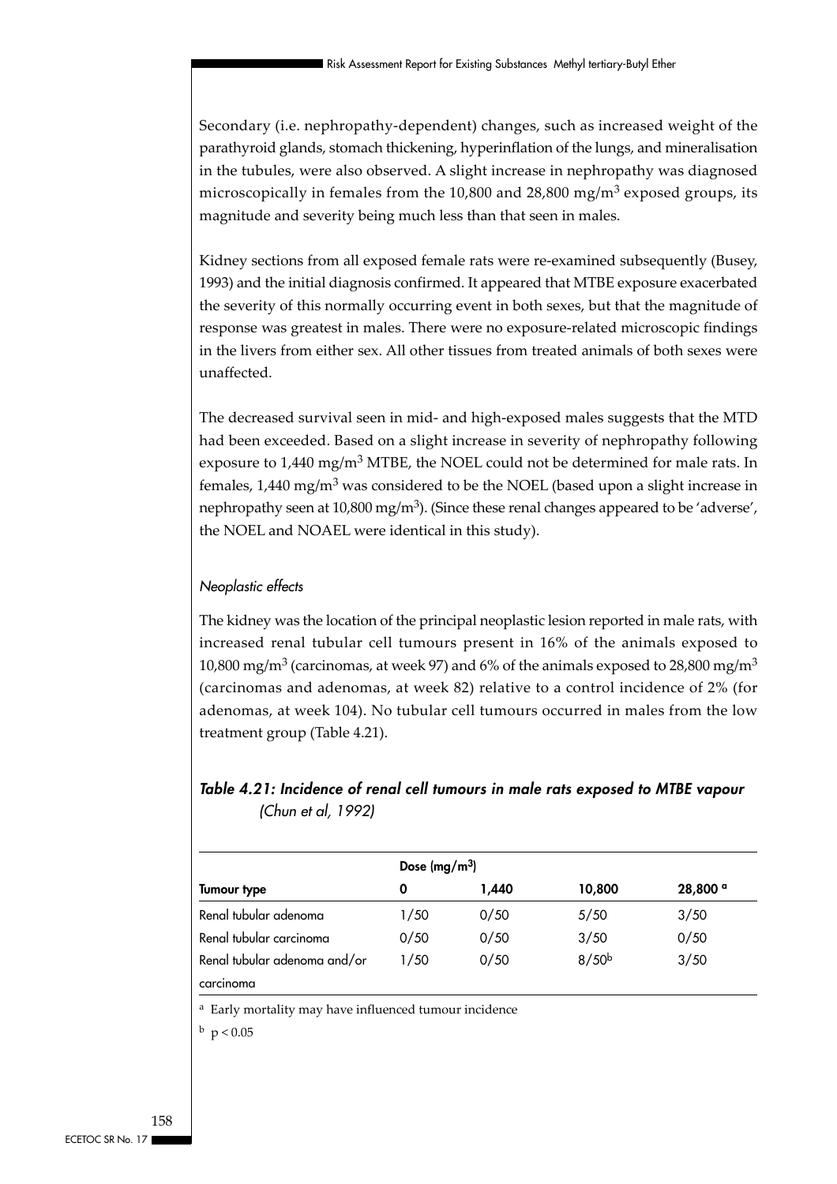Secondary (i.e. nephropathy-dependent) changes, such as increased weight of the parathyroid glands, stomach thickening, hyperinflation of the lungs, and mineralisation in the tubules, were also observed. A slight increase in nephropathy was diagnosed microscopically in females from the 10,800 and 28,800 mg/m$^3$ exposed groups, its magnitude and severity being much less than that seen in males.

Kidney sections from all exposed female rats were re-examined subsequently (Busey, 1993) and the initial diagnosis confirmed. It appeared that MTBE exposure exacerbated the severity of this normally occurring event in both sexes, but that the magnitude of response was greatest in males. There were no exposure-related microscopic findings in the livers from either sex. All other tissues from treated animals of both sexes were unaffected.

The decreased survival seen in mid- and high-exposed males suggests that the MTD had been exceeded. Based on a slight increase in severity of nephropathy following exposure to 1,440 mg/m$^3$ MTBE, the NOEL could not be determined for male rats. In females, 1,440 mg/m$^3$ was considered to be the NOEL (based upon a slight increase in nephropathy seen at 10,800 mg/m$^3$). (Since these renal changes appeared to be 'adverse', the NOEL and NOAEL were identical in this study).

*Neoplastic effects*

The kidney was the location of the principal neoplastic lesion reported in male rats, with increased renal tubular cell tumours present in 16% of the animals exposed to 10,800 mg/m$^3$ (carcinomas, at week 97) and 6% of the animals exposed to 28,800 mg/m$^3$ (carcinomas and adenomas, at week 82) relative to a control incidence of 2% (for adenomas, at week 104). No tubular cell tumours occurred in males from the low treatment group (Table 4.21).

***Table 4.21: Incidence of renal cell tumours in male rats exposed to MTBE vapour** (Chun et al, 1992)*

| | Dose (mg/m$^3$) | | | |
|---|---|---|---|---|
| **Tumour type** | **0** | **1,440** | **10,800** | **28,800 [a]** |
| Renal tubular adenoma | 1/50 | 0/50 | 5/50 | 3/50 |
| Renal tubular carcinoma | 0/50 | 0/50 | 3/50 | 0/50 |
| Renal tubular adenoma and/or carcinoma | 1/50 | 0/50 | 8/50[b] | 3/50 |

[a] Early mortality may have influenced tumour incidence

[b] $p < 0.05$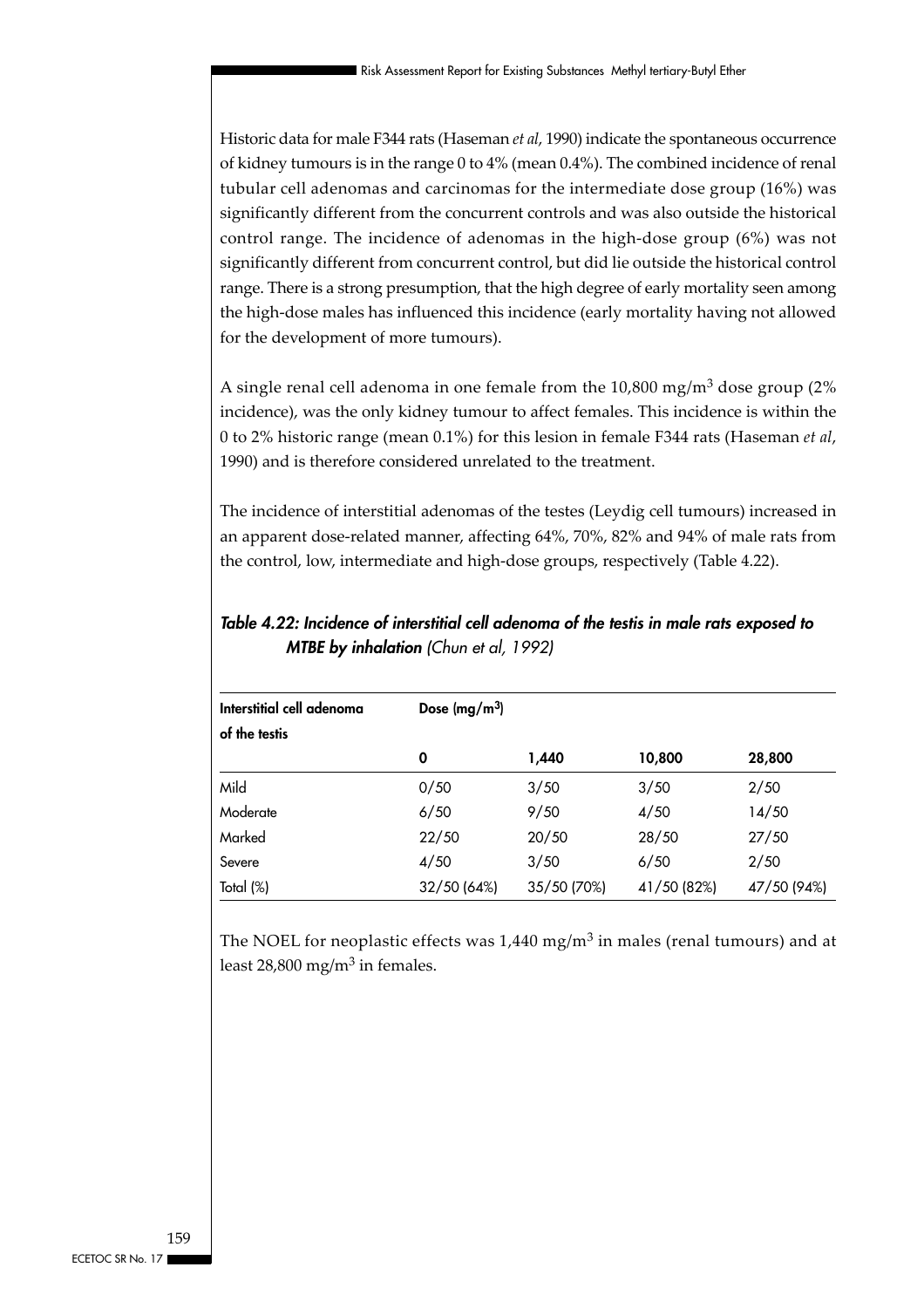Historic data for male F344 rats (Haseman *et al*, 1990) indicate the spontaneous occurrence of kidney tumours is in the range 0 to 4% (mean 0.4%). The combined incidence of renal tubular cell adenomas and carcinomas for the intermediate dose group (16%) was significantly different from the concurrent controls and was also outside the historical control range. The incidence of adenomas in the high-dose group (6%) was not significantly different from concurrent control, but did lie outside the historical control range. There is a strong presumption, that the high degree of early mortality seen among the high-dose males has influenced this incidence (early mortality having not allowed for the development of more tumours).

A single renal cell adenoma in one female from the 10,800 mg/m$^3$ dose group (2% incidence), was the only kidney tumour to affect females. This incidence is within the 0 to 2% historic range (mean 0.1%) for this lesion in female F344 rats (Haseman *et al*, 1990) and is therefore considered unrelated to the treatment.

The incidence of interstitial adenomas of the testes (Leydig cell tumours) increased in an apparent dose-related manner, affecting 64%, 70%, 82% and 94% of male rats from the control, low, intermediate and high-dose groups, respectively (Table 4.22).

***Table 4.22: Incidence of interstitial cell adenoma of the testis in male rats exposed to MTBE by inhalation** (Chun et al, 1992)*

| **Interstitial cell adenoma of the testis** | **Dose (mg/m$^3$)** | | | |
|---|---|---|---|---|
| | **0** | **1,440** | **10,800** | **28,800** |
| Mild | 0/50 | 3/50 | 3/50 | 2/50 |
| Moderate | 6/50 | 9/50 | 4/50 | 14/50 |
| Marked | 22/50 | 20/50 | 28/50 | 27/50 |
| Severe | 4/50 | 3/50 | 6/50 | 2/50 |
| Total (%) | 32/50 (64%) | 35/50 (70%) | 41/50 (82%) | 47/50 (94%) |

The NOEL for neoplastic effects was 1,440 mg/m$^3$ in males (renal tumours) and at least 28,800 mg/m$^3$ in females.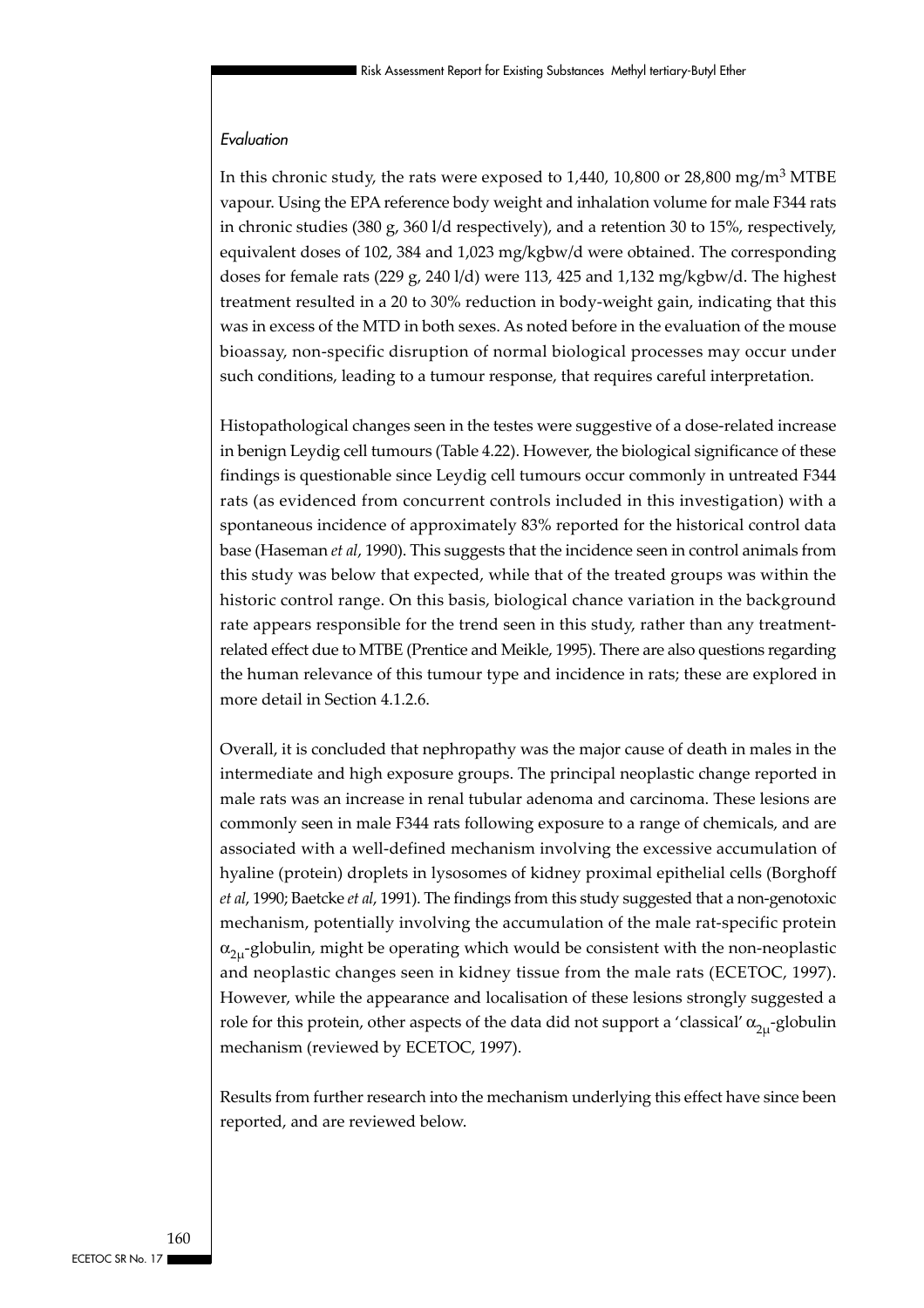*Evaluation*

In this chronic study, the rats were exposed to 1,440, 10,800 or 28,800 mg/m$^3$ MTBE vapour. Using the EPA reference body weight and inhalation volume for male F344 rats in chronic studies (380 g, 360 l/d respectively), and a retention 30 to 15%, respectively, equivalent doses of 102, 384 and 1,023 mg/kgbw/d were obtained. The corresponding doses for female rats (229 g, 240 l/d) were 113, 425 and 1,132 mg/kgbw/d. The highest treatment resulted in a 20 to 30% reduction in body-weight gain, indicating that this was in excess of the MTD in both sexes. As noted before in the evaluation of the mouse bioassay, non-specific disruption of normal biological processes may occur under such conditions, leading to a tumour response, that requires careful interpretation.

Histopathological changes seen in the testes were suggestive of a dose-related increase in benign Leydig cell tumours (Table 4.22). However, the biological significance of these findings is questionable since Leydig cell tumours occur commonly in untreated F344 rats (as evidenced from concurrent controls included in this investigation) with a spontaneous incidence of approximately 83% reported for the historical control data base (Haseman *et al*, 1990). This suggests that the incidence seen in control animals from this study was below that expected, while that of the treated groups was within the historic control range. On this basis, biological chance variation in the background rate appears responsible for the trend seen in this study, rather than any treatment-related effect due to MTBE (Prentice and Meikle, 1995). There are also questions regarding the human relevance of this tumour type and incidence in rats; these are explored in more detail in Section 4.1.2.6.

Overall, it is concluded that nephropathy was the major cause of death in males in the intermediate and high exposure groups. The principal neoplastic change reported in male rats was an increase in renal tubular adenoma and carcinoma. These lesions are commonly seen in male F344 rats following exposure to a range of chemicals, and are associated with a well-defined mechanism involving the excessive accumulation of hyaline (protein) droplets in lysosomes of kidney proximal epithelial cells (Borghoff *et al*, 1990; Baetcke *et al*, 1991). The findings from this study suggested that a non-genotoxic mechanism, potentially involving the accumulation of the male rat-specific protein $\alpha_{2\mu}$-globulin, might be operating which would be consistent with the non-neoplastic and neoplastic changes seen in kidney tissue from the male rats (ECETOC, 1997). However, while the appearance and localisation of these lesions strongly suggested a role for this protein, other aspects of the data did not support a 'classical' $\alpha_{2\mu}$-globulin mechanism (reviewed by ECETOC, 1997).

Results from further research into the mechanism underlying this effect have since been reported, and are reviewed below.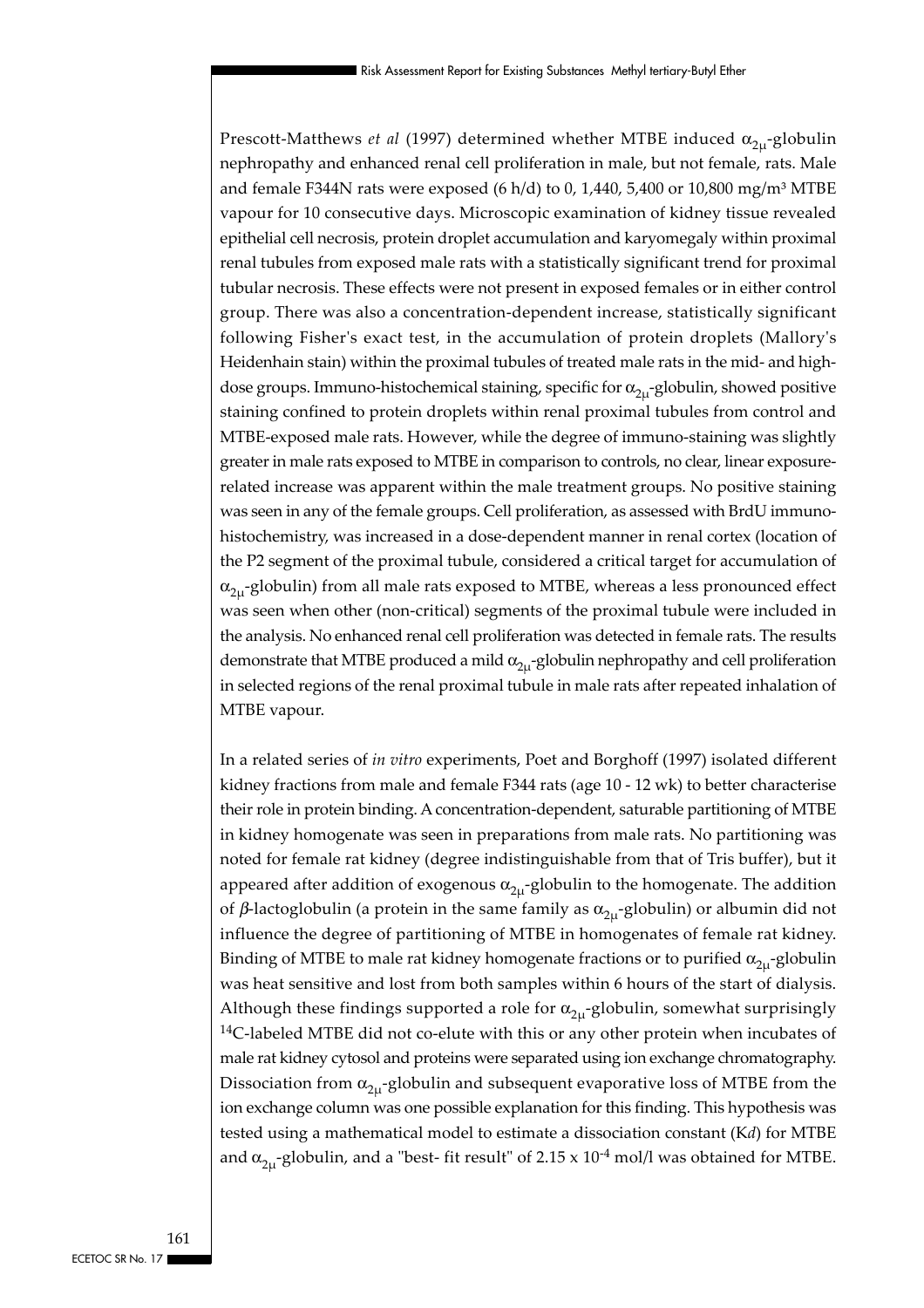Prescott-Matthews *et al* (1997) determined whether MTBE induced $\alpha_{2\mu}$-globulin nephropathy and enhanced renal cell proliferation in male, but not female, rats. Male and female F344N rats were exposed (6 h/d) to 0, 1,440, 5,400 or 10,800 mg/m³ MTBE vapour for 10 consecutive days. Microscopic examination of kidney tissue revealed epithelial cell necrosis, protein droplet accumulation and karyomegaly within proximal renal tubules from exposed male rats with a statistically significant trend for proximal tubular necrosis. These effects were not present in exposed females or in either control group. There was also a concentration-dependent increase, statistically significant following Fisher's exact test, in the accumulation of protein droplets (Mallory's Heidenhain stain) within the proximal tubules of treated male rats in the mid- and high-dose groups. Immuno-histochemical staining, specific for $\alpha_{2\mu}$-globulin, showed positive staining confined to protein droplets within renal proximal tubules from control and MTBE-exposed male rats. However, while the degree of immuno-staining was slightly greater in male rats exposed to MTBE in comparison to controls, no clear, linear exposure-related increase was apparent within the male treatment groups. No positive staining was seen in any of the female groups. Cell proliferation, as assessed with BrdU immuno-histochemistry, was increased in a dose-dependent manner in renal cortex (location of the P2 segment of the proximal tubule, considered a critical target for accumulation of $\alpha_{2\mu}$-globulin) from all male rats exposed to MTBE, whereas a less pronounced effect was seen when other (non-critical) segments of the proximal tubule were included in the analysis. No enhanced renal cell proliferation was detected in female rats. The results demonstrate that MTBE produced a mild $\alpha_{2\mu}$-globulin nephropathy and cell proliferation in selected regions of the renal proximal tubule in male rats after repeated inhalation of MTBE vapour.

In a related series of *in vitro* experiments, Poet and Borghoff (1997) isolated different kidney fractions from male and female F344 rats (age 10 - 12 wk) to better characterise their role in protein binding. A concentration-dependent, saturable partitioning of MTBE in kidney homogenate was seen in preparations from male rats. No partitioning was noted for female rat kidney (degree indistinguishable from that of Tris buffer), but it appeared after addition of exogenous $\alpha_{2\mu}$-globulin to the homogenate. The addition of $\beta$-lactoglobulin (a protein in the same family as $\alpha_{2\mu}$-globulin) or albumin did not influence the degree of partitioning of MTBE in homogenates of female rat kidney. Binding of MTBE to male rat kidney homogenate fractions or to purified $\alpha_{2\mu}$-globulin was heat sensitive and lost from both samples within 6 hours of the start of dialysis. Although these findings supported a role for $\alpha_{2\mu}$-globulin, somewhat surprisingly $^{14}$C-labeled MTBE did not co-elute with this or any other protein when incubates of male rat kidney cytosol and proteins were separated using ion exchange chromatography. Dissociation from $\alpha_{2\mu}$-globulin and subsequent evaporative loss of MTBE from the ion exchange column was one possible explanation for this finding. This hypothesis was tested using a mathematical model to estimate a dissociation constant (K*d*) for MTBE and $\alpha_{2\mu}$-globulin, and a "best- fit result" of $2.15 \times 10^{-4}$ mol/l was obtained for MTBE.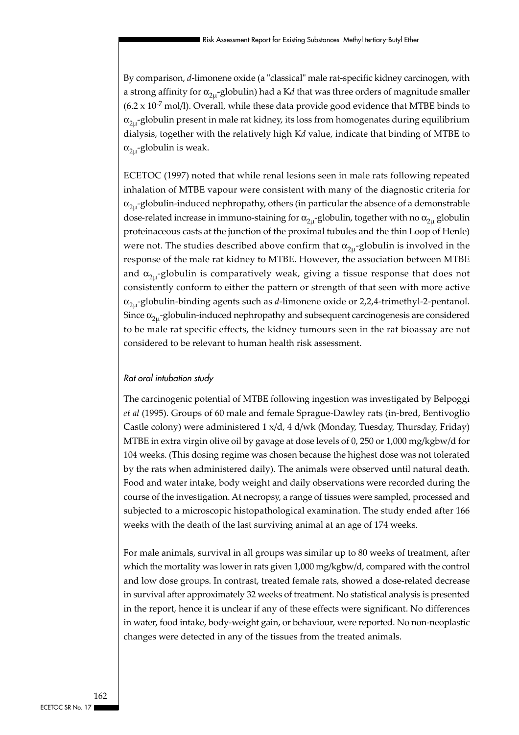By comparison, *d*-limonene oxide (a "classical" male rat-specific kidney carcinogen, with a strong affinity for $\alpha_{2\mu}$-globulin) had a K*d* that was three orders of magnitude smaller ($6.2 \times 10^{-7}$ mol/l). Overall, while these data provide good evidence that MTBE binds to $\alpha_{2\mu}$-globulin present in male rat kidney, its loss from homogenates during equilibrium dialysis, together with the relatively high K*d* value, indicate that binding of MTBE to $\alpha_{2\mu}$-globulin is weak.

ECETOC (1997) noted that while renal lesions seen in male rats following repeated inhalation of MTBE vapour were consistent with many of the diagnostic criteria for $\alpha_{2\mu}$-globulin-induced nephropathy, others (in particular the absence of a demonstrable dose-related increase in immuno-staining for $\alpha_{2\mu}$-globulin, together with no $\alpha_{2\mu}$ globulin proteinaceous casts at the junction of the proximal tubules and the thin Loop of Henle) were not. The studies described above confirm that $\alpha_{2\mu}$-globulin is involved in the response of the male rat kidney to MTBE. However, the association between MTBE and $\alpha_{2\mu}$-globulin is comparatively weak, giving a tissue response that does not consistently conform to either the pattern or strength of that seen with more active $\alpha_{2\mu}$-globulin-binding agents such as *d*-limonene oxide or 2,2,4-trimethyl-2-pentanol. Since $\alpha_{2\mu}$-globulin-induced nephropathy and subsequent carcinogenesis are considered to be male rat specific effects, the kidney tumours seen in the rat bioassay are not considered to be relevant to human health risk assessment.

*Rat oral intubation study*

The carcinogenic potential of MTBE following ingestion was investigated by Belpoggi *et al* (1995). Groups of 60 male and female Sprague-Dawley rats (in-bred, Bentivoglio Castle colony) were administered 1 x/d, 4 d/wk (Monday, Tuesday, Thursday, Friday) MTBE in extra virgin olive oil by gavage at dose levels of 0, 250 or 1,000 mg/kgbw/d for 104 weeks. (This dosing regime was chosen because the highest dose was not tolerated by the rats when administered daily). The animals were observed until natural death. Food and water intake, body weight and daily observations were recorded during the course of the investigation. At necropsy, a range of tissues were sampled, processed and subjected to a microscopic histopathological examination. The study ended after 166 weeks with the death of the last surviving animal at an age of 174 weeks.

For male animals, survival in all groups was similar up to 80 weeks of treatment, after which the mortality was lower in rats given 1,000 mg/kgbw/d, compared with the control and low dose groups. In contrast, treated female rats, showed a dose-related decrease in survival after approximately 32 weeks of treatment. No statistical analysis is presented in the report, hence it is unclear if any of these effects were significant. No differences in water, food intake, body-weight gain, or behaviour, were reported. No non-neoplastic changes were detected in any of the tissues from the treated animals.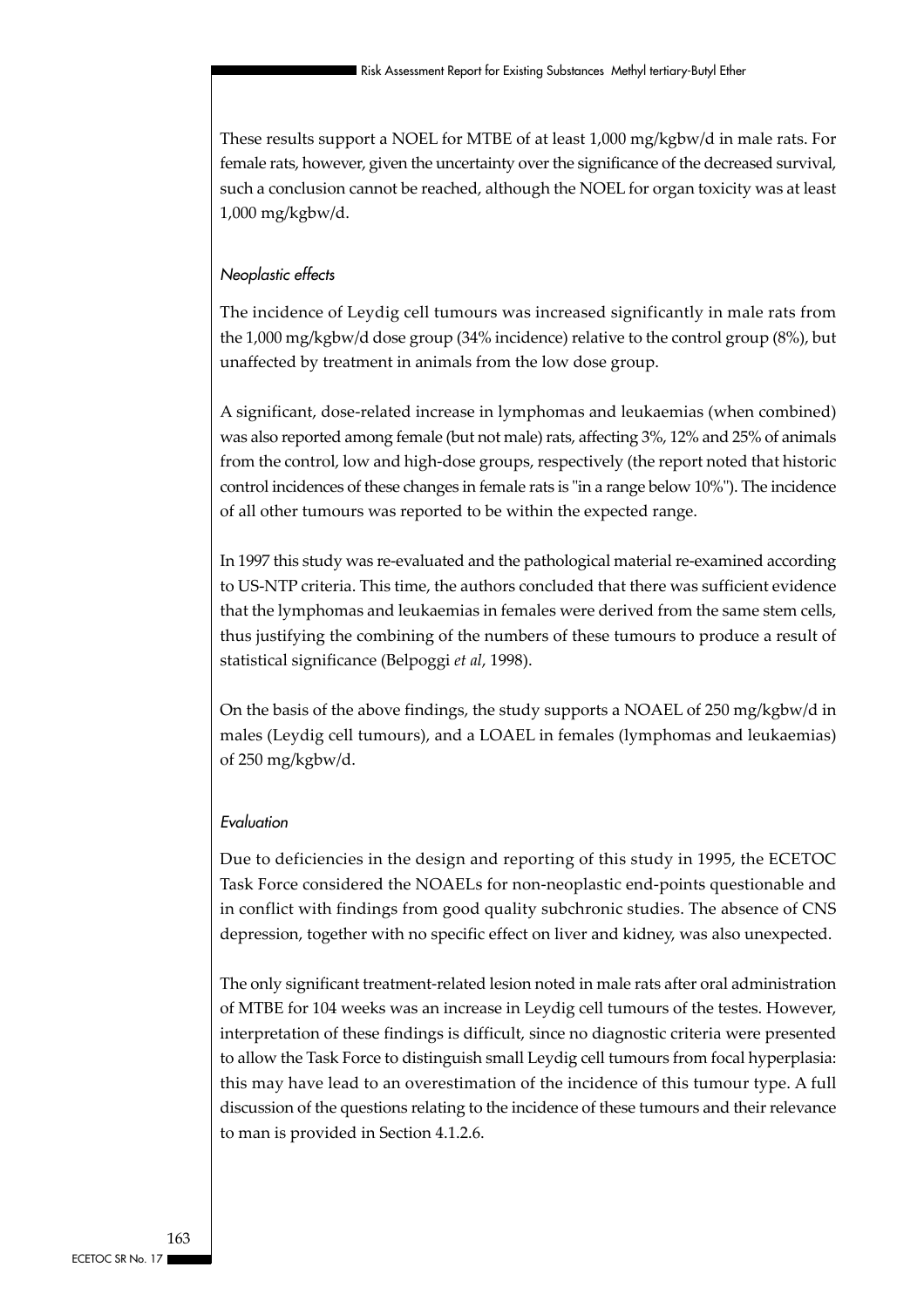These results support a NOEL for MTBE of at least 1,000 mg/kgbw/d in male rats. For female rats, however, given the uncertainty over the significance of the decreased survival, such a conclusion cannot be reached, although the NOEL for organ toxicity was at least 1,000 mg/kgbw/d.

*Neoplastic effects*

The incidence of Leydig cell tumours was increased significantly in male rats from the 1,000 mg/kgbw/d dose group (34% incidence) relative to the control group (8%), but unaffected by treatment in animals from the low dose group.

A significant, dose-related increase in lymphomas and leukaemias (when combined) was also reported among female (but not male) rats, affecting 3%, 12% and 25% of animals from the control, low and high-dose groups, respectively (the report noted that historic control incidences of these changes in female rats is "in a range below 10%"). The incidence of all other tumours was reported to be within the expected range.

In 1997 this study was re-evaluated and the pathological material re-examined according to US-NTP criteria. This time, the authors concluded that there was sufficient evidence that the lymphomas and leukaemias in females were derived from the same stem cells, thus justifying the combining of the numbers of these tumours to produce a result of statistical significance (Belpoggi *et al*, 1998).

On the basis of the above findings, the study supports a NOAEL of 250 mg/kgbw/d in males (Leydig cell tumours), and a LOAEL in females (lymphomas and leukaemias) of 250 mg/kgbw/d.

*Evaluation*

Due to deficiencies in the design and reporting of this study in 1995, the ECETOC Task Force considered the NOAELs for non-neoplastic end-points questionable and in conflict with findings from good quality subchronic studies. The absence of CNS depression, together with no specific effect on liver and kidney, was also unexpected.

The only significant treatment-related lesion noted in male rats after oral administration of MTBE for 104 weeks was an increase in Leydig cell tumours of the testes. However, interpretation of these findings is difficult, since no diagnostic criteria were presented to allow the Task Force to distinguish small Leydig cell tumours from focal hyperplasia: this may have lead to an overestimation of the incidence of this tumour type. A full discussion of the questions relating to the incidence of these tumours and their relevance to man is provided in Section 4.1.2.6.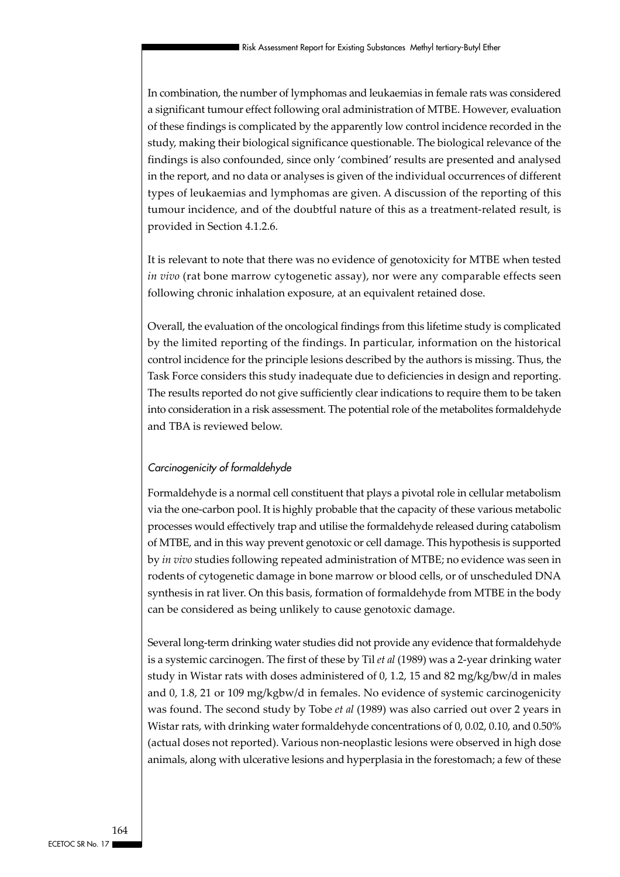In combination, the number of lymphomas and leukaemias in female rats was considered a significant tumour effect following oral administration of MTBE. However, evaluation of these findings is complicated by the apparently low control incidence recorded in the study, making their biological significance questionable. The biological relevance of the findings is also confounded, since only 'combined' results are presented and analysed in the report, and no data or analyses is given of the individual occurrences of different types of leukaemias and lymphomas are given. A discussion of the reporting of this tumour incidence, and of the doubtful nature of this as a treatment-related result, is provided in Section 4.1.2.6.

It is relevant to note that there was no evidence of genotoxicity for MTBE when tested *in vivo* (rat bone marrow cytogenetic assay), nor were any comparable effects seen following chronic inhalation exposure, at an equivalent retained dose.

Overall, the evaluation of the oncological findings from this lifetime study is complicated by the limited reporting of the findings. In particular, information on the historical control incidence for the principle lesions described by the authors is missing. Thus, the Task Force considers this study inadequate due to deficiencies in design and reporting. The results reported do not give sufficiently clear indications to require them to be taken into consideration in a risk assessment. The potential role of the metabolites formaldehyde and TBA is reviewed below.

*Carcinogenicity of formaldehyde*

Formaldehyde is a normal cell constituent that plays a pivotal role in cellular metabolism via the one-carbon pool. It is highly probable that the capacity of these various metabolic processes would effectively trap and utilise the formaldehyde released during catabolism of MTBE, and in this way prevent genotoxic or cell damage. This hypothesis is supported by *in vivo* studies following repeated administration of MTBE; no evidence was seen in rodents of cytogenetic damage in bone marrow or blood cells, or of unscheduled DNA synthesis in rat liver. On this basis, formation of formaldehyde from MTBE in the body can be considered as being unlikely to cause genotoxic damage.

Several long-term drinking water studies did not provide any evidence that formaldehyde is a systemic carcinogen. The first of these by Til *et al* (1989) was a 2-year drinking water study in Wistar rats with doses administered of 0, 1.2, 15 and 82 mg/kg/bw/d in males and 0, 1.8, 21 or 109 mg/kgbw/d in females. No evidence of systemic carcinogenicity was found. The second study by Tobe *et al* (1989) was also carried out over 2 years in Wistar rats, with drinking water formaldehyde concentrations of 0, 0.02, 0.10, and 0.50% (actual doses not reported). Various non-neoplastic lesions were observed in high dose animals, along with ulcerative lesions and hyperplasia in the forestomach; a few of these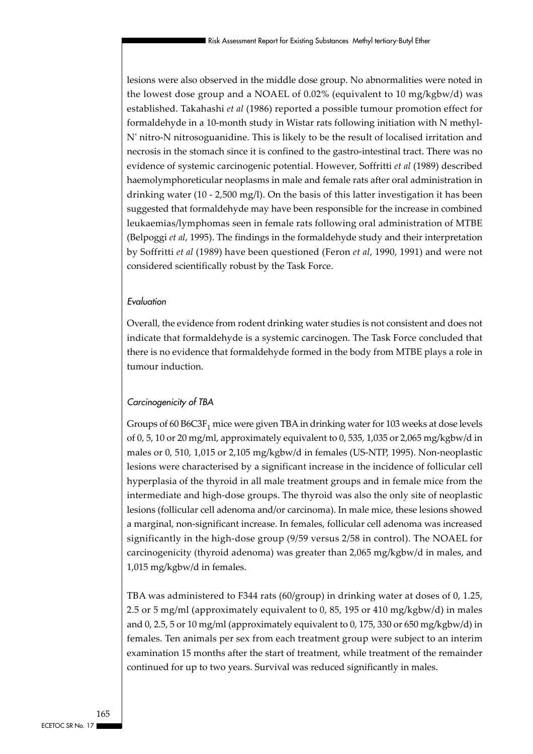lesions were also observed in the middle dose group. No abnormalities were noted in the lowest dose group and a NOAEL of 0.02% (equivalent to 10 mg/kgbw/d) was established. Takahashi *et al* (1986) reported a possible tumour promotion effect for formaldehyde in a 10-month study in Wistar rats following initiation with N methyl-N' nitro-N nitrosoguanidine. This is likely to be the result of localised irritation and necrosis in the stomach since it is confined to the gastro-intestinal tract. There was no evidence of systemic carcinogenic potential. However, Soffritti *et al* (1989) described haemolymphoreticular neoplasms in male and female rats after oral administration in drinking water (10 - 2,500 mg/l). On the basis of this latter investigation it has been suggested that formaldehyde may have been responsible for the increase in combined leukaemias/lymphomas seen in female rats following oral administration of MTBE (Belpoggi *et al*, 1995). The findings in the formaldehyde study and their interpretation by Soffritti *et al* (1989) have been questioned (Feron *et al*, 1990, 1991) and were not considered scientifically robust by the Task Force.

*Evaluation*

Overall, the evidence from rodent drinking water studies is not consistent and does not indicate that formaldehyde is a systemic carcinogen. The Task Force concluded that there is no evidence that formaldehyde formed in the body from MTBE plays a role in tumour induction.

*Carcinogenicity of TBA*

Groups of 60 $B6C3F_1$ mice were given TBA in drinking water for 103 weeks at dose levels of 0, 5, 10 or 20 mg/ml, approximately equivalent to 0, 535, 1,035 or 2,065 mg/kgbw/d in males or 0, 510, 1,015 or 2,105 mg/kgbw/d in females (US-NTP, 1995). Non-neoplastic lesions were characterised by a significant increase in the incidence of follicular cell hyperplasia of the thyroid in all male treatment groups and in female mice from the intermediate and high-dose groups. The thyroid was also the only site of neoplastic lesions (follicular cell adenoma and/or carcinoma). In male mice, these lesions showed a marginal, non-significant increase. In females, follicular cell adenoma was increased significantly in the high-dose group (9/59 versus 2/58 in control). The NOAEL for carcinogenicity (thyroid adenoma) was greater than 2,065 mg/kgbw/d in males, and 1,015 mg/kgbw/d in females.

TBA was administered to F344 rats (60/group) in drinking water at doses of 0, 1.25, 2.5 or 5 mg/ml (approximately equivalent to 0, 85, 195 or 410 mg/kgbw/d) in males and 0, 2.5, 5 or 10 mg/ml (approximately equivalent to 0, 175, 330 or 650 mg/kgbw/d) in females. Ten animals per sex from each treatment group were subject to an interim examination 15 months after the start of treatment, while treatment of the remainder continued for up to two years. Survival was reduced significantly in males.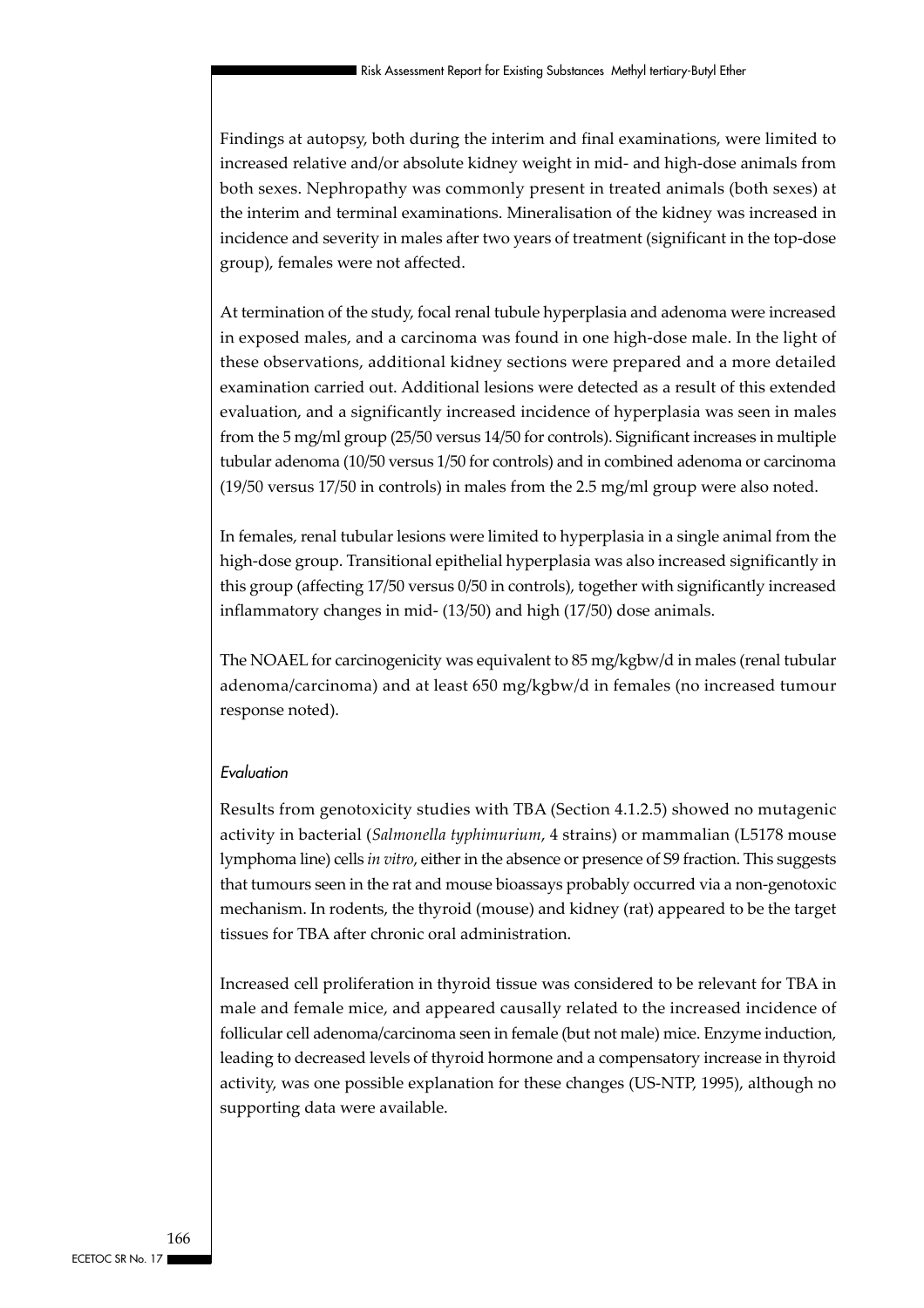Findings at autopsy, both during the interim and final examinations, were limited to increased relative and/or absolute kidney weight in mid- and high-dose animals from both sexes. Nephropathy was commonly present in treated animals (both sexes) at the interim and terminal examinations. Mineralisation of the kidney was increased in incidence and severity in males after two years of treatment (significant in the top-dose group), females were not affected.

At termination of the study, focal renal tubule hyperplasia and adenoma were increased in exposed males, and a carcinoma was found in one high-dose male. In the light of these observations, additional kidney sections were prepared and a more detailed examination carried out. Additional lesions were detected as a result of this extended evaluation, and a significantly increased incidence of hyperplasia was seen in males from the 5 mg/ml group (25/50 versus 14/50 for controls). Significant increases in multiple tubular adenoma (10/50 versus 1/50 for controls) and in combined adenoma or carcinoma (19/50 versus 17/50 in controls) in males from the 2.5 mg/ml group were also noted.

In females, renal tubular lesions were limited to hyperplasia in a single animal from the high-dose group. Transitional epithelial hyperplasia was also increased significantly in this group (affecting 17/50 versus 0/50 in controls), together with significantly increased inflammatory changes in mid- (13/50) and high (17/50) dose animals.

The NOAEL for carcinogenicity was equivalent to 85 mg/kgbw/d in males (renal tubular adenoma/carcinoma) and at least 650 mg/kgbw/d in females (no increased tumour response noted).

*Evaluation*

Results from genotoxicity studies with TBA (Section 4.1.2.5) showed no mutagenic activity in bacterial (*Salmonella typhimurium*, 4 strains) or mammalian (L5178 mouse lymphoma line) cells *in vitro*, either in the absence or presence of S9 fraction. This suggests that tumours seen in the rat and mouse bioassays probably occurred via a non-genotoxic mechanism. In rodents, the thyroid (mouse) and kidney (rat) appeared to be the target tissues for TBA after chronic oral administration.

Increased cell proliferation in thyroid tissue was considered to be relevant for TBA in male and female mice, and appeared causally related to the increased incidence of follicular cell adenoma/carcinoma seen in female (but not male) mice. Enzyme induction, leading to decreased levels of thyroid hormone and a compensatory increase in thyroid activity, was one possible explanation for these changes (US-NTP, 1995), although no supporting data were available.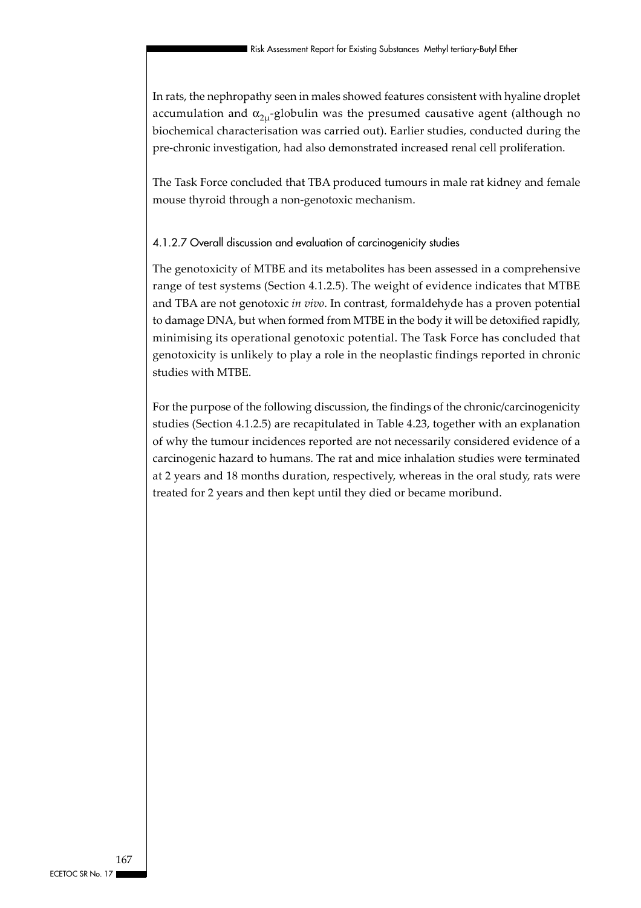In rats, the nephropathy seen in males showed features consistent with hyaline droplet accumulation and $\alpha_{2\mu}$-globulin was the presumed causative agent (although no biochemical characterisation was carried out). Earlier studies, conducted during the pre-chronic investigation, had also demonstrated increased renal cell proliferation.

The Task Force concluded that TBA produced tumours in male rat kidney and female mouse thyroid through a non-genotoxic mechanism.

### 4.1.2.7 Overall discussion and evaluation of carcinogenicity studies

The genotoxicity of MTBE and its metabolites has been assessed in a comprehensive range of test systems (Section 4.1.2.5). The weight of evidence indicates that MTBE and TBA are not genotoxic *in vivo*. In contrast, formaldehyde has a proven potential to damage DNA, but when formed from MTBE in the body it will be detoxified rapidly, minimising its operational genotoxic potential. The Task Force has concluded that genotoxicity is unlikely to play a role in the neoplastic findings reported in chronic studies with MTBE.

For the purpose of the following discussion, the findings of the chronic/carcinogenicity studies (Section 4.1.2.5) are recapitulated in Table 4.23, together with an explanation of why the tumour incidences reported are not necessarily considered evidence of a carcinogenic hazard to humans. The rat and mice inhalation studies were terminated at 2 years and 18 months duration, respectively, whereas in the oral study, rats were treated for 2 years and then kept until they died or became moribund.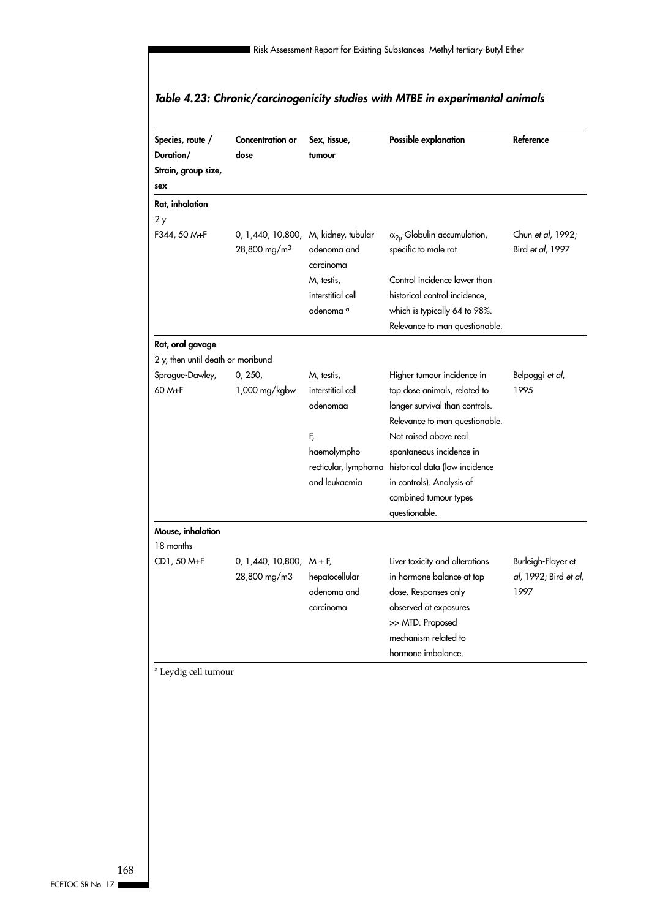## *Table 4.23: Chronic/carcinogenicity studies with MTBE in experimental animals*

| Species, route / Duration/ Strain, group size, sex | Concentration or dose | Sex, tissue, tumour | Possible explanation | Reference |
|---|---|---|---|---|
| **Rat, inhalation** | | | | |
| 2 y | | | | |
| F344, 50 M+F | 0, 1,440, 10,800, 28,800 mg/m$^3$ | M, kidney, tubular adenoma and carcinoma | $\alpha_{2\mu}$-Globulin accumulation, specific to male rat | Chun *et al*, 1992; Bird *et al*, 1997 |
| | | M, testis, interstitial cell adenoma [a] | Control incidence lower than historical control incidence, which is typically 64 to 98%. Relevance to man questionable. | |
| **Rat, oral gavage** | | | | |
| 2 y, then until death or moribund | | | | |
| Sprague-Dawley, 60 M+F | 0, 250, 1,000 mg/kgbw | M, testis, interstitial cell adenomaa | Higher tumour incidence in top dose animals, related to longer survival than controls. Relevance to man questionable. | Belpoggi *et al*, 1995 |
| | | F, haemolympho-recticular, lymphoma and leukaemia | Not raised above real spontaneous incidence in historical data (low incidence in controls). Analysis of combined tumour types questionable. | |
| **Mouse, inhalation** | | | | |
| 18 months | | | | |
| CD1, 50 M+F | 0, 1,440, 10,800, 28,800 mg/m3 | M + F, hepatocellular adenoma and carcinoma | Liver toxicity and alterations in hormone balance at top dose. Responses only observed at exposures >> MTD. Proposed mechanism related to hormone imbalance. | Burleigh-Flayer et *al*, 1992; Bird *et al*, 1997 |

[a] Leydig cell tumour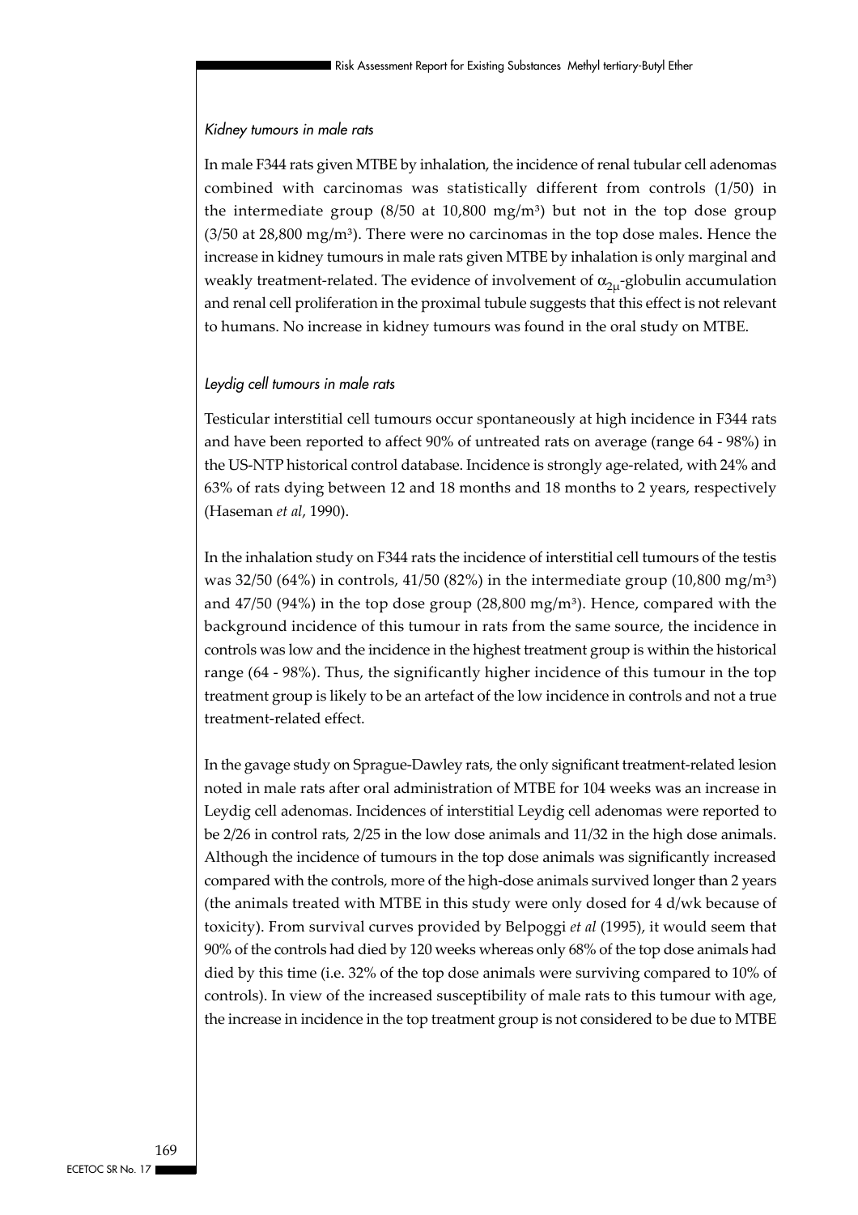*Kidney tumours in male rats*

In male F344 rats given MTBE by inhalation, the incidence of renal tubular cell adenomas combined with carcinomas was statistically different from controls (1/50) in the intermediate group (8/50 at 10,800 mg/m$^3$) but not in the top dose group (3/50 at 28,800 mg/m$^3$). There were no carcinomas in the top dose males. Hence the increase in kidney tumours in male rats given MTBE by inhalation is only marginal and weakly treatment-related. The evidence of involvement of $\alpha_{2\mu}$-globulin accumulation and renal cell proliferation in the proximal tubule suggests that this effect is not relevant to humans. No increase in kidney tumours was found in the oral study on MTBE.

*Leydig cell tumours in male rats*

Testicular interstitial cell tumours occur spontaneously at high incidence in F344 rats and have been reported to affect 90% of untreated rats on average (range 64 - 98%) in the US-NTP historical control database. Incidence is strongly age-related, with 24% and 63% of rats dying between 12 and 18 months and 18 months to 2 years, respectively (Haseman *et al*, 1990).

In the inhalation study on F344 rats the incidence of interstitial cell tumours of the testis was 32/50 (64%) in controls, 41/50 (82%) in the intermediate group (10,800 mg/m$^3$) and 47/50 (94%) in the top dose group (28,800 mg/m$^3$). Hence, compared with the background incidence of this tumour in rats from the same source, the incidence in controls was low and the incidence in the highest treatment group is within the historical range (64 - 98%). Thus, the significantly higher incidence of this tumour in the top treatment group is likely to be an artefact of the low incidence in controls and not a true treatment-related effect.

In the gavage study on Sprague-Dawley rats, the only significant treatment-related lesion noted in male rats after oral administration of MTBE for 104 weeks was an increase in Leydig cell adenomas. Incidences of interstitial Leydig cell adenomas were reported to be 2/26 in control rats, 2/25 in the low dose animals and 11/32 in the high dose animals. Although the incidence of tumours in the top dose animals was significantly increased compared with the controls, more of the high-dose animals survived longer than 2 years (the animals treated with MTBE in this study were only dosed for 4 d/wk because of toxicity). From survival curves provided by Belpoggi *et al* (1995), it would seem that 90% of the controls had died by 120 weeks whereas only 68% of the top dose animals had died by this time (i.e. 32% of the top dose animals were surviving compared to 10% of controls). In view of the increased susceptibility of male rats to this tumour with age, the increase in incidence in the top treatment group is not considered to be due to MTBE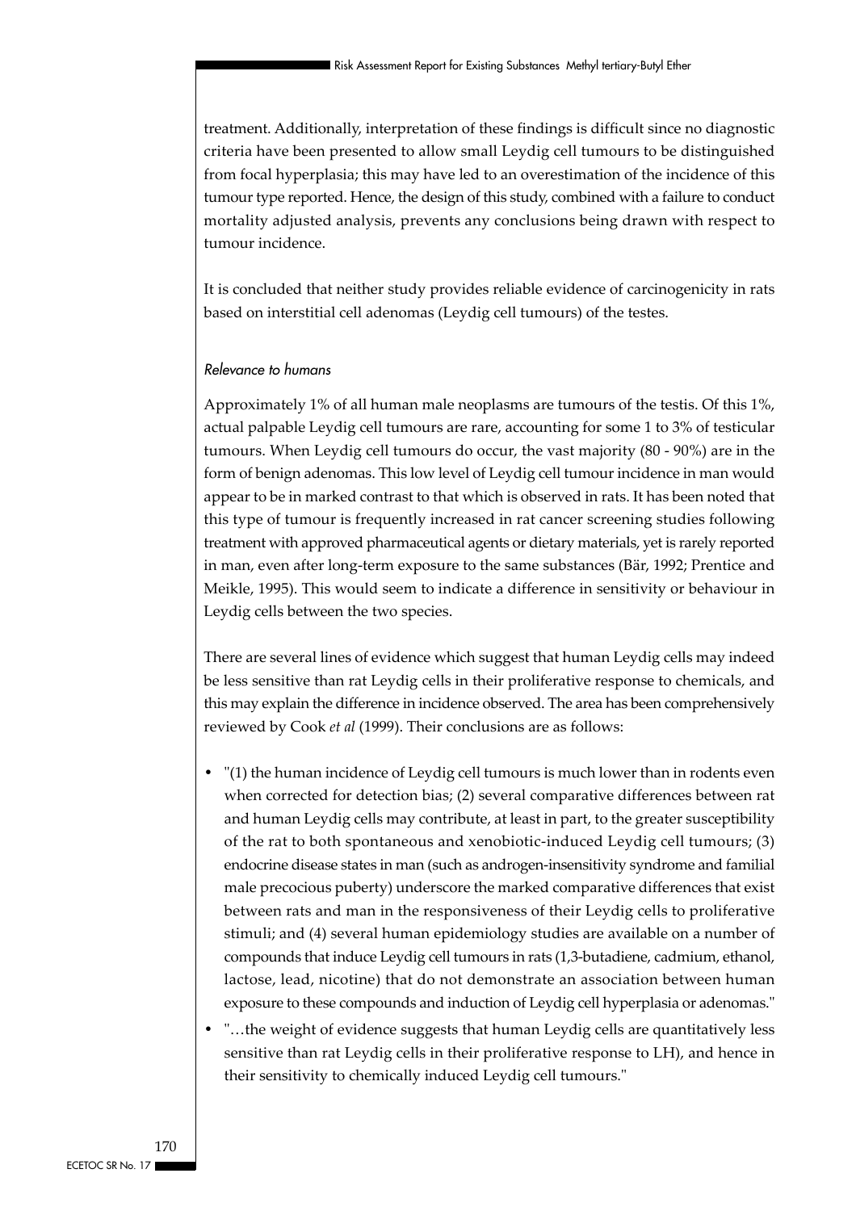treatment. Additionally, interpretation of these findings is difficult since no diagnostic criteria have been presented to allow small Leydig cell tumours to be distinguished from focal hyperplasia; this may have led to an overestimation of the incidence of this tumour type reported. Hence, the design of this study, combined with a failure to conduct mortality adjusted analysis, prevents any conclusions being drawn with respect to tumour incidence.

It is concluded that neither study provides reliable evidence of carcinogenicity in rats based on interstitial cell adenomas (Leydig cell tumours) of the testes.

*Relevance to humans*

Approximately 1% of all human male neoplasms are tumours of the testis. Of this 1%, actual palpable Leydig cell tumours are rare, accounting for some 1 to 3% of testicular tumours. When Leydig cell tumours do occur, the vast majority (80 - 90%) are in the form of benign adenomas. This low level of Leydig cell tumour incidence in man would appear to be in marked contrast to that which is observed in rats. It has been noted that this type of tumour is frequently increased in rat cancer screening studies following treatment with approved pharmaceutical agents or dietary materials, yet is rarely reported in man, even after long-term exposure to the same substances (Bär, 1992; Prentice and Meikle, 1995). This would seem to indicate a difference in sensitivity or behaviour in Leydig cells between the two species.

There are several lines of evidence which suggest that human Leydig cells may indeed be less sensitive than rat Leydig cells in their proliferative response to chemicals, and this may explain the difference in incidence observed. The area has been comprehensively reviewed by Cook *et al* (1999). Their conclusions are as follows:

- "(1) the human incidence of Leydig cell tumours is much lower than in rodents even when corrected for detection bias; (2) several comparative differences between rat and human Leydig cells may contribute, at least in part, to the greater susceptibility of the rat to both spontaneous and xenobiotic-induced Leydig cell tumours; (3) endocrine disease states in man (such as androgen-insensitivity syndrome and familial male precocious puberty) underscore the marked comparative differences that exist between rats and man in the responsiveness of their Leydig cells to proliferative stimuli; and (4) several human epidemiology studies are available on a number of compounds that induce Leydig cell tumours in rats (1,3-butadiene, cadmium, ethanol, lactose, lead, nicotine) that do not demonstrate an association between human exposure to these compounds and induction of Leydig cell hyperplasia or adenomas."
- "…the weight of evidence suggests that human Leydig cells are quantitatively less sensitive than rat Leydig cells in their proliferative response to LH), and hence in their sensitivity to chemically induced Leydig cell tumours."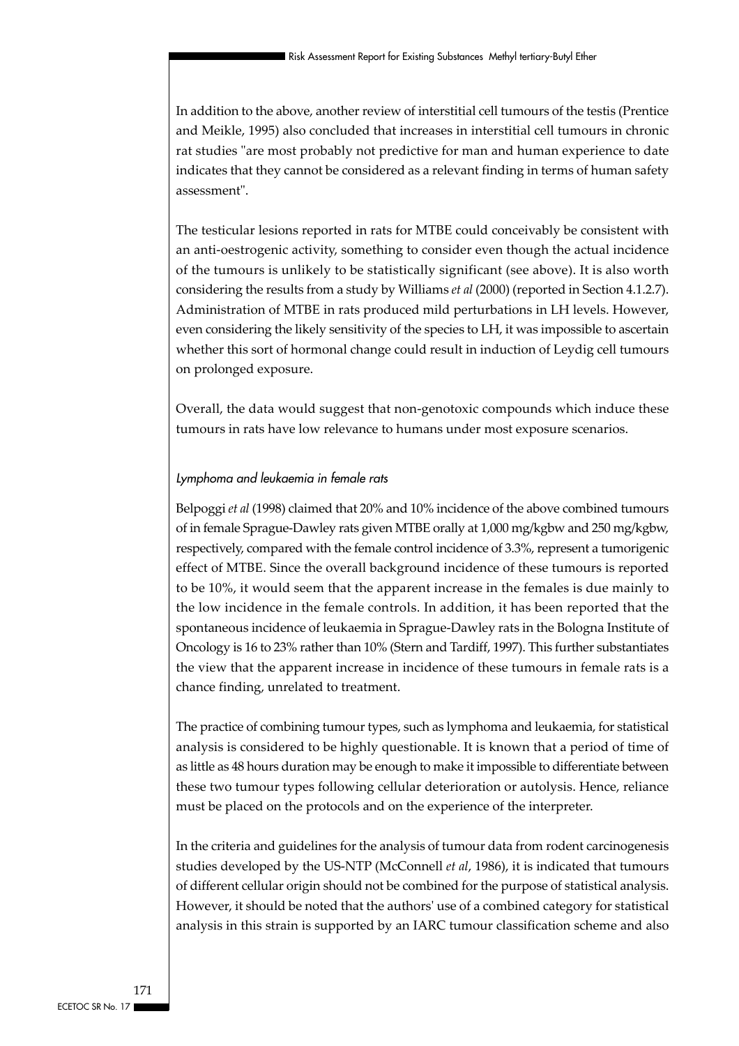In addition to the above, another review of interstitial cell tumours of the testis (Prentice and Meikle, 1995) also concluded that increases in interstitial cell tumours in chronic rat studies "are most probably not predictive for man and human experience to date indicates that they cannot be considered as a relevant finding in terms of human safety assessment".

The testicular lesions reported in rats for MTBE could conceivably be consistent with an anti-oestrogenic activity, something to consider even though the actual incidence of the tumours is unlikely to be statistically significant (see above). It is also worth considering the results from a study by Williams *et al* (2000) (reported in Section 4.1.2.7). Administration of MTBE in rats produced mild perturbations in LH levels. However, even considering the likely sensitivity of the species to LH, it was impossible to ascertain whether this sort of hormonal change could result in induction of Leydig cell tumours on prolonged exposure.

Overall, the data would suggest that non-genotoxic compounds which induce these tumours in rats have low relevance to humans under most exposure scenarios.

*Lymphoma and leukaemia in female rats*

Belpoggi *et al* (1998) claimed that 20% and 10% incidence of the above combined tumours of in female Sprague-Dawley rats given MTBE orally at 1,000 mg/kgbw and 250 mg/kgbw, respectively, compared with the female control incidence of 3.3%, represent a tumorigenic effect of MTBE. Since the overall background incidence of these tumours is reported to be 10%, it would seem that the apparent increase in the females is due mainly to the low incidence in the female controls. In addition, it has been reported that the spontaneous incidence of leukaemia in Sprague-Dawley rats in the Bologna Institute of Oncology is 16 to 23% rather than 10% (Stern and Tardiff, 1997). This further substantiates the view that the apparent increase in incidence of these tumours in female rats is a chance finding, unrelated to treatment.

The practice of combining tumour types, such as lymphoma and leukaemia, for statistical analysis is considered to be highly questionable. It is known that a period of time of as little as 48 hours duration may be enough to make it impossible to differentiate between these two tumour types following cellular deterioration or autolysis. Hence, reliance must be placed on the protocols and on the experience of the interpreter.

In the criteria and guidelines for the analysis of tumour data from rodent carcinogenesis studies developed by the US-NTP (McConnell *et al*, 1986), it is indicated that tumours of different cellular origin should not be combined for the purpose of statistical analysis. However, it should be noted that the authors' use of a combined category for statistical analysis in this strain is supported by an IARC tumour classification scheme and also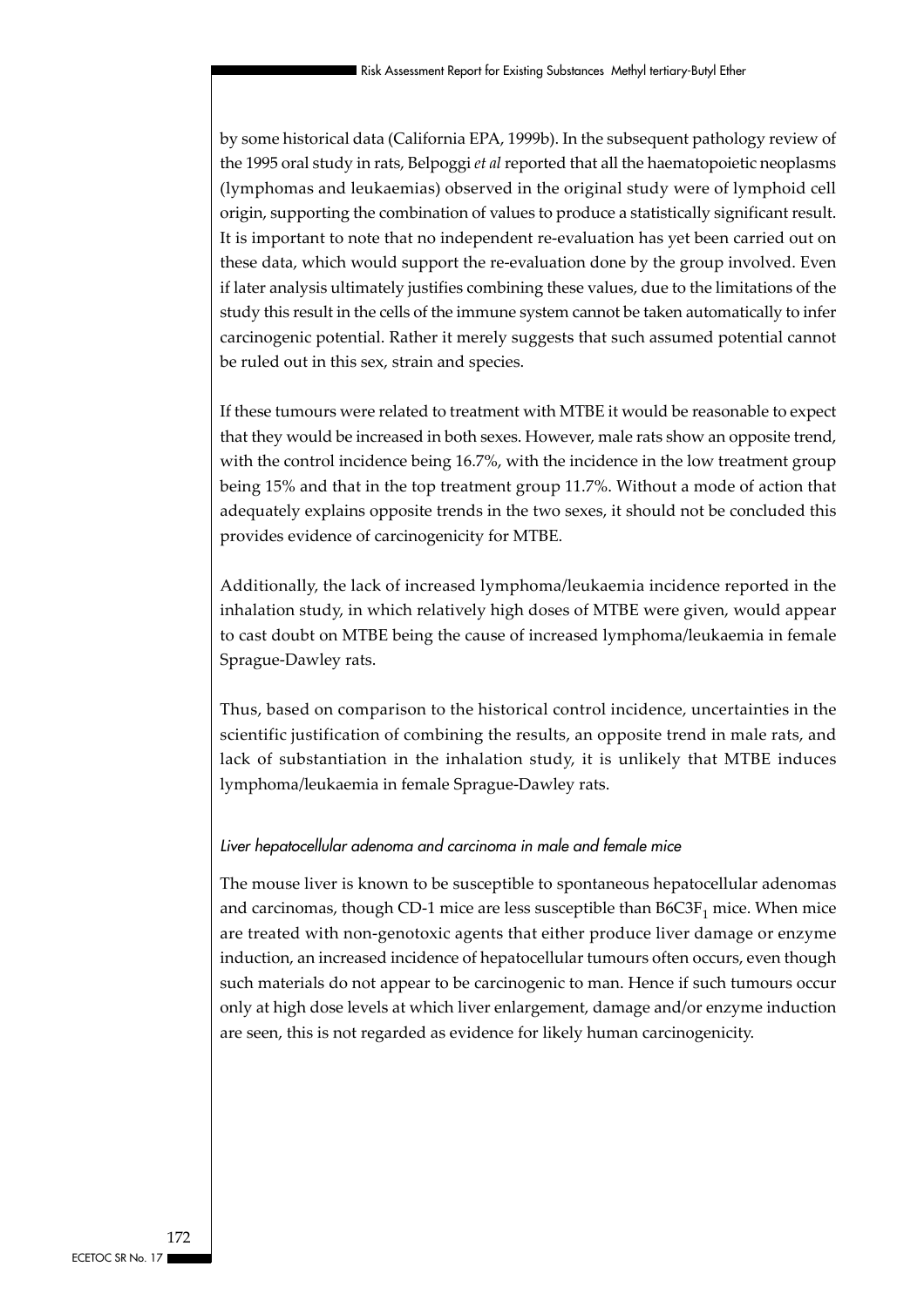by some historical data (California EPA, 1999b). In the subsequent pathology review of the 1995 oral study in rats, Belpoggi *et al* reported that all the haematopoietic neoplasms (lymphomas and leukaemias) observed in the original study were of lymphoid cell origin, supporting the combination of values to produce a statistically significant result. It is important to note that no independent re-evaluation has yet been carried out on these data, which would support the re-evaluation done by the group involved. Even if later analysis ultimately justifies combining these values, due to the limitations of the study this result in the cells of the immune system cannot be taken automatically to infer carcinogenic potential. Rather it merely suggests that such assumed potential cannot be ruled out in this sex, strain and species.

If these tumours were related to treatment with MTBE it would be reasonable to expect that they would be increased in both sexes. However, male rats show an opposite trend, with the control incidence being 16.7%, with the incidence in the low treatment group being 15% and that in the top treatment group 11.7%. Without a mode of action that adequately explains opposite trends in the two sexes, it should not be concluded this provides evidence of carcinogenicity for MTBE.

Additionally, the lack of increased lymphoma/leukaemia incidence reported in the inhalation study, in which relatively high doses of MTBE were given, would appear to cast doubt on MTBE being the cause of increased lymphoma/leukaemia in female Sprague-Dawley rats.

Thus, based on comparison to the historical control incidence, uncertainties in the scientific justification of combining the results, an opposite trend in male rats, and lack of substantiation in the inhalation study, it is unlikely that MTBE induces lymphoma/leukaemia in female Sprague-Dawley rats.

*Liver hepatocellular adenoma and carcinoma in male and female mice*

The mouse liver is known to be susceptible to spontaneous hepatocellular adenomas and carcinomas, though CD-1 mice are less susceptible than $B6C3F_1$ mice. When mice are treated with non-genotoxic agents that either produce liver damage or enzyme induction, an increased incidence of hepatocellular tumours often occurs, even though such materials do not appear to be carcinogenic to man. Hence if such tumours occur only at high dose levels at which liver enlargement, damage and/or enzyme induction are seen, this is not regarded as evidence for likely human carcinogenicity.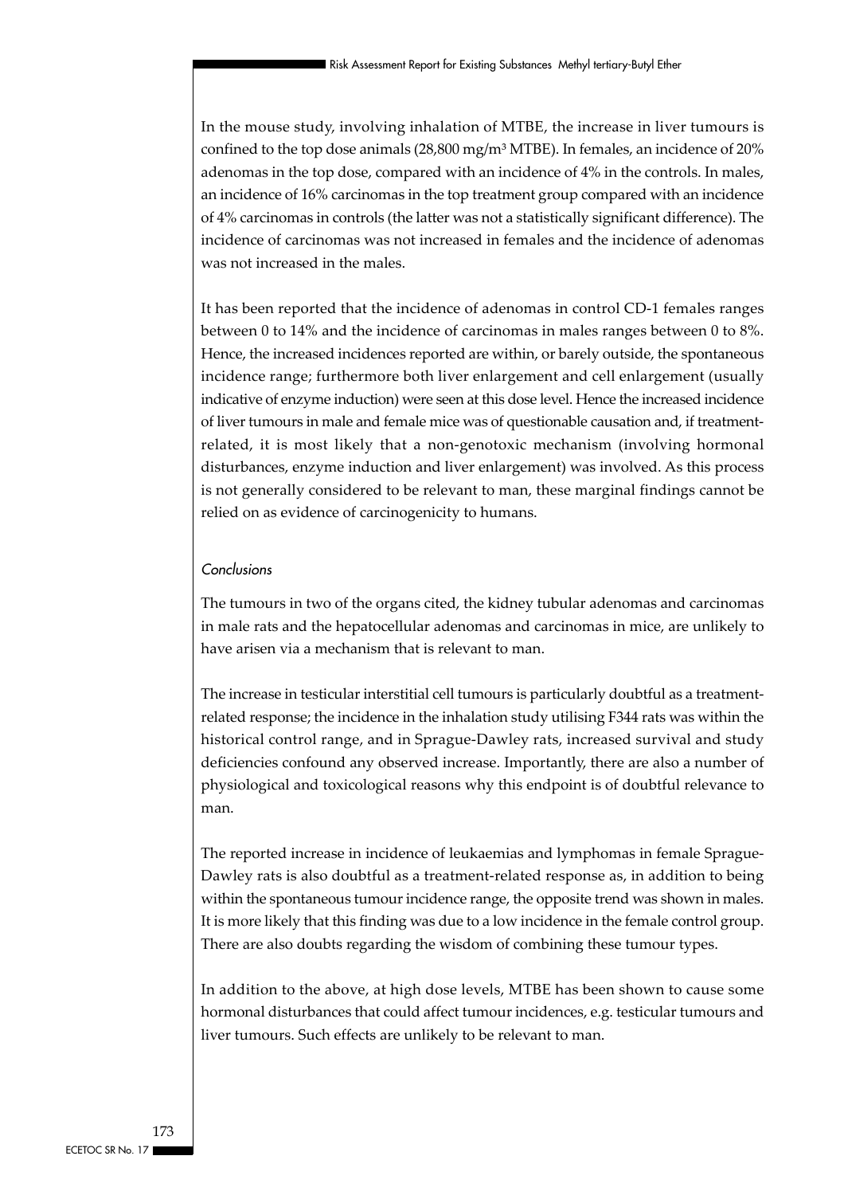In the mouse study, involving inhalation of MTBE, the increase in liver tumours is confined to the top dose animals (28,800 mg/m³ MTBE). In females, an incidence of 20% adenomas in the top dose, compared with an incidence of 4% in the controls. In males, an incidence of 16% carcinomas in the top treatment group compared with an incidence of 4% carcinomas in controls (the latter was not a statistically significant difference). The incidence of carcinomas was not increased in females and the incidence of adenomas was not increased in the males.

It has been reported that the incidence of adenomas in control CD-1 females ranges between 0 to 14% and the incidence of carcinomas in males ranges between 0 to 8%. Hence, the increased incidences reported are within, or barely outside, the spontaneous incidence range; furthermore both liver enlargement and cell enlargement (usually indicative of enzyme induction) were seen at this dose level. Hence the increased incidence of liver tumours in male and female mice was of questionable causation and, if treatment-related, it is most likely that a non-genotoxic mechanism (involving hormonal disturbances, enzyme induction and liver enlargement) was involved. As this process is not generally considered to be relevant to man, these marginal findings cannot be relied on as evidence of carcinogenicity to humans.

*Conclusions*

The tumours in two of the organs cited, the kidney tubular adenomas and carcinomas in male rats and the hepatocellular adenomas and carcinomas in mice, are unlikely to have arisen via a mechanism that is relevant to man.

The increase in testicular interstitial cell tumours is particularly doubtful as a treatment-related response; the incidence in the inhalation study utilising F344 rats was within the historical control range, and in Sprague-Dawley rats, increased survival and study deficiencies confound any observed increase. Importantly, there are also a number of physiological and toxicological reasons why this endpoint is of doubtful relevance to man.

The reported increase in incidence of leukaemias and lymphomas in female Sprague-Dawley rats is also doubtful as a treatment-related response as, in addition to being within the spontaneous tumour incidence range, the opposite trend was shown in males. It is more likely that this finding was due to a low incidence in the female control group. There are also doubts regarding the wisdom of combining these tumour types.

In addition to the above, at high dose levels, MTBE has been shown to cause some hormonal disturbances that could affect tumour incidences, e.g. testicular tumours and liver tumours. Such effects are unlikely to be relevant to man.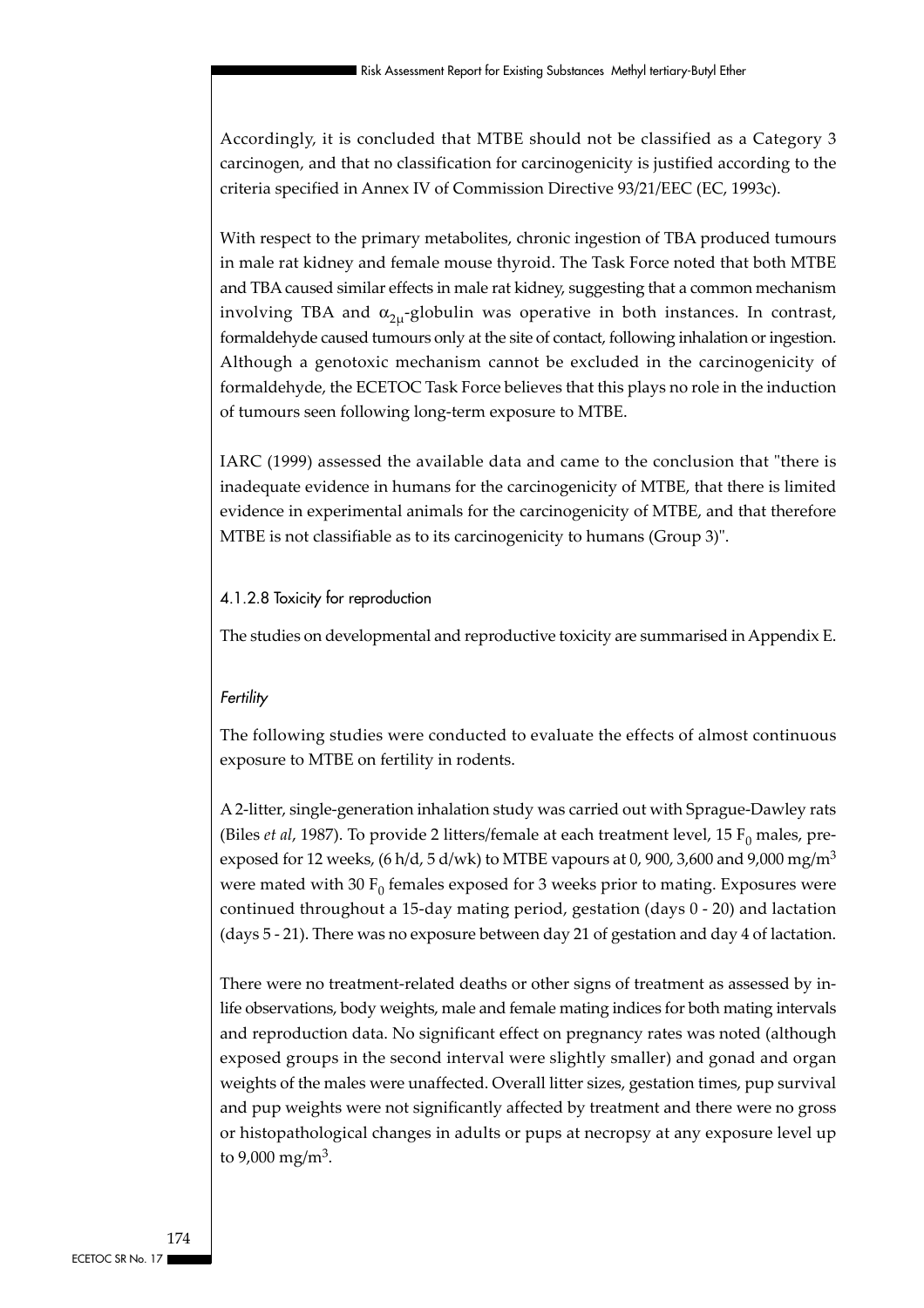Accordingly, it is concluded that MTBE should not be classified as a Category 3 carcinogen, and that no classification for carcinogenicity is justified according to the criteria specified in Annex IV of Commission Directive 93/21/EEC (EC, 1993c).

With respect to the primary metabolites, chronic ingestion of TBA produced tumours in male rat kidney and female mouse thyroid. The Task Force noted that both MTBE and TBA caused similar effects in male rat kidney, suggesting that a common mechanism involving TBA and $\alpha_{2\mu}$-globulin was operative in both instances. In contrast, formaldehyde caused tumours only at the site of contact, following inhalation or ingestion. Although a genotoxic mechanism cannot be excluded in the carcinogenicity of formaldehyde, the ECETOC Task Force believes that this plays no role in the induction of tumours seen following long-term exposure to MTBE.

IARC (1999) assessed the available data and came to the conclusion that "there is inadequate evidence in humans for the carcinogenicity of MTBE, that there is limited evidence in experimental animals for the carcinogenicity of MTBE, and that therefore MTBE is not classifiable as to its carcinogenicity to humans (Group 3)".

#### 4.1.2.8 Toxicity for reproduction

The studies on developmental and reproductive toxicity are summarised in Appendix E.

*Fertility*

The following studies were conducted to evaluate the effects of almost continuous exposure to MTBE on fertility in rodents.

A 2-litter, single-generation inhalation study was carried out with Sprague-Dawley rats (Biles *et al*, 1987). To provide 2 litters/female at each treatment level, 15 $F_0$ males, pre-exposed for 12 weeks, (6 h/d, 5 d/wk) to MTBE vapours at 0, 900, 3,600 and 9,000 mg/m$^3$ were mated with 30 $F_0$ females exposed for 3 weeks prior to mating. Exposures were continued throughout a 15-day mating period, gestation (days 0 - 20) and lactation (days 5 - 21). There was no exposure between day 21 of gestation and day 4 of lactation.

There were no treatment-related deaths or other signs of treatment as assessed by in-life observations, body weights, male and female mating indices for both mating intervals and reproduction data. No significant effect on pregnancy rates was noted (although exposed groups in the second interval were slightly smaller) and gonad and organ weights of the males were unaffected. Overall litter sizes, gestation times, pup survival and pup weights were not significantly affected by treatment and there were no gross or histopathological changes in adults or pups at necropsy at any exposure level up to 9,000 mg/m$^3$.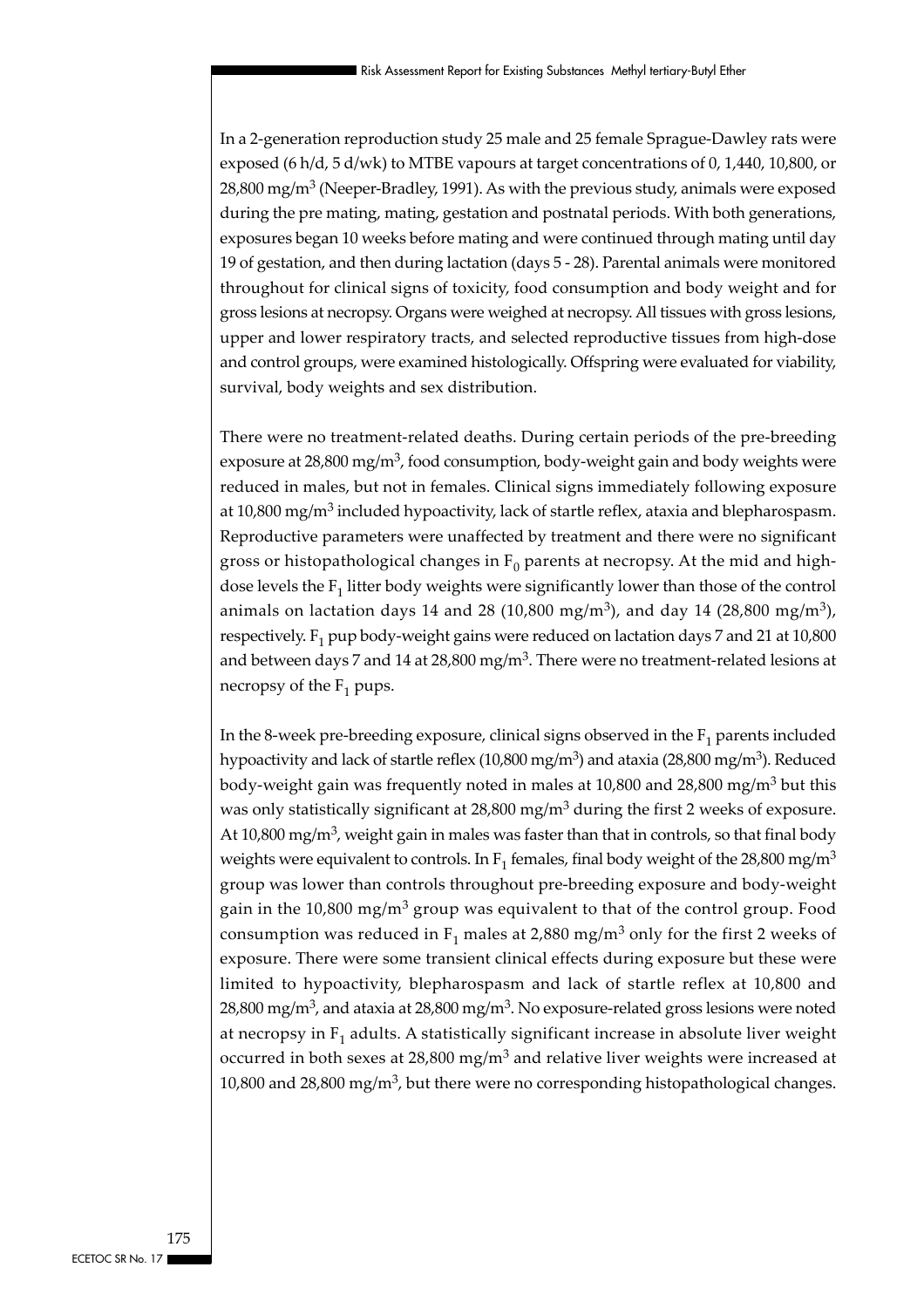In a 2-generation reproduction study 25 male and 25 female Sprague-Dawley rats were exposed (6 h/d, 5 d/wk) to MTBE vapours at target concentrations of 0, 1,440, 10,800, or 28,800 mg/m$^3$ (Neeper-Bradley, 1991). As with the previous study, animals were exposed during the pre mating, mating, gestation and postnatal periods. With both generations, exposures began 10 weeks before mating and were continued through mating until day 19 of gestation, and then during lactation (days 5 - 28). Parental animals were monitored throughout for clinical signs of toxicity, food consumption and body weight and for gross lesions at necropsy. Organs were weighed at necropsy. All tissues with gross lesions, upper and lower respiratory tracts, and selected reproductive tissues from high-dose and control groups, were examined histologically. Offspring were evaluated for viability, survival, body weights and sex distribution.

There were no treatment-related deaths. During certain periods of the pre-breeding exposure at 28,800 mg/m$^3$, food consumption, body-weight gain and body weights were reduced in males, but not in females. Clinical signs immediately following exposure at 10,800 mg/m$^3$ included hypoactivity, lack of startle reflex, ataxia and blepharospasm. Reproductive parameters were unaffected by treatment and there were no significant gross or histopathological changes in $F_0$ parents at necropsy. At the mid and high-dose levels the $F_1$ litter body weights were significantly lower than those of the control animals on lactation days 14 and 28 (10,800 mg/m$^3$), and day 14 (28,800 mg/m$^3$), respectively. $F_1$ pup body-weight gains were reduced on lactation days 7 and 21 at 10,800 and between days 7 and 14 at 28,800 mg/m$^3$. There were no treatment-related lesions at necropsy of the $F_1$ pups.

In the 8-week pre-breeding exposure, clinical signs observed in the $F_1$ parents included hypoactivity and lack of startle reflex (10,800 mg/m$^3$) and ataxia (28,800 mg/m$^3$). Reduced body-weight gain was frequently noted in males at 10,800 and 28,800 mg/m$^3$ but this was only statistically significant at 28,800 mg/m$^3$ during the first 2 weeks of exposure. At 10,800 mg/m$^3$, weight gain in males was faster than that in controls, so that final body weights were equivalent to controls. In $F_1$ females, final body weight of the 28,800 mg/m$^3$ group was lower than controls throughout pre-breeding exposure and body-weight gain in the 10,800 mg/m$^3$ group was equivalent to that of the control group. Food consumption was reduced in $F_1$ males at 2,880 mg/m$^3$ only for the first 2 weeks of exposure. There were some transient clinical effects during exposure but these were limited to hypoactivity, blepharospasm and lack of startle reflex at 10,800 and 28,800 mg/m$^3$, and ataxia at 28,800 mg/m$^3$. No exposure-related gross lesions were noted at necropsy in $F_1$ adults. A statistically significant increase in absolute liver weight occurred in both sexes at 28,800 mg/m$^3$ and relative liver weights were increased at 10,800 and 28,800 mg/m$^3$, but there were no corresponding histopathological changes.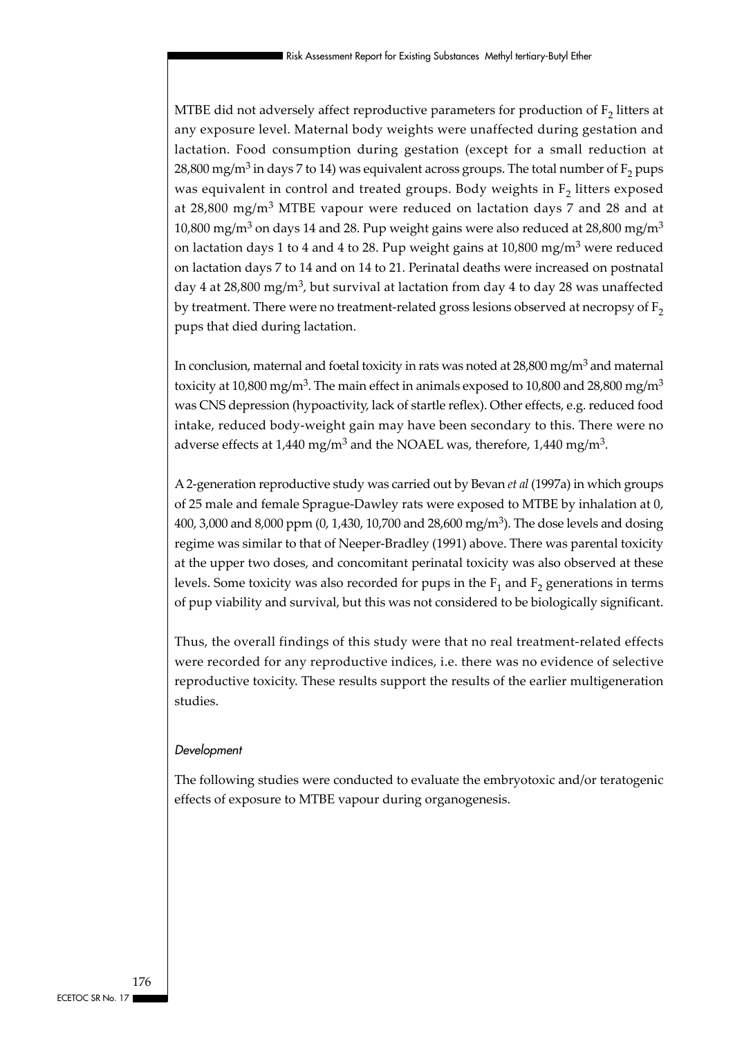MTBE did not adversely affect reproductive parameters for production of $F_2$ litters at any exposure level. Maternal body weights were unaffected during gestation and lactation. Food consumption during gestation (except for a small reduction at 28,800 mg/m$^3$ in days 7 to 14) was equivalent across groups. The total number of $F_2$ pups was equivalent in control and treated groups. Body weights in $F_2$ litters exposed at 28,800 mg/m$^3$ MTBE vapour were reduced on lactation days 7 and 28 and at 10,800 mg/m$^3$ on days 14 and 28. Pup weight gains were also reduced at 28,800 mg/m$^3$ on lactation days 1 to 4 and 4 to 28. Pup weight gains at 10,800 mg/m$^3$ were reduced on lactation days 7 to 14 and on 14 to 21. Perinatal deaths were increased on postnatal day 4 at 28,800 mg/m$^3$, but survival at lactation from day 4 to day 28 was unaffected by treatment. There were no treatment-related gross lesions observed at necropsy of $F_2$ pups that died during lactation.

In conclusion, maternal and foetal toxicity in rats was noted at 28,800 mg/m$^3$ and maternal toxicity at 10,800 mg/m$^3$. The main effect in animals exposed to 10,800 and 28,800 mg/m$^3$ was CNS depression (hypoactivity, lack of startle reflex). Other effects, e.g. reduced food intake, reduced body-weight gain may have been secondary to this. There were no adverse effects at 1,440 mg/m$^3$ and the NOAEL was, therefore, 1,440 mg/m$^3$.

A 2-generation reproductive study was carried out by Bevan *et al* (1997a) in which groups of 25 male and female Sprague-Dawley rats were exposed to MTBE by inhalation at 0, 400, 3,000 and 8,000 ppm (0, 1,430, 10,700 and 28,600 mg/m$^3$). The dose levels and dosing regime was similar to that of Neeper-Bradley (1991) above. There was parental toxicity at the upper two doses, and concomitant perinatal toxicity was also observed at these levels. Some toxicity was also recorded for pups in the $F_1$ and $F_2$ generations in terms of pup viability and survival, but this was not considered to be biologically significant.

Thus, the overall findings of this study were that no real treatment-related effects were recorded for any reproductive indices, i.e. there was no evidence of selective reproductive toxicity. These results support the results of the earlier multigeneration studies.

*Development*

The following studies were conducted to evaluate the embryotoxic and/or teratogenic effects of exposure to MTBE vapour during organogenesis.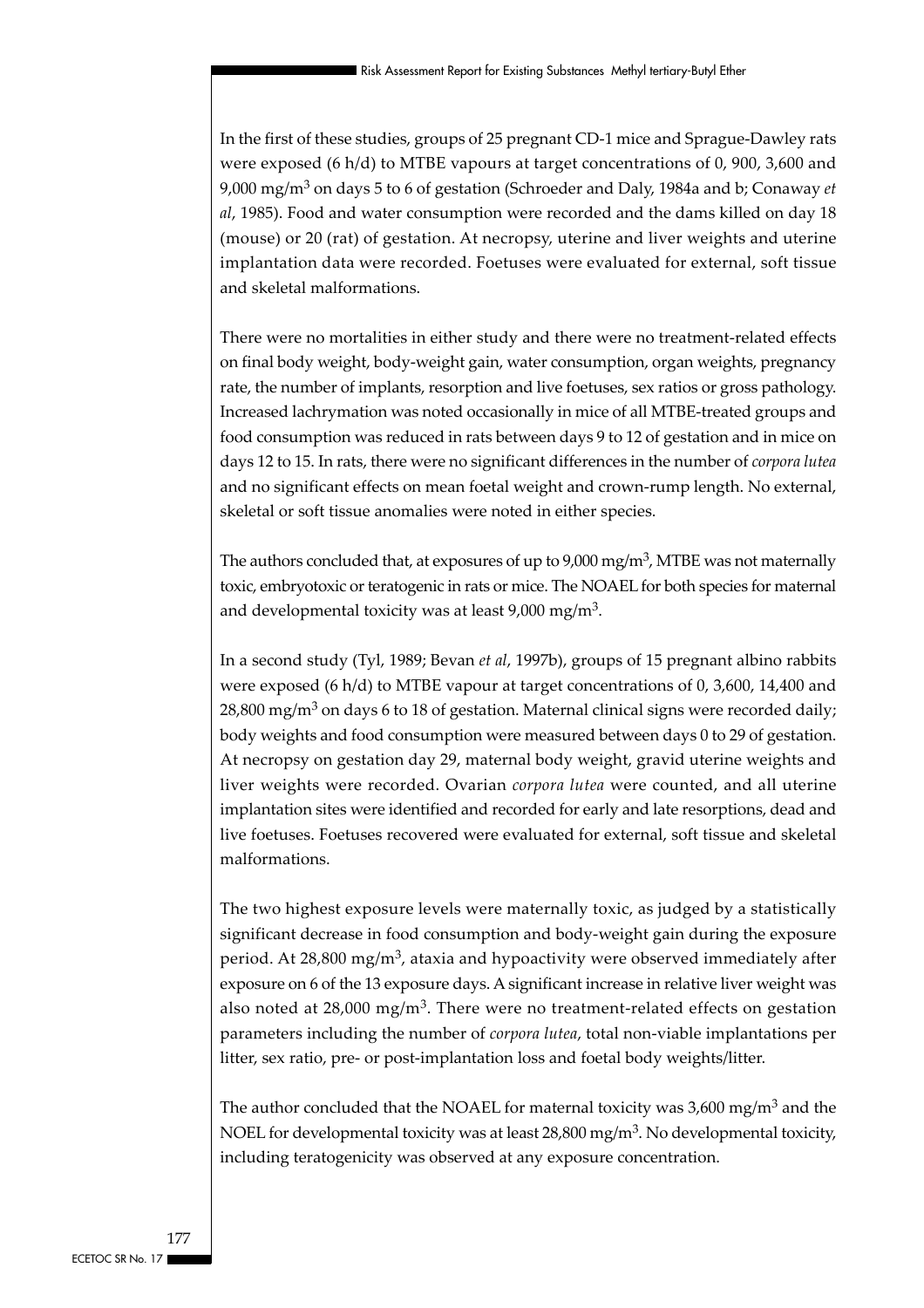In the first of these studies, groups of 25 pregnant CD-1 mice and Sprague-Dawley rats were exposed (6 h/d) to MTBE vapours at target concentrations of 0, 900, 3,600 and 9,000 mg/m$^3$ on days 5 to 6 of gestation (Schroeder and Daly, 1984a and b; Conaway *et al*, 1985). Food and water consumption were recorded and the dams killed on day 18 (mouse) or 20 (rat) of gestation. At necropsy, uterine and liver weights and uterine implantation data were recorded. Foetuses were evaluated for external, soft tissue and skeletal malformations.

There were no mortalities in either study and there were no treatment-related effects on final body weight, body-weight gain, water consumption, organ weights, pregnancy rate, the number of implants, resorption and live foetuses, sex ratios or gross pathology. Increased lachrymation was noted occasionally in mice of all MTBE-treated groups and food consumption was reduced in rats between days 9 to 12 of gestation and in mice on days 12 to 15. In rats, there were no significant differences in the number of *corpora lutea* and no significant effects on mean foetal weight and crown-rump length. No external, skeletal or soft tissue anomalies were noted in either species.

The authors concluded that, at exposures of up to 9,000 mg/m$^3$, MTBE was not maternally toxic, embryotoxic or teratogenic in rats or mice. The NOAEL for both species for maternal and developmental toxicity was at least 9,000 mg/m$^3$.

In a second study (Tyl, 1989; Bevan *et al*, 1997b), groups of 15 pregnant albino rabbits were exposed (6 h/d) to MTBE vapour at target concentrations of 0, 3,600, 14,400 and 28,800 mg/m$^3$ on days 6 to 18 of gestation. Maternal clinical signs were recorded daily; body weights and food consumption were measured between days 0 to 29 of gestation. At necropsy on gestation day 29, maternal body weight, gravid uterine weights and liver weights were recorded. Ovarian *corpora lutea* were counted, and all uterine implantation sites were identified and recorded for early and late resorptions, dead and live foetuses. Foetuses recovered were evaluated for external, soft tissue and skeletal malformations.

The two highest exposure levels were maternally toxic, as judged by a statistically significant decrease in food consumption and body-weight gain during the exposure period. At 28,800 mg/m$^3$, ataxia and hypoactivity were observed immediately after exposure on 6 of the 13 exposure days. A significant increase in relative liver weight was also noted at 28,000 mg/m$^3$. There were no treatment-related effects on gestation parameters including the number of *corpora lutea*, total non-viable implantations per litter, sex ratio, pre- or post-implantation loss and foetal body weights/litter.

The author concluded that the NOAEL for maternal toxicity was 3,600 mg/m$^3$ and the NOEL for developmental toxicity was at least 28,800 mg/m$^3$. No developmental toxicity, including teratogenicity was observed at any exposure concentration.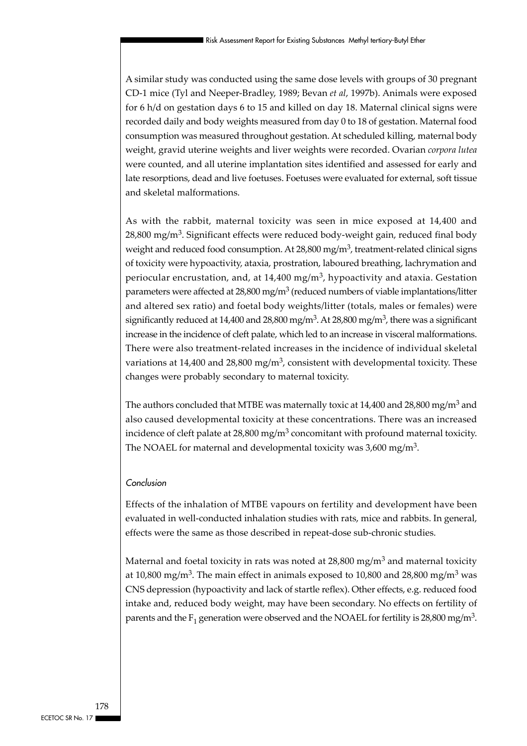A similar study was conducted using the same dose levels with groups of 30 pregnant CD-1 mice (Tyl and Neeper-Bradley, 1989; Bevan *et al*, 1997b). Animals were exposed for 6 h/d on gestation days 6 to 15 and killed on day 18. Maternal clinical signs were recorded daily and body weights measured from day 0 to 18 of gestation. Maternal food consumption was measured throughout gestation. At scheduled killing, maternal body weight, gravid uterine weights and liver weights were recorded. Ovarian *corpora lutea* were counted, and all uterine implantation sites identified and assessed for early and late resorptions, dead and live foetuses. Foetuses were evaluated for external, soft tissue and skeletal malformations.

As with the rabbit, maternal toxicity was seen in mice exposed at 14,400 and 28,800 mg/m$^3$. Significant effects were reduced body-weight gain, reduced final body weight and reduced food consumption. At 28,800 mg/m$^3$, treatment-related clinical signs of toxicity were hypoactivity, ataxia, prostration, laboured breathing, lachrymation and periocular encrustation, and, at 14,400 mg/m$^3$, hypoactivity and ataxia. Gestation parameters were affected at 28,800 mg/m$^3$ (reduced numbers of viable implantations/litter and altered sex ratio) and foetal body weights/litter (totals, males or females) were significantly reduced at 14,400 and 28,800 mg/m$^3$. At 28,800 mg/m$^3$, there was a significant increase in the incidence of cleft palate, which led to an increase in visceral malformations. There were also treatment-related increases in the incidence of individual skeletal variations at 14,400 and 28,800 mg/m$^3$, consistent with developmental toxicity. These changes were probably secondary to maternal toxicity.

The authors concluded that MTBE was maternally toxic at 14,400 and 28,800 mg/m$^3$ and also caused developmental toxicity at these concentrations. There was an increased incidence of cleft palate at 28,800 mg/m$^3$ concomitant with profound maternal toxicity. The NOAEL for maternal and developmental toxicity was 3,600 mg/m$^3$.

*Conclusion*

Effects of the inhalation of MTBE vapours on fertility and development have been evaluated in well-conducted inhalation studies with rats, mice and rabbits. In general, effects were the same as those described in repeat-dose sub-chronic studies.

Maternal and foetal toxicity in rats was noted at 28,800 mg/m$^3$ and maternal toxicity at 10,800 mg/m$^3$. The main effect in animals exposed to 10,800 and 28,800 mg/m$^3$ was CNS depression (hypoactivity and lack of startle reflex). Other effects, e.g. reduced food intake and, reduced body weight, may have been secondary. No effects on fertility of parents and the $F_1$ generation were observed and the NOAEL for fertility is 28,800 mg/m$^3$.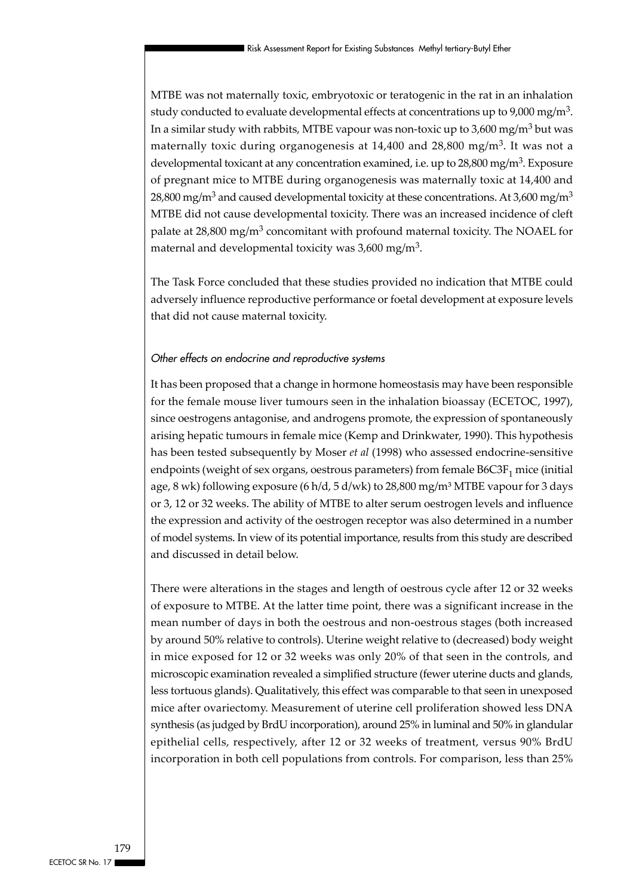MTBE was not maternally toxic, embryotoxic or teratogenic in the rat in an inhalation study conducted to evaluate developmental effects at concentrations up to 9,000 mg/m$^3$. In a similar study with rabbits, MTBE vapour was non-toxic up to 3,600 mg/m$^3$ but was maternally toxic during organogenesis at 14,400 and 28,800 mg/m$^3$. It was not a developmental toxicant at any concentration examined, i.e. up to 28,800 mg/m$^3$. Exposure of pregnant mice to MTBE during organogenesis was maternally toxic at 14,400 and 28,800 mg/m$^3$ and caused developmental toxicity at these concentrations. At 3,600 mg/m$^3$ MTBE did not cause developmental toxicity. There was an increased incidence of cleft palate at 28,800 mg/m$^3$ concomitant with profound maternal toxicity. The NOAEL for maternal and developmental toxicity was 3,600 mg/m$^3$.

The Task Force concluded that these studies provided no indication that MTBE could adversely influence reproductive performance or foetal development at exposure levels that did not cause maternal toxicity.

*Other effects on endocrine and reproductive systems*

It has been proposed that a change in hormone homeostasis may have been responsible for the female mouse liver tumours seen in the inhalation bioassay (ECETOC, 1997), since oestrogens antagonise, and androgens promote, the expression of spontaneously arising hepatic tumours in female mice (Kemp and Drinkwater, 1990). This hypothesis has been tested subsequently by Moser *et al* (1998) who assessed endocrine-sensitive endpoints (weight of sex organs, oestrous parameters) from female B6C3F$_1$ mice (initial age, 8 wk) following exposure (6 h/d, 5 d/wk) to 28,800 mg/m$^3$ MTBE vapour for 3 days or 3, 12 or 32 weeks. The ability of MTBE to alter serum oestrogen levels and influence the expression and activity of the oestrogen receptor was also determined in a number of model systems. In view of its potential importance, results from this study are described and discussed in detail below.

There were alterations in the stages and length of oestrous cycle after 12 or 32 weeks of exposure to MTBE. At the latter time point, there was a significant increase in the mean number of days in both the oestrous and non-oestrous stages (both increased by around 50% relative to controls). Uterine weight relative to (decreased) body weight in mice exposed for 12 or 32 weeks was only 20% of that seen in the controls, and microscopic examination revealed a simplified structure (fewer uterine ducts and glands, less tortuous glands). Qualitatively, this effect was comparable to that seen in unexposed mice after ovariectomy. Measurement of uterine cell proliferation showed less DNA synthesis (as judged by BrdU incorporation), around 25% in luminal and 50% in glandular epithelial cells, respectively, after 12 or 32 weeks of treatment, versus 90% BrdU incorporation in both cell populations from controls. For comparison, less than 25%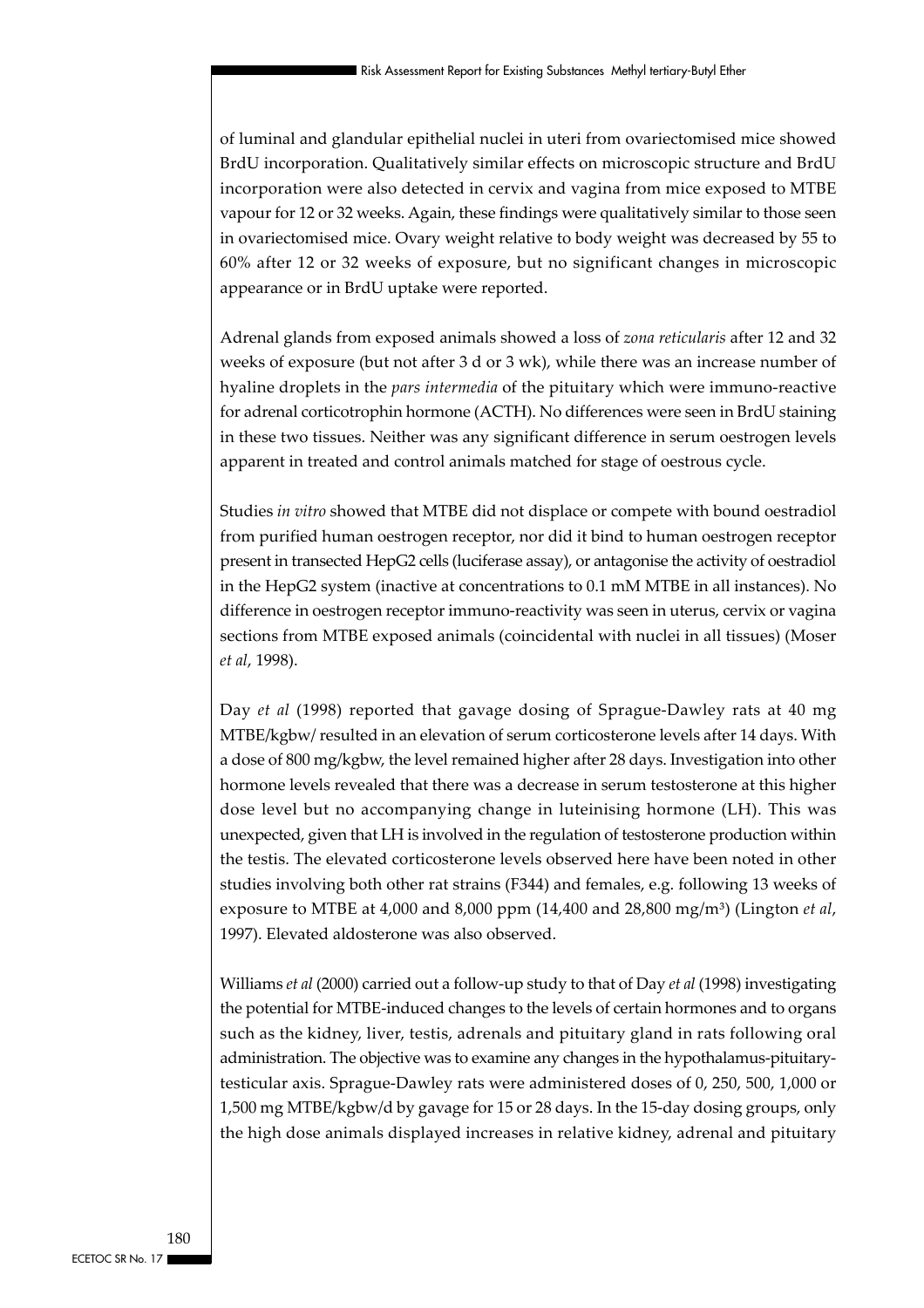of luminal and glandular epithelial nuclei in uteri from ovariectomised mice showed BrdU incorporation. Qualitatively similar effects on microscopic structure and BrdU incorporation were also detected in cervix and vagina from mice exposed to MTBE vapour for 12 or 32 weeks. Again, these findings were qualitatively similar to those seen in ovariectomised mice. Ovary weight relative to body weight was decreased by 55 to 60% after 12 or 32 weeks of exposure, but no significant changes in microscopic appearance or in BrdU uptake were reported.

Adrenal glands from exposed animals showed a loss of *zona reticularis* after 12 and 32 weeks of exposure (but not after 3 d or 3 wk), while there was an increase number of hyaline droplets in the *pars intermedia* of the pituitary which were immuno-reactive for adrenal corticotrophin hormone (ACTH). No differences were seen in BrdU staining in these two tissues. Neither was any significant difference in serum oestrogen levels apparent in treated and control animals matched for stage of oestrous cycle.

Studies *in vitro* showed that MTBE did not displace or compete with bound oestradiol from purified human oestrogen receptor, nor did it bind to human oestrogen receptor present in transected HepG2 cells (luciferase assay), or antagonise the activity of oestradiol in the HepG2 system (inactive at concentrations to 0.1 mM MTBE in all instances). No difference in oestrogen receptor immuno-reactivity was seen in uterus, cervix or vagina sections from MTBE exposed animals (coincidental with nuclei in all tissues) (Moser *et al*, 1998).

Day *et al* (1998) reported that gavage dosing of Sprague-Dawley rats at 40 mg MTBE/kgbw/ resulted in an elevation of serum corticosterone levels after 14 days. With a dose of 800 mg/kgbw, the level remained higher after 28 days. Investigation into other hormone levels revealed that there was a decrease in serum testosterone at this higher dose level but no accompanying change in luteinising hormone (LH). This was unexpected, given that LH is involved in the regulation of testosterone production within the testis. The elevated corticosterone levels observed here have been noted in other studies involving both other rat strains (F344) and females, e.g. following 13 weeks of exposure to MTBE at 4,000 and 8,000 ppm (14,400 and 28,800 mg/m$^3$) (Lington *et al*, 1997). Elevated aldosterone was also observed.

Williams *et al* (2000) carried out a follow-up study to that of Day *et al* (1998) investigating the potential for MTBE-induced changes to the levels of certain hormones and to organs such as the kidney, liver, testis, adrenals and pituitary gland in rats following oral administration. The objective was to examine any changes in the hypothalamus-pituitary-testicular axis. Sprague-Dawley rats were administered doses of 0, 250, 500, 1,000 or 1,500 mg MTBE/kgbw/d by gavage for 15 or 28 days. In the 15-day dosing groups, only the high dose animals displayed increases in relative kidney, adrenal and pituitary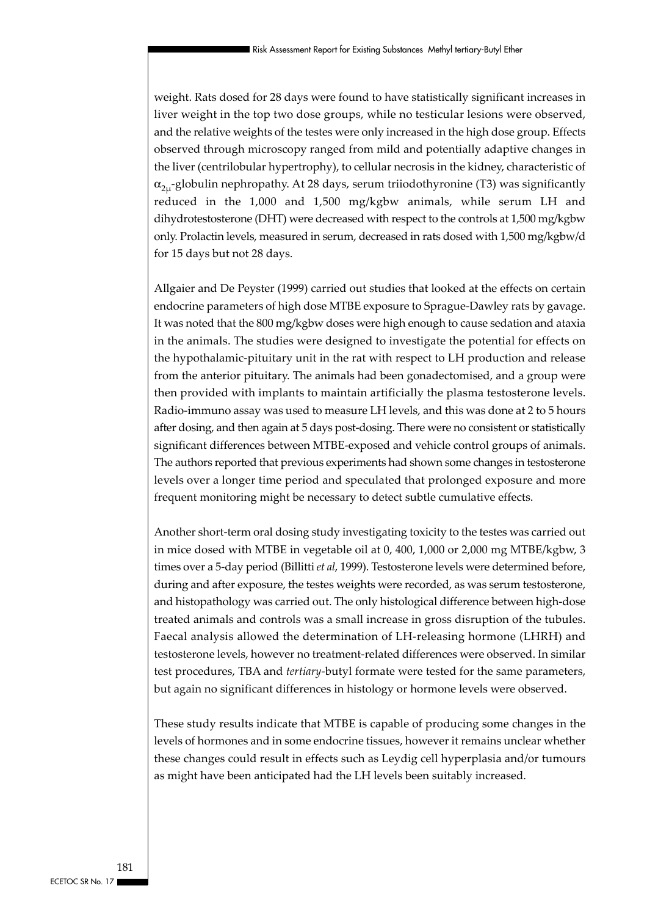weight. Rats dosed for 28 days were found to have statistically significant increases in liver weight in the top two dose groups, while no testicular lesions were observed, and the relative weights of the testes were only increased in the high dose group. Effects observed through microscopy ranged from mild and potentially adaptive changes in the liver (centrilobular hypertrophy), to cellular necrosis in the kidney, characteristic of $\alpha_{2\mu}$-globulin nephropathy. At 28 days, serum triiodothyronine (T3) was significantly reduced in the 1,000 and 1,500 mg/kgbw animals, while serum LH and dihydrotestosterone (DHT) were decreased with respect to the controls at 1,500 mg/kgbw only. Prolactin levels, measured in serum, decreased in rats dosed with 1,500 mg/kgbw/d for 15 days but not 28 days.

Allgaier and De Peyster (1999) carried out studies that looked at the effects on certain endocrine parameters of high dose MTBE exposure to Sprague-Dawley rats by gavage. It was noted that the 800 mg/kgbw doses were high enough to cause sedation and ataxia in the animals. The studies were designed to investigate the potential for effects on the hypothalamic-pituitary unit in the rat with respect to LH production and release from the anterior pituitary. The animals had been gonadectomised, and a group were then provided with implants to maintain artificially the plasma testosterone levels. Radio-immuno assay was used to measure LH levels, and this was done at 2 to 5 hours after dosing, and then again at 5 days post-dosing. There were no consistent or statistically significant differences between MTBE-exposed and vehicle control groups of animals. The authors reported that previous experiments had shown some changes in testosterone levels over a longer time period and speculated that prolonged exposure and more frequent monitoring might be necessary to detect subtle cumulative effects.

Another short-term oral dosing study investigating toxicity to the testes was carried out in mice dosed with MTBE in vegetable oil at 0, 400, 1,000 or 2,000 mg MTBE/kgbw, 3 times over a 5-day period (Billitti *et al*, 1999). Testosterone levels were determined before, during and after exposure, the testes weights were recorded, as was serum testosterone, and histopathology was carried out. The only histological difference between high-dose treated animals and controls was a small increase in gross disruption of the tubules. Faecal analysis allowed the determination of LH-releasing hormone (LHRH) and testosterone levels, however no treatment-related differences were observed. In similar test procedures, TBA and *tertiary*-butyl formate were tested for the same parameters, but again no significant differences in histology or hormone levels were observed.

These study results indicate that MTBE is capable of producing some changes in the levels of hormones and in some endocrine tissues, however it remains unclear whether these changes could result in effects such as Leydig cell hyperplasia and/or tumours as might have been anticipated had the LH levels been suitably increased.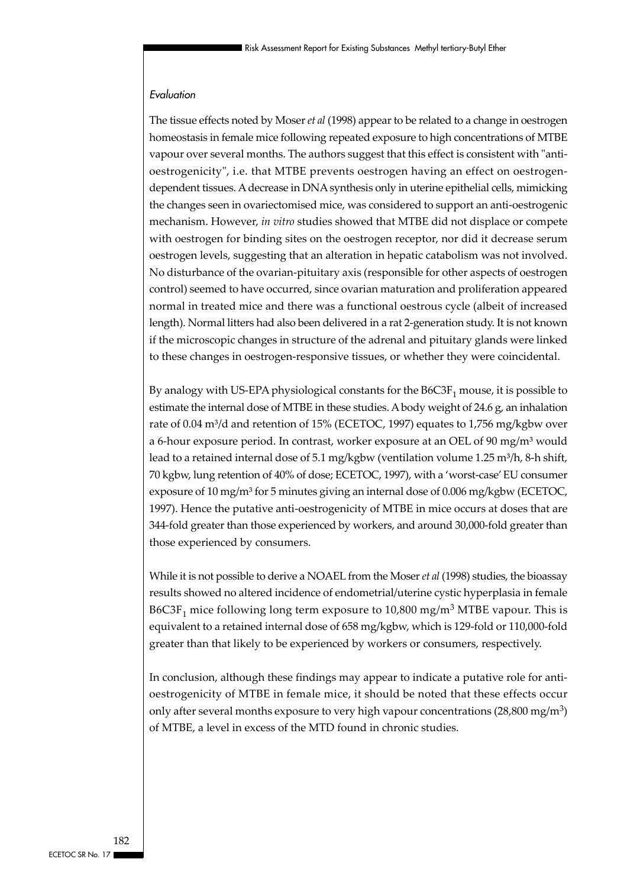*Evaluation*

The tissue effects noted by Moser *et al* (1998) appear to be related to a change in oestrogen homeostasis in female mice following repeated exposure to high concentrations of MTBE vapour over several months. The authors suggest that this effect is consistent with "anti-oestrogenicity", i.e. that MTBE prevents oestrogen having an effect on oestrogen-dependent tissues. A decrease in DNA synthesis only in uterine epithelial cells, mimicking the changes seen in ovariectomised mice, was considered to support an anti-oestrogenic mechanism. However, *in vitro* studies showed that MTBE did not displace or compete with oestrogen for binding sites on the oestrogen receptor, nor did it decrease serum oestrogen levels, suggesting that an alteration in hepatic catabolism was not involved. No disturbance of the ovarian-pituitary axis (responsible for other aspects of oestrogen control) seemed to have occurred, since ovarian maturation and proliferation appeared normal in treated mice and there was a functional oestrous cycle (albeit of increased length). Normal litters had also been delivered in a rat 2-generation study. It is not known if the microscopic changes in structure of the adrenal and pituitary glands were linked to these changes in oestrogen-responsive tissues, or whether they were coincidental.

By analogy with US-EPA physiological constants for the $B6C3F_1$ mouse, it is possible to estimate the internal dose of MTBE in these studies. A body weight of 24.6 g, an inhalation rate of 0.04 $m^3$/d and retention of 15% (ECETOC, 1997) equates to 1,756 mg/kgbw over a 6-hour exposure period. In contrast, worker exposure at an OEL of 90 mg/$m^3$ would lead to a retained internal dose of 5.1 mg/kgbw (ventilation volume 1.25 $m^3$/h, 8-h shift, 70 kgbw, lung retention of 40% of dose; ECETOC, 1997), with a 'worst-case' EU consumer exposure of 10 mg/$m^3$ for 5 minutes giving an internal dose of 0.006 mg/kgbw (ECETOC, 1997). Hence the putative anti-oestrogenicity of MTBE in mice occurs at doses that are 344-fold greater than those experienced by workers, and around 30,000-fold greater than those experienced by consumers.

While it is not possible to derive a NOAEL from the Moser *et al* (1998) studies, the bioassay results showed no altered incidence of endometrial/uterine cystic hyperplasia in female $B6C3F_1$ mice following long term exposure to 10,800 mg/$m^3$ MTBE vapour. This is equivalent to a retained internal dose of 658 mg/kgbw, which is 129-fold or 110,000-fold greater than that likely to be experienced by workers or consumers, respectively.

In conclusion, although these findings may appear to indicate a putative role for anti-oestrogenicity of MTBE in female mice, it should be noted that these effects occur only after several months exposure to very high vapour concentrations (28,800 mg/$m^3$) of MTBE, a level in excess of the MTD found in chronic studies.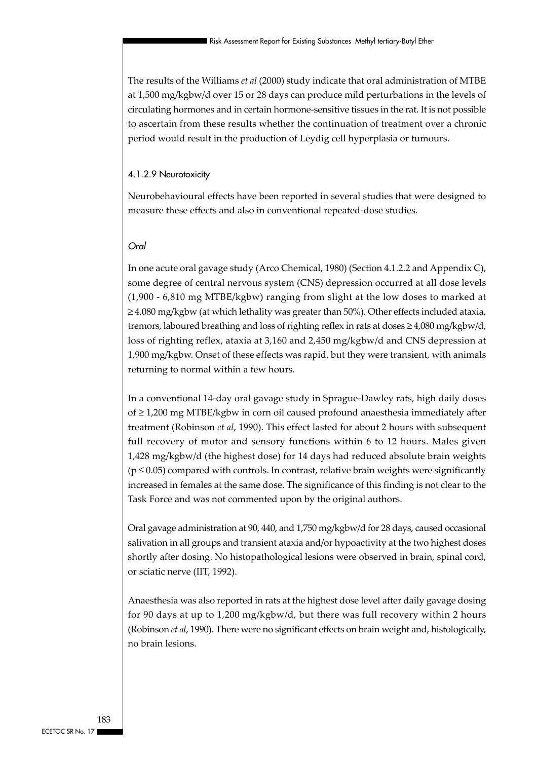The results of the Williams *et al* (2000) study indicate that oral administration of MTBE at 1,500 mg/kgbw/d over 15 or 28 days can produce mild perturbations in the levels of circulating hormones and in certain hormone-sensitive tissues in the rat. It is not possible to ascertain from these results whether the continuation of treatment over a chronic period would result in the production of Leydig cell hyperplasia or tumours.

#### 4.1.2.9 Neurotoxicity

Neurobehavioural effects have been reported in several studies that were designed to measure these effects and also in conventional repeated-dose studies.

*Oral*

In one acute oral gavage study (Arco Chemical, 1980) (Section 4.1.2.2 and Appendix C), some degree of central nervous system (CNS) depression occurred at all dose levels (1,900 - 6,810 mg MTBE/kgbw) ranging from slight at the low doses to marked at ≥ 4,080 mg/kgbw (at which lethality was greater than 50%). Other effects included ataxia, tremors, laboured breathing and loss of righting reflex in rats at doses ≥ 4,080 mg/kgbw/d, loss of righting reflex, ataxia at 3,160 and 2,450 mg/kgbw/d and CNS depression at 1,900 mg/kgbw. Onset of these effects was rapid, but they were transient, with animals returning to normal within a few hours.

In a conventional 14-day oral gavage study in Sprague-Dawley rats, high daily doses of ≥ 1,200 mg MTBE/kgbw in corn oil caused profound anaesthesia immediately after treatment (Robinson *et al*, 1990). This effect lasted for about 2 hours with subsequent full recovery of motor and sensory functions within 6 to 12 hours. Males given 1,428 mg/kgbw/d (the highest dose) for 14 days had reduced absolute brain weights ($p \leq 0.05$) compared with controls. In contrast, relative brain weights were significantly increased in females at the same dose. The significance of this finding is not clear to the Task Force and was not commented upon by the original authors.

Oral gavage administration at 90, 440, and 1,750 mg/kgbw/d for 28 days, caused occasional salivation in all groups and transient ataxia and/or hypoactivity at the two highest doses shortly after dosing. No histopathological lesions were observed in brain, spinal cord, or sciatic nerve (IIT, 1992).

Anaesthesia was also reported in rats at the highest dose level after daily gavage dosing for 90 days at up to 1,200 mg/kgbw/d, but there was full recovery within 2 hours (Robinson *et al*, 1990). There were no significant effects on brain weight and, histologically, no brain lesions.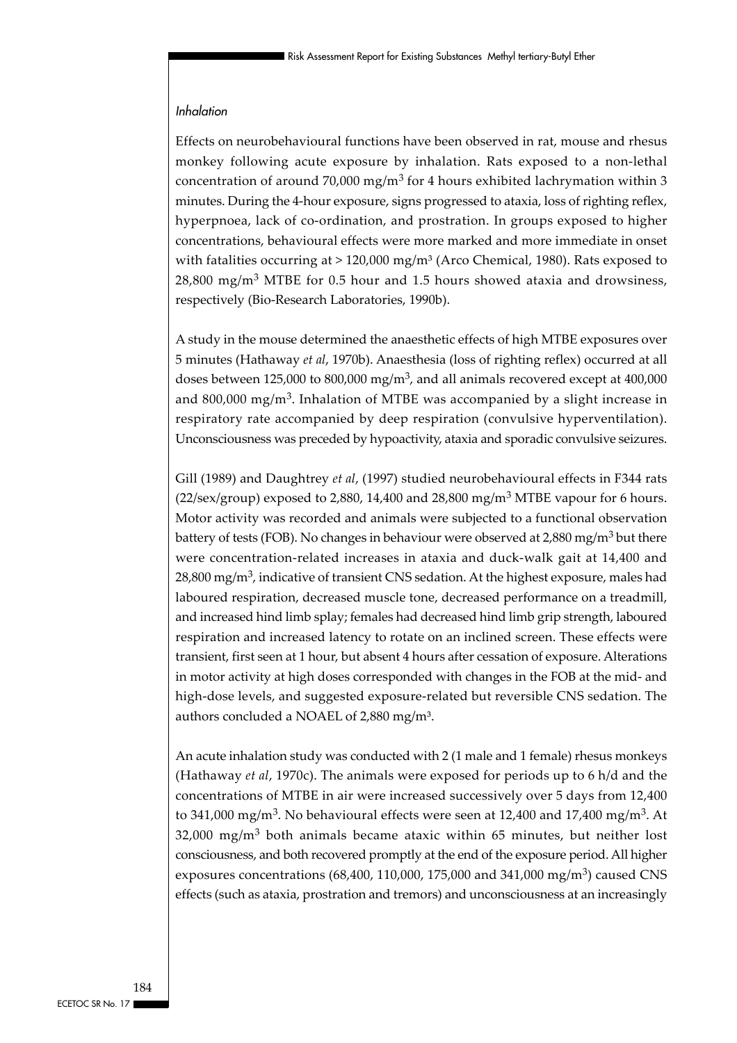*Inhalation*

Effects on neurobehavioural functions have been observed in rat, mouse and rhesus monkey following acute exposure by inhalation. Rats exposed to a non-lethal concentration of around 70,000 $mg/m^3$ for 4 hours exhibited lachrymation within 3 minutes. During the 4-hour exposure, signs progressed to ataxia, loss of righting reflex, hyperpnoea, lack of co-ordination, and prostration. In groups exposed to higher concentrations, behavioural effects were more marked and more immediate in onset with fatalities occurring at > 120,000 $mg/m^3$ (Arco Chemical, 1980). Rats exposed to 28,800 $mg/m^3$ MTBE for 0.5 hour and 1.5 hours showed ataxia and drowsiness, respectively (Bio-Research Laboratories, 1990b).

A study in the mouse determined the anaesthetic effects of high MTBE exposures over 5 minutes (Hathaway *et al*, 1970b). Anaesthesia (loss of righting reflex) occurred at all doses between 125,000 to 800,000 $mg/m^3$, and all animals recovered except at 400,000 and 800,000 $mg/m^3$. Inhalation of MTBE was accompanied by a slight increase in respiratory rate accompanied by deep respiration (convulsive hyperventilation). Unconsciousness was preceded by hypoactivity, ataxia and sporadic convulsive seizures.

Gill (1989) and Daughtrey *et al*, (1997) studied neurobehavioural effects in F344 rats (22/sex/group) exposed to 2,880, 14,400 and 28,800 $mg/m^3$ MTBE vapour for 6 hours. Motor activity was recorded and animals were subjected to a functional observation battery of tests (FOB). No changes in behaviour were observed at 2,880 $mg/m^3$ but there were concentration-related increases in ataxia and duck-walk gait at 14,400 and 28,800 $mg/m^3$, indicative of transient CNS sedation. At the highest exposure, males had laboured respiration, decreased muscle tone, decreased performance on a treadmill, and increased hind limb splay; females had decreased hind limb grip strength, laboured respiration and increased latency to rotate on an inclined screen. These effects were transient, first seen at 1 hour, but absent 4 hours after cessation of exposure. Alterations in motor activity at high doses corresponded with changes in the FOB at the mid- and high-dose levels, and suggested exposure-related but reversible CNS sedation. The authors concluded a NOAEL of 2,880 $mg/m^3$.

An acute inhalation study was conducted with 2 (1 male and 1 female) rhesus monkeys (Hathaway *et al*, 1970c). The animals were exposed for periods up to 6 h/d and the concentrations of MTBE in air were increased successively over 5 days from 12,400 to 341,000 $mg/m^3$. No behavioural effects were seen at 12,400 and 17,400 $mg/m^3$. At 32,000 $mg/m^3$ both animals became ataxic within 65 minutes, but neither lost consciousness, and both recovered promptly at the end of the exposure period. All higher exposures concentrations (68,400, 110,000, 175,000 and 341,000 $mg/m^3$) caused CNS effects (such as ataxia, prostration and tremors) and unconsciousness at an increasingly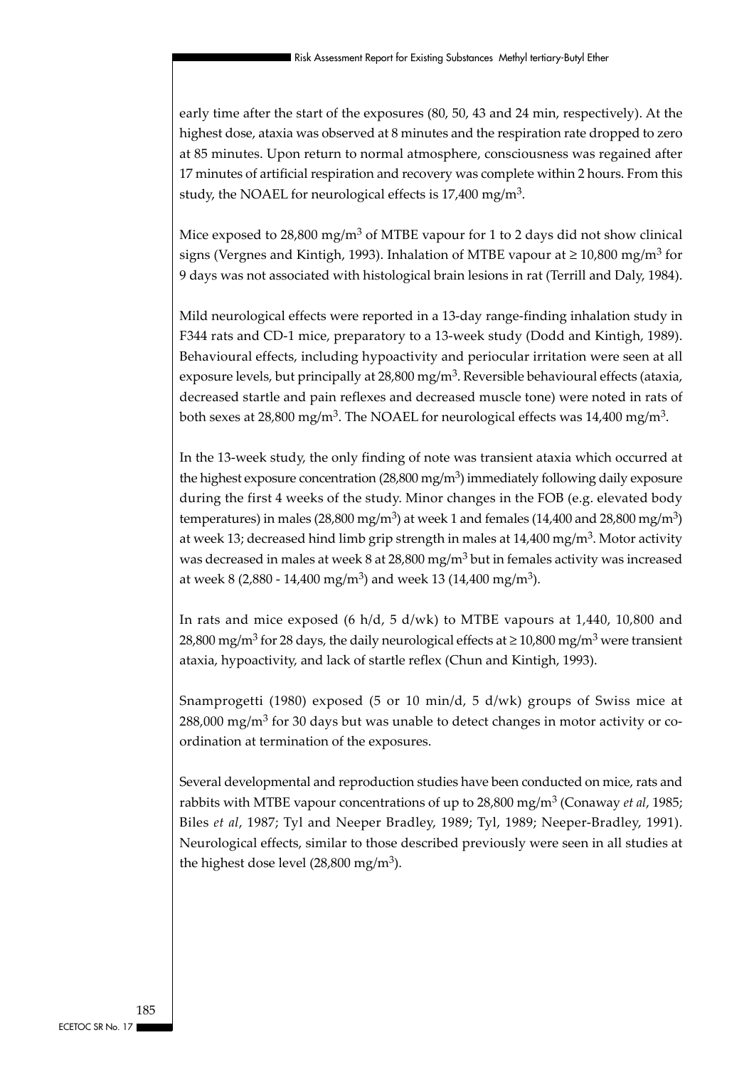early time after the start of the exposures (80, 50, 43 and 24 min, respectively). At the highest dose, ataxia was observed at 8 minutes and the respiration rate dropped to zero at 85 minutes. Upon return to normal atmosphere, consciousness was regained after 17 minutes of artificial respiration and recovery was complete within 2 hours. From this study, the NOAEL for neurological effects is 17,400 $mg/m^3$.

Mice exposed to 28,800 $mg/m^3$ of MTBE vapour for 1 to 2 days did not show clinical signs (Vergnes and Kintigh, 1993). Inhalation of MTBE vapour at $\geq$ 10,800 $mg/m^3$ for 9 days was not associated with histological brain lesions in rat (Terrill and Daly, 1984).

Mild neurological effects were reported in a 13-day range-finding inhalation study in F344 rats and CD-1 mice, preparatory to a 13-week study (Dodd and Kintigh, 1989). Behavioural effects, including hypoactivity and periocular irritation were seen at all exposure levels, but principally at 28,800 $mg/m^3$. Reversible behavioural effects (ataxia, decreased startle and pain reflexes and decreased muscle tone) were noted in rats of both sexes at 28,800 $mg/m^3$. The NOAEL for neurological effects was 14,400 $mg/m^3$.

In the 13-week study, the only finding of note was transient ataxia which occurred at the highest exposure concentration (28,800 $mg/m^3$) immediately following daily exposure during the first 4 weeks of the study. Minor changes in the FOB (e.g. elevated body temperatures) in males (28,800 $mg/m^3$) at week 1 and females (14,400 and 28,800 $mg/m^3$) at week 13; decreased hind limb grip strength in males at 14,400 $mg/m^3$. Motor activity was decreased in males at week 8 at 28,800 $mg/m^3$ but in females activity was increased at week 8 (2,880 - 14,400 $mg/m^3$) and week 13 (14,400 $mg/m^3$).

In rats and mice exposed (6 h/d, 5 d/wk) to MTBE vapours at 1,440, 10,800 and 28,800 $mg/m^3$ for 28 days, the daily neurological effects at $\geq$ 10,800 $mg/m^3$ were transient ataxia, hypoactivity, and lack of startle reflex (Chun and Kintigh, 1993).

Snamprogetti (1980) exposed (5 or 10 min/d, 5 d/wk) groups of Swiss mice at 288,000 $mg/m^3$ for 30 days but was unable to detect changes in motor activity or co-ordination at termination of the exposures.

Several developmental and reproduction studies have been conducted on mice, rats and rabbits with MTBE vapour concentrations of up to 28,800 $mg/m^3$ (Conaway *et al*, 1985; Biles *et al*, 1987; Tyl and Neeper Bradley, 1989; Tyl, 1989; Neeper-Bradley, 1991). Neurological effects, similar to those described previously were seen in all studies at the highest dose level (28,800 $mg/m^3$).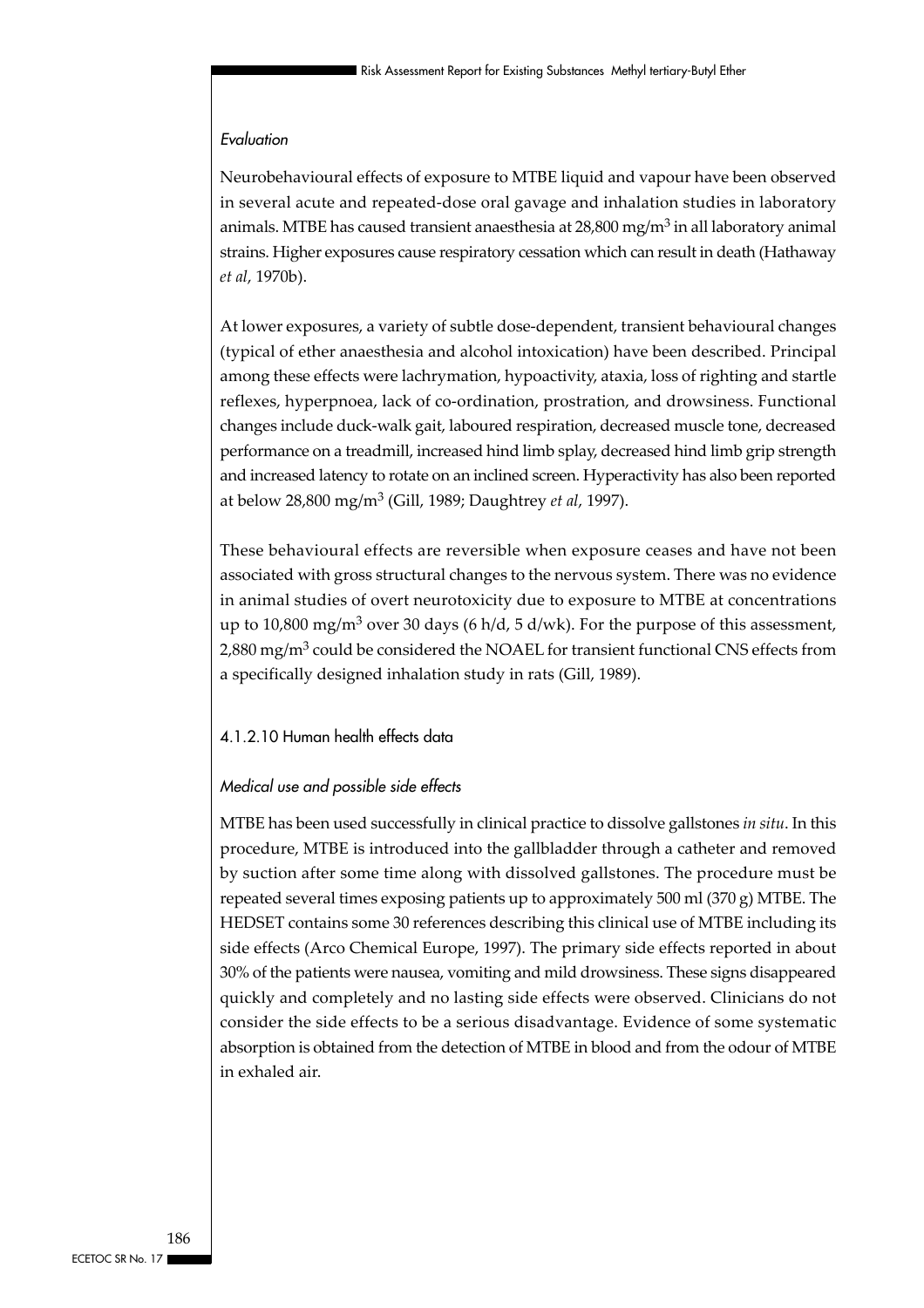*Evaluation*

Neurobehavioural effects of exposure to MTBE liquid and vapour have been observed in several acute and repeated-dose oral gavage and inhalation studies in laboratory animals. MTBE has caused transient anaesthesia at 28,800 mg/m$^3$ in all laboratory animal strains. Higher exposures cause respiratory cessation which can result in death (Hathaway *et al*, 1970b).

At lower exposures, a variety of subtle dose-dependent, transient behavioural changes (typical of ether anaesthesia and alcohol intoxication) have been described. Principal among these effects were lachrymation, hypoactivity, ataxia, loss of righting and startle reflexes, hyperpnoea, lack of co-ordination, prostration, and drowsiness. Functional changes include duck-walk gait, laboured respiration, decreased muscle tone, decreased performance on a treadmill, increased hind limb splay, decreased hind limb grip strength and increased latency to rotate on an inclined screen. Hyperactivity has also been reported at below 28,800 mg/m$^3$ (Gill, 1989; Daughtrey *et al*, 1997).

These behavioural effects are reversible when exposure ceases and have not been associated with gross structural changes to the nervous system. There was no evidence in animal studies of overt neurotoxicity due to exposure to MTBE at concentrations up to 10,800 mg/m$^3$ over 30 days (6 h/d, 5 d/wk). For the purpose of this assessment, 2,880 mg/m$^3$ could be considered the NOAEL for transient functional CNS effects from a specifically designed inhalation study in rats (Gill, 1989).

### 4.1.2.10 Human health effects data

*Medical use and possible side effects*

MTBE has been used successfully in clinical practice to dissolve gallstones *in situ*. In this procedure, MTBE is introduced into the gallbladder through a catheter and removed by suction after some time along with dissolved gallstones. The procedure must be repeated several times exposing patients up to approximately 500 ml (370 g) MTBE. The HEDSET contains some 30 references describing this clinical use of MTBE including its side effects (Arco Chemical Europe, 1997). The primary side effects reported in about 30% of the patients were nausea, vomiting and mild drowsiness. These signs disappeared quickly and completely and no lasting side effects were observed. Clinicians do not consider the side effects to be a serious disadvantage. Evidence of some systematic absorption is obtained from the detection of MTBE in blood and from the odour of MTBE in exhaled air.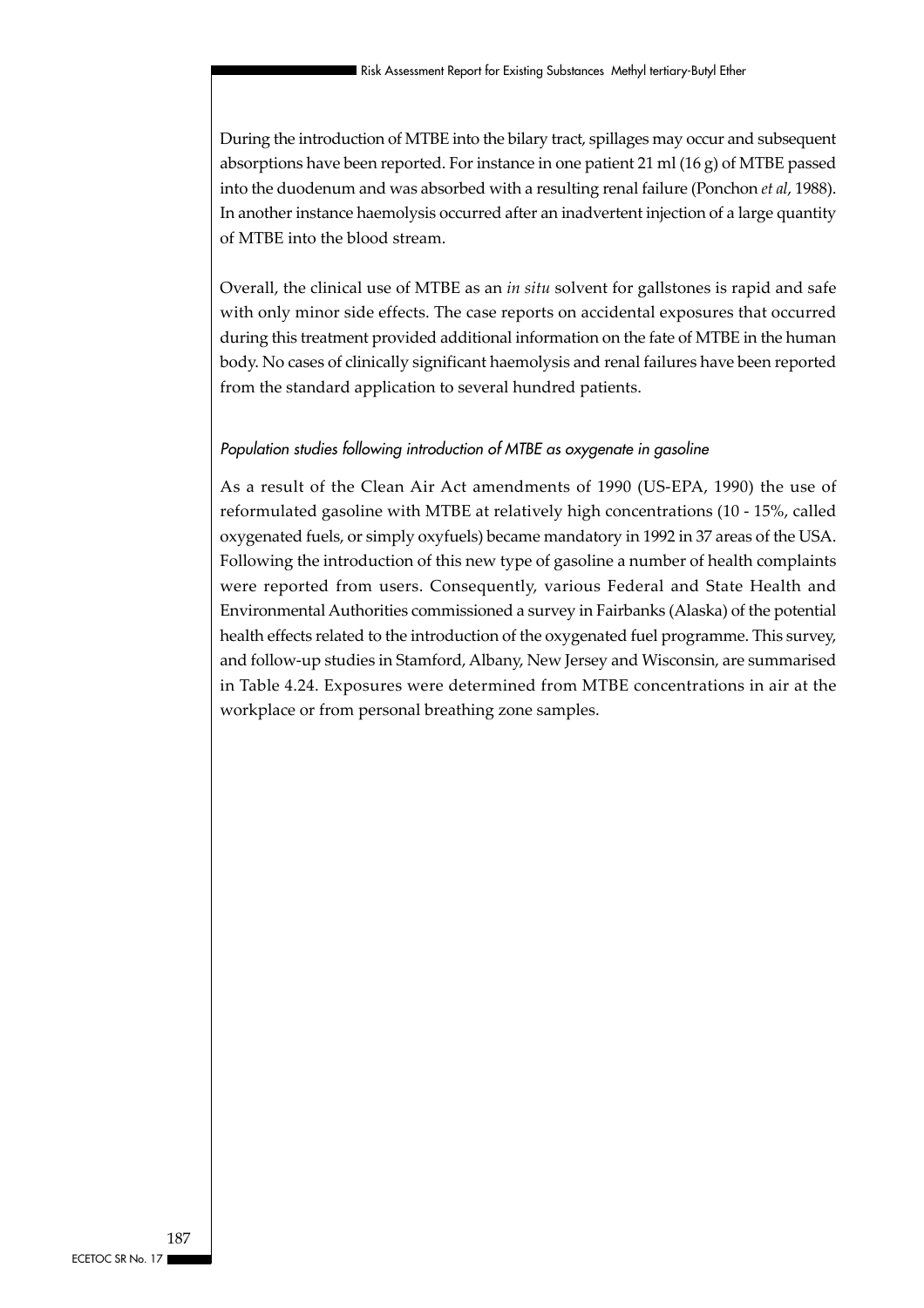During the introduction of MTBE into the bilary tract, spillages may occur and subsequent absorptions have been reported. For instance in one patient 21 ml (16 g) of MTBE passed into the duodenum and was absorbed with a resulting renal failure (Ponchon *et al*, 1988). In another instance haemolysis occurred after an inadvertent injection of a large quantity of MTBE into the blood stream.

Overall, the clinical use of MTBE as an *in situ* solvent for gallstones is rapid and safe with only minor side effects. The case reports on accidental exposures that occurred during this treatment provided additional information on the fate of MTBE in the human body. No cases of clinically significant haemolysis and renal failures have been reported from the standard application to several hundred patients.

*Population studies following introduction of MTBE as oxygenate in gasoline*

As a result of the Clean Air Act amendments of 1990 (US-EPA, 1990) the use of reformulated gasoline with MTBE at relatively high concentrations (10 - 15%, called oxygenated fuels, or simply oxyfuels) became mandatory in 1992 in 37 areas of the USA. Following the introduction of this new type of gasoline a number of health complaints were reported from users. Consequently, various Federal and State Health and Environmental Authorities commissioned a survey in Fairbanks (Alaska) of the potential health effects related to the introduction of the oxygenated fuel programme. This survey, and follow-up studies in Stamford, Albany, New Jersey and Wisconsin, are summarised in Table 4.24. Exposures were determined from MTBE concentrations in air at the workplace or from personal breathing zone samples.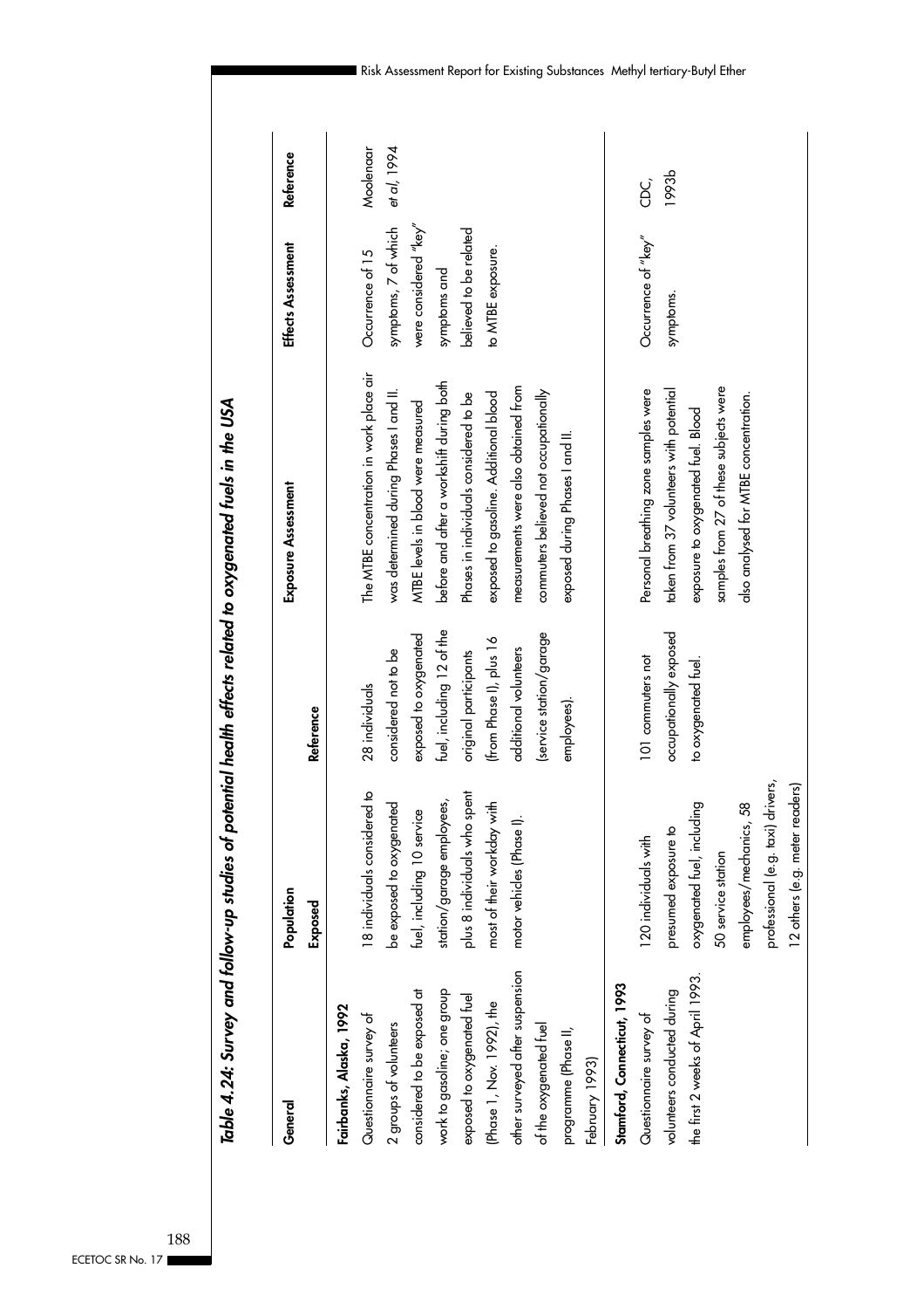*Table 4.24: Survey and follow-up studies of potential health effects related to oxygenated fuels in the USA*

| General | Population Exposed | Reference | Exposure Assessment | Effects Assessment | Reference |
|---|---|---|---|---|---|
| **Fairbanks, Alaska, 1992** | | | | | |
| Questionnaire survey of 2 groups of volunteers considered to be exposed at work to gasoline; one group exposed to oxygenated fuel (Phase 1, Nov. 1992), the other surveyed after suspension of the oxygenated fuel programme (Phase II, February 1993) | 18 individuals considered to be exposed to oxygenated fuel, including 10 service station/garage employees, plus 8 individuals who spent most of their workday with motor vehicles (Phase I). | 28 individuals considered not to be exposed to oxygenated fuel, including 12 of the original participants (from Phase I), plus 16 additional volunteers (service station/garage employees). | The MTBE concentration in work place air was determined during Phases I and II. MTBE levels in blood were measured before and after a workshift during both Phases in individuals considered to be exposed to gasoline. Additional blood measurements were also obtained from commuters believed not occupationally exposed during Phases I and II. | Occurrence of 15 symptoms, 7 of which were considered "key" symptoms and believed to be related to MTBE exposure. | Moolenaar *et al*, 1994 |
| **Stamford, Connecticut, 1993** | | | | | |
| Questionnaire survey of volunteers conducted during the first 2 weeks of April 1993. | 120 individuals with presumed exposure to oxygenated fuel, including 50 service station employees/mechanics, 58 professional (e.g. taxi) drivers, 12 others (e.g. meter readers) | 101 commuters not occupationally exposed to oxygenated fuel. | Personal breathing zone samples were taken from 37 volunteers with potential exposure to oxygenated fuel. Blood samples from 27 of these subjects were also analysed for MTBE concentration. | Occurrence of "key" symptoms. | CDC, 1993b |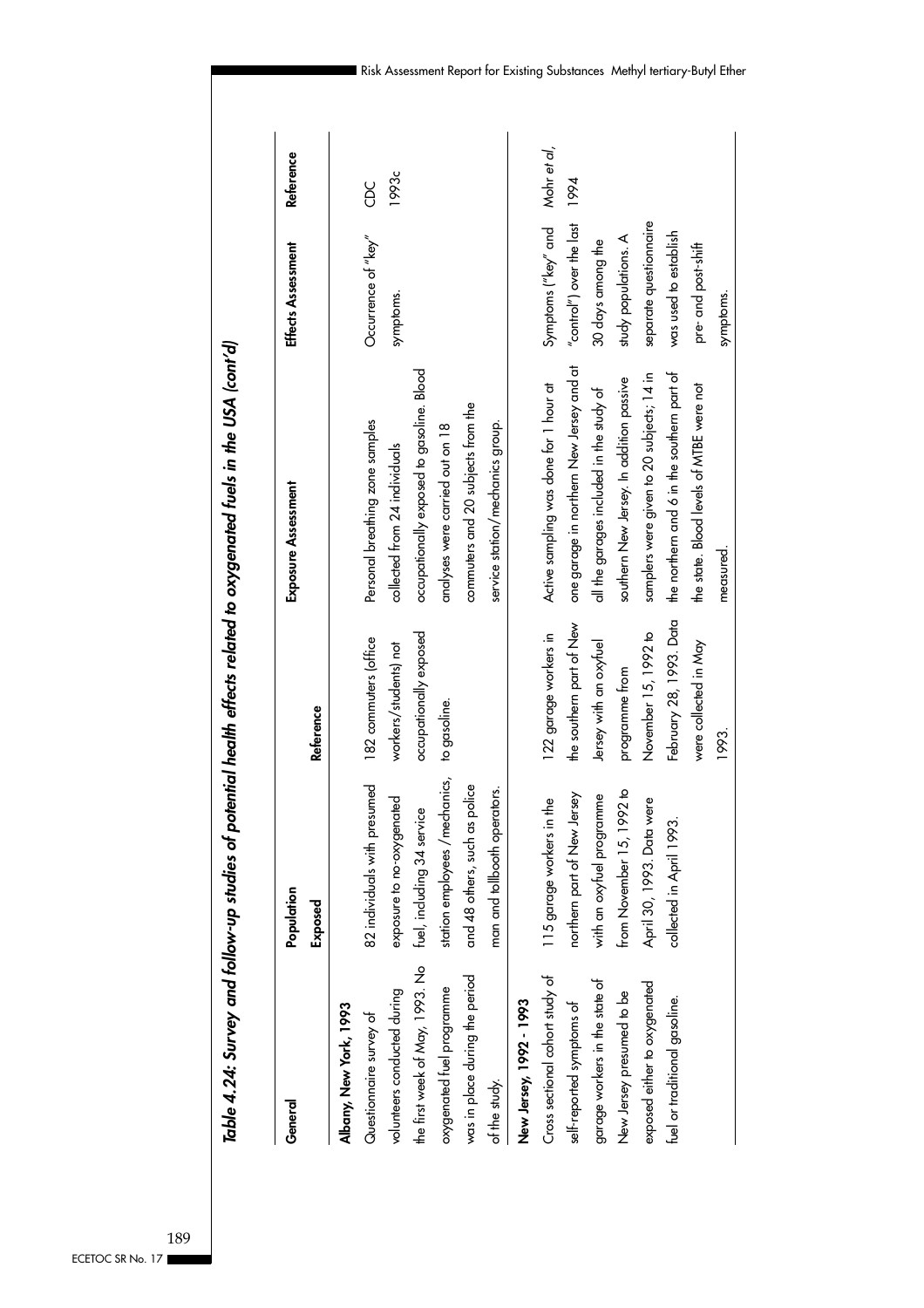*Table 4.24: Survey and follow-up studies of potential health effects related to oxygenated fuels in the USA (cont'd)*

| General | Population | | Exposure Assessment | Effects Assessment | Reference |
|---|---|---|---|---|---|
| | Exposed | Reference | | | |
| **Albany, New York, 1993** | | | | | |
| Questionnaire survey of volunteers conducted during the first week of May, 1993. No oxygenated fuel programme was in place during the period of the study. | 82 individuals with presumed exposure to no-oxygenated fuel, including 34 service station employees /mechanics, and 48 others, such as police man and tollbooth operators. | 182 commuters (office workers/students) not occupationally exposed to gasoline. | Personal breathing zone samples collected from 24 individuals occupationally exposed to gasoline. Blood analyses were carried out on 18 commuters and 20 subjects from the service station/mechanics group. | Occurrence of "key" symptoms. | CDC 1993c |
| **New Jersey, 1992 - 1993** | | | | | |
| Cross sectional cohort study of self-reported symptoms of garage workers in the state of New Jersey presumed to be exposed either to oxygenated fuel or traditional gasoline. | 115 garage workers in the northern part of New Jersey with an oxyfuel programme from November 15, 1992 to April 30, 1993. Data were collected in April 1993. | 122 garage workers in the southern part of New Jersey with an oxyfuel programme from November 15, 1992 to February 28, 1993. Data were collected in May 1993. | Active sampling was done for 1 hour at one garage in northern New Jersey and at all the garages included in the study of southern New Jersey. In addition passive samplers were given to 20 subjects; 14 in the northern and 6 in the southern part of the state. Blood levels of MTBE were not measured. | Symptoms ("key" and "control") over the last 30 days among the study populations. A separate questionnaire was used to establish pre- and post-shift symptoms. | Mohr *et al*, 1994 |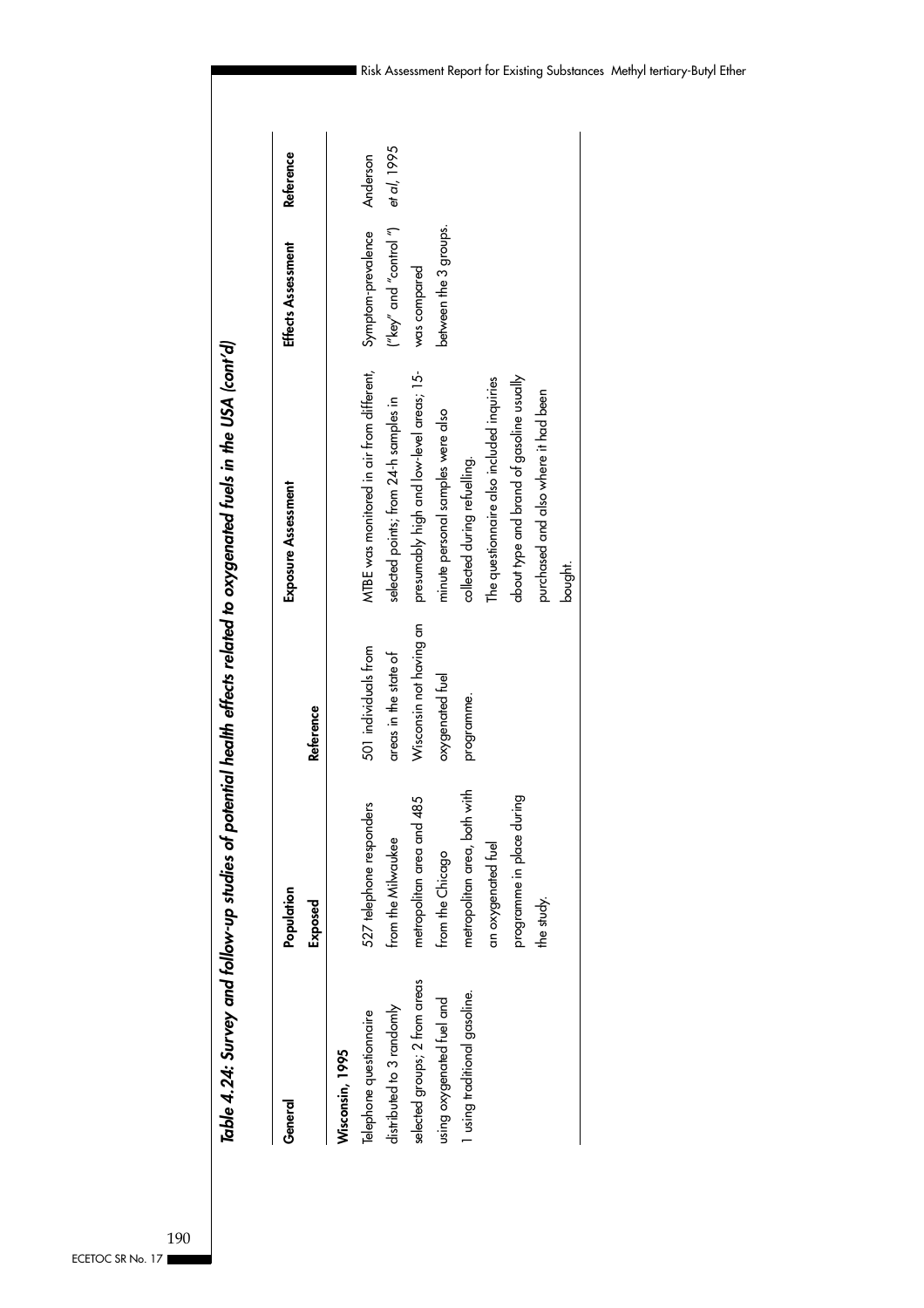*Table 4.24: Survey and follow-up studies of potential health effects related to oxygenated fuels in the USA (cont'd)*

| General | Population Exposed | Reference | Exposure Assessment | Effects Assessment | Reference |
|---|---|---|---|---|---|
| **Wisconsin, 1995** | | | | | |
| Telephone questionnaire distributed to 3 randomly selected groups; 2 from areas using oxygenated fuel and 1 using traditional gasoline. | 527 telephone responders from the Milwaukee metropolitan area and 485 from the Chicago metropolitan area, both with an oxygenated fuel programme in place during the study. | 501 individuals from areas in the state of Wisconsin not having an oxygenated fuel programme. | MTBE was monitored in air from different, selected points; from 24-h samples in presumably high and low-level areas; 15-minute personal samples were also collected during refuelling. The questionnaire also included inquiries about type and brand of gasoline usually purchased and also where it had been bought. | Symptom-prevalence ("key" and "control") was compared between the 3 groups. | Anderson *et al*, 1995 |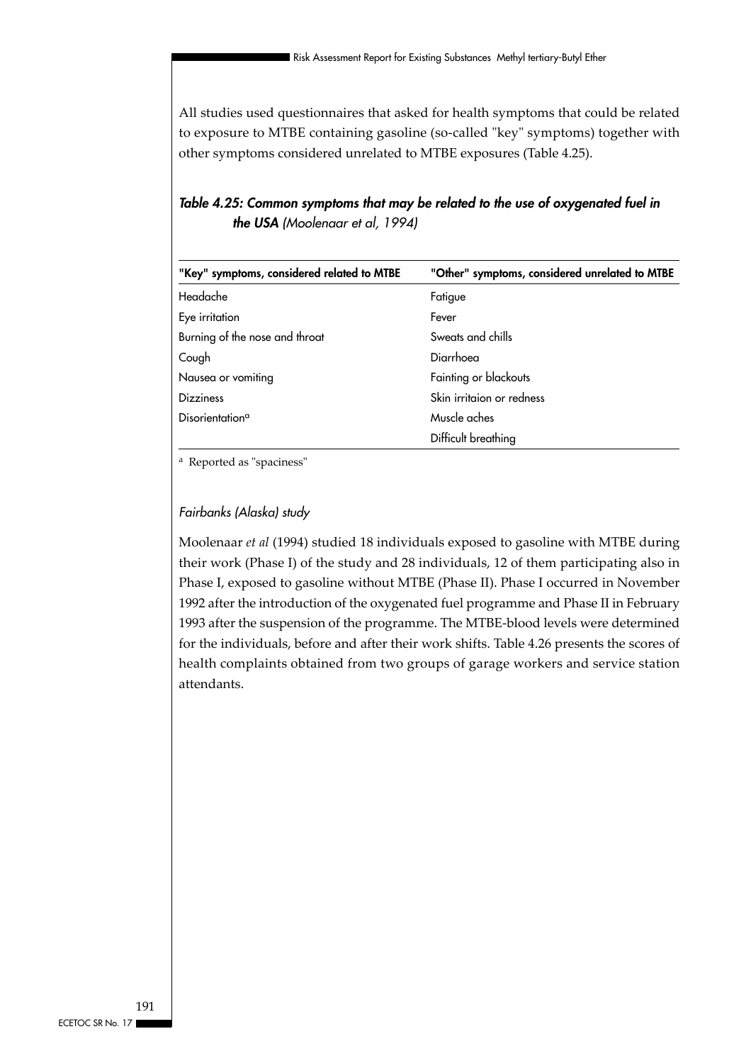All studies used questionnaires that asked for health symptoms that could be related to exposure to MTBE containing gasoline (so-called "key" symptoms) together with other symptoms considered unrelated to MTBE exposures (Table 4.25).

***Table 4.25: Common symptoms that may be related to the use of oxygenated fuel in the USA** (Moolenaar et al, 1994)*

| "Key" symptoms, considered related to MTBE | "Other" symptoms, considered unrelated to MTBE |
|---|---|
| Headache | Fatigue |
| Eye irritation | Fever |
| Burning of the nose and throat | Sweats and chills |
| Cough | Diarrhoea |
| Nausea or vomiting | Fainting or blackouts |
| Dizziness | Skin irritaion or redness |
| Disorientation[a] | Muscle aches |
| | Difficult breathing |

[a] Reported as "spaciness"

*Fairbanks (Alaska) study*

Moolenaar *et al* (1994) studied 18 individuals exposed to gasoline with MTBE during their work (Phase I) of the study and 28 individuals, 12 of them participating also in Phase I, exposed to gasoline without MTBE (Phase II). Phase I occurred in November 1992 after the introduction of the oxygenated fuel programme and Phase II in February 1993 after the suspension of the programme. The MTBE-blood levels were determined for the individuals, before and after their work shifts. Table 4.26 presents the scores of health complaints obtained from two groups of garage workers and service station attendants.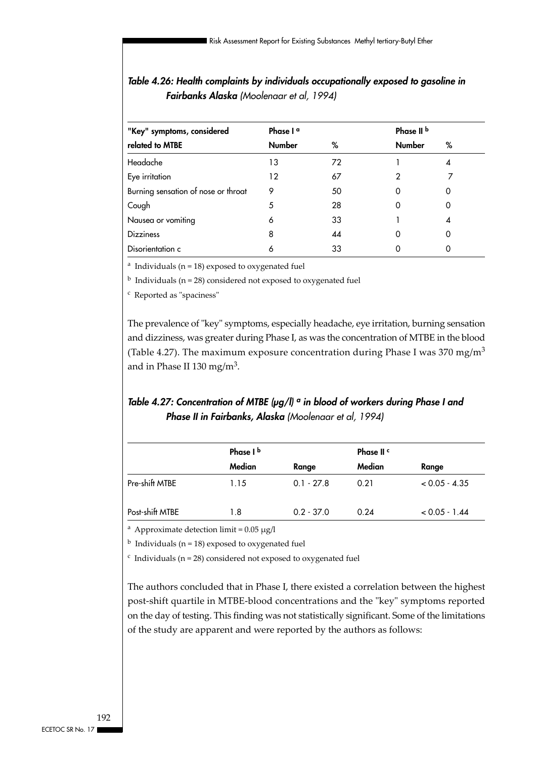### *Table 4.26: Health complaints by individuals occupationally exposed to gasoline in Fairbanks Alaska (Moolenaar et al, 1994)*

| "Key" symptoms, considered related to MTBE | Phase I [a] | | Phase II [b] | |
|---|---|---|---|---|
| | Number | % | Number | % |
| Headache | 13 | 72 | 1 | 4 |
| Eye irritation | 12 | 67 | 2 | 7 |
| Burning sensation of nose or throat | 9 | 50 | 0 | 0 |
| Cough | 5 | 28 | 0 | 0 |
| Nausea or vomiting | 6 | 33 | 1 | 4 |
| Dizziness | 8 | 44 | 0 | 0 |
| Disorientation c | 6 | 33 | 0 | 0 |

[a] Individuals (n = 18) exposed to oxygenated fuel

[b] Individuals (n = 28) considered not exposed to oxygenated fuel

[c] Reported as "spaciness"

The prevalence of "key" symptoms, especially headache, eye irritation, burning sensation and dizziness, was greater during Phase I, as was the concentration of MTBE in the blood (Table 4.27). The maximum exposure concentration during Phase I was 370 $mg/m^3$ and in Phase II 130 $mg/m^3$.

### *Table 4.27: Concentration of MTBE (µg/l) [a] in blood of workers during Phase I and Phase II in Fairbanks, Alaska (Moolenaar et al, 1994)*

| | Phase I [b] | | Phase II [c] | |
|---|---|---|---|---|
| | Median | Range | Median | Range |
| Pre-shift MTBE | 1.15 | 0.1 - 27.8 | 0.21 | < 0.05 - 4.35 |
| Post-shift MTBE | 1.8 | 0.2 - 37.0 | 0.24 | < 0.05 - 1.44 |

[a] Approximate detection limit = 0.05 µg/l

[b] Individuals (n = 18) exposed to oxygenated fuel

[c] Individuals (n = 28) considered not exposed to oxygenated fuel

The authors concluded that in Phase I, there existed a correlation between the highest post-shift quartile in MTBE-blood concentrations and the "key" symptoms reported on the day of testing. This finding was not statistically significant. Some of the limitations of the study are apparent and were reported by the authors as follows: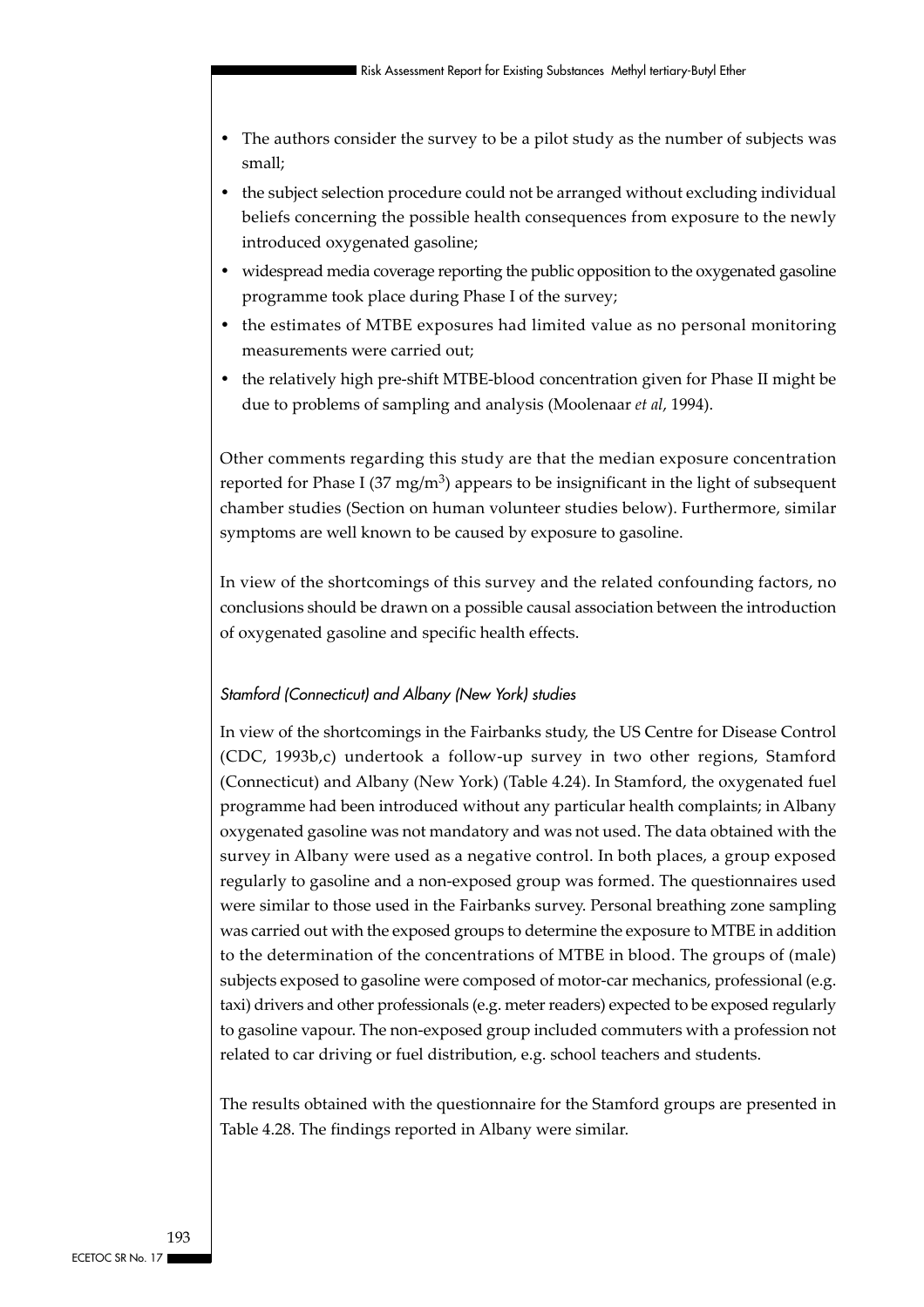- The authors consider the survey to be a pilot study as the number of subjects was small;
- the subject selection procedure could not be arranged without excluding individual beliefs concerning the possible health consequences from exposure to the newly introduced oxygenated gasoline;
- widespread media coverage reporting the public opposition to the oxygenated gasoline programme took place during Phase I of the survey;
- the estimates of MTBE exposures had limited value as no personal monitoring measurements were carried out;
- the relatively high pre-shift MTBE-blood concentration given for Phase II might be due to problems of sampling and analysis (Moolenaar *et al*, 1994).

Other comments regarding this study are that the median exposure concentration reported for Phase I (37 $mg/m^3$) appears to be insignificant in the light of subsequent chamber studies (Section on human volunteer studies below). Furthermore, similar symptoms are well known to be caused by exposure to gasoline.

In view of the shortcomings of this survey and the related confounding factors, no conclusions should be drawn on a possible causal association between the introduction of oxygenated gasoline and specific health effects.

#### *Stamford (Connecticut) and Albany (New York) studies*

In view of the shortcomings in the Fairbanks study, the US Centre for Disease Control (CDC, 1993b,c) undertook a follow-up survey in two other regions, Stamford (Connecticut) and Albany (New York) (Table 4.24). In Stamford, the oxygenated fuel programme had been introduced without any particular health complaints; in Albany oxygenated gasoline was not mandatory and was not used. The data obtained with the survey in Albany were used as a negative control. In both places, a group exposed regularly to gasoline and a non-exposed group was formed. The questionnaires used were similar to those used in the Fairbanks survey. Personal breathing zone sampling was carried out with the exposed groups to determine the exposure to MTBE in addition to the determination of the concentrations of MTBE in blood. The groups of (male) subjects exposed to gasoline were composed of motor-car mechanics, professional (e.g. taxi) drivers and other professionals (e.g. meter readers) expected to be exposed regularly to gasoline vapour. The non-exposed group included commuters with a profession not related to car driving or fuel distribution, e.g. school teachers and students.

The results obtained with the questionnaire for the Stamford groups are presented in Table 4.28. The findings reported in Albany were similar.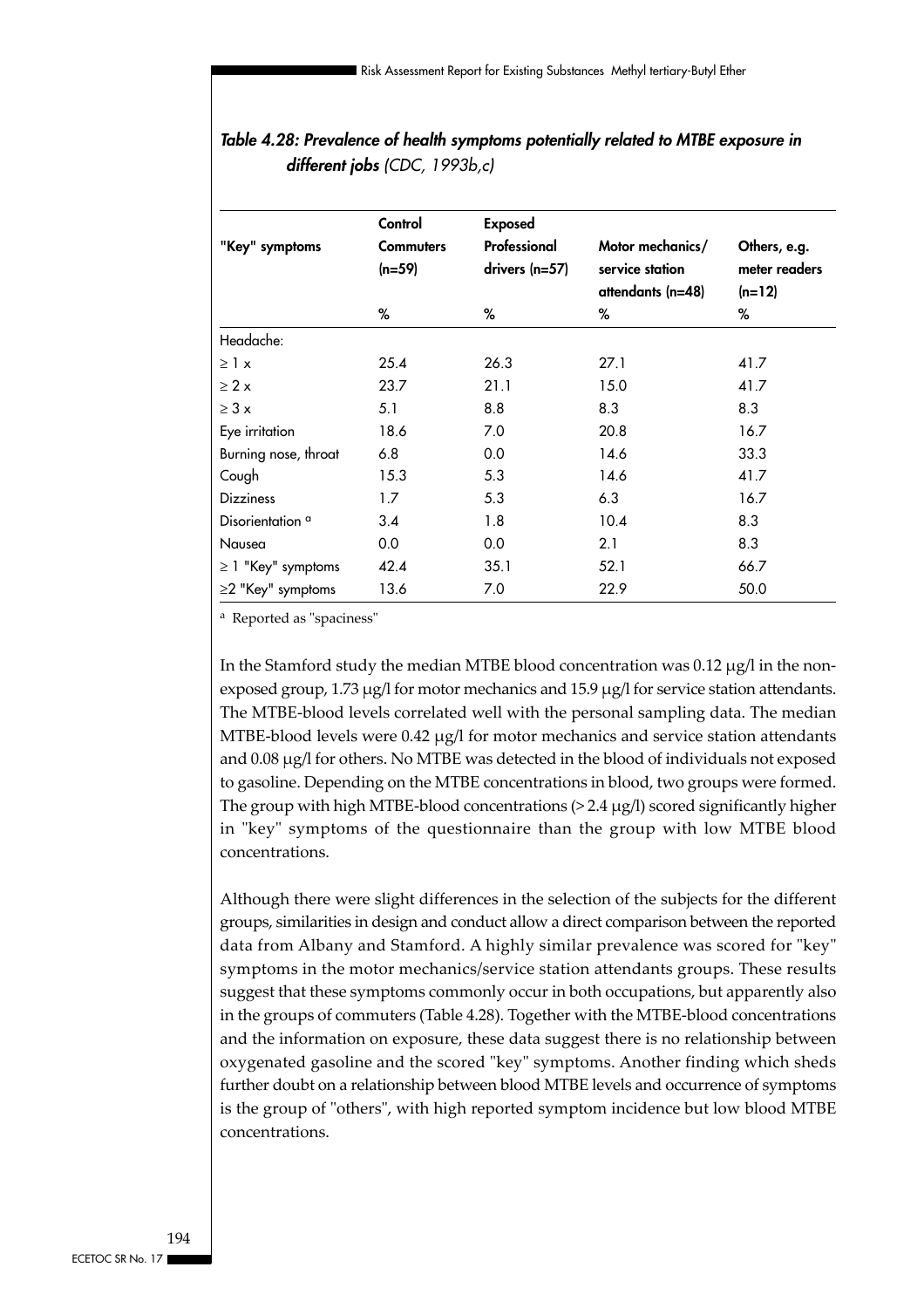***Table 4.28: Prevalence of health symptoms potentially related to MTBE exposure in different jobs** (CDC, 1993b,c)*

| "Key" symptoms | Control | Exposed | | |
|---|---|---|---|---|
| | Commuters (n=59) | Professional drivers (n=57) | Motor mechanics/ service station attendants (n=48) | Others, e.g. meter readers (n=12) |
| | % | % | % | % |
| Headache: | | | | |
| ≥ 1 x | 25.4 | 26.3 | 27.1 | 41.7 |
| ≥ 2 x | 23.7 | 21.1 | 15.0 | 41.7 |
| ≥ 3 x | 5.1 | 8.8 | 8.3 | 8.3 |
| Eye irritation | 18.6 | 7.0 | 20.8 | 16.7 |
| Burning nose, throat | 6.8 | 0.0 | 14.6 | 33.3 |
| Cough | 15.3 | 5.3 | 14.6 | 41.7 |
| Dizziness | 1.7 | 5.3 | 6.3 | 16.7 |
| Disorientation [a] | 3.4 | 1.8 | 10.4 | 8.3 |
| Nausea | 0.0 | 0.0 | 2.1 | 8.3 |
| ≥ 1 "Key" symptoms | 42.4 | 35.1 | 52.1 | 66.7 |
| ≥2 "Key" symptoms | 13.6 | 7.0 | 22.9 | 50.0 |

[a] Reported as "spaciness"

In the Stamford study the median MTBE blood concentration was 0.12 µg/l in the non-exposed group, 1.73 µg/l for motor mechanics and 15.9 µg/l for service station attendants. The MTBE-blood levels correlated well with the personal sampling data. The median MTBE-blood levels were 0.42 µg/l for motor mechanics and service station attendants and 0.08 µg/l for others. No MTBE was detected in the blood of individuals not exposed to gasoline. Depending on the MTBE concentrations in blood, two groups were formed. The group with high MTBE-blood concentrations (> 2.4 µg/l) scored significantly higher in "key" symptoms of the questionnaire than the group with low MTBE blood concentrations.

Although there were slight differences in the selection of the subjects for the different groups, similarities in design and conduct allow a direct comparison between the reported data from Albany and Stamford. A highly similar prevalence was scored for "key" symptoms in the motor mechanics/service station attendants groups. These results suggest that these symptoms commonly occur in both occupations, but apparently also in the groups of commuters (Table 4.28). Together with the MTBE-blood concentrations and the information on exposure, these data suggest there is no relationship between oxygenated gasoline and the scored "key" symptoms. Another finding which sheds further doubt on a relationship between blood MTBE levels and occurrence of symptoms is the group of "others", with high reported symptom incidence but low blood MTBE concentrations.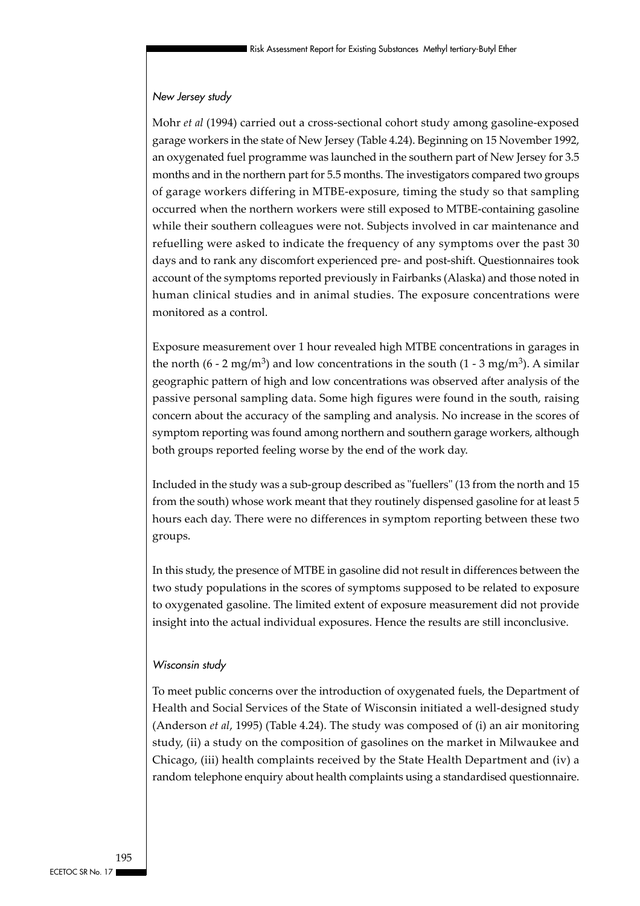*New Jersey study*

Mohr *et al* (1994) carried out a cross-sectional cohort study among gasoline-exposed garage workers in the state of New Jersey (Table 4.24). Beginning on 15 November 1992, an oxygenated fuel programme was launched in the southern part of New Jersey for 3.5 months and in the northern part for 5.5 months. The investigators compared two groups of garage workers differing in MTBE-exposure, timing the study so that sampling occurred when the northern workers were still exposed to MTBE-containing gasoline while their southern colleagues were not. Subjects involved in car maintenance and refuelling were asked to indicate the frequency of any symptoms over the past 30 days and to rank any discomfort experienced pre- and post-shift. Questionnaires took account of the symptoms reported previously in Fairbanks (Alaska) and those noted in human clinical studies and in animal studies. The exposure concentrations were monitored as a control.

Exposure measurement over 1 hour revealed high MTBE concentrations in garages in the north (6 - 2 mg/m$^3$) and low concentrations in the south (1 - 3 mg/m$^3$). A similar geographic pattern of high and low concentrations was observed after analysis of the passive personal sampling data. Some high figures were found in the south, raising concern about the accuracy of the sampling and analysis. No increase in the scores of symptom reporting was found among northern and southern garage workers, although both groups reported feeling worse by the end of the work day.

Included in the study was a sub-group described as "fuellers" (13 from the north and 15 from the south) whose work meant that they routinely dispensed gasoline for at least 5 hours each day. There were no differences in symptom reporting between these two groups.

In this study, the presence of MTBE in gasoline did not result in differences between the two study populations in the scores of symptoms supposed to be related to exposure to oxygenated gasoline. The limited extent of exposure measurement did not provide insight into the actual individual exposures. Hence the results are still inconclusive.

*Wisconsin study*

To meet public concerns over the introduction of oxygenated fuels, the Department of Health and Social Services of the State of Wisconsin initiated a well-designed study (Anderson *et al*, 1995) (Table 4.24). The study was composed of (i) an air monitoring study, (ii) a study on the composition of gasolines on the market in Milwaukee and Chicago, (iii) health complaints received by the State Health Department and (iv) a random telephone enquiry about health complaints using a standardised questionnaire.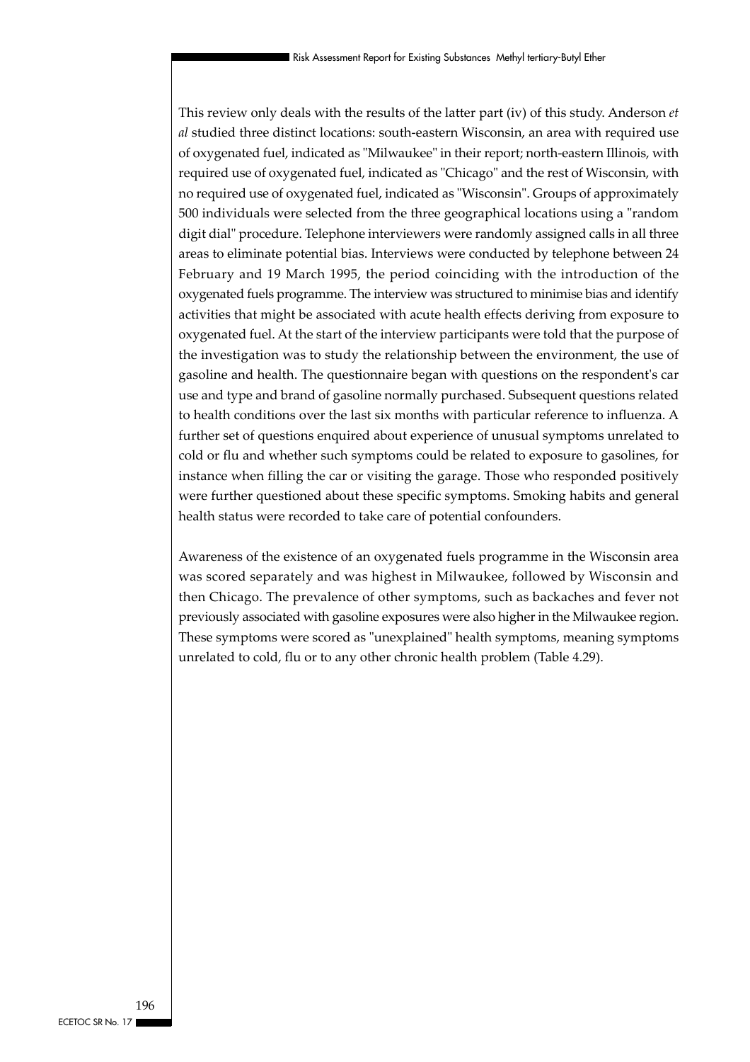This review only deals with the results of the latter part (iv) of this study. Anderson *et al* studied three distinct locations: south-eastern Wisconsin, an area with required use of oxygenated fuel, indicated as "Milwaukee" in their report; north-eastern Illinois, with required use of oxygenated fuel, indicated as "Chicago" and the rest of Wisconsin, with no required use of oxygenated fuel, indicated as "Wisconsin". Groups of approximately 500 individuals were selected from the three geographical locations using a "random digit dial" procedure. Telephone interviewers were randomly assigned calls in all three areas to eliminate potential bias. Interviews were conducted by telephone between 24 February and 19 March 1995, the period coinciding with the introduction of the oxygenated fuels programme. The interview was structured to minimise bias and identify activities that might be associated with acute health effects deriving from exposure to oxygenated fuel. At the start of the interview participants were told that the purpose of the investigation was to study the relationship between the environment, the use of gasoline and health. The questionnaire began with questions on the respondent's car use and type and brand of gasoline normally purchased. Subsequent questions related to health conditions over the last six months with particular reference to influenza. A further set of questions enquired about experience of unusual symptoms unrelated to cold or flu and whether such symptoms could be related to exposure to gasolines, for instance when filling the car or visiting the garage. Those who responded positively were further questioned about these specific symptoms. Smoking habits and general health status were recorded to take care of potential confounders.

Awareness of the existence of an oxygenated fuels programme in the Wisconsin area was scored separately and was highest in Milwaukee, followed by Wisconsin and then Chicago. The prevalence of other symptoms, such as backaches and fever not previously associated with gasoline exposures were also higher in the Milwaukee region. These symptoms were scored as "unexplained" health symptoms, meaning symptoms unrelated to cold, flu or to any other chronic health problem (Table 4.29).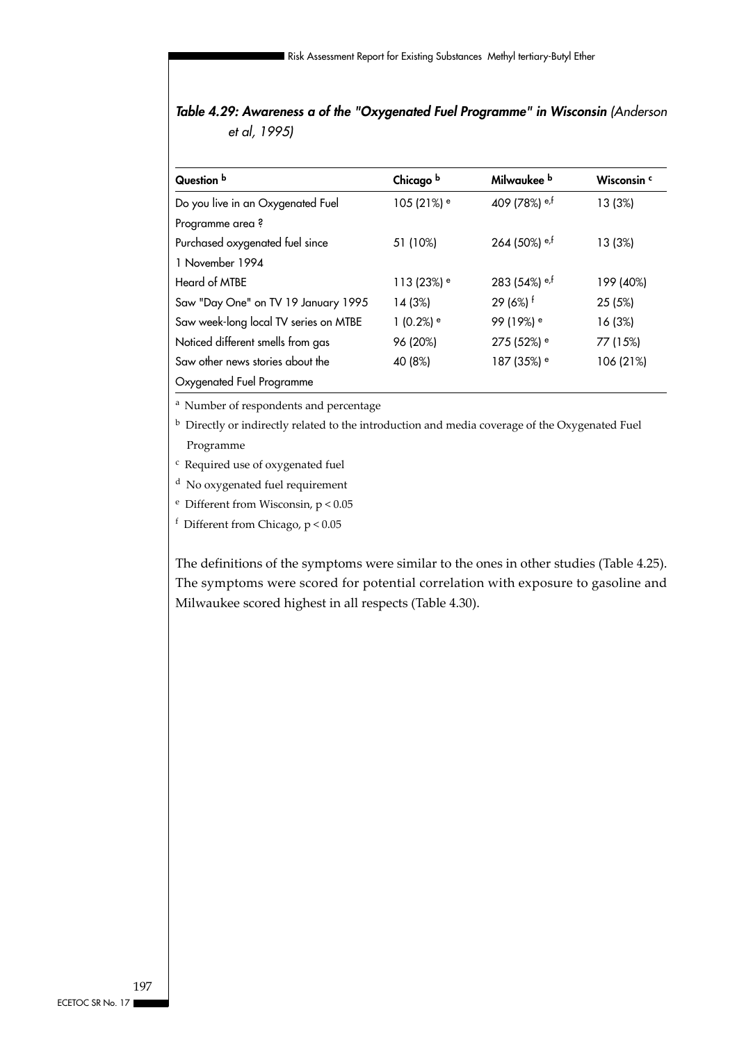***Table 4.29: Awareness a of the "Oxygenated Fuel Programme" in Wisconsin** (Anderson et al, 1995)*

| Question [b] | Chicago [b] | Milwaukee [b] | Wisconsin [c] |
|---|---|---|---|
| Do you live in an Oxygenated Fuel Programme area ? | 105 (21%) [e] | 409 (78%) [e,f] | 13 (3%) |
| Purchased oxygenated fuel since 1 November 1994 | 51 (10%) | 264 (50%) [e,f] | 13 (3%) |
| Heard of MTBE | 113 (23%) [e] | 283 (54%) [e,f] | 199 (40%) |
| Saw "Day One" on TV 19 January 1995 | 14 (3%) | 29 (6%) [f] | 25 (5%) |
| Saw week-long local TV series on MTBE | 1 (0.2%) [e] | 99 (19%) [e] | 16 (3%) |
| Noticed different smells from gas | 96 (20%) | 275 (52%) [e] | 77 (15%) |
| Saw other news stories about the Oxygenated Fuel Programme | 40 (8%) | 187 (35%) [e] | 106 (21%) |

[a] Number of respondents and percentage

[b] Directly or indirectly related to the introduction and media coverage of the Oxygenated Fuel Programme

[c] Required use of oxygenated fuel

[d] No oxygenated fuel requirement

[e] Different from Wisconsin, $p < 0.05$

[f] Different from Chicago, $p < 0.05$

The definitions of the symptoms were similar to the ones in other studies (Table 4.25). The symptoms were scored for potential correlation with exposure to gasoline and Milwaukee scored highest in all respects (Table 4.30).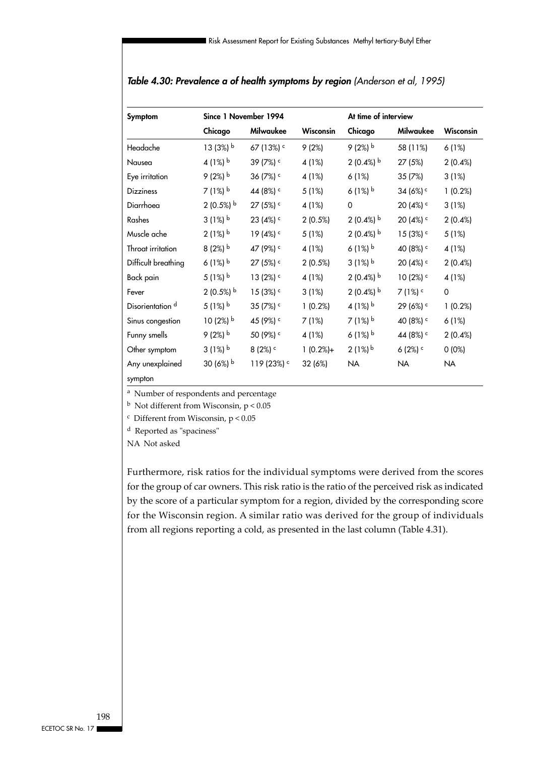***Table 4.30: Prevalence a of health symptoms by region** (Anderson et al, 1995)*

| Symptom | Since 1 November 1994 | | | At time of interview | | |
|---|---|---|---|---|---|---|
| | Chicago | Milwaukee | Wisconsin | Chicago | Milwaukee | Wisconsin |
| Headache | 13 (3%) [b] | 67 (13%) [c] | 9 (2%) | 9 (2%) [b] | 58 (11%) | 6 (1%) |
| Nausea | 4 (1%) [b] | 39 (7%) [c] | 4 (1%) | 2 (0.4%) [b] | 27 (5%) | 2 (0.4%) |
| Eye irritation | 9 (2%) [b] | 36 (7%) [c] | 4 (1%) | 6 (1%) | 35 (7%) | 3 (1%) |
| Dizziness | 7 (1%) [b] | 44 (8%) [c] | 5 (1%) | 6 (1%) [b] | 34 (6%) [c] | 1 (0.2%) |
| Diarrhoea | 2 (0.5%) [b] | 27 (5%) [c] | 4 (1%) | 0 | 20 (4%) [c] | 3 (1%) |
| Rashes | 3 (1%) [b] | 23 (4%) [c] | 2 (0.5%) | 2 (0.4%) [b] | 20 (4%) [c] | 2 (0.4%) |
| Muscle ache | 2 (1%) [b] | 19 (4%) [c] | 5 (1%) | 2 (0.4%) [b] | 15 (3%) [c] | 5 (1%) |
| Throat irritation | 8 (2%) [b] | 47 (9%) [c] | 4 (1%) | 6 (1%) [b] | 40 (8%) [c] | 4 (1%) |
| Difficult breathing | 6 (1%) [b] | 27 (5%) [c] | 2 (0.5%) | 3 (1%) [b] | 20 (4%) [c] | 2 (0.4%) |
| Back pain | 5 (1%) [b] | 13 (2%) [c] | 4 (1%) | 2 (0.4%) [b] | 10 (2%) [c] | 4 (1%) |
| Fever | 2 (0.5%) [b] | 15 (3%) [c] | 3 (1%) | 2 (0.4%) [b] | 7 (1%) [c] | 0 |
| Disorientation [d] | 5 (1%) [b] | 35 (7%) [c] | 1 (0.2%) | 4 (1%) [b] | 29 (6%) [c] | 1 (0.2%) |
| Sinus congestion | 10 (2%) [b] | 45 (9%) [c] | 7 (1%) | 7 (1%) [b] | 40 (8%) [c] | 6 (1%) |
| Funny smells | 9 (2%) [b] | 50 (9%) [c] | 4 (1%) | 6 (1%) [b] | 44 (8%) [c] | 2 (0.4%) |
| Other symptom | 3 (1%) [b] | 8 (2%) [c] | 1 (0.2%)+ | 2 (1%) [b] | 6 (2%) [c] | 0 (0%) |
| Any unexplained sympton | 30 (6%) [b] | 119 (23%) [c] | 32 (6%) | NA | NA | NA |

[a] Number of respondents and percentage

[b] Not different from Wisconsin, $p < 0.05$

[c] Different from Wisconsin, $p < 0.05$

[d] Reported as "spaciness"

NA Not asked

Furthermore, risk ratios for the individual symptoms were derived from the scores for the group of car owners. This risk ratio is the ratio of the perceived risk as indicated by the score of a particular symptom for a region, divided by the corresponding score for the Wisconsin region. A similar ratio was derived for the group of individuals from all regions reporting a cold, as presented in the last column (Table 4.31).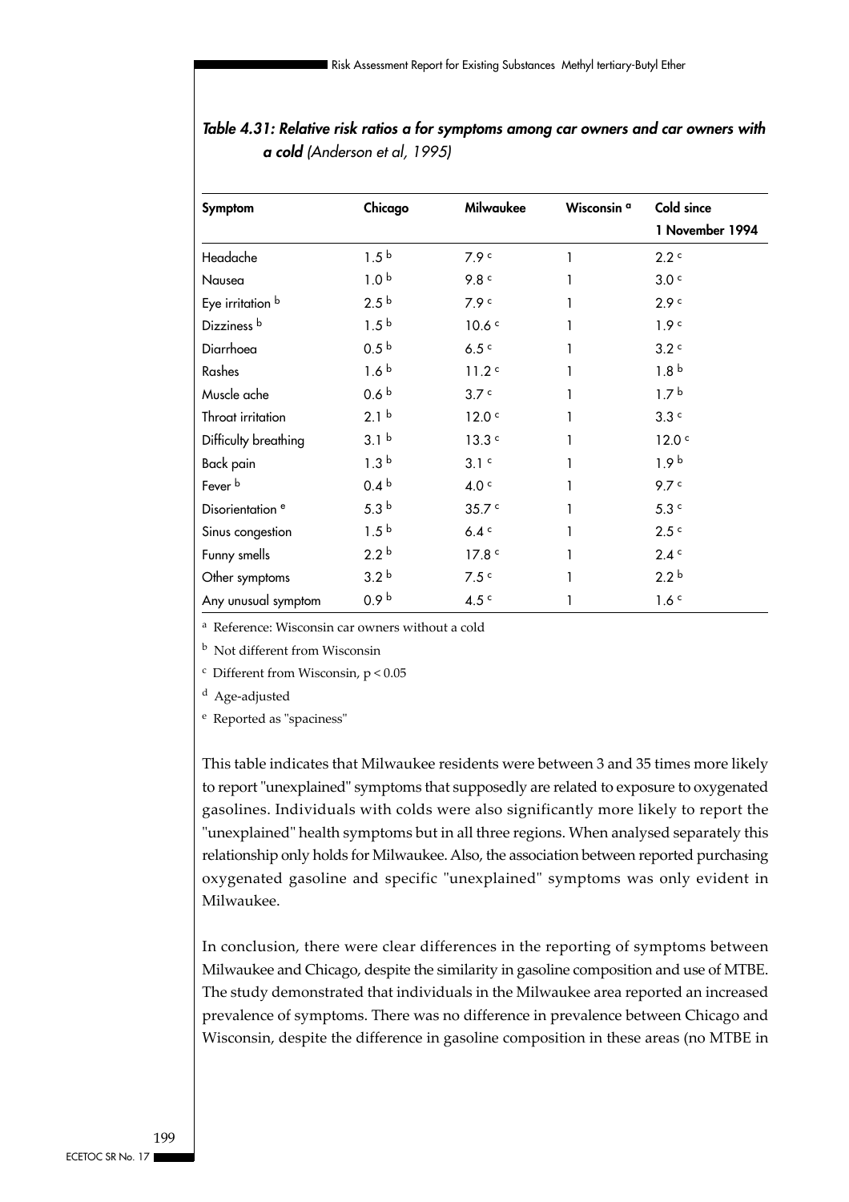***Table 4.31: Relative risk ratios a for symptoms among car owners and car owners with a cold** (Anderson et al, 1995)*

| Symptom | Chicago | Milwaukee | Wisconsin [a] | Cold since 1 November 1994 |
|---|---|---|---|---|
| Headache | 1.5 [b] | 7.9 [c] | 1 | 2.2 [c] |
| Nausea | 1.0 [b] | 9.8 [c] | 1 | 3.0 [c] |
| Eye irritation [b] | 2.5 [b] | 7.9 [c] | 1 | 2.9 [c] |
| Dizziness [b] | 1.5 [b] | 10.6 [c] | 1 | 1.9 [c] |
| Diarrhoea | 0.5 [b] | 6.5 [c] | 1 | 3.2 [c] |
| Rashes | 1.6 [b] | 11.2 [c] | 1 | 1.8 [b] |
| Muscle ache | 0.6 [b] | 3.7 [c] | 1 | 1.7 [b] |
| Throat irritation | 2.1 [b] | 12.0 [c] | 1 | 3.3 [c] |
| Difficulty breathing | 3.1 [b] | 13.3 [c] | 1 | 12.0 [c] |
| Back pain | 1.3 [b] | 3.1 [c] | 1 | 1.9 [b] |
| Fever [b] | 0.4 [b] | 4.0 [c] | 1 | 9.7 [c] |
| Disorientation [e] | 5.3 [b] | 35.7 [c] | 1 | 5.3 [c] |
| Sinus congestion | 1.5 [b] | 6.4 [c] | 1 | 2.5 [c] |
| Funny smells | 2.2 [b] | 17.8 [c] | 1 | 2.4 [c] |
| Other symptoms | 3.2 [b] | 7.5 [c] | 1 | 2.2 [b] |
| Any unusual symptom | 0.9 [b] | 4.5 [c] | 1 | 1.6 [c] |

[a] Reference: Wisconsin car owners without a cold

[b] Not different from Wisconsin

[c] Different from Wisconsin, $p < 0.05$

[d] Age-adjusted

[e] Reported as "spaciness"

This table indicates that Milwaukee residents were between 3 and 35 times more likely to report "unexplained" symptoms that supposedly are related to exposure to oxygenated gasolines. Individuals with colds were also significantly more likely to report the "unexplained" health symptoms but in all three regions. When analysed separately this relationship only holds for Milwaukee. Also, the association between reported purchasing oxygenated gasoline and specific "unexplained" symptoms was only evident in Milwaukee.

In conclusion, there were clear differences in the reporting of symptoms between Milwaukee and Chicago, despite the similarity in gasoline composition and use of MTBE. The study demonstrated that individuals in the Milwaukee area reported an increased prevalence of symptoms. There was no difference in prevalence between Chicago and Wisconsin, despite the difference in gasoline composition in these areas (no MTBE in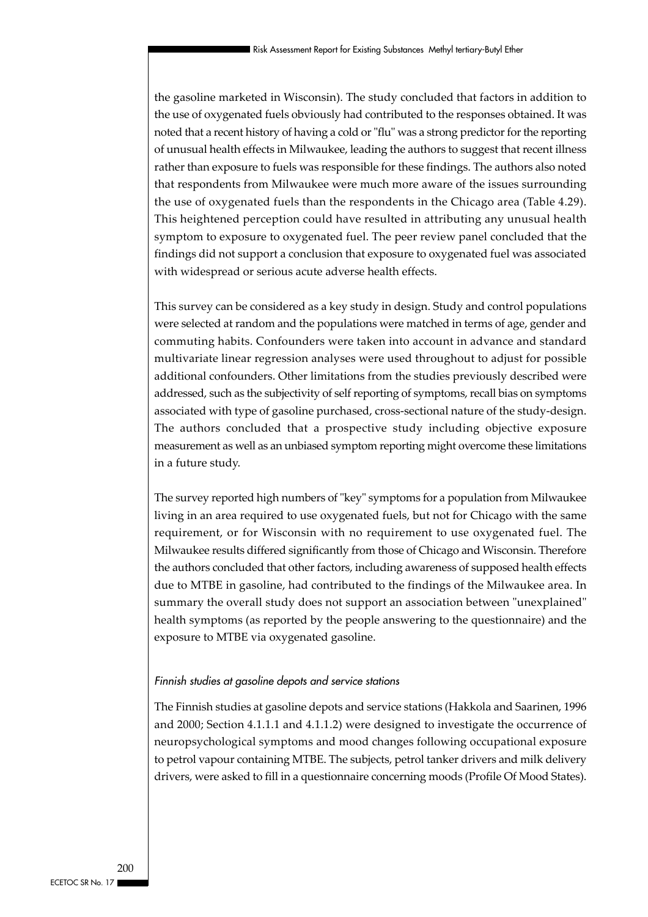the gasoline marketed in Wisconsin). The study concluded that factors in addition to the use of oxygenated fuels obviously had contributed to the responses obtained. It was noted that a recent history of having a cold or "flu" was a strong predictor for the reporting of unusual health effects in Milwaukee, leading the authors to suggest that recent illness rather than exposure to fuels was responsible for these findings. The authors also noted that respondents from Milwaukee were much more aware of the issues surrounding the use of oxygenated fuels than the respondents in the Chicago area (Table 4.29). This heightened perception could have resulted in attributing any unusual health symptom to exposure to oxygenated fuel. The peer review panel concluded that the findings did not support a conclusion that exposure to oxygenated fuel was associated with widespread or serious acute adverse health effects.

This survey can be considered as a key study in design. Study and control populations were selected at random and the populations were matched in terms of age, gender and commuting habits. Confounders were taken into account in advance and standard multivariate linear regression analyses were used throughout to adjust for possible additional confounders. Other limitations from the studies previously described were addressed, such as the subjectivity of self reporting of symptoms, recall bias on symptoms associated with type of gasoline purchased, cross-sectional nature of the study-design. The authors concluded that a prospective study including objective exposure measurement as well as an unbiased symptom reporting might overcome these limitations in a future study.

The survey reported high numbers of "key" symptoms for a population from Milwaukee living in an area required to use oxygenated fuels, but not for Chicago with the same requirement, or for Wisconsin with no requirement to use oxygenated fuel. The Milwaukee results differed significantly from those of Chicago and Wisconsin. Therefore the authors concluded that other factors, including awareness of supposed health effects due to MTBE in gasoline, had contributed to the findings of the Milwaukee area. In summary the overall study does not support an association between "unexplained" health symptoms (as reported by the people answering to the questionnaire) and the exposure to MTBE via oxygenated gasoline.

*Finnish studies at gasoline depots and service stations*

The Finnish studies at gasoline depots and service stations (Hakkola and Saarinen, 1996 and 2000; Section 4.1.1.1 and 4.1.1.2) were designed to investigate the occurrence of neuropsychological symptoms and mood changes following occupational exposure to petrol vapour containing MTBE. The subjects, petrol tanker drivers and milk delivery drivers, were asked to fill in a questionnaire concerning moods (Profile Of Mood States).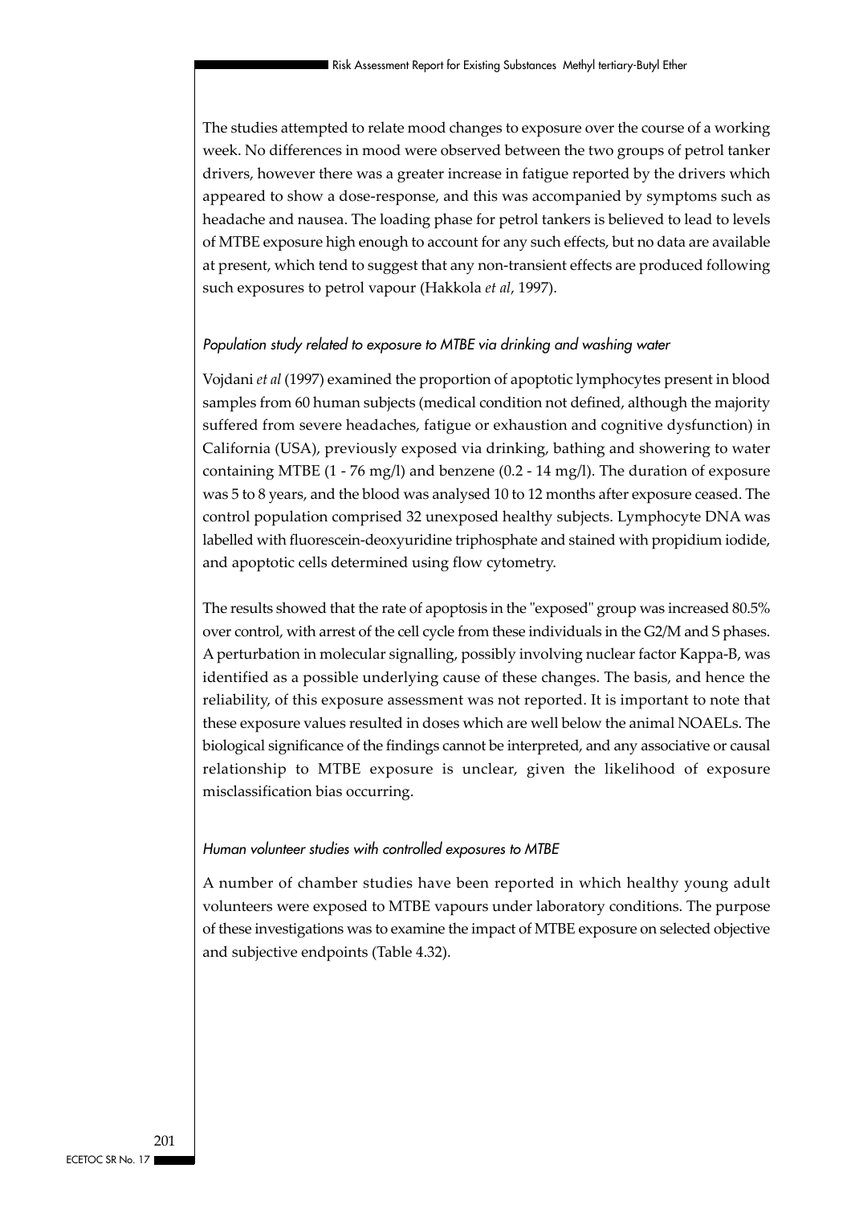The studies attempted to relate mood changes to exposure over the course of a working week. No differences in mood were observed between the two groups of petrol tanker drivers, however there was a greater increase in fatigue reported by the drivers which appeared to show a dose-response, and this was accompanied by symptoms such as headache and nausea. The loading phase for petrol tankers is believed to lead to levels of MTBE exposure high enough to account for any such effects, but no data are available at present, which tend to suggest that any non-transient effects are produced following such exposures to petrol vapour (Hakkola *et al*, 1997).

*Population study related to exposure to MTBE via drinking and washing water*

Vojdani *et al* (1997) examined the proportion of apoptotic lymphocytes present in blood samples from 60 human subjects (medical condition not defined, although the majority suffered from severe headaches, fatigue or exhaustion and cognitive dysfunction) in California (USA), previously exposed via drinking, bathing and showering to water containing MTBE (1 - 76 mg/l) and benzene (0.2 - 14 mg/l). The duration of exposure was 5 to 8 years, and the blood was analysed 10 to 12 months after exposure ceased. The control population comprised 32 unexposed healthy subjects. Lymphocyte DNA was labelled with fluorescein-deoxyuridine triphosphate and stained with propidium iodide, and apoptotic cells determined using flow cytometry.

The results showed that the rate of apoptosis in the "exposed" group was increased 80.5% over control, with arrest of the cell cycle from these individuals in the G2/M and S phases. A perturbation in molecular signalling, possibly involving nuclear factor Kappa-B, was identified as a possible underlying cause of these changes. The basis, and hence the reliability, of this exposure assessment was not reported. It is important to note that these exposure values resulted in doses which are well below the animal NOAELs. The biological significance of the findings cannot be interpreted, and any associative or causal relationship to MTBE exposure is unclear, given the likelihood of exposure misclassification bias occurring.

*Human volunteer studies with controlled exposures to MTBE*

A number of chamber studies have been reported in which healthy young adult volunteers were exposed to MTBE vapours under laboratory conditions. The purpose of these investigations was to examine the impact of MTBE exposure on selected objective and subjective endpoints (Table 4.32).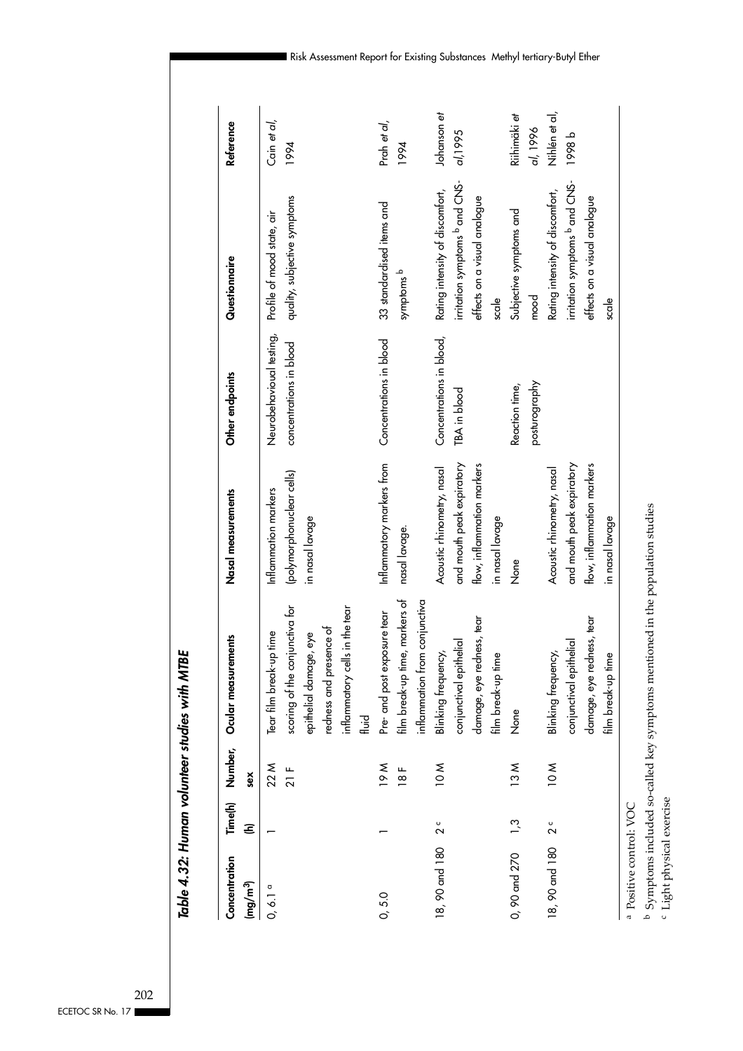## *Table 4.32: Human volunteer studies with MTBE*

| Concentration (mg/m³) | Time(h) (h) | Number, sex | Ocular measurements | Nasal measurements | Other endpoints | Questionnaire | Reference |
|---|---|---|---|---|---|---|---|
| 0, 6.1 [a] | 1 | 22 M 21 F | Tear film break-up time scoring of the conjunctiva for epithelial damage, eye redness and presence of inflammatory cells in the tear fluid | Inflammation markers (polymorphonuclear cells) in nasal lavage | Neurobehavioual testing, concentrations in blood | Profile of mood state, air quality, subjective symptoms | Cain *et al*, 1994 |
| 0, 5.0 | 1 | 19 M 18 F | Pre- and post exposure tear film break-up time, markers of inflammation from conjunctiva | Inflammatory markers from nasal lavage. | Concentrations in blood | 33 standardised items and symptoms [b] | Prah *et al*, 1994 |
| 18, 90 and 180 | 2 [c] | 10 M | Blinking frequency, conjunctival epithelial damage, eye redness, tear film break-up time | Acoustic rhinometry, nasal and mouth peak expiratory flow, inflammation markers in nasal lavage | Concentrations in blood, TBA in blood | Rating intensity of discomfort, irritation symptoms [b] and CNS-effects on a visual analogue scale | Johanson *et al*,1995 |
| 0, 90 and 270 | 1,3 | 13 M | None | None | Reaction time, posturography | Subjective symptoms and mood | Riihimäki *et al*, 1996 |
| 18, 90 and 180 | 2 [c] | 10 M | Blinking frequency, conjunctival epithelial damage, eye redness, tear film break-up time | Acoustic rhinometry, nasal and mouth peak expiratory flow, inflammation markers in nasal lavage | | Rating intensity of discomfort, irritation symptoms [b] and CNS-effects on a visual analogue scale | Nihlén et al, 1998 b |

[a] Positive control: VOC
[b] Symptoms included so-called key symptoms mentioned in the population studies
[c] Light physical exercise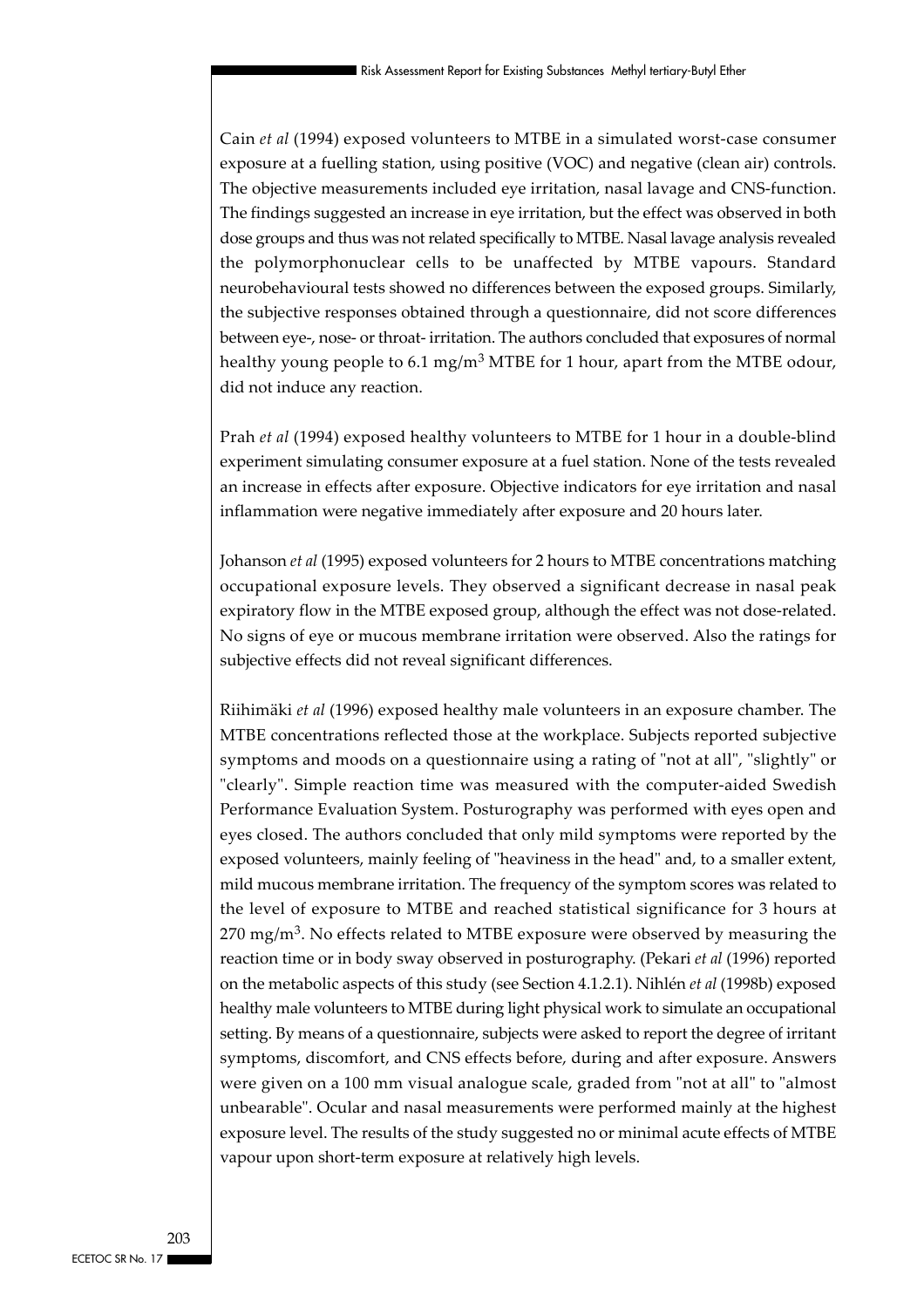Cain *et al* (1994) exposed volunteers to MTBE in a simulated worst-case consumer exposure at a fuelling station, using positive (VOC) and negative (clean air) controls. The objective measurements included eye irritation, nasal lavage and CNS-function. The findings suggested an increase in eye irritation, but the effect was observed in both dose groups and thus was not related specifically to MTBE. Nasal lavage analysis revealed the polymorphonuclear cells to be unaffected by MTBE vapours. Standard neurobehavioural tests showed no differences between the exposed groups. Similarly, the subjective responses obtained through a questionnaire, did not score differences between eye-, nose- or throat- irritation. The authors concluded that exposures of normal healthy young people to 6.1 $mg/m^3$ MTBE for 1 hour, apart from the MTBE odour, did not induce any reaction.

Prah *et al* (1994) exposed healthy volunteers to MTBE for 1 hour in a double-blind experiment simulating consumer exposure at a fuel station. None of the tests revealed an increase in effects after exposure. Objective indicators for eye irritation and nasal inflammation were negative immediately after exposure and 20 hours later.

Johanson *et al* (1995) exposed volunteers for 2 hours to MTBE concentrations matching occupational exposure levels. They observed a significant decrease in nasal peak expiratory flow in the MTBE exposed group, although the effect was not dose-related. No signs of eye or mucous membrane irritation were observed. Also the ratings for subjective effects did not reveal significant differences.

Riihimäki *et al* (1996) exposed healthy male volunteers in an exposure chamber. The MTBE concentrations reflected those at the workplace. Subjects reported subjective symptoms and moods on a questionnaire using a rating of "not at all", "slightly" or "clearly". Simple reaction time was measured with the computer-aided Swedish Performance Evaluation System. Posturography was performed with eyes open and eyes closed. The authors concluded that only mild symptoms were reported by the exposed volunteers, mainly feeling of "heaviness in the head" and, to a smaller extent, mild mucous membrane irritation. The frequency of the symptom scores was related to the level of exposure to MTBE and reached statistical significance for 3 hours at 270 $mg/m^3$. No effects related to MTBE exposure were observed by measuring the reaction time or in body sway observed in posturography. (Pekari *et al* (1996) reported on the metabolic aspects of this study (see Section 4.1.2.1). Nihlén *et al* (1998b) exposed healthy male volunteers to MTBE during light physical work to simulate an occupational setting. By means of a questionnaire, subjects were asked to report the degree of irritant symptoms, discomfort, and CNS effects before, during and after exposure. Answers were given on a 100 mm visual analogue scale, graded from "not at all" to "almost unbearable". Ocular and nasal measurements were performed mainly at the highest exposure level. The results of the study suggested no or minimal acute effects of MTBE vapour upon short-term exposure at relatively high levels.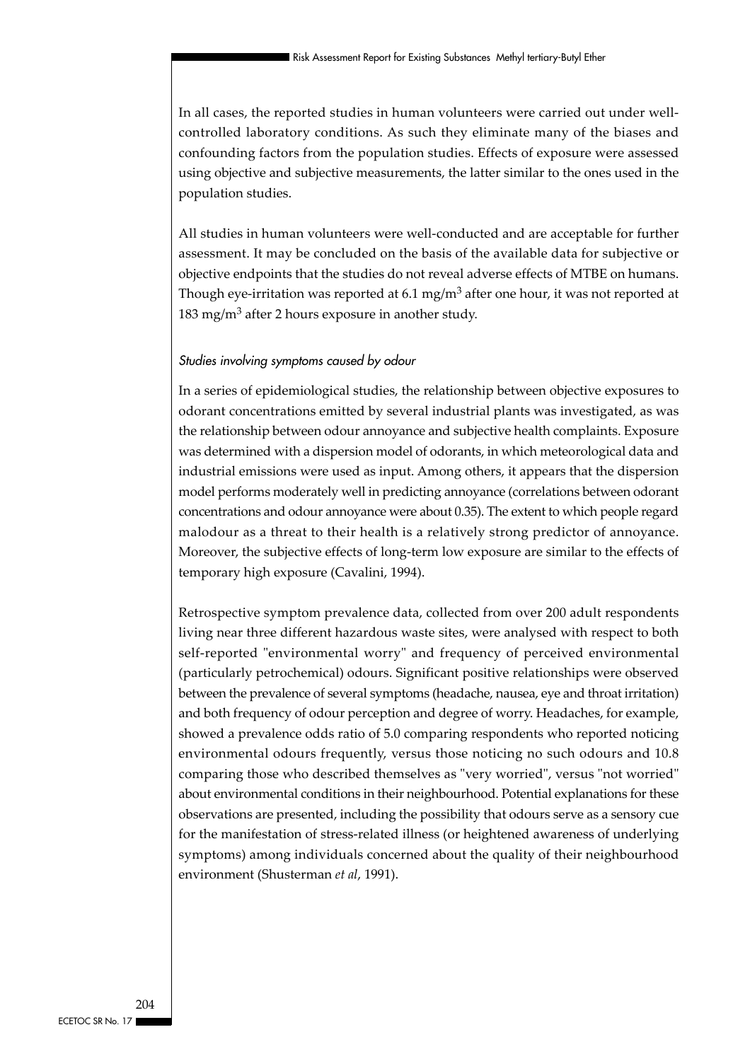In all cases, the reported studies in human volunteers were carried out under well-controlled laboratory conditions. As such they eliminate many of the biases and confounding factors from the population studies. Effects of exposure were assessed using objective and subjective measurements, the latter similar to the ones used in the population studies.

All studies in human volunteers were well-conducted and are acceptable for further assessment. It may be concluded on the basis of the available data for subjective or objective endpoints that the studies do not reveal adverse effects of MTBE on humans. Though eye-irritation was reported at 6.1 mg/m$^3$ after one hour, it was not reported at 183 mg/m$^3$ after 2 hours exposure in another study.

*Studies involving symptoms caused by odour*

In a series of epidemiological studies, the relationship between objective exposures to odorant concentrations emitted by several industrial plants was investigated, as was the relationship between odour annoyance and subjective health complaints. Exposure was determined with a dispersion model of odorants, in which meteorological data and industrial emissions were used as input. Among others, it appears that the dispersion model performs moderately well in predicting annoyance (correlations between odorant concentrations and odour annoyance were about 0.35). The extent to which people regard malodour as a threat to their health is a relatively strong predictor of annoyance. Moreover, the subjective effects of long-term low exposure are similar to the effects of temporary high exposure (Cavalini, 1994).

Retrospective symptom prevalence data, collected from over 200 adult respondents living near three different hazardous waste sites, were analysed with respect to both self-reported "environmental worry" and frequency of perceived environmental (particularly petrochemical) odours. Significant positive relationships were observed between the prevalence of several symptoms (headache, nausea, eye and throat irritation) and both frequency of odour perception and degree of worry. Headaches, for example, showed a prevalence odds ratio of 5.0 comparing respondents who reported noticing environmental odours frequently, versus those noticing no such odours and 10.8 comparing those who described themselves as "very worried", versus "not worried" about environmental conditions in their neighbourhood. Potential explanations for these observations are presented, including the possibility that odours serve as a sensory cue for the manifestation of stress-related illness (or heightened awareness of underlying symptoms) among individuals concerned about the quality of their neighbourhood environment (Shusterman *et al*, 1991).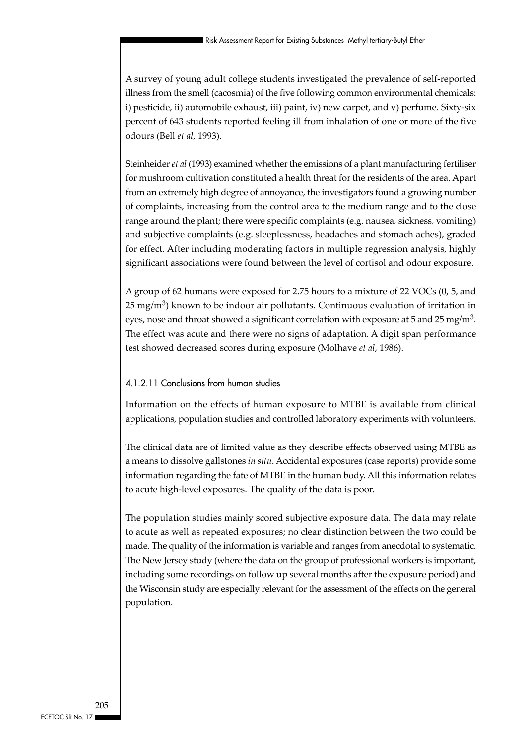A survey of young adult college students investigated the prevalence of self-reported illness from the smell (cacosmia) of the five following common environmental chemicals: i) pesticide, ii) automobile exhaust, iii) paint, iv) new carpet, and v) perfume. Sixty-six percent of 643 students reported feeling ill from inhalation of one or more of the five odours (Bell *et al*, 1993).

Steinheider *et al* (1993) examined whether the emissions of a plant manufacturing fertiliser for mushroom cultivation constituted a health threat for the residents of the area. Apart from an extremely high degree of annoyance, the investigators found a growing number of complaints, increasing from the control area to the medium range and to the close range around the plant; there were specific complaints (e.g. nausea, sickness, vomiting) and subjective complaints (e.g. sleeplessness, headaches and stomach aches), graded for effect. After including moderating factors in multiple regression analysis, highly significant associations were found between the level of cortisol and odour exposure.

A group of 62 humans were exposed for 2.75 hours to a mixture of 22 VOCs (0, 5, and 25 $mg/m^3$) known to be indoor air pollutants. Continuous evaluation of irritation in eyes, nose and throat showed a significant correlation with exposure at 5 and 25 $mg/m^3$. The effect was acute and there were no signs of adaptation. A digit span performance test showed decreased scores during exposure (Molhave *et al*, 1986).

#### 4.1.2.11 Conclusions from human studies

Information on the effects of human exposure to MTBE is available from clinical applications, population studies and controlled laboratory experiments with volunteers.

The clinical data are of limited value as they describe effects observed using MTBE as a means to dissolve gallstones *in situ*. Accidental exposures (case reports) provide some information regarding the fate of MTBE in the human body. All this information relates to acute high-level exposures. The quality of the data is poor.

The population studies mainly scored subjective exposure data. The data may relate to acute as well as repeated exposures; no clear distinction between the two could be made. The quality of the information is variable and ranges from anecdotal to systematic. The New Jersey study (where the data on the group of professional workers is important, including some recordings on follow up several months after the exposure period) and the Wisconsin study are especially relevant for the assessment of the effects on the general population.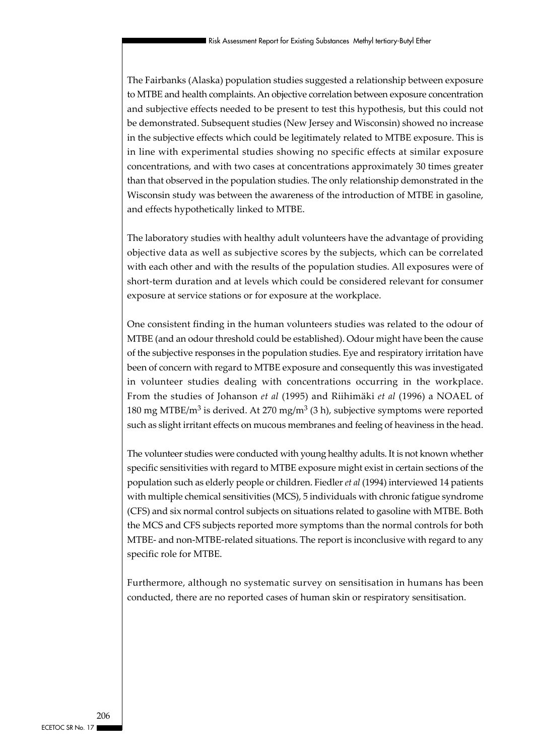The Fairbanks (Alaska) population studies suggested a relationship between exposure to MTBE and health complaints. An objective correlation between exposure concentration and subjective effects needed to be present to test this hypothesis, but this could not be demonstrated. Subsequent studies (New Jersey and Wisconsin) showed no increase in the subjective effects which could be legitimately related to MTBE exposure. This is in line with experimental studies showing no specific effects at similar exposure concentrations, and with two cases at concentrations approximately 30 times greater than that observed in the population studies. The only relationship demonstrated in the Wisconsin study was between the awareness of the introduction of MTBE in gasoline, and effects hypothetically linked to MTBE.

The laboratory studies with healthy adult volunteers have the advantage of providing objective data as well as subjective scores by the subjects, which can be correlated with each other and with the results of the population studies. All exposures were of short-term duration and at levels which could be considered relevant for consumer exposure at service stations or for exposure at the workplace.

One consistent finding in the human volunteers studies was related to the odour of MTBE (and an odour threshold could be established). Odour might have been the cause of the subjective responses in the population studies. Eye and respiratory irritation have been of concern with regard to MTBE exposure and consequently this was investigated in volunteer studies dealing with concentrations occurring in the workplace. From the studies of Johanson *et al* (1995) and Riihimäki *et al* (1996) a NOAEL of 180 mg MTBE/m$^3$ is derived. At 270 mg/m$^3$ (3 h), subjective symptoms were reported such as slight irritant effects on mucous membranes and feeling of heaviness in the head.

The volunteer studies were conducted with young healthy adults. It is not known whether specific sensitivities with regard to MTBE exposure might exist in certain sections of the population such as elderly people or children. Fiedler *et al* (1994) interviewed 14 patients with multiple chemical sensitivities (MCS), 5 individuals with chronic fatigue syndrome (CFS) and six normal control subjects on situations related to gasoline with MTBE. Both the MCS and CFS subjects reported more symptoms than the normal controls for both MTBE- and non-MTBE-related situations. The report is inconclusive with regard to any specific role for MTBE.

Furthermore, although no systematic survey on sensitisation in humans has been conducted, there are no reported cases of human skin or respiratory sensitisation.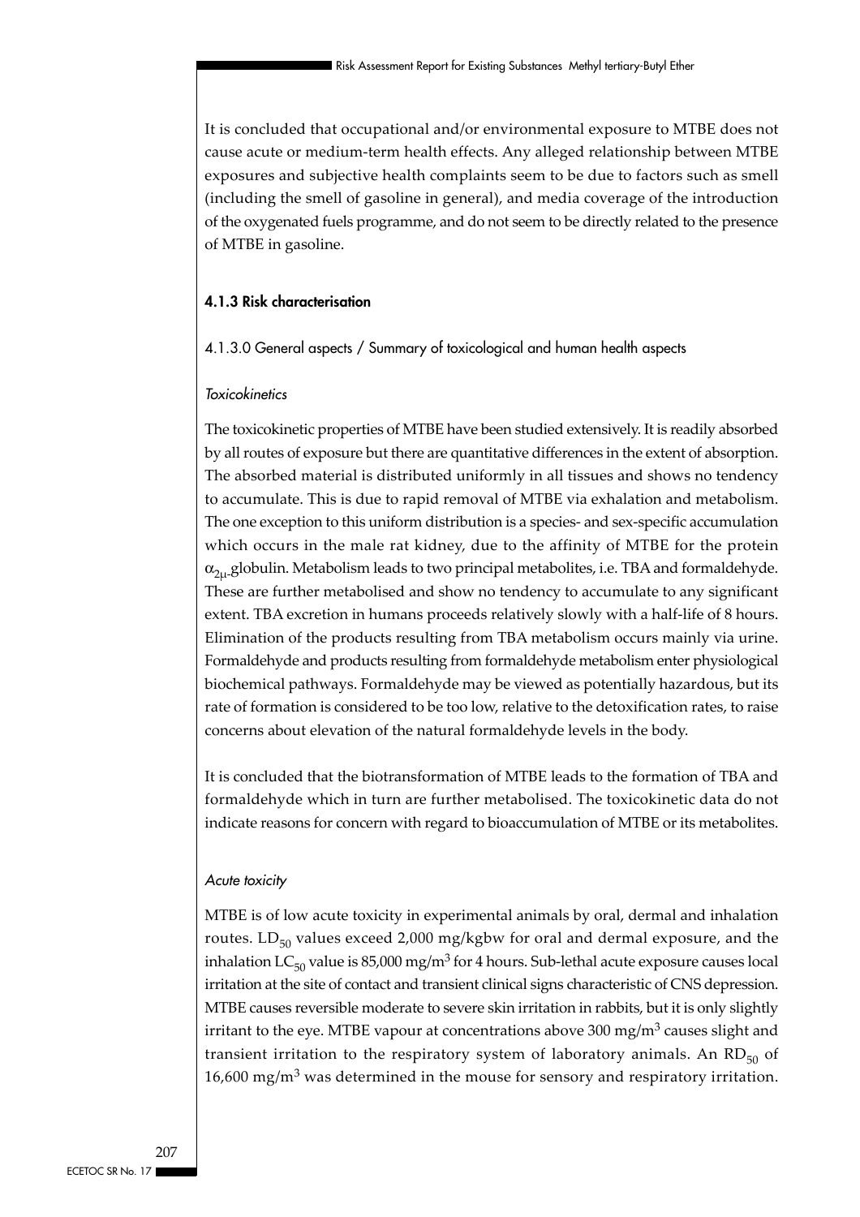It is concluded that occupational and/or environmental exposure to MTBE does not cause acute or medium-term health effects. Any alleged relationship between MTBE exposures and subjective health complaints seem to be due to factors such as smell (including the smell of gasoline in general), and media coverage of the introduction of the oxygenated fuels programme, and do not seem to be directly related to the presence of MTBE in gasoline.

### 4.1.3 Risk characterisation

#### 4.1.3.0 General aspects / Summary of toxicological and human health aspects

*Toxicokinetics*

The toxicokinetic properties of MTBE have been studied extensively. It is readily absorbed by all routes of exposure but there are quantitative differences in the extent of absorption. The absorbed material is distributed uniformly in all tissues and shows no tendency to accumulate. This is due to rapid removal of MTBE via exhalation and metabolism. The one exception to this uniform distribution is a species- and sex-specific accumulation which occurs in the male rat kidney, due to the affinity of MTBE for the protein $\alpha_{2\mu}$-globulin. Metabolism leads to two principal metabolites, i.e. TBA and formaldehyde. These are further metabolised and show no tendency to accumulate to any significant extent. TBA excretion in humans proceeds relatively slowly with a half-life of 8 hours. Elimination of the products resulting from TBA metabolism occurs mainly via urine. Formaldehyde and products resulting from formaldehyde metabolism enter physiological biochemical pathways. Formaldehyde may be viewed as potentially hazardous, but its rate of formation is considered to be too low, relative to the detoxification rates, to raise concerns about elevation of the natural formaldehyde levels in the body.

It is concluded that the biotransformation of MTBE leads to the formation of TBA and formaldehyde which in turn are further metabolised. The toxicokinetic data do not indicate reasons for concern with regard to bioaccumulation of MTBE or its metabolites.

*Acute toxicity*

MTBE is of low acute toxicity in experimental animals by oral, dermal and inhalation routes. $LD_{50}$ values exceed 2,000 mg/kgbw for oral and dermal exposure, and the inhalation $LC_{50}$ value is 85,000 mg/m$^3$ for 4 hours. Sub-lethal acute exposure causes local irritation at the site of contact and transient clinical signs characteristic of CNS depression. MTBE causes reversible moderate to severe skin irritation in rabbits, but it is only slightly irritant to the eye. MTBE vapour at concentrations above 300 mg/m$^3$ causes slight and transient irritation to the respiratory system of laboratory animals. An $RD_{50}$ of 16,600 mg/m$^3$ was determined in the mouse for sensory and respiratory irritation.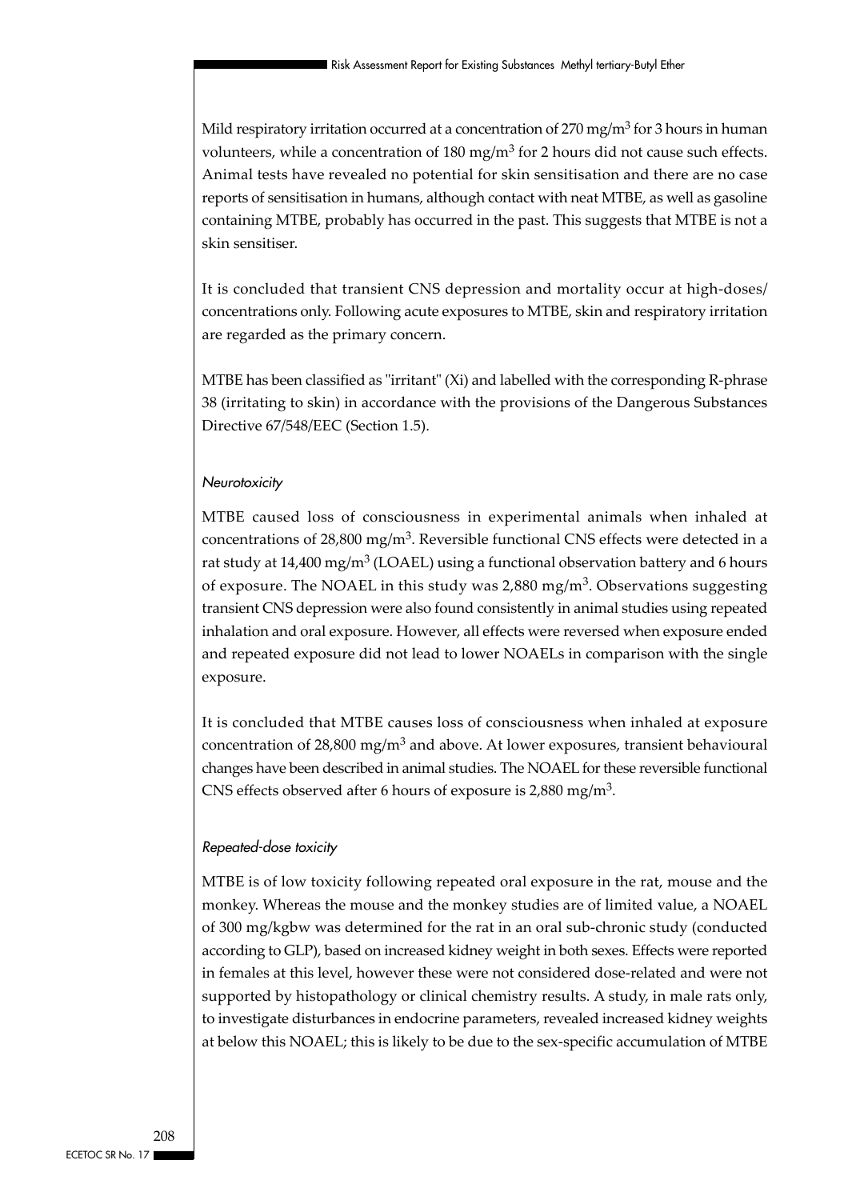Mild respiratory irritation occurred at a concentration of 270 $mg/m^3$ for 3 hours in human volunteers, while a concentration of 180 $mg/m^3$ for 2 hours did not cause such effects. Animal tests have revealed no potential for skin sensitisation and there are no case reports of sensitisation in humans, although contact with neat MTBE, as well as gasoline containing MTBE, probably has occurred in the past. This suggests that MTBE is not a skin sensitiser.

It is concluded that transient CNS depression and mortality occur at high-doses/concentrations only. Following acute exposures to MTBE, skin and respiratory irritation are regarded as the primary concern.

MTBE has been classified as "irritant" (Xi) and labelled with the corresponding R-phrase 38 (irritating to skin) in accordance with the provisions of the Dangerous Substances Directive 67/548/EEC (Section 1.5).

*Neurotoxicity*

MTBE caused loss of consciousness in experimental animals when inhaled at concentrations of 28,800 $mg/m^3$. Reversible functional CNS effects were detected in a rat study at 14,400 $mg/m^3$ (LOAEL) using a functional observation battery and 6 hours of exposure. The NOAEL in this study was 2,880 $mg/m^3$. Observations suggesting transient CNS depression were also found consistently in animal studies using repeated inhalation and oral exposure. However, all effects were reversed when exposure ended and repeated exposure did not lead to lower NOAELs in comparison with the single exposure.

It is concluded that MTBE causes loss of consciousness when inhaled at exposure concentration of 28,800 $mg/m^3$ and above. At lower exposures, transient behavioural changes have been described in animal studies. The NOAEL for these reversible functional CNS effects observed after 6 hours of exposure is 2,880 $mg/m^3$.

*Repeated-dose toxicity*

MTBE is of low toxicity following repeated oral exposure in the rat, mouse and the monkey. Whereas the mouse and the monkey studies are of limited value, a NOAEL of 300 mg/kgbw was determined for the rat in an oral sub-chronic study (conducted according to GLP), based on increased kidney weight in both sexes. Effects were reported in females at this level, however these were not considered dose-related and were not supported by histopathology or clinical chemistry results. A study, in male rats only, to investigate disturbances in endocrine parameters, revealed increased kidney weights at below this NOAEL; this is likely to be due to the sex-specific accumulation of MTBE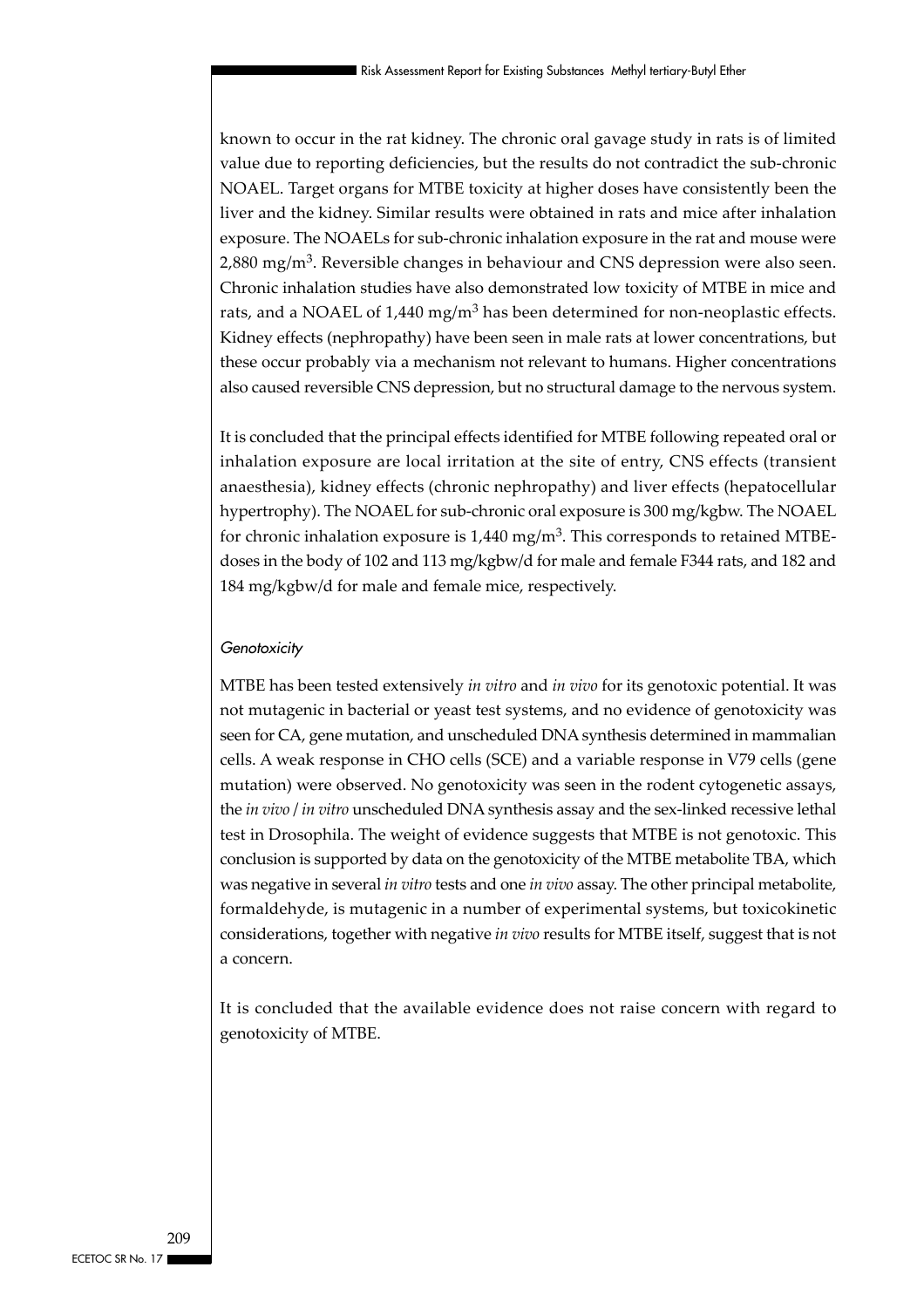known to occur in the rat kidney. The chronic oral gavage study in rats is of limited value due to reporting deficiencies, but the results do not contradict the sub-chronic NOAEL. Target organs for MTBE toxicity at higher doses have consistently been the liver and the kidney. Similar results were obtained in rats and mice after inhalation exposure. The NOAELs for sub-chronic inhalation exposure in the rat and mouse were 2,880 mg/m$^3$. Reversible changes in behaviour and CNS depression were also seen. Chronic inhalation studies have also demonstrated low toxicity of MTBE in mice and rats, and a NOAEL of 1,440 mg/m$^3$ has been determined for non-neoplastic effects. Kidney effects (nephropathy) have been seen in male rats at lower concentrations, but these occur probably via a mechanism not relevant to humans. Higher concentrations also caused reversible CNS depression, but no structural damage to the nervous system.

It is concluded that the principal effects identified for MTBE following repeated oral or inhalation exposure are local irritation at the site of entry, CNS effects (transient anaesthesia), kidney effects (chronic nephropathy) and liver effects (hepatocellular hypertrophy). The NOAEL for sub-chronic oral exposure is 300 mg/kgbw. The NOAEL for chronic inhalation exposure is 1,440 mg/m$^3$. This corresponds to retained MTBE-doses in the body of 102 and 113 mg/kgbw/d for male and female F344 rats, and 182 and 184 mg/kgbw/d for male and female mice, respectively.

*Genotoxicity*

MTBE has been tested extensively *in vitro* and *in vivo* for its genotoxic potential. It was not mutagenic in bacterial or yeast test systems, and no evidence of genotoxicity was seen for CA, gene mutation, and unscheduled DNA synthesis determined in mammalian cells. A weak response in CHO cells (SCE) and a variable response in V79 cells (gene mutation) were observed. No genotoxicity was seen in the rodent cytogenetic assays, the *in vivo / in vitro* unscheduled DNA synthesis assay and the sex-linked recessive lethal test in Drosophila. The weight of evidence suggests that MTBE is not genotoxic. This conclusion is supported by data on the genotoxicity of the MTBE metabolite TBA, which was negative in several *in vitro* tests and one *in vivo* assay. The other principal metabolite, formaldehyde, is mutagenic in a number of experimental systems, but toxicokinetic considerations, together with negative *in vivo* results for MTBE itself, suggest that is not a concern.

It is concluded that the available evidence does not raise concern with regard to genotoxicity of MTBE.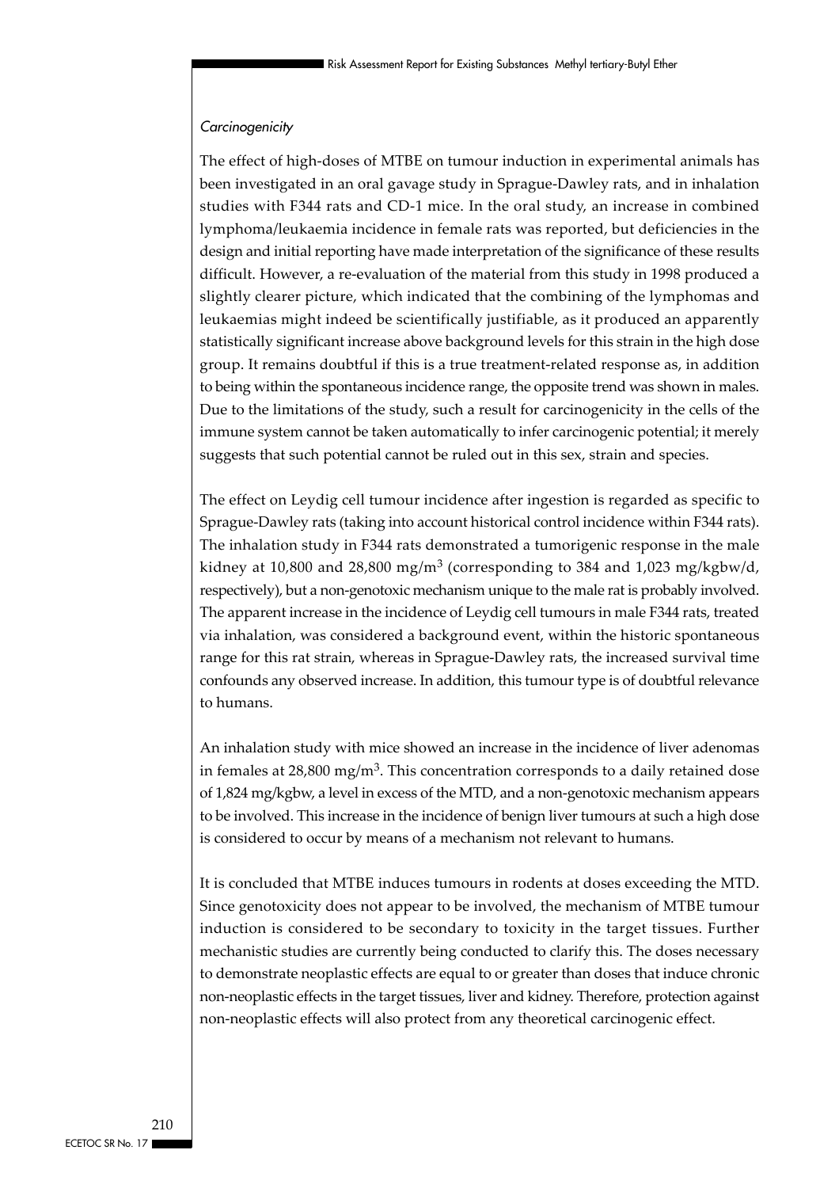*Carcinogenicity*

The effect of high-doses of MTBE on tumour induction in experimental animals has been investigated in an oral gavage study in Sprague-Dawley rats, and in inhalation studies with F344 rats and CD-1 mice. In the oral study, an increase in combined lymphoma/leukaemia incidence in female rats was reported, but deficiencies in the design and initial reporting have made interpretation of the significance of these results difficult. However, a re-evaluation of the material from this study in 1998 produced a slightly clearer picture, which indicated that the combining of the lymphomas and leukaemias might indeed be scientifically justifiable, as it produced an apparently statistically significant increase above background levels for this strain in the high dose group. It remains doubtful if this is a true treatment-related response as, in addition to being within the spontaneous incidence range, the opposite trend was shown in males. Due to the limitations of the study, such a result for carcinogenicity in the cells of the immune system cannot be taken automatically to infer carcinogenic potential; it merely suggests that such potential cannot be ruled out in this sex, strain and species.

The effect on Leydig cell tumour incidence after ingestion is regarded as specific to Sprague-Dawley rats (taking into account historical control incidence within F344 rats). The inhalation study in F344 rats demonstrated a tumorigenic response in the male kidney at 10,800 and 28,800 mg/m$^3$ (corresponding to 384 and 1,023 mg/kgbw/d, respectively), but a non-genotoxic mechanism unique to the male rat is probably involved. The apparent increase in the incidence of Leydig cell tumours in male F344 rats, treated via inhalation, was considered a background event, within the historic spontaneous range for this rat strain, whereas in Sprague-Dawley rats, the increased survival time confounds any observed increase. In addition, this tumour type is of doubtful relevance to humans.

An inhalation study with mice showed an increase in the incidence of liver adenomas in females at 28,800 mg/m$^3$. This concentration corresponds to a daily retained dose of 1,824 mg/kgbw, a level in excess of the MTD, and a non-genotoxic mechanism appears to be involved. This increase in the incidence of benign liver tumours at such a high dose is considered to occur by means of a mechanism not relevant to humans.

It is concluded that MTBE induces tumours in rodents at doses exceeding the MTD. Since genotoxicity does not appear to be involved, the mechanism of MTBE tumour induction is considered to be secondary to toxicity in the target tissues. Further mechanistic studies are currently being conducted to clarify this. The doses necessary to demonstrate neoplastic effects are equal to or greater than doses that induce chronic non-neoplastic effects in the target tissues, liver and kidney. Therefore, protection against non-neoplastic effects will also protect from any theoretical carcinogenic effect.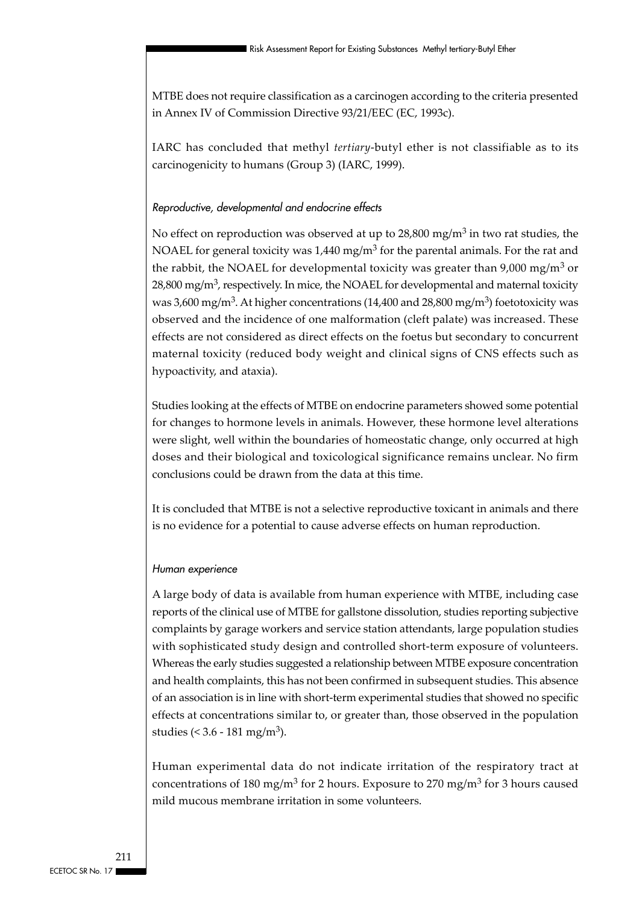MTBE does not require classification as a carcinogen according to the criteria presented in Annex IV of Commission Directive 93/21/EEC (EC, 1993c).

IARC has concluded that methyl *tertiary*-butyl ether is not classifiable as to its carcinogenicity to humans (Group 3) (IARC, 1999).

#### *Reproductive, developmental and endocrine effects*

No effect on reproduction was observed at up to 28,800 mg/m$^3$ in two rat studies, the NOAEL for general toxicity was 1,440 mg/m$^3$ for the parental animals. For the rat and the rabbit, the NOAEL for developmental toxicity was greater than 9,000 mg/m$^3$ or 28,800 mg/m$^3$, respectively. In mice, the NOAEL for developmental and maternal toxicity was 3,600 mg/m$^3$. At higher concentrations (14,400 and 28,800 mg/m$^3$) foetotoxicity was observed and the incidence of one malformation (cleft palate) was increased. These effects are not considered as direct effects on the foetus but secondary to concurrent maternal toxicity (reduced body weight and clinical signs of CNS effects such as hypoactivity, and ataxia).

Studies looking at the effects of MTBE on endocrine parameters showed some potential for changes to hormone levels in animals. However, these hormone level alterations were slight, well within the boundaries of homeostatic change, only occurred at high doses and their biological and toxicological significance remains unclear. No firm conclusions could be drawn from the data at this time.

It is concluded that MTBE is not a selective reproductive toxicant in animals and there is no evidence for a potential to cause adverse effects on human reproduction.

#### *Human experience*

A large body of data is available from human experience with MTBE, including case reports of the clinical use of MTBE for gallstone dissolution, studies reporting subjective complaints by garage workers and service station attendants, large population studies with sophisticated study design and controlled short-term exposure of volunteers. Whereas the early studies suggested a relationship between MTBE exposure concentration and health complaints, this has not been confirmed in subsequent studies. This absence of an association is in line with short-term experimental studies that showed no specific effects at concentrations similar to, or greater than, those observed in the population studies (< 3.6 - 181 mg/m$^3$).

Human experimental data do not indicate irritation of the respiratory tract at concentrations of 180 mg/m$^3$ for 2 hours. Exposure to 270 mg/m$^3$ for 3 hours caused mild mucous membrane irritation in some volunteers.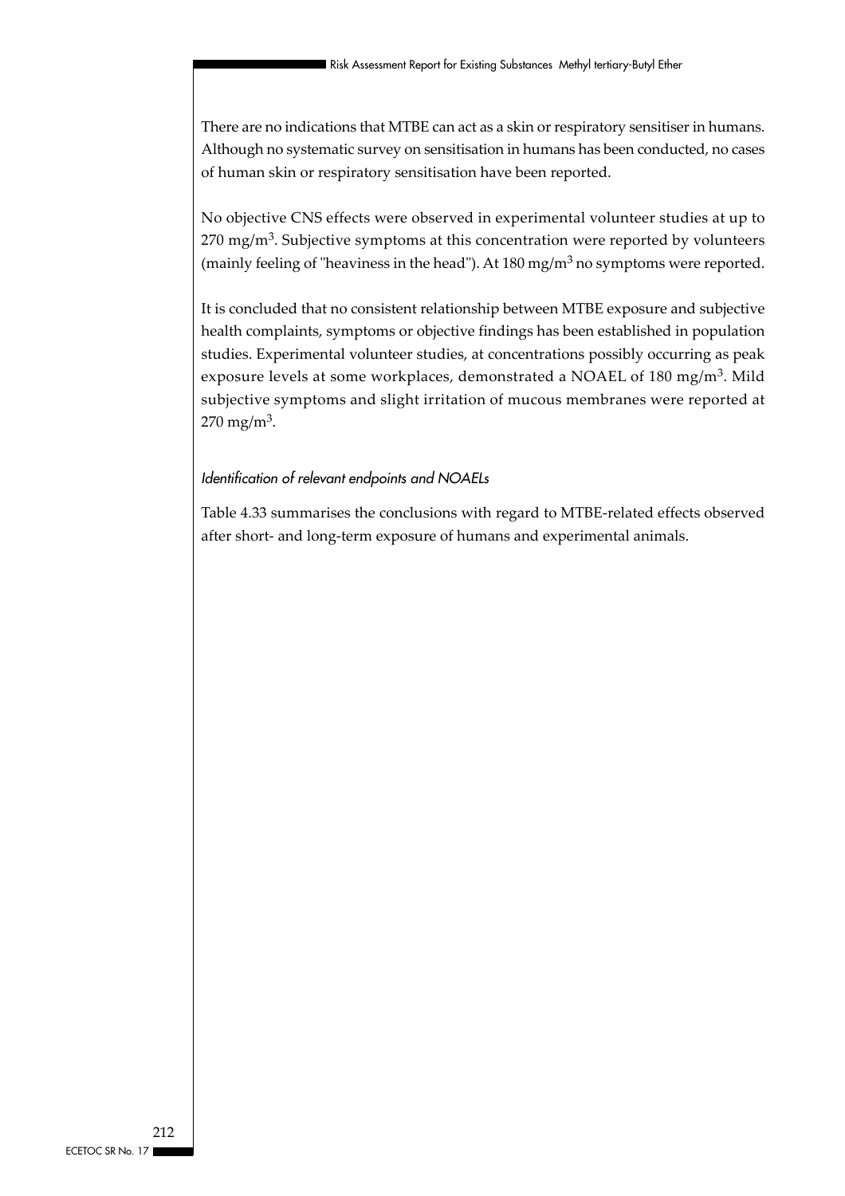There are no indications that MTBE can act as a skin or respiratory sensitiser in humans. Although no systematic survey on sensitisation in humans has been conducted, no cases of human skin or respiratory sensitisation have been reported.

No objective CNS effects were observed in experimental volunteer studies at up to 270 $mg/m^3$. Subjective symptoms at this concentration were reported by volunteers (mainly feeling of "heaviness in the head"). At 180 $mg/m^3$ no symptoms were reported.

It is concluded that no consistent relationship between MTBE exposure and subjective health complaints, symptoms or objective findings has been established in population studies. Experimental volunteer studies, at concentrations possibly occurring as peak exposure levels at some workplaces, demonstrated a NOAEL of 180 $mg/m^3$. Mild subjective symptoms and slight irritation of mucous membranes were reported at 270 $mg/m^3$.

*Identification of relevant endpoints and NOAELs*

Table 4.33 summarises the conclusions with regard to MTBE-related effects observed after short- and long-term exposure of humans and experimental animals.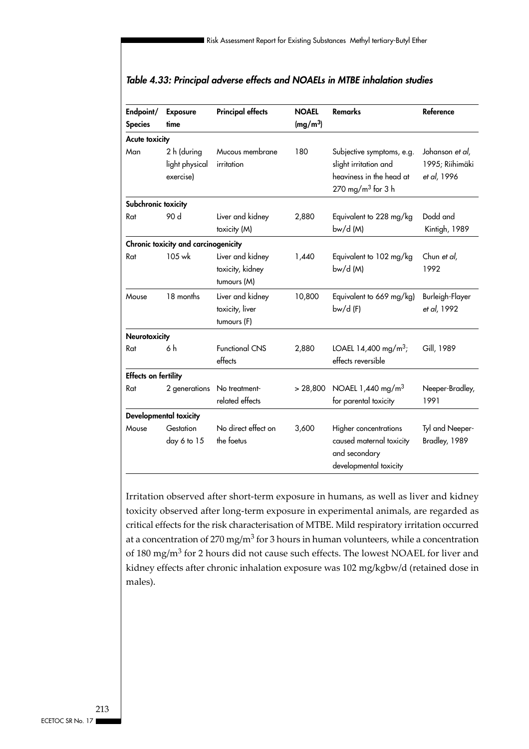*Table 4.33: Principal adverse effects and NOAELs in MTBE inhalation studies*

| Endpoint/ Species | Exposure time | Principal effects | NOAEL ($mg/m^3$) | Remarks | Reference |
|---|---|---|---|---|---|
| **Acute toxicity** | | | | | |
| Man | 2 h (during light physical exercise) | Mucous membrane irritation | 180 | Subjective symptoms, e.g. slight irritation and heaviness in the head at 270 $mg/m^3$ for 3 h | Johanson *et al*, 1995; Riihimäki *et al*, 1996 |
| **Subchronic toxicity** | | | | | |
| Rat | 90 d | Liver and kidney toxicity (M) | 2,880 | Equivalent to 228 mg/kg bw/d (M) | Dodd and Kintigh, 1989 |
| **Chronic toxicity and carcinogenicity** | | | | | |
| Rat | 105 wk | Liver and kidney toxicity, kidney tumours (M) | 1,440 | Equivalent to 102 mg/kg bw/d (M) | Chun *et al*, 1992 |
| Mouse | 18 months | Liver and kidney toxicity, liver tumours (F) | 10,800 | Equivalent to 669 mg/kg) bw/d (F) | Burleigh-Flayer *et al*, 1992 |
| **Neurotoxicity** | | | | | |
| Rat | 6 h | Functional CNS effects | 2,880 | LOAEL 14,400 $mg/m^3$; effects reversible | Gill, 1989 |
| **Effects on fertility** | | | | | |
| Rat | 2 generations | No treatment-related effects | > 28,800 | NOAEL 1,440 $mg/m^3$ for parental toxicity | Neeper-Bradley, 1991 |
| **Developmental toxicity** | | | | | |
| Mouse | Gestation day 6 to 15 | No direct effect on the foetus | 3,600 | Higher concentrations caused maternal toxicity and secondary developmental toxicity | Tyl and Neeper-Bradley, 1989 |

Irritation observed after short-term exposure in humans, as well as liver and kidney toxicity observed after long-term exposure in experimental animals, are regarded as critical effects for the risk characterisation of MTBE. Mild respiratory irritation occurred at a concentration of 270 $mg/m^3$ for 3 hours in human volunteers, while a concentration of 180 $mg/m^3$ for 2 hours did not cause such effects. The lowest NOAEL for liver and kidney effects after chronic inhalation exposure was 102 mg/kgbw/d (retained dose in males).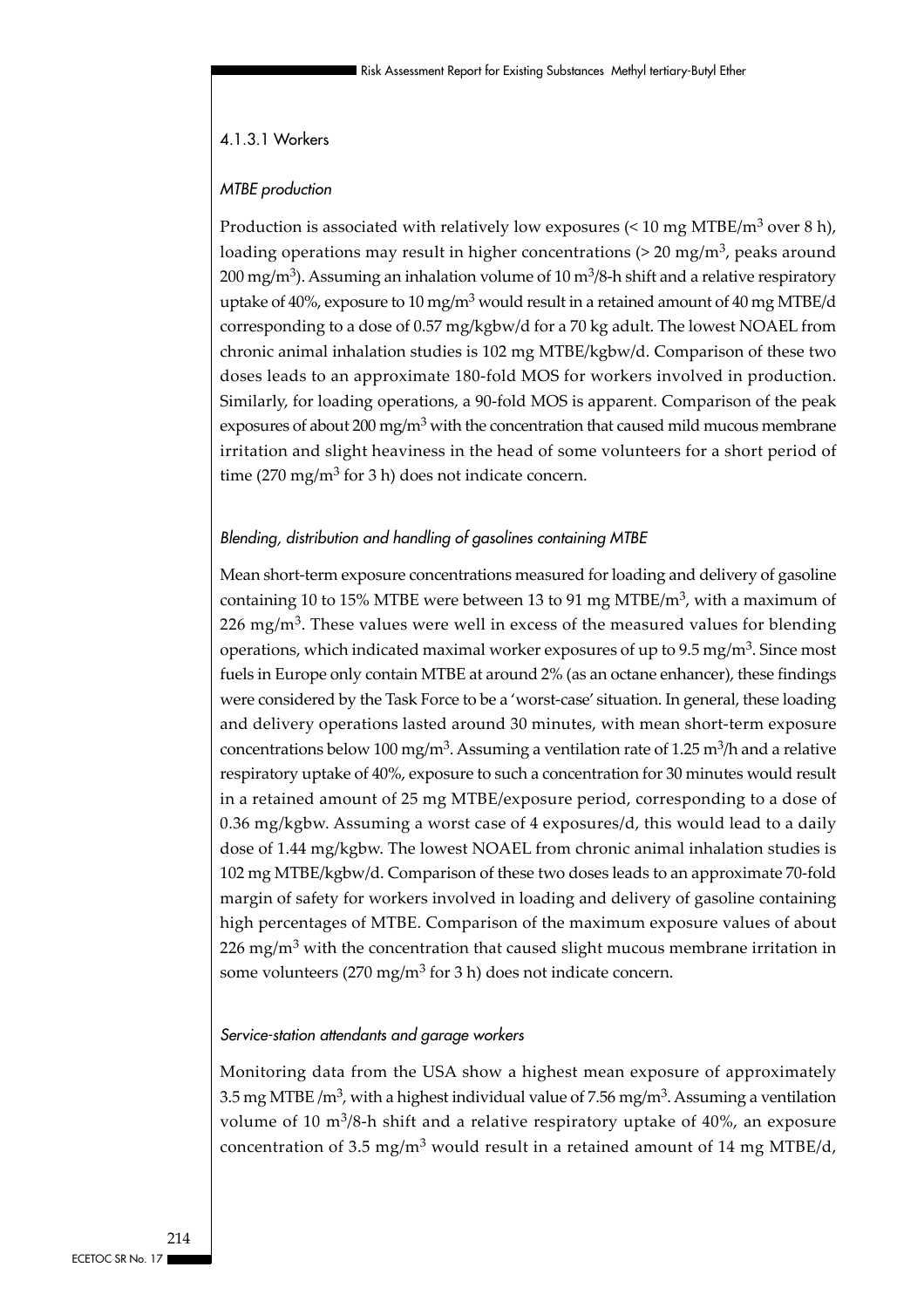### 4.1.3.1 Workers

*MTBE production*

Production is associated with relatively low exposures (< 10 mg MTBE/$m^3$ over 8 h), loading operations may result in higher concentrations (> 20 mg/$m^3$, peaks around 200 mg/$m^3$). Assuming an inhalation volume of 10 $m^3$/8-h shift and a relative respiratory uptake of 40%, exposure to 10 mg/$m^3$ would result in a retained amount of 40 mg MTBE/d corresponding to a dose of 0.57 mg/kgbw/d for a 70 kg adult. The lowest NOAEL from chronic animal inhalation studies is 102 mg MTBE/kgbw/d. Comparison of these two doses leads to an approximate 180-fold MOS for workers involved in production. Similarly, for loading operations, a 90-fold MOS is apparent. Comparison of the peak exposures of about 200 mg/$m^3$ with the concentration that caused mild mucous membrane irritation and slight heaviness in the head of some volunteers for a short period of time (270 mg/$m^3$ for 3 h) does not indicate concern.

*Blending, distribution and handling of gasolines containing MTBE*

Mean short-term exposure concentrations measured for loading and delivery of gasoline containing 10 to 15% MTBE were between 13 to 91 mg MTBE/$m^3$, with a maximum of 226 mg/$m^3$. These values were well in excess of the measured values for blending operations, which indicated maximal worker exposures of up to 9.5 mg/$m^3$. Since most fuels in Europe only contain MTBE at around 2% (as an octane enhancer), these findings were considered by the Task Force to be a 'worst-case' situation. In general, these loading and delivery operations lasted around 30 minutes, with mean short-term exposure concentrations below 100 mg/$m^3$. Assuming a ventilation rate of 1.25 $m^3$/h and a relative respiratory uptake of 40%, exposure to such a concentration for 30 minutes would result in a retained amount of 25 mg MTBE/exposure period, corresponding to a dose of 0.36 mg/kgbw. Assuming a worst case of 4 exposures/d, this would lead to a daily dose of 1.44 mg/kgbw. The lowest NOAEL from chronic animal inhalation studies is 102 mg MTBE/kgbw/d. Comparison of these two doses leads to an approximate 70-fold margin of safety for workers involved in loading and delivery of gasoline containing high percentages of MTBE. Comparison of the maximum exposure values of about 226 mg/$m^3$ with the concentration that caused slight mucous membrane irritation in some volunteers (270 mg/$m^3$ for 3 h) does not indicate concern.

*Service-station attendants and garage workers*

Monitoring data from the USA show a highest mean exposure of approximately 3.5 mg MTBE /$m^3$, with a highest individual value of 7.56 mg/$m^3$. Assuming a ventilation volume of 10 $m^3$/8-h shift and a relative respiratory uptake of 40%, an exposure concentration of 3.5 mg/$m^3$ would result in a retained amount of 14 mg MTBE/d,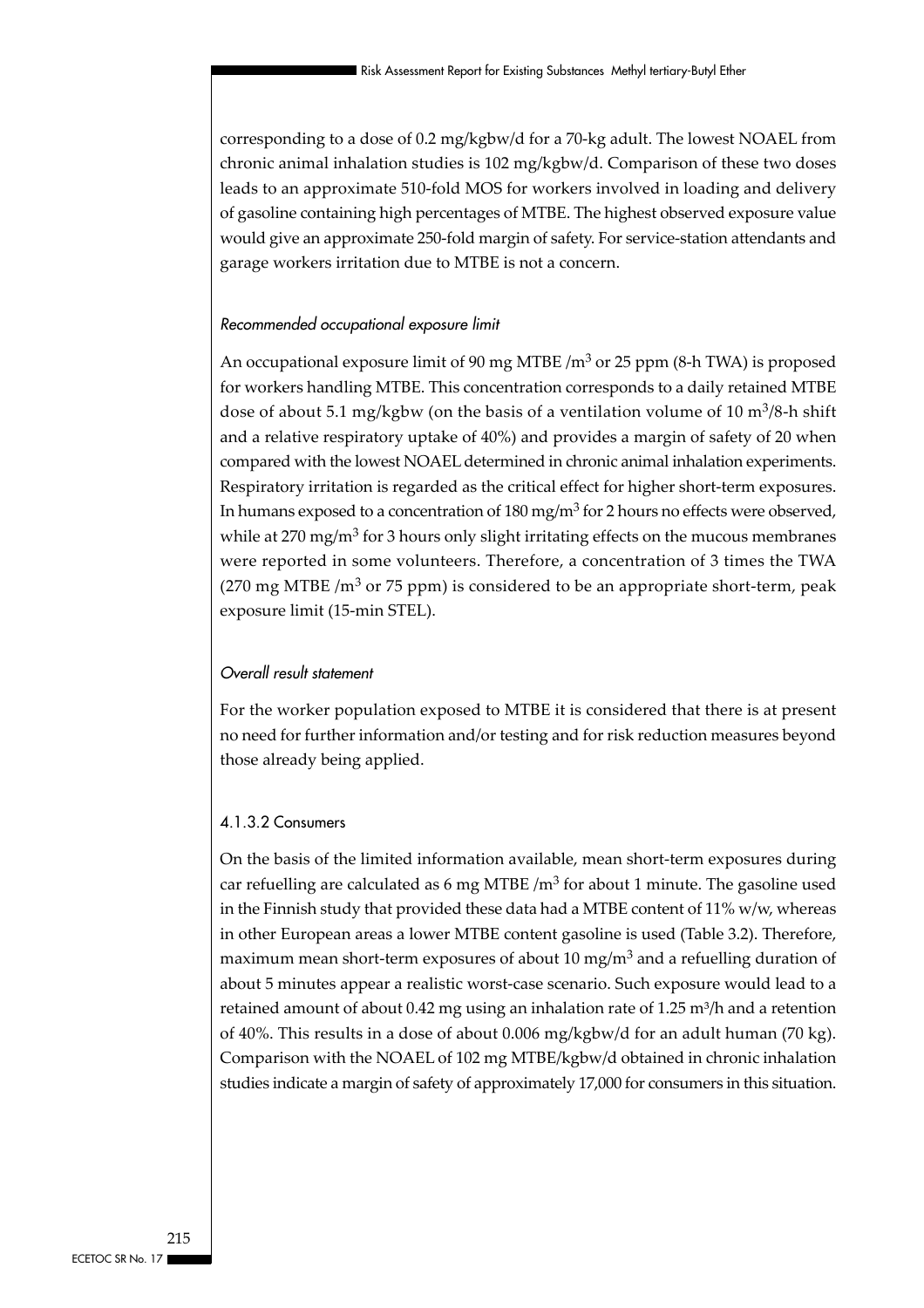corresponding to a dose of 0.2 mg/kgbw/d for a 70-kg adult. The lowest NOAEL from chronic animal inhalation studies is 102 mg/kgbw/d. Comparison of these two doses leads to an approximate 510-fold MOS for workers involved in loading and delivery of gasoline containing high percentages of MTBE. The highest observed exposure value would give an approximate 250-fold margin of safety. For service-station attendants and garage workers irritation due to MTBE is not a concern.

#### *Recommended occupational exposure limit*

An occupational exposure limit of 90 mg MTBE /$m^3$ or 25 ppm (8-h TWA) is proposed for workers handling MTBE. This concentration corresponds to a daily retained MTBE dose of about 5.1 mg/kgbw (on the basis of a ventilation volume of 10 $m^3$/8-h shift and a relative respiratory uptake of 40%) and provides a margin of safety of 20 when compared with the lowest NOAEL determined in chronic animal inhalation experiments. Respiratory irritation is regarded as the critical effect for higher short-term exposures. In humans exposed to a concentration of 180 mg/$m^3$ for 2 hours no effects were observed, while at 270 mg/$m^3$ for 3 hours only slight irritating effects on the mucous membranes were reported in some volunteers. Therefore, a concentration of 3 times the TWA (270 mg MTBE /$m^3$ or 75 ppm) is considered to be an appropriate short-term, peak exposure limit (15-min STEL).

#### *Overall result statement*

For the worker population exposed to MTBE it is considered that there is at present no need for further information and/or testing and for risk reduction measures beyond those already being applied.

### 4.1.3.2 Consumers

On the basis of the limited information available, mean short-term exposures during car refuelling are calculated as 6 mg MTBE /$m^3$ for about 1 minute. The gasoline used in the Finnish study that provided these data had a MTBE content of 11% w/w, whereas in other European areas a lower MTBE content gasoline is used (Table 3.2). Therefore, maximum mean short-term exposures of about 10 mg/$m^3$ and a refuelling duration of about 5 minutes appear a realistic worst-case scenario. Such exposure would lead to a retained amount of about 0.42 mg using an inhalation rate of 1.25 $m^3$/h and a retention of 40%. This results in a dose of about 0.006 mg/kgbw/d for an adult human (70 kg). Comparison with the NOAEL of 102 mg MTBE/kgbw/d obtained in chronic inhalation studies indicate a margin of safety of approximately 17,000 for consumers in this situation.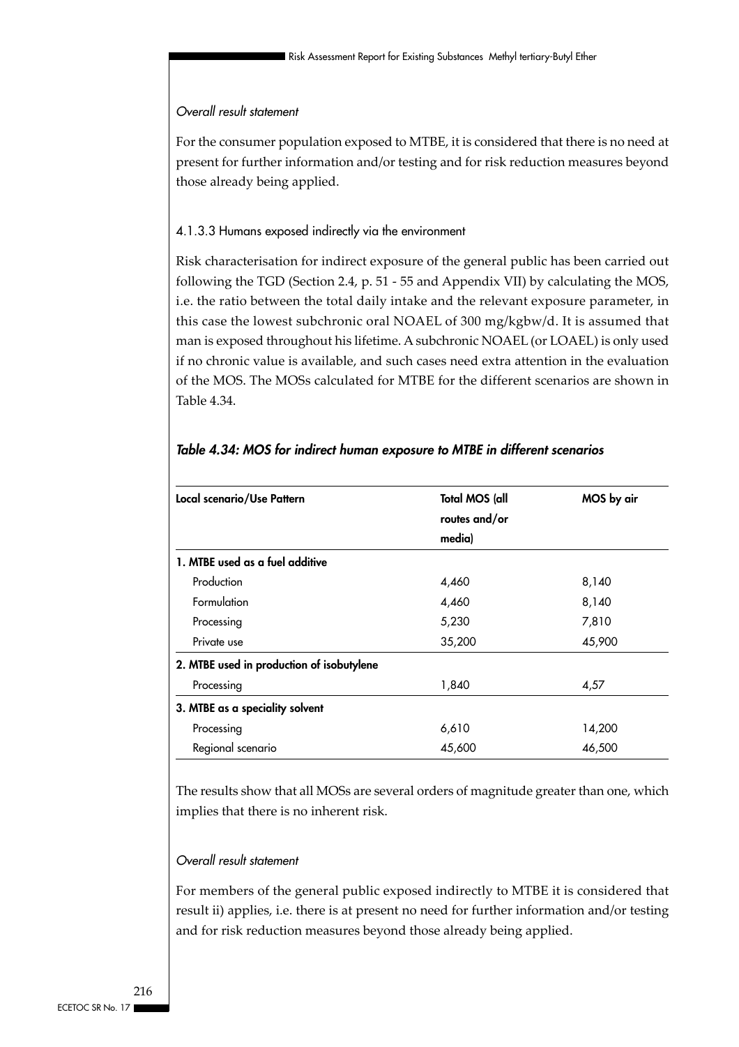*Overall result statement*

For the consumer population exposed to MTBE, it is considered that there is no need at present for further information and/or testing and for risk reduction measures beyond those already being applied.

### 4.1.3.3 Humans exposed indirectly via the environment

Risk characterisation for indirect exposure of the general public has been carried out following the TGD (Section 2.4, p. 51 - 55 and Appendix VII) by calculating the MOS, i.e. the ratio between the total daily intake and the relevant exposure parameter, in this case the lowest subchronic oral NOAEL of 300 mg/kgbw/d. It is assumed that man is exposed throughout his lifetime. A subchronic NOAEL (or LOAEL) is only used if no chronic value is available, and such cases need extra attention in the evaluation of the MOS. The MOSs calculated for MTBE for the different scenarios are shown in Table 4.34.

***Table 4.34: MOS for indirect human exposure to MTBE in different scenarios***

| Local scenario/Use Pattern | Total MOS (all routes and/or media) | MOS by air |
|---|---|---|
| **1. MTBE used as a fuel additive** | | |
| Production | 4,460 | 8,140 |
| Formulation | 4,460 | 8,140 |
| Processing | 5,230 | 7,810 |
| Private use | 35,200 | 45,900 |
| **2. MTBE used in production of isobutylene** | | |
| Processing | 1,840 | 4,57 |
| **3. MTBE as a speciality solvent** | | |
| Processing | 6,610 | 14,200 |
| Regional scenario | 45,600 | 46,500 |

The results show that all MOSs are several orders of magnitude greater than one, which implies that there is no inherent risk.

*Overall result statement*

For members of the general public exposed indirectly to MTBE it is considered that result ii) applies, i.e. there is at present no need for further information and/or testing and for risk reduction measures beyond those already being applied.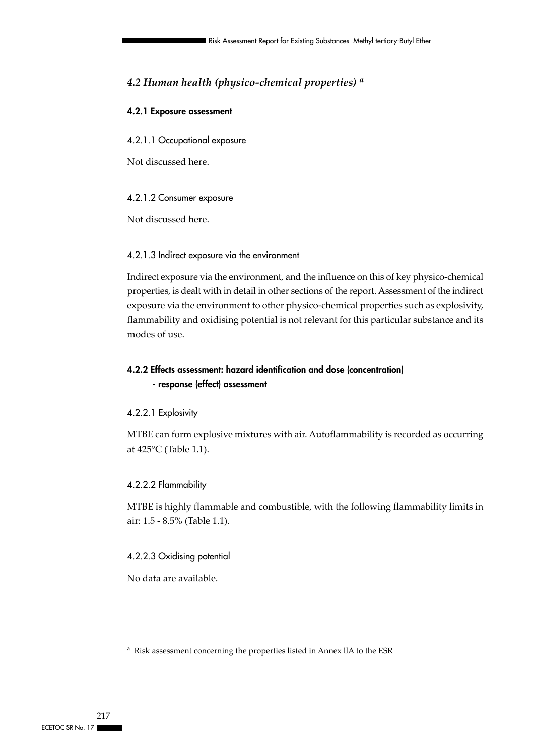## *4.2 Human health (physico-chemical properties)* [a]

### 4.2.1 Exposure assessment

#### 4.2.1.1 Occupational exposure

Not discussed here.

#### 4.2.1.2 Consumer exposure

Not discussed here.

#### 4.2.1.3 Indirect exposure via the environment

Indirect exposure via the environment, and the influence on this of key physico-chemical properties, is dealt with in detail in other sections of the report. Assessment of the indirect exposure via the environment to other physico-chemical properties such as explosivity, flammability and oxidising potential is not relevant for this particular substance and its modes of use.

### 4.2.2 Effects assessment: hazard identification and dose (concentration) - response (effect) assessment

#### 4.2.2.1 Explosivity

MTBE can form explosive mixtures with air. Autoflammability is recorded as occurring at 425°C (Table 1.1).

#### 4.2.2.2 Flammability

MTBE is highly flammable and combustible, with the following flammability limits in air: 1.5 - 8.5% (Table 1.1).

#### 4.2.2.3 Oxidising potential

No data are available.

---

[a] Risk assessment concerning the properties listed in Annex llA to the ESR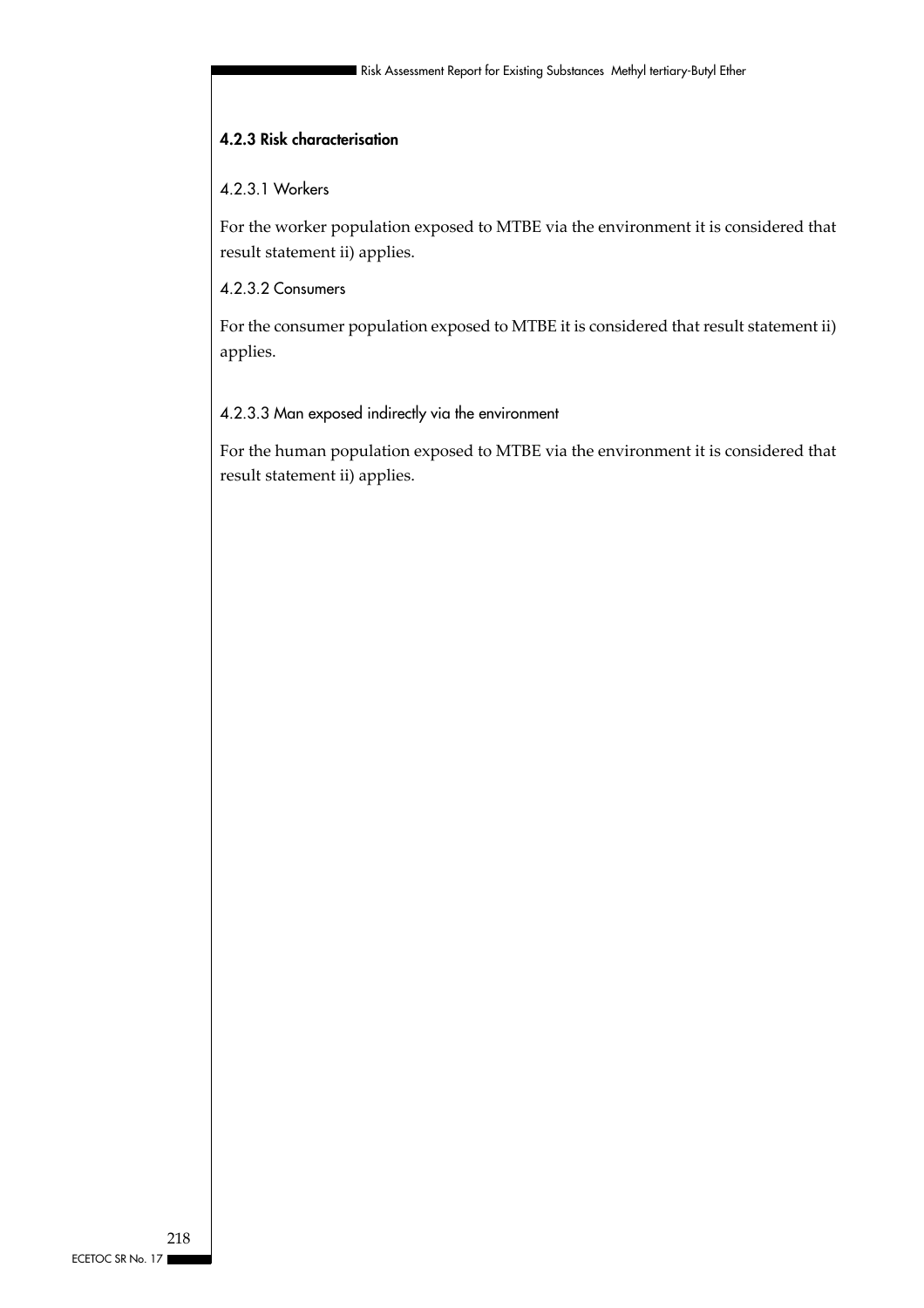### 4.2.3 Risk characterisation

#### 4.2.3.1 Workers

For the worker population exposed to MTBE via the environment it is considered that result statement ii) applies.

#### 4.2.3.2 Consumers

For the consumer population exposed to MTBE it is considered that result statement ii) applies.

#### 4.2.3.3 Man exposed indirectly via the environment

For the human population exposed to MTBE via the environment it is considered that result statement ii) applies.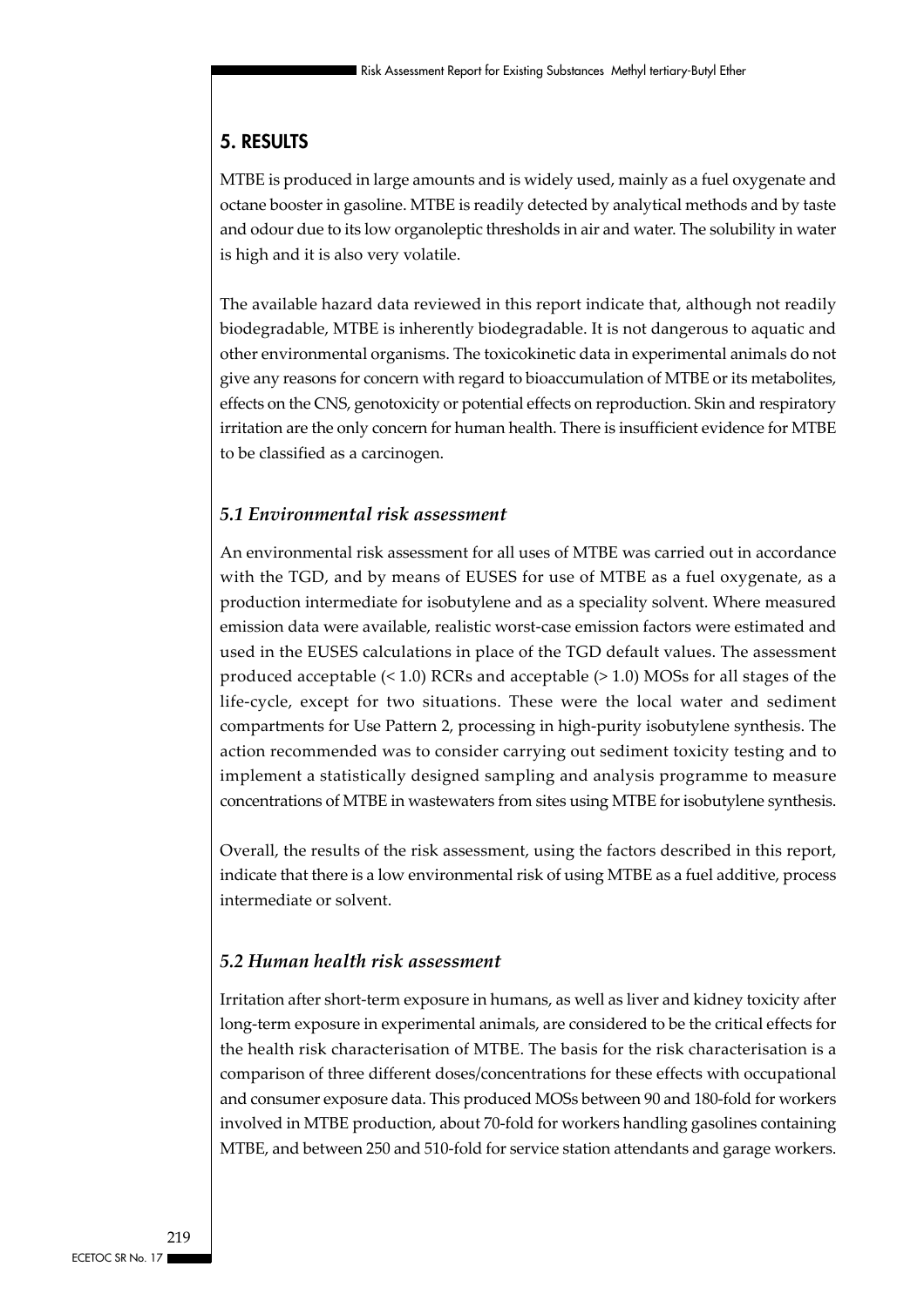## 5. RESULTS

MTBE is produced in large amounts and is widely used, mainly as a fuel oxygenate and octane booster in gasoline. MTBE is readily detected by analytical methods and by taste and odour due to its low organoleptic thresholds in air and water. The solubility in water is high and it is also very volatile.

The available hazard data reviewed in this report indicate that, although not readily biodegradable, MTBE is inherently biodegradable. It is not dangerous to aquatic and other environmental organisms. The toxicokinetic data in experimental animals do not give any reasons for concern with regard to bioaccumulation of MTBE or its metabolites, effects on the CNS, genotoxicity or potential effects on reproduction. Skin and respiratory irritation are the only concern for human health. There is insufficient evidence for MTBE to be classified as a carcinogen.

### *5.1 Environmental risk assessment*

An environmental risk assessment for all uses of MTBE was carried out in accordance with the TGD, and by means of EUSES for use of MTBE as a fuel oxygenate, as a production intermediate for isobutylene and as a speciality solvent. Where measured emission data were available, realistic worst-case emission factors were estimated and used in the EUSES calculations in place of the TGD default values. The assessment produced acceptable (< 1.0) RCRs and acceptable (> 1.0) MOSs for all stages of the life-cycle, except for two situations. These were the local water and sediment compartments for Use Pattern 2, processing in high-purity isobutylene synthesis. The action recommended was to consider carrying out sediment toxicity testing and to implement a statistically designed sampling and analysis programme to measure concentrations of MTBE in wastewaters from sites using MTBE for isobutylene synthesis.

Overall, the results of the risk assessment, using the factors described in this report, indicate that there is a low environmental risk of using MTBE as a fuel additive, process intermediate or solvent.

### *5.2 Human health risk assessment*

Irritation after short-term exposure in humans, as well as liver and kidney toxicity after long-term exposure in experimental animals, are considered to be the critical effects for the health risk characterisation of MTBE. The basis for the risk characterisation is a comparison of three different doses/concentrations for these effects with occupational and consumer exposure data. This produced MOSs between 90 and 180-fold for workers involved in MTBE production, about 70-fold for workers handling gasolines containing MTBE, and between 250 and 510-fold for service station attendants and garage workers.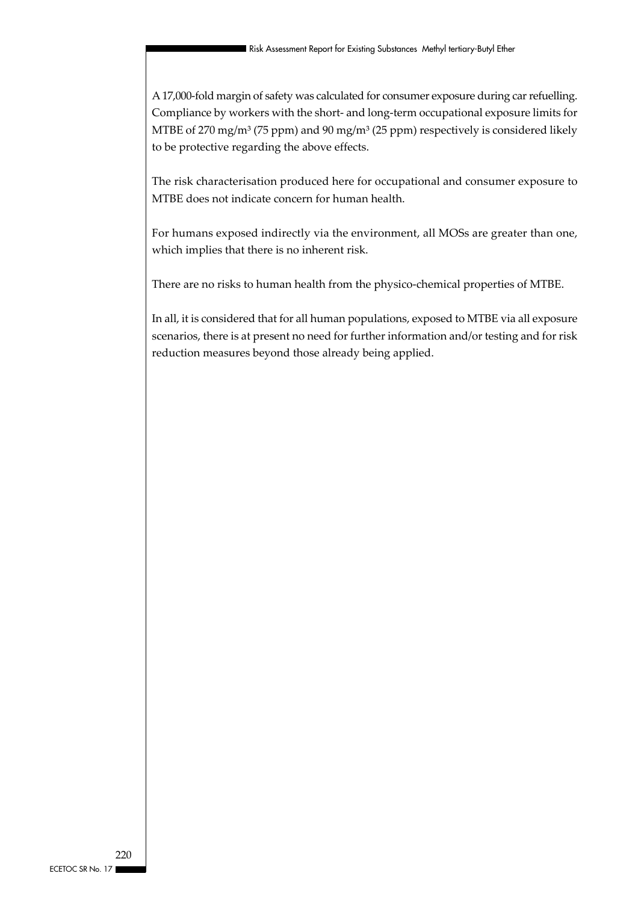A 17,000-fold margin of safety was calculated for consumer exposure during car refuelling. Compliance by workers with the short- and long-term occupational exposure limits for MTBE of 270 mg/m$^3$ (75 ppm) and 90 mg/m$^3$ (25 ppm) respectively is considered likely to be protective regarding the above effects.

The risk characterisation produced here for occupational and consumer exposure to MTBE does not indicate concern for human health.

For humans exposed indirectly via the environment, all MOSs are greater than one, which implies that there is no inherent risk.

There are no risks to human health from the physico-chemical properties of MTBE.

In all, it is considered that for all human populations, exposed to MTBE via all exposure scenarios, there is at present no need for further information and/or testing and for risk reduction measures beyond those already being applied.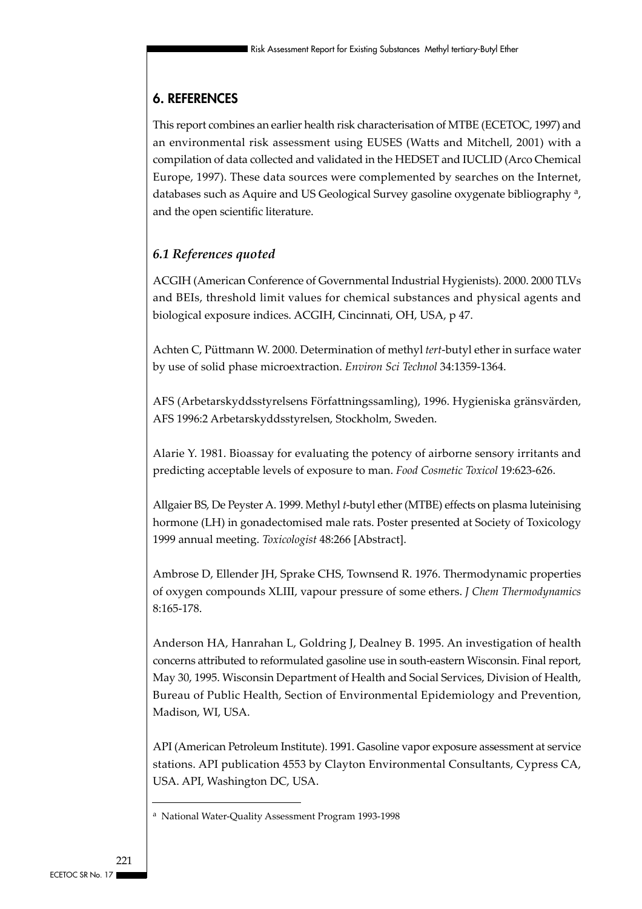## 6. REFERENCES

This report combines an earlier health risk characterisation of MTBE (ECETOC, 1997) and an environmental risk assessment using EUSES (Watts and Mitchell, 2001) with a compilation of data collected and validated in the HEDSET and IUCLID (Arco Chemical Europe, 1997). These data sources were complemented by searches on the Internet, databases such as Aquire and US Geological Survey gasoline oxygenate bibliography [a], and the open scientific literature.

### *6.1 References quoted*

ACGIH (American Conference of Governmental Industrial Hygienists). 2000. 2000 TLVs and BEIs, threshold limit values for chemical substances and physical agents and biological exposure indices. ACGIH, Cincinnati, OH, USA, p 47.

Achten C, Püttmann W. 2000. Determination of methyl *tert*-butyl ether in surface water by use of solid phase microextraction. *Environ Sci Technol* 34:1359-1364.

AFS (Arbetarskyddsstyrelsens Författningssamling), 1996. Hygieniska gränsvärden, AFS 1996:2 Arbetarskyddsstyrelsen, Stockholm, Sweden.

Alarie Y. 1981. Bioassay for evaluating the potency of airborne sensory irritants and predicting acceptable levels of exposure to man. *Food Cosmetic Toxicol* 19:623-626.

Allgaier BS, De Peyster A. 1999. Methyl *t*-butyl ether (MTBE) effects on plasma luteinising hormone (LH) in gonadectomised male rats. Poster presented at Society of Toxicology 1999 annual meeting. *Toxicologist* 48:266 [Abstract].

Ambrose D, Ellender JH, Sprake CHS, Townsend R. 1976. Thermodynamic properties of oxygen compounds XLIII, vapour pressure of some ethers. *J Chem Thermodynamics* 8:165-178.

Anderson HA, Hanrahan L, Goldring J, Dealney B. 1995. An investigation of health concerns attributed to reformulated gasoline use in south-eastern Wisconsin. Final report, May 30, 1995. Wisconsin Department of Health and Social Services, Division of Health, Bureau of Public Health, Section of Environmental Epidemiology and Prevention, Madison, WI, USA.

API (American Petroleum Institute). 1991. Gasoline vapor exposure assessment at service stations. API publication 4553 by Clayton Environmental Consultants, Cypress CA, USA. API, Washington DC, USA.

[a] National Water-Quality Assessment Program 1993-1998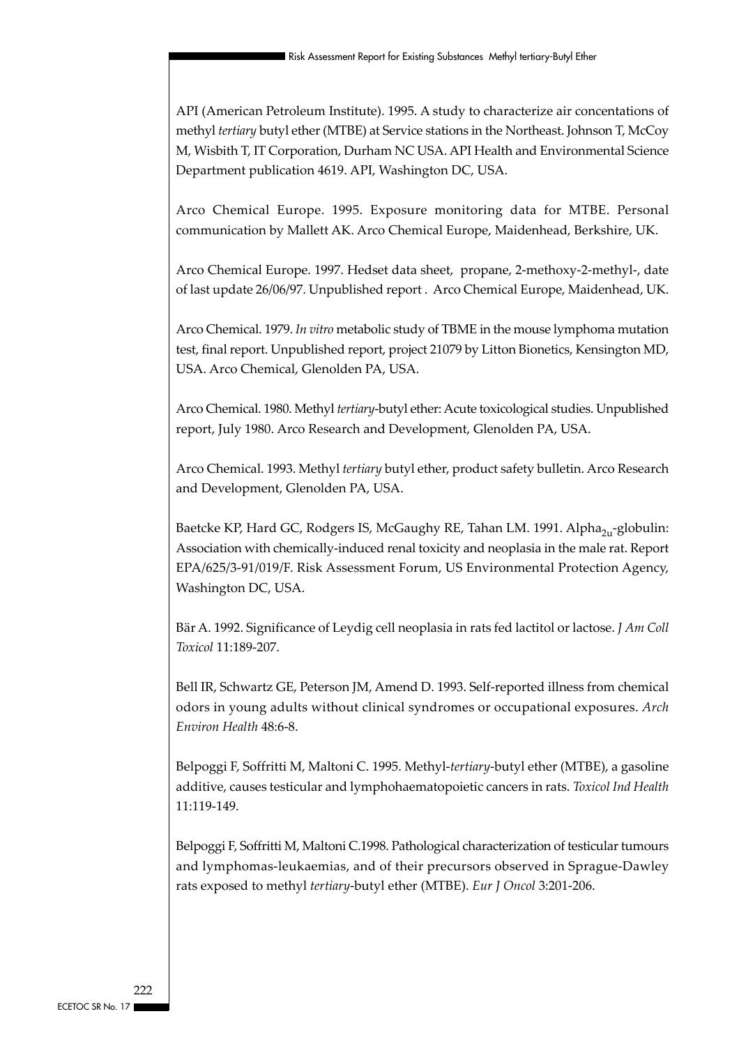API (American Petroleum Institute). 1995. A study to characterize air concentations of methyl *tertiary* butyl ether (MTBE) at Service stations in the Northeast. Johnson T, McCoy M, Wisbith T, IT Corporation, Durham NC USA. API Health and Environmental Science Department publication 4619. API, Washington DC, USA.

Arco Chemical Europe. 1995. Exposure monitoring data for MTBE. Personal communication by Mallett AK. Arco Chemical Europe, Maidenhead, Berkshire, UK.

Arco Chemical Europe. 1997. Hedset data sheet, propane, 2-methoxy-2-methyl-, date of last update 26/06/97. Unpublished report . Arco Chemical Europe, Maidenhead, UK.

Arco Chemical. 1979. *In vitro* metabolic study of TBME in the mouse lymphoma mutation test, final report. Unpublished report, project 21079 by Litton Bionetics, Kensington MD, USA. Arco Chemical, Glenolden PA, USA.

Arco Chemical. 1980. Methyl *tertiary*-butyl ether: Acute toxicological studies. Unpublished report, July 1980. Arco Research and Development, Glenolden PA, USA.

Arco Chemical. 1993. Methyl *tertiary* butyl ether, product safety bulletin. Arco Research and Development, Glenolden PA, USA.

Baetcke KP, Hard GC, Rodgers IS, McGaughy RE, Tahan LM. 1991. Alpha$_{2u}$-globulin: Association with chemically-induced renal toxicity and neoplasia in the male rat. Report EPA/625/3-91/019/F. Risk Assessment Forum, US Environmental Protection Agency, Washington DC, USA.

Bär A. 1992. Significance of Leydig cell neoplasia in rats fed lactitol or lactose. *J Am Coll Toxicol* 11:189-207.

Bell IR, Schwartz GE, Peterson JM, Amend D. 1993. Self-reported illness from chemical odors in young adults without clinical syndromes or occupational exposures. *Arch Environ Health* 48:6-8.

Belpoggi F, Soffritti M, Maltoni C. 1995. Methyl-*tertiary*-butyl ether (MTBE), a gasoline additive, causes testicular and lymphohaematopoietic cancers in rats. *Toxicol Ind Health* 11:119-149.

Belpoggi F, Soffritti M, Maltoni C.1998. Pathological characterization of testicular tumours and lymphomas-leukaemias, and of their precursors observed in Sprague-Dawley rats exposed to methyl *tertiary*-butyl ether (MTBE). *Eur J Oncol* 3:201-206.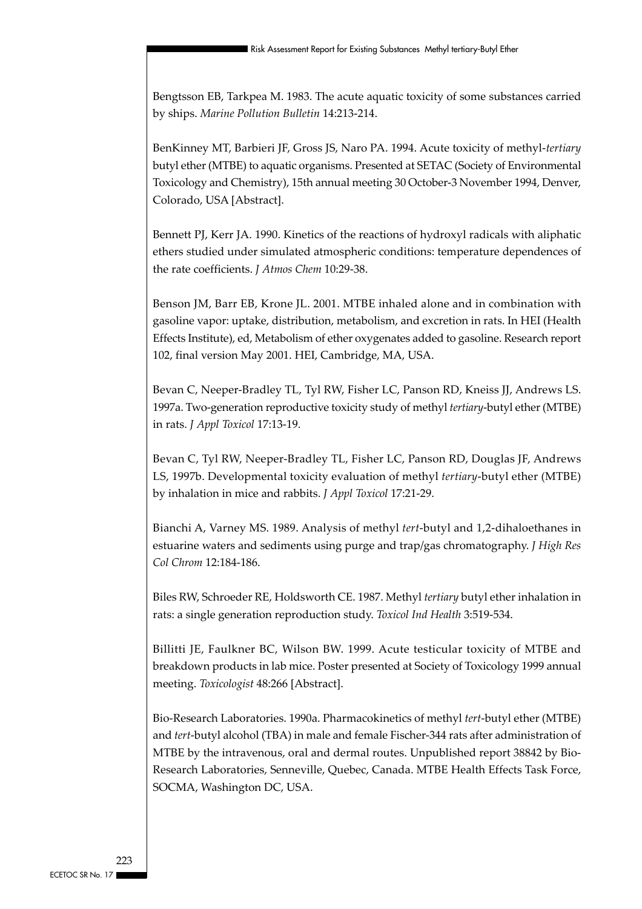Bengtsson EB, Tarkpea M. 1983. The acute aquatic toxicity of some substances carried by ships. *Marine Pollution Bulletin* 14:213-214.

BenKinney MT, Barbieri JF, Gross JS, Naro PA. 1994. Acute toxicity of methyl-*tertiary* butyl ether (MTBE) to aquatic organisms. Presented at SETAC (Society of Environmental Toxicology and Chemistry), 15th annual meeting 30 October-3 November 1994, Denver, Colorado, USA [Abstract].

Bennett PJ, Kerr JA. 1990. Kinetics of the reactions of hydroxyl radicals with aliphatic ethers studied under simulated atmospheric conditions: temperature dependences of the rate coefficients. *J Atmos Chem* 10:29-38.

Benson JM, Barr EB, Krone JL. 2001. MTBE inhaled alone and in combination with gasoline vapor: uptake, distribution, metabolism, and excretion in rats. In HEI (Health Effects Institute), ed, Metabolism of ether oxygenates added to gasoline. Research report 102, final version May 2001. HEI, Cambridge, MA, USA.

Bevan C, Neeper-Bradley TL, Tyl RW, Fisher LC, Panson RD, Kneiss JJ, Andrews LS. 1997a. Two-generation reproductive toxicity study of methyl *tertiary*-butyl ether (MTBE) in rats. *J Appl Toxicol* 17:13-19.

Bevan C, Tyl RW, Neeper-Bradley TL, Fisher LC, Panson RD, Douglas JF, Andrews LS, 1997b. Developmental toxicity evaluation of methyl *tertiary*-butyl ether (MTBE) by inhalation in mice and rabbits. *J Appl Toxicol* 17:21-29.

Bianchi A, Varney MS. 1989. Analysis of methyl *tert*-butyl and 1,2-dihaloethanes in estuarine waters and sediments using purge and trap/gas chromatography. *J High Res Col Chrom* 12:184-186.

Biles RW, Schroeder RE, Holdsworth CE. 1987. Methyl *tertiary* butyl ether inhalation in rats: a single generation reproduction study. *Toxicol Ind Health* 3:519-534.

Billitti JE, Faulkner BC, Wilson BW. 1999. Acute testicular toxicity of MTBE and breakdown products in lab mice. Poster presented at Society of Toxicology 1999 annual meeting. *Toxicologist* 48:266 [Abstract].

Bio-Research Laboratories. 1990a. Pharmacokinetics of methyl *tert*-butyl ether (MTBE) and *tert*-butyl alcohol (TBA) in male and female Fischer-344 rats after administration of MTBE by the intravenous, oral and dermal routes. Unpublished report 38842 by Bio-Research Laboratories, Senneville, Quebec, Canada. MTBE Health Effects Task Force, SOCMA, Washington DC, USA.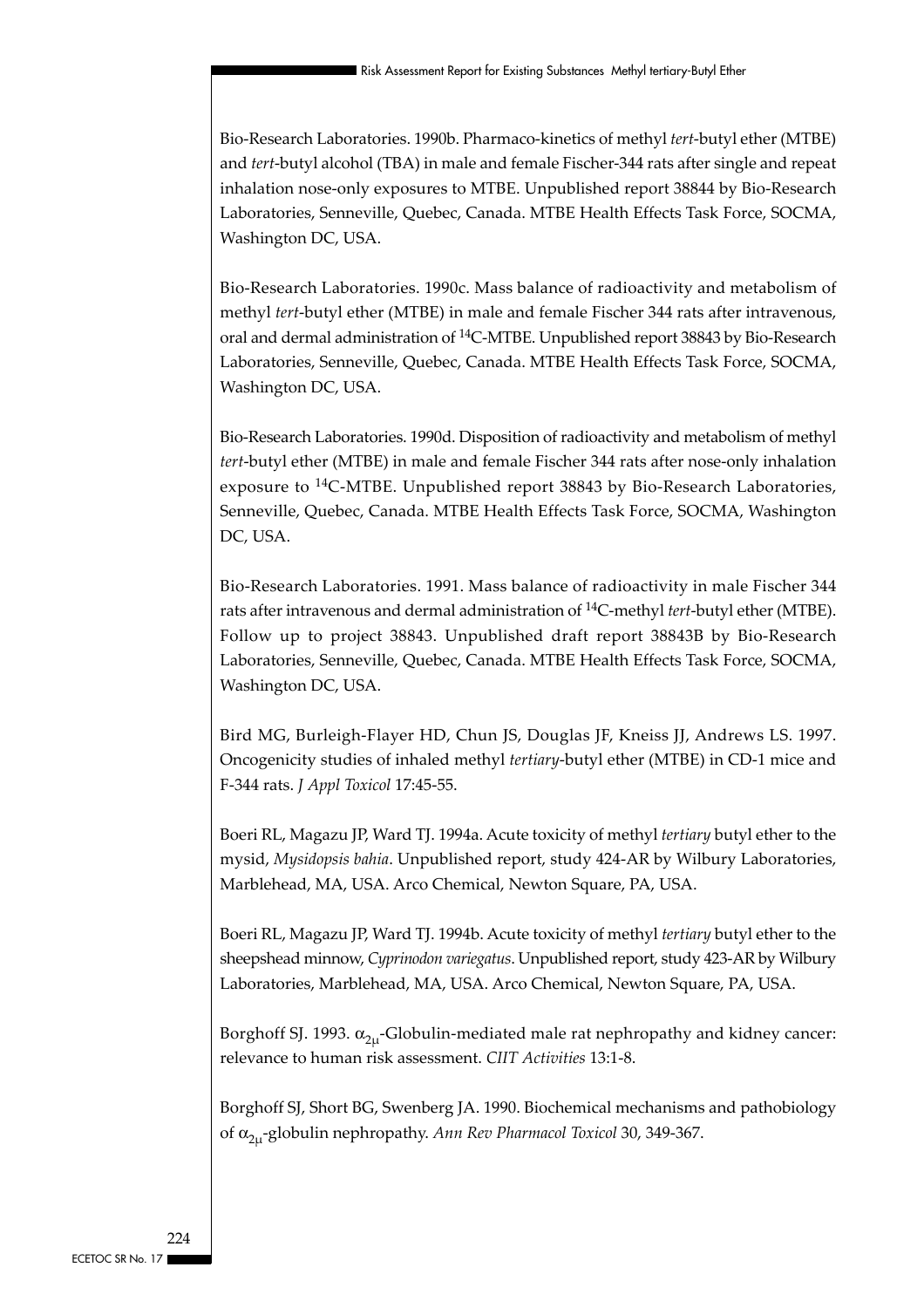Bio-Research Laboratories. 1990b. Pharmaco-kinetics of methyl *tert*-butyl ether (MTBE) and *tert*-butyl alcohol (TBA) in male and female Fischer-344 rats after single and repeat inhalation nose-only exposures to MTBE. Unpublished report 38844 by Bio-Research Laboratories, Senneville, Quebec, Canada. MTBE Health Effects Task Force, SOCMA, Washington DC, USA.

Bio-Research Laboratories. 1990c. Mass balance of radioactivity and metabolism of methyl *tert*-butyl ether (MTBE) in male and female Fischer 344 rats after intravenous, oral and dermal administration of $^{14}C$-MTBE. Unpublished report 38843 by Bio-Research Laboratories, Senneville, Quebec, Canada. MTBE Health Effects Task Force, SOCMA, Washington DC, USA.

Bio-Research Laboratories. 1990d. Disposition of radioactivity and metabolism of methyl *tert*-butyl ether (MTBE) in male and female Fischer 344 rats after nose-only inhalation exposure to $^{14}C$-MTBE. Unpublished report 38843 by Bio-Research Laboratories, Senneville, Quebec, Canada. MTBE Health Effects Task Force, SOCMA, Washington DC, USA.

Bio-Research Laboratories. 1991. Mass balance of radioactivity in male Fischer 344 rats after intravenous and dermal administration of $^{14}C$-methyl *tert*-butyl ether (MTBE). Follow up to project 38843. Unpublished draft report 38843B by Bio-Research Laboratories, Senneville, Quebec, Canada. MTBE Health Effects Task Force, SOCMA, Washington DC, USA.

Bird MG, Burleigh-Flayer HD, Chun JS, Douglas JF, Kneiss JJ, Andrews LS. 1997. Oncogenicity studies of inhaled methyl *tertiary*-butyl ether (MTBE) in CD-1 mice and F-344 rats. *J Appl Toxicol* 17:45-55.

Boeri RL, Magazu JP, Ward TJ. 1994a. Acute toxicity of methyl *tertiary* butyl ether to the mysid, *Mysidopsis bahia*. Unpublished report, study 424-AR by Wilbury Laboratories, Marblehead, MA, USA. Arco Chemical, Newton Square, PA, USA.

Boeri RL, Magazu JP, Ward TJ. 1994b. Acute toxicity of methyl *tertiary* butyl ether to the sheepshead minnow, *Cyprinodon variegatus*. Unpublished report, study 423-AR by Wilbury Laboratories, Marblehead, MA, USA. Arco Chemical, Newton Square, PA, USA.

Borghoff SJ. 1993. $\alpha_{2\mu}$-Globulin-mediated male rat nephropathy and kidney cancer: relevance to human risk assessment. *CIIT Activities* 13:1-8.

Borghoff SJ, Short BG, Swenberg JA. 1990. Biochemical mechanisms and pathobiology of $\alpha_{2\mu}$-globulin nephropathy. *Ann Rev Pharmacol Toxicol* 30, 349-367.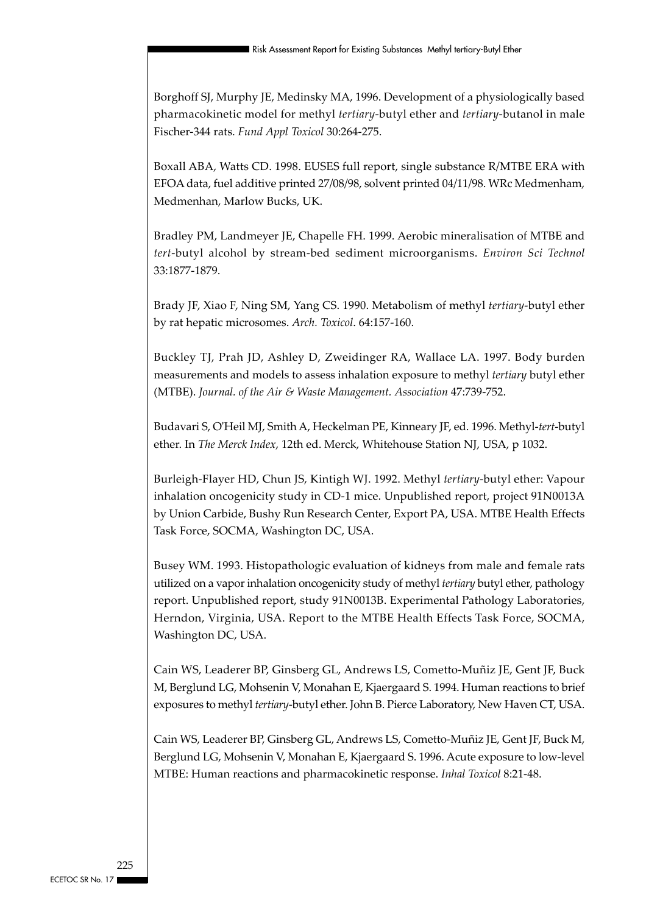Borghoff SJ, Murphy JE, Medinsky MA, 1996. Development of a physiologically based pharmacokinetic model for methyl *tertiary*-butyl ether and *tertiary*-butanol in male Fischer-344 rats. *Fund Appl Toxicol* 30:264-275.

Boxall ABA, Watts CD. 1998. EUSES full report, single substance R/MTBE ERA with EFOA data, fuel additive printed 27/08/98, solvent printed 04/11/98. WRc Medmenham, Medmenhan, Marlow Bucks, UK.

Bradley PM, Landmeyer JE, Chapelle FH. 1999. Aerobic mineralisation of MTBE and *tert*-butyl alcohol by stream-bed sediment microorganisms. *Environ Sci Technol* 33:1877-1879.

Brady JF, Xiao F, Ning SM, Yang CS. 1990. Metabolism of methyl *tertiary*-butyl ether by rat hepatic microsomes. *Arch. Toxicol*. 64:157-160.

Buckley TJ, Prah JD, Ashley D, Zweidinger RA, Wallace LA. 1997. Body burden measurements and models to assess inhalation exposure to methyl *tertiary* butyl ether (MTBE). *Journal. of the Air & Waste Management. Association* 47:739-752.

Budavari S, O'Heil MJ, Smith A, Heckelman PE, Kinneary JF, ed. 1996. Methyl-*tert*-butyl ether. In *The Merck Index*, 12th ed. Merck, Whitehouse Station NJ, USA, p 1032.

Burleigh-Flayer HD, Chun JS, Kintigh WJ. 1992. Methyl *tertiary*-butyl ether: Vapour inhalation oncogenicity study in CD-1 mice. Unpublished report, project 91N0013A by Union Carbide, Bushy Run Research Center, Export PA, USA. MTBE Health Effects Task Force, SOCMA, Washington DC, USA.

Busey WM. 1993. Histopathologic evaluation of kidneys from male and female rats utilized on a vapor inhalation oncogenicity study of methyl *tertiary* butyl ether, pathology report. Unpublished report, study 91N0013B. Experimental Pathology Laboratories, Herndon, Virginia, USA. Report to the MTBE Health Effects Task Force, SOCMA, Washington DC, USA.

Cain WS, Leaderer BP, Ginsberg GL, Andrews LS, Cometto-Muñiz JE, Gent JF, Buck M, Berglund LG, Mohsenin V, Monahan E, Kjaergaard S. 1994. Human reactions to brief exposures to methyl *tertiary*-butyl ether. John B. Pierce Laboratory, New Haven CT, USA.

Cain WS, Leaderer BP, Ginsberg GL, Andrews LS, Cometto-Muñiz JE, Gent JF, Buck M, Berglund LG, Mohsenin V, Monahan E, Kjaergaard S. 1996. Acute exposure to low-level MTBE: Human reactions and pharmacokinetic response. *Inhal Toxicol* 8:21-48.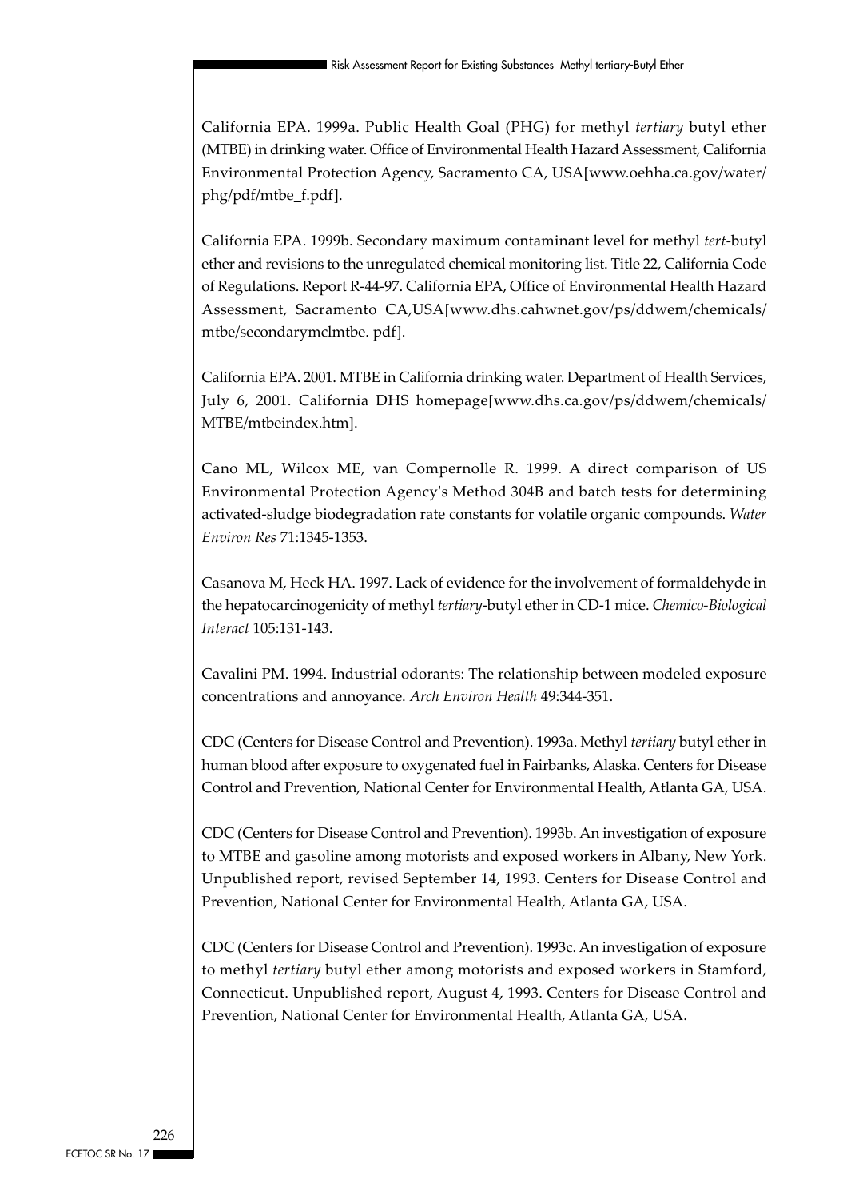California EPA. 1999a. Public Health Goal (PHG) for methyl *tertiary* butyl ether (MTBE) in drinking water. Office of Environmental Health Hazard Assessment, California Environmental Protection Agency, Sacramento CA, USA[www.oehha.ca.gov/water/phg/pdf/mtbe_f.pdf].

California EPA. 1999b. Secondary maximum contaminant level for methyl *tert*-butyl ether and revisions to the unregulated chemical monitoring list. Title 22, California Code of Regulations. Report R-44-97. California EPA, Office of Environmental Health Hazard Assessment, Sacramento CA,USA[www.dhs.cahwnet.gov/ps/ddwem/chemicals/mtbe/secondarymclmtbe. pdf].

California EPA. 2001. MTBE in California drinking water. Department of Health Services, July 6, 2001. California DHS homepage[www.dhs.ca.gov/ps/ddwem/chemicals/MTBE/mtbeindex.htm].

Cano ML, Wilcox ME, van Compernolle R. 1999. A direct comparison of US Environmental Protection Agency's Method 304B and batch tests for determining activated-sludge biodegradation rate constants for volatile organic compounds. *Water Environ Res* 71:1345-1353.

Casanova M, Heck HA. 1997. Lack of evidence for the involvement of formaldehyde in the hepatocarcinogenicity of methyl *tertiary*-butyl ether in CD-1 mice. *Chemico-Biological Interact* 105:131-143.

Cavalini PM. 1994. Industrial odorants: The relationship between modeled exposure concentrations and annoyance. *Arch Environ Health* 49:344-351.

CDC (Centers for Disease Control and Prevention). 1993a. Methyl *tertiary* butyl ether in human blood after exposure to oxygenated fuel in Fairbanks, Alaska. Centers for Disease Control and Prevention, National Center for Environmental Health, Atlanta GA, USA.

CDC (Centers for Disease Control and Prevention). 1993b. An investigation of exposure to MTBE and gasoline among motorists and exposed workers in Albany, New York. Unpublished report, revised September 14, 1993. Centers for Disease Control and Prevention, National Center for Environmental Health, Atlanta GA, USA.

CDC (Centers for Disease Control and Prevention). 1993c. An investigation of exposure to methyl *tertiary* butyl ether among motorists and exposed workers in Stamford, Connecticut. Unpublished report, August 4, 1993. Centers for Disease Control and Prevention, National Center for Environmental Health, Atlanta GA, USA.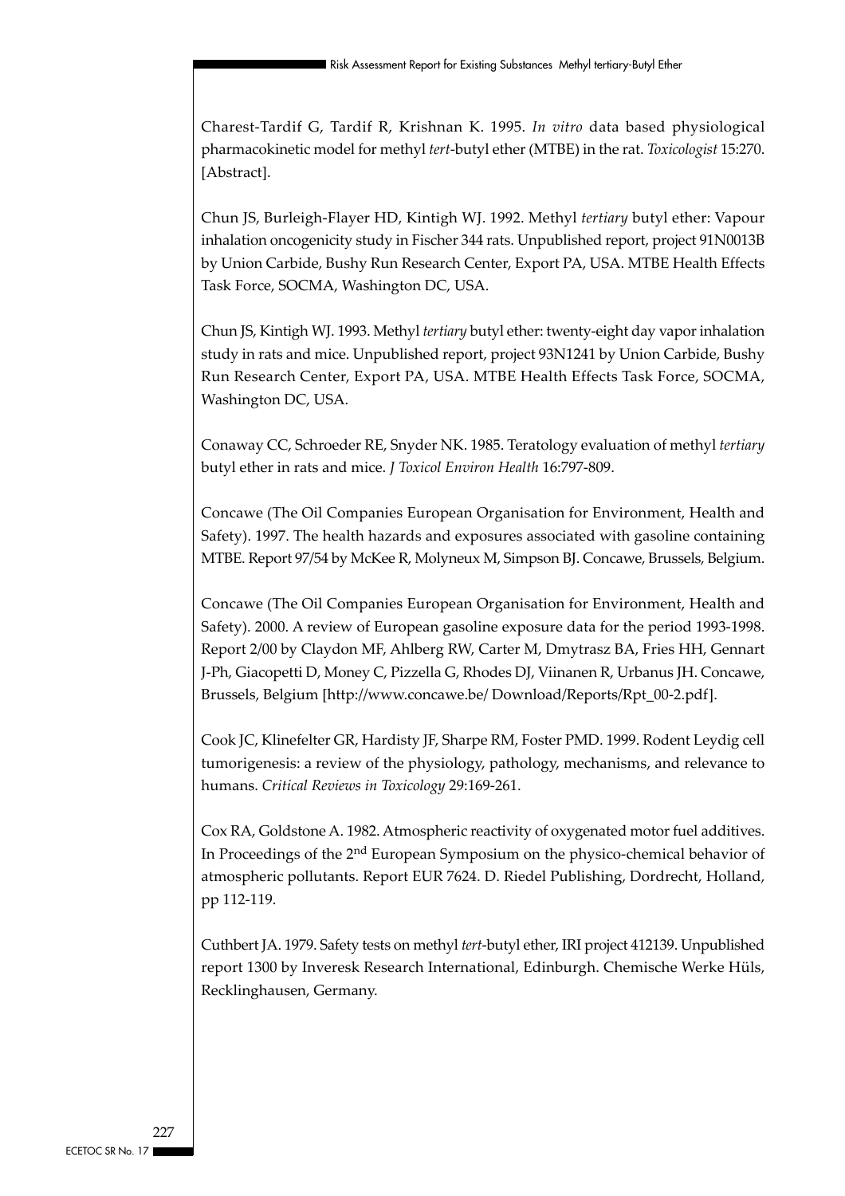Charest-Tardif G, Tardif R, Krishnan K. 1995. *In vitro* data based physiological pharmacokinetic model for methyl *tert*-butyl ether (MTBE) in the rat. *Toxicologist* 15:270. [Abstract].

Chun JS, Burleigh-Flayer HD, Kintigh WJ. 1992. Methyl *tertiary* butyl ether: Vapour inhalation oncogenicity study in Fischer 344 rats. Unpublished report, project 91N0013B by Union Carbide, Bushy Run Research Center, Export PA, USA. MTBE Health Effects Task Force, SOCMA, Washington DC, USA.

Chun JS, Kintigh WJ. 1993. Methyl *tertiary* butyl ether: twenty-eight day vapor inhalation study in rats and mice. Unpublished report, project 93N1241 by Union Carbide, Bushy Run Research Center, Export PA, USA. MTBE Health Effects Task Force, SOCMA, Washington DC, USA.

Conaway CC, Schroeder RE, Snyder NK. 1985. Teratology evaluation of methyl *tertiary* butyl ether in rats and mice. *J Toxicol Environ Health* 16:797-809.

Concawe (The Oil Companies European Organisation for Environment, Health and Safety). 1997. The health hazards and exposures associated with gasoline containing MTBE. Report 97/54 by McKee R, Molyneux M, Simpson BJ. Concawe, Brussels, Belgium.

Concawe (The Oil Companies European Organisation for Environment, Health and Safety). 2000. A review of European gasoline exposure data for the period 1993-1998. Report 2/00 by Claydon MF, Ahlberg RW, Carter M, Dmytrasz BA, Fries HH, Gennart J-Ph, Giacopetti D, Money C, Pizzella G, Rhodes DJ, Viinanen R, Urbanus JH. Concawe, Brussels, Belgium [http://www.concawe.be/ Download/Reports/Rpt_00-2.pdf].

Cook JC, Klinefelter GR, Hardisty JF, Sharpe RM, Foster PMD. 1999. Rodent Leydig cell tumorigenesis: a review of the physiology, pathology, mechanisms, and relevance to humans. *Critical Reviews in Toxicology* 29:169-261.

Cox RA, Goldstone A. 1982. Atmospheric reactivity of oxygenated motor fuel additives. In Proceedings of the 2nd European Symposium on the physico-chemical behavior of atmospheric pollutants. Report EUR 7624. D. Riedel Publishing, Dordrecht, Holland, pp 112-119.

Cuthbert JA. 1979. Safety tests on methyl *tert*-butyl ether, IRI project 412139. Unpublished report 1300 by Inveresk Research International, Edinburgh. Chemische Werke Hüls, Recklinghausen, Germany.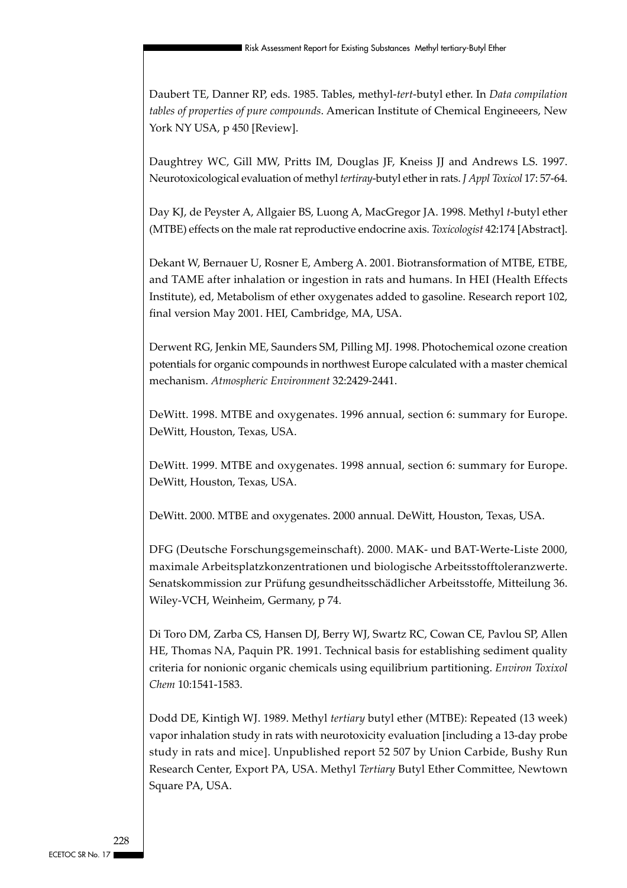Daubert TE, Danner RP, eds. 1985. Tables, methyl-*tert*-butyl ether. In *Data compilation tables of properties of pure compounds*. American Institute of Chemical Engineeers, New York NY USA, p 450 [Review].

Daughtrey WC, Gill MW, Pritts IM, Douglas JF, Kneiss JJ and Andrews LS. 1997. Neurotoxicological evaluation of methyl *tertiray*-butyl ether in rats. *J Appl Toxicol* 17: 57-64.

Day KJ, de Peyster A, Allgaier BS, Luong A, MacGregor JA. 1998. Methyl *t*-butyl ether (MTBE) effects on the male rat reproductive endocrine axis. *Toxicologist* 42:174 [Abstract].

Dekant W, Bernauer U, Rosner E, Amberg A. 2001. Biotransformation of MTBE, ETBE, and TAME after inhalation or ingestion in rats and humans. In HEI (Health Effects Institute), ed, Metabolism of ether oxygenates added to gasoline. Research report 102, final version May 2001. HEI, Cambridge, MA, USA.

Derwent RG, Jenkin ME, Saunders SM, Pilling MJ. 1998. Photochemical ozone creation potentials for organic compounds in northwest Europe calculated with a master chemical mechanism. *Atmospheric Environment* 32:2429-2441.

DeWitt. 1998. MTBE and oxygenates. 1996 annual, section 6: summary for Europe. DeWitt, Houston, Texas, USA.

DeWitt. 1999. MTBE and oxygenates. 1998 annual, section 6: summary for Europe. DeWitt, Houston, Texas, USA.

DeWitt. 2000. MTBE and oxygenates. 2000 annual. DeWitt, Houston, Texas, USA.

DFG (Deutsche Forschungsgemeinschaft). 2000. MAK- und BAT-Werte-Liste 2000, maximale Arbeitsplatzkonzentrationen und biologische Arbeitsstofftoleranzwerte. Senatskommission zur Prüfung gesundheitsschädlicher Arbeitsstoffe, Mitteilung 36. Wiley-VCH, Weinheim, Germany, p 74.

Di Toro DM, Zarba CS, Hansen DJ, Berry WJ, Swartz RC, Cowan CE, Pavlou SP, Allen HE, Thomas NA, Paquin PR. 1991. Technical basis for establishing sediment quality criteria for nonionic organic chemicals using equilibrium partitioning. *Environ Toxixol Chem* 10:1541-1583.

Dodd DE, Kintigh WJ. 1989. Methyl *tertiary* butyl ether (MTBE): Repeated (13 week) vapor inhalation study in rats with neurotoxicity evaluation [including a 13-day probe study in rats and mice]. Unpublished report 52 507 by Union Carbide, Bushy Run Research Center, Export PA, USA. Methyl *Tertiary* Butyl Ether Committee, Newtown Square PA, USA.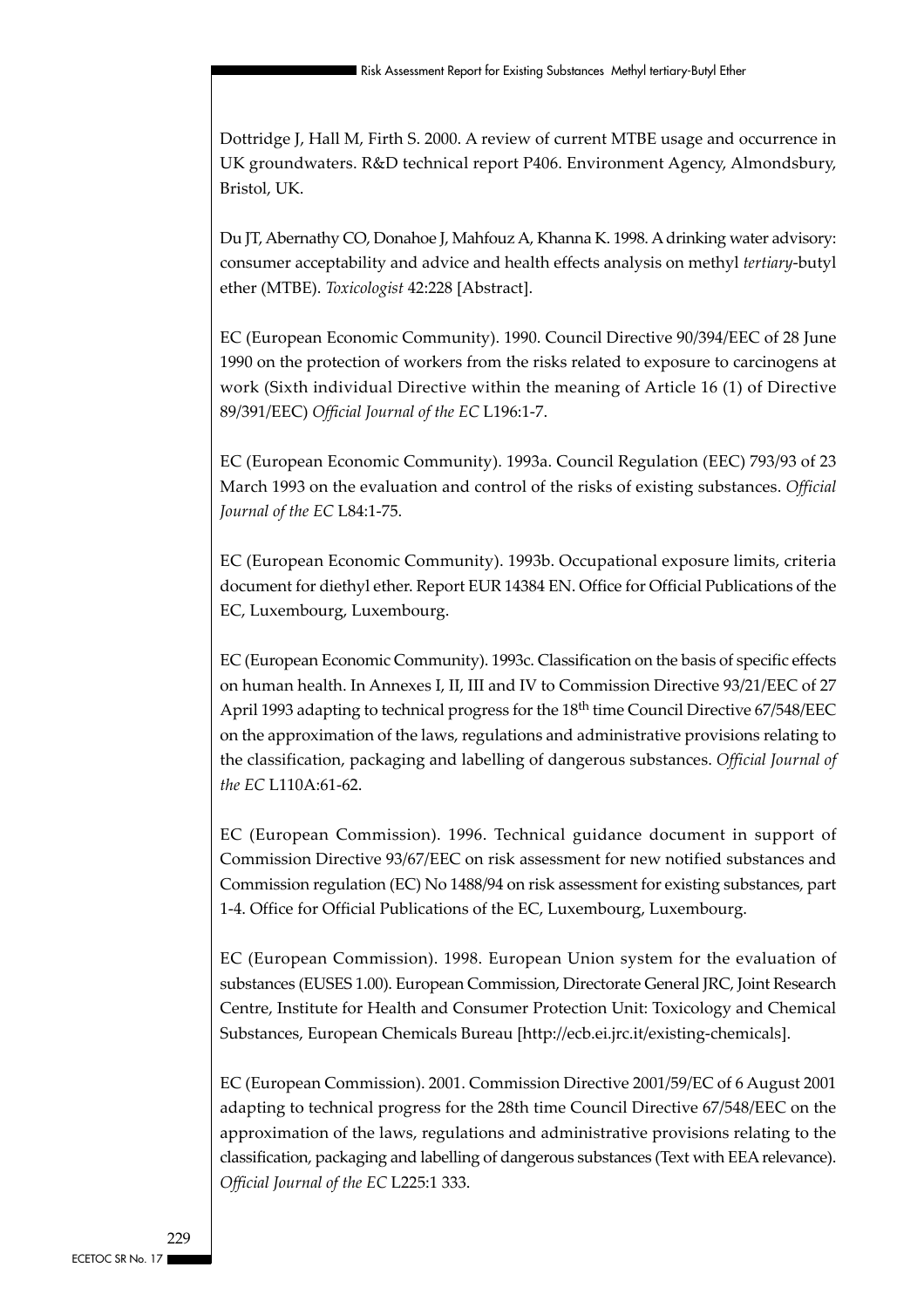Dottridge J, Hall M, Firth S. 2000. A review of current MTBE usage and occurrence in UK groundwaters. R&D technical report P406. Environment Agency, Almondsbury, Bristol, UK.

Du JT, Abernathy CO, Donahoe J, Mahfouz A, Khanna K. 1998. A drinking water advisory: consumer acceptability and advice and health effects analysis on methyl *tertiary*-butyl ether (MTBE). *Toxicologist* 42:228 [Abstract].

EC (European Economic Community). 1990. Council Directive 90/394/EEC of 28 June 1990 on the protection of workers from the risks related to exposure to carcinogens at work (Sixth individual Directive within the meaning of Article 16 (1) of Directive 89/391/EEC) *Official Journal of the EC* L196:1-7.

EC (European Economic Community). 1993a. Council Regulation (EEC) 793/93 of 23 March 1993 on the evaluation and control of the risks of existing substances. *Official Journal of the EC* L84:1-75.

EC (European Economic Community). 1993b. Occupational exposure limits, criteria document for diethyl ether. Report EUR 14384 EN. Office for Official Publications of the EC, Luxembourg, Luxembourg.

EC (European Economic Community). 1993c. Classification on the basis of specific effects on human health. In Annexes I, II, III and IV to Commission Directive 93/21/EEC of 27 April 1993 adapting to technical progress for the 18th time Council Directive 67/548/EEC on the approximation of the laws, regulations and administrative provisions relating to the classification, packaging and labelling of dangerous substances. *Official Journal of the EC* L110A:61-62.

EC (European Commission). 1996. Technical guidance document in support of Commission Directive 93/67/EEC on risk assessment for new notified substances and Commission regulation (EC) No 1488/94 on risk assessment for existing substances, part 1-4. Office for Official Publications of the EC, Luxembourg, Luxembourg.

EC (European Commission). 1998. European Union system for the evaluation of substances (EUSES 1.00). European Commission, Directorate General JRC, Joint Research Centre, Institute for Health and Consumer Protection Unit: Toxicology and Chemical Substances, European Chemicals Bureau [http://ecb.ei.jrc.it/existing-chemicals].

EC (European Commission). 2001. Commission Directive 2001/59/EC of 6 August 2001 adapting to technical progress for the 28th time Council Directive 67/548/EEC on the approximation of the laws, regulations and administrative provisions relating to the classification, packaging and labelling of dangerous substances (Text with EEA relevance). *Official Journal of the EC* L225:1 333.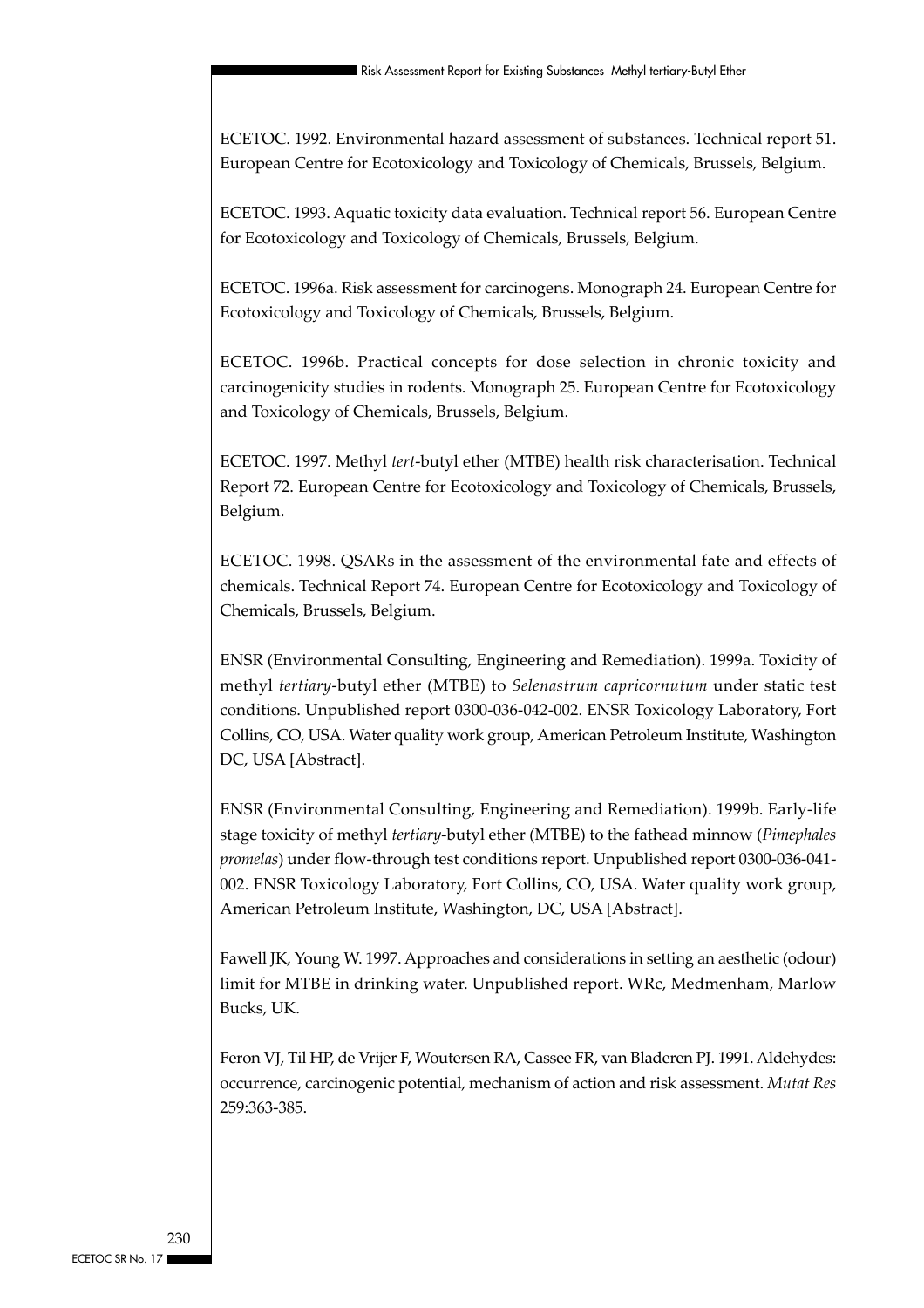ECETOC. 1992. Environmental hazard assessment of substances. Technical report 51. European Centre for Ecotoxicology and Toxicology of Chemicals, Brussels, Belgium.

ECETOC. 1993. Aquatic toxicity data evaluation. Technical report 56. European Centre for Ecotoxicology and Toxicology of Chemicals, Brussels, Belgium.

ECETOC. 1996a. Risk assessment for carcinogens. Monograph 24. European Centre for Ecotoxicology and Toxicology of Chemicals, Brussels, Belgium.

ECETOC. 1996b. Practical concepts for dose selection in chronic toxicity and carcinogenicity studies in rodents. Monograph 25. European Centre for Ecotoxicology and Toxicology of Chemicals, Brussels, Belgium.

ECETOC. 1997. Methyl *tert*-butyl ether (MTBE) health risk characterisation. Technical Report 72. European Centre for Ecotoxicology and Toxicology of Chemicals, Brussels, Belgium.

ECETOC. 1998. QSARs in the assessment of the environmental fate and effects of chemicals. Technical Report 74. European Centre for Ecotoxicology and Toxicology of Chemicals, Brussels, Belgium.

ENSR (Environmental Consulting, Engineering and Remediation). 1999a. Toxicity of methyl *tertiary*-butyl ether (MTBE) to *Selenastrum capricornutum* under static test conditions. Unpublished report 0300-036-042-002. ENSR Toxicology Laboratory, Fort Collins, CO, USA. Water quality work group, American Petroleum Institute, Washington DC, USA [Abstract].

ENSR (Environmental Consulting, Engineering and Remediation). 1999b. Early-life stage toxicity of methyl *tertiary*-butyl ether (MTBE) to the fathead minnow (*Pimephales promelas*) under flow-through test conditions report. Unpublished report 0300-036-041-002. ENSR Toxicology Laboratory, Fort Collins, CO, USA. Water quality work group, American Petroleum Institute, Washington, DC, USA [Abstract].

Fawell JK, Young W. 1997. Approaches and considerations in setting an aesthetic (odour) limit for MTBE in drinking water. Unpublished report. WRc, Medmenham, Marlow Bucks, UK.

Feron VJ, Til HP, de Vrijer F, Woutersen RA, Cassee FR, van Bladeren PJ. 1991. Aldehydes: occurrence, carcinogenic potential, mechanism of action and risk assessment. *Mutat Res* 259:363-385.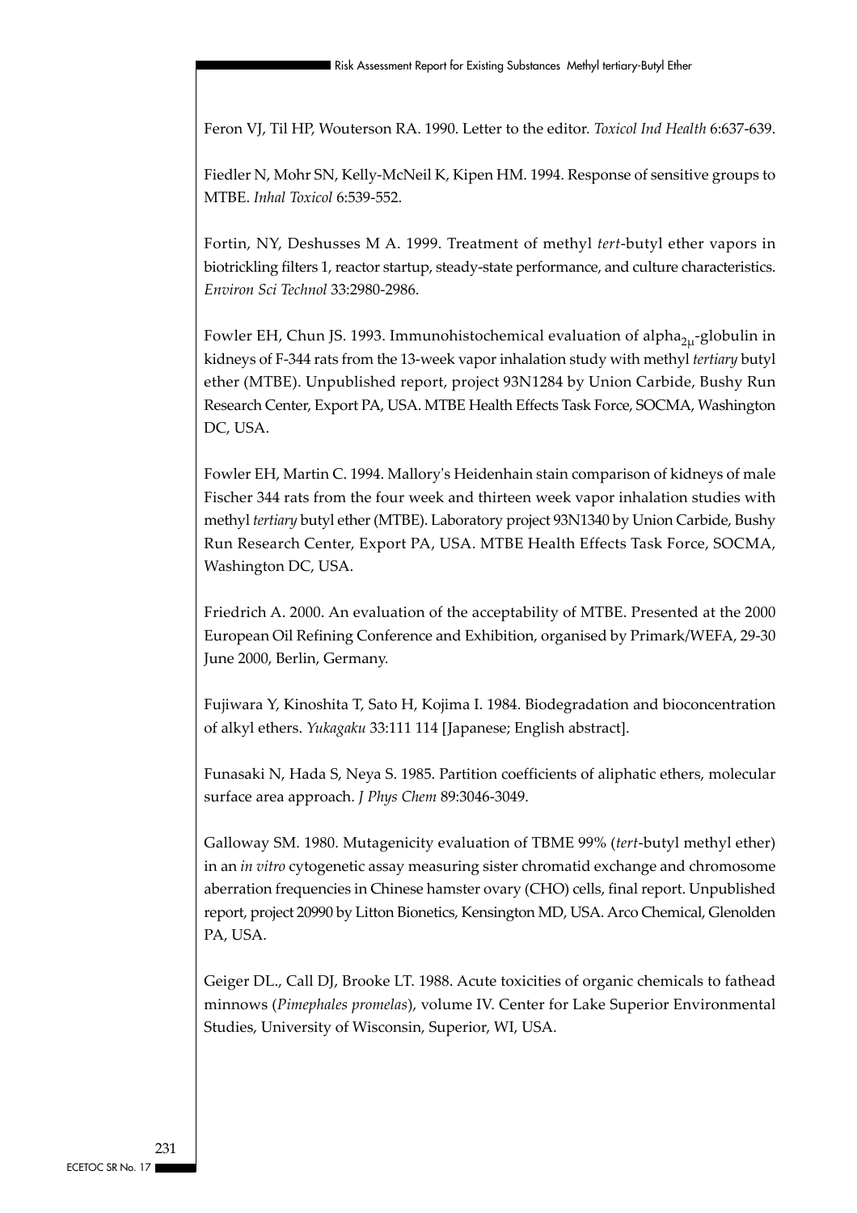Feron VJ, Til HP, Wouterson RA. 1990. Letter to the editor. *Toxicol Ind Health* 6:637-639.

Fiedler N, Mohr SN, Kelly-McNeil K, Kipen HM. 1994. Response of sensitive groups to MTBE. *Inhal Toxicol* 6:539-552.

Fortin, NY, Deshusses M A. 1999. Treatment of methyl *tert*-butyl ether vapors in biotrickling filters 1, reactor startup, steady-state performance, and culture characteristics. *Environ Sci Technol* 33:2980-2986.

Fowler EH, Chun JS. 1993. Immunohistochemical evaluation of alpha$_{2\mu}$-globulin in kidneys of F-344 rats from the 13-week vapor inhalation study with methyl *tertiary* butyl ether (MTBE). Unpublished report, project 93N1284 by Union Carbide, Bushy Run Research Center, Export PA, USA. MTBE Health Effects Task Force, SOCMA, Washington DC, USA.

Fowler EH, Martin C. 1994. Mallory's Heidenhain stain comparison of kidneys of male Fischer 344 rats from the four week and thirteen week vapor inhalation studies with methyl *tertiary* butyl ether (MTBE). Laboratory project 93N1340 by Union Carbide, Bushy Run Research Center, Export PA, USA. MTBE Health Effects Task Force, SOCMA, Washington DC, USA.

Friedrich A. 2000. An evaluation of the acceptability of MTBE. Presented at the 2000 European Oil Refining Conference and Exhibition, organised by Primark/WEFA, 29-30 June 2000, Berlin, Germany.

Fujiwara Y, Kinoshita T, Sato H, Kojima I. 1984. Biodegradation and bioconcentration of alkyl ethers. *Yukagaku* 33:111 114 [Japanese; English abstract].

Funasaki N, Hada S, Neya S. 1985. Partition coefficients of aliphatic ethers, molecular surface area approach. *J Phys Chem* 89:3046-3049.

Galloway SM. 1980. Mutagenicity evaluation of TBME 99% (*tert*-butyl methyl ether) in an *in vitro* cytogenetic assay measuring sister chromatid exchange and chromosome aberration frequencies in Chinese hamster ovary (CHO) cells, final report. Unpublished report, project 20990 by Litton Bionetics, Kensington MD, USA. Arco Chemical, Glenolden PA, USA.

Geiger DL., Call DJ, Brooke LT. 1988. Acute toxicities of organic chemicals to fathead minnows (*Pimephales promelas*), volume IV. Center for Lake Superior Environmental Studies, University of Wisconsin, Superior, WI, USA.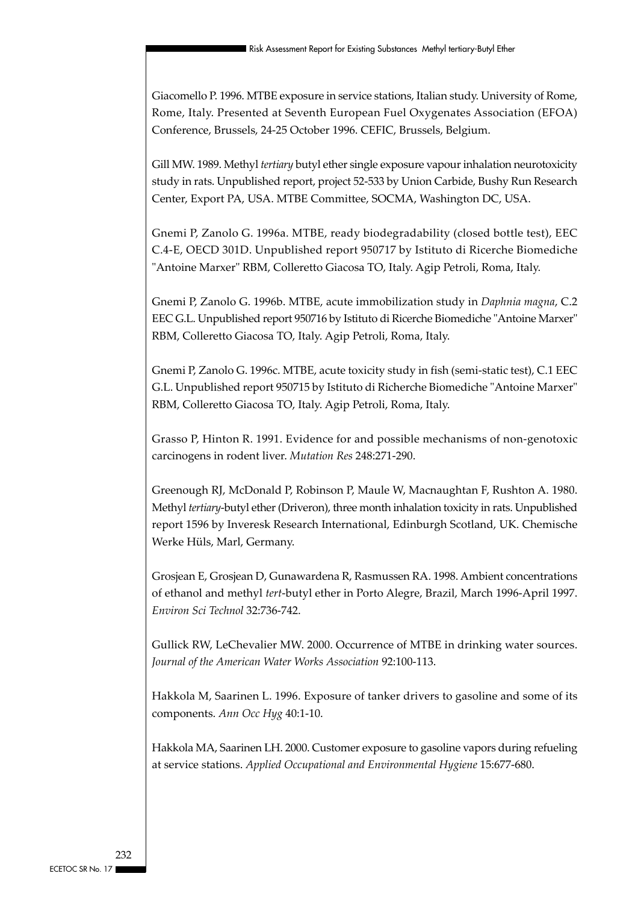Giacomello P. 1996. MTBE exposure in service stations, Italian study. University of Rome, Rome, Italy. Presented at Seventh European Fuel Oxygenates Association (EFOA) Conference, Brussels, 24-25 October 1996. CEFIC, Brussels, Belgium.

Gill MW. 1989. Methyl *tertiary* butyl ether single exposure vapour inhalation neurotoxicity study in rats. Unpublished report, project 52-533 by Union Carbide, Bushy Run Research Center, Export PA, USA. MTBE Committee, SOCMA, Washington DC, USA.

Gnemi P, Zanolo G. 1996a. MTBE, ready biodegradability (closed bottle test), EEC C.4-E, OECD 301D. Unpublished report 950717 by Istituto di Ricerche Biomediche "Antoine Marxer" RBM, Colleretto Giacosa TO, Italy. Agip Petroli, Roma, Italy.

Gnemi P, Zanolo G. 1996b. MTBE, acute immobilization study in *Daphnia magna*, C.2 EEC G.L. Unpublished report 950716 by Istituto di Ricerche Biomediche "Antoine Marxer" RBM, Colleretto Giacosa TO, Italy. Agip Petroli, Roma, Italy.

Gnemi P, Zanolo G. 1996c. MTBE, acute toxicity study in fish (semi-static test), C.1 EEC G.L. Unpublished report 950715 by Istituto di Richerche Biomediche "Antoine Marxer" RBM, Colleretto Giacosa TO, Italy. Agip Petroli, Roma, Italy.

Grasso P, Hinton R. 1991. Evidence for and possible mechanisms of non-genotoxic carcinogens in rodent liver. *Mutation Res* 248:271-290.

Greenough RJ, McDonald P, Robinson P, Maule W, Macnaughtan F, Rushton A. 1980. Methyl *tertiary*-butyl ether (Driveron), three month inhalation toxicity in rats. Unpublished report 1596 by Inveresk Research International, Edinburgh Scotland, UK. Chemische Werke Hüls, Marl, Germany.

Grosjean E, Grosjean D, Gunawardena R, Rasmussen RA. 1998. Ambient concentrations of ethanol and methyl *tert*-butyl ether in Porto Alegre, Brazil, March 1996-April 1997. *Environ Sci Technol* 32:736-742.

Gullick RW, LeChevalier MW. 2000. Occurrence of MTBE in drinking water sources. *Journal of the American Water Works Association* 92:100-113.

Hakkola M, Saarinen L. 1996. Exposure of tanker drivers to gasoline and some of its components. *Ann Occ Hyg* 40:1-10.

Hakkola MA, Saarinen LH. 2000. Customer exposure to gasoline vapors during refueling at service stations. *Applied Occupational and Environmental Hygiene* 15:677-680.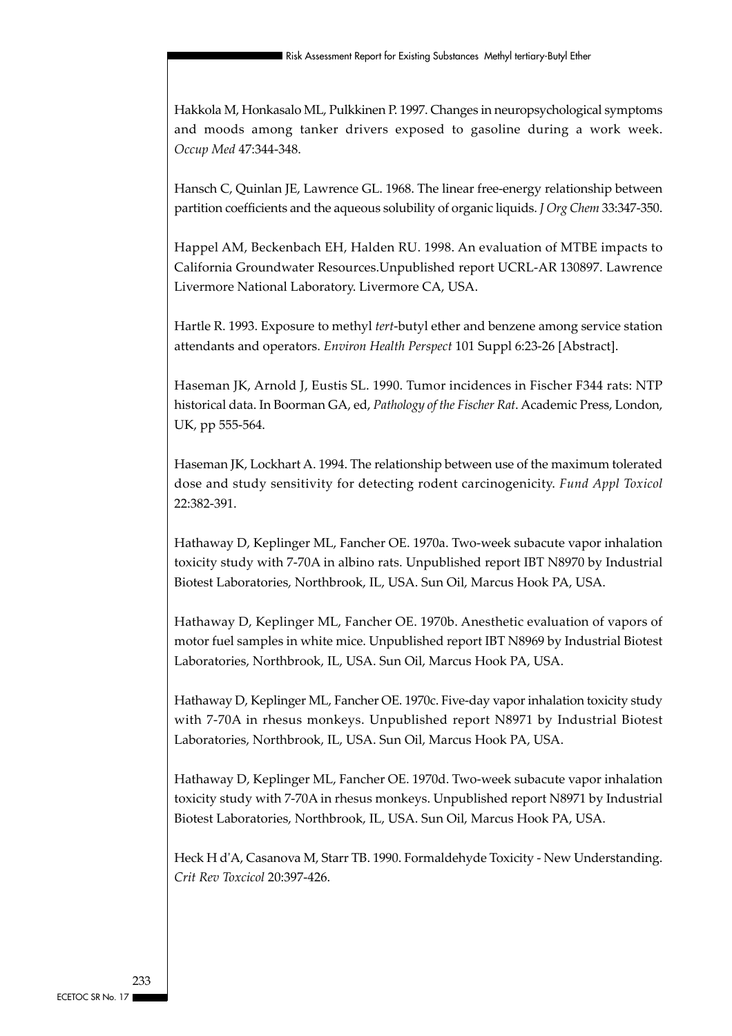Hakkola M, Honkasalo ML, Pulkkinen P. 1997. Changes in neuropsychological symptoms and moods among tanker drivers exposed to gasoline during a work week. *Occup Med* 47:344-348.

Hansch C, Quinlan JE, Lawrence GL. 1968. The linear free-energy relationship between partition coefficients and the aqueous solubility of organic liquids. *J Org Chem* 33:347-350.

Happel AM, Beckenbach EH, Halden RU. 1998. An evaluation of MTBE impacts to California Groundwater Resources.Unpublished report UCRL-AR 130897. Lawrence Livermore National Laboratory. Livermore CA, USA.

Hartle R. 1993. Exposure to methyl *tert*-butyl ether and benzene among service station attendants and operators. *Environ Health Perspect* 101 Suppl 6:23-26 [Abstract].

Haseman JK, Arnold J, Eustis SL. 1990. Tumor incidences in Fischer F344 rats: NTP historical data. In Boorman GA, ed, *Pathology of the Fischer Rat*. Academic Press, London, UK, pp 555-564.

Haseman JK, Lockhart A. 1994. The relationship between use of the maximum tolerated dose and study sensitivity for detecting rodent carcinogenicity. *Fund Appl Toxicol* 22:382-391.

Hathaway D, Keplinger ML, Fancher OE. 1970a. Two-week subacute vapor inhalation toxicity study with 7-70A in albino rats. Unpublished report IBT N8970 by Industrial Biotest Laboratories, Northbrook, IL, USA. Sun Oil, Marcus Hook PA, USA.

Hathaway D, Keplinger ML, Fancher OE. 1970b. Anesthetic evaluation of vapors of motor fuel samples in white mice. Unpublished report IBT N8969 by Industrial Biotest Laboratories, Northbrook, IL, USA. Sun Oil, Marcus Hook PA, USA.

Hathaway D, Keplinger ML, Fancher OE. 1970c. Five-day vapor inhalation toxicity study with 7-70A in rhesus monkeys. Unpublished report N8971 by Industrial Biotest Laboratories, Northbrook, IL, USA. Sun Oil, Marcus Hook PA, USA.

Hathaway D, Keplinger ML, Fancher OE. 1970d. Two-week subacute vapor inhalation toxicity study with 7-70A in rhesus monkeys. Unpublished report N8971 by Industrial Biotest Laboratories, Northbrook, IL, USA. Sun Oil, Marcus Hook PA, USA.

Heck H d'A, Casanova M, Starr TB. 1990. Formaldehyde Toxicity - New Understanding. *Crit Rev Toxcicol* 20:397-426.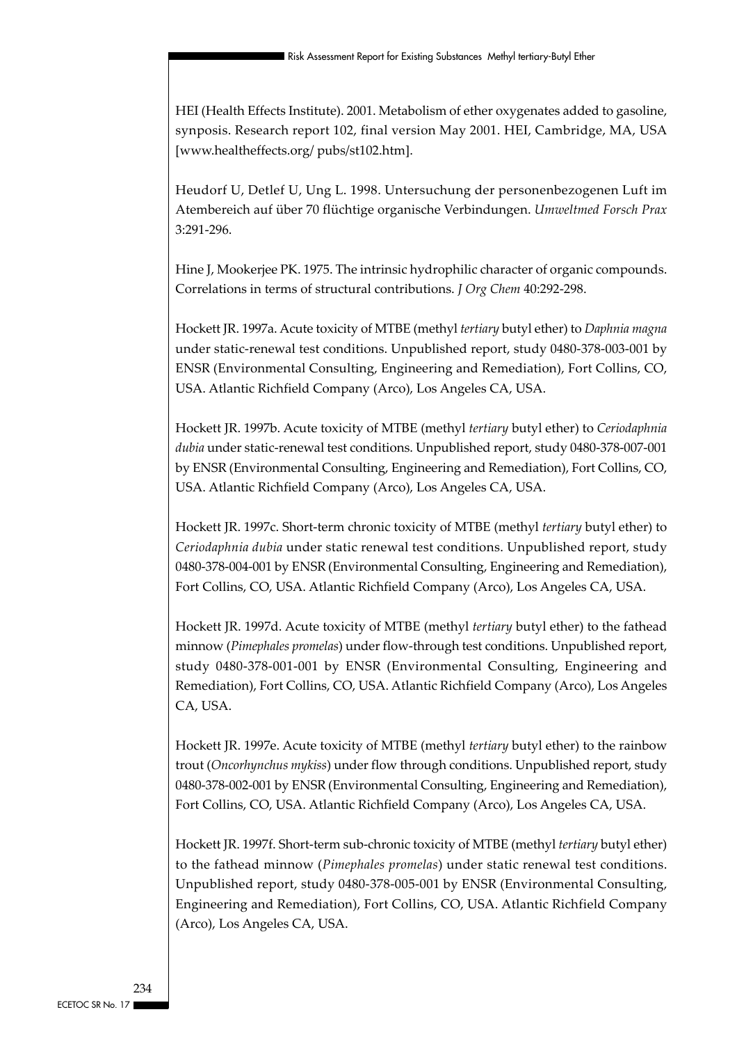HEI (Health Effects Institute). 2001. Metabolism of ether oxygenates added to gasoline, synposis. Research report 102, final version May 2001. HEI, Cambridge, MA, USA [www.healtheffects.org/ pubs/st102.htm].

Heudorf U, Detlef U, Ung L. 1998. Untersuchung der personenbezogenen Luft im Atembereich auf über 70 flüchtige organische Verbindungen. *Umweltmed Forsch Prax* 3:291-296.

Hine J, Mookerjee PK. 1975. The intrinsic hydrophilic character of organic compounds. Correlations in terms of structural contributions. *J Org Chem* 40:292-298.

Hockett JR. 1997a. Acute toxicity of MTBE (methyl *tertiary* butyl ether) to *Daphnia magna* under static-renewal test conditions. Unpublished report, study 0480-378-003-001 by ENSR (Environmental Consulting, Engineering and Remediation), Fort Collins, CO, USA. Atlantic Richfield Company (Arco), Los Angeles CA, USA.

Hockett JR. 1997b. Acute toxicity of MTBE (methyl *tertiary* butyl ether) to *Ceriodaphnia dubia* under static-renewal test conditions. Unpublished report, study 0480-378-007-001 by ENSR (Environmental Consulting, Engineering and Remediation), Fort Collins, CO, USA. Atlantic Richfield Company (Arco), Los Angeles CA, USA.

Hockett JR. 1997c. Short-term chronic toxicity of MTBE (methyl *tertiary* butyl ether) to *Ceriodaphnia dubia* under static renewal test conditions. Unpublished report, study 0480-378-004-001 by ENSR (Environmental Consulting, Engineering and Remediation), Fort Collins, CO, USA. Atlantic Richfield Company (Arco), Los Angeles CA, USA.

Hockett JR. 1997d. Acute toxicity of MTBE (methyl *tertiary* butyl ether) to the fathead minnow (*Pimephales promelas*) under flow-through test conditions. Unpublished report, study 0480-378-001-001 by ENSR (Environmental Consulting, Engineering and Remediation), Fort Collins, CO, USA. Atlantic Richfield Company (Arco), Los Angeles CA, USA.

Hockett JR. 1997e. Acute toxicity of MTBE (methyl *tertiary* butyl ether) to the rainbow trout (*Oncorhynchus mykiss*) under flow through conditions. Unpublished report, study 0480-378-002-001 by ENSR (Environmental Consulting, Engineering and Remediation), Fort Collins, CO, USA. Atlantic Richfield Company (Arco), Los Angeles CA, USA.

Hockett JR. 1997f. Short-term sub-chronic toxicity of MTBE (methyl *tertiary* butyl ether) to the fathead minnow (*Pimephales promelas*) under static renewal test conditions. Unpublished report, study 0480-378-005-001 by ENSR (Environmental Consulting, Engineering and Remediation), Fort Collins, CO, USA. Atlantic Richfield Company (Arco), Los Angeles CA, USA.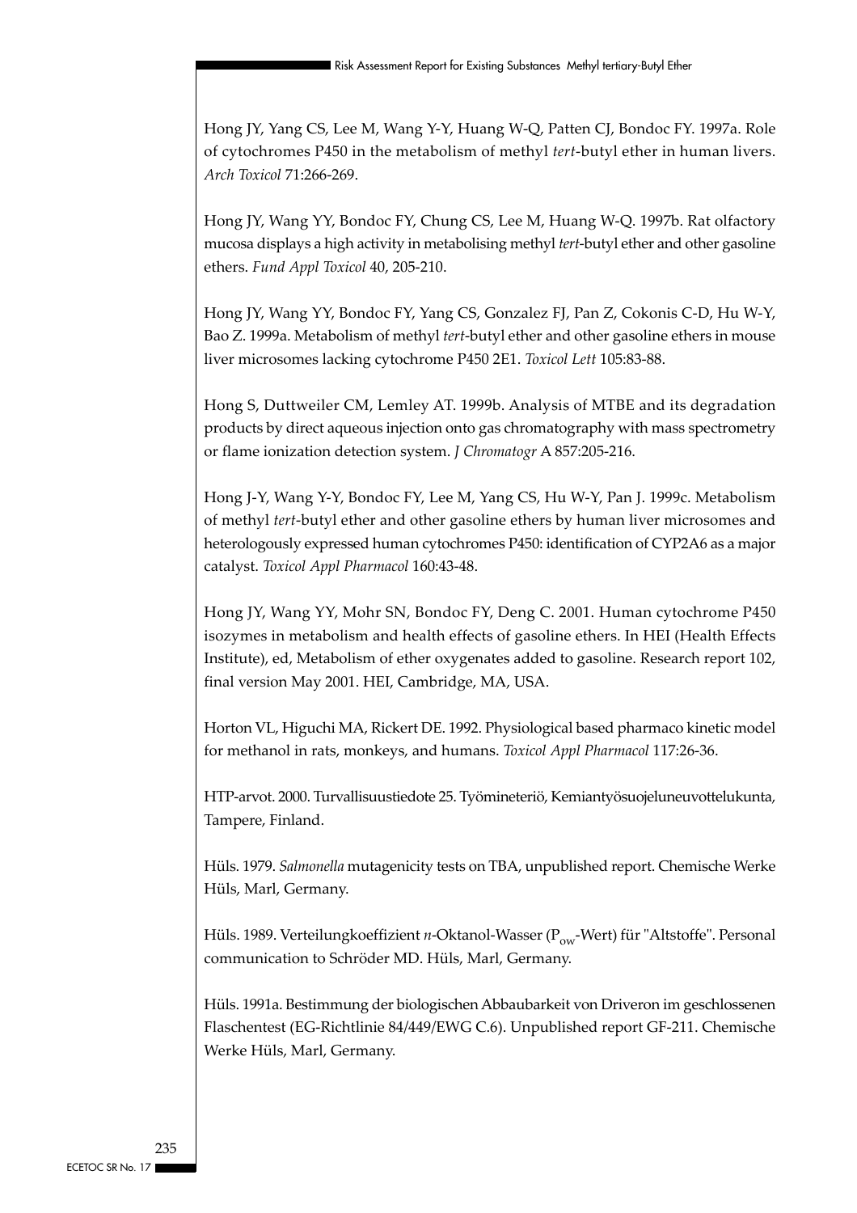Hong JY, Yang CS, Lee M, Wang Y-Y, Huang W-Q, Patten CJ, Bondoc FY. 1997a. Role of cytochromes P450 in the metabolism of methyl *tert*-butyl ether in human livers. *Arch Toxicol* 71:266-269.

Hong JY, Wang YY, Bondoc FY, Chung CS, Lee M, Huang W-Q. 1997b. Rat olfactory mucosa displays a high activity in metabolising methyl *tert*-butyl ether and other gasoline ethers. *Fund Appl Toxicol* 40, 205-210.

Hong JY, Wang YY, Bondoc FY, Yang CS, Gonzalez FJ, Pan Z, Cokonis C-D, Hu W-Y, Bao Z. 1999a. Metabolism of methyl *tert*-butyl ether and other gasoline ethers in mouse liver microsomes lacking cytochrome P450 2E1. *Toxicol Lett* 105:83-88.

Hong S, Duttweiler CM, Lemley AT. 1999b. Analysis of MTBE and its degradation products by direct aqueous injection onto gas chromatography with mass spectrometry or flame ionization detection system. *J Chromatogr* A 857:205-216.

Hong J-Y, Wang Y-Y, Bondoc FY, Lee M, Yang CS, Hu W-Y, Pan J. 1999c. Metabolism of methyl *tert*-butyl ether and other gasoline ethers by human liver microsomes and heterologously expressed human cytochromes P450: identification of CYP2A6 as a major catalyst. *Toxicol Appl Pharmacol* 160:43-48.

Hong JY, Wang YY, Mohr SN, Bondoc FY, Deng C. 2001. Human cytochrome P450 isozymes in metabolism and health effects of gasoline ethers. In HEI (Health Effects Institute), ed, Metabolism of ether oxygenates added to gasoline. Research report 102, final version May 2001. HEI, Cambridge, MA, USA.

Horton VL, Higuchi MA, Rickert DE. 1992. Physiological based pharmaco kinetic model for methanol in rats, monkeys, and humans. *Toxicol Appl Pharmacol* 117:26-36.

HTP-arvot. 2000. Turvallisuustiedote 25. Työmineteriö, Kemiantyösuojeluneuvottelukunta, Tampere, Finland.

Hüls. 1979. *Salmonella* mutagenicity tests on TBA, unpublished report. Chemische Werke Hüls, Marl, Germany.

Hüls. 1989. Verteilungkoeffizient *n*-Oktanol-Wasser ($P_{ow}$-Wert) für "Altstoffe". Personal communication to Schröder MD. Hüls, Marl, Germany.

Hüls. 1991a. Bestimmung der biologischen Abbaubarkeit von Driveron im geschlossenen Flaschentest (EG-Richtlinie 84/449/EWG C.6). Unpublished report GF-211. Chemische Werke Hüls, Marl, Germany.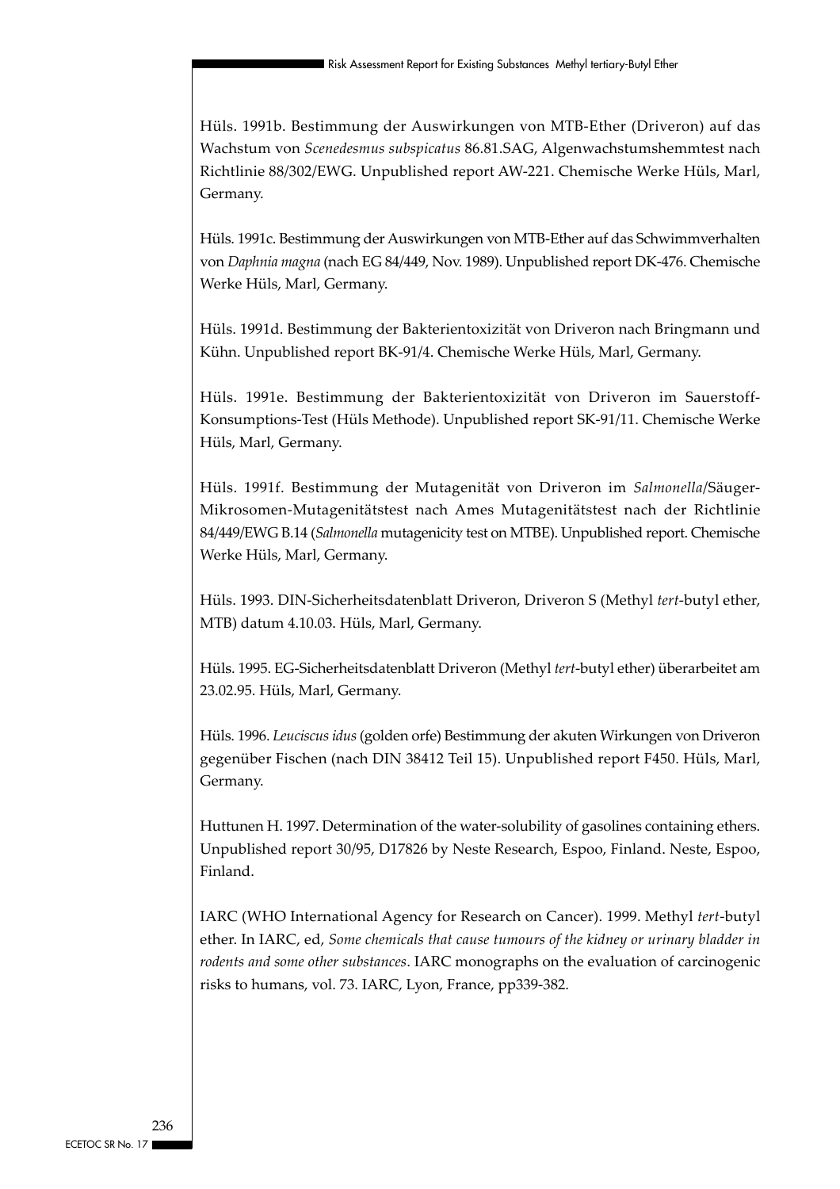Hüls. 1991b. Bestimmung der Auswirkungen von MTB-Ether (Driveron) auf das Wachstum von *Scenedesmus subspicatus* 86.81.SAG, Algenwachstumshemmtest nach Richtlinie 88/302/EWG. Unpublished report AW-221. Chemische Werke Hüls, Marl, Germany.

Hüls. 1991c. Bestimmung der Auswirkungen von MTB-Ether auf das Schwimmverhalten von *Daphnia magna* (nach EG 84/449, Nov. 1989). Unpublished report DK-476. Chemische Werke Hüls, Marl, Germany.

Hüls. 1991d. Bestimmung der Bakterientoxizität von Driveron nach Bringmann und Kühn. Unpublished report BK-91/4. Chemische Werke Hüls, Marl, Germany.

Hüls. 1991e. Bestimmung der Bakterientoxizität von Driveron im Sauerstoff-Konsumptions-Test (Hüls Methode). Unpublished report SK-91/11. Chemische Werke Hüls, Marl, Germany.

Hüls. 1991f. Bestimmung der Mutagenität von Driveron im *Salmonella*/Säuger-Mikrosomen-Mutagenitätstest nach Ames Mutagenitätstest nach der Richtlinie 84/449/EWG B.14 (*Salmonella* mutagenicity test on MTBE). Unpublished report. Chemische Werke Hüls, Marl, Germany.

Hüls. 1993. DIN-Sicherheitsdatenblatt Driveron, Driveron S (Methyl *tert*-butyl ether, MTB) datum 4.10.03. Hüls, Marl, Germany.

Hüls. 1995. EG-Sicherheitsdatenblatt Driveron (Methyl *tert*-butyl ether) überarbeitet am 23.02.95. Hüls, Marl, Germany.

Hüls. 1996. *Leuciscus idus* (golden orfe) Bestimmung der akuten Wirkungen von Driveron gegenüber Fischen (nach DIN 38412 Teil 15). Unpublished report F450. Hüls, Marl, Germany.

Huttunen H. 1997. Determination of the water-solubility of gasolines containing ethers. Unpublished report 30/95, D17826 by Neste Research, Espoo, Finland. Neste, Espoo, Finland.

IARC (WHO International Agency for Research on Cancer). 1999. Methyl *tert*-butyl ether. In IARC, ed, *Some chemicals that cause tumours of the kidney or urinary bladder in rodents and some other substances*. IARC monographs on the evaluation of carcinogenic risks to humans, vol. 73. IARC, Lyon, France, pp339-382.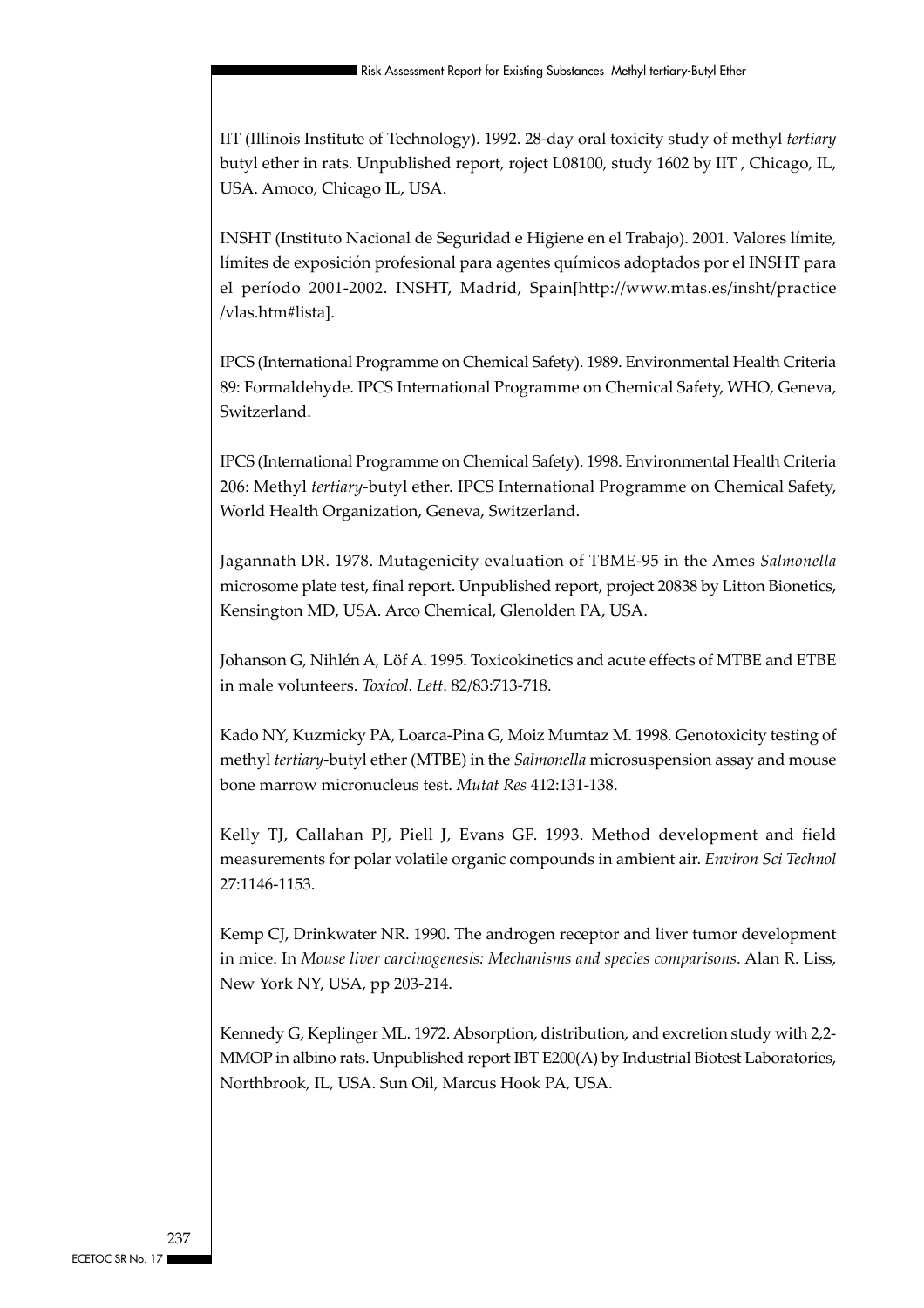IIT (Illinois Institute of Technology). 1992. 28-day oral toxicity study of methyl *tertiary* butyl ether in rats. Unpublished report, roject L08100, study 1602 by IIT , Chicago, IL, USA. Amoco, Chicago IL, USA.

INSHT (Instituto Nacional de Seguridad e Higiene en el Trabajo). 2001. Valores límite, límites de exposición profesional para agentes químicos adoptados por el INSHT para el período 2001-2002. INSHT, Madrid, Spain[http://www.mtas.es/insht/practice /vlas.htm#lista].

IPCS (International Programme on Chemical Safety). 1989. Environmental Health Criteria 89: Formaldehyde. IPCS International Programme on Chemical Safety, WHO, Geneva, Switzerland.

IPCS (International Programme on Chemical Safety). 1998. Environmental Health Criteria 206: Methyl *tertiary*-butyl ether. IPCS International Programme on Chemical Safety, World Health Organization, Geneva, Switzerland.

Jagannath DR. 1978. Mutagenicity evaluation of TBME-95 in the Ames *Salmonella* microsome plate test, final report. Unpublished report, project 20838 by Litton Bionetics, Kensington MD, USA. Arco Chemical, Glenolden PA, USA.

Johanson G, Nihlén A, Löf A. 1995. Toxicokinetics and acute effects of MTBE and ETBE in male volunteers. *Toxicol. Lett*. 82/83:713-718.

Kado NY, Kuzmicky PA, Loarca-Pina G, Moiz Mumtaz M. 1998. Genotoxicity testing of methyl *tertiary*-butyl ether (MTBE) in the *Salmonella* microsuspension assay and mouse bone marrow micronucleus test. *Mutat Res* 412:131-138.

Kelly TJ, Callahan PJ, Piell J, Evans GF. 1993. Method development and field measurements for polar volatile organic compounds in ambient air. *Environ Sci Technol* 27:1146-1153.

Kemp CJ, Drinkwater NR. 1990. The androgen receptor and liver tumor development in mice. In *Mouse liver carcinogenesis: Mechanisms and species comparisons*. Alan R. Liss, New York NY, USA, pp 203-214.

Kennedy G, Keplinger ML. 1972. Absorption, distribution, and excretion study with 2,2-MMOP in albino rats. Unpublished report IBT E200(A) by Industrial Biotest Laboratories, Northbrook, IL, USA. Sun Oil, Marcus Hook PA, USA.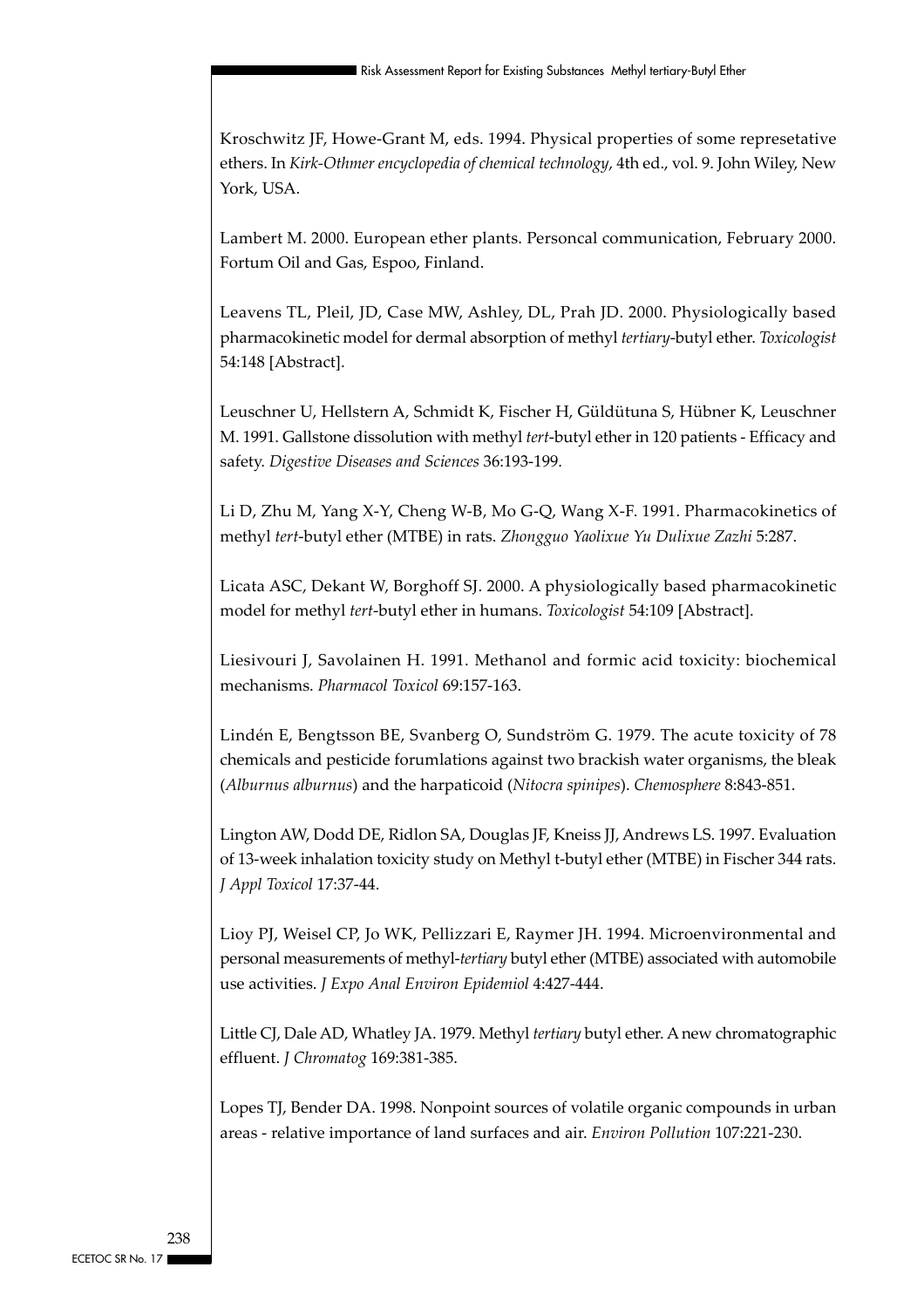Kroschwitz JF, Howe-Grant M, eds. 1994. Physical properties of some represetative ethers. In *Kirk-Othmer encyclopedia of chemical technology*, 4th ed., vol. 9. John Wiley, New York, USA.

Lambert M. 2000. European ether plants. Personcal communication, February 2000. Fortum Oil and Gas, Espoo, Finland.

Leavens TL, Pleil, JD, Case MW, Ashley, DL, Prah JD. 2000. Physiologically based pharmacokinetic model for dermal absorption of methyl *tertiary*-butyl ether. *Toxicologist* 54:148 [Abstract].

Leuschner U, Hellstern A, Schmidt K, Fischer H, Güldütuna S, Hübner K, Leuschner M. 1991. Gallstone dissolution with methyl *tert*-butyl ether in 120 patients - Efficacy and safety. *Digestive Diseases and Sciences* 36:193-199.

Li D, Zhu M, Yang X-Y, Cheng W-B, Mo G-Q, Wang X-F. 1991. Pharmacokinetics of methyl *tert*-butyl ether (MTBE) in rats. *Zhongguo Yaolixue Yu Dulixue Zazhi* 5:287.

Licata ASC, Dekant W, Borghoff SJ. 2000. A physiologically based pharmacokinetic model for methyl *tert*-butyl ether in humans. *Toxicologist* 54:109 [Abstract].

Liesivouri J, Savolainen H. 1991. Methanol and formic acid toxicity: biochemical mechanisms. *Pharmacol Toxicol* 69:157-163.

Lindén E, Bengtsson BE, Svanberg O, Sundström G. 1979. The acute toxicity of 78 chemicals and pesticide forumlations against two brackish water organisms, the bleak (*Alburnus alburnus*) and the harpaticoid (*Nitocra spinipes*). *Chemosphere* 8:843-851.

Lington AW, Dodd DE, Ridlon SA, Douglas JF, Kneiss JJ, Andrews LS. 1997. Evaluation of 13-week inhalation toxicity study on Methyl t-butyl ether (MTBE) in Fischer 344 rats. *J Appl Toxicol* 17:37-44.

Lioy PJ, Weisel CP, Jo WK, Pellizzari E, Raymer JH. 1994. Microenvironmental and personal measurements of methyl-*tertiary* butyl ether (MTBE) associated with automobile use activities. *J Expo Anal Environ Epidemiol* 4:427-444.

Little CJ, Dale AD, Whatley JA. 1979. Methyl *tertiary* butyl ether. A new chromatographic effluent. *J Chromatog* 169:381-385.

Lopes TJ, Bender DA. 1998. Nonpoint sources of volatile organic compounds in urban areas - relative importance of land surfaces and air. *Environ Pollution* 107:221-230.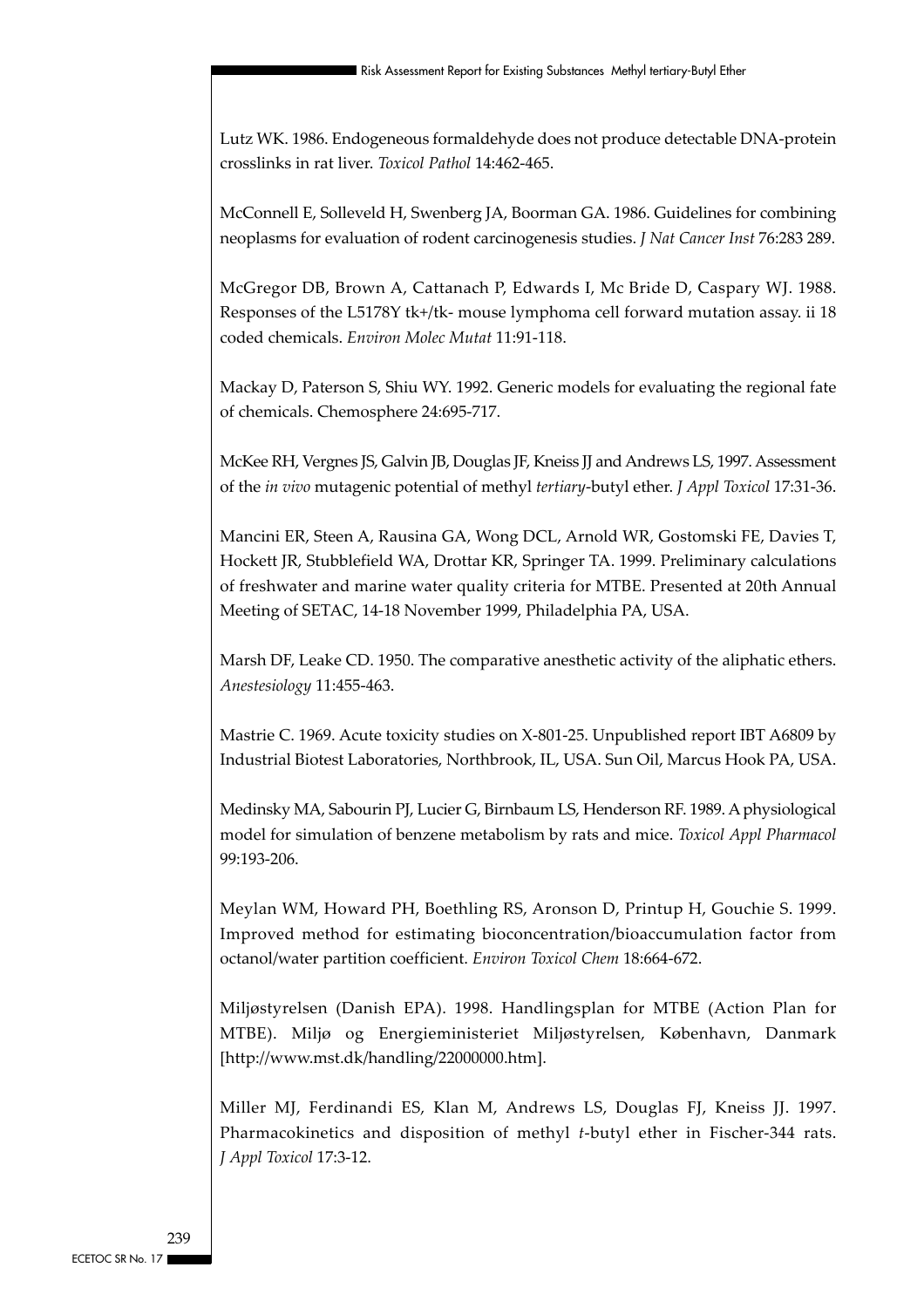Lutz WK. 1986. Endogeneous formaldehyde does not produce detectable DNA-protein crosslinks in rat liver. *Toxicol Pathol* 14:462-465.

McConnell E, Solleveld H, Swenberg JA, Boorman GA. 1986. Guidelines for combining neoplasms for evaluation of rodent carcinogenesis studies. *J Nat Cancer Inst* 76:283 289.

McGregor DB, Brown A, Cattanach P, Edwards I, Mc Bride D, Caspary WJ. 1988. Responses of the L5178Y tk+/tk- mouse lymphoma cell forward mutation assay. ii 18 coded chemicals. *Environ Molec Mutat* 11:91-118.

Mackay D, Paterson S, Shiu WY. 1992. Generic models for evaluating the regional fate of chemicals. Chemosphere 24:695-717.

McKee RH, Vergnes JS, Galvin JB, Douglas JF, Kneiss JJ and Andrews LS, 1997. Assessment of the *in vivo* mutagenic potential of methyl *tertiary*-butyl ether. *J Appl Toxicol* 17:31-36.

Mancini ER, Steen A, Rausina GA, Wong DCL, Arnold WR, Gostomski FE, Davies T, Hockett JR, Stubblefield WA, Drottar KR, Springer TA. 1999. Preliminary calculations of freshwater and marine water quality criteria for MTBE. Presented at 20th Annual Meeting of SETAC, 14-18 November 1999, Philadelphia PA, USA.

Marsh DF, Leake CD. 1950. The comparative anesthetic activity of the aliphatic ethers. *Anestesiology* 11:455-463.

Mastrie C. 1969. Acute toxicity studies on X-801-25. Unpublished report IBT A6809 by Industrial Biotest Laboratories, Northbrook, IL, USA. Sun Oil, Marcus Hook PA, USA.

Medinsky MA, Sabourin PJ, Lucier G, Birnbaum LS, Henderson RF. 1989. A physiological model for simulation of benzene metabolism by rats and mice. *Toxicol Appl Pharmacol* 99:193-206.

Meylan WM, Howard PH, Boethling RS, Aronson D, Printup H, Gouchie S. 1999. Improved method for estimating bioconcentration/bioaccumulation factor from octanol/water partition coefficient. *Environ Toxicol Chem* 18:664-672.

Miljøstyrelsen (Danish EPA). 1998. Handlingsplan for MTBE (Action Plan for MTBE). Miljø og Energieministeriet Miljøstyrelsen, København, Danmark [http://www.mst.dk/handling/22000000.htm].

Miller MJ, Ferdinandi ES, Klan M, Andrews LS, Douglas FJ, Kneiss JJ. 1997. Pharmacokinetics and disposition of methyl *t*-butyl ether in Fischer-344 rats. *J Appl Toxicol* 17:3-12.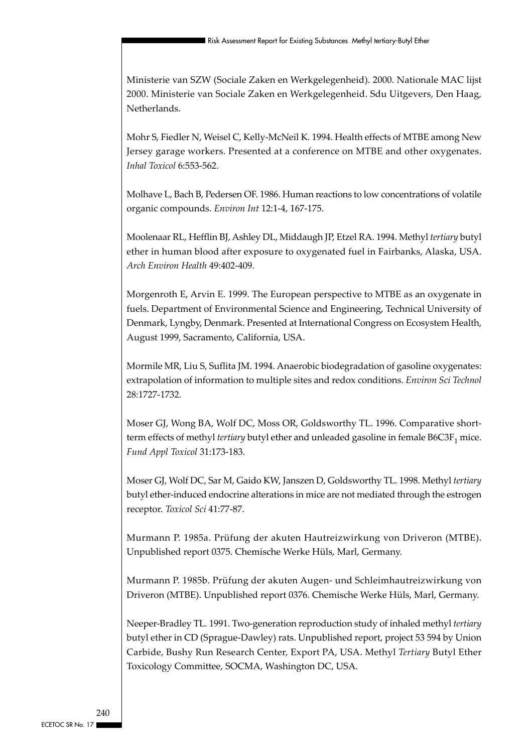Ministerie van SZW (Sociale Zaken en Werkgelegenheid). 2000. Nationale MAC lijst 2000. Ministerie van Sociale Zaken en Werkgelegenheid. Sdu Uitgevers, Den Haag, Netherlands.

Mohr S, Fiedler N, Weisel C, Kelly-McNeil K. 1994. Health effects of MTBE among New Jersey garage workers. Presented at a conference on MTBE and other oxygenates. *Inhal Toxicol* 6:553-562.

Molhave L, Bach B, Pedersen OF. 1986. Human reactions to low concentrations of volatile organic compounds. *Environ Int* 12:1-4, 167-175.

Moolenaar RL, Hefflin BJ, Ashley DL, Middaugh JP, Etzel RA. 1994. Methyl *tertiary* butyl ether in human blood after exposure to oxygenated fuel in Fairbanks, Alaska, USA. *Arch Environ Health* 49:402-409.

Morgenroth E, Arvin E. 1999. The European perspective to MTBE as an oxygenate in fuels. Department of Environmental Science and Engineering, Technical University of Denmark, Lyngby, Denmark. Presented at International Congress on Ecosystem Health, August 1999, Sacramento, California, USA.

Mormile MR, Liu S, Suflita JM. 1994. Anaerobic biodegradation of gasoline oxygenates: extrapolation of information to multiple sites and redox conditions. *Environ Sci Technol* 28:1727-1732.

Moser GJ, Wong BA, Wolf DC, Moss OR, Goldsworthy TL. 1996. Comparative short-term effects of methyl *tertiary* butyl ether and unleaded gasoline in female $B6C3F_1$ mice. *Fund Appl Toxicol* 31:173-183.

Moser GJ, Wolf DC, Sar M, Gaido KW, Janszen D, Goldsworthy TL. 1998. Methyl *tertiary* butyl ether-induced endocrine alterations in mice are not mediated through the estrogen receptor. *Toxicol Sci* 41:77-87.

Murmann P. 1985a. Prüfung der akuten Hautreizwirkung von Driveron (MTBE). Unpublished report 0375. Chemische Werke Hüls, Marl, Germany.

Murmann P. 1985b. Prüfung der akuten Augen- und Schleimhautreizwirkung von Driveron (MTBE). Unpublished report 0376. Chemische Werke Hüls, Marl, Germany.

Neeper-Bradley TL. 1991. Two-generation reproduction study of inhaled methyl *tertiary* butyl ether in CD (Sprague-Dawley) rats. Unpublished report, project 53 594 by Union Carbide, Bushy Run Research Center, Export PA, USA. Methyl *Tertiary* Butyl Ether Toxicology Committee, SOCMA, Washington DC, USA.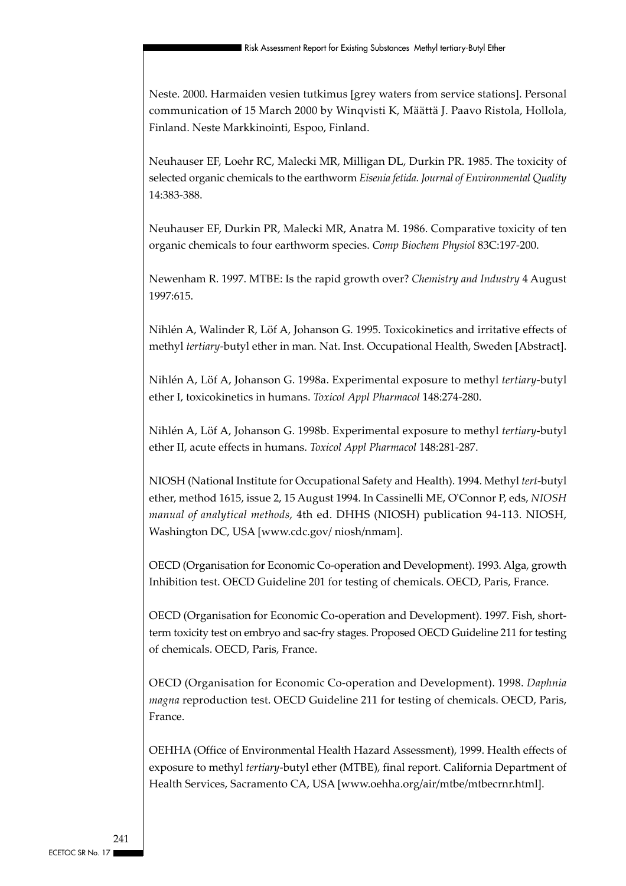Neste. 2000. Harmaiden vesien tutkimus [grey waters from service stations]. Personal communication of 15 March 2000 by Winqvisti K, Määttä J. Paavo Ristola, Hollola, Finland. Neste Markkinointi, Espoo, Finland.

Neuhauser EF, Loehr RC, Malecki MR, Milligan DL, Durkin PR. 1985. The toxicity of selected organic chemicals to the earthworm *Eisenia fetida. Journal of Environmental Quality* 14:383-388.

Neuhauser EF, Durkin PR, Malecki MR, Anatra M. 1986. Comparative toxicity of ten organic chemicals to four earthworm species. *Comp Biochem Physiol* 83C:197-200.

Newenham R. 1997. MTBE: Is the rapid growth over? *Chemistry and Industry* 4 August 1997:615.

Nihlén A, Walinder R, Löf A, Johanson G. 1995. Toxicokinetics and irritative effects of methyl *tertiary*-butyl ether in man. Nat. Inst. Occupational Health, Sweden [Abstract].

Nihlén A, Löf A, Johanson G. 1998a. Experimental exposure to methyl *tertiary*-butyl ether I, toxicokinetics in humans. *Toxicol Appl Pharmacol* 148:274-280.

Nihlén A, Löf A, Johanson G. 1998b. Experimental exposure to methyl *tertiary*-butyl ether II, acute effects in humans. *Toxicol Appl Pharmacol* 148:281-287.

NIOSH (National Institute for Occupational Safety and Health). 1994. Methyl *tert*-butyl ether, method 1615, issue 2, 15 August 1994. In Cassinelli ME, O'Connor P, eds, *NIOSH manual of analytical methods*, 4th ed. DHHS (NIOSH) publication 94-113. NIOSH, Washington DC, USA [www.cdc.gov/ niosh/nmam].

OECD (Organisation for Economic Co-operation and Development). 1993. Alga, growth Inhibition test. OECD Guideline 201 for testing of chemicals. OECD, Paris, France.

OECD (Organisation for Economic Co-operation and Development). 1997. Fish, short-term toxicity test on embryo and sac-fry stages. Proposed OECD Guideline 211 for testing of chemicals. OECD, Paris, France.

OECD (Organisation for Economic Co-operation and Development). 1998. *Daphnia magna* reproduction test. OECD Guideline 211 for testing of chemicals. OECD, Paris, France.

OEHHA (Office of Environmental Health Hazard Assessment), 1999. Health effects of exposure to methyl *tertiary*-butyl ether (MTBE), final report. California Department of Health Services, Sacramento CA, USA [www.oehha.org/air/mtbe/mtbecrnr.html].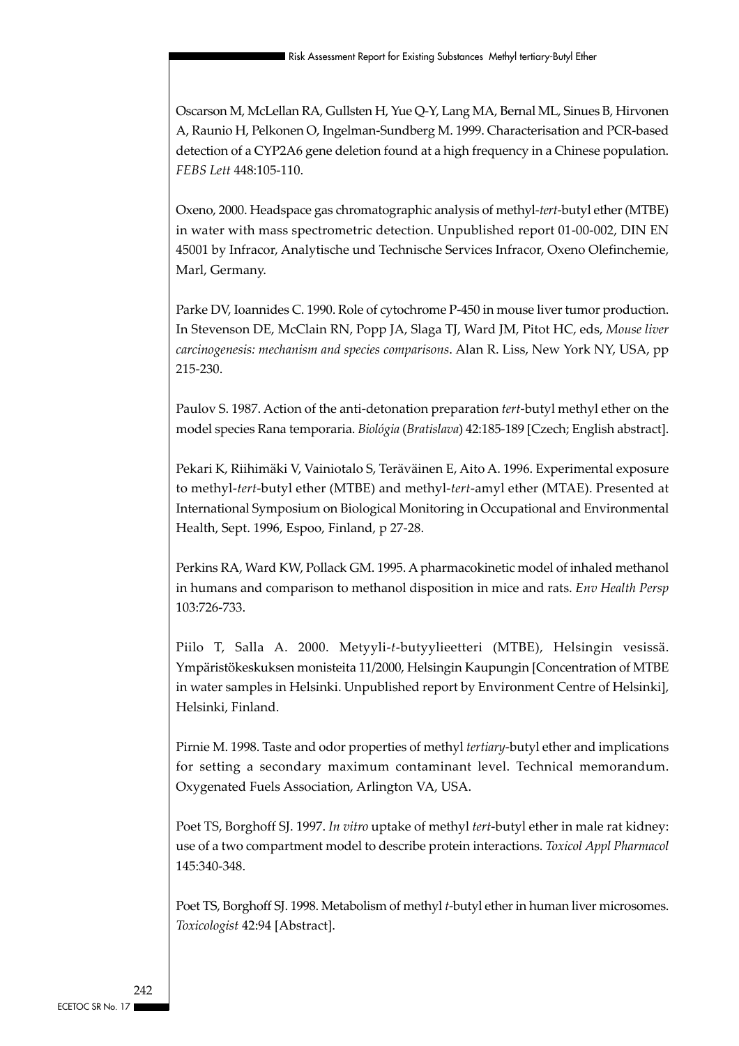Oscarson M, McLellan RA, Gullsten H, Yue Q-Y, Lang MA, Bernal ML, Sinues B, Hirvonen A, Raunio H, Pelkonen O, Ingelman-Sundberg M. 1999. Characterisation and PCR-based detection of a CYP2A6 gene deletion found at a high frequency in a Chinese population. *FEBS Lett* 448:105-110.

Oxeno, 2000. Headspace gas chromatographic analysis of methyl-*tert*-butyl ether (MTBE) in water with mass spectrometric detection. Unpublished report 01-00-002, DIN EN 45001 by Infracor, Analytische und Technische Services Infracor, Oxeno Olefinchemie, Marl, Germany.

Parke DV, Ioannides C. 1990. Role of cytochrome P-450 in mouse liver tumor production. In Stevenson DE, McClain RN, Popp JA, Slaga TJ, Ward JM, Pitot HC, eds, *Mouse liver carcinogenesis: mechanism and species comparisons*. Alan R. Liss, New York NY, USA, pp 215-230.

Paulov S. 1987. Action of the anti-detonation preparation *tert*-butyl methyl ether on the model species Rana temporaria. *Biológia* (*Bratislava*) 42:185-189 [Czech; English abstract].

Pekari K, Riihimäki V, Vainiotalo S, Teräväinen E, Aito A. 1996. Experimental exposure to methyl-*tert*-butyl ether (MTBE) and methyl-*tert*-amyl ether (MTAE). Presented at International Symposium on Biological Monitoring in Occupational and Environmental Health, Sept. 1996, Espoo, Finland, p 27-28.

Perkins RA, Ward KW, Pollack GM. 1995. A pharmacokinetic model of inhaled methanol in humans and comparison to methanol disposition in mice and rats. *Env Health Persp* 103:726-733.

Piilo T, Salla A. 2000. Metyyli-*t*-butyylieetteri (MTBE), Helsingin vesissä. Ympäristökeskuksen monisteita 11/2000, Helsingin Kaupungin [Concentration of MTBE in water samples in Helsinki. Unpublished report by Environment Centre of Helsinki], Helsinki, Finland.

Pirnie M. 1998. Taste and odor properties of methyl *tertiary*-butyl ether and implications for setting a secondary maximum contaminant level. Technical memorandum. Oxygenated Fuels Association, Arlington VA, USA.

Poet TS, Borghoff SJ. 1997. *In vitro* uptake of methyl *tert*-butyl ether in male rat kidney: use of a two compartment model to describe protein interactions. *Toxicol Appl Pharmacol* 145:340-348.

Poet TS, Borghoff SJ. 1998. Metabolism of methyl *t*-butyl ether in human liver microsomes. *Toxicologist* 42:94 [Abstract].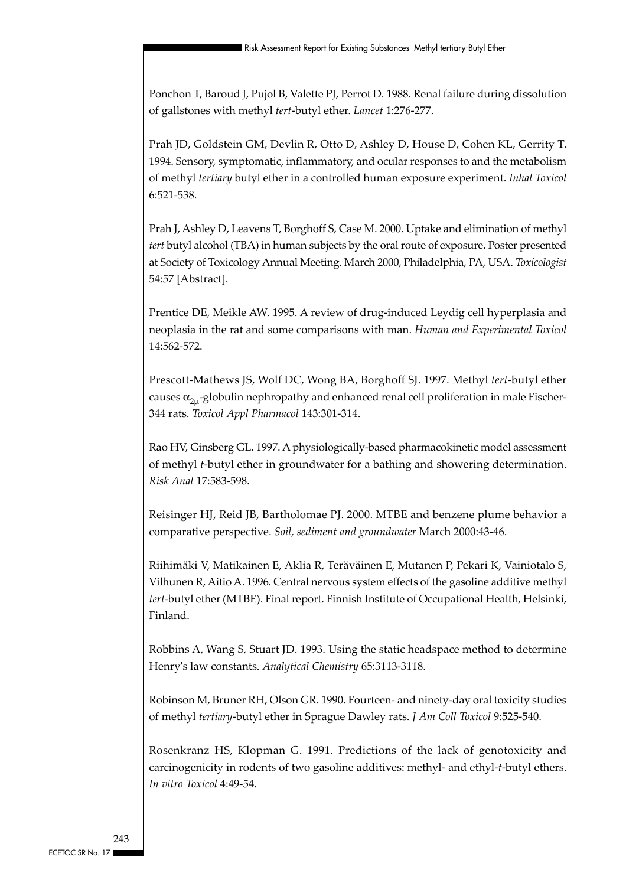Ponchon T, Baroud J, Pujol B, Valette PJ, Perrot D. 1988. Renal failure during dissolution of gallstones with methyl *tert*-butyl ether. *Lancet* 1:276-277.

Prah JD, Goldstein GM, Devlin R, Otto D, Ashley D, House D, Cohen KL, Gerrity T. 1994. Sensory, symptomatic, inflammatory, and ocular responses to and the metabolism of methyl *tertiary* butyl ether in a controlled human exposure experiment. *Inhal Toxicol* 6:521-538.

Prah J, Ashley D, Leavens T, Borghoff S, Case M. 2000. Uptake and elimination of methyl *tert* butyl alcohol (TBA) in human subjects by the oral route of exposure. Poster presented at Society of Toxicology Annual Meeting. March 2000, Philadelphia, PA, USA. *Toxicologist* 54:57 [Abstract].

Prentice DE, Meikle AW. 1995. A review of drug-induced Leydig cell hyperplasia and neoplasia in the rat and some comparisons with man. *Human and Experimental Toxicol* 14:562-572.

Prescott-Mathews JS, Wolf DC, Wong BA, Borghoff SJ. 1997. Methyl *tert*-butyl ether causes $\alpha_{2\mu}$-globulin nephropathy and enhanced renal cell proliferation in male Fischer-344 rats. *Toxicol Appl Pharmacol* 143:301-314.

Rao HV, Ginsberg GL. 1997. A physiologically-based pharmacokinetic model assessment of methyl *t*-butyl ether in groundwater for a bathing and showering determination. *Risk Anal* 17:583-598.

Reisinger HJ, Reid JB, Bartholomae PJ. 2000. MTBE and benzene plume behavior a comparative perspective. *Soil, sediment and groundwater* March 2000:43-46.

Riihimäki V, Matikainen E, Aklia R, Teräväinen E, Mutanen P, Pekari K, Vainiotalo S, Vilhunen R, Aitio A. 1996. Central nervous system effects of the gasoline additive methyl *tert*-butyl ether (MTBE). Final report. Finnish Institute of Occupational Health, Helsinki, Finland.

Robbins A, Wang S, Stuart JD. 1993. Using the static headspace method to determine Henry's law constants. *Analytical Chemistry* 65:3113-3118.

Robinson M, Bruner RH, Olson GR. 1990. Fourteen- and ninety-day oral toxicity studies of methyl *tertiary*-butyl ether in Sprague Dawley rats. *J Am Coll Toxicol* 9:525-540.

Rosenkranz HS, Klopman G. 1991. Predictions of the lack of genotoxicity and carcinogenicity in rodents of two gasoline additives: methyl- and ethyl-*t*-butyl ethers. *In vitro Toxicol* 4:49-54.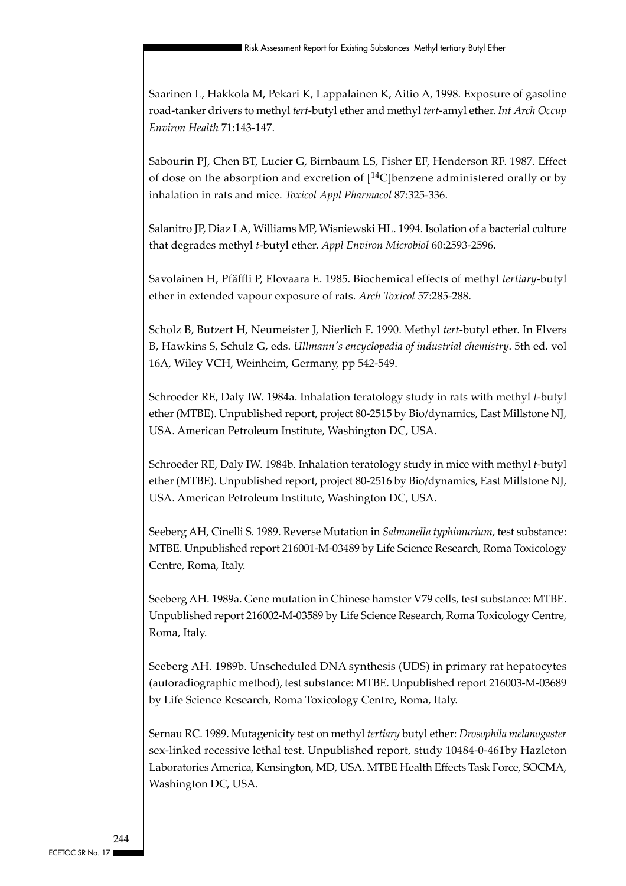Saarinen L, Hakkola M, Pekari K, Lappalainen K, Aitio A, 1998. Exposure of gasoline road-tanker drivers to methyl *tert*-butyl ether and methyl *tert*-amyl ether. *Int Arch Occup Environ Health* 71:143-147.

Sabourin PJ, Chen BT, Lucier G, Birnbaum LS, Fisher EF, Henderson RF. 1987. Effect of dose on the absorption and excretion of [$^{14}$C]benzene administered orally or by inhalation in rats and mice. *Toxicol Appl Pharmacol* 87:325-336.

Salanitro JP, Diaz LA, Williams MP, Wisniewski HL. 1994. Isolation of a bacterial culture that degrades methyl *t*-butyl ether. *Appl Environ Microbiol* 60:2593-2596.

Savolainen H, Pfäffli P, Elovaara E. 1985. Biochemical effects of methyl *tertiary*-butyl ether in extended vapour exposure of rats. *Arch Toxicol* 57:285-288.

Scholz B, Butzert H, Neumeister J, Nierlich F. 1990. Methyl *tert*-butyl ether. In Elvers B, Hawkins S, Schulz G, eds. *Ullmann's encyclopedia of industrial chemistry*. 5th ed. vol 16A, Wiley VCH, Weinheim, Germany, pp 542-549.

Schroeder RE, Daly IW. 1984a. Inhalation teratology study in rats with methyl *t*-butyl ether (MTBE). Unpublished report, project 80-2515 by Bio/dynamics, East Millstone NJ, USA. American Petroleum Institute, Washington DC, USA.

Schroeder RE, Daly IW. 1984b. Inhalation teratology study in mice with methyl *t*-butyl ether (MTBE). Unpublished report, project 80-2516 by Bio/dynamics, East Millstone NJ, USA. American Petroleum Institute, Washington DC, USA.

Seeberg AH, Cinelli S. 1989. Reverse Mutation in *Salmonella typhimurium*, test substance: MTBE. Unpublished report 216001-M-03489 by Life Science Research, Roma Toxicology Centre, Roma, Italy.

Seeberg AH. 1989a. Gene mutation in Chinese hamster V79 cells, test substance: MTBE. Unpublished report 216002-M-03589 by Life Science Research, Roma Toxicology Centre, Roma, Italy.

Seeberg AH. 1989b. Unscheduled DNA synthesis (UDS) in primary rat hepatocytes (autoradiographic method), test substance: MTBE. Unpublished report 216003-M-03689 by Life Science Research, Roma Toxicology Centre, Roma, Italy.

Sernau RC. 1989. Mutagenicity test on methyl *tertiary* butyl ether: *Drosophila melanogaster* sex-linked recessive lethal test. Unpublished report, study 10484-0-461by Hazleton Laboratories America, Kensington, MD, USA. MTBE Health Effects Task Force, SOCMA, Washington DC, USA.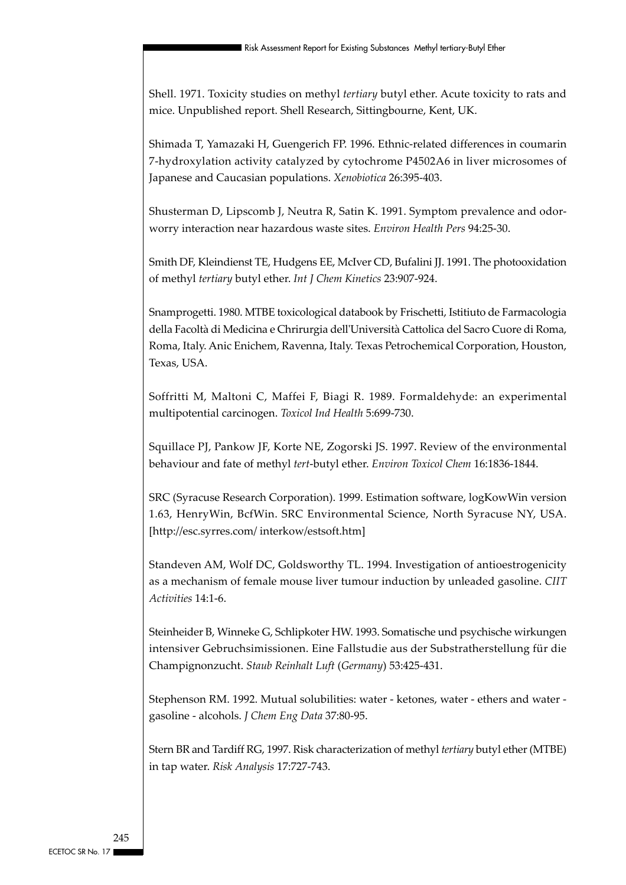Shell. 1971. Toxicity studies on methyl *tertiary* butyl ether. Acute toxicity to rats and mice. Unpublished report. Shell Research, Sittingbourne, Kent, UK.

Shimada T, Yamazaki H, Guengerich FP. 1996. Ethnic-related differences in coumarin 7-hydroxylation activity catalyzed by cytochrome P4502A6 in liver microsomes of Japanese and Caucasian populations. *Xenobiotica* 26:395-403.

Shusterman D, Lipscomb J, Neutra R, Satin K. 1991. Symptom prevalence and odor-worry interaction near hazardous waste sites. *Environ Health Pers* 94:25-30.

Smith DF, Kleindienst TE, Hudgens EE, McIver CD, Bufalini JJ. 1991. The photooxidation of methyl *tertiary* butyl ether. *Int J Chem Kinetics* 23:907-924.

Snamprogetti. 1980. MTBE toxicological databook by Frischetti, Istitiuto de Farmacologia della Facoltà di Medicina e Chrirurgia dell'Università Cattolica del Sacro Cuore di Roma, Roma, Italy. Anic Enichem, Ravenna, Italy. Texas Petrochemical Corporation, Houston, Texas, USA.

Soffritti M, Maltoni C, Maffei F, Biagi R. 1989. Formaldehyde: an experimental multipotential carcinogen. *Toxicol Ind Health* 5:699-730.

Squillace PJ, Pankow JF, Korte NE, Zogorski JS. 1997. Review of the environmental behaviour and fate of methyl *tert*-butyl ether. *Environ Toxicol Chem* 16:1836-1844.

SRC (Syracuse Research Corporation). 1999. Estimation software, logKowWin version 1.63, HenryWin, BcfWin. SRC Environmental Science, North Syracuse NY, USA. [http://esc.syrres.com/ interkow/estsoft.htm]

Standeven AM, Wolf DC, Goldsworthy TL. 1994. Investigation of antioestrogenicity as a mechanism of female mouse liver tumour induction by unleaded gasoline. *CIIT Activities* 14:1-6.

Steinheider B, Winneke G, Schlipkoter HW. 1993. Somatische und psychische wirkungen intensiver Gebruchsimissionen. Eine Fallstudie aus der Substratherstellung für die Champignonzucht. *Staub Reinhalt Luft* (*Germany*) 53:425-431.

Stephenson RM. 1992. Mutual solubilities: water - ketones, water - ethers and water - gasoline - alcohols. *J Chem Eng Data* 37:80-95.

Stern BR and Tardiff RG, 1997. Risk characterization of methyl *tertiary* butyl ether (MTBE) in tap water. *Risk Analysis* 17:727-743.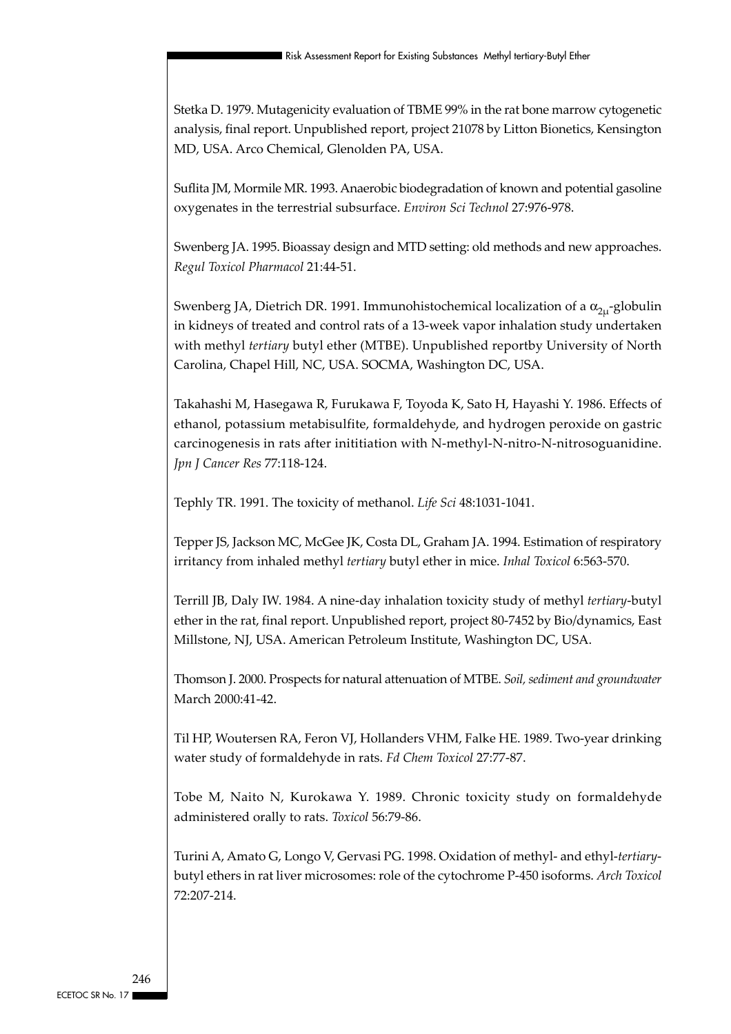Stetka D. 1979. Mutagenicity evaluation of TBME 99% in the rat bone marrow cytogenetic analysis, final report. Unpublished report, project 21078 by Litton Bionetics, Kensington MD, USA. Arco Chemical, Glenolden PA, USA.

Suflita JM, Mormile MR. 1993. Anaerobic biodegradation of known and potential gasoline oxygenates in the terrestrial subsurface. *Environ Sci Technol* 27:976-978.

Swenberg JA. 1995. Bioassay design and MTD setting: old methods and new approaches. *Regul Toxicol Pharmacol* 21:44-51.

Swenberg JA, Dietrich DR. 1991. Immunohistochemical localization of a $\alpha_{2\mu}$-globulin in kidneys of treated and control rats of a 13-week vapor inhalation study undertaken with methyl *tertiary* butyl ether (MTBE). Unpublished reportby University of North Carolina, Chapel Hill, NC, USA. SOCMA, Washington DC, USA.

Takahashi M, Hasegawa R, Furukawa F, Toyoda K, Sato H, Hayashi Y. 1986. Effects of ethanol, potassium metabisulfite, formaldehyde, and hydrogen peroxide on gastric carcinogenesis in rats after inititiation with N-methyl-N-nitro-N-nitrosoguanidine. *Jpn J Cancer Res* 77:118-124.

Tephly TR. 1991. The toxicity of methanol. *Life Sci* 48:1031-1041.

Tepper JS, Jackson MC, McGee JK, Costa DL, Graham JA. 1994. Estimation of respiratory irritancy from inhaled methyl *tertiary* butyl ether in mice. *Inhal Toxicol* 6:563-570.

Terrill JB, Daly IW. 1984. A nine-day inhalation toxicity study of methyl *tertiary*-butyl ether in the rat, final report. Unpublished report, project 80-7452 by Bio/dynamics, East Millstone, NJ, USA. American Petroleum Institute, Washington DC, USA.

Thomson J. 2000. Prospects for natural attenuation of MTBE. *Soil, sediment and groundwater* March 2000:41-42.

Til HP, Woutersen RA, Feron VJ, Hollanders VHM, Falke HE. 1989. Two-year drinking water study of formaldehyde in rats. *Fd Chem Toxicol* 27:77-87.

Tobe M, Naito N, Kurokawa Y. 1989. Chronic toxicity study on formaldehyde administered orally to rats. *Toxicol* 56:79-86.

Turini A, Amato G, Longo V, Gervasi PG. 1998. Oxidation of methyl- and ethyl-*tertiary*-butyl ethers in rat liver microsomes: role of the cytochrome P-450 isoforms. *Arch Toxicol* 72:207-214.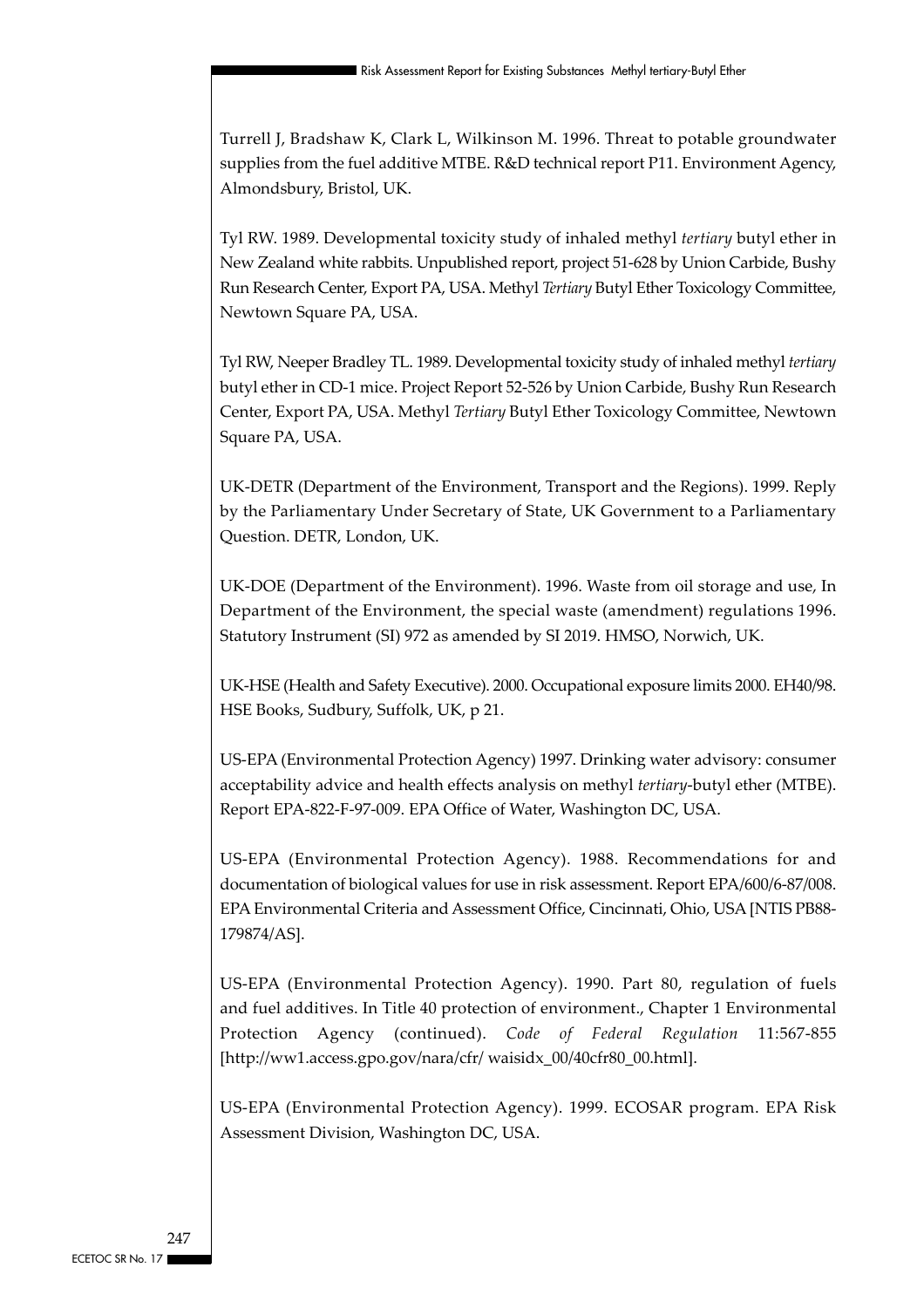Turrell J, Bradshaw K, Clark L, Wilkinson M. 1996. Threat to potable groundwater supplies from the fuel additive MTBE. R&D technical report P11. Environment Agency, Almondsbury, Bristol, UK.

Tyl RW. 1989. Developmental toxicity study of inhaled methyl *tertiary* butyl ether in New Zealand white rabbits. Unpublished report, project 51-628 by Union Carbide, Bushy Run Research Center, Export PA, USA. Methyl *Tertiary* Butyl Ether Toxicology Committee, Newtown Square PA, USA.

Tyl RW, Neeper Bradley TL. 1989. Developmental toxicity study of inhaled methyl *tertiary* butyl ether in CD-1 mice. Project Report 52-526 by Union Carbide, Bushy Run Research Center, Export PA, USA. Methyl *Tertiary* Butyl Ether Toxicology Committee, Newtown Square PA, USA.

UK-DETR (Department of the Environment, Transport and the Regions). 1999. Reply by the Parliamentary Under Secretary of State, UK Government to a Parliamentary Question. DETR, London, UK.

UK-DOE (Department of the Environment). 1996. Waste from oil storage and use, In Department of the Environment, the special waste (amendment) regulations 1996. Statutory Instrument (SI) 972 as amended by SI 2019. HMSO, Norwich, UK.

UK-HSE (Health and Safety Executive). 2000. Occupational exposure limits 2000. EH40/98. HSE Books, Sudbury, Suffolk, UK, p 21.

US-EPA (Environmental Protection Agency) 1997. Drinking water advisory: consumer acceptability advice and health effects analysis on methyl *tertiary*-butyl ether (MTBE). Report EPA-822-F-97-009. EPA Office of Water, Washington DC, USA.

US-EPA (Environmental Protection Agency). 1988. Recommendations for and documentation of biological values for use in risk assessment. Report EPA/600/6-87/008. EPA Environmental Criteria and Assessment Office, Cincinnati, Ohio, USA [NTIS PB88-179874/AS].

US-EPA (Environmental Protection Agency). 1990. Part 80, regulation of fuels and fuel additives. In Title 40 protection of environment., Chapter 1 Environmental Protection Agency (continued). *Code of Federal Regulation* 11:567-855 [http://ww1.access.gpo.gov/nara/cfr/ waisidx_00/40cfr80_00.html].

US-EPA (Environmental Protection Agency). 1999. ECOSAR program. EPA Risk Assessment Division, Washington DC, USA.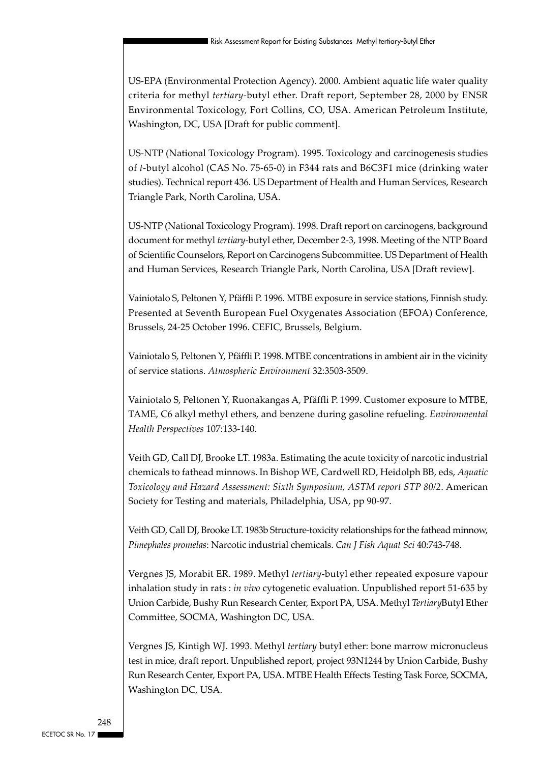US-EPA (Environmental Protection Agency). 2000. Ambient aquatic life water quality criteria for methyl *tertiary*-butyl ether. Draft report, September 28, 2000 by ENSR Environmental Toxicology, Fort Collins, CO, USA. American Petroleum Institute, Washington, DC, USA [Draft for public comment].

US-NTP (National Toxicology Program). 1995. Toxicology and carcinogenesis studies of *t*-butyl alcohol (CAS No. 75-65-0) in F344 rats and B6C3F1 mice (drinking water studies). Technical report 436. US Department of Health and Human Services, Research Triangle Park, North Carolina, USA.

US-NTP (National Toxicology Program). 1998. Draft report on carcinogens, background document for methyl *tertiary*-butyl ether, December 2-3, 1998. Meeting of the NTP Board of Scientific Counselors, Report on Carcinogens Subcommittee. US Department of Health and Human Services, Research Triangle Park, North Carolina, USA [Draft review].

Vainiotalo S, Peltonen Y, Pfäffli P. 1996. MTBE exposure in service stations, Finnish study. Presented at Seventh European Fuel Oxygenates Association (EFOA) Conference, Brussels, 24-25 October 1996. CEFIC, Brussels, Belgium.

Vainiotalo S, Peltonen Y, Pfäffli P. 1998. MTBE concentrations in ambient air in the vicinity of service stations. *Atmospheric Environment* 32:3503-3509.

Vainiotalo S, Peltonen Y, Ruonakangas A, Pfäffli P. 1999. Customer exposure to MTBE, TAME, C6 alkyl methyl ethers, and benzene during gasoline refueling. *Environmental Health Perspectives* 107:133-140.

Veith GD, Call DJ, Brooke LT. 1983a. Estimating the acute toxicity of narcotic industrial chemicals to fathead minnows. In Bishop WE, Cardwell RD, Heidolph BB, eds, *Aquatic Toxicology and Hazard Assessment: Sixth Symposium, ASTM report STP 80/2*. American Society for Testing and materials, Philadelphia, USA, pp 90-97.

Veith GD, Call DJ, Brooke LT. 1983b Structure-toxicity relationships for the fathead minnow, *Pimephales promelas*: Narcotic industrial chemicals. *Can J Fish Aquat Sci* 40:743-748.

Vergnes JS, Morabit ER. 1989. Methyl *tertiary*-butyl ether repeated exposure vapour inhalation study in rats : *in vivo* cytogenetic evaluation. Unpublished report 51-635 by Union Carbide, Bushy Run Research Center, Export PA, USA. Methyl *Tertiary*Butyl Ether Committee, SOCMA, Washington DC, USA.

Vergnes JS, Kintigh WJ. 1993. Methyl *tertiary* butyl ether: bone marrow micronucleus test in mice, draft report. Unpublished report, project 93N1244 by Union Carbide, Bushy Run Research Center, Export PA, USA. MTBE Health Effects Testing Task Force, SOCMA, Washington DC, USA.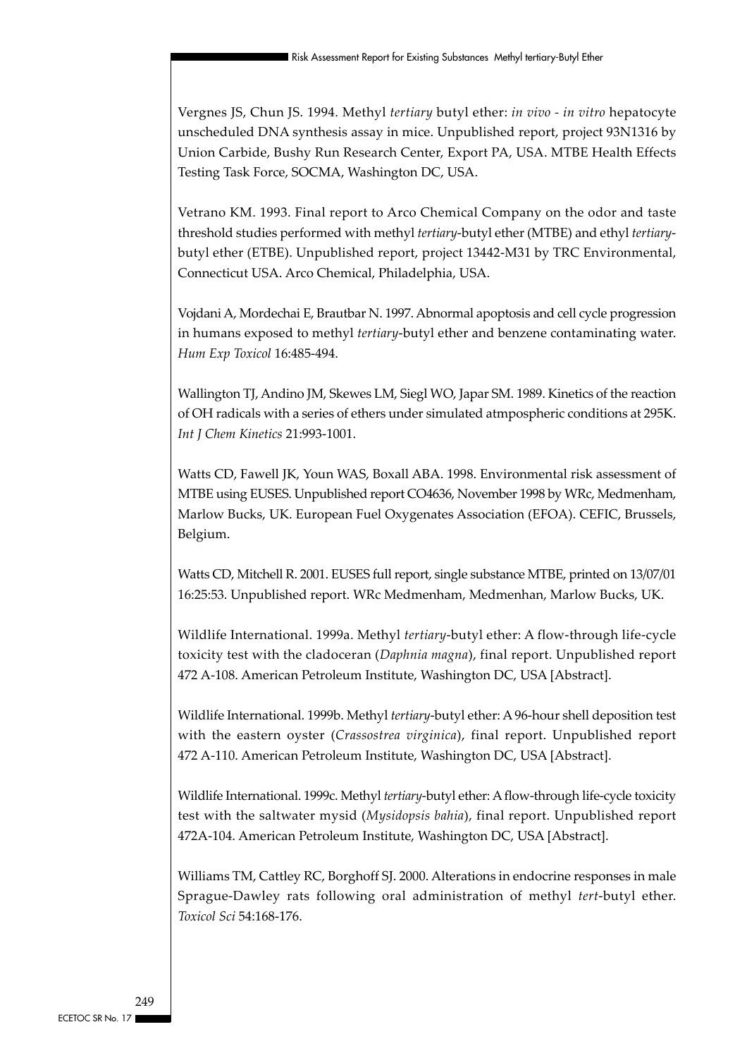Vergnes JS, Chun JS. 1994. Methyl *tertiary* butyl ether: *in vivo - in vitro* hepatocyte unscheduled DNA synthesis assay in mice. Unpublished report, project 93N1316 by Union Carbide, Bushy Run Research Center, Export PA, USA. MTBE Health Effects Testing Task Force, SOCMA, Washington DC, USA.

Vetrano KM. 1993. Final report to Arco Chemical Company on the odor and taste threshold studies performed with methyl *tertiary*-butyl ether (MTBE) and ethyl *tertiary*-butyl ether (ETBE). Unpublished report, project 13442-M31 by TRC Environmental, Connecticut USA. Arco Chemical, Philadelphia, USA.

Vojdani A, Mordechai E, Brautbar N. 1997. Abnormal apoptosis and cell cycle progression in humans exposed to methyl *tertiary*-butyl ether and benzene contaminating water. *Hum Exp Toxicol* 16:485-494.

Wallington TJ, Andino JM, Skewes LM, Siegl WO, Japar SM. 1989. Kinetics of the reaction of OH radicals with a series of ethers under simulated atmpospheric conditions at 295K. *Int J Chem Kinetics* 21:993-1001.

Watts CD, Fawell JK, Youn WAS, Boxall ABA. 1998. Environmental risk assessment of MTBE using EUSES. Unpublished report CO4636, November 1998 by WRc, Medmenham, Marlow Bucks, UK. European Fuel Oxygenates Association (EFOA). CEFIC, Brussels, Belgium.

Watts CD, Mitchell R. 2001. EUSES full report, single substance MTBE, printed on 13/07/01 16:25:53. Unpublished report. WRc Medmenham, Medmenhan, Marlow Bucks, UK.

Wildlife International. 1999a. Methyl *tertiary*-butyl ether: A flow-through life-cycle toxicity test with the cladoceran (*Daphnia magna*), final report. Unpublished report 472 A-108. American Petroleum Institute, Washington DC, USA [Abstract].

Wildlife International. 1999b. Methyl *tertiary*-butyl ether: A 96-hour shell deposition test with the eastern oyster (*Crassostrea virginica*), final report. Unpublished report 472 A-110. American Petroleum Institute, Washington DC, USA [Abstract].

Wildlife International. 1999c. Methyl *tertiary*-butyl ether: A flow-through life-cycle toxicity test with the saltwater mysid (*Mysidopsis bahia*), final report. Unpublished report 472A-104. American Petroleum Institute, Washington DC, USA [Abstract].

Williams TM, Cattley RC, Borghoff SJ. 2000. Alterations in endocrine responses in male Sprague-Dawley rats following oral administration of methyl *tert*-butyl ether. *Toxicol Sci* 54:168-176.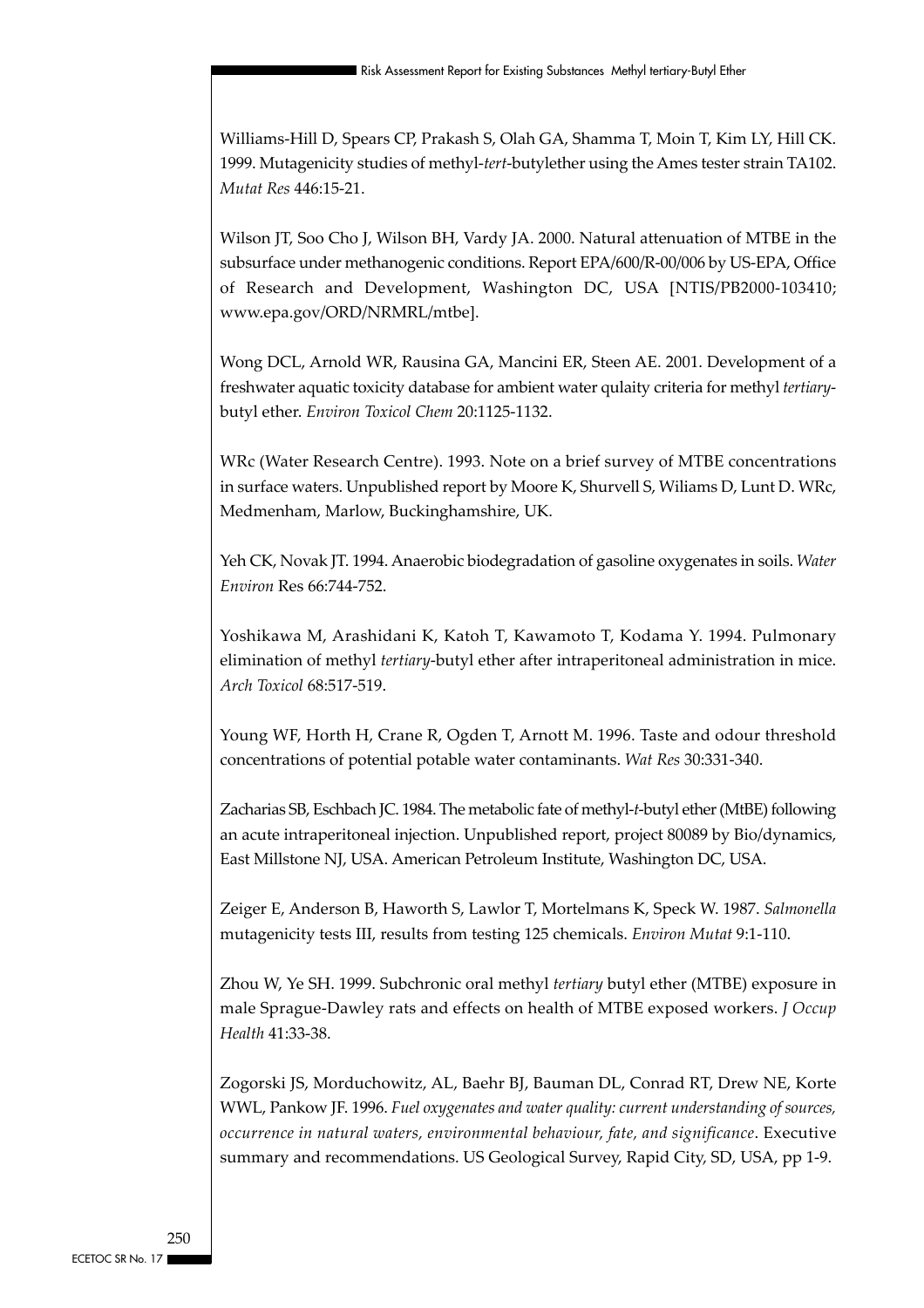Williams-Hill D, Spears CP, Prakash S, Olah GA, Shamma T, Moin T, Kim LY, Hill CK. 1999. Mutagenicity studies of methyl-*tert*-butylether using the Ames tester strain TA102. *Mutat Res* 446:15-21.

Wilson JT, Soo Cho J, Wilson BH, Vardy JA. 2000. Natural attenuation of MTBE in the subsurface under methanogenic conditions. Report EPA/600/R-00/006 by US-EPA, Office of Research and Development, Washington DC, USA [NTIS/PB2000-103410; www.epa.gov/ORD/NRMRL/mtbe].

Wong DCL, Arnold WR, Rausina GA, Mancini ER, Steen AE. 2001. Development of a freshwater aquatic toxicity database for ambient water qulaity criteria for methyl *tertiary*-butyl ether. *Environ Toxicol Chem* 20:1125-1132.

WRc (Water Research Centre). 1993. Note on a brief survey of MTBE concentrations in surface waters. Unpublished report by Moore K, Shurvell S, Wiliams D, Lunt D. WRc, Medmenham, Marlow, Buckinghamshire, UK.

Yeh CK, Novak JT. 1994. Anaerobic biodegradation of gasoline oxygenates in soils. *Water Environ* Res 66:744-752.

Yoshikawa M, Arashidani K, Katoh T, Kawamoto T, Kodama Y. 1994. Pulmonary elimination of methyl *tertiary*-butyl ether after intraperitoneal administration in mice. *Arch Toxicol* 68:517-519.

Young WF, Horth H, Crane R, Ogden T, Arnott M. 1996. Taste and odour threshold concentrations of potential potable water contaminants. *Wat Res* 30:331-340.

Zacharias SB, Eschbach JC. 1984. The metabolic fate of methyl-*t*-butyl ether (MtBE) following an acute intraperitoneal injection. Unpublished report, project 80089 by Bio/dynamics, East Millstone NJ, USA. American Petroleum Institute, Washington DC, USA.

Zeiger E, Anderson B, Haworth S, Lawlor T, Mortelmans K, Speck W. 1987. *Salmonella* mutagenicity tests III, results from testing 125 chemicals. *Environ Mutat* 9:1-110.

Zhou W, Ye SH. 1999. Subchronic oral methyl *tertiary* butyl ether (MTBE) exposure in male Sprague-Dawley rats and effects on health of MTBE exposed workers. *J Occup Health* 41:33-38.

Zogorski JS, Morduchowitz, AL, Baehr BJ, Bauman DL, Conrad RT, Drew NE, Korte WWL, Pankow JF. 1996. *Fuel oxygenates and water quality: current understanding of sources, occurrence in natural waters, environmental behaviour, fate, and significance*. Executive summary and recommendations. US Geological Survey, Rapid City, SD, USA, pp 1-9.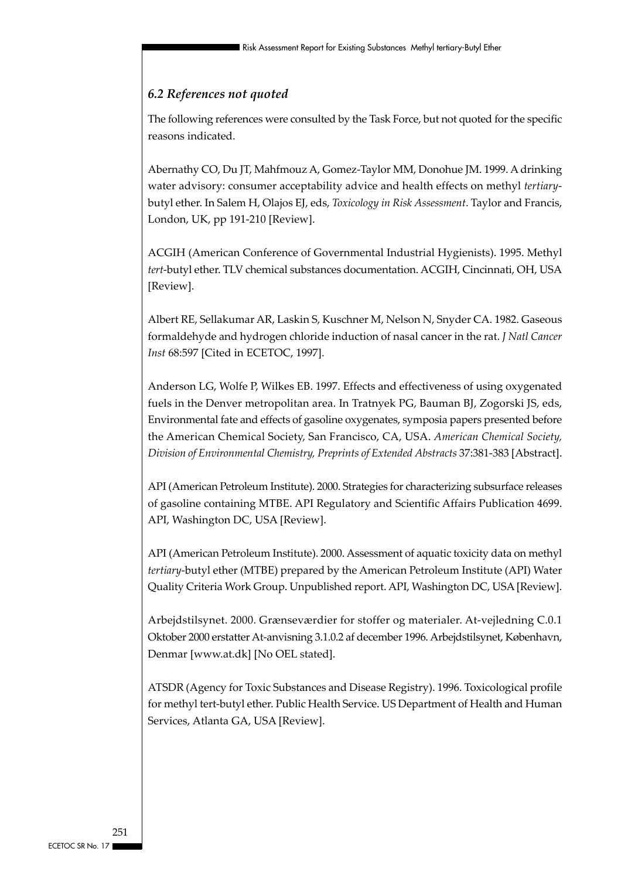### *6.2 References not quoted*

The following references were consulted by the Task Force, but not quoted for the specific reasons indicated.

Abernathy CO, Du JT, Mahfmouz A, Gomez-Taylor MM, Donohue JM. 1999. A drinking water advisory: consumer acceptability advice and health effects on methyl *tertiary*-butyl ether. In Salem H, Olajos EJ, eds, *Toxicology in Risk Assessment*. Taylor and Francis, London, UK, pp 191-210 [Review].

ACGIH (American Conference of Governmental Industrial Hygienists). 1995. Methyl *tert*-butyl ether. TLV chemical substances documentation. ACGIH, Cincinnati, OH, USA [Review].

Albert RE, Sellakumar AR, Laskin S, Kuschner M, Nelson N, Snyder CA. 1982. Gaseous formaldehyde and hydrogen chloride induction of nasal cancer in the rat. *J Natl Cancer Inst* 68:597 [Cited in ECETOC, 1997].

Anderson LG, Wolfe P, Wilkes EB. 1997. Effects and effectiveness of using oxygenated fuels in the Denver metropolitan area. In Tratnyek PG, Bauman BJ, Zogorski JS, eds, Environmental fate and effects of gasoline oxygenates, symposia papers presented before the American Chemical Society, San Francisco, CA, USA. *American Chemical Society, Division of Environmental Chemistry, Preprints of Extended Abstracts* 37:381-383 [Abstract].

API (American Petroleum Institute). 2000. Strategies for characterizing subsurface releases of gasoline containing MTBE. API Regulatory and Scientific Affairs Publication 4699. API, Washington DC, USA [Review].

API (American Petroleum Institute). 2000. Assessment of aquatic toxicity data on methyl *tertiary*-butyl ether (MTBE) prepared by the American Petroleum Institute (API) Water Quality Criteria Work Group. Unpublished report. API, Washington DC, USA [Review].

Arbejdstilsynet. 2000. Grænseværdier for stoffer og materialer. At-vejledning C.0.1 Oktober 2000 erstatter At-anvisning 3.1.0.2 af december 1996. Arbejdstilsynet, København, Denmar [www.at.dk] [No OEL stated].

ATSDR (Agency for Toxic Substances and Disease Registry). 1996. Toxicological profile for methyl tert-butyl ether. Public Health Service. US Department of Health and Human Services, Atlanta GA, USA [Review].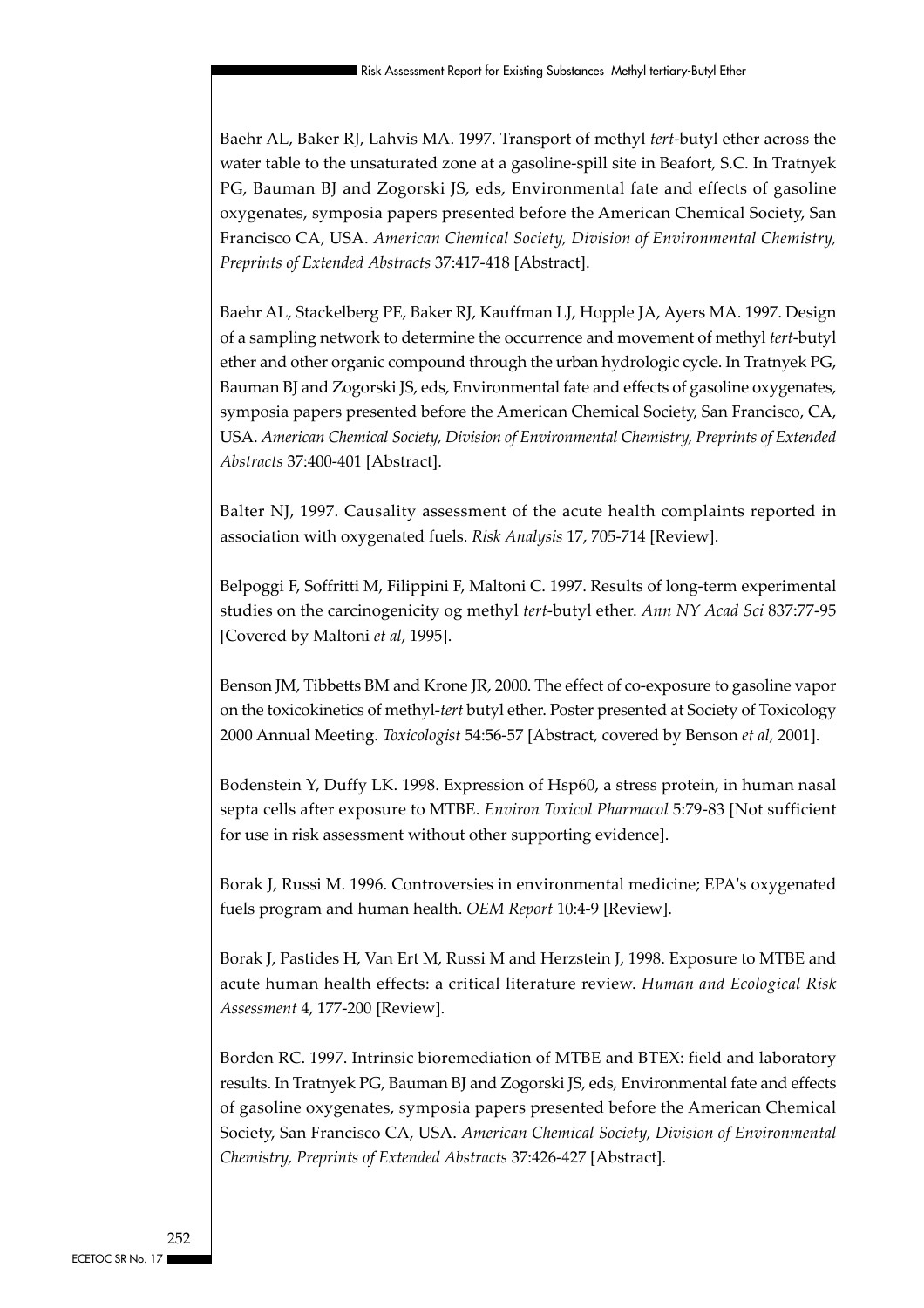Baehr AL, Baker RJ, Lahvis MA. 1997. Transport of methyl *tert*-butyl ether across the water table to the unsaturated zone at a gasoline-spill site in Beafort, S.C. In Tratnyek PG, Bauman BJ and Zogorski JS, eds, Environmental fate and effects of gasoline oxygenates, symposia papers presented before the American Chemical Society, San Francisco CA, USA. *American Chemical Society, Division of Environmental Chemistry, Preprints of Extended Abstracts* 37:417-418 [Abstract].

Baehr AL, Stackelberg PE, Baker RJ, Kauffman LJ, Hopple JA, Ayers MA. 1997. Design of a sampling network to determine the occurrence and movement of methyl *tert*-butyl ether and other organic compound through the urban hydrologic cycle. In Tratnyek PG, Bauman BJ and Zogorski JS, eds, Environmental fate and effects of gasoline oxygenates, symposia papers presented before the American Chemical Society, San Francisco, CA, USA. *American Chemical Society, Division of Environmental Chemistry, Preprints of Extended Abstracts* 37:400-401 [Abstract].

Balter NJ, 1997. Causality assessment of the acute health complaints reported in association with oxygenated fuels. *Risk Analysis* 17, 705-714 [Review].

Belpoggi F, Soffritti M, Filippini F, Maltoni C. 1997. Results of long-term experimental studies on the carcinogenicity og methyl *tert*-butyl ether. *Ann NY Acad Sci* 837:77-95 [Covered by Maltoni *et al*, 1995].

Benson JM, Tibbetts BM and Krone JR, 2000. The effect of co-exposure to gasoline vapor on the toxicokinetics of methyl-*tert* butyl ether. Poster presented at Society of Toxicology 2000 Annual Meeting. *Toxicologist* 54:56-57 [Abstract, covered by Benson *et al*, 2001].

Bodenstein Y, Duffy LK. 1998. Expression of Hsp60, a stress protein, in human nasal septa cells after exposure to MTBE. *Environ Toxicol Pharmacol* 5:79-83 [Not sufficient for use in risk assessment without other supporting evidence].

Borak J, Russi M. 1996. Controversies in environmental medicine; EPA's oxygenated fuels program and human health. *OEM Report* 10:4-9 [Review].

Borak J, Pastides H, Van Ert M, Russi M and Herzstein J, 1998. Exposure to MTBE and acute human health effects: a critical literature review. *Human and Ecological Risk Assessment* 4, 177-200 [Review].

Borden RC. 1997. Intrinsic bioremediation of MTBE and BTEX: field and laboratory results. In Tratnyek PG, Bauman BJ and Zogorski JS, eds, Environmental fate and effects of gasoline oxygenates, symposia papers presented before the American Chemical Society, San Francisco CA, USA. *American Chemical Society, Division of Environmental Chemistry, Preprints of Extended Abstracts* 37:426-427 [Abstract].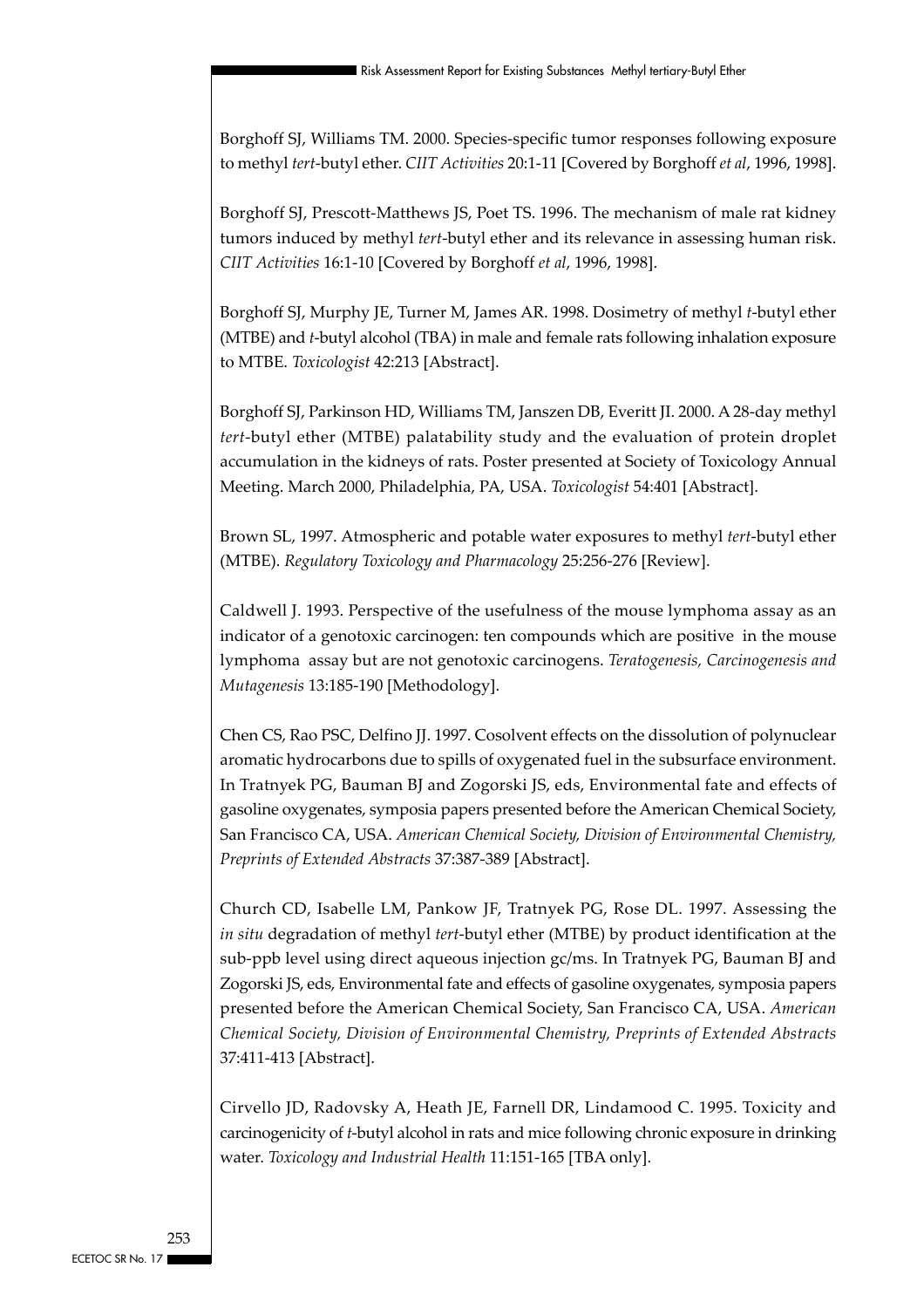Borghoff SJ, Williams TM. 2000. Species-specific tumor responses following exposure to methyl *tert*-butyl ether. *CIIT Activities* 20:1-11 [Covered by Borghoff *et al*, 1996, 1998].

Borghoff SJ, Prescott-Matthews JS, Poet TS. 1996. The mechanism of male rat kidney tumors induced by methyl *tert*-butyl ether and its relevance in assessing human risk. *CIIT Activities* 16:1-10 [Covered by Borghoff *et al*, 1996, 1998].

Borghoff SJ, Murphy JE, Turner M, James AR. 1998. Dosimetry of methyl *t*-butyl ether (MTBE) and *t*-butyl alcohol (TBA) in male and female rats following inhalation exposure to MTBE. *Toxicologist* 42:213 [Abstract].

Borghoff SJ, Parkinson HD, Williams TM, Janszen DB, Everitt JI. 2000. A 28-day methyl *tert*-butyl ether (MTBE) palatability study and the evaluation of protein droplet accumulation in the kidneys of rats. Poster presented at Society of Toxicology Annual Meeting. March 2000, Philadelphia, PA, USA. *Toxicologist* 54:401 [Abstract].

Brown SL, 1997. Atmospheric and potable water exposures to methyl *tert*-butyl ether (MTBE). *Regulatory Toxicology and Pharmacology* 25:256-276 [Review].

Caldwell J. 1993. Perspective of the usefulness of the mouse lymphoma assay as an indicator of a genotoxic carcinogen: ten compounds which are positive in the mouse lymphoma assay but are not genotoxic carcinogens. *Teratogenesis, Carcinogenesis and Mutagenesis* 13:185-190 [Methodology].

Chen CS, Rao PSC, Delfino JJ. 1997. Cosolvent effects on the dissolution of polynuclear aromatic hydrocarbons due to spills of oxygenated fuel in the subsurface environment. In Tratnyek PG, Bauman BJ and Zogorski JS, eds, Environmental fate and effects of gasoline oxygenates, symposia papers presented before the American Chemical Society, San Francisco CA, USA. *American Chemical Society, Division of Environmental Chemistry, Preprints of Extended Abstracts* 37:387-389 [Abstract].

Church CD, Isabelle LM, Pankow JF, Tratnyek PG, Rose DL. 1997. Assessing the *in situ* degradation of methyl *tert*-butyl ether (MTBE) by product identification at the sub-ppb level using direct aqueous injection gc/ms. In Tratnyek PG, Bauman BJ and Zogorski JS, eds, Environmental fate and effects of gasoline oxygenates, symposia papers presented before the American Chemical Society, San Francisco CA, USA. *American Chemical Society, Division of Environmental Chemistry, Preprints of Extended Abstracts* 37:411-413 [Abstract].

Cirvello JD, Radovsky A, Heath JE, Farnell DR, Lindamood C. 1995. Toxicity and carcinogenicity of *t*-butyl alcohol in rats and mice following chronic exposure in drinking water. *Toxicology and Industrial Health* 11:151-165 [TBA only].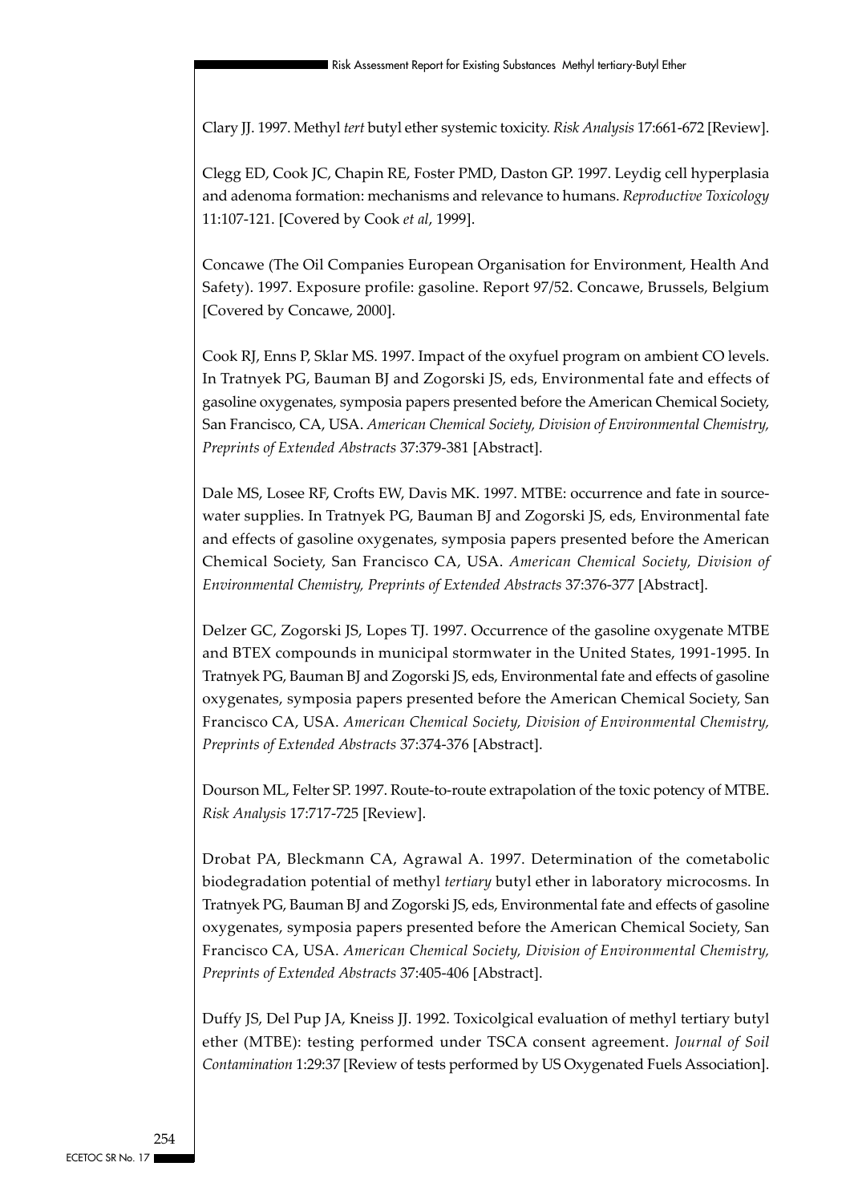Clary JJ. 1997. Methyl *tert* butyl ether systemic toxicity. *Risk Analysis* 17:661-672 [Review].

Clegg ED, Cook JC, Chapin RE, Foster PMD, Daston GP. 1997. Leydig cell hyperplasia and adenoma formation: mechanisms and relevance to humans. *Reproductive Toxicology* 11:107-121. [Covered by Cook *et al*, 1999].

Concawe (The Oil Companies European Organisation for Environment, Health And Safety). 1997. Exposure profile: gasoline. Report 97/52. Concawe, Brussels, Belgium [Covered by Concawe, 2000].

Cook RJ, Enns P, Sklar MS. 1997. Impact of the oxyfuel program on ambient CO levels. In Tratnyek PG, Bauman BJ and Zogorski JS, eds, Environmental fate and effects of gasoline oxygenates, symposia papers presented before the American Chemical Society, San Francisco, CA, USA. *American Chemical Society, Division of Environmental Chemistry, Preprints of Extended Abstracts* 37:379-381 [Abstract].

Dale MS, Losee RF, Crofts EW, Davis MK. 1997. MTBE: occurrence and fate in source-water supplies. In Tratnyek PG, Bauman BJ and Zogorski JS, eds, Environmental fate and effects of gasoline oxygenates, symposia papers presented before the American Chemical Society, San Francisco CA, USA. *American Chemical Society, Division of Environmental Chemistry, Preprints of Extended Abstracts* 37:376-377 [Abstract].

Delzer GC, Zogorski JS, Lopes TJ. 1997. Occurrence of the gasoline oxygenate MTBE and BTEX compounds in municipal stormwater in the United States, 1991-1995. In Tratnyek PG, Bauman BJ and Zogorski JS, eds, Environmental fate and effects of gasoline oxygenates, symposia papers presented before the American Chemical Society, San Francisco CA, USA. *American Chemical Society, Division of Environmental Chemistry, Preprints of Extended Abstracts* 37:374-376 [Abstract].

Dourson ML, Felter SP. 1997. Route-to-route extrapolation of the toxic potency of MTBE. *Risk Analysis* 17:717-725 [Review].

Drobat PA, Bleckmann CA, Agrawal A. 1997. Determination of the cometabolic biodegradation potential of methyl *tertiary* butyl ether in laboratory microcosms. In Tratnyek PG, Bauman BJ and Zogorski JS, eds, Environmental fate and effects of gasoline oxygenates, symposia papers presented before the American Chemical Society, San Francisco CA, USA. *American Chemical Society, Division of Environmental Chemistry, Preprints of Extended Abstracts* 37:405-406 [Abstract].

Duffy JS, Del Pup JA, Kneiss JJ. 1992. Toxicolgical evaluation of methyl tertiary butyl ether (MTBE): testing performed under TSCA consent agreement. *Journal of Soil Contamination* 1:29:37 [Review of tests performed by US Oxygenated Fuels Association].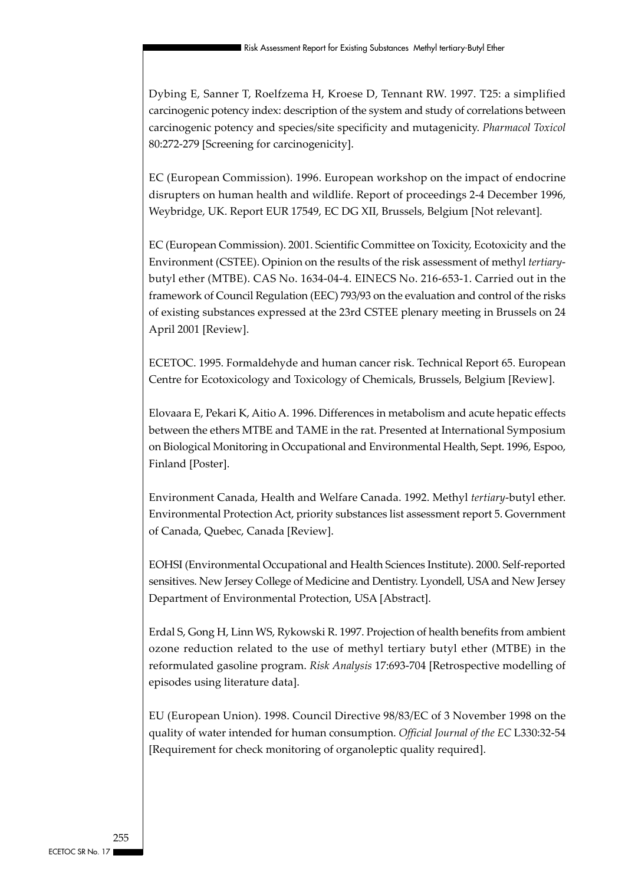Dybing E, Sanner T, Roelfzema H, Kroese D, Tennant RW. 1997. T25: a simplified carcinogenic potency index: description of the system and study of correlations between carcinogenic potency and species/site specificity and mutagenicity. *Pharmacol Toxicol* 80:272-279 [Screening for carcinogenicity].

EC (European Commission). 1996. European workshop on the impact of endocrine disrupters on human health and wildlife. Report of proceedings 2-4 December 1996, Weybridge, UK. Report EUR 17549, EC DG XII, Brussels, Belgium [Not relevant].

EC (European Commission). 2001. Scientific Committee on Toxicity, Ecotoxicity and the Environment (CSTEE). Opinion on the results of the risk assessment of methyl *tertiary*-butyl ether (MTBE). CAS No. 1634-04-4. EINECS No. 216-653-1. Carried out in the framework of Council Regulation (EEC) 793/93 on the evaluation and control of the risks of existing substances expressed at the 23rd CSTEE plenary meeting in Brussels on 24 April 2001 [Review].

ECETOC. 1995. Formaldehyde and human cancer risk. Technical Report 65. European Centre for Ecotoxicology and Toxicology of Chemicals, Brussels, Belgium [Review].

Elovaara E, Pekari K, Aitio A. 1996. Differences in metabolism and acute hepatic effects between the ethers MTBE and TAME in the rat. Presented at International Symposium on Biological Monitoring in Occupational and Environmental Health, Sept. 1996, Espoo, Finland [Poster].

Environment Canada, Health and Welfare Canada. 1992. Methyl *tertiary*-butyl ether. Environmental Protection Act, priority substances list assessment report 5. Government of Canada, Quebec, Canada [Review].

EOHSI (Environmental Occupational and Health Sciences Institute). 2000. Self-reported sensitives. New Jersey College of Medicine and Dentistry. Lyondell, USA and New Jersey Department of Environmental Protection, USA [Abstract].

Erdal S, Gong H, Linn WS, Rykowski R. 1997. Projection of health benefits from ambient ozone reduction related to the use of methyl tertiary butyl ether (MTBE) in the reformulated gasoline program. *Risk Analysis* 17:693-704 [Retrospective modelling of episodes using literature data].

EU (European Union). 1998. Council Directive 98/83/EC of 3 November 1998 on the quality of water intended for human consumption. *Official Journal of the EC* L330:32-54 [Requirement for check monitoring of organoleptic quality required].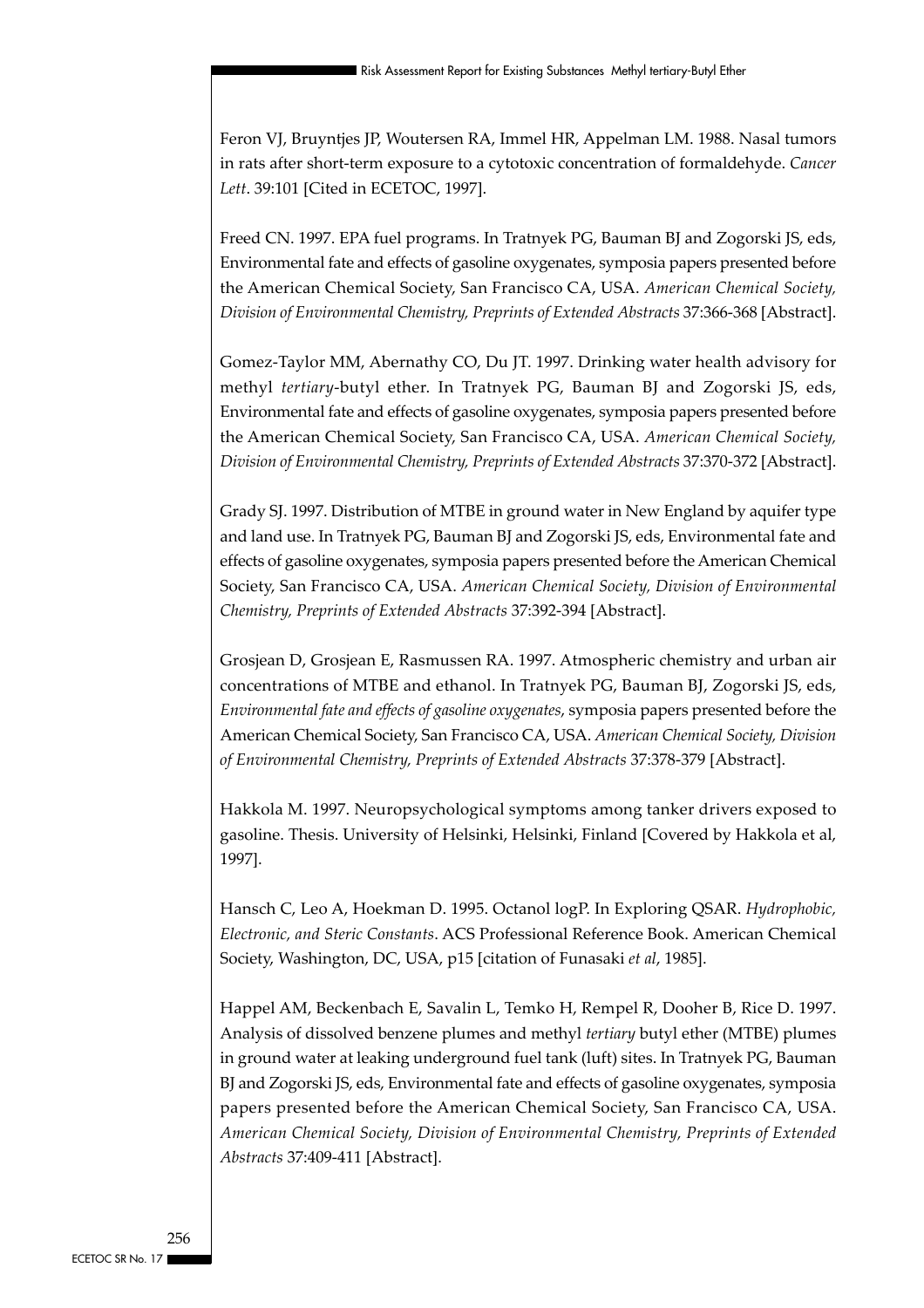Feron VJ, Bruyntjes JP, Woutersen RA, Immel HR, Appelman LM. 1988. Nasal tumors in rats after short-term exposure to a cytotoxic concentration of formaldehyde. *Cancer Lett*. 39:101 [Cited in ECETOC, 1997].

Freed CN. 1997. EPA fuel programs. In Tratnyek PG, Bauman BJ and Zogorski JS, eds, Environmental fate and effects of gasoline oxygenates, symposia papers presented before the American Chemical Society, San Francisco CA, USA. *American Chemical Society, Division of Environmental Chemistry, Preprints of Extended Abstracts* 37:366-368 [Abstract].

Gomez-Taylor MM, Abernathy CO, Du JT. 1997. Drinking water health advisory for methyl *tertiary*-butyl ether. In Tratnyek PG, Bauman BJ and Zogorski JS, eds, Environmental fate and effects of gasoline oxygenates, symposia papers presented before the American Chemical Society, San Francisco CA, USA. *American Chemical Society, Division of Environmental Chemistry, Preprints of Extended Abstracts* 37:370-372 [Abstract].

Grady SJ. 1997. Distribution of MTBE in ground water in New England by aquifer type and land use. In Tratnyek PG, Bauman BJ and Zogorski JS, eds, Environmental fate and effects of gasoline oxygenates, symposia papers presented before the American Chemical Society, San Francisco CA, USA. *American Chemical Society, Division of Environmental Chemistry, Preprints of Extended Abstracts* 37:392-394 [Abstract].

Grosjean D, Grosjean E, Rasmussen RA. 1997. Atmospheric chemistry and urban air concentrations of MTBE and ethanol. In Tratnyek PG, Bauman BJ, Zogorski JS, eds, *Environmental fate and effects of gasoline oxygenates*, symposia papers presented before the American Chemical Society, San Francisco CA, USA. *American Chemical Society, Division of Environmental Chemistry, Preprints of Extended Abstracts* 37:378-379 [Abstract].

Hakkola M. 1997. Neuropsychological symptoms among tanker drivers exposed to gasoline. Thesis. University of Helsinki, Helsinki, Finland [Covered by Hakkola et al, 1997].

Hansch C, Leo A, Hoekman D. 1995. Octanol logP. In Exploring QSAR. *Hydrophobic, Electronic, and Steric Constants*. ACS Professional Reference Book. American Chemical Society, Washington, DC, USA, p15 [citation of Funasaki *et al*, 1985].

Happel AM, Beckenbach E, Savalin L, Temko H, Rempel R, Dooher B, Rice D. 1997. Analysis of dissolved benzene plumes and methyl *tertiary* butyl ether (MTBE) plumes in ground water at leaking underground fuel tank (luft) sites. In Tratnyek PG, Bauman BJ and Zogorski JS, eds, Environmental fate and effects of gasoline oxygenates, symposia papers presented before the American Chemical Society, San Francisco CA, USA. *American Chemical Society, Division of Environmental Chemistry, Preprints of Extended Abstracts* 37:409-411 [Abstract].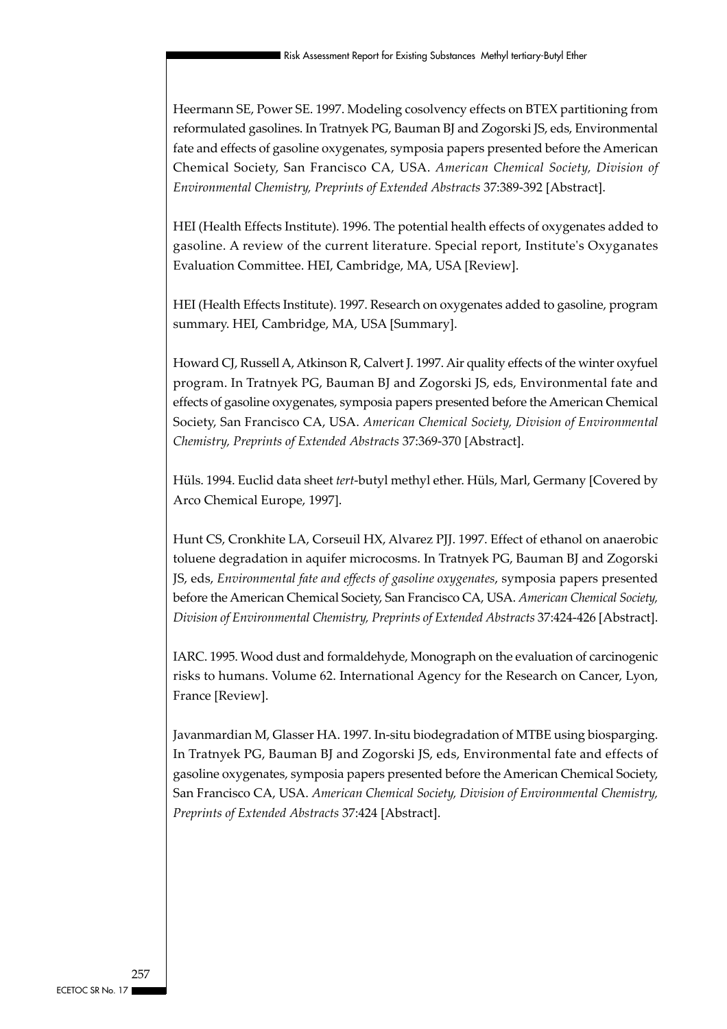Heermann SE, Power SE. 1997. Modeling cosolvency effects on BTEX partitioning from reformulated gasolines. In Tratnyek PG, Bauman BJ and Zogorski JS, eds, Environmental fate and effects of gasoline oxygenates, symposia papers presented before the American Chemical Society, San Francisco CA, USA. *American Chemical Society, Division of Environmental Chemistry, Preprints of Extended Abstracts* 37:389-392 [Abstract].

HEI (Health Effects Institute). 1996. The potential health effects of oxygenates added to gasoline. A review of the current literature. Special report, Institute's Oxyganates Evaluation Committee. HEI, Cambridge, MA, USA [Review].

HEI (Health Effects Institute). 1997. Research on oxygenates added to gasoline, program summary. HEI, Cambridge, MA, USA [Summary].

Howard CJ, Russell A, Atkinson R, Calvert J. 1997. Air quality effects of the winter oxyfuel program. In Tratnyek PG, Bauman BJ and Zogorski JS, eds, Environmental fate and effects of gasoline oxygenates, symposia papers presented before the American Chemical Society, San Francisco CA, USA. *American Chemical Society, Division of Environmental Chemistry, Preprints of Extended Abstracts* 37:369-370 [Abstract].

Hüls. 1994. Euclid data sheet *tert*-butyl methyl ether. Hüls, Marl, Germany [Covered by Arco Chemical Europe, 1997].

Hunt CS, Cronkhite LA, Corseuil HX, Alvarez PJJ. 1997. Effect of ethanol on anaerobic toluene degradation in aquifer microcosms. In Tratnyek PG, Bauman BJ and Zogorski JS, eds, *Environmental fate and effects of gasoline oxygenates*, symposia papers presented before the American Chemical Society, San Francisco CA, USA. *American Chemical Society, Division of Environmental Chemistry, Preprints of Extended Abstracts* 37:424-426 [Abstract].

IARC. 1995. Wood dust and formaldehyde, Monograph on the evaluation of carcinogenic risks to humans. Volume 62. International Agency for the Research on Cancer, Lyon, France [Review].

Javanmardian M, Glasser HA. 1997. In-situ biodegradation of MTBE using biosparging. In Tratnyek PG, Bauman BJ and Zogorski JS, eds, Environmental fate and effects of gasoline oxygenates, symposia papers presented before the American Chemical Society, San Francisco CA, USA. *American Chemical Society, Division of Environmental Chemistry, Preprints of Extended Abstracts* 37:424 [Abstract].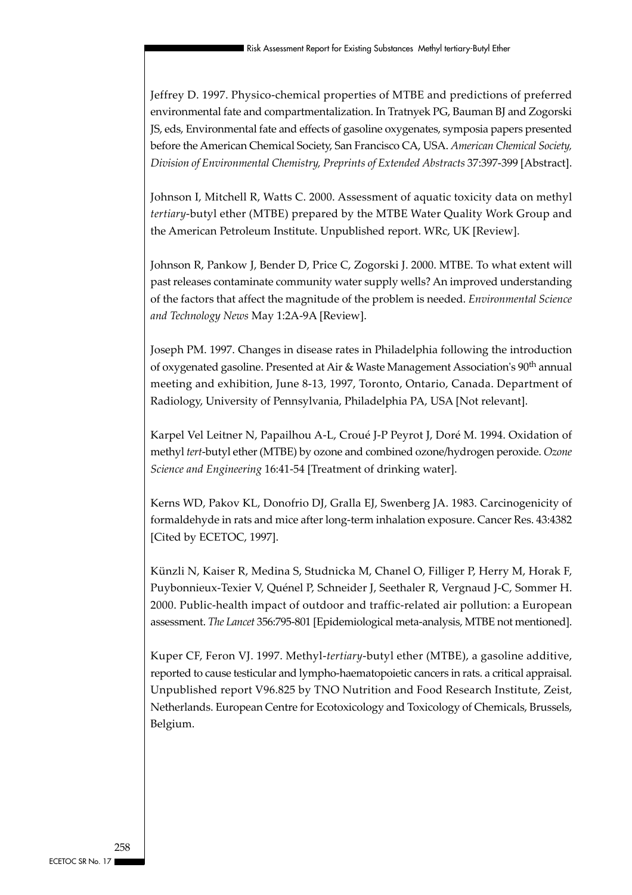Jeffrey D. 1997. Physico-chemical properties of MTBE and predictions of preferred environmental fate and compartmentalization. In Tratnyek PG, Bauman BJ and Zogorski JS, eds, Environmental fate and effects of gasoline oxygenates, symposia papers presented before the American Chemical Society, San Francisco CA, USA. *American Chemical Society, Division of Environmental Chemistry, Preprints of Extended Abstracts* 37:397-399 [Abstract].

Johnson I, Mitchell R, Watts C. 2000. Assessment of aquatic toxicity data on methyl *tertiary*-butyl ether (MTBE) prepared by the MTBE Water Quality Work Group and the American Petroleum Institute. Unpublished report. WRc, UK [Review].

Johnson R, Pankow J, Bender D, Price C, Zogorski J. 2000. MTBE. To what extent will past releases contaminate community water supply wells? An improved understanding of the factors that affect the magnitude of the problem is needed. *Environmental Science and Technology News* May 1:2A-9A [Review].

Joseph PM. 1997. Changes in disease rates in Philadelphia following the introduction of oxygenated gasoline. Presented at Air & Waste Management Association's 90th annual meeting and exhibition, June 8-13, 1997, Toronto, Ontario, Canada. Department of Radiology, University of Pennsylvania, Philadelphia PA, USA [Not relevant].

Karpel Vel Leitner N, Papailhou A-L, Croué J-P Peyrot J, Doré M. 1994. Oxidation of methyl *tert*-butyl ether (MTBE) by ozone and combined ozone/hydrogen peroxide. *Ozone Science and Engineering* 16:41-54 [Treatment of drinking water].

Kerns WD, Pakov KL, Donofrio DJ, Gralla EJ, Swenberg JA. 1983. Carcinogenicity of formaldehyde in rats and mice after long-term inhalation exposure. Cancer Res. 43:4382 [Cited by ECETOC, 1997].

Künzli N, Kaiser R, Medina S, Studnicka M, Chanel O, Filliger P, Herry M, Horak F, Puybonnieux-Texier V, Quénel P, Schneider J, Seethaler R, Vergnaud J-C, Sommer H. 2000. Public-health impact of outdoor and traffic-related air pollution: a European assessment. *The Lancet* 356:795-801 [Epidemiological meta-analysis, MTBE not mentioned].

Kuper CF, Feron VJ. 1997. Methyl-*tertiary*-butyl ether (MTBE), a gasoline additive, reported to cause testicular and lympho-haematopoietic cancers in rats. a critical appraisal. Unpublished report V96.825 by TNO Nutrition and Food Research Institute, Zeist, Netherlands. European Centre for Ecotoxicology and Toxicology of Chemicals, Brussels, Belgium.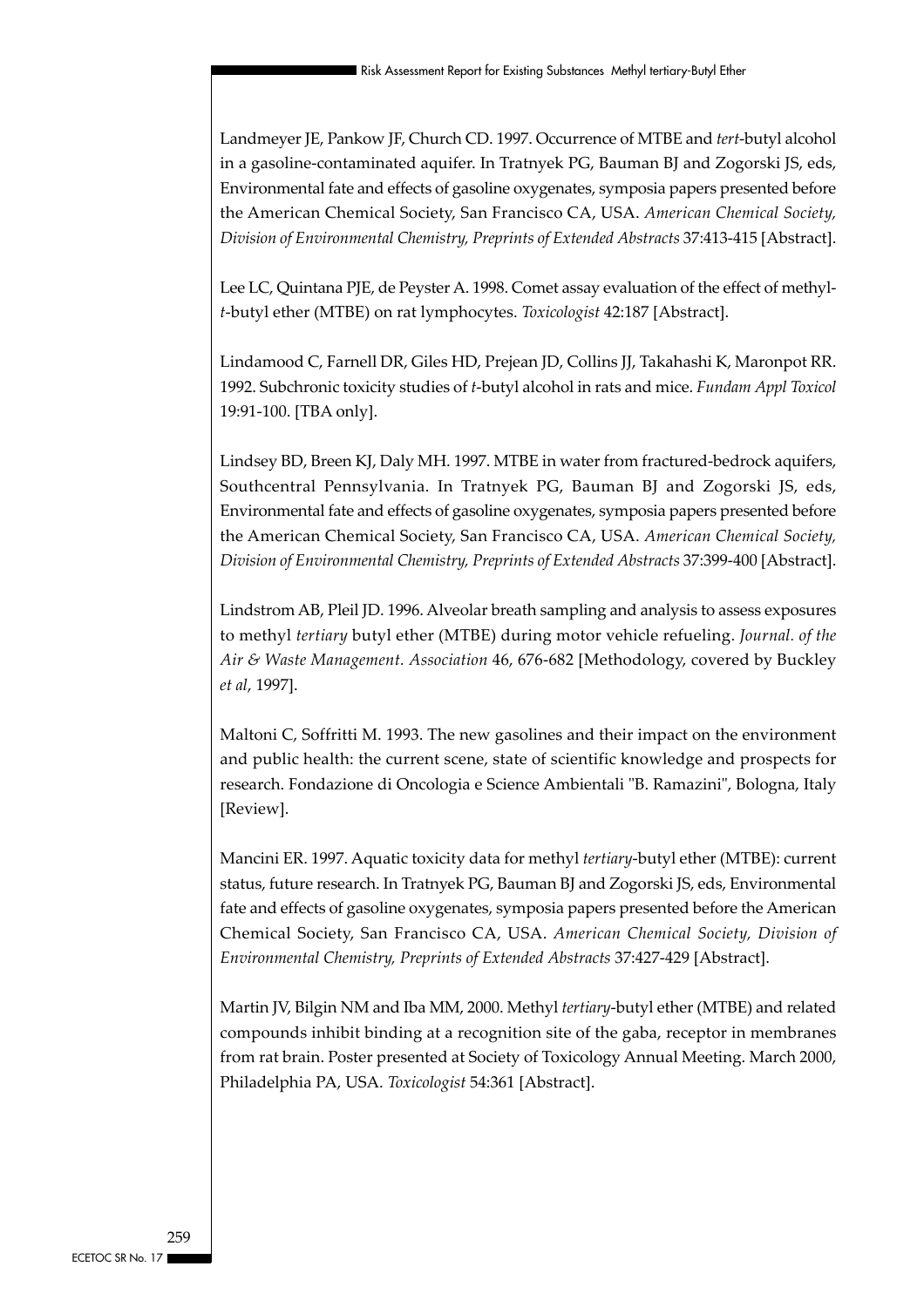Landmeyer JE, Pankow JF, Church CD. 1997. Occurrence of MTBE and *tert*-butyl alcohol in a gasoline-contaminated aquifer. In Tratnyek PG, Bauman BJ and Zogorski JS, eds, Environmental fate and effects of gasoline oxygenates, symposia papers presented before the American Chemical Society, San Francisco CA, USA. *American Chemical Society, Division of Environmental Chemistry, Preprints of Extended Abstracts* 37:413-415 [Abstract].

Lee LC, Quintana PJE, de Peyster A. 1998. Comet assay evaluation of the effect of methyl-*t*-butyl ether (MTBE) on rat lymphocytes. *Toxicologist* 42:187 [Abstract].

Lindamood C, Farnell DR, Giles HD, Prejean JD, Collins JJ, Takahashi K, Maronpot RR. 1992. Subchronic toxicity studies of *t*-butyl alcohol in rats and mice. *Fundam Appl Toxicol* 19:91-100. [TBA only].

Lindsey BD, Breen KJ, Daly MH. 1997. MTBE in water from fractured-bedrock aquifers, Southcentral Pennsylvania. In Tratnyek PG, Bauman BJ and Zogorski JS, eds, Environmental fate and effects of gasoline oxygenates, symposia papers presented before the American Chemical Society, San Francisco CA, USA. *American Chemical Society, Division of Environmental Chemistry, Preprints of Extended Abstracts* 37:399-400 [Abstract].

Lindstrom AB, Pleil JD. 1996. Alveolar breath sampling and analysis to assess exposures to methyl *tertiary* butyl ether (MTBE) during motor vehicle refueling. *Journal. of the Air & Waste Management. Association* 46, 676-682 [Methodology, covered by Buckley *et al*, 1997].

Maltoni C, Soffritti M. 1993. The new gasolines and their impact on the environment and public health: the current scene, state of scientific knowledge and prospects for research. Fondazione di Oncologia e Science Ambientali "B. Ramazini", Bologna, Italy [Review].

Mancini ER. 1997. Aquatic toxicity data for methyl *tertiary*-butyl ether (MTBE): current status, future research. In Tratnyek PG, Bauman BJ and Zogorski JS, eds, Environmental fate and effects of gasoline oxygenates, symposia papers presented before the American Chemical Society, San Francisco CA, USA. *American Chemical Society, Division of Environmental Chemistry, Preprints of Extended Abstracts* 37:427-429 [Abstract].

Martin JV, Bilgin NM and Iba MM, 2000. Methyl *tertiary*-butyl ether (MTBE) and related compounds inhibit binding at a recognition site of the gaba, receptor in membranes from rat brain. Poster presented at Society of Toxicology Annual Meeting. March 2000, Philadelphia PA, USA. *Toxicologist* 54:361 [Abstract].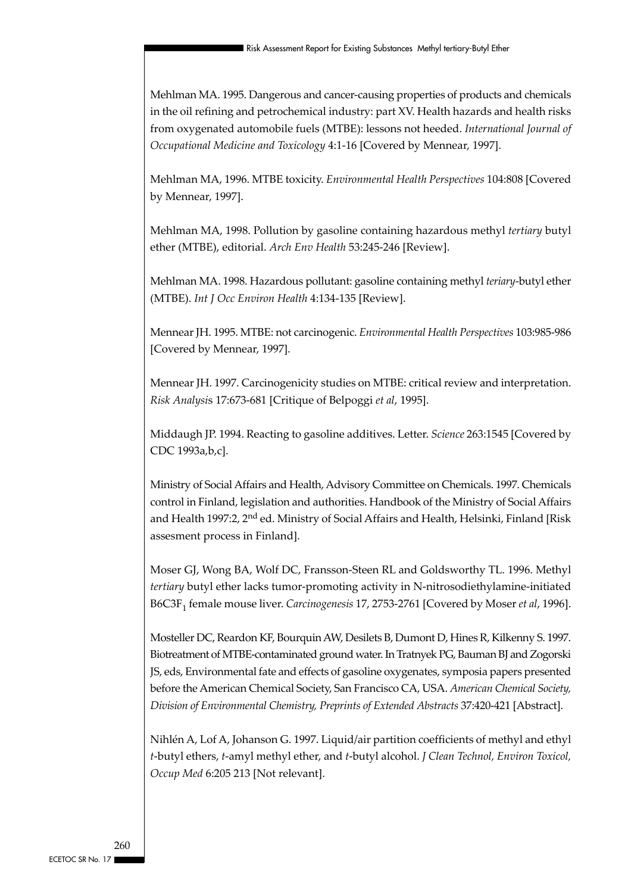Mehlman MA. 1995. Dangerous and cancer-causing properties of products and chemicals in the oil refining and petrochemical industry: part XV. Health hazards and health risks from oxygenated automobile fuels (MTBE): lessons not heeded. *International Journal of Occupational Medicine and Toxicology* 4:1-16 [Covered by Mennear, 1997].

Mehlman MA, 1996. MTBE toxicity. *Environmental Health Perspectives* 104:808 [Covered by Mennear, 1997].

Mehlman MA, 1998. Pollution by gasoline containing hazardous methyl *tertiary* butyl ether (MTBE), editorial. *Arch Env Health* 53:245-246 [Review].

Mehlman MA. 1998. Hazardous pollutant: gasoline containing methyl *teriary*-butyl ether (MTBE). *Int J Occ Environ Health* 4:134-135 [Review].

Mennear JH. 1995. MTBE: not carcinogenic. *Environmental Health Perspectives* 103:985-986 [Covered by Mennear, 1997].

Mennear JH. 1997. Carcinogenicity studies on MTBE: critical review and interpretation. *Risk Analysis* 17:673-681 [Critique of Belpoggi *et al*, 1995].

Middaugh JP. 1994. Reacting to gasoline additives. Letter. *Science* 263:1545 [Covered by CDC 1993a,b,c].

Ministry of Social Affairs and Health, Advisory Committee on Chemicals. 1997. Chemicals control in Finland, legislation and authorities. Handbook of the Ministry of Social Affairs and Health 1997:2, 2nd ed. Ministry of Social Affairs and Health, Helsinki, Finland [Risk assesment process in Finland].

Moser GJ, Wong BA, Wolf DC, Fransson-Steen RL and Goldsworthy TL. 1996. Methyl *tertiary* butyl ether lacks tumor-promoting activity in N-nitrosodiethylamine-initiated $B6C3F_1$ female mouse liver. *Carcinogenesis* 17, 2753-2761 [Covered by Moser *et al*, 1996].

Mosteller DC, Reardon KF, Bourquin AW, Desilets B, Dumont D, Hines R, Kilkenny S. 1997. Biotreatment of MTBE-contaminated ground water. In Tratnyek PG, Bauman BJ and Zogorski JS, eds, Environmental fate and effects of gasoline oxygenates, symposia papers presented before the American Chemical Society, San Francisco CA, USA. *American Chemical Society, Division of Environmental Chemistry, Preprints of Extended Abstracts* 37:420-421 [Abstract].

Nihlén A, Lof A, Johanson G. 1997. Liquid/air partition coefficients of methyl and ethyl *t*-butyl ethers, *t*-amyl methyl ether, and *t*-butyl alcohol. *J Clean Technol, Environ Toxicol, Occup Med* 6:205 213 [Not relevant].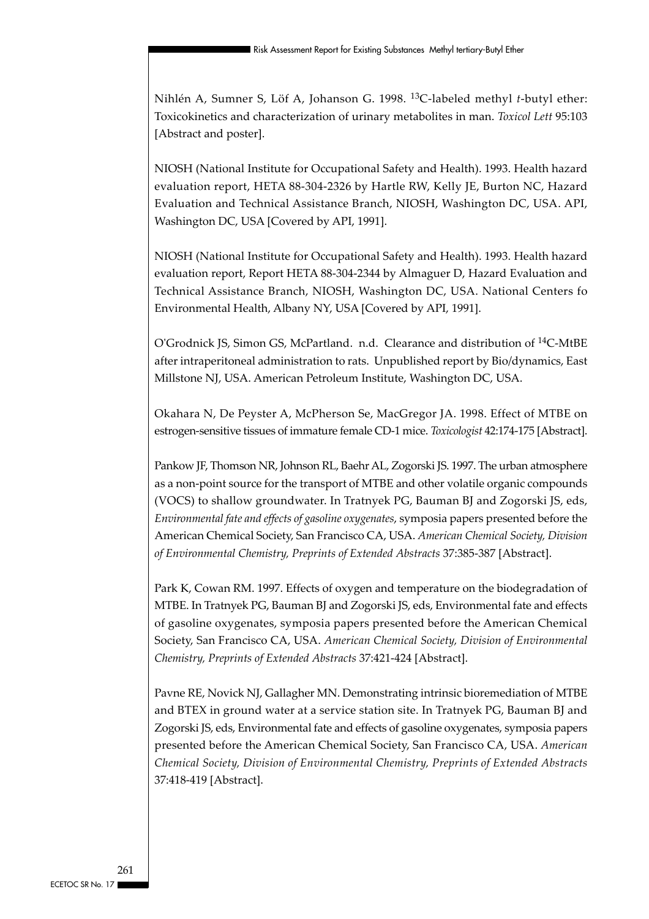Nihlén A, Sumner S, Löf A, Johanson G. 1998. $^{13}$C-labeled methyl *t*-butyl ether: Toxicokinetics and characterization of urinary metabolites in man. *Toxicol Lett* 95:103 [Abstract and poster].

NIOSH (National Institute for Occupational Safety and Health). 1993. Health hazard evaluation report, HETA 88-304-2326 by Hartle RW, Kelly JE, Burton NC, Hazard Evaluation and Technical Assistance Branch, NIOSH, Washington DC, USA. API, Washington DC, USA [Covered by API, 1991].

NIOSH (National Institute for Occupational Safety and Health). 1993. Health hazard evaluation report, Report HETA 88-304-2344 by Almaguer D, Hazard Evaluation and Technical Assistance Branch, NIOSH, Washington DC, USA. National Centers fo Environmental Health, Albany NY, USA [Covered by API, 1991].

O'Grodnick JS, Simon GS, McPartland. n.d. Clearance and distribution of $^{14}$C-MtBE after intraperitoneal administration to rats. Unpublished report by Bio/dynamics, East Millstone NJ, USA. American Petroleum Institute, Washington DC, USA.

Okahara N, De Peyster A, McPherson Se, MacGregor JA. 1998. Effect of MTBE on estrogen-sensitive tissues of immature female CD-1 mice. *Toxicologist* 42:174-175 [Abstract].

Pankow JF, Thomson NR, Johnson RL, Baehr AL, Zogorski JS. 1997. The urban atmosphere as a non-point source for the transport of MTBE and other volatile organic compounds (VOCS) to shallow groundwater. In Tratnyek PG, Bauman BJ and Zogorski JS, eds, *Environmental fate and effects of gasoline oxygenates*, symposia papers presented before the American Chemical Society, San Francisco CA, USA. *American Chemical Society, Division of Environmental Chemistry, Preprints of Extended Abstracts* 37:385-387 [Abstract].

Park K, Cowan RM. 1997. Effects of oxygen and temperature on the biodegradation of MTBE. In Tratnyek PG, Bauman BJ and Zogorski JS, eds, Environmental fate and effects of gasoline oxygenates, symposia papers presented before the American Chemical Society, San Francisco CA, USA. *American Chemical Society, Division of Environmental Chemistry, Preprints of Extended Abstracts* 37:421-424 [Abstract].

Pavne RE, Novick NJ, Gallagher MN. Demonstrating intrinsic bioremediation of MTBE and BTEX in ground water at a service station site. In Tratnyek PG, Bauman BJ and Zogorski JS, eds, Environmental fate and effects of gasoline oxygenates, symposia papers presented before the American Chemical Society, San Francisco CA, USA. *American Chemical Society, Division of Environmental Chemistry, Preprints of Extended Abstracts* 37:418-419 [Abstract].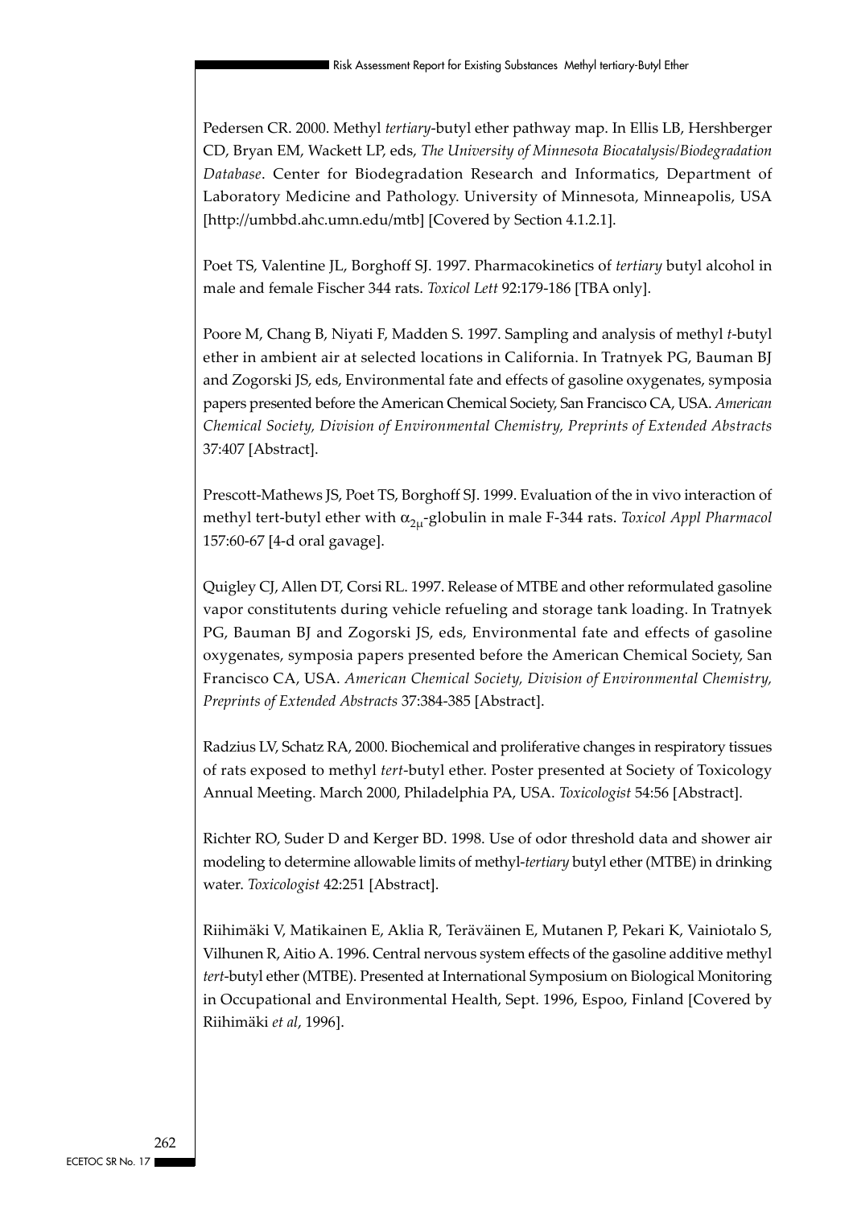Pedersen CR. 2000. Methyl *tertiary*-butyl ether pathway map. In Ellis LB, Hershberger CD, Bryan EM, Wackett LP, eds, *The University of Minnesota Biocatalysis/Biodegradation Database*. Center for Biodegradation Research and Informatics, Department of Laboratory Medicine and Pathology. University of Minnesota, Minneapolis, USA [http://umbbd.ahc.umn.edu/mtb] [Covered by Section 4.1.2.1].

Poet TS, Valentine JL, Borghoff SJ. 1997. Pharmacokinetics of *tertiary* butyl alcohol in male and female Fischer 344 rats. *Toxicol Lett* 92:179-186 [TBA only].

Poore M, Chang B, Niyati F, Madden S. 1997. Sampling and analysis of methyl *t*-butyl ether in ambient air at selected locations in California. In Tratnyek PG, Bauman BJ and Zogorski JS, eds, Environmental fate and effects of gasoline oxygenates, symposia papers presented before the American Chemical Society, San Francisco CA, USA. *American Chemical Society, Division of Environmental Chemistry, Preprints of Extended Abstracts* 37:407 [Abstract].

Prescott-Mathews JS, Poet TS, Borghoff SJ. 1999. Evaluation of the in vivo interaction of methyl tert-butyl ether with $\alpha_{2\mu}$-globulin in male F-344 rats. *Toxicol Appl Pharmacol* 157:60-67 [4-d oral gavage].

Quigley CJ, Allen DT, Corsi RL. 1997. Release of MTBE and other reformulated gasoline vapor constitutents during vehicle refueling and storage tank loading. In Tratnyek PG, Bauman BJ and Zogorski JS, eds, Environmental fate and effects of gasoline oxygenates, symposia papers presented before the American Chemical Society, San Francisco CA, USA. *American Chemical Society, Division of Environmental Chemistry, Preprints of Extended Abstracts* 37:384-385 [Abstract].

Radzius LV, Schatz RA, 2000. Biochemical and proliferative changes in respiratory tissues of rats exposed to methyl *tert*-butyl ether. Poster presented at Society of Toxicology Annual Meeting. March 2000, Philadelphia PA, USA. *Toxicologist* 54:56 [Abstract].

Richter RO, Suder D and Kerger BD. 1998. Use of odor threshold data and shower air modeling to determine allowable limits of methyl-*tertiary* butyl ether (MTBE) in drinking water. *Toxicologist* 42:251 [Abstract].

Riihimäki V, Matikainen E, Aklia R, Teräväinen E, Mutanen P, Pekari K, Vainiotalo S, Vilhunen R, Aitio A. 1996. Central nervous system effects of the gasoline additive methyl *tert*-butyl ether (MTBE). Presented at International Symposium on Biological Monitoring in Occupational and Environmental Health, Sept. 1996, Espoo, Finland [Covered by Riihimäki *et al*, 1996].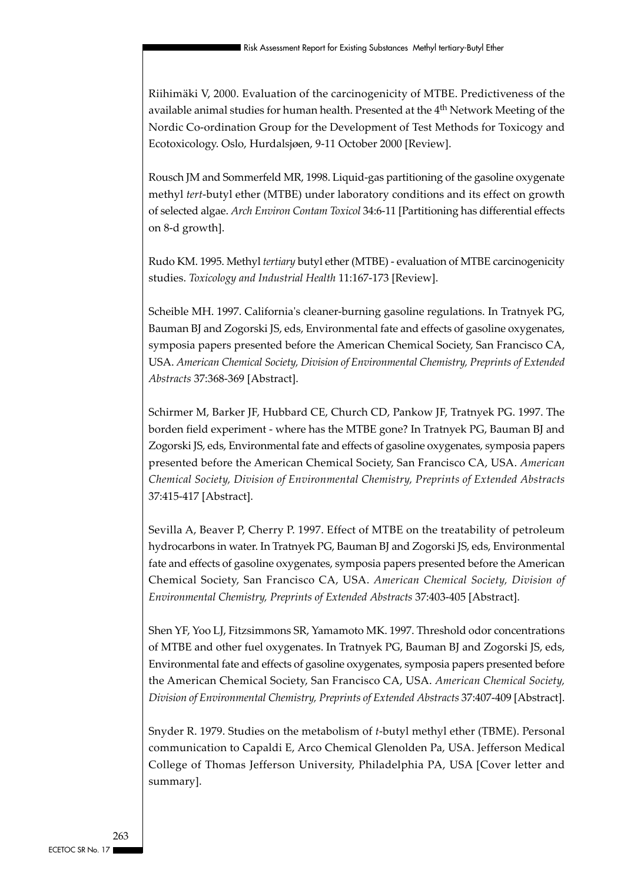Riihimäki V, 2000. Evaluation of the carcinogenicity of MTBE. Predictiveness of the available animal studies for human health. Presented at the 4th Network Meeting of the Nordic Co-ordination Group for the Development of Test Methods for Toxicogy and Ecotoxicology. Oslo, Hurdalsjøen, 9-11 October 2000 [Review].

Rousch JM and Sommerfeld MR, 1998. Liquid-gas partitioning of the gasoline oxygenate methyl *tert*-butyl ether (MTBE) under laboratory conditions and its effect on growth of selected algae. *Arch Environ Contam Toxicol* 34:6-11 [Partitioning has differential effects on 8-d growth].

Rudo KM. 1995. Methyl *tertiary* butyl ether (MTBE) - evaluation of MTBE carcinogenicity studies. *Toxicology and Industrial Health* 11:167-173 [Review].

Scheible MH. 1997. California's cleaner-burning gasoline regulations. In Tratnyek PG, Bauman BJ and Zogorski JS, eds, Environmental fate and effects of gasoline oxygenates, symposia papers presented before the American Chemical Society, San Francisco CA, USA. *American Chemical Society, Division of Environmental Chemistry, Preprints of Extended Abstracts* 37:368-369 [Abstract].

Schirmer M, Barker JF, Hubbard CE, Church CD, Pankow JF, Tratnyek PG. 1997. The borden field experiment - where has the MTBE gone? In Tratnyek PG, Bauman BJ and Zogorski JS, eds, Environmental fate and effects of gasoline oxygenates, symposia papers presented before the American Chemical Society, San Francisco CA, USA. *American Chemical Society, Division of Environmental Chemistry, Preprints of Extended Abstracts* 37:415-417 [Abstract].

Sevilla A, Beaver P, Cherry P. 1997. Effect of MTBE on the treatability of petroleum hydrocarbons in water. In Tratnyek PG, Bauman BJ and Zogorski JS, eds, Environmental fate and effects of gasoline oxygenates, symposia papers presented before the American Chemical Society, San Francisco CA, USA. *American Chemical Society, Division of Environmental Chemistry, Preprints of Extended Abstracts* 37:403-405 [Abstract].

Shen YF, Yoo LJ, Fitzsimmons SR, Yamamoto MK. 1997. Threshold odor concentrations of MTBE and other fuel oxygenates. In Tratnyek PG, Bauman BJ and Zogorski JS, eds, Environmental fate and effects of gasoline oxygenates, symposia papers presented before the American Chemical Society, San Francisco CA, USA. *American Chemical Society, Division of Environmental Chemistry, Preprints of Extended Abstracts* 37:407-409 [Abstract].

Snyder R. 1979. Studies on the metabolism of *t*-butyl methyl ether (TBME). Personal communication to Capaldi E, Arco Chemical Glenolden Pa, USA. Jefferson Medical College of Thomas Jefferson University, Philadelphia PA, USA [Cover letter and summary].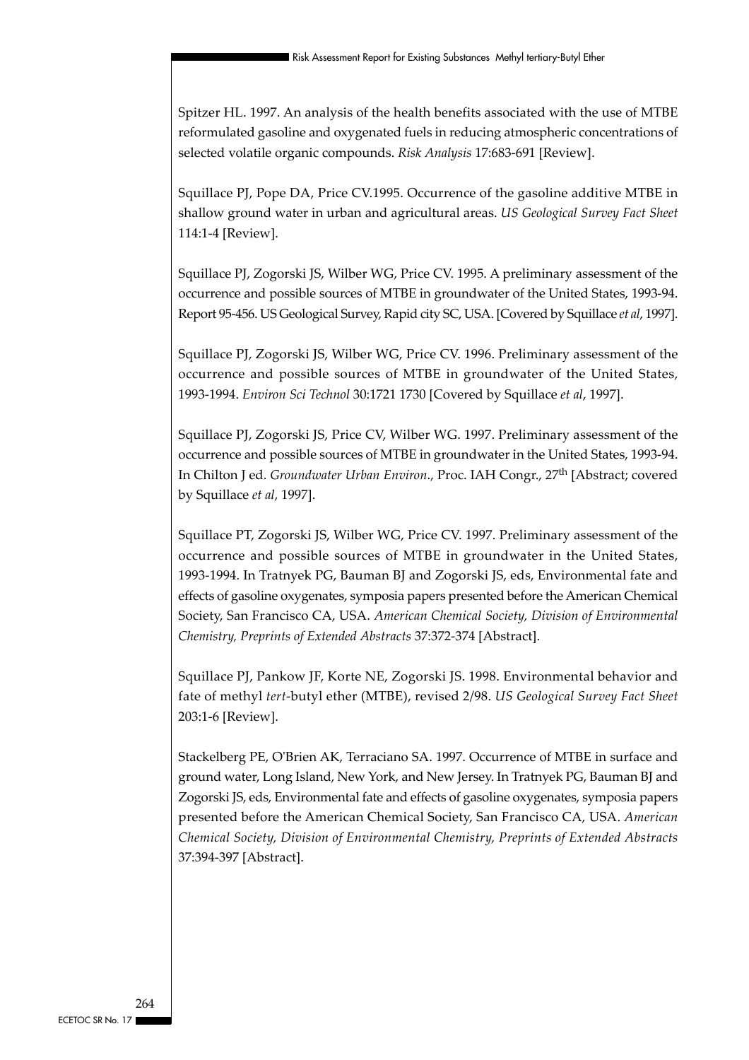Spitzer HL. 1997. An analysis of the health benefits associated with the use of MTBE reformulated gasoline and oxygenated fuels in reducing atmospheric concentrations of selected volatile organic compounds. *Risk Analysis* 17:683-691 [Review].

Squillace PJ, Pope DA, Price CV.1995. Occurrence of the gasoline additive MTBE in shallow ground water in urban and agricultural areas. *US Geological Survey Fact Sheet* 114:1-4 [Review].

Squillace PJ, Zogorski JS, Wilber WG, Price CV. 1995. A preliminary assessment of the occurrence and possible sources of MTBE in groundwater of the United States, 1993-94. Report 95-456. US Geological Survey, Rapid city SC, USA. [Covered by Squillace *et al*, 1997].

Squillace PJ, Zogorski JS, Wilber WG, Price CV. 1996. Preliminary assessment of the occurrence and possible sources of MTBE in groundwater of the United States, 1993-1994. *Environ Sci Technol* 30:1721 1730 [Covered by Squillace *et al*, 1997].

Squillace PJ, Zogorski JS, Price CV, Wilber WG. 1997. Preliminary assessment of the occurrence and possible sources of MTBE in groundwater in the United States, 1993-94. In Chilton J ed. *Groundwater Urban Environ*., Proc. IAH Congr., 27th [Abstract; covered by Squillace *et al*, 1997].

Squillace PT, Zogorski JS, Wilber WG, Price CV. 1997. Preliminary assessment of the occurrence and possible sources of MTBE in groundwater in the United States, 1993-1994. In Tratnyek PG, Bauman BJ and Zogorski JS, eds, Environmental fate and effects of gasoline oxygenates, symposia papers presented before the American Chemical Society, San Francisco CA, USA. *American Chemical Society, Division of Environmental Chemistry, Preprints of Extended Abstracts* 37:372-374 [Abstract].

Squillace PJ, Pankow JF, Korte NE, Zogorski JS. 1998. Environmental behavior and fate of methyl *tert*-butyl ether (MTBE), revised 2/98. *US Geological Survey Fact Sheet* 203:1-6 [Review].

Stackelberg PE, O'Brien AK, Terraciano SA. 1997. Occurrence of MTBE in surface and ground water, Long Island, New York, and New Jersey. In Tratnyek PG, Bauman BJ and Zogorski JS, eds, Environmental fate and effects of gasoline oxygenates, symposia papers presented before the American Chemical Society, San Francisco CA, USA. *American Chemical Society, Division of Environmental Chemistry, Preprints of Extended Abstracts* 37:394-397 [Abstract].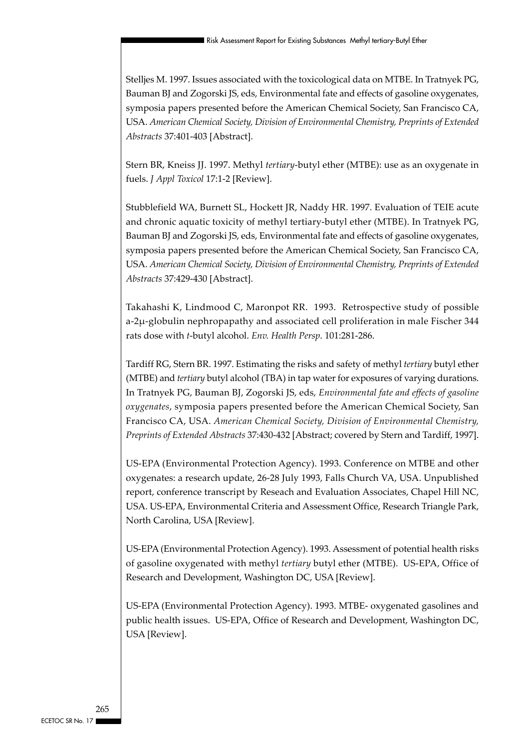Stelljes M. 1997. Issues associated with the toxicological data on MTBE. In Tratnyek PG, Bauman BJ and Zogorski JS, eds, Environmental fate and effects of gasoline oxygenates, symposia papers presented before the American Chemical Society, San Francisco CA, USA. *American Chemical Society, Division of Environmental Chemistry, Preprints of Extended Abstracts* 37:401-403 [Abstract].

Stern BR, Kneiss JJ. 1997. Methyl *tertiary*-butyl ether (MTBE): use as an oxygenate in fuels. *J Appl Toxicol* 17:1-2 [Review].

Stubblefield WA, Burnett SL, Hockett JR, Naddy HR. 1997. Evaluation of TEIE acute and chronic aquatic toxicity of methyl tertiary-butyl ether (MTBE). In Tratnyek PG, Bauman BJ and Zogorski JS, eds, Environmental fate and effects of gasoline oxygenates, symposia papers presented before the American Chemical Society, San Francisco CA, USA. *American Chemical Society, Division of Environmental Chemistry, Preprints of Extended Abstracts* 37:429-430 [Abstract].

Takahashi K, Lindmood C, Maronpot RR. 1993. Retrospective study of possible a-2μ-globulin nephropapathy and associated cell proliferation in male Fischer 344 rats dose with *t*-butyl alcohol. *Env. Health Persp*. 101:281-286.

Tardiff RG, Stern BR. 1997. Estimating the risks and safety of methyl *tertiary* butyl ether (MTBE) and *tertiary* butyl alcohol (TBA) in tap water for exposures of varying durations. In Tratnyek PG, Bauman BJ, Zogorski JS, eds, *Environmental fate and effects of gasoline oxygenates*, symposia papers presented before the American Chemical Society, San Francisco CA, USA. *American Chemical Society, Division of Environmental Chemistry, Preprints of Extended Abstracts* 37:430-432 [Abstract; covered by Stern and Tardiff, 1997].

US-EPA (Environmental Protection Agency). 1993. Conference on MTBE and other oxygenates: a research update, 26-28 July 1993, Falls Church VA, USA. Unpublished report, conference transcript by Reseach and Evaluation Associates, Chapel Hill NC, USA. US-EPA, Environmental Criteria and Assessment Office, Research Triangle Park, North Carolina, USA [Review].

US-EPA (Environmental Protection Agency). 1993. Assessment of potential health risks of gasoline oxygenated with methyl *tertiary* butyl ether (MTBE). US-EPA, Office of Research and Development, Washington DC, USA [Review].

US-EPA (Environmental Protection Agency). 1993. MTBE- oxygenated gasolines and public health issues. US-EPA, Office of Research and Development, Washington DC, USA [Review].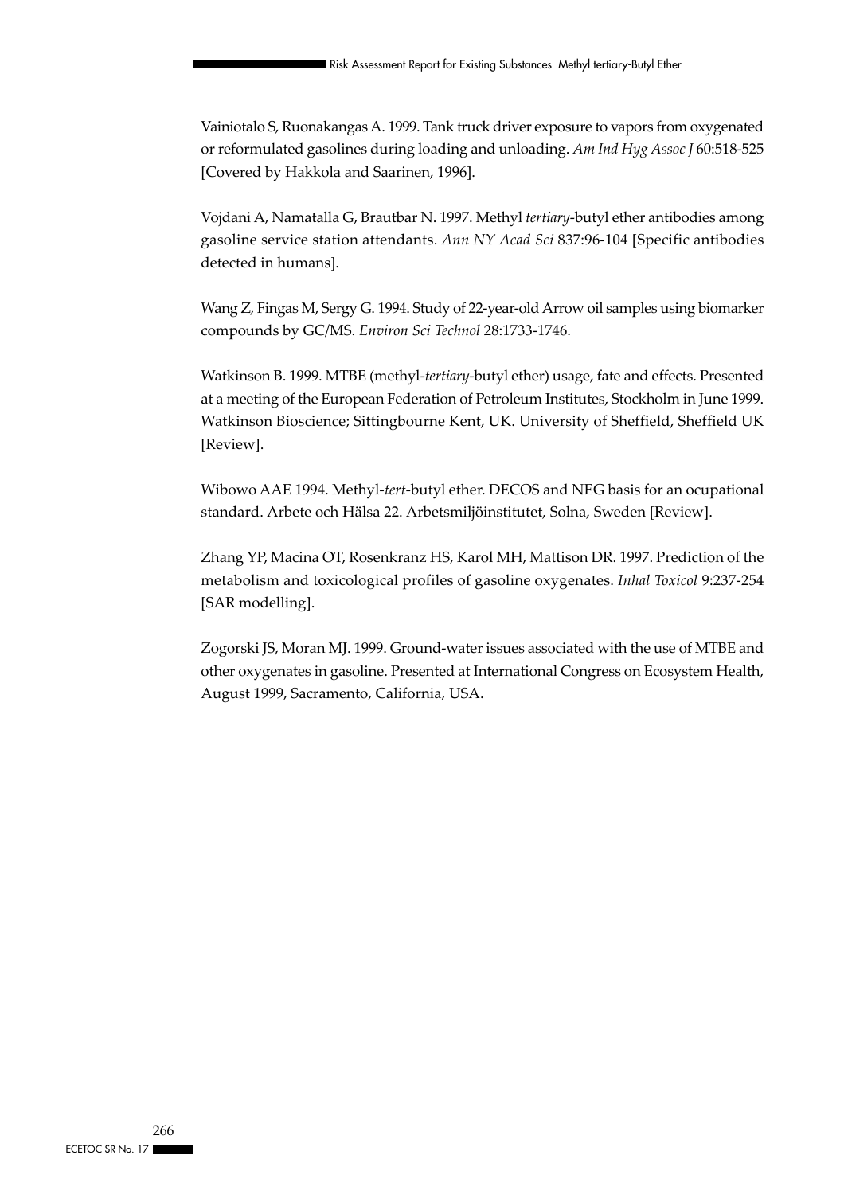Vainiotalo S, Ruonakangas A. 1999. Tank truck driver exposure to vapors from oxygenated or reformulated gasolines during loading and unloading. *Am Ind Hyg Assoc J* 60:518-525 [Covered by Hakkola and Saarinen, 1996].

Vojdani A, Namatalla G, Brautbar N. 1997. Methyl *tertiary*-butyl ether antibodies among gasoline service station attendants. *Ann NY Acad Sci* 837:96-104 [Specific antibodies detected in humans].

Wang Z, Fingas M, Sergy G. 1994. Study of 22-year-old Arrow oil samples using biomarker compounds by GC/MS. *Environ Sci Technol* 28:1733-1746.

Watkinson B. 1999. MTBE (methyl-*tertiary*-butyl ether) usage, fate and effects. Presented at a meeting of the European Federation of Petroleum Institutes, Stockholm in June 1999. Watkinson Bioscience; Sittingbourne Kent, UK. University of Sheffield, Sheffield UK [Review].

Wibowo AAE 1994. Methyl-*tert*-butyl ether. DECOS and NEG basis for an ocupational standard. Arbete och Hälsa 22. Arbetsmiljöinstitutet, Solna, Sweden [Review].

Zhang YP, Macina OT, Rosenkranz HS, Karol MH, Mattison DR. 1997. Prediction of the metabolism and toxicological profiles of gasoline oxygenates. *Inhal Toxicol* 9:237-254 [SAR modelling].

Zogorski JS, Moran MJ. 1999. Ground-water issues associated with the use of MTBE and other oxygenates in gasoline. Presented at International Congress on Ecosystem Health, August 1999, Sacramento, California, USA.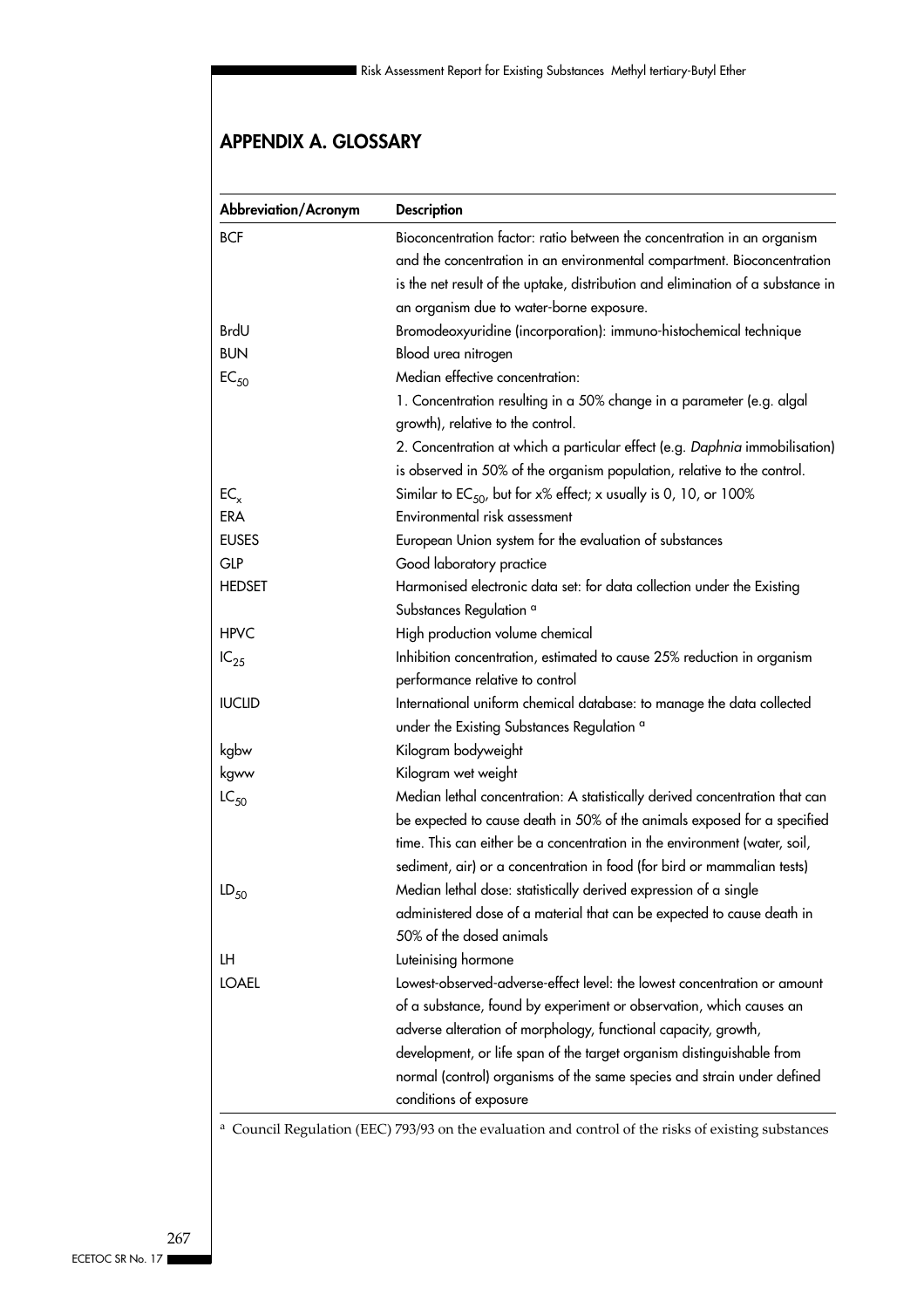## APPENDIX A. GLOSSARY

| Abbreviation/Acronym | Description |
|---|---|
| BCF | Bioconcentration factor: ratio between the concentration in an organism and the concentration in an environmental compartment. Bioconcentration is the net result of the uptake, distribution and elimination of a substance in an organism due to water-borne exposure. |
| BrdU | Bromodeoxyuridine (incorporation): immuno-histochemical technique |
| BUN | Blood urea nitrogen |
| $EC_{50}$ | Median effective concentration:<br>1. Concentration resulting in a 50% change in a parameter (e.g. algal growth), relative to the control.<br>2. Concentration at which a particular effect (e.g. *Daphnia* immobilisation) is observed in 50% of the organism population, relative to the control. |
| $EC_x$ | Similar to $EC_{50}$, but for x% effect; x usually is 0, 10, or 100% |
| ERA | Environmental risk assessment |
| EUSES | European Union system for the evaluation of substances |
| GLP | Good laboratory practice |
| HEDSET | Harmonised electronic data set: for data collection under the Existing Substances Regulation [a] |
| HPVC | High production volume chemical |
| $IC_{25}$ | Inhibition concentration, estimated to cause 25% reduction in organism performance relative to control |
| IUCLID | International uniform chemical database: to manage the data collected under the Existing Substances Regulation [a] |
| kgbw | Kilogram bodyweight |
| kgww | Kilogram wet weight |
| $LC_{50}$ | Median lethal concentration: A statistically derived concentration that can be expected to cause death in 50% of the animals exposed for a specified time. This can either be a concentration in the environment (water, soil, sediment, air) or a concentration in food (for bird or mammalian tests) |
| $LD_{50}$ | Median lethal dose: statistically derived expression of a single administered dose of a material that can be expected to cause death in 50% of the dosed animals |
| LH | Luteinising hormone |
| LOAEL | Lowest-observed-adverse-effect level: the lowest concentration or amount of a substance, found by experiment or observation, which causes an adverse alteration of morphology, functional capacity, growth, development, or life span of the target organism distinguishable from normal (control) organisms of the same species and strain under defined conditions of exposure |

[a] Council Regulation (EEC) 793/93 on the evaluation and control of the risks of existing substances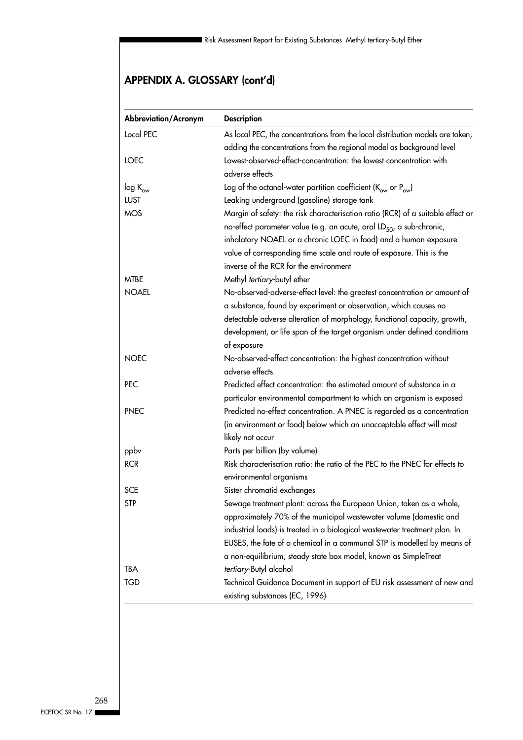## APPENDIX A. GLOSSARY (cont'd)

| Abbreviation/Acronym | Description |
|---|---|
| Local PEC | As local PEC, the concentrations from the local distribution models are taken, adding the concentrations from the regional model as background level |
| LOEC | Lowest-observed-effect-concentration: the lowest concentration with adverse effects |
| log $K_{ow}$ | Log of the octanol-water partition coefficient ($K_{ow}$ or $P_{ow}$) |
| LUST | Leaking underground (gasoline) storage tank |
| MOS | Margin of safety: the risk characterisation ratio (RCR) of a suitable effect or no-effect parameter value (e.g. an acute, oral $LD_{50}$, a sub-chronic, inhalatory NOAEL or a chronic LOEC in food) and a human exposure value of corresponding time scale and route of exposure. This is the inverse of the RCR for the environment |
| MTBE | Methyl *tertiary*-butyl ether |
| NOAEL | No-observed-adverse-effect level: the greatest concentration or amount of a substance, found by experiment or observation, which causes no detectable adverse alteration of morphology, functional capacity, growth, development, or life span of the target organism under defined conditions of exposure |
| NOEC | No-observed-effect concentration: the highest concentration without adverse effects. |
| PEC | Predicted effect concentration: the estimated amount of substance in a particular environmental compartment to which an organism is exposed |
| PNEC | Predicted no-effect concentration. A PNEC is regarded as a concentration (in environment or food) below which an unacceptable effect will most likely not occur |
| ppbv | Parts per billion (by volume) |
| RCR | Risk characterisation ratio: the ratio of the PEC to the PNEC for effects to environmental organisms |
| SCE | Sister chromatid exchanges |
| STP | Sewage treatment plant: across the European Union, taken as a whole, approximately 70% of the municipal wastewater volume (domestic and industrial loads) is treated in a biological wastewater treatment plan. In EUSES, the fate of a chemical in a communal STP is modelled by means of a non-equilibrium, steady state box model, known as SimpleTreat |
| TBA | *tertiary*-Butyl alcohol |
| TGD | Technical Guidance Document in support of EU risk assessment of new and existing substances (EC, 1996) |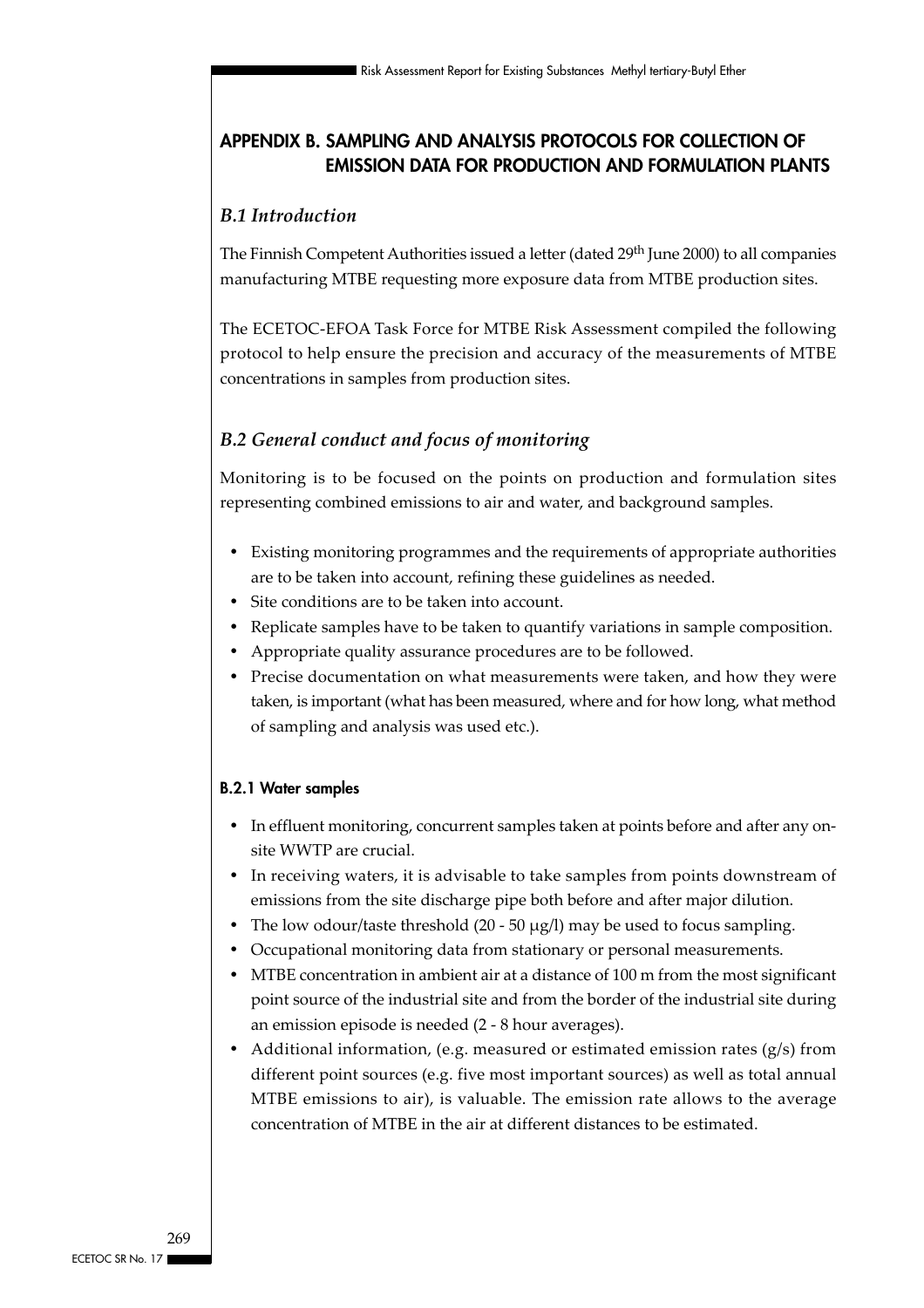# APPENDIX B. SAMPLING AND ANALYSIS PROTOCOLS FOR COLLECTION OF EMISSION DATA FOR PRODUCTION AND FORMULATION PLANTS

## *B.1 Introduction*

The Finnish Competent Authorities issued a letter (dated 29th June 2000) to all companies manufacturing MTBE requesting more exposure data from MTBE production sites.

The ECETOC-EFOA Task Force for MTBE Risk Assessment compiled the following protocol to help ensure the precision and accuracy of the measurements of MTBE concentrations in samples from production sites.

## *B.2 General conduct and focus of monitoring*

Monitoring is to be focused on the points on production and formulation sites representing combined emissions to air and water, and background samples.

- Existing monitoring programmes and the requirements of appropriate authorities are to be taken into account, refining these guidelines as needed.
- Site conditions are to be taken into account.
- Replicate samples have to be taken to quantify variations in sample composition.
- Appropriate quality assurance procedures are to be followed.
- Precise documentation on what measurements were taken, and how they were taken, is important (what has been measured, where and for how long, what method of sampling and analysis was used etc.).

### B.2.1 Water samples

- In effluent monitoring, concurrent samples taken at points before and after any on-site WWTP are crucial.
- In receiving waters, it is advisable to take samples from points downstream of emissions from the site discharge pipe both before and after major dilution.
- The low odour/taste threshold (20 - 50 µg/l) may be used to focus sampling.
- Occupational monitoring data from stationary or personal measurements.
- MTBE concentration in ambient air at a distance of 100 m from the most significant point source of the industrial site and from the border of the industrial site during an emission episode is needed (2 - 8 hour averages).
- Additional information, (e.g. measured or estimated emission rates (g/s) from different point sources (e.g. five most important sources) as well as total annual MTBE emissions to air), is valuable. The emission rate allows to the average concentration of MTBE in the air at different distances to be estimated.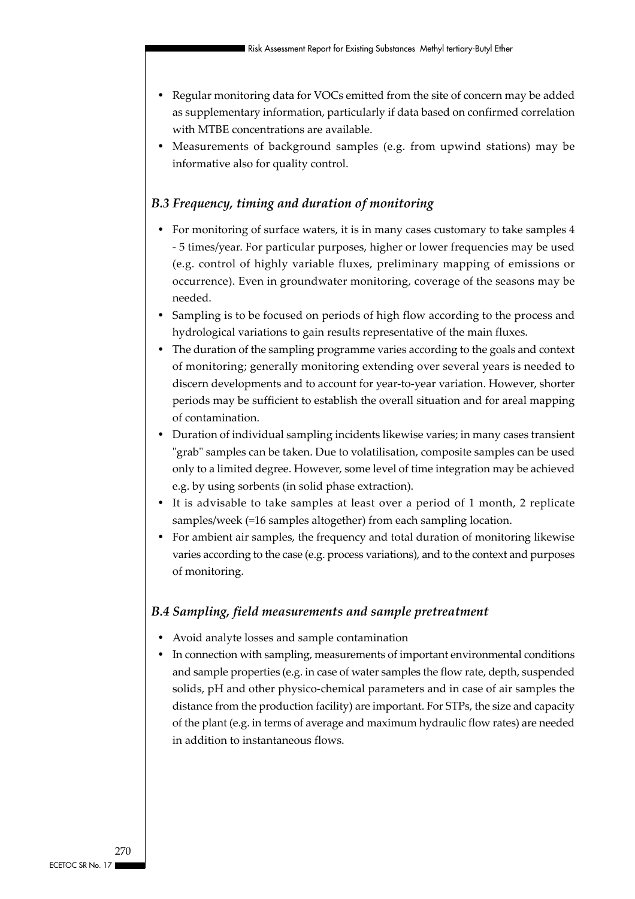- Regular monitoring data for VOCs emitted from the site of concern may be added as supplementary information, particularly if data based on confirmed correlation with MTBE concentrations are available.
- Measurements of background samples (e.g. from upwind stations) may be informative also for quality control.

### *B.3 Frequency, timing and duration of monitoring*

- For monitoring of surface waters, it is in many cases customary to take samples 4 - 5 times/year. For particular purposes, higher or lower frequencies may be used (e.g. control of highly variable fluxes, preliminary mapping of emissions or occurrence). Even in groundwater monitoring, coverage of the seasons may be needed.
- Sampling is to be focused on periods of high flow according to the process and hydrological variations to gain results representative of the main fluxes.
- The duration of the sampling programme varies according to the goals and context of monitoring; generally monitoring extending over several years is needed to discern developments and to account for year-to-year variation. However, shorter periods may be sufficient to establish the overall situation and for areal mapping of contamination.
- Duration of individual sampling incidents likewise varies; in many cases transient "grab" samples can be taken. Due to volatilisation, composite samples can be used only to a limited degree. However, some level of time integration may be achieved e.g. by using sorbents (in solid phase extraction).
- It is advisable to take samples at least over a period of 1 month, 2 replicate samples/week (=16 samples altogether) from each sampling location.
- For ambient air samples, the frequency and total duration of monitoring likewise varies according to the case (e.g. process variations), and to the context and purposes of monitoring.

### *B.4 Sampling, field measurements and sample pretreatment*

- Avoid analyte losses and sample contamination
- In connection with sampling, measurements of important environmental conditions and sample properties (e.g. in case of water samples the flow rate, depth, suspended solids, pH and other physico-chemical parameters and in case of air samples the distance from the production facility) are important. For STPs, the size and capacity of the plant (e.g. in terms of average and maximum hydraulic flow rates) are needed in addition to instantaneous flows.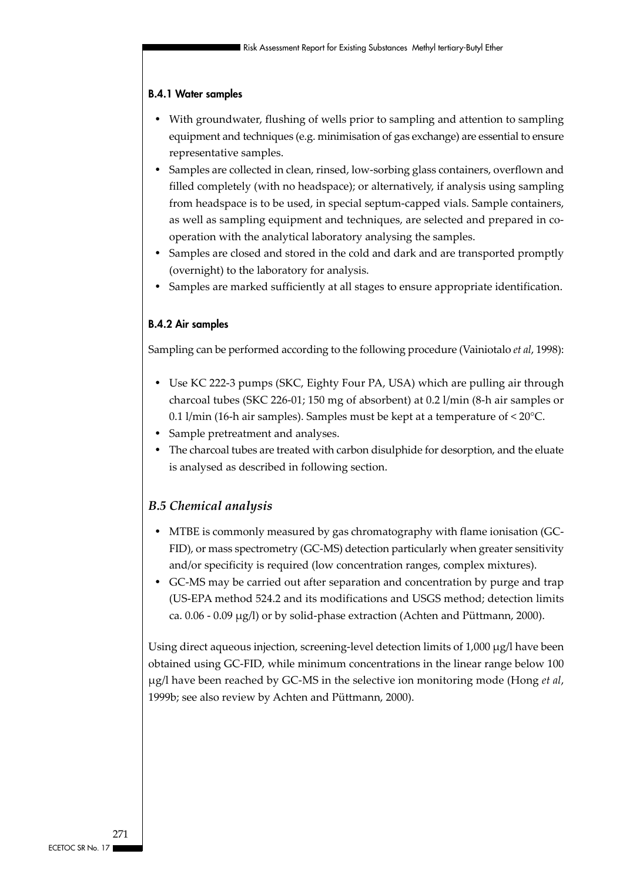#### B.4.1 Water samples

- With groundwater, flushing of wells prior to sampling and attention to sampling equipment and techniques (e.g. minimisation of gas exchange) are essential to ensure representative samples.
- Samples are collected in clean, rinsed, low-sorbing glass containers, overflown and filled completely (with no headspace); or alternatively, if analysis using sampling from headspace is to be used, in special septum-capped vials. Sample containers, as well as sampling equipment and techniques, are selected and prepared in co-operation with the analytical laboratory analysing the samples.
- Samples are closed and stored in the cold and dark and are transported promptly (overnight) to the laboratory for analysis.
- Samples are marked sufficiently at all stages to ensure appropriate identification.

#### B.4.2 Air samples

Sampling can be performed according to the following procedure (Vainiotalo *et al*, 1998):

- Use KC 222-3 pumps (SKC, Eighty Four PA, USA) which are pulling air through charcoal tubes (SKC 226-01; 150 mg of absorbent) at 0.2 l/min (8-h air samples or 0.1 l/min (16-h air samples). Samples must be kept at a temperature of < 20°C.
- Sample pretreatment and analyses.
- The charcoal tubes are treated with carbon disulphide for desorption, and the eluate is analysed as described in following section.

### *B.5 Chemical analysis*

- MTBE is commonly measured by gas chromatography with flame ionisation (GC-FID), or mass spectrometry (GC-MS) detection particularly when greater sensitivity and/or specificity is required (low concentration ranges, complex mixtures).
- GC-MS may be carried out after separation and concentration by purge and trap (US-EPA method 524.2 and its modifications and USGS method; detection limits ca. 0.06 - 0.09 µg/l) or by solid-phase extraction (Achten and Püttmann, 2000).

Using direct aqueous injection, screening-level detection limits of 1,000 µg/l have been obtained using GC-FID, while minimum concentrations in the linear range below 100 µg/l have been reached by GC-MS in the selective ion monitoring mode (Hong *et al*, 1999b; see also review by Achten and Püttmann, 2000).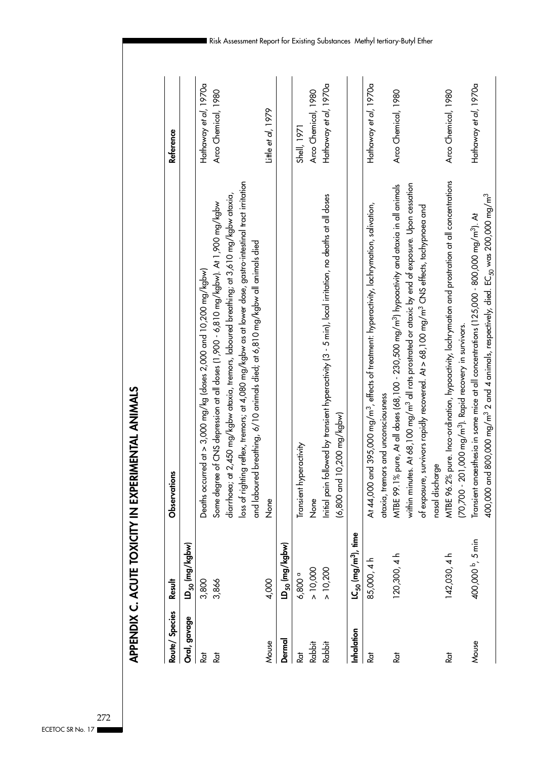## APPENDIX C. ACUTE TOXICITY IN EXPERIMENTAL ANIMALS

| Route/ Species | Result | Observations | Reference |
|---|---|---|---|
| **Oral, gavage** | **$LD_{50}$ (mg/kgbw)** | | |
| Rat | 3,800 | Deaths occurred at > 3,000 mg/kg (doses 2,000 and 10,200 mg/kgbw) | Hathaway *et al*, 1970a |
| Rat | 3,866 | Some degree of CNS depression at all doses (1,900 - 6,810 mg/kgbw). At 1,900 mg/kgbw diarrhoea; at 2,450 mg/kgbw ataxia, tremors, laboured breathing; at 3,610 mg/kgbw ataxia, loss of righting reflex, tremors; at 4,080 mg/kgbw as at lower dose, gastro-intestinal tract irritation and laboured breathing, 6/10 animals died; at 6,810 mg/kgbw all animals died | Arco Chemical, 1980 |
| Mouse | 4,000 | None | Little *et al*, 1979 |
| **Dermal** | **$LD_{50}$ (mg/kgbw)** | | |
| Rat | 6,800 [a] | Transient hyperactivity | Shell, 1971 |
| Rabbit | > 10,000 | None | Arco Chemical, 1980 |
| Rabbit | > 10,200 | Initial pain followed by transient hyperactivity (3 - 5 min), local irritation, no deaths at all doses (6,800 and 10,200 mg/kgbw) | Hathaway *et al*, 1970a |
| **Inhalation** | **$LC_{50}$ (mg/m$^3$), time** | | |
| Rat | 85,000, 4 h | At 44,000 and 395,000 mg/m$^3$, effects of treatment: hyperactivity, lachrymation, salivation, ataxia, tremors and unconsciousness | Hathaway *et al*, 1970a |
| Rat | 120,300, 4 h | MTBE 99.1% pure, At all doses (68,100 - 230,500 mg/m$^3$) hypoactivity and ataxia in all animals within minutes. At 68,100 mg/m$^3$ all rats prostrated or ataxic by end of exposure. Upon cessation of exposure, survivors rapidly recovered. At > 68,100 mg/m$^3$ CNS effects, tachypnoea and nasal discharge | Arco Chemical, 1980 |
| Rat | 142,030, 4 h | MTBE 96.2% pure. Inco-ordination, hypoactivity, lachrymation and prostration at all concentrations (70,700 - 201,000 mg/m$^3$). Rapid recovery in survivors. | Arco Chemical, 1980 |
| Mouse | 400,000 [b], 5 min | Transient anaesthesia in some mice at all concentrations (125,000 - 800,000 mg/m$^3$). At 400,000 and 800,000 mg/m$^3$ 2 and 4 animals, respectively, died. $EC_{50}$ was 200,000 mg/m$^3$ | Hathaway *et al*, 1970a |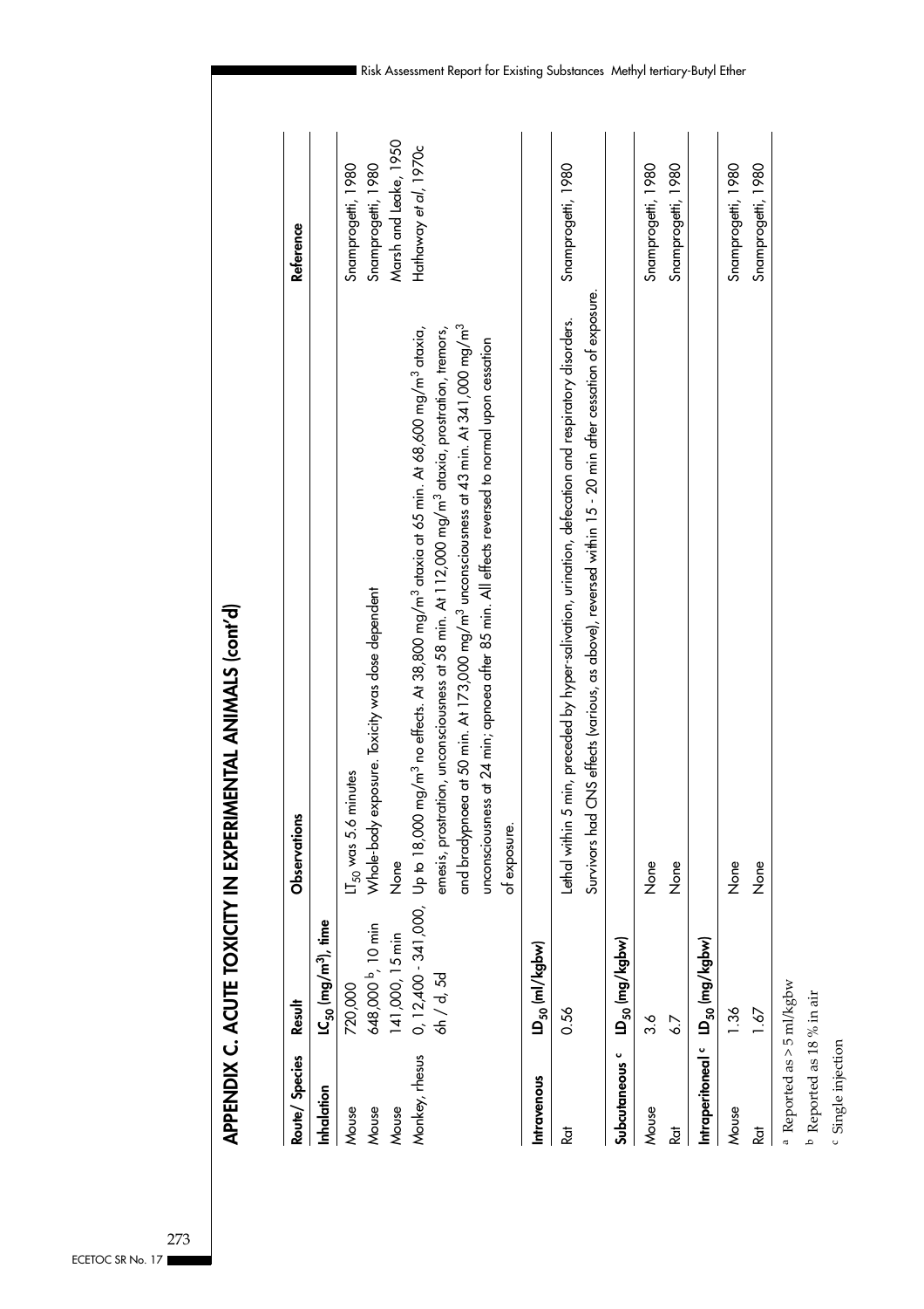## APPENDIX C. ACUTE TOXICITY IN EXPERIMENTAL ANIMALS (cont'd)

| Route/ Species | Result | Observations | Reference |
|---|---|---|---|
| **Inhalation** | **$LC_{50}$ (mg/m$^3$), time** | | |
| Mouse | 720,000 | $LT_{50}$ was 5.6 minutes | Snamprogetti, 1980 |
| Mouse | 648,000 [b], 10 min | Whole-body exposure. Toxicity was dose dependent | Snamprogetti, 1980 |
| Mouse | 141,000, 15 min | None | Marsh and Leake, 1950 |
| Monkey, rhesus | 0, 12,400 - 341,000, 6h / d, 5d | Up to 18,000 mg/m$^3$ no effects. At 38,800 mg/m$^3$ ataxia at 65 min. At 68,600 mg/m$^3$ ataxia, emesis, prostration, unconsciousness at 58 min. At 112,000 mg/m$^3$ ataxia, prostration, tremors, and bradypnoea at 50 min. At 173,000 mg/m$^3$ unconsciousness at 43 min. At 341,000 mg/m$^3$ unconsciousness at 24 min; apnoea after 85 min. All effects reversed to normal upon cessation of exposure. | Hathaway *et al*, 1970c |
| **Intravenous** | **$LD_{50}$ (ml/kgbw)** | | |
| Rat | 0.56 | Lethal within 5 min, preceded by hyper-salivation, urination, defecation and respiratory disorders. Survivors had CNS effects (various, as above), reversed within 15 - 20 min after cessation of exposure. | Snamprogetti, 1980 |
| **Subcutaneous [c]** | **$LD_{50}$ (mg/kgbw)** | | |
| Mouse | 3.6 | None | Snamprogetti, 1980 |
| Rat | 6.7 | None | Snamprogetti, 1980 |
| **Intraperitoneal [c]** | **$LD_{50}$ (mg/kgbw)** | | |
| Mouse | 1.36 | None | Snamprogetti, 1980 |
| Rat | 1.67 | None | Snamprogetti, 1980 |

[a] Reported as > 5 ml/kgbw

[b] Reported as 18 % in air

[c] Single injection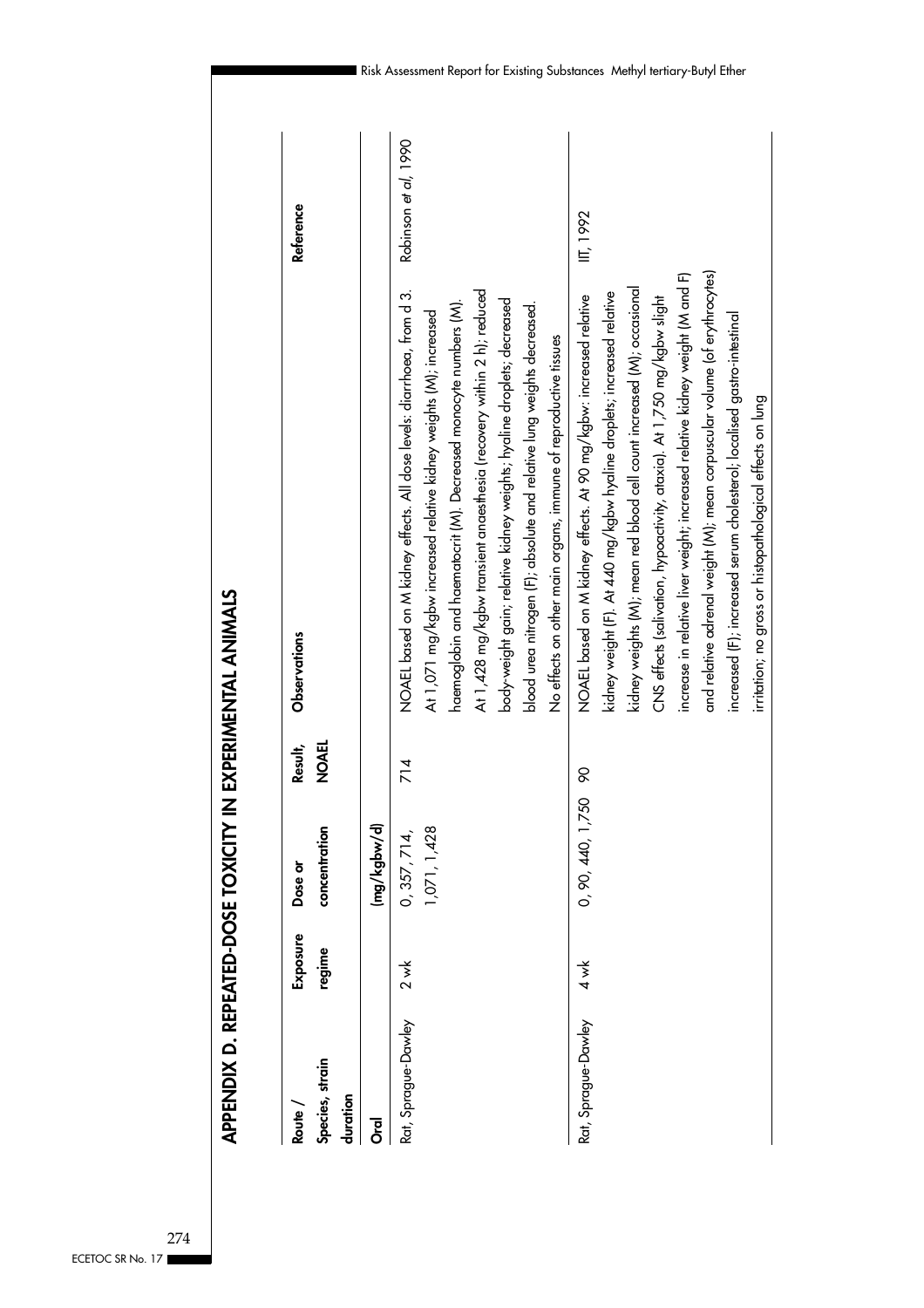## APPENDIX D. REPEATED-DOSE TOXICITY IN EXPERIMENTAL ANIMALS

| Route / Species, strain duration | Exposure regime | Dose or concentration | Result, NOAEL | Observations | Reference |
|---|---|---|---|---|---|
| **Oral** | | (mg/kgbw/d) | | | |
| Rat, Sprague-Dawley | 2 wk | 0, 357, 714, 1,071, 1,428 | 714 | NOAEL based on M kidney effects. All dose levels: diarrhoea, from d 3. At 1,071 mg/kgbw increased relative kidney weights (M); increased haemoglobin and haematocrit (M). Decreased monocyte numbers (M). At 1,428 mg/kgbw transient anaesthesia (recovery within 2 h); reduced body-weight gain; relative kidney weights, hyaline droplets; decreased blood urea nitrogen (F); absolute and relative lung weights decreased. No effects on other main organs, immune of reproductive tissues | Robinson *et al*, 1990 |
| Rat, Sprague-Dawley | 4 wk | 0, 90, 440, 1,750 | 90 | NOAEL based on M kidney effects. At 90 mg/kgbw: increased relative kidney weight (F). At 440 mg/kgbw hyaline droplets; increased relative kidney weights (M); mean red blood cell count increased (M); occasional CNS effects (salivation, hypoactivity, ataxia). At 1,750 mg/kgbw slight increase in relative liver weight; increased relative kidney weight (M and F) and relative adrenal weight (M); mean corpuscular volume (of erythrocytes) increased (F); increased serum cholesterol; localised gastro-intestinal irritation; no gross or histopathological effects on lung | IIT, 1992 |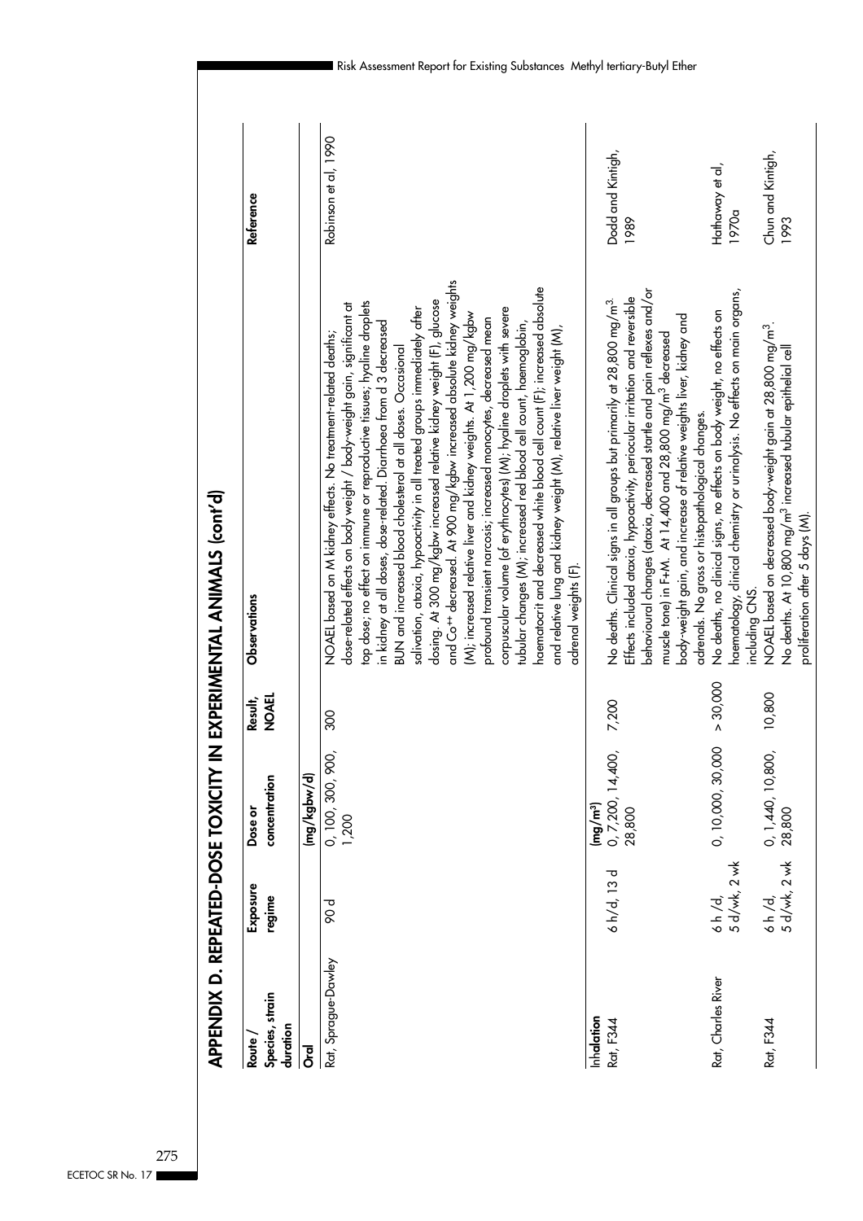## APPENDIX D. REPEATED-DOSE TOXICITY IN EXPERIMENTAL ANIMALS (cont'd)

| Route / Species, strain duration | Exposure regime | Dose or concentration | Result, NOAEL | Observations | Reference |
|---|---|---|---|---|---|
| **Oral** | | (mg/kgbw/d) | | | |
| Rat, Sprague-Dawley | 90 d | 0, 100, 300, 900, 1,200 | 300 | NOAEL based on M kidney effects. No treatment-related deaths; dose-related effects on body weight / body-weight gain, significant at top dose; no effect on immune or reproductive tissues; hyaline droplets in kidney at all doses, dose-related. Diarrhoea from d 3 decreased BUN and increased blood cholesterol at all doses. Occasional salivation, ataxia, hypoactivity in all treated groups immediately after dosing. At 300 mg/kgbw increased relative kidney weight (F), glucose and $Co^{++}$ decreased. At 900 mg/kgbw increased absolute kidney weights (M); increased relative liver and kidney weights. At 1,200 mg/kgbw profound transient narcosis; increased monocytes, decreased mean corpuscular volume (of erythrocytes) (M); hyaline droplets with severe tubular changes (M); increased red blood cell count, haemoglobin, haematocrit and decreased white blood cell count (F); increased absolute and relative lung and kidney weight (M), relative liver weight (M), adrenal weights (F). | Robinson et al, 1990 |
| **Inhalation** | | (mg/m³) | | | |
| Rat, F344 | 6 h/d, 13 d | 0, 7,200, 14,400, 28,800 | 7,200 | No deaths. Clinical signs in all groups but primarily at 28,800 mg/m³. Effects included ataxia, hypoactivity, periocular irritation and reversible behavioural changes (ataxia, decreased startle and pain reflexes and/or muscle tone) in F+M. At 14,400 and 28,800 mg/m³ decreased body-weight gain, and increase of relative weights liver, kidney and adrenals. No gross or histopathological changes. | Dodd and Kintigh, 1989 |
| Rat, Charles River | 6 h /d, 5 d/wk, 2 wk | 0, 10,000, 30,000 | > 30,000 | No deaths, no clinical signs, no effects on body weight, no effects on haematology, clinical chemistry or urinalysis. No effects on main organs, including CNS. | Hathaway et al, 1970a |
| Rat, F344 | 6 h /d, 5 d/wk, 2 wk | 0, 1,440, 10,800, 28,800 | 10,800 | NOAEL based on decreased body-weight gain at 28,800 mg/m³. No deaths. At 10,800 mg/m³ increased tubular epithelial cell proliferation after 5 days (M). | Chun and Kintigh, 1993 |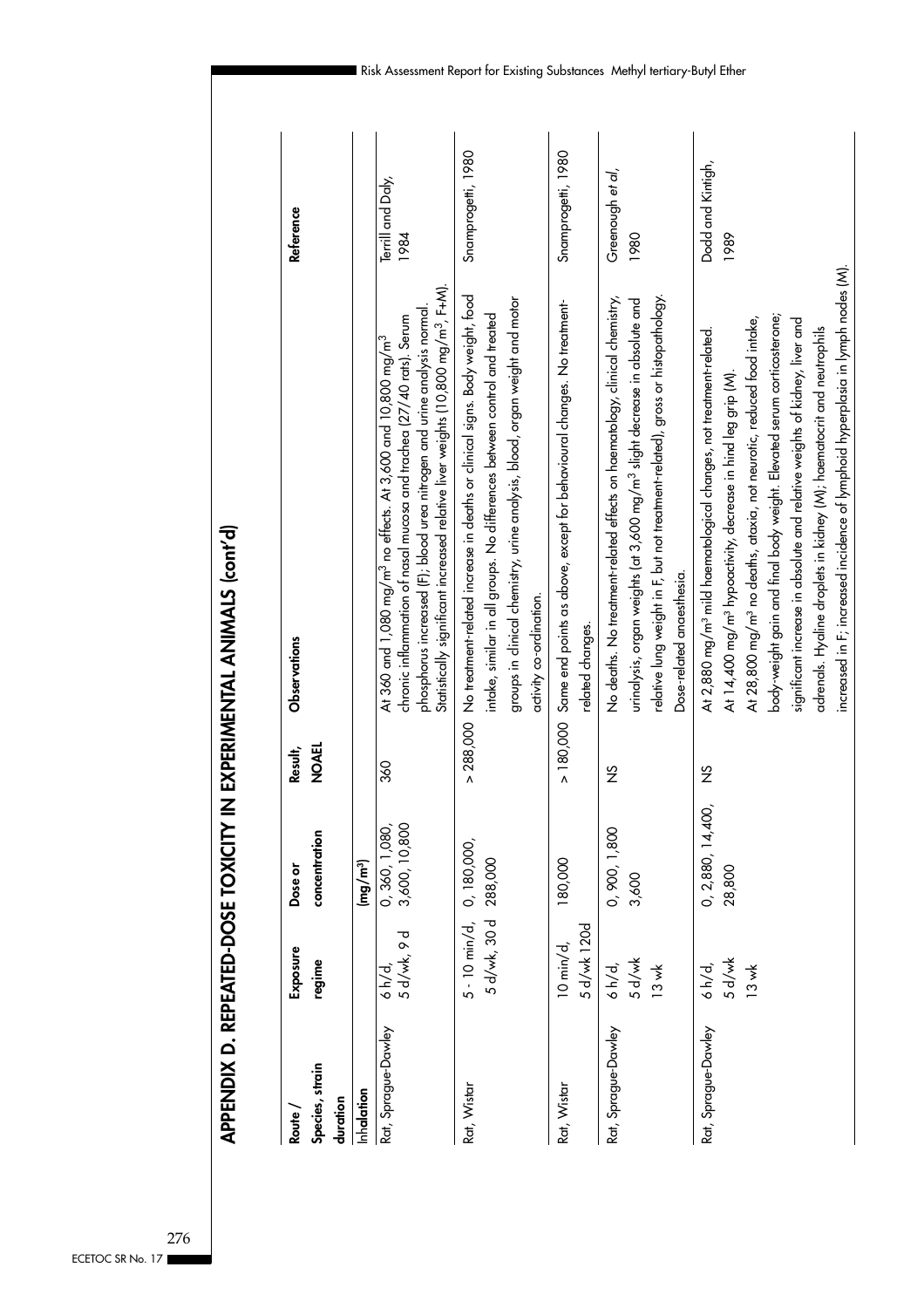## APPENDIX D. REPEATED-DOSE TOXICITY IN EXPERIMENTAL ANIMALS (cont'd)

| Route / Species, strain duration | Exposure regime | Dose or concentration | Result, NOAEL | Observations | Reference |
|---|---|---|---|---|---|
| **Inhalation** | | (mg/m³) | | | |
| Rat, Sprague-Dawley | 6 h/d, 5 d/wk, 9 d | 0, 360, 1,080, 3,600, 10,800 | 360 | At 360 and 1,080 mg/m³ no effects. At 3,600 and 10,800 mg/m³ chronic inflammation of nasal mucosa and trachea (27/40 rats). Serum phosphorus increased (F); blood urea nitrogen and urine analysis normal. Statistically significant increased relative liver weights (10,800 mg/m³, F+M). | Terrill and Daly, 1984 |
| Rat, Wistar | 5 - 10 min/d, 5 d/wk, 30 d | 0, 180,000, 288,000 | > 288,000 | No treatment-related increase in deaths or clinical signs. Body weight, food intake, similar in all groups. No differences between control and treated groups in clinical chemistry, urine analysis, blood, organ weight and motor activity co-ordination. | Snamprogetti, 1980 |
| Rat, Wistar | 10 min/d, 5 d/wk 120d | 180,000 | > 180,000 | Same end points as above, except for behavioural changes. No treatment-related changes. | Snamprogetti, 1980 |
| Rat, Sprague-Dawley | 6 h/d, 5 d/wk 13 wk | 0, 900, 1,800 3,600 | NS | No deaths. No treatment-related effects on haematology, clinical chemistry, urinalysis, organ weights (at 3,600 mg/m³ slight decrease in absolute and relative lung weight in F, but not treatment-related), gross or histopathology. Dose-related anaesthesia. | Greenough *et al*, 1980 |
| Rat, Sprague-Dawley | 6 h/d, 5 d/wk 13 wk | 0, 2,880, 14,400, 28,800 | NS | At 2,880 mg/m³ mild haematological changes, not treatment-related. At 14,400 mg/m³ hypoactivity, decrease in hind leg grip (M). At 28,800 mg/m³ no deaths, ataxia, not neurotic, reduced food intake, body-weight gain and final body weight. Elevated serum corticosterone; significant increase in absolute and relative weights of kidney, liver and adrenals. Hyaline droplets in kidney (M); haematocrit and neutrophils increased in F; increased incidence of lymphoid hyperplasia in lymph nodes (M). | Dodd and Kintigh, 1989 |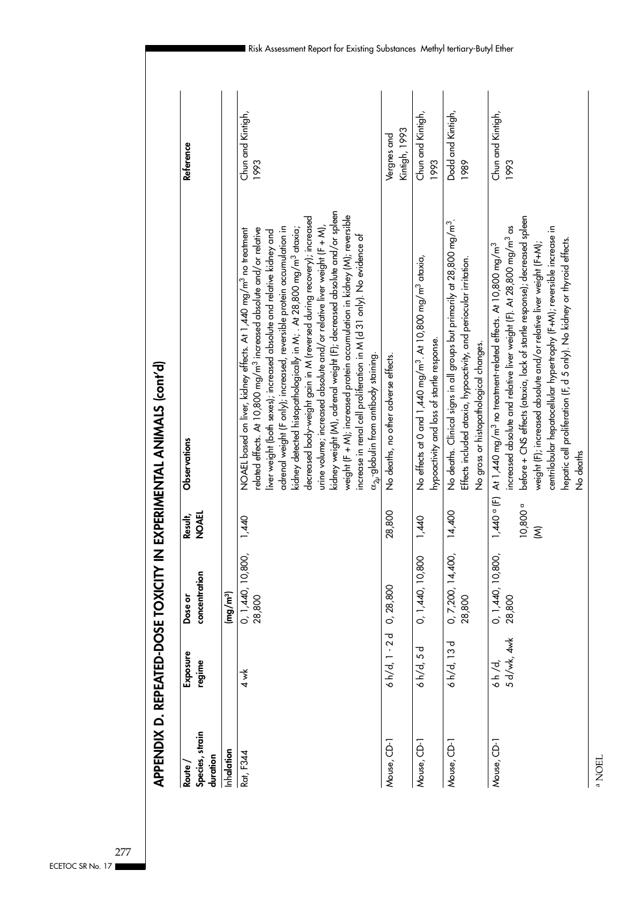## APPENDIX D. REPEATED-DOSE TOXICITY IN EXPERIMENTAL ANIMALS (cont'd)

| Route / Species, strain duration | Exposure regime | Dose or concentration | Result, NOAEL | Observations | Reference |
|---|---|---|---|---|---|
| Inhalation | | (mg/m³) | | | |
| Rat, F344 | 4 wk | 0, 1,440, 10,800, 28,800 | 1,440 | NOAEL based on liver, kidney effects. At 1,440 mg/m³ no treatment related effects. At 10,800 mg/m³ increased absolute and/or relative liver weight (both sexes); increased absolute and relative kidney and adrenal weight (F only); increased, reversible protein accumulation in kidney detected histopathologically in M; . At 28,800 mg/m³ ataxia; decreased body-weight gain in M (reversed during recovery); increased urine volume; increased absolute and/or relative liver weight (F + M), kidney weight (M), adrenal weight (F); decreased absolute and/or spleen weight (F + M); increased protein accumulation in kidney (M); reversible increase in renal cell proliferation in M (d 31 only). No evidence of $\alpha_{2\mu}$-globulin from antibody staining. | Chun and Kintigh, 1993 |
| Mouse, CD-1 | 6 h/d, 1 - 2 d | 0, 28,800 | 28,800 | No deaths, no other adverse effects. | Vergnes and Kintigh, 1993 |
| Mouse, CD-1 | 6 h/d, 5 d | 0, 1,440, 10,800 | 1,440 | No effects at 0 and 1,440 mg/m³. At 10,800 mg/m³ ataxia, hypoactivity and loss of startle response. | Chun and Kintigh, 1993 |
| Mouse, CD-1 | 6 h/d, 13 d | 0, 7,200, 14,400, 28,800 | 14,400 | No deaths. Clinical signs in all groups but primarily at 28,800 mg/m³. Effects included ataxia, hypoactivity, and periocular irritation. No gross or histopathological changes. | Dodd and Kintigh, 1989 |
| Mouse, CD-1 | 6 h /d, 5 d/wk, 4wk | 0, 1,440, 10,800, 28,800 | 1,440 [a] (F) 10,800 [a] (M) | At 1,440 mg/m³ no treatment-related effects. At 10,800 mg/m³ increased absolute and relative liver weight (F). At 28,800 mg/m³ as before + CNS effects (ataxia, lack of startle response); decreased spleen weight (F); increased absolute and/or relative liver weight (F+M); centrilobular hepatocellular hypertrophy (F+M); reversible increase in hepatic cell proliferation (F, d 5 only). No kidney or thyroid effects. No deaths | Chun and Kintigh, 1993 |

[a] NOEL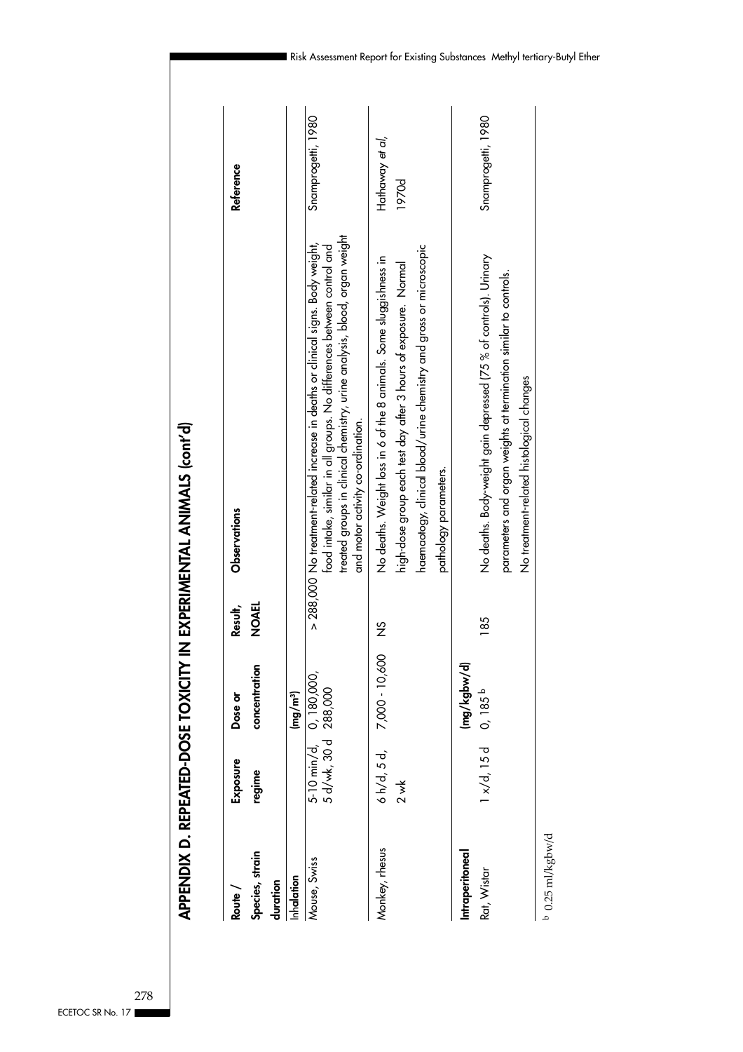## APPENDIX D. REPEATED-DOSE TOXICITY IN EXPERIMENTAL ANIMALS (cont'd)

| Route / Species, strain duration | Exposure regime | Dose or concentration | Result, NOAEL | Observations | Reference |
|---|---|---|---|---|---|
| **Inhalation** | | (mg/m³) | | | |
| Mouse, Swiss | 5-10 min/d, 5 d/wk, 30 d | 0, 180,000, 288,000 | > 288,000 | No treatment-related increase in deaths or clinical signs. Body weight, food intake, similar in all groups. No differences between control and treated groups in clinical chemistry, urine analysis, blood, organ weight and motor activity co-ordination. | Snamprogetti, 1980 |
| Monkey, rhesus | 6 h/d, 5 d, 2 wk | 7,000 - 10,600 | NS | No deaths. Weight loss in 6 of the 8 animals. Some sluggishness in high-dose group each test day after 3 hours of exposure. Normal haematology, clinical blood/urine chemistry and gross or microscopic pathology parameters. | Hathaway *et al*, 1970d |
| **Intraperitoneal** | | (mg/kgbw/d) | | | |
| Rat, Wistar | 1 x/d, 15 d | 0, 185 [b] | 185 | No deaths. Body-weight gain depressed (75 % of controls). Urinary parameters and organ weights at termination similar to controls. No treatment-related histological changes | Snamprogetti, 1980 |

[b] 0.25 ml/kgbw/d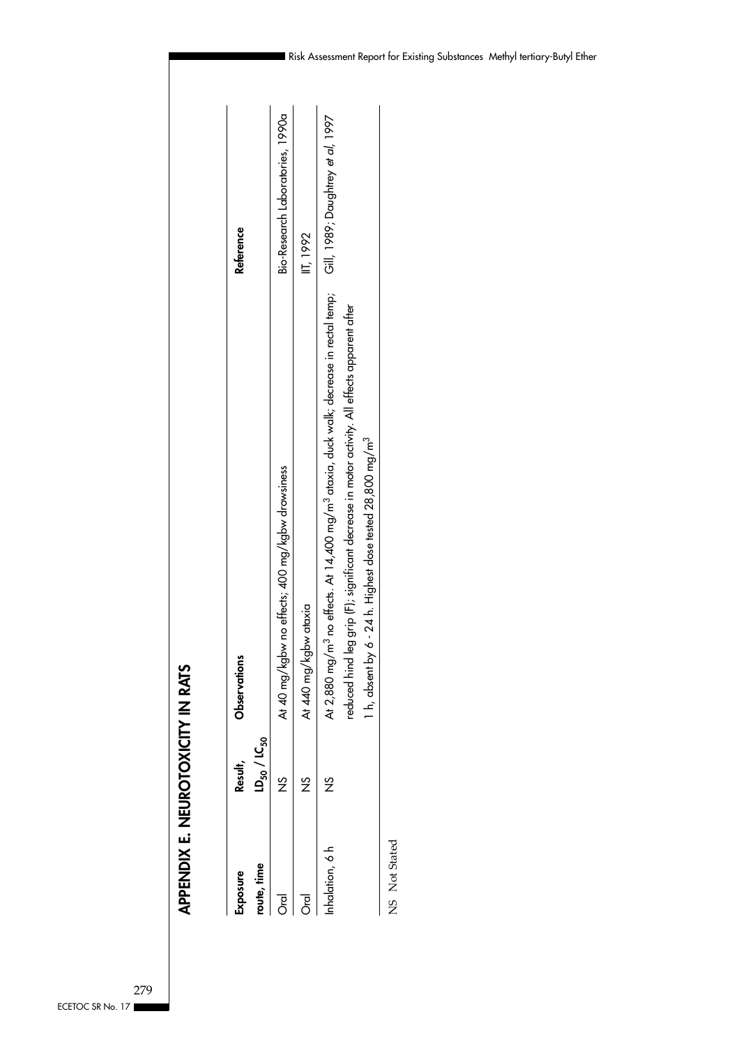## APPENDIX E. NEUROTOXICITY IN RATS

| Exposure route, time | Result, $LD_{50}$ / $LC_{50}$ | Observations | Reference |
|---|---|---|---|
| Oral | NS | At 40 mg/kgbw no effects; 400 mg/kgbw drowsiness | Bio-Research Laboratories, 1990a |
| Oral | NS | At 440 mg/kgbw ataxia | IIT, 1992 |
| Inhalation, 6 h | NS | At 2,880 mg/m$^3$ no effects. At 14,400 mg/m$^3$ ataxia, duck walk; decrease in rectal temp; reduced hind leg grip (F); significant decrease in motor activity. All effects apparent after 1 h, absent by 6 - 24 h. Highest dose tested 28,800 mg/m$^3$ | Gill, 1989; Daughtrey *et al*, 1997 |

NS Not Stated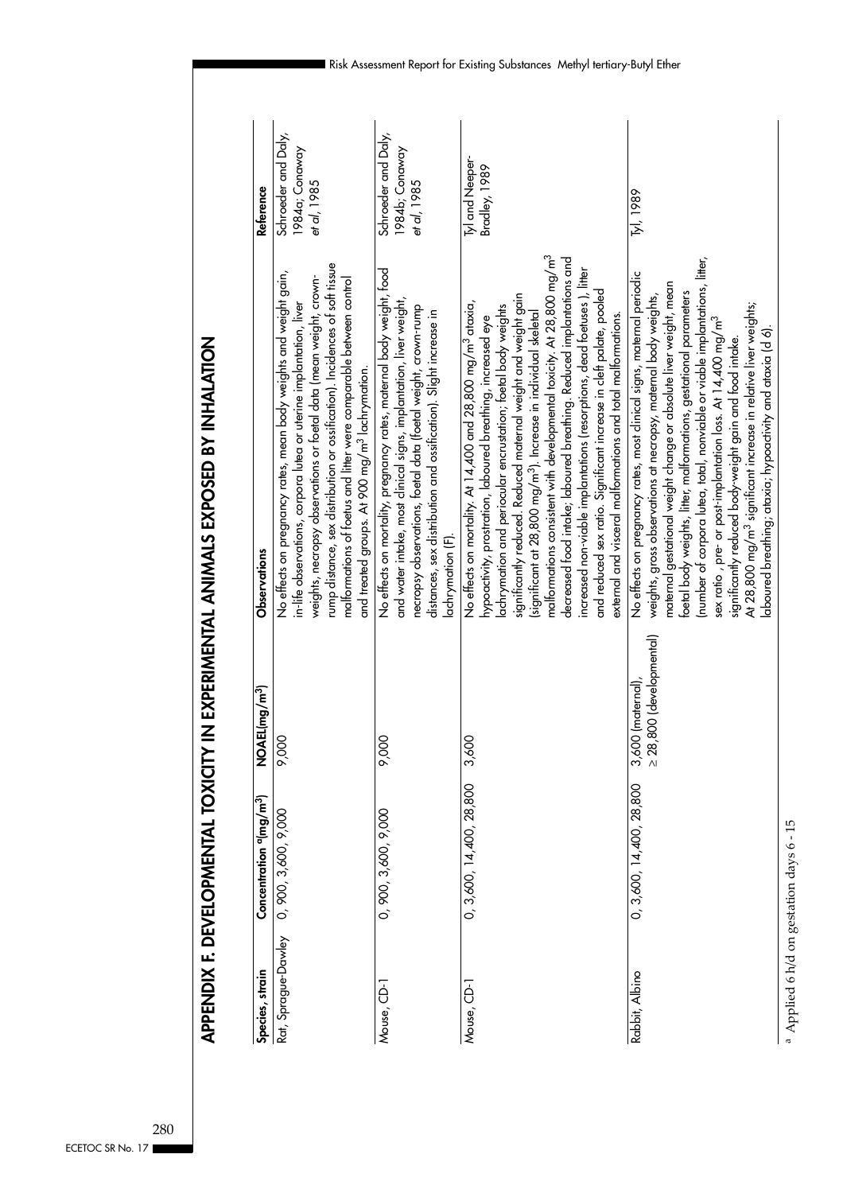## APPENDIX F. DEVELOPMENTAL TOXICITY IN EXPERIMENTAL ANIMALS EXPOSED BY INHALATION

| Species, strain | Concentration [a](mg/m³) | NOAEL(mg/m³) | Observations | Reference |
|---|---|---|---|---|
| Rat, Sprague-Dawley | 0, 900, 3,600, 9,000 | 9,000 | No effects on pregnancy rates, mean body weights and weight gain, in-life observations, corpora lutea or uterine implantation, liver weights, necropsy observations or foetal data (mean weight, crown-rump distance, sex distribution or ossification). Incidences of soft tissue malformations of foetus and litter were comparable between control and treated groups. At 900 mg/m³ lachrymation. | Schroeder and Daly, 1984a; Conaway *et al*, 1985 |
| Mouse, CD-1 | 0, 900, 3,600, 9,000 | 9,000 | No effects on mortality, pregnancy rates, maternal body weight, food and water intake, most clinical signs, implantation, liver weight, necropsy observations, foetal data (foetal weight, crown-rump distances, sex distribution and ossification). Slight increase in lachrymation (F). | Schroeder and Daly, 1984b; Conaway *et al*, 1985 |
| Mouse, CD-1 | 0, 3,600, 14,400, 28,800 | 3,600 | No effects on mortality. At 14,400 and 28,800 mg/m³ ataxia, hypoactivity, prostration, laboured breathing, increased eye lachrymation and periocular encrustation; foetal body weights significantly reduced. Reduced maternal weight and weight gain (significant at 28,800 mg/m³). Increase in individual skeletal malformations consistent with developmental toxicity. At 28,800 mg/m³ decreased food intake; laboured breathing. Reduced implantations and increased non-viable implantations (resorptions, dead foetuses), litter and reduced sex ratio. Significant increase in cleft palate, pooled external and visceral malformations and total malformations. | Tyl and Neeper-Bradley, 1989 |
| Rabbit, Albino | 0, 3,600, 14,400, 28,800 | 3,600 (maternal), ≥ 28,800 (developmental) | No effects on pregnancy rates, most clinical signs, maternal periodic weights, gross observations at necropsy, maternal body weights, maternal gestational weight change or absolute liver weight, mean foetal body weights, litter, malformations, gestational parameters (number of corpora lutea, total, nonviable or viable implantations, litter, sex ratio , pre- or post-implantation loss. At 14,400 mg/m³ significantly reduced body-weight gain and food intake. At 28,800 mg/m³ significant increase in relative liver weights; laboured breathing; ataxia; hypoactivity and ataxia (d 6). | Tyl, 1989 |

[a] Applied 6 h/d on gestation days 6 - 15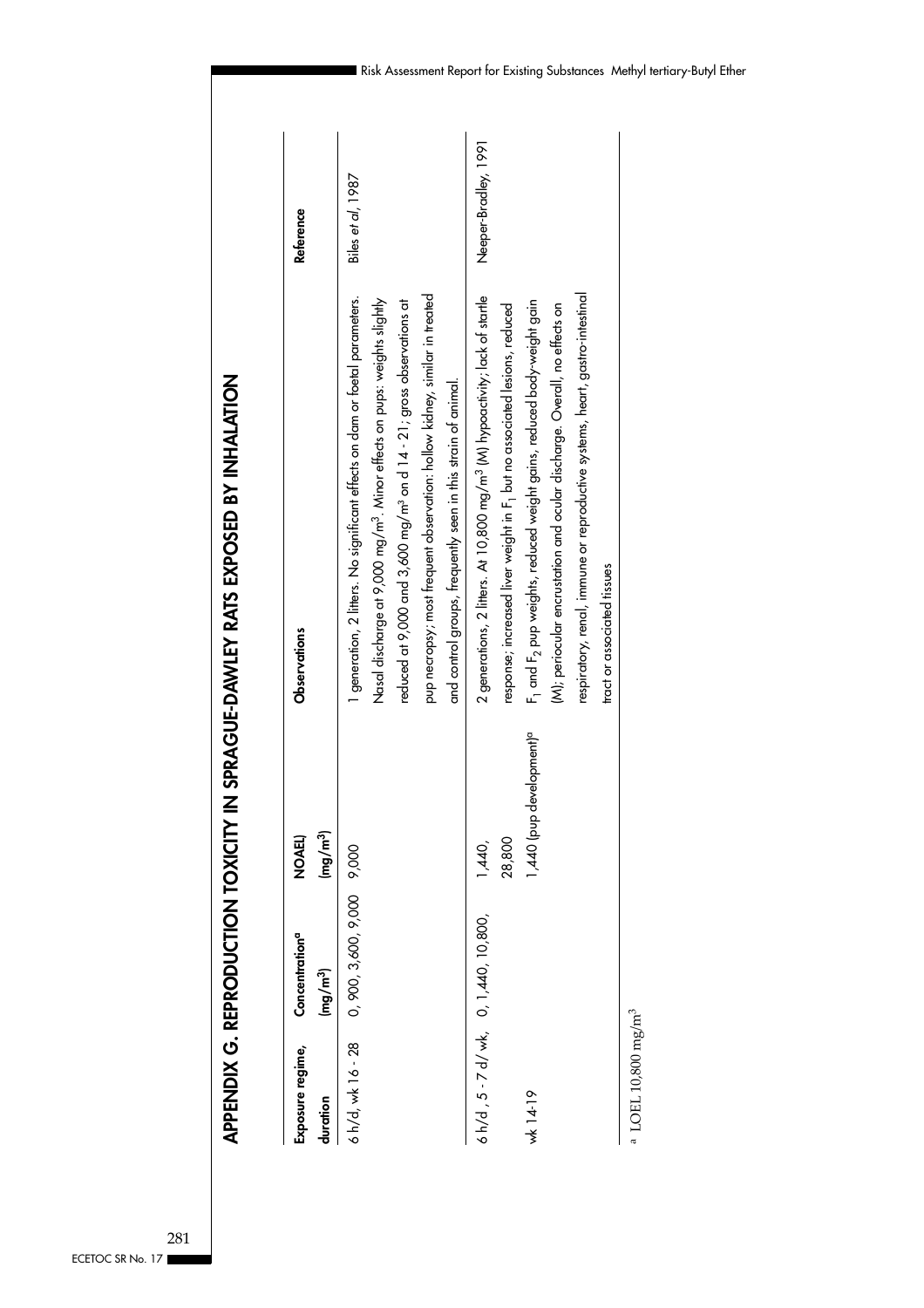## APPENDIX G. REPRODUCTION TOXICITY IN SPRAGUE-DAWLEY RATS EXPOSED BY INHALATION

| Exposure regime, duration | Concentration[a] (mg/m$^3$) | NOAEL (mg/m$^3$) | Observations | Reference |
|---|---|---|---|---|
| 6 h/d, wk 16 - 28 | 0, 900, 3,600, 9,000 | 9,000 | 1 generation, 2 litters. No significant effects on dam or foetal parameters. Nasal discharge at 9,000 mg/m$^3$. Minor effects on pups: weights slightly reduced at 9,000 and 3,600 mg/m$^3$ on d 14 - 21; gross observations at pup necropsy; most frequent observation: hollow kidney, similar in treated and control groups, frequently seen in this strain of animal. | Biles *et al*, 1987 |
| 6 h/d , 5 - 7 d/ wk, wk 14-19 | 0, 1,440, 10,800, 28,800 | 1,440, 1,440 (pup development)[a] | 2 generations, 2 litters. At 10,800 mg/m$^3$ (M) hypoactivity; lack of startle response; increased liver weight in $F_1$ but no associated lesions, reduced $F_1$ and $F_2$ pup weights, reduced weight gains, reduced body-weight gain (M); periocular encrustation and ocular discharge. Overall, no effects on respiratory, renal, immune or reproductive systems, heart, gastro-intestinal tract or associated tissues | Neeper-Bradley, 1991 |

[a] LOEL 10,800 mg/m$^3$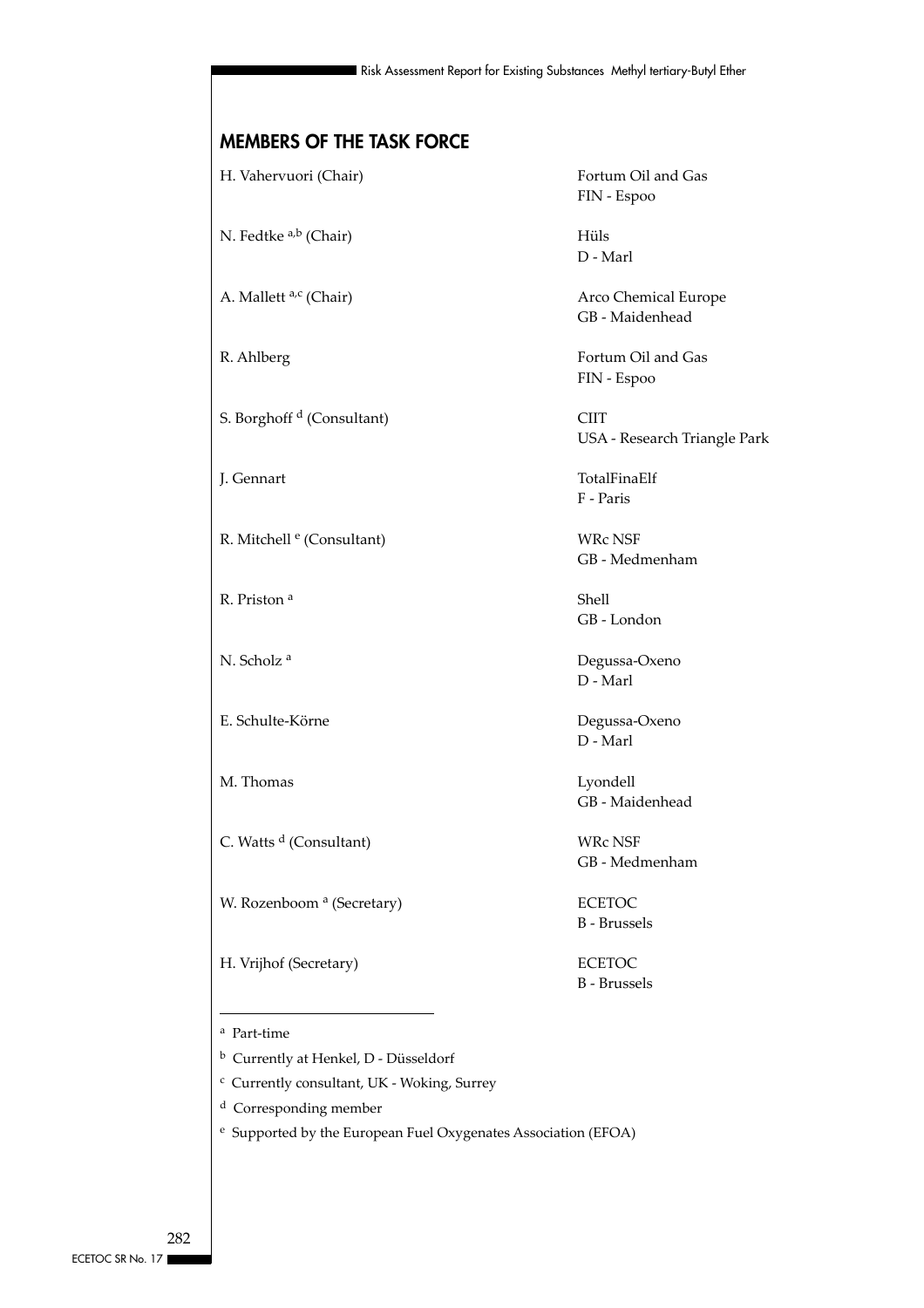## MEMBERS OF THE TASK FORCE

| | |
|---|---|
| H. Vahervuori (Chair) | Fortum Oil and Gas<br>FIN - Espoo |
| N. Fedtke [a,b] (Chair) | Hüls<br>D - Marl |
| A. Mallett [a,c] (Chair) | Arco Chemical Europe<br>GB - Maidenhead |
| R. Ahlberg | Fortum Oil and Gas<br>FIN - Espoo |
| S. Borghoff [d] (Consultant) | CIIT<br>USA - Research Triangle Park |
| J. Gennart | TotalFinaElf<br>F - Paris |
| R. Mitchell [e] (Consultant) | WRc NSF<br>GB - Medmenham |
| R. Priston [a] | Shell<br>GB - London |
| N. Scholz [a] | Degussa-Oxeno<br>D - Marl |
| E. Schulte-Körne | Degussa-Oxeno<br>D - Marl |
| M. Thomas | Lyondell<br>GB - Maidenhead |
| C. Watts [d] (Consultant) | WRc NSF<br>GB - Medmenham |
| W. Rozenboom [a] (Secretary) | ECETOC<br>B - Brussels |
| H. Vrijhof (Secretary) | ECETOC<br>B - Brussels |

[a] Part-time

[b] Currently at Henkel, D - Düsseldorf

[c] Currently consultant, UK - Woking, Surrey

[d] Corresponding member

[e] Supported by the European Fuel Oxygenates Association (EFOA)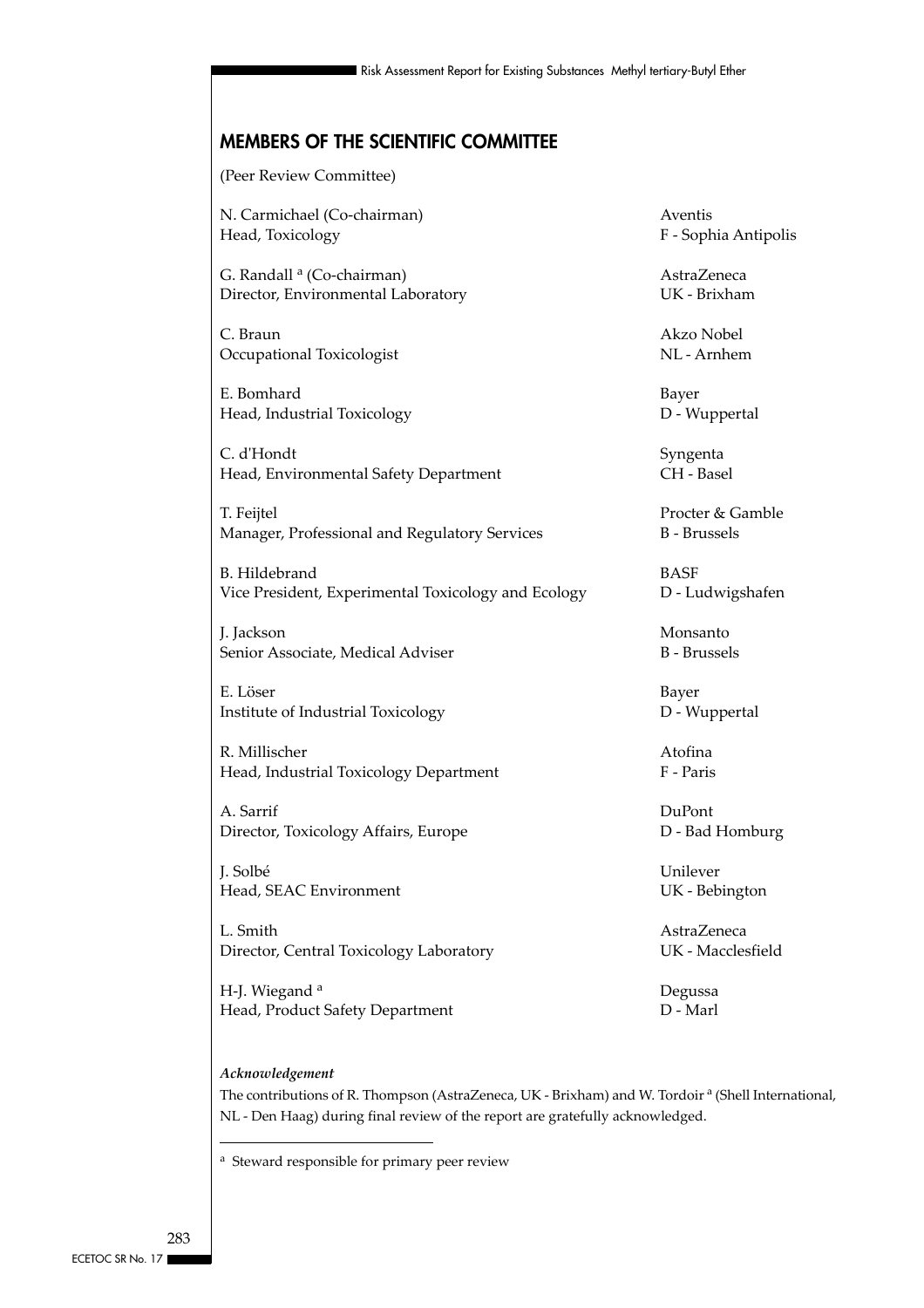## MEMBERS OF THE SCIENTIFIC COMMITTEE

(Peer Review Committee)

N. Carmichael (Co-chairman)
Head, Toxicology
Aventis
F - Sophia Antipolis

G. Randall [a] (Co-chairman)
Director, Environmental Laboratory
AstraZeneca
UK - Brixham

C. Braun
Occupational Toxicologist
Akzo Nobel
NL - Arnhem

E. Bomhard
Head, Industrial Toxicology
Bayer
D - Wuppertal

C. d'Hondt
Head, Environmental Safety Department
Syngenta
CH - Basel

T. Feijtel
Manager, Professional and Regulatory Services
Procter & Gamble
B - Brussels

B. Hildebrand
Vice President, Experimental Toxicology and Ecology
BASF
D - Ludwigshafen

J. Jackson
Senior Associate, Medical Adviser
Monsanto
B - Brussels

E. Löser
Institute of Industrial Toxicology
Bayer
D - Wuppertal

R. Millischer
Head, Industrial Toxicology Department
Atofina
F - Paris

A. Sarrif
Director, Toxicology Affairs, Europe
DuPont
D - Bad Homburg

J. Solbé
Head, SEAC Environment
Unilever
UK - Bebington

L. Smith
Director, Central Toxicology Laboratory
AstraZeneca
UK - Macclesfield

H-J. Wiegand [a]
Head, Product Safety Department
Degussa
D - Marl

*Acknowledgement*

The contributions of R. Thompson (AstraZeneca, UK - Brixham) and W. Tordoir [a] (Shell International, NL - Den Haag) during final review of the report are gratefully acknowledged.

[a] Steward responsible for primary peer review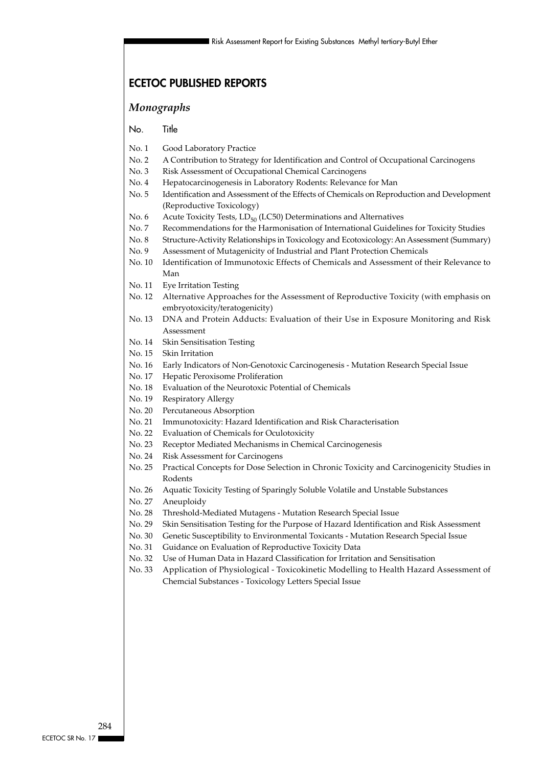## ECETOC PUBLISHED REPORTS

### *Monographs*

| No. | Title |
|---|---|
| No. 1 | Good Laboratory Practice |
| No. 2 | A Contribution to Strategy for Identification and Control of Occupational Carcinogens |
| No. 3 | Risk Assessment of Occupational Chemical Carcinogens |
| No. 4 | Hepatocarcinogenesis in Laboratory Rodents: Relevance for Man |
| No. 5 | Identification and Assessment of the Effects of Chemicals on Reproduction and Development (Reproductive Toxicology) |
| No. 6 | Acute Toxicity Tests, $LD_{50}$ (LC50) Determinations and Alternatives |
| No. 7 | Recommendations for the Harmonisation of International Guidelines for Toxicity Studies |
| No. 8 | Structure-Activity Relationships in Toxicology and Ecotoxicology: An Assessment (Summary) |
| No. 9 | Assessment of Mutagenicity of Industrial and Plant Protection Chemicals |
| No. 10 | Identification of Immunotoxic Effects of Chemicals and Assessment of their Relevance to Man |
| No. 11 | Eye Irritation Testing |
| No. 12 | Alternative Approaches for the Assessment of Reproductive Toxicity (with emphasis on embryotoxicity/teratogenicity) |
| No. 13 | DNA and Protein Adducts: Evaluation of their Use in Exposure Monitoring and Risk Assessment |
| No. 14 | Skin Sensitisation Testing |
| No. 15 | Skin Irritation |
| No. 16 | Early Indicators of Non-Genotoxic Carcinogenesis - Mutation Research Special Issue |
| No. 17 | Hepatic Peroxisome Proliferation |
| No. 18 | Evaluation of the Neurotoxic Potential of Chemicals |
| No. 19 | Respiratory Allergy |
| No. 20 | Percutaneous Absorption |
| No. 21 | Immunotoxicity: Hazard Identification and Risk Characterisation |
| No. 22 | Evaluation of Chemicals for Oculotoxicity |
| No. 23 | Receptor Mediated Mechanisms in Chemical Carcinogenesis |
| No. 24 | Risk Assessment for Carcinogens |
| No. 25 | Practical Concepts for Dose Selection in Chronic Toxicity and Carcinogenicity Studies in Rodents |
| No. 26 | Aquatic Toxicity Testing of Sparingly Soluble Volatile and Unstable Substances |
| No. 27 | Aneuploidy |
| No. 28 | Threshold-Mediated Mutagens - Mutation Research Special Issue |
| No. 29 | Skin Sensitisation Testing for the Purpose of Hazard Identification and Risk Assessment |
| No. 30 | Genetic Susceptibility to Environmental Toxicants - Mutation Research Special Issue |
| No. 31 | Guidance on Evaluation of Reproductive Toxicity Data |
| No. 32 | Use of Human Data in Hazard Classification for Irritation and Sensitisation |
| No. 33 | Application of Physiological - Toxicokinetic Modelling to Health Hazard Assessment of Chemcial Substances - Toxicology Letters Special Issue |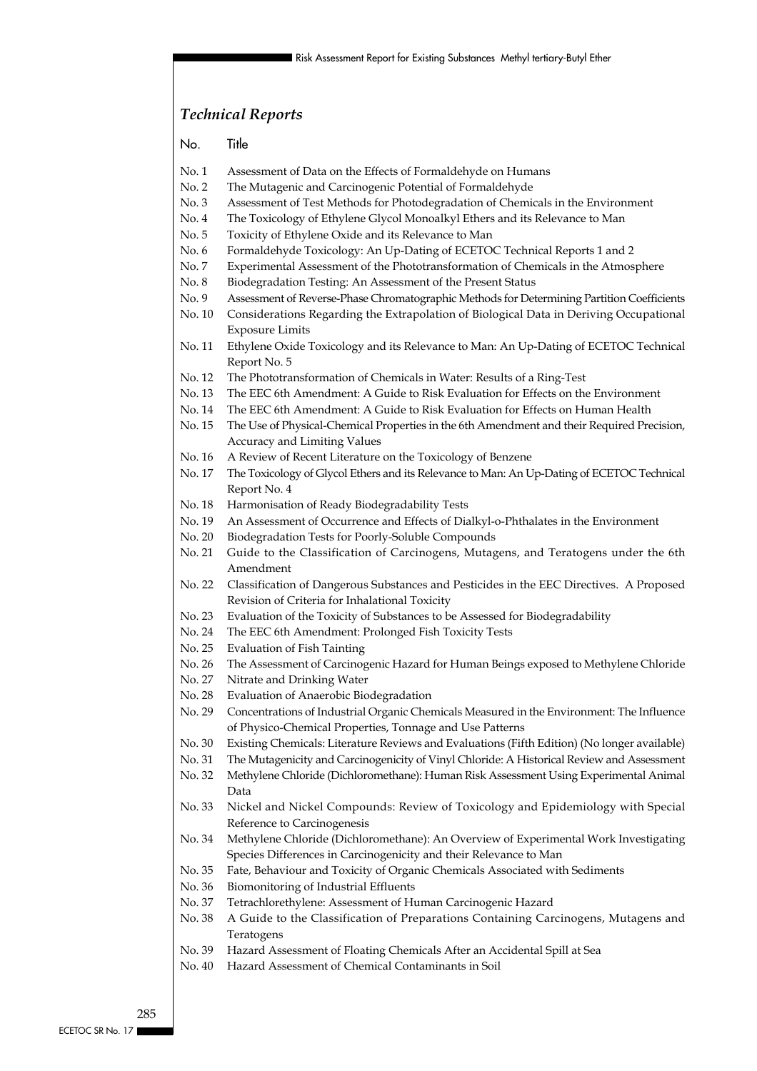## *Technical Reports*

| No. | Title |
|---|---|
| No. 1 | Assessment of Data on the Effects of Formaldehyde on Humans |
| No. 2 | The Mutagenic and Carcinogenic Potential of Formaldehyde |
| No. 3 | Assessment of Test Methods for Photodegradation of Chemicals in the Environment |
| No. 4 | The Toxicology of Ethylene Glycol Monoalkyl Ethers and its Relevance to Man |
| No. 5 | Toxicity of Ethylene Oxide and its Relevance to Man |
| No. 6 | Formaldehyde Toxicology: An Up-Dating of ECETOC Technical Reports 1 and 2 |
| No. 7 | Experimental Assessment of the Phototransformation of Chemicals in the Atmosphere |
| No. 8 | Biodegradation Testing: An Assessment of the Present Status |
| No. 9 | Assessment of Reverse-Phase Chromatographic Methods for Determining Partition Coefficients |
| No. 10 | Considerations Regarding the Extrapolation of Biological Data in Deriving Occupational Exposure Limits |
| No. 11 | Ethylene Oxide Toxicology and its Relevance to Man: An Up-Dating of ECETOC Technical Report No. 5 |
| No. 12 | The Phototransformation of Chemicals in Water: Results of a Ring-Test |
| No. 13 | The EEC 6th Amendment: A Guide to Risk Evaluation for Effects on the Environment |
| No. 14 | The EEC 6th Amendment: A Guide to Risk Evaluation for Effects on Human Health |
| No. 15 | The Use of Physical-Chemical Properties in the 6th Amendment and their Required Precision, Accuracy and Limiting Values |
| No. 16 | A Review of Recent Literature on the Toxicology of Benzene |
| No. 17 | The Toxicology of Glycol Ethers and its Relevance to Man: An Up-Dating of ECETOC Technical Report No. 4 |
| No. 18 | Harmonisation of Ready Biodegradability Tests |
| No. 19 | An Assessment of Occurrence and Effects of Dialkyl-o-Phthalates in the Environment |
| No. 20 | Biodegradation Tests for Poorly-Soluble Compounds |
| No. 21 | Guide to the Classification of Carcinogens, Mutagens, and Teratogens under the 6th Amendment |
| No. 22 | Classification of Dangerous Substances and Pesticides in the EEC Directives. A Proposed Revision of Criteria for Inhalational Toxicity |
| No. 23 | Evaluation of the Toxicity of Substances to be Assessed for Biodegradability |
| No. 24 | The EEC 6th Amendment: Prolonged Fish Toxicity Tests |
| No. 25 | Evaluation of Fish Tainting |
| No. 26 | The Assessment of Carcinogenic Hazard for Human Beings exposed to Methylene Chloride |
| No. 27 | Nitrate and Drinking Water |
| No. 28 | Evaluation of Anaerobic Biodegradation |
| No. 29 | Concentrations of Industrial Organic Chemicals Measured in the Environment: The Influence of Physico-Chemical Properties, Tonnage and Use Patterns |
| No. 30 | Existing Chemicals: Literature Reviews and Evaluations (Fifth Edition) (No longer available) |
| No. 31 | The Mutagenicity and Carcinogenicity of Vinyl Chloride: A Historical Review and Assessment |
| No. 32 | Methylene Chloride (Dichloromethane): Human Risk Assessment Using Experimental Animal Data |
| No. 33 | Nickel and Nickel Compounds: Review of Toxicology and Epidemiology with Special Reference to Carcinogenesis |
| No. 34 | Methylene Chloride (Dichloromethane): An Overview of Experimental Work Investigating Species Differences in Carcinogenicity and their Relevance to Man |
| No. 35 | Fate, Behaviour and Toxicity of Organic Chemicals Associated with Sediments |
| No. 36 | Biomonitoring of Industrial Effluents |
| No. 37 | Tetrachlorethylene: Assessment of Human Carcinogenic Hazard |
| No. 38 | A Guide to the Classification of Preparations Containing Carcinogens, Mutagens and Teratogens |
| No. 39 | Hazard Assessment of Floating Chemicals After an Accidental Spill at Sea |
| No. 40 | Hazard Assessment of Chemical Contaminants in Soil |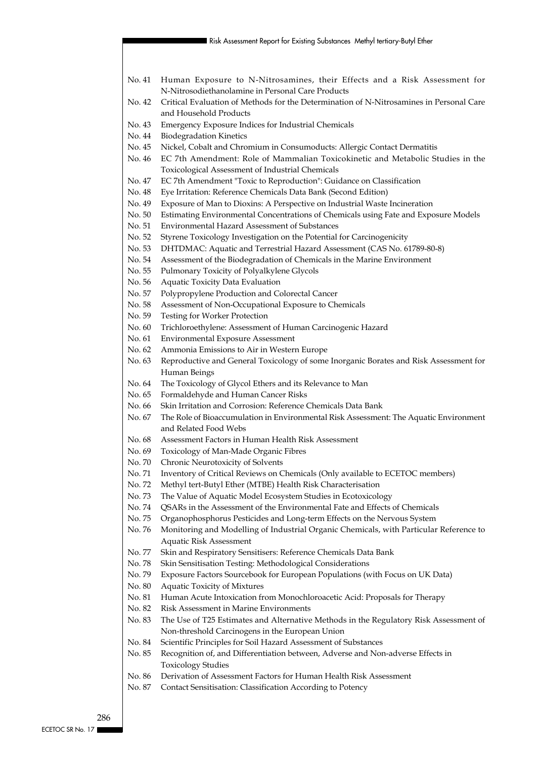No. 41 Human Exposure to N-Nitrosamines, their Effects and a Risk Assessment for N-Nitrosodiethanolamine in Personal Care Products
No. 42 Critical Evaluation of Methods for the Determination of N-Nitrosamines in Personal Care and Household Products
No. 43 Emergency Exposure Indices for Industrial Chemicals
No. 44 Biodegradation Kinetics
No. 45 Nickel, Cobalt and Chromium in Consumoducts: Allergic Contact Dermatitis
No. 46 EC 7th Amendment: Role of Mammalian Toxicokinetic and Metabolic Studies in the Toxicological Assessment of Industrial Chemicals
No. 47 EC 7th Amendment "Toxic to Reproduction": Guidance on Classification
No. 48 Eye Irritation: Reference Chemicals Data Bank (Second Edition)
No. 49 Exposure of Man to Dioxins: A Perspective on Industrial Waste Incineration
No. 50 Estimating Environmental Concentrations of Chemicals using Fate and Exposure Models
No. 51 Environmental Hazard Assessment of Substances
No. 52 Styrene Toxicology Investigation on the Potential for Carcinogenicity
No. 53 DHTDMAC: Aquatic and Terrestrial Hazard Assessment (CAS No. 61789-80-8)
No. 54 Assessment of the Biodegradation of Chemicals in the Marine Environment
No. 55 Pulmonary Toxicity of Polyalkylene Glycols
No. 56 Aquatic Toxicity Data Evaluation
No. 57 Polypropylene Production and Colorectal Cancer
No. 58 Assessment of Non-Occupational Exposure to Chemicals
No. 59 Testing for Worker Protection
No. 60 Trichloroethylene: Assessment of Human Carcinogenic Hazard
No. 61 Environmental Exposure Assessment
No. 62 Ammonia Emissions to Air in Western Europe
No. 63 Reproductive and General Toxicology of some Inorganic Borates and Risk Assessment for Human Beings
No. 64 The Toxicology of Glycol Ethers and its Relevance to Man
No. 65 Formaldehyde and Human Cancer Risks
No. 66 Skin Irritation and Corrosion: Reference Chemicals Data Bank
No. 67 The Role of Bioaccumulation in Environmental Risk Assessment: The Aquatic Environment and Related Food Webs
No. 68 Assessment Factors in Human Health Risk Assessment
No. 69 Toxicology of Man-Made Organic Fibres
No. 70 Chronic Neurotoxicity of Solvents
No. 71 Inventory of Critical Reviews on Chemicals (Only available to ECETOC members)
No. 72 Methyl tert-Butyl Ether (MTBE) Health Risk Characterisation
No. 73 The Value of Aquatic Model Ecosystem Studies in Ecotoxicology
No. 74 QSARs in the Assessment of the Environmental Fate and Effects of Chemicals
No. 75 Organophosphorus Pesticides and Long-term Effects on the Nervous System
No. 76 Monitoring and Modelling of Industrial Organic Chemicals, with Particular Reference to Aquatic Risk Assessment
No. 77 Skin and Respiratory Sensitisers: Reference Chemicals Data Bank
No. 78 Skin Sensitisation Testing: Methodological Considerations
No. 79 Exposure Factors Sourcebook for European Populations (with Focus on UK Data)
No. 80 Aquatic Toxicity of Mixtures
No. 81 Human Acute Intoxication from Monochloroacetic Acid: Proposals for Therapy
No. 82 Risk Assessment in Marine Environments
No. 83 The Use of T25 Estimates and Alternative Methods in the Regulatory Risk Assessment of Non-threshold Carcinogens in the European Union
No. 84 Scientific Principles for Soil Hazard Assessment of Substances
No. 85 Recognition of, and Differentiation between, Adverse and Non-adverse Effects in Toxicology Studies
No. 86 Derivation of Assessment Factors for Human Health Risk Assessment
No. 87 Contact Sensitisation: Classification According to Potency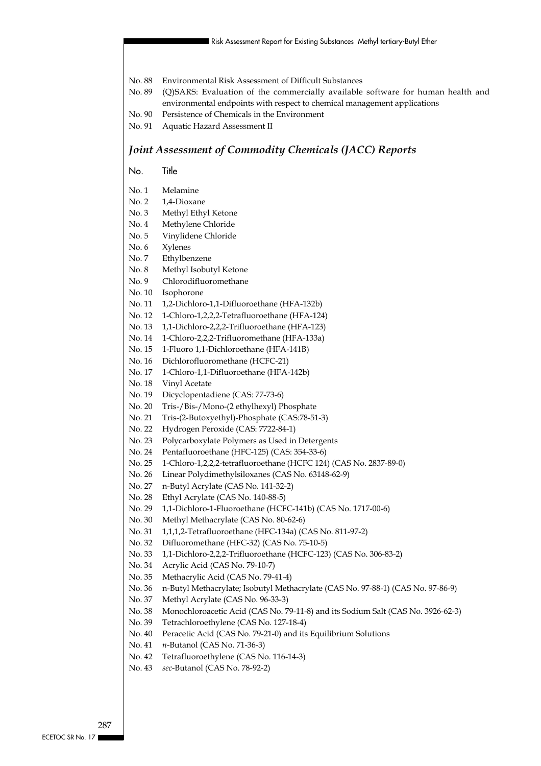No. 88 Environmental Risk Assessment of Difficult Substances
No. 89 (Q)SARS: Evaluation of the commercially available software for human health and environmental endpoints with respect to chemical management applications
No. 90 Persistence of Chemicals in the Environment
No. 91 Aquatic Hazard Assessment II

## *Joint Assessment of Commodity Chemicals (JACC) Reports*

| No. | Title |
|---|---|
| No. 1 | Melamine |
| No. 2 | 1,4-Dioxane |
| No. 3 | Methyl Ethyl Ketone |
| No. 4 | Methylene Chloride |
| No. 5 | Vinylidene Chloride |
| No. 6 | Xylenes |
| No. 7 | Ethylbenzene |
| No. 8 | Methyl Isobutyl Ketone |
| No. 9 | Chlorodifluoromethane |
| No. 10 | Isophorone |
| No. 11 | 1,2-Dichloro-1,1-Difluoroethane (HFA-132b) |
| No. 12 | 1-Chloro-1,2,2,2-Tetrafluoroethane (HFA-124) |
| No. 13 | 1,1-Dichloro-2,2,2-Trifluoroethane (HFA-123) |
| No. 14 | 1-Chloro-2,2,2-Trifluoromethane (HFA-133a) |
| No. 15 | 1-Fluoro 1,1-Dichloroethane (HFA-141B) |
| No. 16 | Dichlorofluoromethane (HCFC-21) |
| No. 17 | 1-Chloro-1,1-Difluoroethane (HFA-142b) |
| No. 18 | Vinyl Acetate |
| No. 19 | Dicyclopentadiene (CAS: 77-73-6) |
| No. 20 | Tris-/Bis-/Mono-(2 ethylhexyl) Phosphate |
| No. 21 | Tris-(2-Butoxyethyl)-Phosphate (CAS:78-51-3) |
| No. 22 | Hydrogen Peroxide (CAS: 7722-84-1) |
| No. 23 | Polycarboxylate Polymers as Used in Detergents |
| No. 24 | Pentafluoroethane (HFC-125) (CAS: 354-33-6) |
| No. 25 | 1-Chloro-1,2,2,2-tetrafluoroethane (HCFC 124) (CAS No. 2837-89-0) |
| No. 26 | Linear Polydimethylsiloxanes (CAS No. 63148-62-9) |
| No. 27 | n-Butyl Acrylate (CAS No. 141-32-2) |
| No. 28 | Ethyl Acrylate (CAS No. 140-88-5) |
| No. 29 | 1,1-Dichloro-1-Fluoroethane (HCFC-141b) (CAS No. 1717-00-6) |
| No. 30 | Methyl Methacrylate (CAS No. 80-62-6) |
| No. 31 | 1,1,1,2-Tetrafluoroethane (HFC-134a) (CAS No. 811-97-2) |
| No. 32 | Difluoromethane (HFC-32) (CAS No. 75-10-5) |
| No. 33 | 1,1-Dichloro-2,2,2-Trifluoroethane (HCFC-123) (CAS No. 306-83-2) |
| No. 34 | Acrylic Acid (CAS No. 79-10-7) |
| No. 35 | Methacrylic Acid (CAS No. 79-41-4) |
| No. 36 | n-Butyl Methacrylate; Isobutyl Methacrylate (CAS No. 97-88-1) (CAS No. 97-86-9) |
| No. 37 | Methyl Acrylate (CAS No. 96-33-3) |
| No. 38 | Monochloroacetic Acid (CAS No. 79-11-8) and its Sodium Salt (CAS No. 3926-62-3) |
| No. 39 | Tetrachloroethylene (CAS No. 127-18-4) |
| No. 40 | Peracetic Acid (CAS No. 79-21-0) and its Equilibrium Solutions |
| No. 41 | *n*-Butanol (CAS No. 71-36-3) |
| No. 42 | Tetrafluoroethylene (CAS No. 116-14-3) |
| No. 43 | *sec*-Butanol (CAS No. 78-92-2) |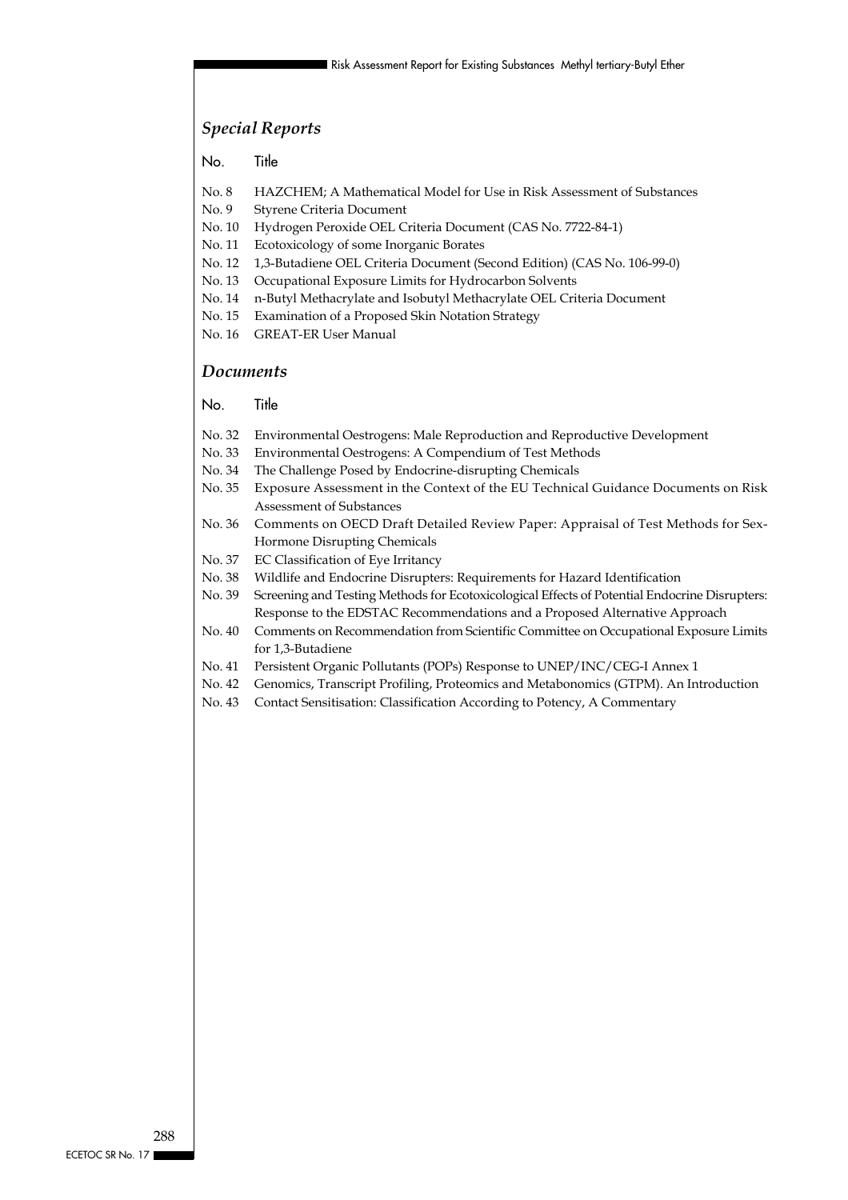## *Special Reports*

| No. | Title |
|---|---|
| No. 8 | HAZCHEM; A Mathematical Model for Use in Risk Assessment of Substances |
| No. 9 | Styrene Criteria Document |
| No. 10 | Hydrogen Peroxide OEL Criteria Document (CAS No. 7722-84-1) |
| No. 11 | Ecotoxicology of some Inorganic Borates |
| No. 12 | 1,3-Butadiene OEL Criteria Document (Second Edition) (CAS No. 106-99-0) |
| No. 13 | Occupational Exposure Limits for Hydrocarbon Solvents |
| No. 14 | n-Butyl Methacrylate and Isobutyl Methacrylate OEL Criteria Document |
| No. 15 | Examination of a Proposed Skin Notation Strategy |
| No. 16 | GREAT-ER User Manual |

## *Documents*

| No. | Title |
|---|---|
| No. 32 | Environmental Oestrogens: Male Reproduction and Reproductive Development |
| No. 33 | Environmental Oestrogens: A Compendium of Test Methods |
| No. 34 | The Challenge Posed by Endocrine-disrupting Chemicals |
| No. 35 | Exposure Assessment in the Context of the EU Technical Guidance Documents on Risk Assessment of Substances |
| No. 36 | Comments on OECD Draft Detailed Review Paper: Appraisal of Test Methods for Sex-Hormone Disrupting Chemicals |
| No. 37 | EC Classification of Eye Irritancy |
| No. 38 | Wildlife and Endocrine Disrupters: Requirements for Hazard Identification |
| No. 39 | Screening and Testing Methods for Ecotoxicological Effects of Potential Endocrine Disrupters: Response to the EDSTAC Recommendations and a Proposed Alternative Approach |
| No. 40 | Comments on Recommendation from Scientific Committee on Occupational Exposure Limits for 1,3-Butadiene |
| No. 41 | Persistent Organic Pollutants (POPs) Response to UNEP/INC/CEG-I Annex 1 |
| No. 42 | Genomics, Transcript Profiling, Proteomics and Metabonomics (GTPM). An Introduction |
| No. 43 | Contact Sensitisation: Classification According to Potency, A Commentary |